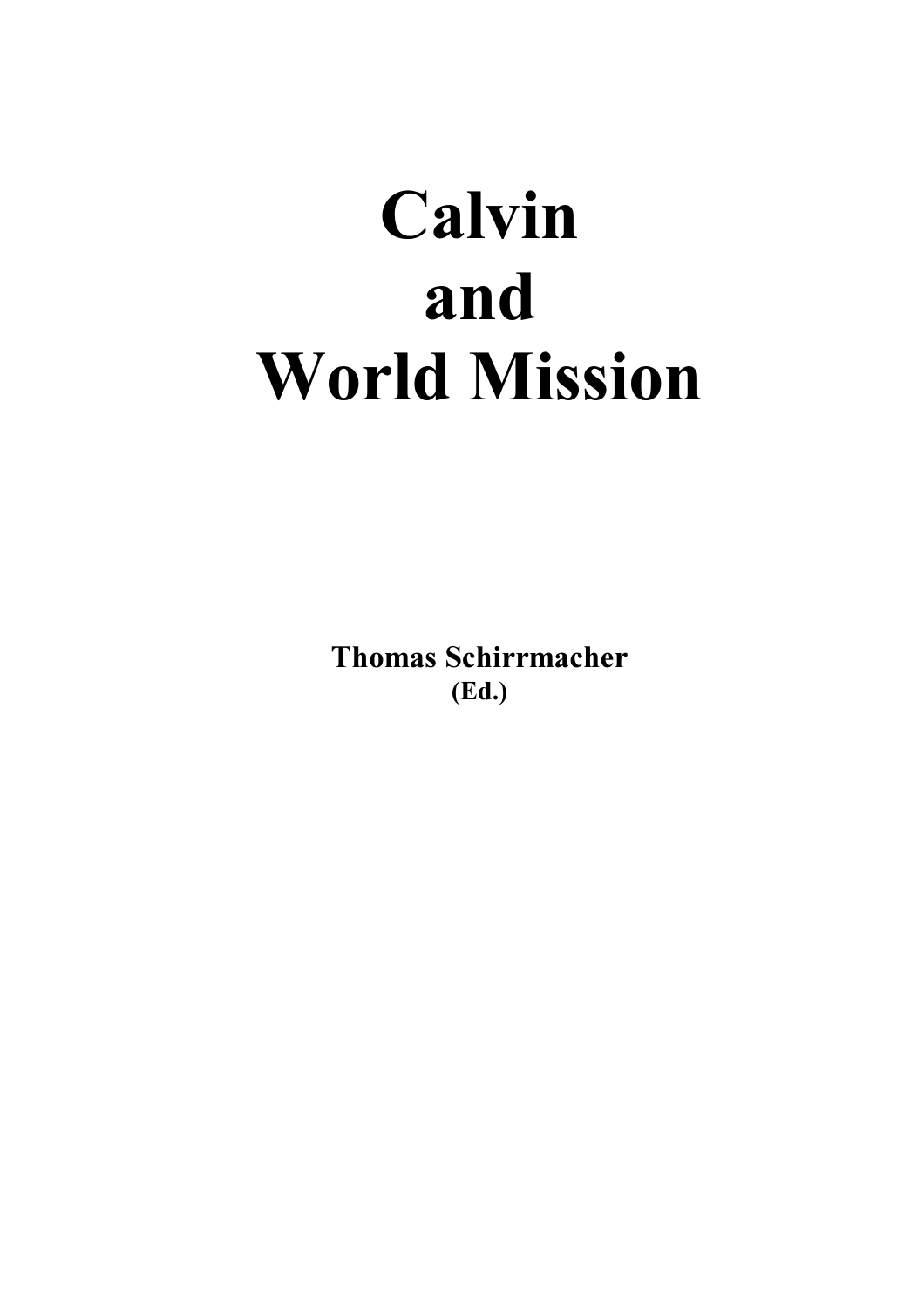# Calvin and World Mission

**Thomas Schirrmacher**
**(Ed.)**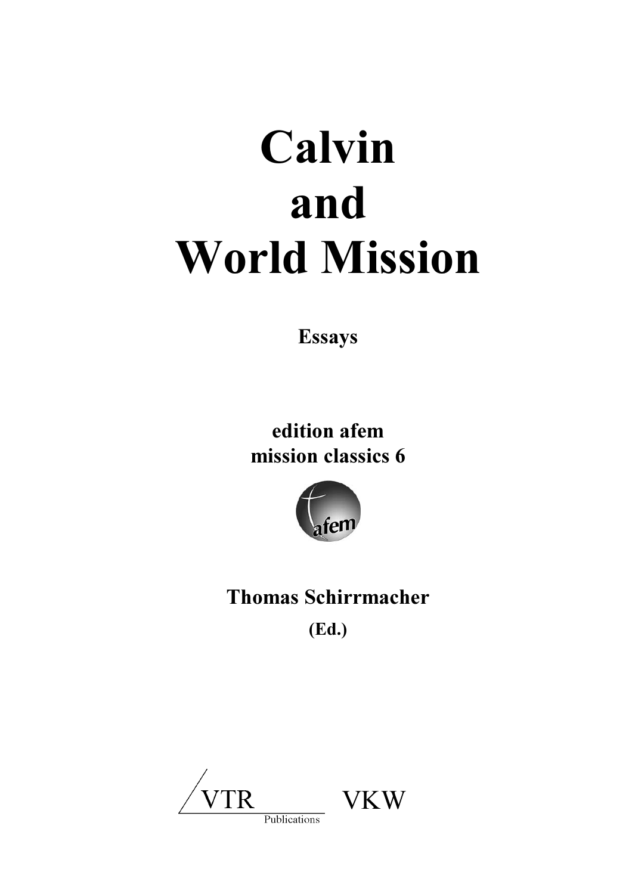# Calvin and World Mission

**Essays**

**edition afem**
**mission classics 6**

afem

**Thomas Schirrmacher**
**(Ed.)**

VTR Publications VKW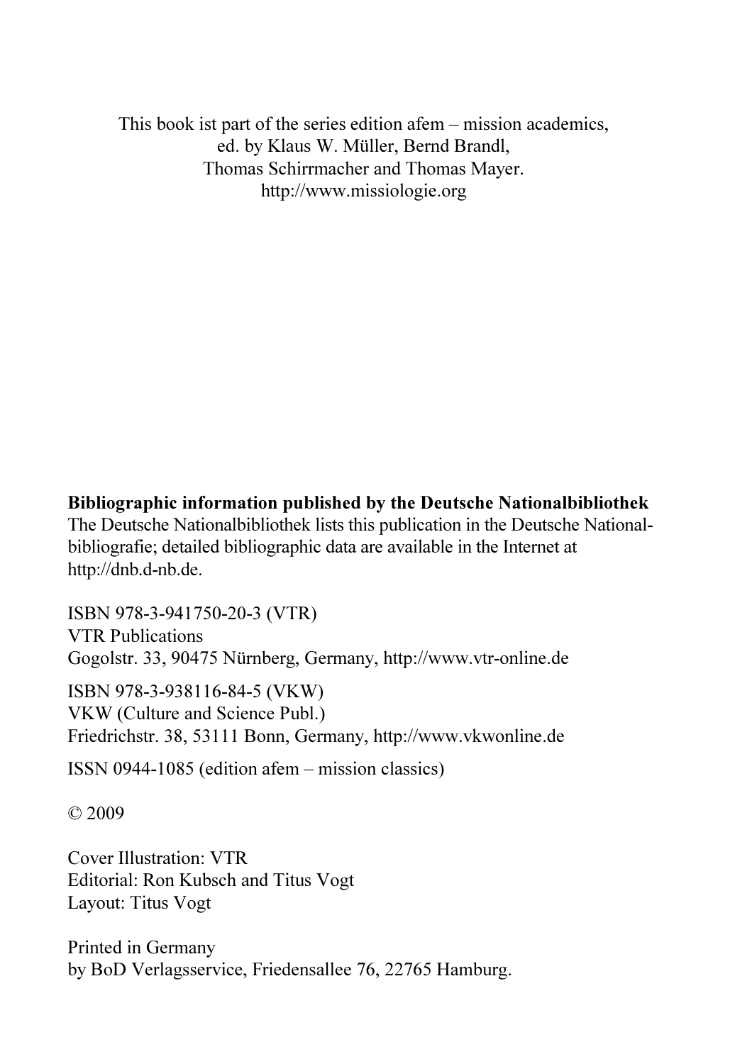This book ist part of the series edition afem – mission academics,
ed. by Klaus W. Müller, Bernd Brandl,
Thomas Schirrmacher and Thomas Mayer.
http://www.missiologie.org

**Bibliographic information published by the Deutsche Nationalbibliothek**
The Deutsche Nationalbibliothek lists this publication in the Deutsche Nationalbibliografie; detailed bibliographic data are available in the Internet at http://dnb.d-nb.de.

ISBN 978-3-941750-20-3 (VTR)
VTR Publications
Gogolstr. 33, 90475 Nürnberg, Germany, http://www.vtr-online.de

ISBN 978-3-938116-84-5 (VKW)
VKW (Culture and Science Publ.)
Friedrichstr. 38, 53111 Bonn, Germany, http://www.vkwonline.de

ISSN 0944-1085 (edition afem – mission classics)

© 2009

Cover Illustration: VTR
Editorial: Ron Kubsch and Titus Vogt
Layout: Titus Vogt

Printed in Germany
by BoD Verlagsservice, Friedensallee 76, 22765 Hamburg.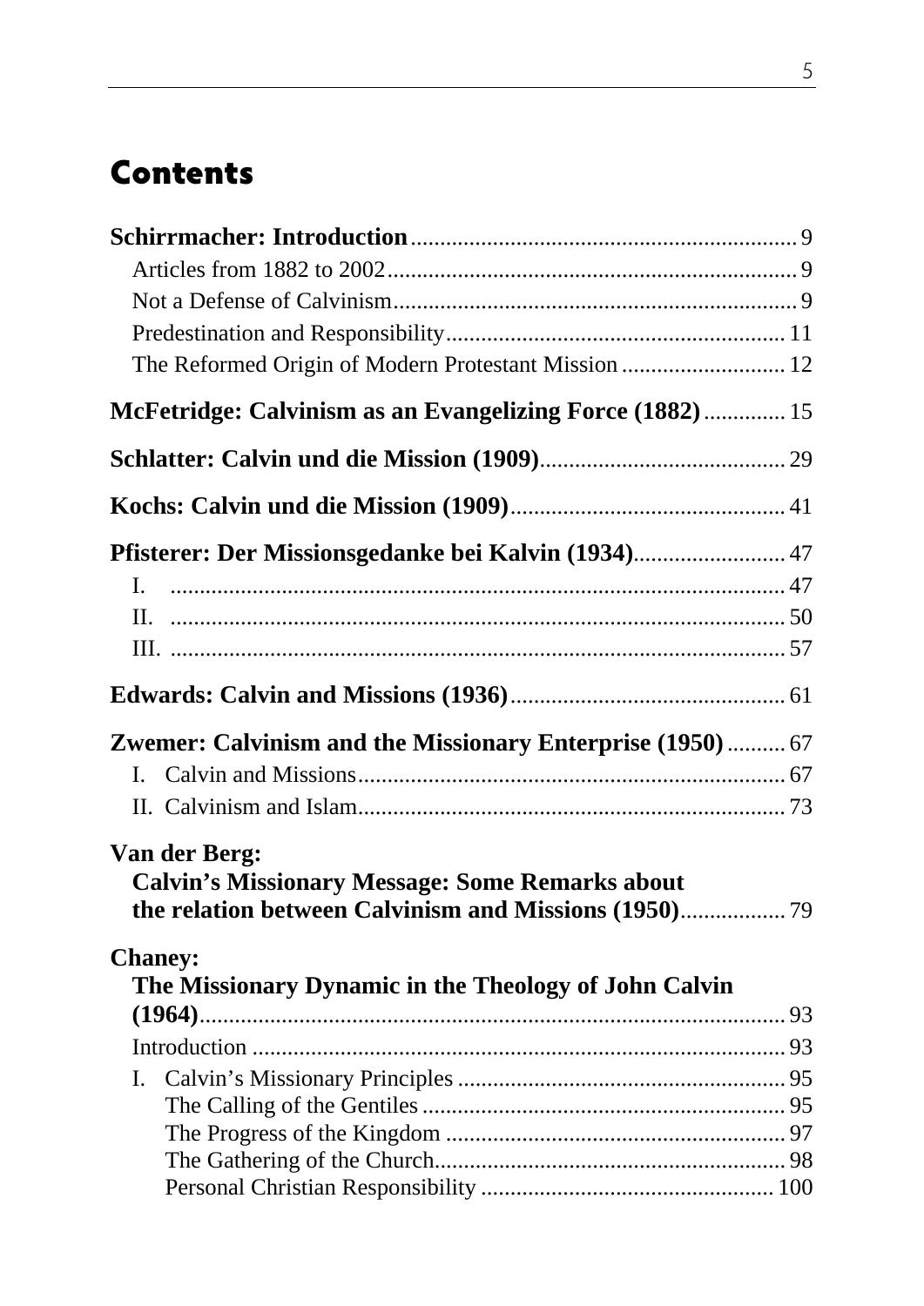# Contents

**Schirrmacher: Introduction** ... 9

- Articles from 1882 to 2002 ... 9
- Not a Defense of Calvinism ... 9
- Predestination and Responsibility ... 11
- The Reformed Origin of Modern Protestant Mission ... 12

**McFetridge: Calvinism as an Evangelizing Force (1882)** ... 15

**Schlatter: Calvin und die Mission (1909)** ... 29

**Kochs: Calvin und die Mission (1909)** ... 41

**Pfisterer: Der Missionsgedanke bei Kalvin (1934)** ... 47

- I. ... 47
- II. ... 50
- III. ... 57

**Edwards: Calvin and Missions (1936)** ... 61

**Zwemer: Calvinism and the Missionary Enterprise (1950)** ... 67

- I. Calvin and Missions ... 67
- II. Calvinism and Islam ... 73

**Van der Berg: Calvin's Missionary Message: Some Remarks about the relation between Calvinism and Missions (1950)** ... 79

**Chaney: The Missionary Dynamic in the Theology of John Calvin (1964)** ... 93

- Introduction ... 93
- I. Calvin's Missionary Principles ... 95
  - The Calling of the Gentiles ... 95
  - The Progress of the Kingdom ... 97
  - The Gathering of the Church ... 98
  - Personal Christian Responsibility ... 100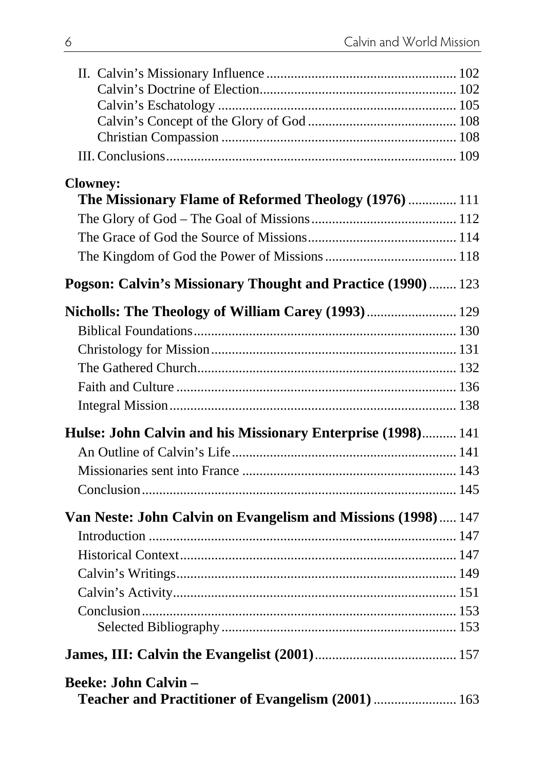II. Calvin's Missionary Influence ....................................................... 102
    Calvin's Doctrine of Election.......................................................... 102
    Calvin's Eschatology ..................................................................... 105
    Calvin's Concept of the Glory of God ........................................... 108
    Christian Compassion .................................................................... 108
III. Conclusions.................................................................................... 109

**Clowney:**
**The Missionary Flame of Reformed Theology (1976)** ............. 111

The Glory of God – The Goal of Missions.......................................... 112

The Grace of God the Source of Missions........................................... 114

The Kingdom of God the Power of Missions ...................................... 118

**Pogson: Calvin's Missionary Thought and Practice (1990)** ........ 123

**Nicholls: The Theology of William Carey (1993)** ......................... 129

Biblical Foundations.............................................................................. 130

Christology for Mission......................................................................... 131

The Gathered Church............................................................................. 132

Faith and Culture ................................................................................... 136

Integral Mission..................................................................................... 138

**Hulse: John Calvin and his Missionary Enterprise (1998)**.......... 141

An Outline of Calvin's Life.................................................................... 141

Missionaries sent into France ................................................................ 143

Conclusion............................................................................................. 145

**Van Neste: John Calvin on Evangelism and Missions (1998)**..... 147

Introduction ........................................................................................... 147

Historical Context.................................................................................. 147

Calvin's Writings................................................................................... 149

Calvin's Activity.................................................................................... 151

Conclusion............................................................................................. 153
    Selected Bibliography ...................................................................... 153

**James, III: Calvin the Evangelist (2001)**........................................ 157

**Beeke: John Calvin –**
**Teacher and Practitioner of Evangelism (2001)** ....................... 163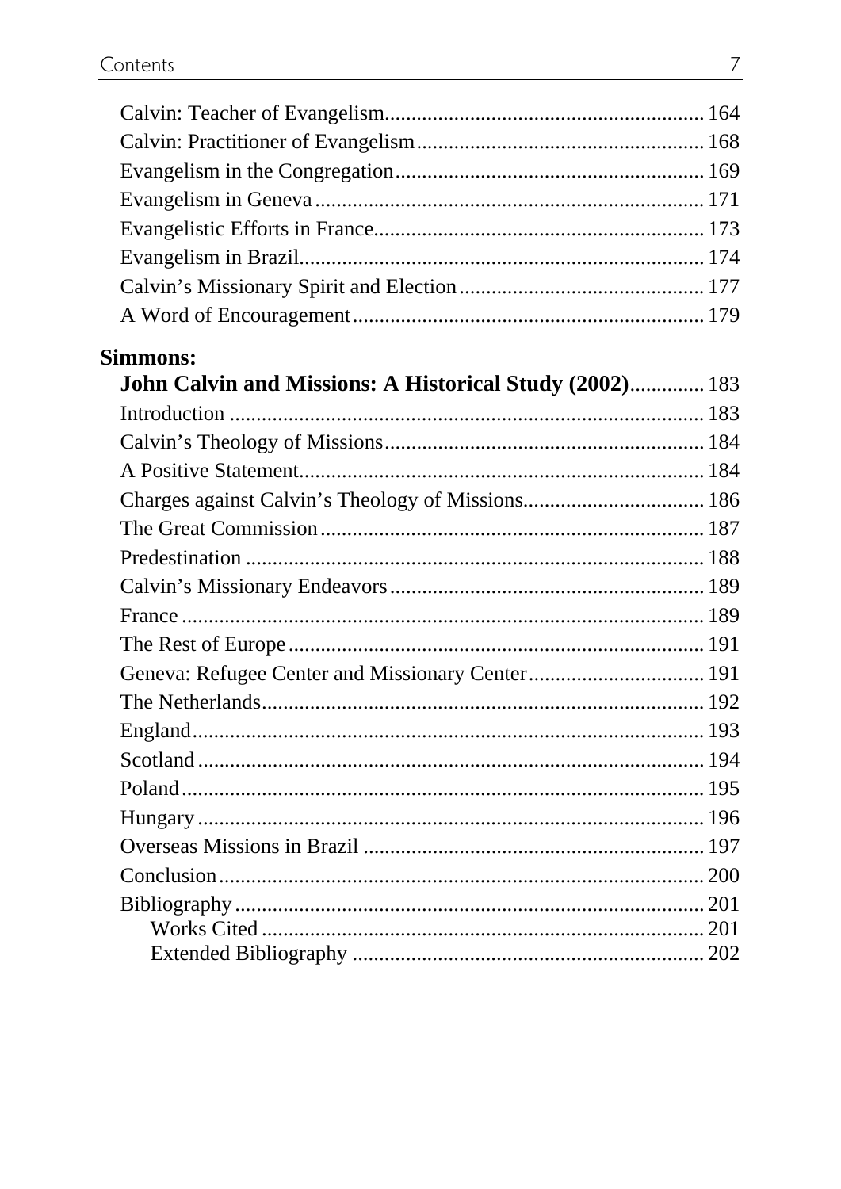Calvin: Teacher of Evangelism ........ 164
Calvin: Practitioner of Evangelism ........ 168
Evangelism in the Congregation ........ 169
Evangelism in Geneva ........ 171
Evangelistic Efforts in France ........ 173
Evangelism in Brazil ........ 174
Calvin's Missionary Spirit and Election ........ 177
A Word of Encouragement ........ 179

**Simmons:**

**John Calvin and Missions: A Historical Study (2002)** ........ 183

Introduction ........ 183
Calvin's Theology of Missions ........ 184
A Positive Statement ........ 184
Charges against Calvin's Theology of Missions ........ 186
The Great Commission ........ 187
Predestination ........ 188
Calvin's Missionary Endeavors ........ 189
France ........ 189
The Rest of Europe ........ 191
Geneva: Refugee Center and Missionary Center ........ 191
The Netherlands ........ 192
England ........ 193
Scotland ........ 194
Poland ........ 195
Hungary ........ 196
Overseas Missions in Brazil ........ 197
Conclusion ........ 200
Bibliography ........ 201
- Works Cited ........ 201
- Extended Bibliography ........ 202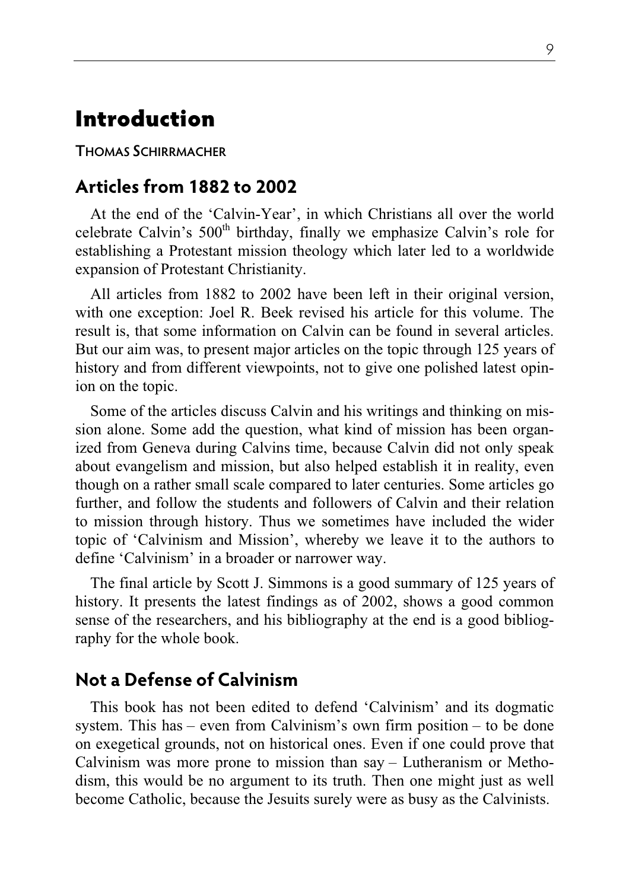# Introduction

THOMAS SCHIRRMACHER

## Articles from 1882 to 2002

At the end of the 'Calvin-Year', in which Christians all over the world celebrate Calvin's 500th birthday, finally we emphasize Calvin's role for establishing a Protestant mission theology which later led to a worldwide expansion of Protestant Christianity.

All articles from 1882 to 2002 have been left in their original version, with one exception: Joel R. Beek revised his article for this volume. The result is, that some information on Calvin can be found in several articles. But our aim was, to present major articles on the topic through 125 years of history and from different viewpoints, not to give one polished latest opinion on the topic.

Some of the articles discuss Calvin and his writings and thinking on mission alone. Some add the question, what kind of mission has been organized from Geneva during Calvins time, because Calvin did not only speak about evangelism and mission, but also helped establish it in reality, even though on a rather small scale compared to later centuries. Some articles go further, and follow the students and followers of Calvin and their relation to mission through history. Thus we sometimes have included the wider topic of 'Calvinism and Mission', whereby we leave it to the authors to define 'Calvinism' in a broader or narrower way.

The final article by Scott J. Simmons is a good summary of 125 years of history. It presents the latest findings as of 2002, shows a good common sense of the researchers, and his bibliography at the end is a good bibliography for the whole book.

## Not a Defense of Calvinism

This book has not been edited to defend 'Calvinism' and its dogmatic system. This has – even from Calvinism's own firm position – to be done on exegetical grounds, not on historical ones. Even if one could prove that Calvinism was more prone to mission than say – Lutheranism or Methodism, this would be no argument to its truth. Then one might just as well become Catholic, because the Jesuits surely were as busy as the Calvinists.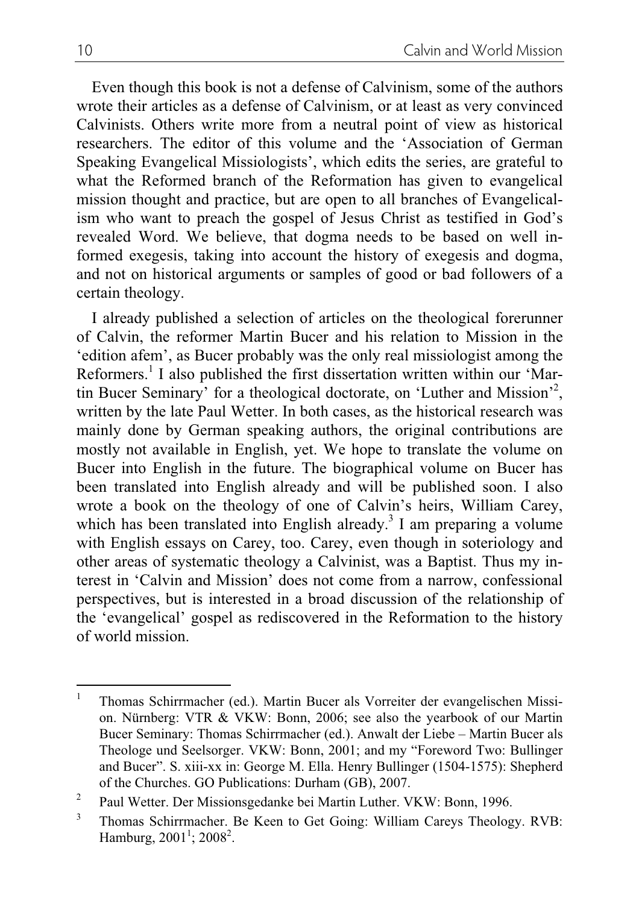Even though this book is not a defense of Calvinism, some of the authors wrote their articles as a defense of Calvinism, or at least as very convinced Calvinists. Others write more from a neutral point of view as historical researchers. The editor of this volume and the 'Association of German Speaking Evangelical Missiologists', which edits the series, are grateful to what the Reformed branch of the Reformation has given to evangelical mission thought and practice, but are open to all branches of Evangelicalism who want to preach the gospel of Jesus Christ as testified in God's revealed Word. We believe, that dogma needs to be based on well informed exegesis, taking into account the history of exegesis and dogma, and not on historical arguments or samples of good or bad followers of a certain theology.

I already published a selection of articles on the theological forerunner of Calvin, the reformer Martin Bucer and his relation to Mission in the 'edition afem', as Bucer probably was the only real missiologist among the Reformers.[1] I also published the first dissertation written within our 'Martin Bucer Seminary' for a theological doctorate, on 'Luther and Mission'[2], written by the late Paul Wetter. In both cases, as the historical research was mainly done by German speaking authors, the original contributions are mostly not available in English, yet. We hope to translate the volume on Bucer into English in the future. The biographical volume on Bucer has been translated into English already and will be published soon. I also wrote a book on the theology of one of Calvin's heirs, William Carey, which has been translated into English already.[3] I am preparing a volume with English essays on Carey, too. Carey, even though in soteriology and other areas of systematic theology a Calvinist, was a Baptist. Thus my interest in 'Calvin and Mission' does not come from a narrow, confessional perspectives, but is interested in a broad discussion of the relationship of the 'evangelical' gospel as rediscovered in the Reformation to the history of world mission.

---

[1] Thomas Schirrmacher (ed.). Martin Bucer als Vorreiter der evangelischen Mission. Nürnberg: VTR & VKW: Bonn, 2006; see also the yearbook of our Martin Bucer Seminary: Thomas Schirrmacher (ed.). Anwalt der Liebe – Martin Bucer als Theologe und Seelsorger. VKW: Bonn, 2001; and my "Foreword Two: Bullinger and Bucer". S. xiii-xx in: George M. Ella. Henry Bullinger (1504-1575): Shepherd of the Churches. GO Publications: Durham (GB), 2007.

[2] Paul Wetter. Der Missionsgedanke bei Martin Luther. VKW: Bonn, 1996.

[3] Thomas Schirrmacher. Be Keen to Get Going: William Careys Theology. RVB: Hamburg, 2001[1]; 2008[2].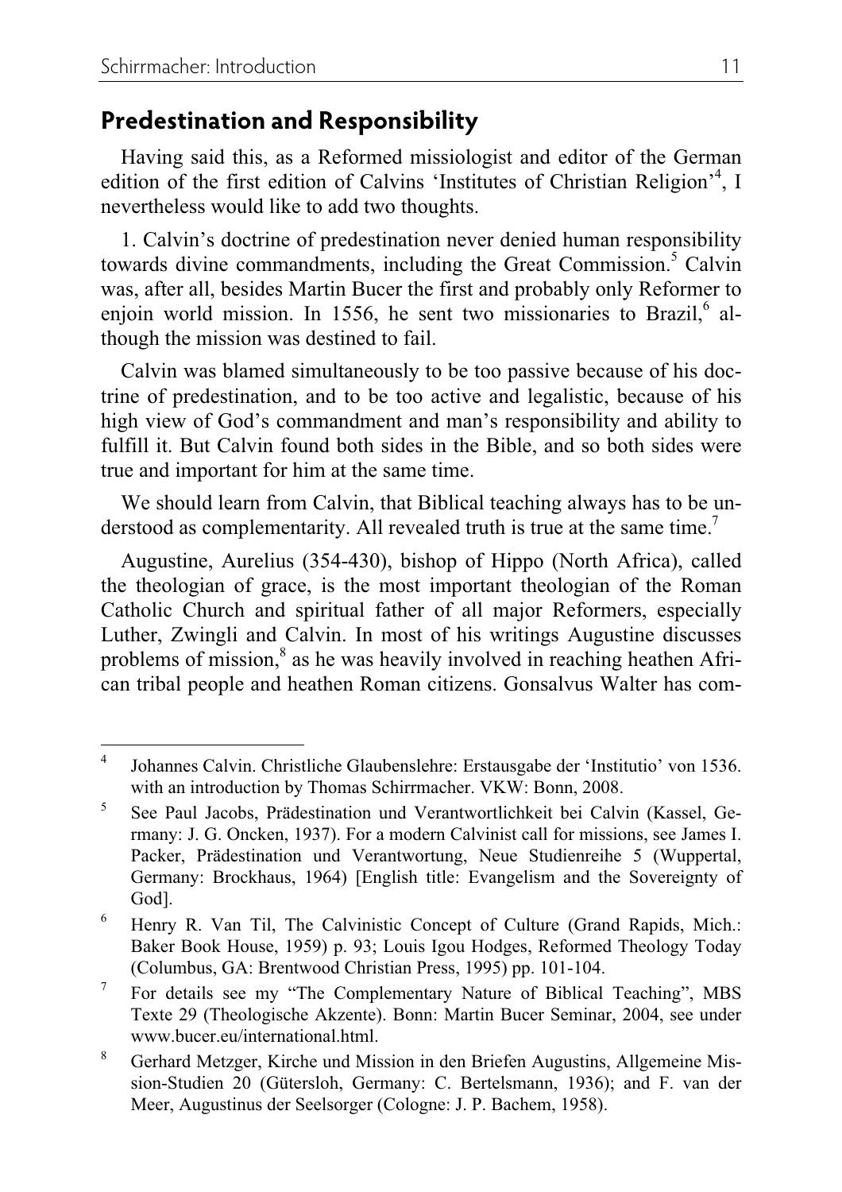## Predestination and Responsibility

Having said this, as a Reformed missiologist and editor of the German edition of the first edition of Calvins 'Institutes of Christian Religion'[4], I nevertheless would like to add two thoughts.

1. Calvin's doctrine of predestination never denied human responsibility towards divine commandments, including the Great Commission.[5] Calvin was, after all, besides Martin Bucer the first and probably only Reformer to enjoin world mission. In 1556, he sent two missionaries to Brazil,[6] although the mission was destined to fail.

Calvin was blamed simultaneously to be too passive because of his doctrine of predestination, and to be too active and legalistic, because of his high view of God's commandment and man's responsibility and ability to fulfill it. But Calvin found both sides in the Bible, and so both sides were true and important for him at the same time.

We should learn from Calvin, that Biblical teaching always has to be understood as complementarity. All revealed truth is true at the same time.[7]

Augustine, Aurelius (354-430), bishop of Hippo (North Africa), called the theologian of grace, is the most important theologian of the Roman Catholic Church and spiritual father of all major Reformers, especially Luther, Zwingli and Calvin. In most of his writings Augustine discusses problems of mission,[8] as he was heavily involved in reaching heathen African tribal people and heathen Roman citizens. Gonsalvus Walter has com-

---

[4] Johannes Calvin. Christliche Glaubenslehre: Erstausgabe der 'Institutio' von 1536. with an introduction by Thomas Schirrmacher. VKW: Bonn, 2008.

[5] See Paul Jacobs, Prädestination und Verantwortlichkeit bei Calvin (Kassel, Germany: J. G. Oncken, 1937). For a modern Calvinist call for missions, see James I. Packer, Prädestination und Verantwortung, Neue Studienreihe 5 (Wuppertal, Germany: Brockhaus, 1964) [English title: Evangelism and the Sovereignty of God].

[6] Henry R. Van Til, The Calvinistic Concept of Culture (Grand Rapids, Mich.: Baker Book House, 1959) p. 93; Louis Igou Hodges, Reformed Theology Today (Columbus, GA: Brentwood Christian Press, 1995) pp. 101-104.

[7] For details see my "The Complementary Nature of Biblical Teaching", MBS Texte 29 (Theologische Akzente). Bonn: Martin Bucer Seminar, 2004, see under www.bucer.eu/international.html.

[8] Gerhard Metzger, Kirche und Mission in den Briefen Augustins, Allgemeine Mission-Studien 20 (Gütersloh, Germany: C. Bertelsmann, 1936); and F. van der Meer, Augustinus der Seelsorger (Cologne: J. P. Bachem, 1958).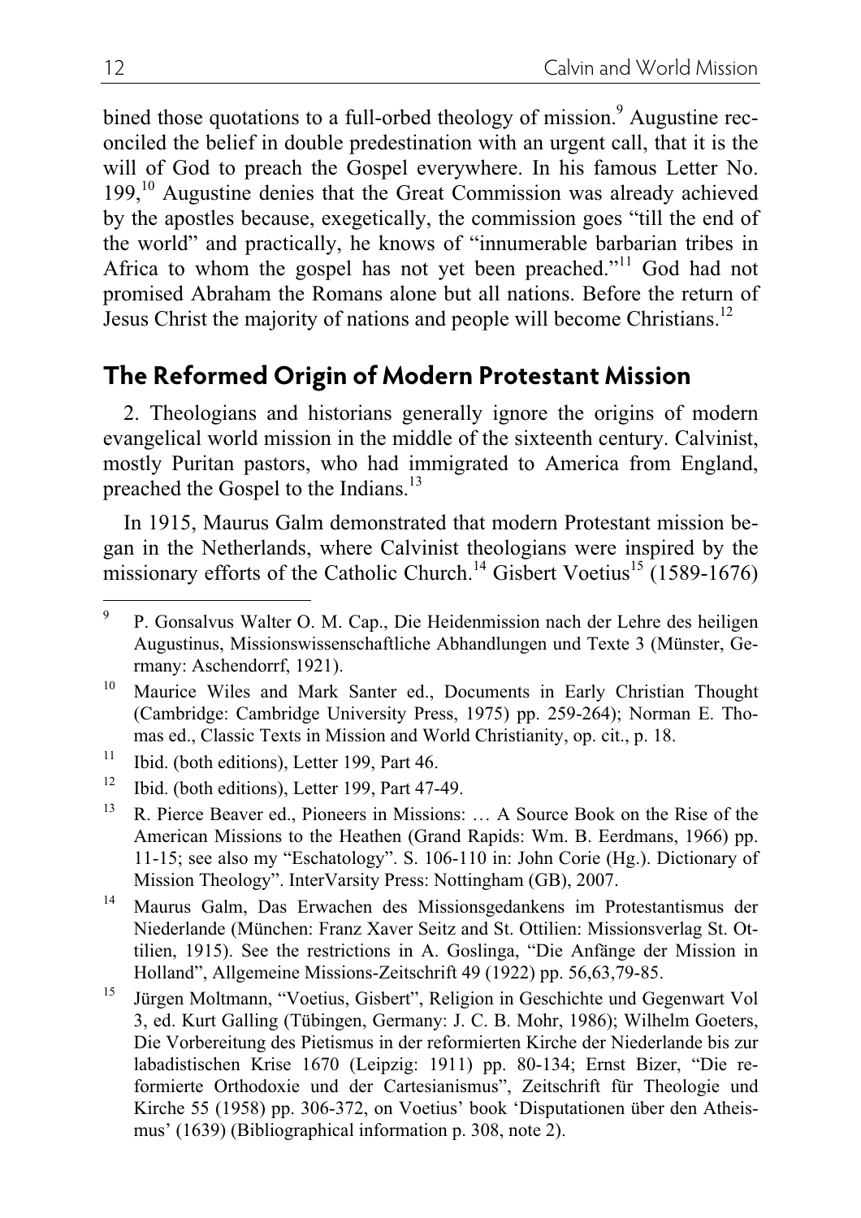bined those quotations to a full-orbed theology of mission.[9] Augustine reconciled the belief in double predestination with an urgent call, that it is the will of God to preach the Gospel everywhere. In his famous Letter No. 199,[10] Augustine denies that the Great Commission was already achieved by the apostles because, exegetically, the commission goes "till the end of the world" and practically, he knows of "innumerable barbarian tribes in Africa to whom the gospel has not yet been preached."[11] God had not promised Abraham the Romans alone but all nations. Before the return of Jesus Christ the majority of nations and people will become Christians.[12]

## The Reformed Origin of Modern Protestant Mission

2. Theologians and historians generally ignore the origins of modern evangelical world mission in the middle of the sixteenth century. Calvinist, mostly Puritan pastors, who had immigrated to America from England, preached the Gospel to the Indians.[13]

In 1915, Maurus Galm demonstrated that modern Protestant mission began in the Netherlands, where Calvinist theologians were inspired by the missionary efforts of the Catholic Church.[14] Gisbert Voetius[15] (1589-1676)

---

[9] P. Gonsalvus Walter O. M. Cap., Die Heidenmission nach der Lehre des heiligen Augustinus, Missionswissenschaftliche Abhandlungen und Texte 3 (Münster, Germany: Aschendorff, 1921).

[10] Maurice Wiles and Mark Santer ed., Documents in Early Christian Thought (Cambridge: Cambridge University Press, 1975) pp. 259-264); Norman E. Thomas ed., Classic Texts in Mission and World Christianity, op. cit., p. 18.

[11] Ibid. (both editions), Letter 199, Part 46.

[12] Ibid. (both editions), Letter 199, Part 47-49.

[13] R. Pierce Beaver ed., Pioneers in Missions: … A Source Book on the Rise of the American Missions to the Heathen (Grand Rapids: Wm. B. Eerdmans, 1966) pp. 11-15; see also my "Eschatology". S. 106-110 in: John Corie (Hg.). Dictionary of Mission Theology". InterVarsity Press: Nottingham (GB), 2007.

[14] Maurus Galm, Das Erwachen des Missionsgedankens im Protestantismus der Niederlande (München: Franz Xaver Seitz and St. Ottilien: Missionsverlag St. Ottilien, 1915). See the restrictions in A. Goslinga, "Die Anfänge der Mission in Holland", Allgemeine Missions-Zeitschrift 49 (1922) pp. 56,63,79-85.

[15] Jürgen Moltmann, "Voetius, Gisbert", Religion in Geschichte und Gegenwart Vol 3, ed. Kurt Galling (Tübingen, Germany: J. C. B. Mohr, 1986); Wilhelm Goeters, Die Vorbereitung des Pietismus in der reformierten Kirche der Niederlande bis zur labadistischen Krise 1670 (Leipzig: 1911) pp. 80-134; Ernst Bizer, "Die reformierte Orthodoxie und der Cartesianismus", Zeitschrift für Theologie und Kirche 55 (1958) pp. 306-372, on Voetius' book 'Disputationen über den Atheismus' (1639) (Bibliographical information p. 308, note 2).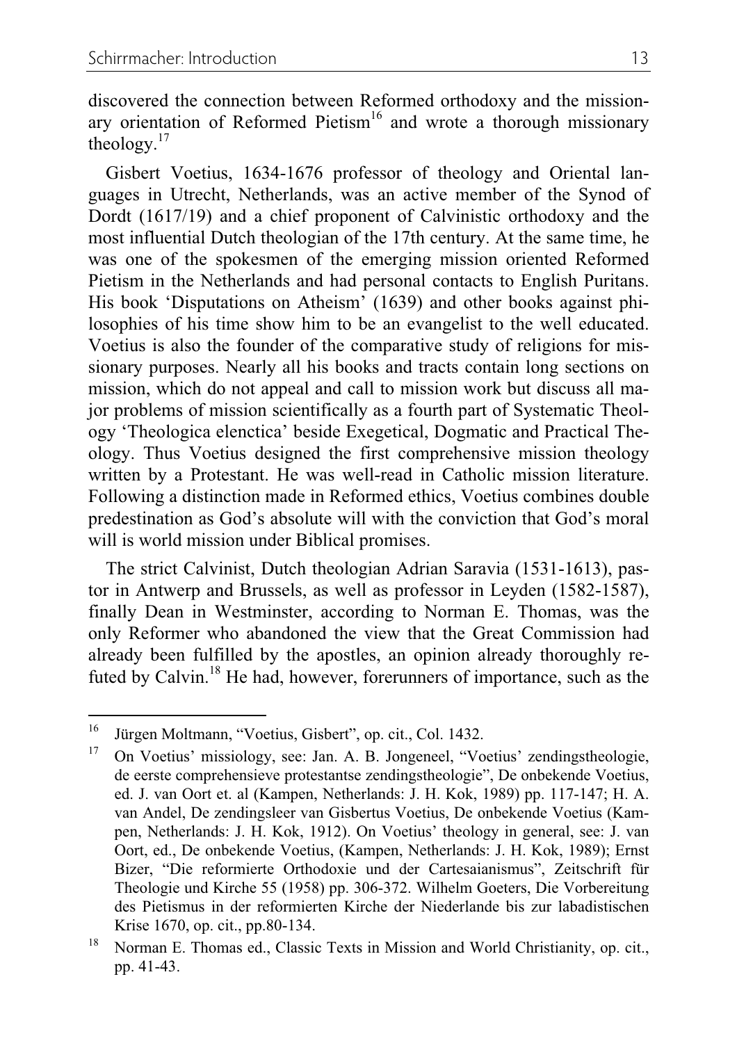discovered the connection between Reformed orthodoxy and the missionary orientation of Reformed Pietism[16] and wrote a thorough missionary theology.[17]

Gisbert Voetius, 1634-1676 professor of theology and Oriental languages in Utrecht, Netherlands, was an active member of the Synod of Dordt (1617/19) and a chief proponent of Calvinistic orthodoxy and the most influential Dutch theologian of the 17th century. At the same time, he was one of the spokesmen of the emerging mission oriented Reformed Pietism in the Netherlands and had personal contacts to English Puritans. His book 'Disputations on Atheism' (1639) and other books against philosophies of his time show him to be an evangelist to the well educated. Voetius is also the founder of the comparative study of religions for missionary purposes. Nearly all his books and tracts contain long sections on mission, which do not appeal and call to mission work but discuss all major problems of mission scientifically as a fourth part of Systematic Theology 'Theologica elenctica' beside Exegetical, Dogmatic and Practical Theology. Thus Voetius designed the first comprehensive mission theology written by a Protestant. He was well-read in Catholic mission literature. Following a distinction made in Reformed ethics, Voetius combines double predestination as God's absolute will with the conviction that God's moral will is world mission under Biblical promises.

The strict Calvinist, Dutch theologian Adrian Saravia (1531-1613), pastor in Antwerp and Brussels, as well as professor in Leyden (1582-1587), finally Dean in Westminster, according to Norman E. Thomas, was the only Reformer who abandoned the view that the Great Commission had already been fulfilled by the apostles, an opinion already thoroughly refuted by Calvin.[18] He had, however, forerunners of importance, such as the

---

[16] Jürgen Moltmann, "Voetius, Gisbert", op. cit., Col. 1432.

[17] On Voetius' missiology, see: Jan. A. B. Jongeneel, "Voetius' zendingstheologie, de eerste comprehensieve protestantse zendingstheologie", De onbekende Voetius, ed. J. van Oort et. al (Kampen, Netherlands: J. H. Kok, 1989) pp. 117-147; H. A. van Andel, De zendingsleer van Gisbertus Voetius, De onbekende Voetius (Kampen, Netherlands: J. H. Kok, 1912). On Voetius' theology in general, see: J. van Oort, ed., De onbekende Voetius, (Kampen, Netherlands: J. H. Kok, 1989); Ernst Bizer, "Die reformierte Orthodoxie und der Cartesaianismus", Zeitschrift für Theologie und Kirche 55 (1958) pp. 306-372. Wilhelm Goeters, Die Vorbereitung des Pietismus in der reformierten Kirche der Niederlande bis zur labadistischen Krise 1670, op. cit., pp.80-134.

[18] Norman E. Thomas ed., Classic Texts in Mission and World Christianity, op. cit., pp. 41-43.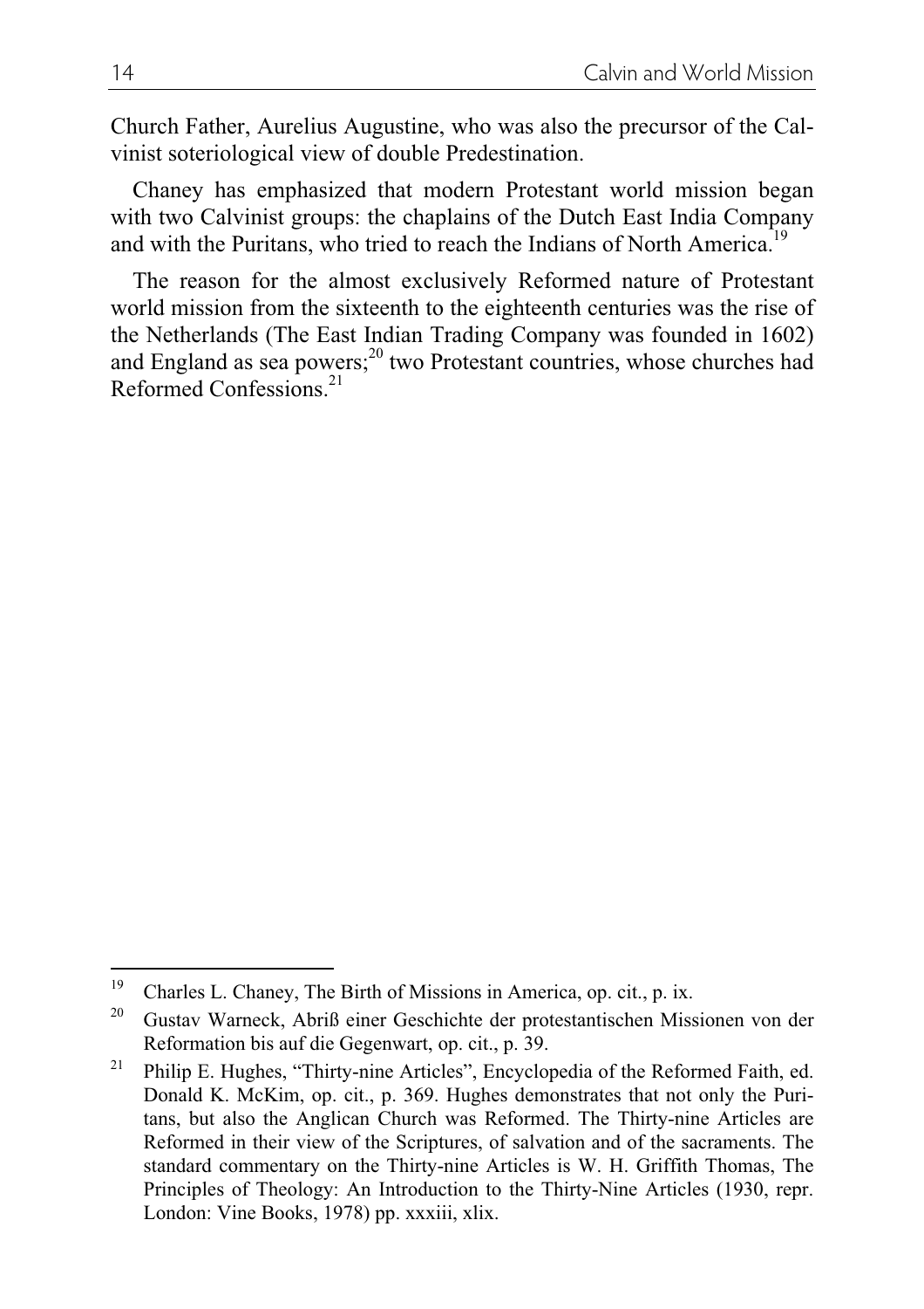Church Father, Aurelius Augustine, who was also the precursor of the Calvinist soteriological view of double Predestination.

Chaney has emphasized that modern Protestant world mission began with two Calvinist groups: the chaplains of the Dutch East India Company and with the Puritans, who tried to reach the Indians of North America.[19]

The reason for the almost exclusively Reformed nature of Protestant world mission from the sixteenth to the eighteenth centuries was the rise of the Netherlands (The East Indian Trading Company was founded in 1602) and England as sea powers;[20] two Protestant countries, whose churches had Reformed Confessions.[21]

---

[19] Charles L. Chaney, The Birth of Missions in America, op. cit., p. ix.

[20] Gustav Warneck, Abriß einer Geschichte der protestantischen Missionen von der Reformation bis auf die Gegenwart, op. cit., p. 39.

[21] Philip E. Hughes, "Thirty-nine Articles", Encyclopedia of the Reformed Faith, ed. Donald K. McKim, op. cit., p. 369. Hughes demonstrates that not only the Puritans, but also the Anglican Church was Reformed. The Thirty-nine Articles are Reformed in their view of the Scriptures, of salvation and of the sacraments. The standard commentary on the Thirty-nine Articles is W. H. Griffith Thomas, The Principles of Theology: An Introduction to the Thirty-Nine Articles (1930, repr. London: Vine Books, 1978) pp. xxxiii, xlix.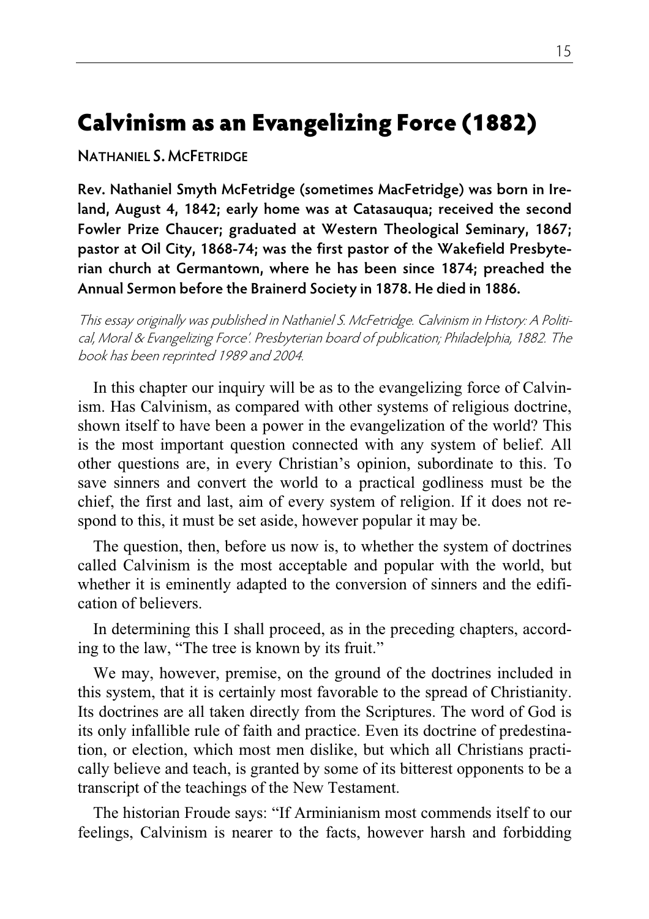# Calvinism as an Evangelizing Force (1882)

**NATHANIEL S. MCFETRIDGE**

**Rev. Nathaniel Smyth McFetridge (sometimes MacFetridge) was born in Ireland, August 4, 1842; early home was at Catasauqua; received the second Fowler Prize Chaucer; graduated at Western Theological Seminary, 1867; pastor at Oil City, 1868-74; was the first pastor of the Wakefield Presbyterian church at Germantown, where he has been since 1874; preached the Annual Sermon before the Brainerd Society in 1878. He died in 1886.**

*This essay originally was published in Nathaniel S. McFetridge. Calvinism in History: A Political, Moral & Evangelizing Force'. Presbyterian board of publication; Philadelphia, 1882. The book has been reprinted 1989 and 2004.*

In this chapter our inquiry will be as to the evangelizing force of Calvinism. Has Calvinism, as compared with other systems of religious doctrine, shown itself to have been a power in the evangelization of the world? This is the most important question connected with any system of belief. All other questions are, in every Christian's opinion, subordinate to this. To save sinners and convert the world to a practical godliness must be the chief, the first and last, aim of every system of religion. If it does not respond to this, it must be set aside, however popular it may be.

The question, then, before us now is, to whether the system of doctrines called Calvinism is the most acceptable and popular with the world, but whether it is eminently adapted to the conversion of sinners and the edification of believers.

In determining this I shall proceed, as in the preceding chapters, according to the law, "The tree is known by its fruit."

We may, however, premise, on the ground of the doctrines included in this system, that it is certainly most favorable to the spread of Christianity. Its doctrines are all taken directly from the Scriptures. The word of God is its only infallible rule of faith and practice. Even its doctrine of predestination, or election, which most men dislike, but which all Christians practically believe and teach, is granted by some of its bitterest opponents to be a transcript of the teachings of the New Testament.

The historian Froude says: "If Arminianism most commends itself to our feelings, Calvinism is nearer to the facts, however harsh and forbidding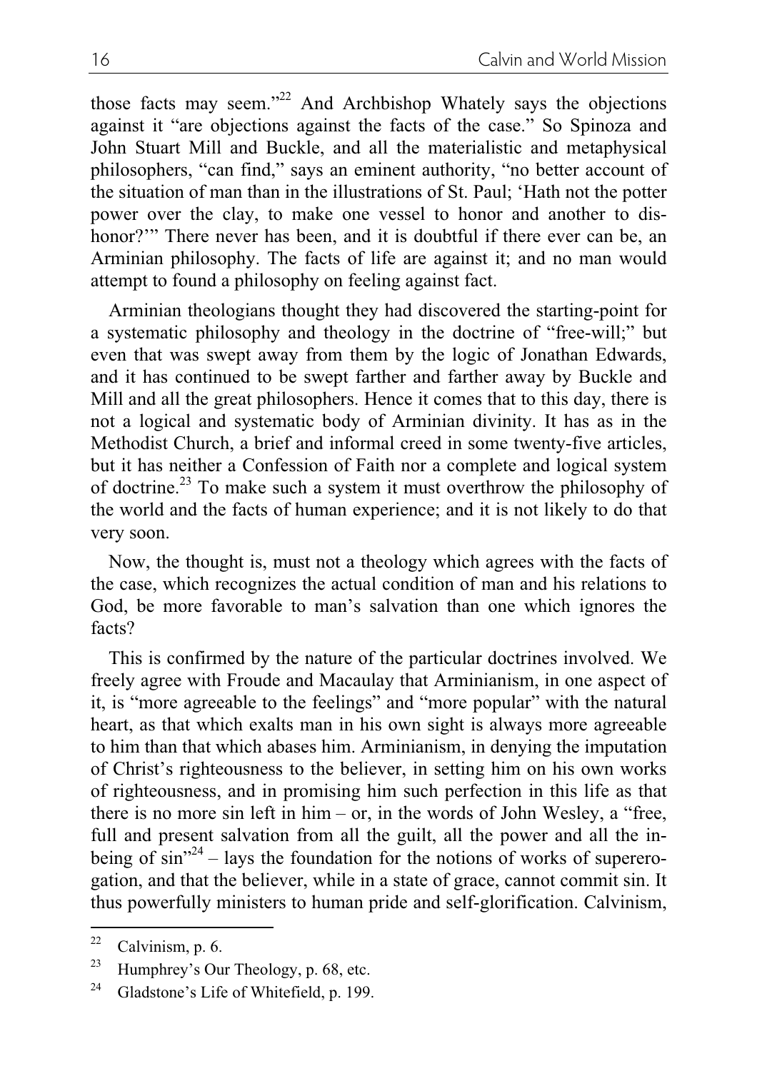those facts may seem."[22] And Archbishop Whately says the objections against it "are objections against the facts of the case." So Spinoza and John Stuart Mill and Buckle, and all the materialistic and metaphysical philosophers, "can find," says an eminent authority, "no better account of the situation of man than in the illustrations of St. Paul; 'Hath not the potter power over the clay, to make one vessel to honor and another to dishonor?'" There never has been, and it is doubtful if there ever can be, an Arminian philosophy. The facts of life are against it; and no man would attempt to found a philosophy on feeling against fact.

Arminian theologians thought they had discovered the starting-point for a systematic philosophy and theology in the doctrine of "free-will;" but even that was swept away from them by the logic of Jonathan Edwards, and it has continued to be swept farther and farther away by Buckle and Mill and all the great philosophers. Hence it comes that to this day, there is not a logical and systematic body of Arminian divinity. It has as in the Methodist Church, a brief and informal creed in some twenty-five articles, but it has neither a Confession of Faith nor a complete and logical system of doctrine.[23] To make such a system it must overthrow the philosophy of the world and the facts of human experience; and it is not likely to do that very soon.

Now, the thought is, must not a theology which agrees with the facts of the case, which recognizes the actual condition of man and his relations to God, be more favorable to man's salvation than one which ignores the facts?

This is confirmed by the nature of the particular doctrines involved. We freely agree with Froude and Macaulay that Arminianism, in one aspect of it, is "more agreeable to the feelings" and "more popular" with the natural heart, as that which exalts man in his own sight is always more agreeable to him than that which abases him. Arminianism, in denying the imputation of Christ's righteousness to the believer, in setting him on his own works of righteousness, and in promising him such perfection in this life as that there is no more sin left in him – or, in the words of John Wesley, a "free, full and present salvation from all the guilt, all the power and all the in-being of sin"[24] – lays the foundation for the notions of works of supererogation, and that the believer, while in a state of grace, cannot commit sin. It thus powerfully ministers to human pride and self-glorification. Calvinism,

[22] Calvinism, p. 6.

[23] Humphrey's Our Theology, p. 68, etc.

[24] Gladstone's Life of Whitefield, p. 199.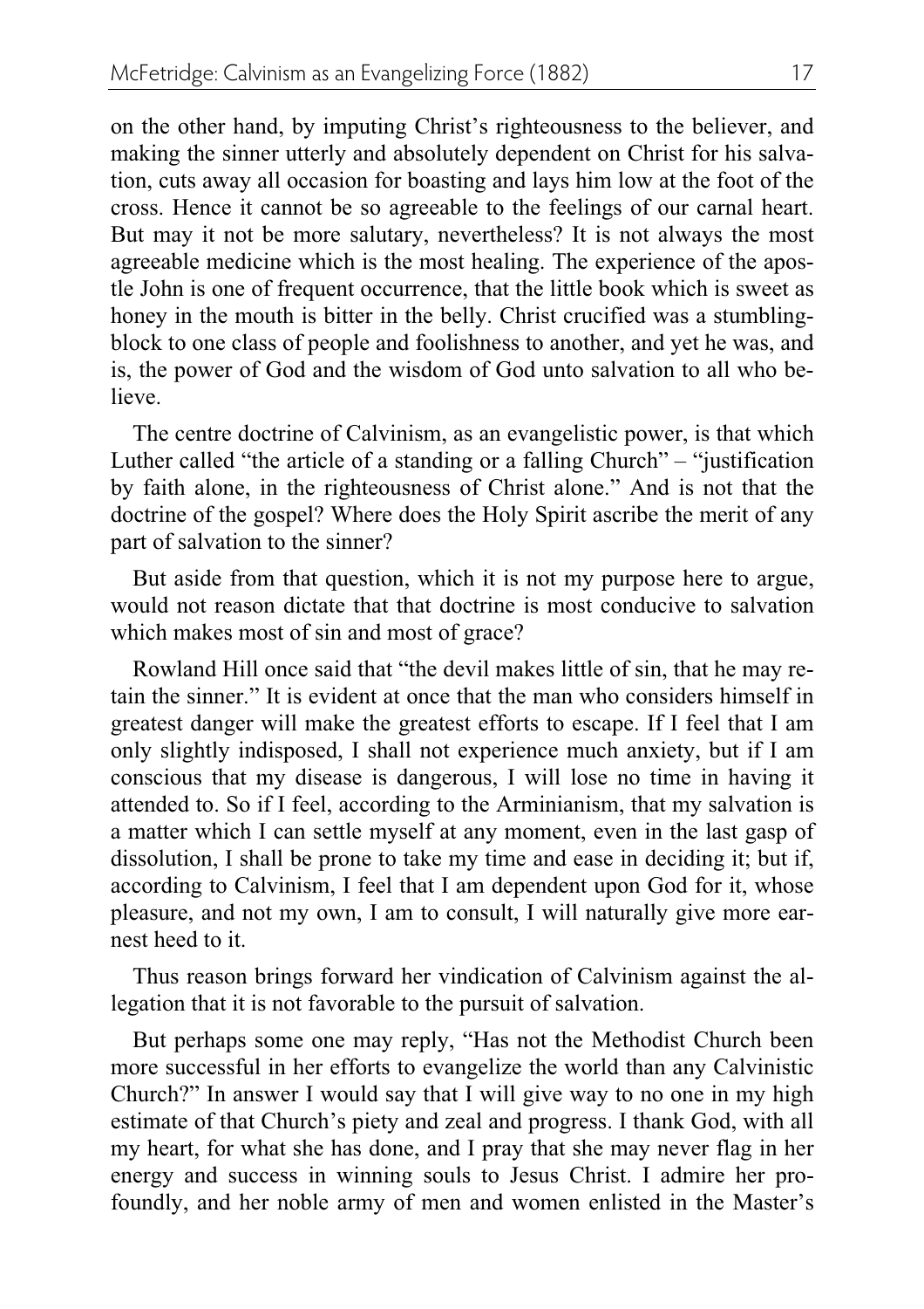on the other hand, by imputing Christ's righteousness to the believer, and making the sinner utterly and absolutely dependent on Christ for his salvation, cuts away all occasion for boasting and lays him low at the foot of the cross. Hence it cannot be so agreeable to the feelings of our carnal heart. But may it not be more salutary, nevertheless? It is not always the most agreeable medicine which is the most healing. The experience of the apostle John is one of frequent occurrence, that the little book which is sweet as honey in the mouth is bitter in the belly. Christ crucified was a stumbling-block to one class of people and foolishness to another, and yet he was, and is, the power of God and the wisdom of God unto salvation to all who believe.

The centre doctrine of Calvinism, as an evangelistic power, is that which Luther called "the article of a standing or a falling Church" – "justification by faith alone, in the righteousness of Christ alone." And is not that the doctrine of the gospel? Where does the Holy Spirit ascribe the merit of any part of salvation to the sinner?

But aside from that question, which it is not my purpose here to argue, would not reason dictate that that doctrine is most conducive to salvation which makes most of sin and most of grace?

Rowland Hill once said that "the devil makes little of sin, that he may retain the sinner." It is evident at once that the man who considers himself in greatest danger will make the greatest efforts to escape. If I feel that I am only slightly indisposed, I shall not experience much anxiety, but if I am conscious that my disease is dangerous, I will lose no time in having it attended to. So if I feel, according to the Arminianism, that my salvation is a matter which I can settle myself at any moment, even in the last gasp of dissolution, I shall be prone to take my time and ease in deciding it; but if, according to Calvinism, I feel that I am dependent upon God for it, whose pleasure, and not my own, I am to consult, I will naturally give more earnest heed to it.

Thus reason brings forward her vindication of Calvinism against the allegation that it is not favorable to the pursuit of salvation.

But perhaps some one may reply, "Has not the Methodist Church been more successful in her efforts to evangelize the world than any Calvinistic Church?" In answer I would say that I will give way to no one in my high estimate of that Church's piety and zeal and progress. I thank God, with all my heart, for what she has done, and I pray that she may never flag in her energy and success in winning souls to Jesus Christ. I admire her profoundly, and her noble army of men and women enlisted in the Master's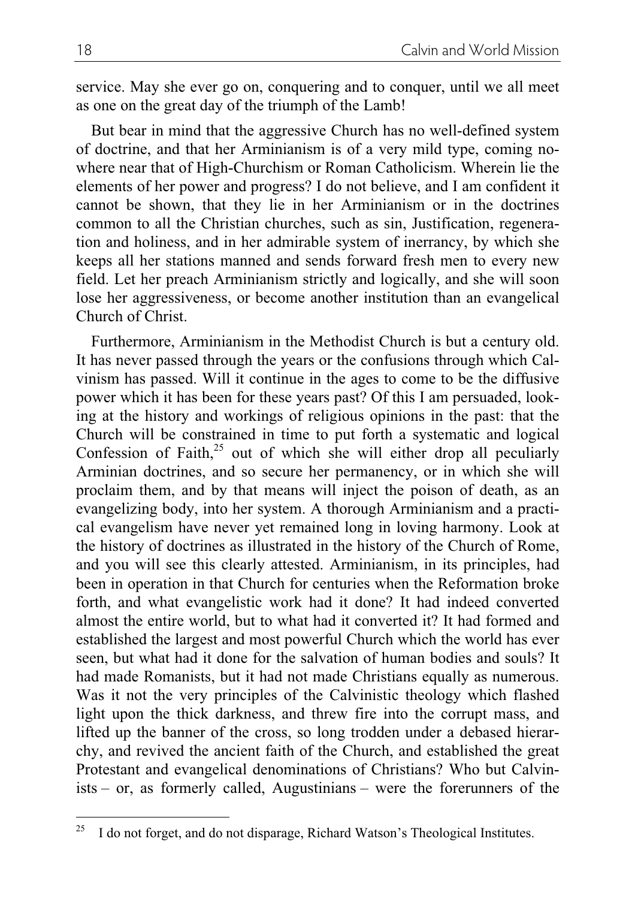service. May she ever go on, conquering and to conquer, until we all meet as one on the great day of the triumph of the Lamb!

But bear in mind that the aggressive Church has no well-defined system of doctrine, and that her Arminianism is of a very mild type, coming nowhere near that of High-Churchism or Roman Catholicism. Wherein lie the elements of her power and progress? I do not believe, and I am confident it cannot be shown, that they lie in her Arminianism or in the doctrines common to all the Christian churches, such as sin, Justification, regeneration and holiness, and in her admirable system of inerrancy, by which she keeps all her stations manned and sends forward fresh men to every new field. Let her preach Arminianism strictly and logically, and she will soon lose her aggressiveness, or become another institution than an evangelical Church of Christ.

Furthermore, Arminianism in the Methodist Church is but a century old. It has never passed through the years or the confusions through which Calvinism has passed. Will it continue in the ages to come to be the diffusive power which it has been for these years past? Of this I am persuaded, looking at the history and workings of religious opinions in the past: that the Church will be constrained in time to put forth a systematic and logical Confession of Faith,[25] out of which she will either drop all peculiarly Arminian doctrines, and so secure her permanency, or in which she will proclaim them, and by that means will inject the poison of death, as an evangelizing body, into her system. A thorough Arminianism and a practical evangelism have never yet remained long in loving harmony. Look at the history of doctrines as illustrated in the history of the Church of Rome, and you will see this clearly attested. Arminianism, in its principles, had been in operation in that Church for centuries when the Reformation broke forth, and what evangelistic work had it done? It had indeed converted almost the entire world, but to what had it converted it? It had formed and established the largest and most powerful Church which the world has ever seen, but what had it done for the salvation of human bodies and souls? It had made Romanists, but it had not made Christians equally as numerous. Was it not the very principles of the Calvinistic theology which flashed light upon the thick darkness, and threw fire into the corrupt mass, and lifted up the banner of the cross, so long trodden under a debased hierarchy, and revived the ancient faith of the Church, and established the great Protestant and evangelical denominations of Christians? Who but Calvinists – or, as formerly called, Augustinians – were the forerunners of the

---

[25] I do not forget, and do not disparage, Richard Watson's Theological Institutes.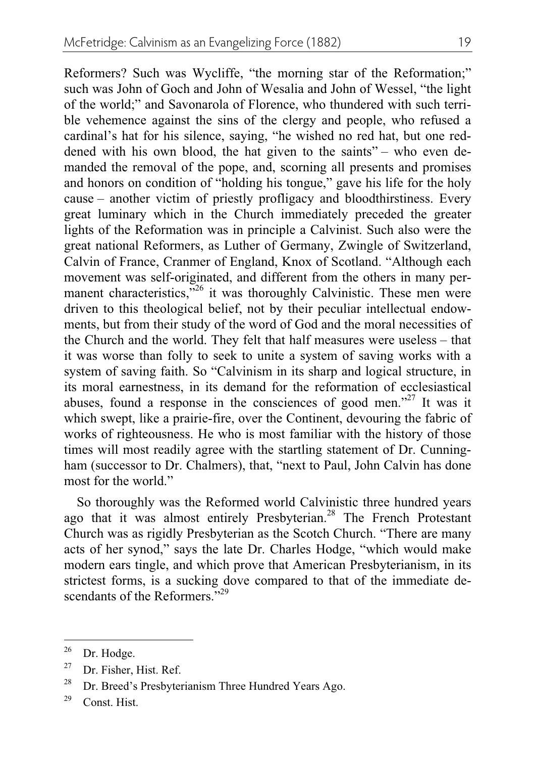Reformers? Such was Wycliffe, "the morning star of the Reformation;" such was John of Goch and John of Wesalia and John of Wessel, "the light of the world;" and Savonarola of Florence, who thundered with such terrible vehemence against the sins of the clergy and people, who refused a cardinal's hat for his silence, saying, "he wished no red hat, but one reddened with his own blood, the hat given to the saints" – who even demanded the removal of the pope, and, scorning all presents and promises and honors on condition of "holding his tongue," gave his life for the holy cause – another victim of priestly profligacy and bloodthirstiness. Every great luminary which in the Church immediately preceded the greater lights of the Reformation was in principle a Calvinist. Such also were the great national Reformers, as Luther of Germany, Zwingle of Switzerland, Calvin of France, Cranmer of England, Knox of Scotland. "Although each movement was self-originated, and different from the others in many permanent characteristics,"[26] it was thoroughly Calvinistic. These men were driven to this theological belief, not by their peculiar intellectual endowments, but from their study of the word of God and the moral necessities of the Church and the world. They felt that half measures were useless – that it was worse than folly to seek to unite a system of saving works with a system of saving faith. So "Calvinism in its sharp and logical structure, in its moral earnestness, in its demand for the reformation of ecclesiastical abuses, found a response in the consciences of good men."[27] It was it which swept, like a prairie-fire, over the Continent, devouring the fabric of works of righteousness. He who is most familiar with the history of those times will most readily agree with the startling statement of Dr. Cunningham (successor to Dr. Chalmers), that, "next to Paul, John Calvin has done most for the world."

So thoroughly was the Reformed world Calvinistic three hundred years ago that it was almost entirely Presbyterian.[28] The French Protestant Church was as rigidly Presbyterian as the Scotch Church. "There are many acts of her synod," says the late Dr. Charles Hodge, "which would make modern ears tingle, and which prove that American Presbyterianism, in its strictest forms, is a sucking dove compared to that of the immediate descendants of the Reformers."[29]

---

[26] Dr. Hodge.

[27] Dr. Fisher, Hist. Ref.

[28] Dr. Breed's Presbyterianism Three Hundred Years Ago.

[29] Const. Hist.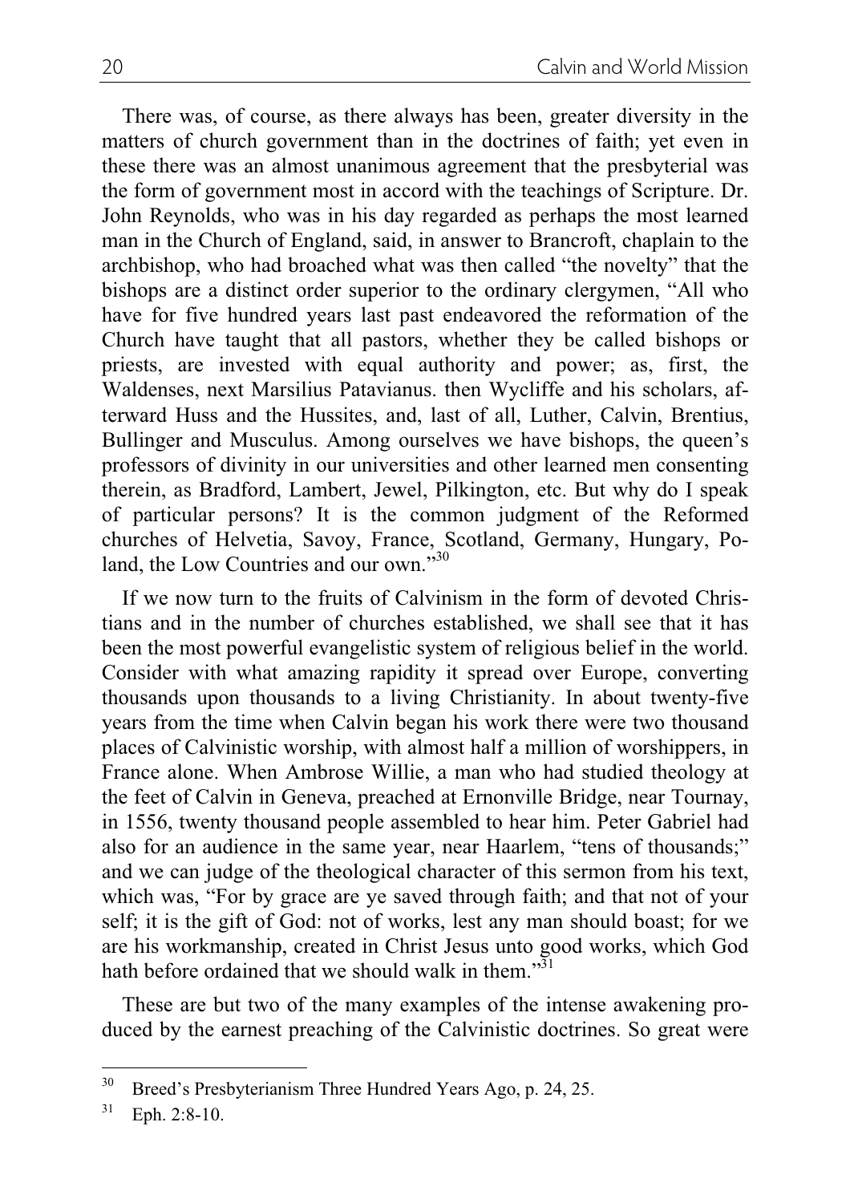There was, of course, as there always has been, greater diversity in the matters of church government than in the doctrines of faith; yet even in these there was an almost unanimous agreement that the presbyterial was the form of government most in accord with the teachings of Scripture. Dr. John Reynolds, who was in his day regarded as perhaps the most learned man in the Church of England, said, in answer to Brancroft, chaplain to the archbishop, who had broached what was then called "the novelty" that the bishops are a distinct order superior to the ordinary clergymen, "All who have for five hundred years last past endeavored the reformation of the Church have taught that all pastors, whether they be called bishops or priests, are invested with equal authority and power; as, first, the Waldenses, next Marsilius Patavianus. then Wycliffe and his scholars, afterward Huss and the Hussites, and, last of all, Luther, Calvin, Brentius, Bullinger and Musculus. Among ourselves we have bishops, the queen's professors of divinity in our universities and other learned men consenting therein, as Bradford, Lambert, Jewel, Pilkington, etc. But why do I speak of particular persons? It is the common judgment of the Reformed churches of Helvetia, Savoy, France, Scotland, Germany, Hungary, Poland, the Low Countries and our own."[30]

If we now turn to the fruits of Calvinism in the form of devoted Christians and in the number of churches established, we shall see that it has been the most powerful evangelistic system of religious belief in the world. Consider with what amazing rapidity it spread over Europe, converting thousands upon thousands to a living Christianity. In about twenty-five years from the time when Calvin began his work there were two thousand places of Calvinistic worship, with almost half a million of worshippers, in France alone. When Ambrose Willie, a man who had studied theology at the feet of Calvin in Geneva, preached at Ernonville Bridge, near Tournay, in 1556, twenty thousand people assembled to hear him. Peter Gabriel had also for an audience in the same year, near Haarlem, "tens of thousands;" and we can judge of the theological character of this sermon from his text, which was, "For by grace are ye saved through faith; and that not of your self; it is the gift of God: not of works, lest any man should boast; for we are his workmanship, created in Christ Jesus unto good works, which God hath before ordained that we should walk in them."[31]

These are but two of the many examples of the intense awakening produced by the earnest preaching of the Calvinistic doctrines. So great were

---

[30] Breed's Presbyterianism Three Hundred Years Ago, p. 24, 25.

[31] Eph. 2:8-10.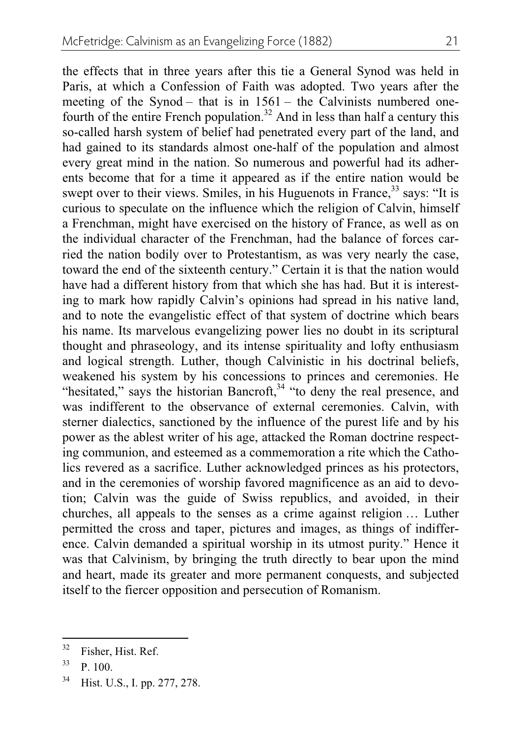the effects that in three years after this tie a General Synod was held in Paris, at which a Confession of Faith was adopted. Two years after the meeting of the Synod – that is in 1561 – the Calvinists numbered one-fourth of the entire French population.[32] And in less than half a century this so-called harsh system of belief had penetrated every part of the land, and had gained to its standards almost one-half of the population and almost every great mind in the nation. So numerous and powerful had its adherents become that for a time it appeared as if the entire nation would be swept over to their views. Smiles, in his Huguenots in France,[33] says: "It is curious to speculate on the influence which the religion of Calvin, himself a Frenchman, might have exercised on the history of France, as well as on the individual character of the Frenchman, had the balance of forces carried the nation bodily over to Protestantism, as was very nearly the case, toward the end of the sixteenth century." Certain it is that the nation would have had a different history from that which she has had. But it is interesting to mark how rapidly Calvin's opinions had spread in his native land, and to note the evangelistic effect of that system of doctrine which bears his name. Its marvelous evangelizing power lies no doubt in its scriptural thought and phraseology, and its intense spirituality and lofty enthusiasm and logical strength. Luther, though Calvinistic in his doctrinal beliefs, weakened his system by his concessions to princes and ceremonies. He "hesitated," says the historian Bancroft,[34] "to deny the real presence, and was indifferent to the observance of external ceremonies. Calvin, with sterner dialectics, sanctioned by the influence of the purest life and by his power as the ablest writer of his age, attacked the Roman doctrine respecting communion, and esteemed as a commemoration a rite which the Catholics revered as a sacrifice. Luther acknowledged princes as his protectors, and in the ceremonies of worship favored magnificence as an aid to devotion; Calvin was the guide of Swiss republics, and avoided, in their churches, all appeals to the senses as a crime against religion … Luther permitted the cross and taper, pictures and images, as things of indifference. Calvin demanded a spiritual worship in its utmost purity." Hence it was that Calvinism, by bringing the truth directly to bear upon the mind and heart, made its greater and more permanent conquests, and subjected itself to the fiercer opposition and persecution of Romanism.

[32] Fisher, Hist. Ref.

[33] P. 100.

[34] Hist. U.S., I. pp. 277, 278.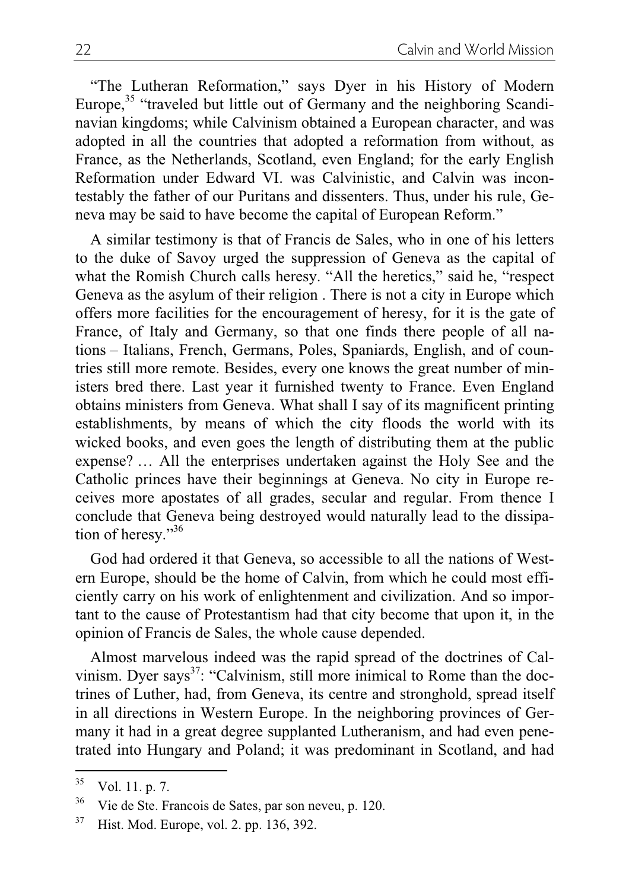"The Lutheran Reformation," says Dyer in his History of Modern Europe,[35] "traveled but little out of Germany and the neighboring Scandinavian kingdoms; while Calvinism obtained a European character, and was adopted in all the countries that adopted a reformation from without, as France, as the Netherlands, Scotland, even England; for the early English Reformation under Edward VI. was Calvinistic, and Calvin was incontestably the father of our Puritans and dissenters. Thus, under his rule, Geneva may be said to have become the capital of European Reform."

A similar testimony is that of Francis de Sales, who in one of his letters to the duke of Savoy urged the suppression of Geneva as the capital of what the Romish Church calls heresy. "All the heretics," said he, "respect Geneva as the asylum of their religion . There is not a city in Europe which offers more facilities for the encouragement of heresy, for it is the gate of France, of Italy and Germany, so that one finds there people of all nations – Italians, French, Germans, Poles, Spaniards, English, and of countries still more remote. Besides, every one knows the great number of ministers bred there. Last year it furnished twenty to France. Even England obtains ministers from Geneva. What shall I say of its magnificent printing establishments, by means of which the city floods the world with its wicked books, and even goes the length of distributing them at the public expense? … All the enterprises undertaken against the Holy See and the Catholic princes have their beginnings at Geneva. No city in Europe receives more apostates of all grades, secular and regular. From thence I conclude that Geneva being destroyed would naturally lead to the dissipation of heresy."[36]

God had ordered it that Geneva, so accessible to all the nations of Western Europe, should be the home of Calvin, from which he could most efficiently carry on his work of enlightenment and civilization. And so important to the cause of Protestantism had that city become that upon it, in the opinion of Francis de Sales, the whole cause depended.

Almost marvelous indeed was the rapid spread of the doctrines of Calvinism. Dyer says[37]: "Calvinism, still more inimical to Rome than the doctrines of Luther, had, from Geneva, its centre and stronghold, spread itself in all directions in Western Europe. In the neighboring provinces of Germany it had in a great degree supplanted Lutheranism, and had even penetrated into Hungary and Poland; it was predominant in Scotland, and had

---

[35] Vol. 11. p. 7.

[36] Vie de Ste. Francois de Sates, par son neveu, p. 120.

[37] Hist. Mod. Europe, vol. 2. pp. 136, 392.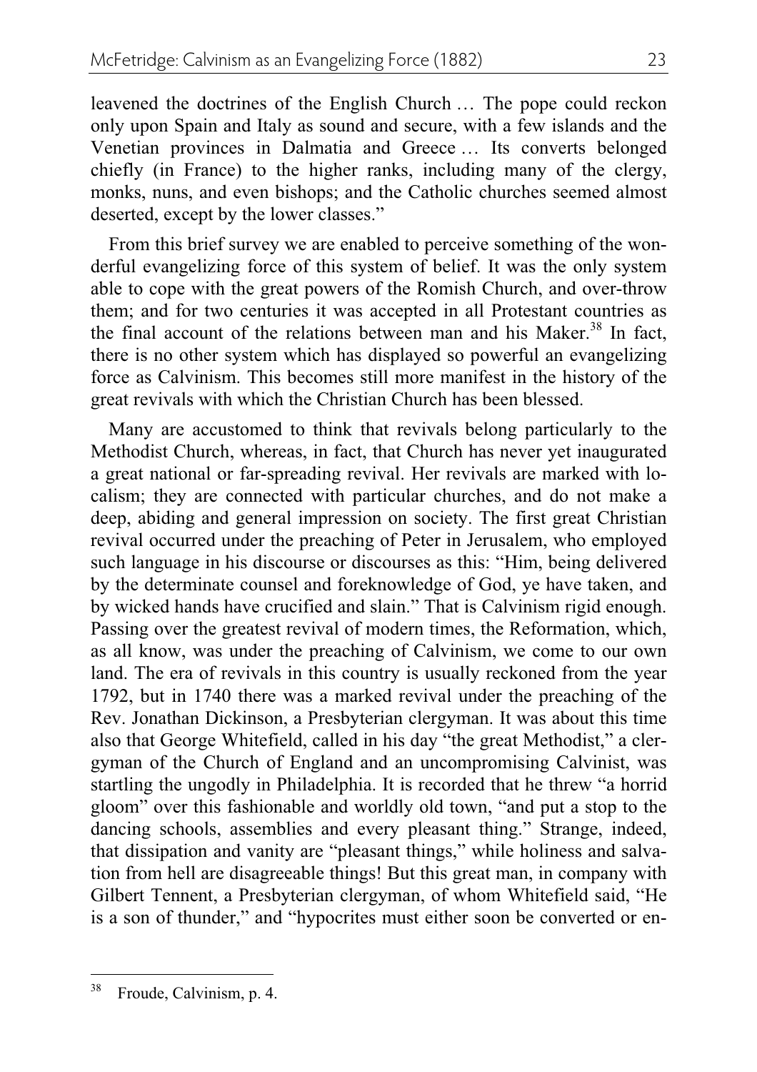leavened the doctrines of the English Church … The pope could reckon only upon Spain and Italy as sound and secure, with a few islands and the Venetian provinces in Dalmatia and Greece … Its converts belonged chiefly (in France) to the higher ranks, including many of the clergy, monks, nuns, and even bishops; and the Catholic churches seemed almost deserted, except by the lower classes."

From this brief survey we are enabled to perceive something of the wonderful evangelizing force of this system of belief. It was the only system able to cope with the great powers of the Romish Church, and over-throw them; and for two centuries it was accepted in all Protestant countries as the final account of the relations between man and his Maker.[38] In fact, there is no other system which has displayed so powerful an evangelizing force as Calvinism. This becomes still more manifest in the history of the great revivals with which the Christian Church has been blessed.

Many are accustomed to think that revivals belong particularly to the Methodist Church, whereas, in fact, that Church has never yet inaugurated a great national or far-spreading revival. Her revivals are marked with localism; they are connected with particular churches, and do not make a deep, abiding and general impression on society. The first great Christian revival occurred under the preaching of Peter in Jerusalem, who employed such language in his discourse or discourses as this: "Him, being delivered by the determinate counsel and foreknowledge of God, ye have taken, and by wicked hands have crucified and slain." That is Calvinism rigid enough. Passing over the greatest revival of modern times, the Reformation, which, as all know, was under the preaching of Calvinism, we come to our own land. The era of revivals in this country is usually reckoned from the year 1792, but in 1740 there was a marked revival under the preaching of the Rev. Jonathan Dickinson, a Presbyterian clergyman. It was about this time also that George Whitefield, called in his day "the great Methodist," a clergyman of the Church of England and an uncompromising Calvinist, was startling the ungodly in Philadelphia. It is recorded that he threw "a horrid gloom" over this fashionable and worldly old town, "and put a stop to the dancing schools, assemblies and every pleasant thing." Strange, indeed, that dissipation and vanity are "pleasant things," while holiness and salvation from hell are disagreeable things! But this great man, in company with Gilbert Tennent, a Presbyterian clergyman, of whom Whitefield said, "He is a son of thunder," and "hypocrites must either soon be converted or en-

---

[38] Froude, Calvinism, p. 4.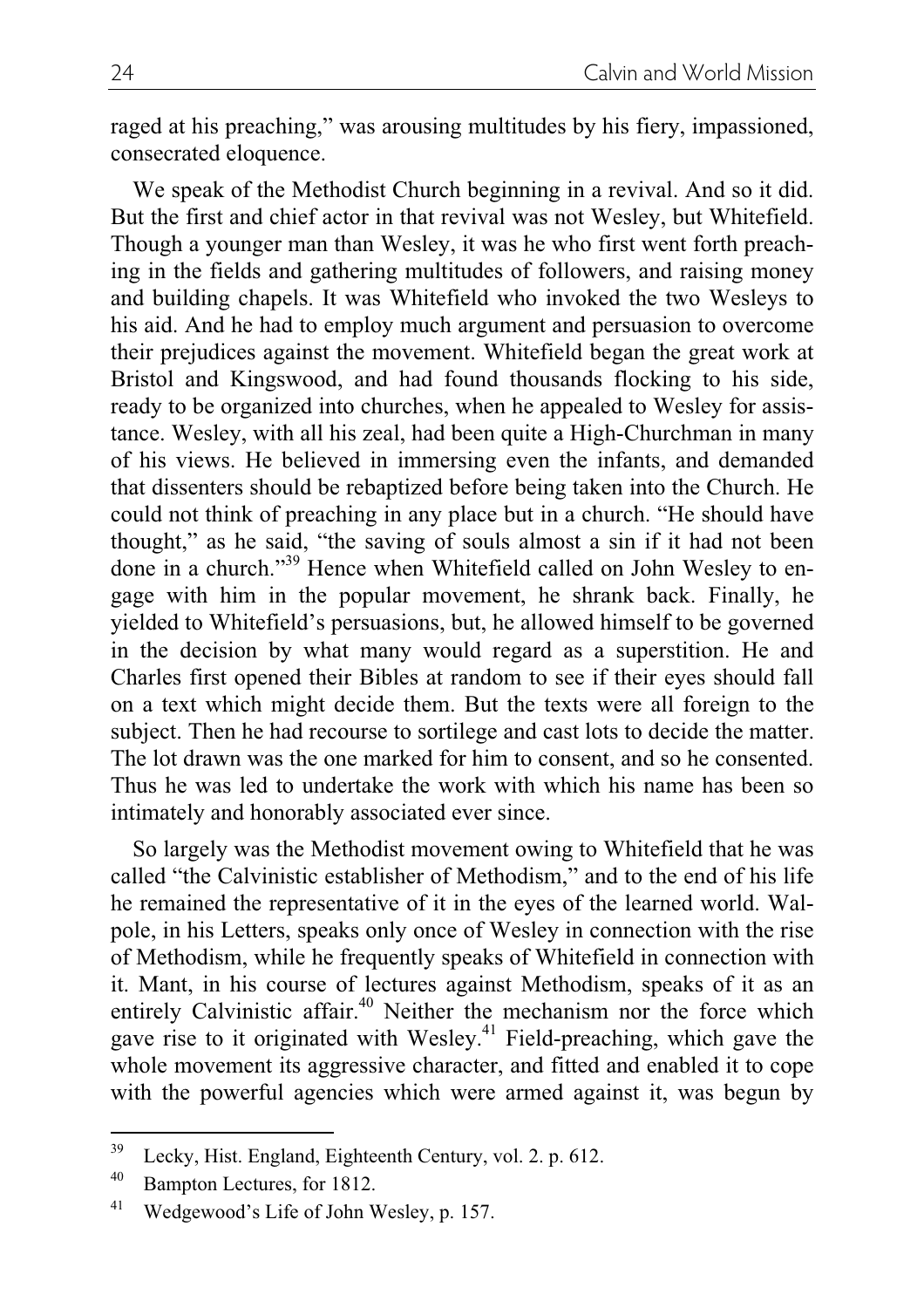raged at his preaching," was arousing multitudes by his fiery, impassioned, consecrated eloquence.

We speak of the Methodist Church beginning in a revival. And so it did. But the first and chief actor in that revival was not Wesley, but Whitefield. Though a younger man than Wesley, it was he who first went forth preaching in the fields and gathering multitudes of followers, and raising money and building chapels. It was Whitefield who invoked the two Wesleys to his aid. And he had to employ much argument and persuasion to overcome their prejudices against the movement. Whitefield began the great work at Bristol and Kingswood, and had found thousands flocking to his side, ready to be organized into churches, when he appealed to Wesley for assistance. Wesley, with all his zeal, had been quite a High-Churchman in many of his views. He believed in immersing even the infants, and demanded that dissenters should be rebaptized before being taken into the Church. He could not think of preaching in any place but in a church. "He should have thought," as he said, "the saving of souls almost a sin if it had not been done in a church."[39] Hence when Whitefield called on John Wesley to engage with him in the popular movement, he shrank back. Finally, he yielded to Whitefield's persuasions, but, he allowed himself to be governed in the decision by what many would regard as a superstition. He and Charles first opened their Bibles at random to see if their eyes should fall on a text which might decide them. But the texts were all foreign to the subject. Then he had recourse to sortilege and cast lots to decide the matter. The lot drawn was the one marked for him to consent, and so he consented. Thus he was led to undertake the work with which his name has been so intimately and honorably associated ever since.

So largely was the Methodist movement owing to Whitefield that he was called "the Calvinistic establisher of Methodism," and to the end of his life he remained the representative of it in the eyes of the learned world. Walpole, in his Letters, speaks only once of Wesley in connection with the rise of Methodism, while he frequently speaks of Whitefield in connection with it. Mant, in his course of lectures against Methodism, speaks of it as an entirely Calvinistic affair.[40] Neither the mechanism nor the force which gave rise to it originated with Wesley.[41] Field-preaching, which gave the whole movement its aggressive character, and fitted and enabled it to cope with the powerful agencies which were armed against it, was begun by

---

[39] Lecky, Hist. England, Eighteenth Century, vol. 2. p. 612.

[40] Bampton Lectures, for 1812.

[41] Wedgewood's Life of John Wesley, p. 157.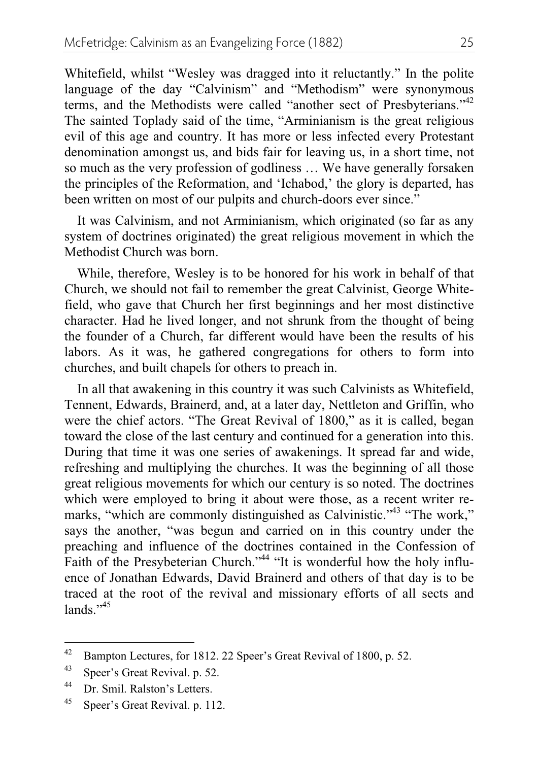Whitefield, whilst "Wesley was dragged into it reluctantly." In the polite language of the day "Calvinism" and "Methodism" were synonymous terms, and the Methodists were called "another sect of Presbyterians."[42] The sainted Toplady said of the time, "Arminianism is the great religious evil of this age and country. It has more or less infected every Protestant denomination amongst us, and bids fair for leaving us, in a short time, not so much as the very profession of godliness … We have generally forsaken the principles of the Reformation, and 'Ichabod,' the glory is departed, has been written on most of our pulpits and church-doors ever since."

It was Calvinism, and not Arminianism, which originated (so far as any system of doctrines originated) the great religious movement in which the Methodist Church was born.

While, therefore, Wesley is to be honored for his work in behalf of that Church, we should not fail to remember the great Calvinist, George Whitefield, who gave that Church her first beginnings and her most distinctive character. Had he lived longer, and not shrunk from the thought of being the founder of a Church, far different would have been the results of his labors. As it was, he gathered congregations for others to form into churches, and built chapels for others to preach in.

In all that awakening in this country it was such Calvinists as Whitefield, Tennent, Edwards, Brainerd, and, at a later day, Nettleton and Griffin, who were the chief actors. "The Great Revival of 1800," as it is called, began toward the close of the last century and continued for a generation into this. During that time it was one series of awakenings. It spread far and wide, refreshing and multiplying the churches. It was the beginning of all those great religious movements for which our century is so noted. The doctrines which were employed to bring it about were those, as a recent writer remarks, "which are commonly distinguished as Calvinistic."[43] "The work," says the another, "was begun and carried on in this country under the preaching and influence of the doctrines contained in the Confession of Faith of the Presybeterian Church."[44] "It is wonderful how the holy influence of Jonathan Edwards, David Brainerd and others of that day is to be traced at the root of the revival and missionary efforts of all sects and lands."[45]

---

[42] Bampton Lectures, for 1812. 22 Speer's Great Revival of 1800, p. 52.

[43] Speer's Great Revival. p. 52.

[44] Dr. Smil. Ralston's Letters.

[45] Speer's Great Revival. p. 112.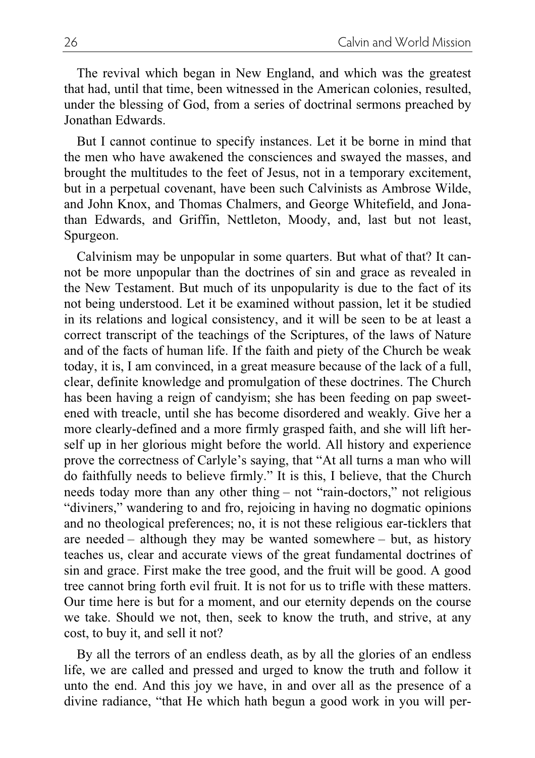The revival which began in New England, and which was the greatest that had, until that time, been witnessed in the American colonies, resulted, under the blessing of God, from a series of doctrinal sermons preached by Jonathan Edwards.

But I cannot continue to specify instances. Let it be borne in mind that the men who have awakened the consciences and swayed the masses, and brought the multitudes to the feet of Jesus, not in a temporary excitement, but in a perpetual covenant, have been such Calvinists as Ambrose Wilde, and John Knox, and Thomas Chalmers, and George Whitefield, and Jonathan Edwards, and Griffin, Nettleton, Moody, and, last but not least, Spurgeon.

Calvinism may be unpopular in some quarters. But what of that? It cannot be more unpopular than the doctrines of sin and grace as revealed in the New Testament. But much of its unpopularity is due to the fact of its not being understood. Let it be examined without passion, let it be studied in its relations and logical consistency, and it will be seen to be at least a correct transcript of the teachings of the Scriptures, of the laws of Nature and of the facts of human life. If the faith and piety of the Church be weak today, it is, I am convinced, in a great measure because of the lack of a full, clear, definite knowledge and promulgation of these doctrines. The Church has been having a reign of candyism; she has been feeding on pap sweetened with treacle, until she has become disordered and weakly. Give her a more clearly-defined and a more firmly grasped faith, and she will lift herself up in her glorious might before the world. All history and experience prove the correctness of Carlyle's saying, that "At all turns a man who will do faithfully needs to believe firmly." It is this, I believe, that the Church needs today more than any other thing – not "rain-doctors," not religious "diviners," wandering to and fro, rejoicing in having no dogmatic opinions and no theological preferences; no, it is not these religious ear-ticklers that are needed – although they may be wanted somewhere – but, as history teaches us, clear and accurate views of the great fundamental doctrines of sin and grace. First make the tree good, and the fruit will be good. A good tree cannot bring forth evil fruit. It is not for us to trifle with these matters. Our time here is but for a moment, and our eternity depends on the course we take. Should we not, then, seek to know the truth, and strive, at any cost, to buy it, and sell it not?

By all the terrors of an endless death, as by all the glories of an endless life, we are called and pressed and urged to know the truth and follow it unto the end. And this joy we have, in and over all as the presence of a divine radiance, "that He which hath begun a good work in you will per-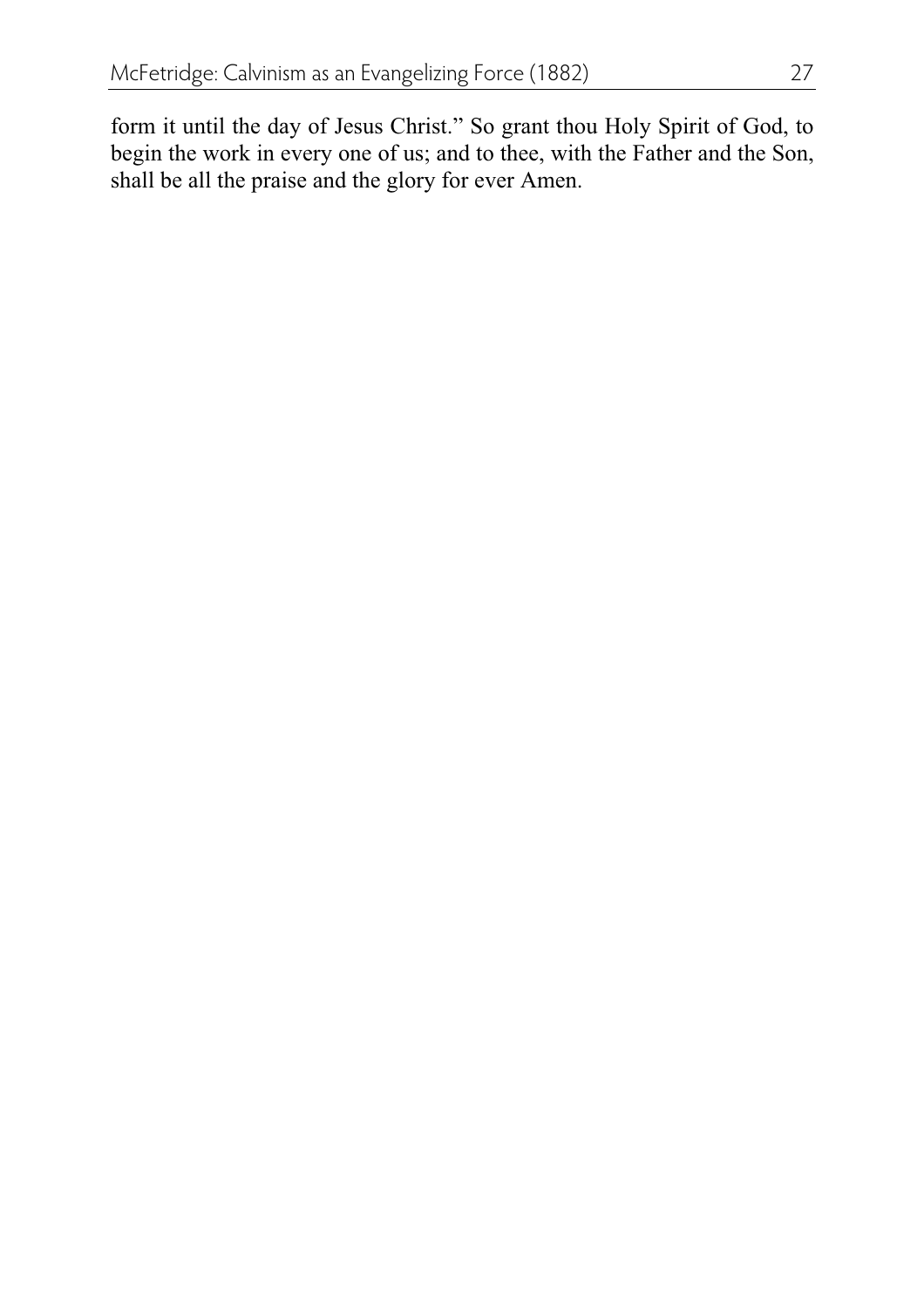form it until the day of Jesus Christ." So grant thou Holy Spirit of God, to begin the work in every one of us; and to thee, with the Father and the Son, shall be all the praise and the glory for ever Amen.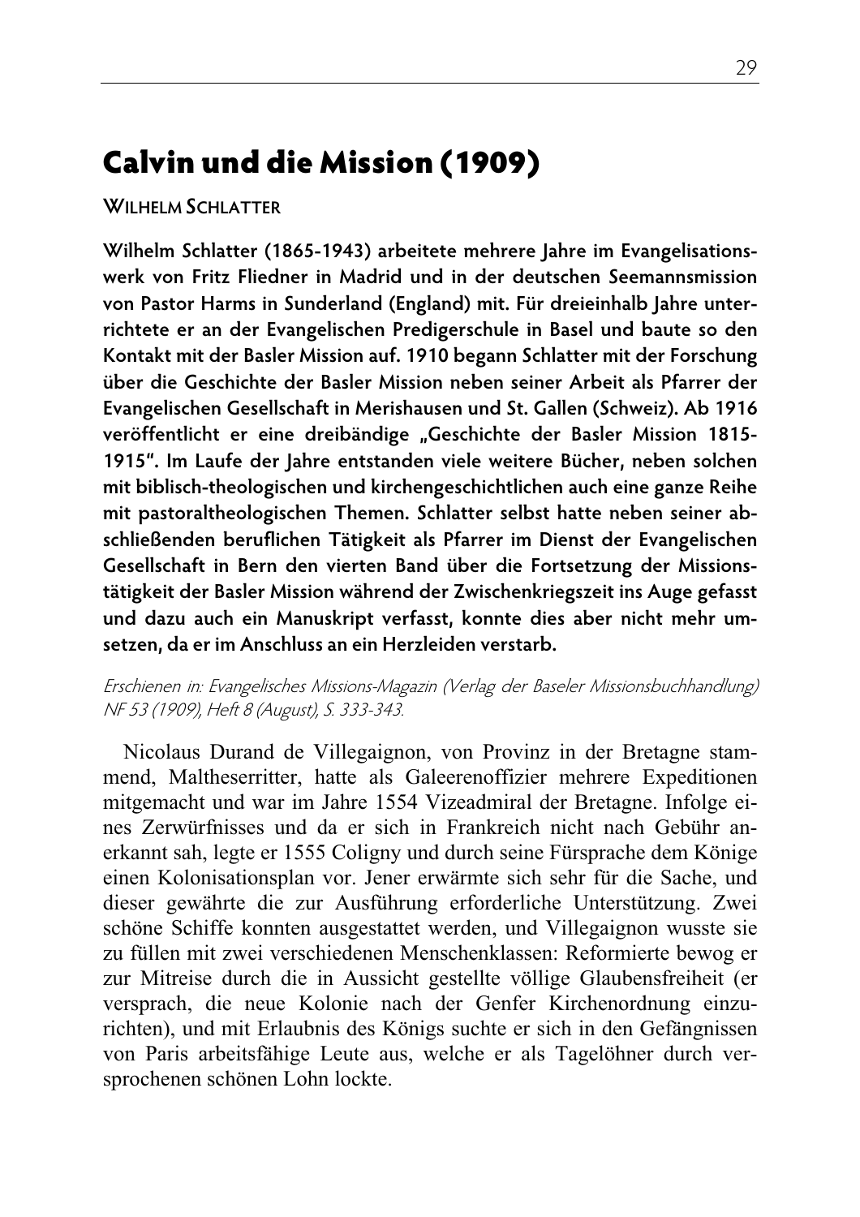# Calvin und die Mission (1909)

WILHELM SCHLATTER

**Wilhelm Schlatter (1865-1943) arbeitete mehrere Jahre im Evangelisationswerk von Fritz Fliedner in Madrid und in der deutschen Seemannsmission von Pastor Harms in Sunderland (England) mit. Für dreieinhalb Jahre unterrichtete er an der Evangelischen Predigerschule in Basel und baute so den Kontakt mit der Basler Mission auf. 1910 begann Schlatter mit der Forschung über die Geschichte der Basler Mission neben seiner Arbeit als Pfarrer der Evangelischen Gesellschaft in Merishausen und St. Gallen (Schweiz). Ab 1916 veröffentlicht er eine dreibändige „Geschichte der Basler Mission 1815-1915". Im Laufe der Jahre entstanden viele weitere Bücher, neben solchen mit biblisch-theologischen und kirchengeschichtlichen auch eine ganze Reihe mit pastoraltheologischen Themen. Schlatter selbst hatte neben seiner abschließenden beruflichen Tätigkeit als Pfarrer im Dienst der Evangelischen Gesellschaft in Bern den vierten Band über die Fortsetzung der Missionstätigkeit der Basler Mission während der Zwischenkriegszeit ins Auge gefasst und dazu auch ein Manuskript verfasst, konnte dies aber nicht mehr umsetzen, da er im Anschluss an ein Herzleiden verstarb.**

*Erschienen in: Evangelisches Missions-Magazin (Verlag der Baseler Missionsbuchhandlung) NF 53 (1909), Heft 8 (August), S. 333-343.*

Nicolaus Durand de Villegaignon, von Provinz in der Bretagne stammend, Maltheserritter, hatte als Galeerenoffizier mehrere Expeditionen mitgemacht und war im Jahre 1554 Vizeadmiral der Bretagne. Infolge eines Zerwürfnisses und da er sich in Frankreich nicht nach Gebühr anerkannt sah, legte er 1555 Coligny und durch seine Fürsprache dem Könige einen Kolonisationsplan vor. Jener erwärmte sich sehr für die Sache, und dieser gewährte die zur Ausführung erforderliche Unterstützung. Zwei schöne Schiffe konnten ausgestattet werden, und Villegaignon wusste sie zu füllen mit zwei verschiedenen Menschenklassen: Reformierte bewog er zur Mitreise durch die in Aussicht gestellte völlige Glaubensfreiheit (er versprach, die neue Kolonie nach der Genfer Kirchenordnung einzurichten), und mit Erlaubnis des Königs suchte er sich in den Gefängnissen von Paris arbeitsfähige Leute aus, welche er als Tagelöhner durch versprochenen schönen Lohn lockte.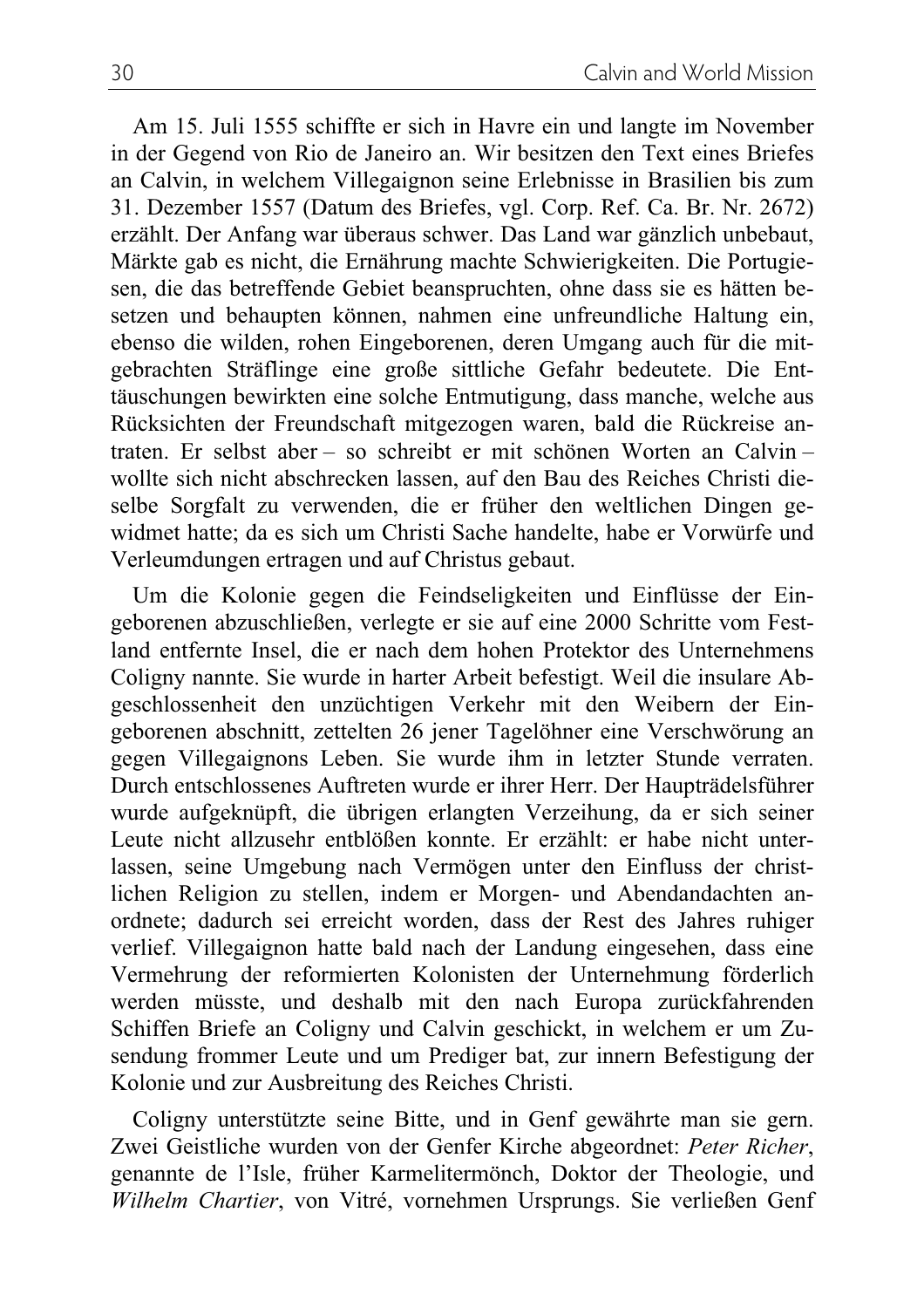Am 15. Juli 1555 schiffte er sich in Havre ein und langte im November in der Gegend von Rio de Janeiro an. Wir besitzen den Text eines Briefes an Calvin, in welchem Villegaignon seine Erlebnisse in Brasilien bis zum 31. Dezember 1557 (Datum des Briefes, vgl. Corp. Ref. Ca. Br. Nr. 2672) erzählt. Der Anfang war überaus schwer. Das Land war gänzlich unbebaut, Märkte gab es nicht, die Ernährung machte Schwierigkeiten. Die Portugiesen, die das betreffende Gebiet beanspruchten, ohne dass sie es hätten besetzen und behaupten können, nahmen eine unfreundliche Haltung ein, ebenso die wilden, rohen Eingeborenen, deren Umgang auch für die mitgebrachten Sträflinge eine große sittliche Gefahr bedeutete. Die Enttäuschungen bewirkten eine solche Entmutigung, dass manche, welche aus Rücksichten der Freundschaft mitgezogen waren, bald die Rückreise antraten. Er selbst aber – so schreibt er mit schönen Worten an Calvin – wollte sich nicht abschrecken lassen, auf den Bau des Reiches Christi dieselbe Sorgfalt zu verwenden, die er früher den weltlichen Dingen gewidmet hatte; da es sich um Christi Sache handelte, habe er Vorwürfe und Verleumdungen ertragen und auf Christus gebaut.

Um die Kolonie gegen die Feindseligkeiten und Einflüsse der Eingeborenen abzuschließen, verlegte er sie auf eine 2000 Schritte vom Festland entfernte Insel, die er nach dem hohen Protektor des Unternehmens Coligny nannte. Sie wurde in harter Arbeit befestigt. Weil die insulare Abgeschlossenheit den unzüchtigen Verkehr mit den Weibern der Eingeborenen abschnitt, zettelten 26 jener Tagelöhner eine Verschwörung an gegen Villegaignons Leben. Sie wurde ihm in letzter Stunde verraten. Durch entschlossenes Auftreten wurde er ihrer Herr. Der Haupträdelsführer wurde aufgeknüpft, die übrigen erlangten Verzeihung, da er sich seiner Leute nicht allzusehr entblößen konnte. Er erzählt: er habe nicht unterlassen, seine Umgebung nach Vermögen unter den Einfluss der christlichen Religion zu stellen, indem er Morgen- und Abendandachten anordnete; dadurch sei erreicht worden, dass der Rest des Jahres ruhiger verlief. Villegaignon hatte bald nach der Landung eingesehen, dass eine Vermehrung der reformierten Kolonisten der Unternehmung förderlich werden müsste, und deshalb mit den nach Europa zurückfahrenden Schiffen Briefe an Coligny und Calvin geschickt, in welchem er um Zusendung frommer Leute und um Prediger bat, zur innern Befestigung der Kolonie und zur Ausbreitung des Reiches Christi.

Coligny unterstützte seine Bitte, und in Genf gewährte man sie gern. Zwei Geistliche wurden von der Genfer Kirche abgeordnet: *Peter Richer*, genannte de l'Isle, früher Karmelitermönch, Doktor der Theologie, und *Wilhelm Chartier*, von Vitré, vornehmen Ursprungs. Sie verließen Genf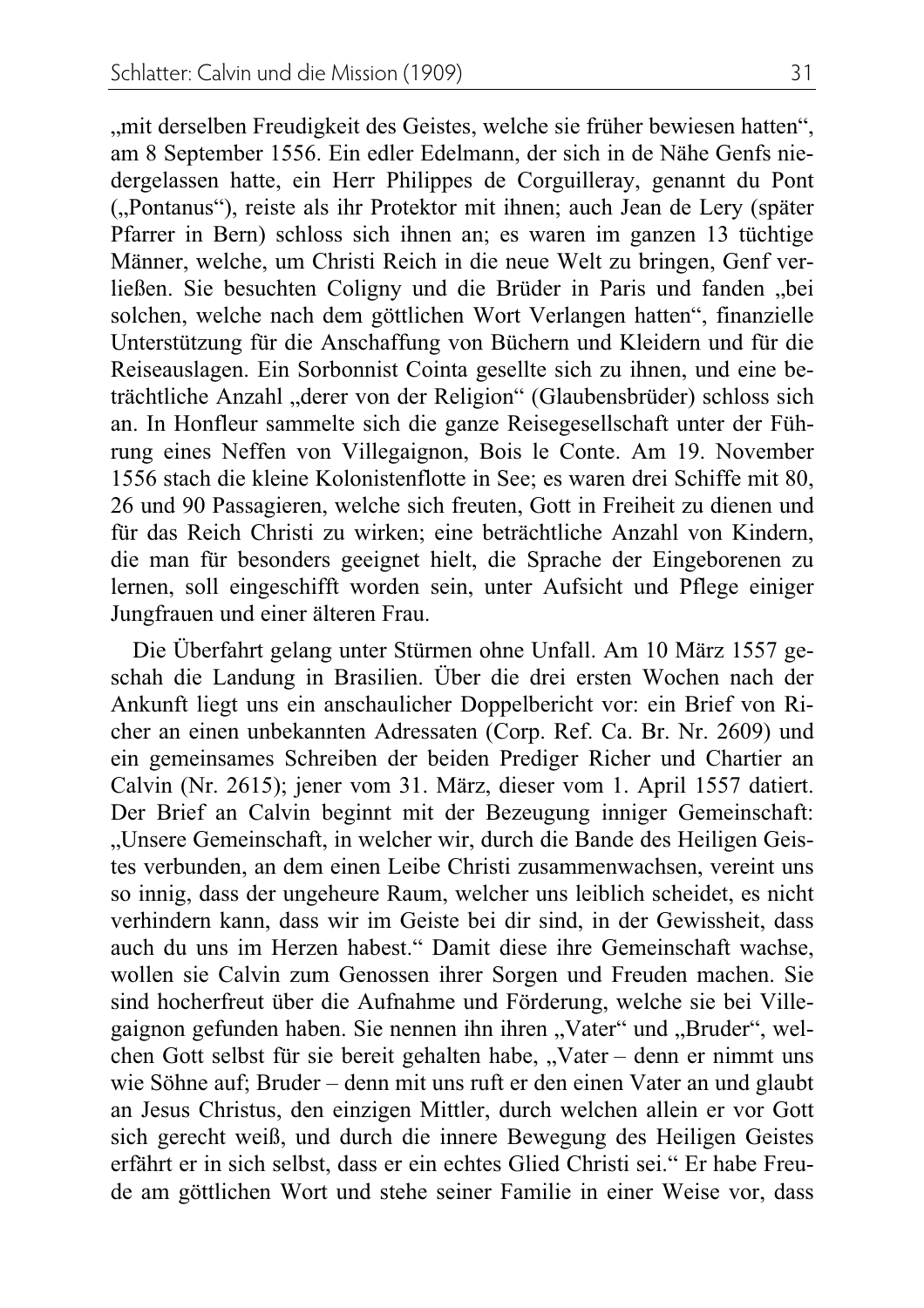„mit derselben Freudigkeit des Geistes, welche sie früher bewiesen hatten", am 8 September 1556. Ein edler Edelmann, der sich in de Nähe Genfs niedergelassen hatte, ein Herr Philippes de Corguilleray, genannt du Pont („Pontanus"), reiste als ihr Protektor mit ihnen; auch Jean de Lery (später Pfarrer in Bern) schloss sich ihnen an; es waren im ganzen 13 tüchtige Männer, welche, um Christi Reich in die neue Welt zu bringen, Genf verließen. Sie besuchten Coligny und die Brüder in Paris und fanden „bei solchen, welche nach dem göttlichen Wort Verlangen hatten", finanzielle Unterstützung für die Anschaffung von Büchern und Kleidern und für die Reiseauslagen. Ein Sorbonnist Cointa gesellte sich zu ihnen, und eine beträchtliche Anzahl „derer von der Religion" (Glaubensbrüder) schloss sich an. In Honfleur sammelte sich die ganze Reisegesellschaft unter der Führung eines Neffen von Villegaignon, Bois le Conte. Am 19. November 1556 stach die kleine Kolonistenflotte in See; es waren drei Schiffe mit 80, 26 und 90 Passagieren, welche sich freuten, Gott in Freiheit zu dienen und für das Reich Christi zu wirken; eine beträchtliche Anzahl von Kindern, die man für besonders geeignet hielt, die Sprache der Eingeborenen zu lernen, soll eingeschifft worden sein, unter Aufsicht und Pflege einiger Jungfrauen und einer älteren Frau.

Die Überfahrt gelang unter Stürmen ohne Unfall. Am 10 März 1557 geschah die Landung in Brasilien. Über die drei ersten Wochen nach der Ankunft liegt uns ein anschaulicher Doppelbericht vor: ein Brief von Richer an einen unbekannten Adressaten (Corp. Ref. Ca. Br. Nr. 2609) und ein gemeinsames Schreiben der beiden Prediger Richer und Chartier an Calvin (Nr. 2615); jener vom 31. März, dieser vom 1. April 1557 datiert. Der Brief an Calvin beginnt mit der Bezeugung inniger Gemeinschaft: „Unsere Gemeinschaft, in welcher wir, durch die Bande des Heiligen Geistes verbunden, an dem einen Leibe Christi zusammenwachsen, vereint uns so innig, dass der ungeheure Raum, welcher uns leiblich scheidet, es nicht verhindern kann, dass wir im Geiste bei dir sind, in der Gewissheit, dass auch du uns im Herzen habest." Damit diese ihre Gemeinschaft wachse, wollen sie Calvin zum Genossen ihrer Sorgen und Freuden machen. Sie sind hocherfreut über die Aufnahme und Förderung, welche sie bei Villegaignon gefunden haben. Sie nennen ihn ihren „Vater" und „Bruder", welchen Gott selbst für sie bereit gehalten habe, „Vater – denn er nimmt uns wie Söhne auf; Bruder – denn mit uns ruft er den einen Vater an und glaubt an Jesus Christus, den einzigen Mittler, durch welchen allein er vor Gott sich gerecht weiß, und durch die innere Bewegung des Heiligen Geistes erfährt er in sich selbst, dass er ein echtes Glied Christi sei." Er habe Freude am göttlichen Wort und stehe seiner Familie in einer Weise vor, dass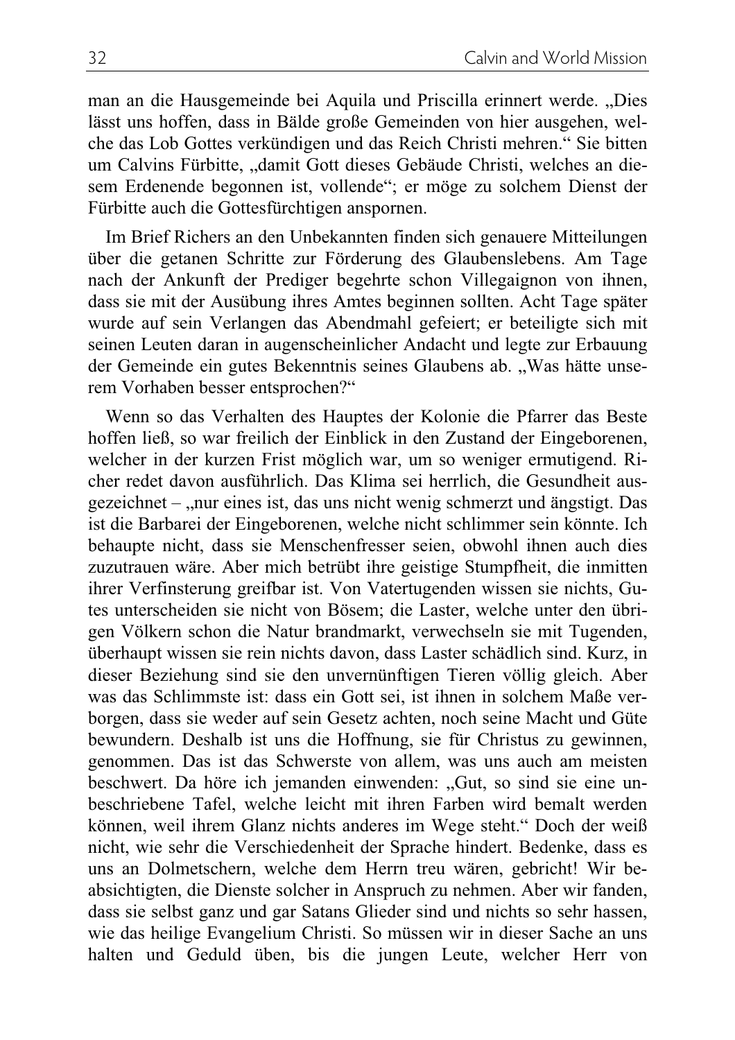man an die Hausgemeinde bei Aquila und Priscilla erinnert werde. „Dies lässt uns hoffen, dass in Bälde große Gemeinden von hier ausgehen, welche das Lob Gottes verkündigen und das Reich Christi mehren." Sie bitten um Calvins Fürbitte, „damit Gott dieses Gebäude Christi, welches an diesem Erdenende begonnen ist, vollende"; er möge zu solchem Dienst der Fürbitte auch die Gottesfürchtigen anspornen.

Im Brief Richers an den Unbekannten finden sich genauere Mitteilungen über die getanen Schritte zur Förderung des Glaubenslebens. Am Tage nach der Ankunft der Prediger begehrte schon Villegaignon von ihnen, dass sie mit der Ausübung ihres Amtes beginnen sollten. Acht Tage später wurde auf sein Verlangen das Abendmahl gefeiert; er beteiligte sich mit seinen Leuten daran in augenscheinlicher Andacht und legte zur Erbauung der Gemeinde ein gutes Bekenntnis seines Glaubens ab. „Was hätte unserem Vorhaben besser entsprochen?"

Wenn so das Verhalten des Hauptes der Kolonie die Pfarrer das Beste hoffen ließ, so war freilich der Einblick in den Zustand der Eingeborenen, welcher in der kurzen Frist möglich war, um so weniger ermutigend. Richer redet davon ausführlich. Das Klima sei herrlich, die Gesundheit ausgezeichnet – „nur eines ist, das uns nicht wenig schmerzt und ängstigt. Das ist die Barbarei der Eingeborenen, welche nicht schlimmer sein könnte. Ich behaupte nicht, dass sie Menschenfresser seien, obwohl ihnen auch dies zuzutrauen wäre. Aber mich betrübt ihre geistige Stumpfheit, die inmitten ihrer Verfinsterung greifbar ist. Von Vatertugenden wissen sie nichts, Gutes unterscheiden sie nicht von Bösem; die Laster, welche unter den übrigen Völkern schon die Natur brandmarkt, verwechseln sie mit Tugenden, überhaupt wissen sie rein nichts davon, dass Laster schädlich sind. Kurz, in dieser Beziehung sind sie den unvernünftigen Tieren völlig gleich. Aber was das Schlimmste ist: dass ein Gott sei, ist ihnen in solchem Maße verborgen, dass sie weder auf sein Gesetz achten, noch seine Macht und Güte bewundern. Deshalb ist uns die Hoffnung, sie für Christus zu gewinnen, genommen. Das ist das Schwerste von allem, was uns auch am meisten beschwert. Da höre ich jemanden einwenden: „Gut, so sind sie eine unbeschriebene Tafel, welche leicht mit ihren Farben wird bemalt werden können, weil ihrem Glanz nichts anderes im Wege steht." Doch der weiß nicht, wie sehr die Verschiedenheit der Sprache hindert. Bedenke, dass es uns an Dolmetschern, welche dem Herrn treu wären, gebricht! Wir beabsichtigten, die Dienste solcher in Anspruch zu nehmen. Aber wir fanden, dass sie selbst ganz und gar Satans Glieder sind und nichts so sehr hassen, wie das heilige Evangelium Christi. So müssen wir in dieser Sache an uns halten und Geduld üben, bis die jungen Leute, welcher Herr von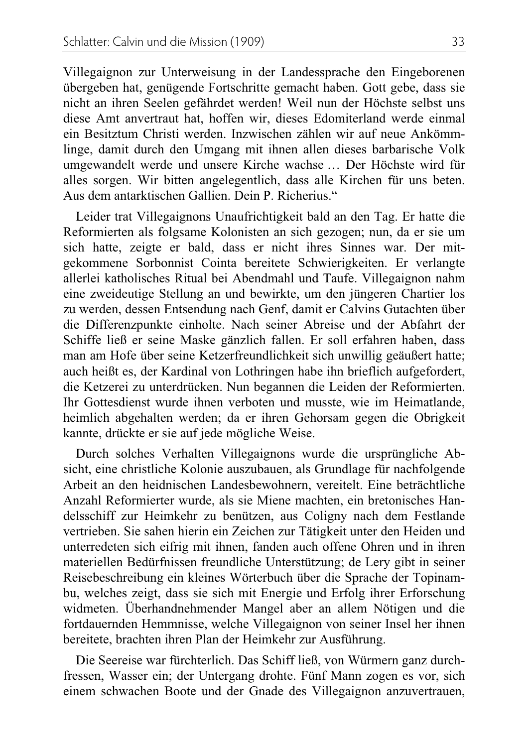Villegaignon zur Unterweisung in der Landessprache den Eingeborenen übergeben hat, genügende Fortschritte gemacht haben. Gott gebe, dass sie nicht an ihren Seelen gefährdet werden! Weil nun der Höchste selbst uns diese Amt anvertraut hat, hoffen wir, dieses Edomiterland werde einmal ein Besitztum Christi werden. Inzwischen zählen wir auf neue Ankömmlinge, damit durch den Umgang mit ihnen allen dieses barbarische Volk umgewandelt werde und unsere Kirche wachse … Der Höchste wird für alles sorgen. Wir bitten angelegentlich, dass alle Kirchen für uns beten. Aus dem antarktischen Gallien. Dein P. Richerius."

Leider trat Villegaignons Unaufrichtigkeit bald an den Tag. Er hatte die Reformierten als folgsame Kolonisten an sich gezogen; nun, da er sie um sich hatte, zeigte er bald, dass er nicht ihres Sinnes war. Der mitgekommene Sorbonnist Cointa bereitete Schwierigkeiten. Er verlangte allerlei katholisches Ritual bei Abendmahl und Taufe. Villegaignon nahm eine zweideutige Stellung an und bewirkte, um den jüngeren Chartier los zu werden, dessen Entsendung nach Genf, damit er Calvins Gutachten über die Differenzpunkte einholte. Nach seiner Abreise und der Abfahrt der Schiffe ließ er seine Maske gänzlich fallen. Er soll erfahren haben, dass man am Hofe über seine Ketzerfreundlichkeit sich unwillig geäußert hatte; auch heißt es, der Kardinal von Lothringen habe ihn brieflich aufgefordert, die Ketzerei zu unterdrücken. Nun begannen die Leiden der Reformierten. Ihr Gottesdienst wurde ihnen verboten und musste, wie im Heimatlande, heimlich abgehalten werden; da er ihren Gehorsam gegen die Obrigkeit kannte, drückte er sie auf jede mögliche Weise.

Durch solches Verhalten Villegaignons wurde die ursprüngliche Absicht, eine christliche Kolonie auszubauen, als Grundlage für nachfolgende Arbeit an den heidnischen Landesbewohnern, vereitelt. Eine beträchtliche Anzahl Reformierter wurde, als sie Miene machten, ein bretonisches Handelsschiff zur Heimkehr zu benützen, aus Coligny nach dem Festlande vertrieben. Sie sahen hierin ein Zeichen zur Tätigkeit unter den Heiden und unterredeten sich eifrig mit ihnen, fanden auch offene Ohren und in ihren materiellen Bedürfnissen freundliche Unterstützung; de Lery gibt in seiner Reisebeschreibung ein kleines Wörterbuch über die Sprache der Topinambu, welches zeigt, dass sie sich mit Energie und Erfolg ihrer Erforschung widmeten. Überhandnehmender Mangel aber an allem Nötigen und die fortdauernden Hemmnisse, welche Villegaignon von seiner Insel her ihnen bereitete, brachten ihren Plan der Heimkehr zur Ausführung.

Die Seereise war fürchterlich. Das Schiff ließ, von Würmern ganz durchfressen, Wasser ein; der Untergang drohte. Fünf Mann zogen es vor, sich einem schwachen Boote und der Gnade des Villegaignon anzuvertrauen,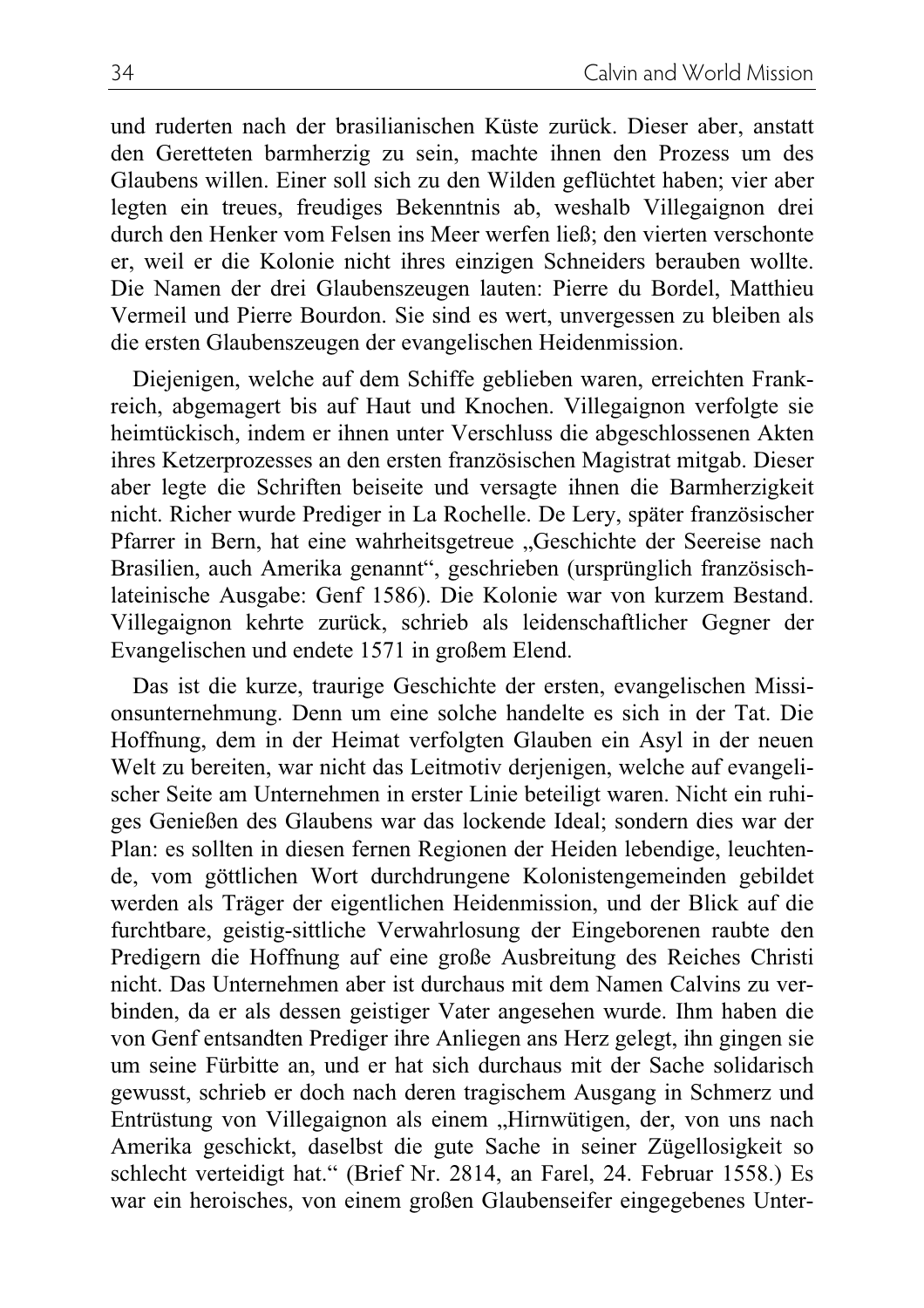und ruderten nach der brasilianischen Küste zurück. Dieser aber, anstatt den Geretteten barmherzig zu sein, machte ihnen den Prozess um des Glaubens willen. Einer soll sich zu den Wilden geflüchtet haben; vier aber legten ein treues, freudiges Bekenntnis ab, weshalb Villegaignon drei durch den Henker vom Felsen ins Meer werfen ließ; den vierten verschonte er, weil er die Kolonie nicht ihres einzigen Schneiders berauben wollte. Die Namen der drei Glaubenszeugen lauten: Pierre du Bordel, Matthieu Vermeil und Pierre Bourdon. Sie sind es wert, unvergessen zu bleiben als die ersten Glaubenszeugen der evangelischen Heidenmission.

Diejenigen, welche auf dem Schiffe geblieben waren, erreichten Frankreich, abgemagert bis auf Haut und Knochen. Villegaignon verfolgte sie heimtückisch, indem er ihnen unter Verschluss die abgeschlossenen Akten ihres Ketzerprozesses an den ersten französischen Magistrat mitgab. Dieser aber legte die Schriften beiseite und versagte ihnen die Barmherzigkeit nicht. Richer wurde Prediger in La Rochelle. De Lery, später französischer Pfarrer in Bern, hat eine wahrheitsgetreue „Geschichte der Seereise nach Brasilien, auch Amerika genannt", geschrieben (ursprünglich französisch-lateinische Ausgabe: Genf 1586). Die Kolonie war von kurzem Bestand. Villegaignon kehrte zurück, schrieb als leidenschaftlicher Gegner der Evangelischen und endete 1571 in großem Elend.

Das ist die kurze, traurige Geschichte der ersten, evangelischen Missionsunternehmung. Denn um eine solche handelte es sich in der Tat. Die Hoffnung, dem in der Heimat verfolgten Glauben ein Asyl in der neuen Welt zu bereiten, war nicht das Leitmotiv derjenigen, welche auf evangelischer Seite am Unternehmen in erster Linie beteiligt waren. Nicht ein ruhiges Genießen des Glaubens war das lockende Ideal; sondern dies war der Plan: es sollten in diesen fernen Regionen der Heiden lebendige, leuchtende, vom göttlichen Wort durchdrungene Kolonistengemeinden gebildet werden als Träger der eigentlichen Heidenmission, und der Blick auf die furchtbare, geistig-sittliche Verwahrlosung der Eingeborenen raubte den Predigern die Hoffnung auf eine große Ausbreitung des Reiches Christi nicht. Das Unternehmen aber ist durchaus mit dem Namen Calvins zu verbinden, da er als dessen geistiger Vater angesehen wurde. Ihm haben die von Genf entsandten Prediger ihre Anliegen ans Herz gelegt, ihn gingen sie um seine Fürbitte an, und er hat sich durchaus mit der Sache solidarisch gewusst, schrieb er doch nach deren tragischem Ausgang in Schmerz und Entrüstung von Villegaignon als einem „Hirnwütigen, der, von uns nach Amerika geschickt, daselbst die gute Sache in seiner Zügellosigkeit so schlecht verteidigt hat." (Brief Nr. 2814, an Farel, 24. Februar 1558.) Es war ein heroisches, von einem großen Glaubenseifer eingegebenes Unter-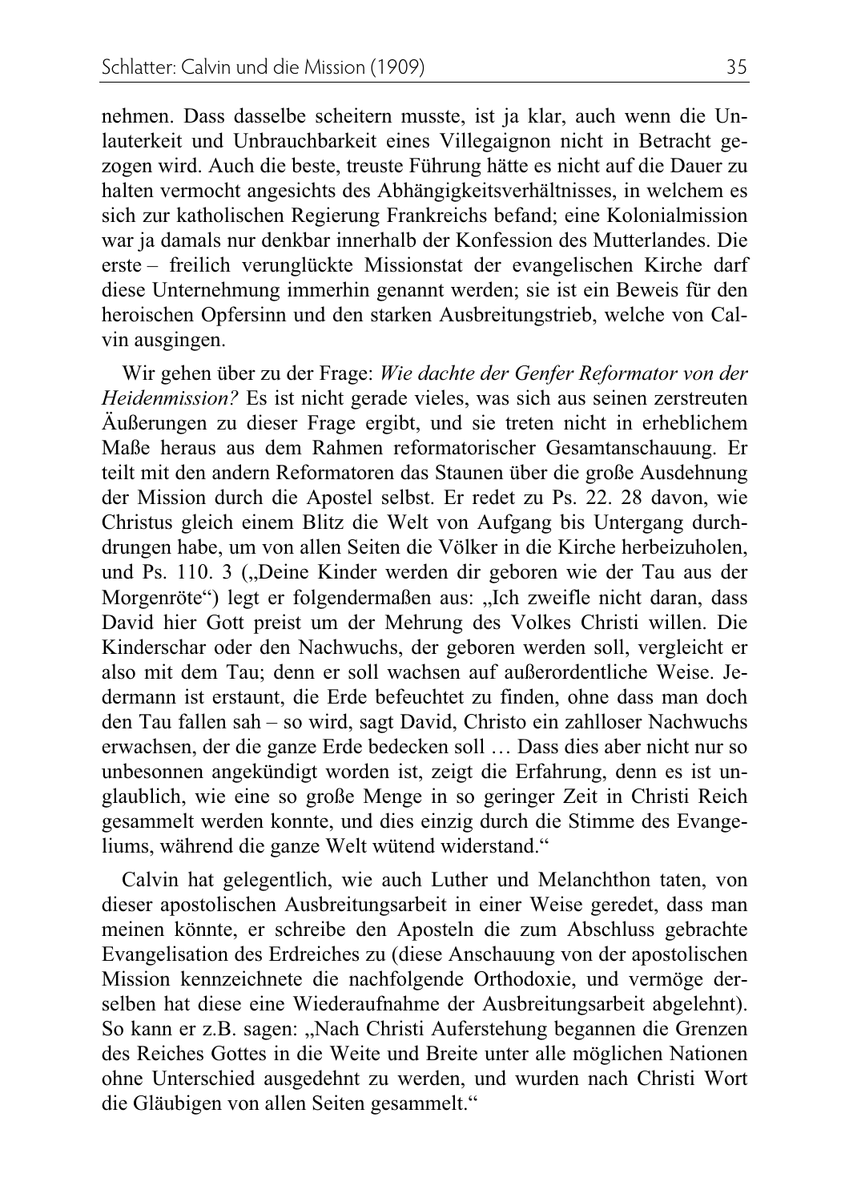nehmen. Dass dasselbe scheitern musste, ist ja klar, auch wenn die Unlauterkeit und Unbrauchbarkeit eines Villegaignon nicht in Betracht gezogen wird. Auch die beste, treuste Führung hätte es nicht auf die Dauer zu halten vermocht angesichts des Abhängigkeitsverhältnisses, in welchem es sich zur katholischen Regierung Frankreichs befand; eine Kolonialmission war ja damals nur denkbar innerhalb der Konfession des Mutterlandes. Die erste – freilich verunglückte Missionstat der evangelischen Kirche darf diese Unternehmung immerhin genannt werden; sie ist ein Beweis für den heroischen Opfersinn und den starken Ausbreitungstrieb, welche von Calvin ausgingen.

Wir gehen über zu der Frage: *Wie dachte der Genfer Reformator von der Heidenmission?* Es ist nicht gerade vieles, was sich aus seinen zerstreuten Äußerungen zu dieser Frage ergibt, und sie treten nicht in erheblichem Maße heraus aus dem Rahmen reformatorischer Gesamtanschauung. Er teilt mit den andern Reformatoren das Staunen über die große Ausdehnung der Mission durch die Apostel selbst. Er redet zu Ps. 22. 28 davon, wie Christus gleich einem Blitz die Welt von Aufgang bis Untergang durchdrungen habe, um von allen Seiten die Völker in die Kirche herbeizuholen, und Ps. 110. 3 („Deine Kinder werden dir geboren wie der Tau aus der Morgenröte") legt er folgendermaßen aus: „Ich zweifle nicht daran, dass David hier Gott preist um der Mehrung des Volkes Christi willen. Die Kinderschar oder den Nachwuchs, der geboren werden soll, vergleicht er also mit dem Tau; denn er soll wachsen auf außerordentliche Weise. Jedermann ist erstaunt, die Erde befeuchtet zu finden, ohne dass man doch den Tau fallen sah – so wird, sagt David, Christo ein zahlloser Nachwuchs erwachsen, der die ganze Erde bedecken soll … Dass dies aber nicht nur so unbesonnen angekündigt worden ist, zeigt die Erfahrung, denn es ist unglaublich, wie eine so große Menge in so geringer Zeit in Christi Reich gesammelt werden konnte, und dies einzig durch die Stimme des Evangeliums, während die ganze Welt wütend widerstand."

Calvin hat gelegentlich, wie auch Luther und Melanchthon taten, von dieser apostolischen Ausbreitungsarbeit in einer Weise geredet, dass man meinen könnte, er schreibe den Aposteln die zum Abschluss gebrachte Evangelisation des Erdreiches zu (diese Anschauung von der apostolischen Mission kennzeichnete die nachfolgende Orthodoxie, und vermöge derselben hat diese eine Wiederaufnahme der Ausbreitungsarbeit abgelehnt). So kann er z.B. sagen: „Nach Christi Auferstehung begannen die Grenzen des Reiches Gottes in die Weite und Breite unter alle möglichen Nationen ohne Unterschied ausgedehnt zu werden, und wurden nach Christi Wort die Gläubigen von allen Seiten gesammelt."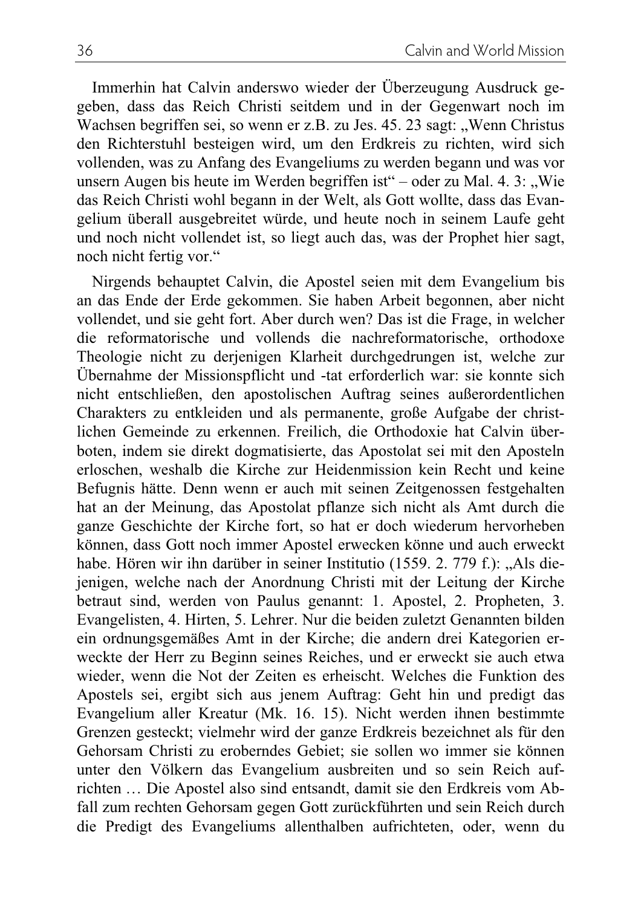Immerhin hat Calvin anderswo wieder der Überzeugung Ausdruck gegeben, dass das Reich Christi seitdem und in der Gegenwart noch im Wachsen begriffen sei, so wenn er z.B. zu Jes. 45. 23 sagt: „Wenn Christus den Richterstuhl besteigen wird, um den Erdkreis zu richten, wird sich vollenden, was zu Anfang des Evangeliums zu werden begann und was vor unsern Augen bis heute im Werden begriffen ist" – oder zu Mal. 4. 3: „Wie das Reich Christi wohl begann in der Welt, als Gott wollte, dass das Evangelium überall ausgebreitet würde, und heute noch in seinem Laufe geht und noch nicht vollendet ist, so liegt auch das, was der Prophet hier sagt, noch nicht fertig vor."

Nirgends behauptet Calvin, die Apostel seien mit dem Evangelium bis an das Ende der Erde gekommen. Sie haben Arbeit begonnen, aber nicht vollendet, und sie geht fort. Aber durch wen? Das ist die Frage, in welcher die reformatorische und vollends die nachreformatorische, orthodoxe Theologie nicht zu derjenigen Klarheit durchgedrungen ist, welche zur Übernahme der Missionspflicht und -tat erforderlich war: sie konnte sich nicht entschließen, den apostolischen Auftrag seines außerordentlichen Charakters zu entkleiden und als permanente, große Aufgabe der christlichen Gemeinde zu erkennen. Freilich, die Orthodoxie hat Calvin überboten, indem sie direkt dogmatisierte, das Apostolat sei mit den Aposteln erloschen, weshalb die Kirche zur Heidenmission kein Recht und keine Befugnis hätte. Denn wenn er auch mit seinen Zeitgenossen festgehalten hat an der Meinung, das Apostolat pflanze sich nicht als Amt durch die ganze Geschichte der Kirche fort, so hat er doch wiederum hervorheben können, dass Gott noch immer Apostel erwecken könne und auch erweckt habe. Hören wir ihn darüber in seiner Institutio (1559. 2. 779 f.): „Als diejenigen, welche nach der Anordnung Christi mit der Leitung der Kirche betraut sind, werden von Paulus genannt: 1. Apostel, 2. Propheten, 3. Evangelisten, 4. Hirten, 5. Lehrer. Nur die beiden zuletzt Genannten bilden ein ordnungsgemäßes Amt in der Kirche; die andern drei Kategorien erweckte der Herr zu Beginn seines Reiches, und er erweckt sie auch etwa wieder, wenn die Not der Zeiten es erheischt. Welches die Funktion des Apostels sei, ergibt sich aus jenem Auftrag: Geht hin und predigt das Evangelium aller Kreatur (Mk. 16. 15). Nicht werden ihnen bestimmte Grenzen gesteckt; vielmehr wird der ganze Erdkreis bezeichnet als für den Gehorsam Christi zu eroberndes Gebiet; sie sollen wo immer sie können unter den Völkern das Evangelium ausbreiten und so sein Reich aufrichten … Die Apostel also sind entsandt, damit sie den Erdkreis vom Abfall zum rechten Gehorsam gegen Gott zurückführten und sein Reich durch die Predigt des Evangeliums allenthalben aufrichteten, oder, wenn du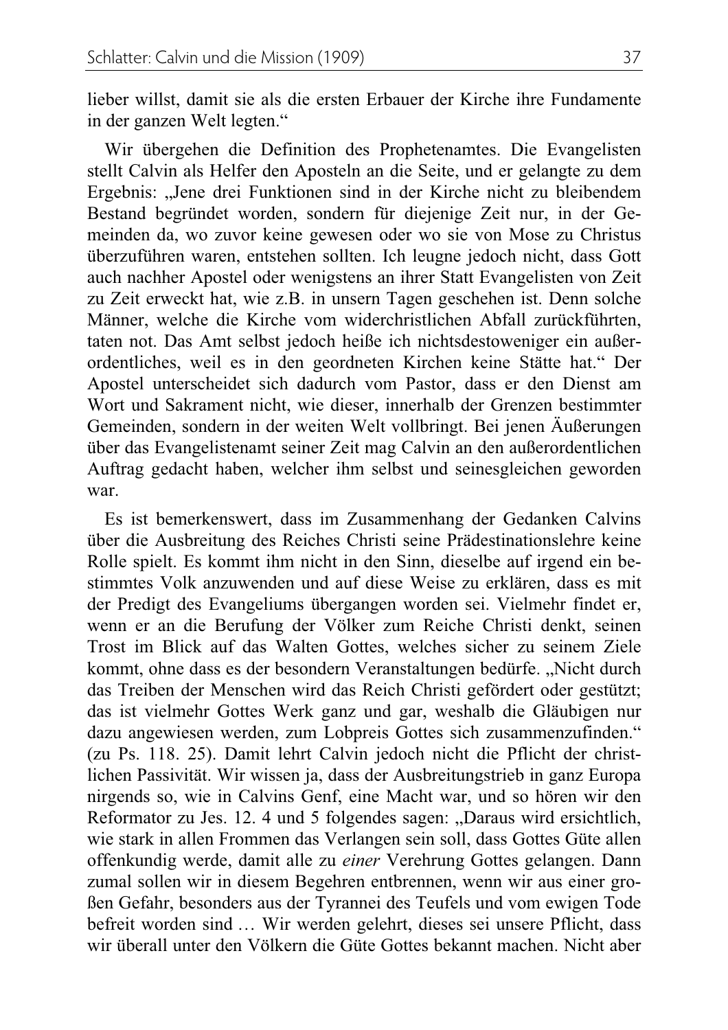lieber willst, damit sie als die ersten Erbauer der Kirche ihre Fundamente in der ganzen Welt legten."

Wir übergehen die Definition des Prophetenamtes. Die Evangelisten stellt Calvin als Helfer den Aposteln an die Seite, und er gelangte zu dem Ergebnis: „Jene drei Funktionen sind in der Kirche nicht zu bleibendem Bestand begründet worden, sondern für diejenige Zeit nur, in der Gemeinden da, wo zuvor keine gewesen oder wo sie von Mose zu Christus überzuführen waren, entstehen sollten. Ich leugne jedoch nicht, dass Gott auch nachher Apostel oder wenigstens an ihrer Statt Evangelisten von Zeit zu Zeit erweckt hat, wie z.B. in unsern Tagen geschehen ist. Denn solche Männer, welche die Kirche vom widerchristlichen Abfall zurückführten, taten not. Das Amt selbst jedoch heiße ich nichtsdestoweniger ein außerordentliches, weil es in den geordneten Kirchen keine Stätte hat." Der Apostel unterscheidet sich dadurch vom Pastor, dass er den Dienst am Wort und Sakrament nicht, wie dieser, innerhalb der Grenzen bestimmter Gemeinden, sondern in der weiten Welt vollbringt. Bei jenen Äußerungen über das Evangelistenamt seiner Zeit mag Calvin an den außerordentlichen Auftrag gedacht haben, welcher ihm selbst und seinesgleichen geworden war.

Es ist bemerkenswert, dass im Zusammenhang der Gedanken Calvins über die Ausbreitung des Reiches Christi seine Prädestinationslehre keine Rolle spielt. Es kommt ihm nicht in den Sinn, dieselbe auf irgend ein bestimmtes Volk anzuwenden und auf diese Weise zu erklären, dass es mit der Predigt des Evangeliums übergangen worden sei. Vielmehr findet er, wenn er an die Berufung der Völker zum Reiche Christi denkt, seinen Trost im Blick auf das Walten Gottes, welches sicher zu seinem Ziele kommt, ohne dass es der besondern Veranstaltungen bedürfe. „Nicht durch das Treiben der Menschen wird das Reich Christi gefördert oder gestützt; das ist vielmehr Gottes Werk ganz und gar, weshalb die Gläubigen nur dazu angewiesen werden, zum Lobpreis Gottes sich zusammenzufinden." (zu Ps. 118. 25). Damit lehrt Calvin jedoch nicht die Pflicht der christlichen Passivität. Wir wissen ja, dass der Ausbreitungstrieb in ganz Europa nirgends so, wie in Calvins Genf, eine Macht war, und so hören wir den Reformator zu Jes. 12. 4 und 5 folgendes sagen: „Daraus wird ersichtlich, wie stark in allen Frommen das Verlangen sein soll, dass Gottes Güte allen offenkundig werde, damit alle zu *einer* Verehrung Gottes gelangen. Dann zumal sollen wir in diesem Begehren entbrennen, wenn wir aus einer großen Gefahr, besonders aus der Tyrannei des Teufels und vom ewigen Tode befreit worden sind … Wir werden gelehrt, dieses sei unsere Pflicht, dass wir überall unter den Völkern die Güte Gottes bekannt machen. Nicht aber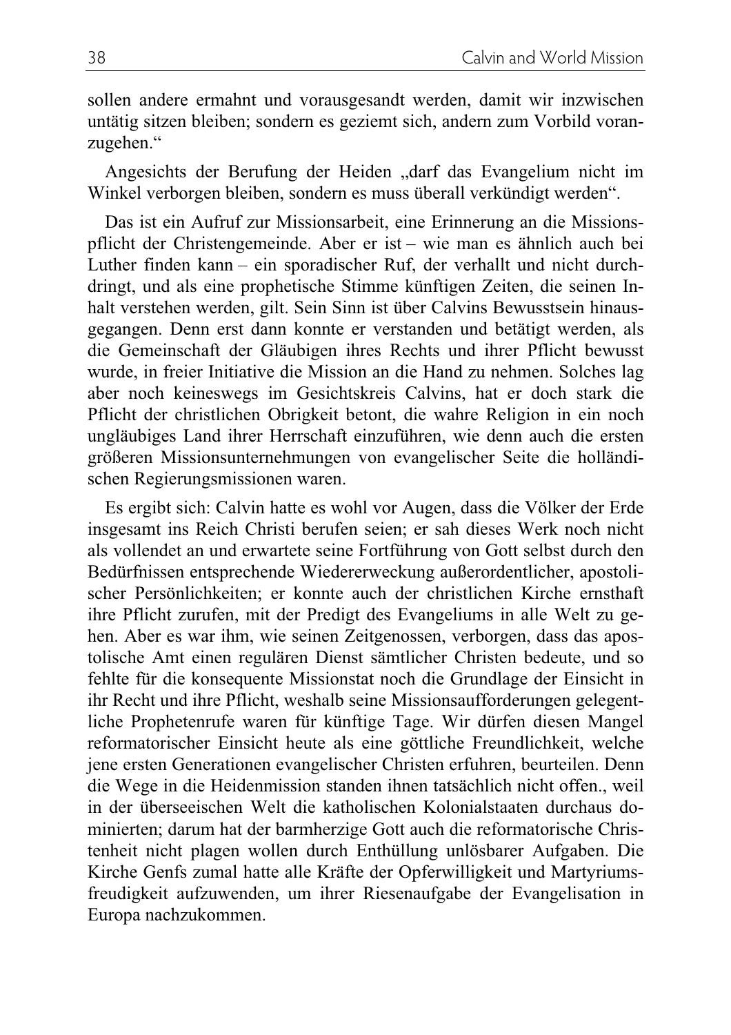sollen andere ermahnt und vorausgesandt werden, damit wir inzwischen untätig sitzen bleiben; sondern es geziemt sich, andern zum Vorbild voranzugehen."

Angesichts der Berufung der Heiden „darf das Evangelium nicht im Winkel verborgen bleiben, sondern es muss überall verkündigt werden".

Das ist ein Aufruf zur Missionsarbeit, eine Erinnerung an die Missionspflicht der Christengemeinde. Aber er ist – wie man es ähnlich auch bei Luther finden kann – ein sporadischer Ruf, der verhallt und nicht durchdringt, und als eine prophetische Stimme künftigen Zeiten, die seinen Inhalt verstehen werden, gilt. Sein Sinn ist über Calvins Bewusstsein hinausgegangen. Denn erst dann konnte er verstanden und betätigt werden, als die Gemeinschaft der Gläubigen ihres Rechts und ihrer Pflicht bewusst wurde, in freier Initiative die Mission an die Hand zu nehmen. Solches lag aber noch keineswegs im Gesichtskreis Calvins, hat er doch stark die Pflicht der christlichen Obrigkeit betont, die wahre Religion in ein noch ungläubiges Land ihrer Herrschaft einzuführen, wie denn auch die ersten größeren Missionsunternehmungen von evangelischer Seite die holländischen Regierungsmissionen waren.

Es ergibt sich: Calvin hatte es wohl vor Augen, dass die Völker der Erde insgesamt ins Reich Christi berufen seien; er sah dieses Werk noch nicht als vollendet an und erwartete seine Fortführung von Gott selbst durch den Bedürfnissen entsprechende Wiedererweckung außerordentlicher, apostolischer Persönlichkeiten; er konnte auch der christlichen Kirche ernsthaft ihre Pflicht zurufen, mit der Predigt des Evangeliums in alle Welt zu gehen. Aber es war ihm, wie seinen Zeitgenossen, verborgen, dass das apostolische Amt einen regulären Dienst sämtlicher Christen bedeute, und so fehlte für die konsequente Missionstat noch die Grundlage der Einsicht in ihr Recht und ihre Pflicht, weshalb seine Missionsaufforderungen gelegentliche Prophetenrufe waren für künftige Tage. Wir dürfen diesen Mangel reformatorischer Einsicht heute als eine göttliche Freundlichkeit, welche jene ersten Generationen evangelischer Christen erfuhren, beurteilen. Denn die Wege in die Heidenmission standen ihnen tatsächlich nicht offen., weil in der überseeischen Welt die katholischen Kolonialstaaten durchaus dominierten; darum hat der barmherzige Gott auch die reformatorische Christenheit nicht plagen wollen durch Enthüllung unlösbarer Aufgaben. Die Kirche Genfs zumal hatte alle Kräfte der Opferwilligkeit und Martyriumsfreudigkeit aufzuwenden, um ihrer Riesenaufgabe der Evangelisation in Europa nachzukommen.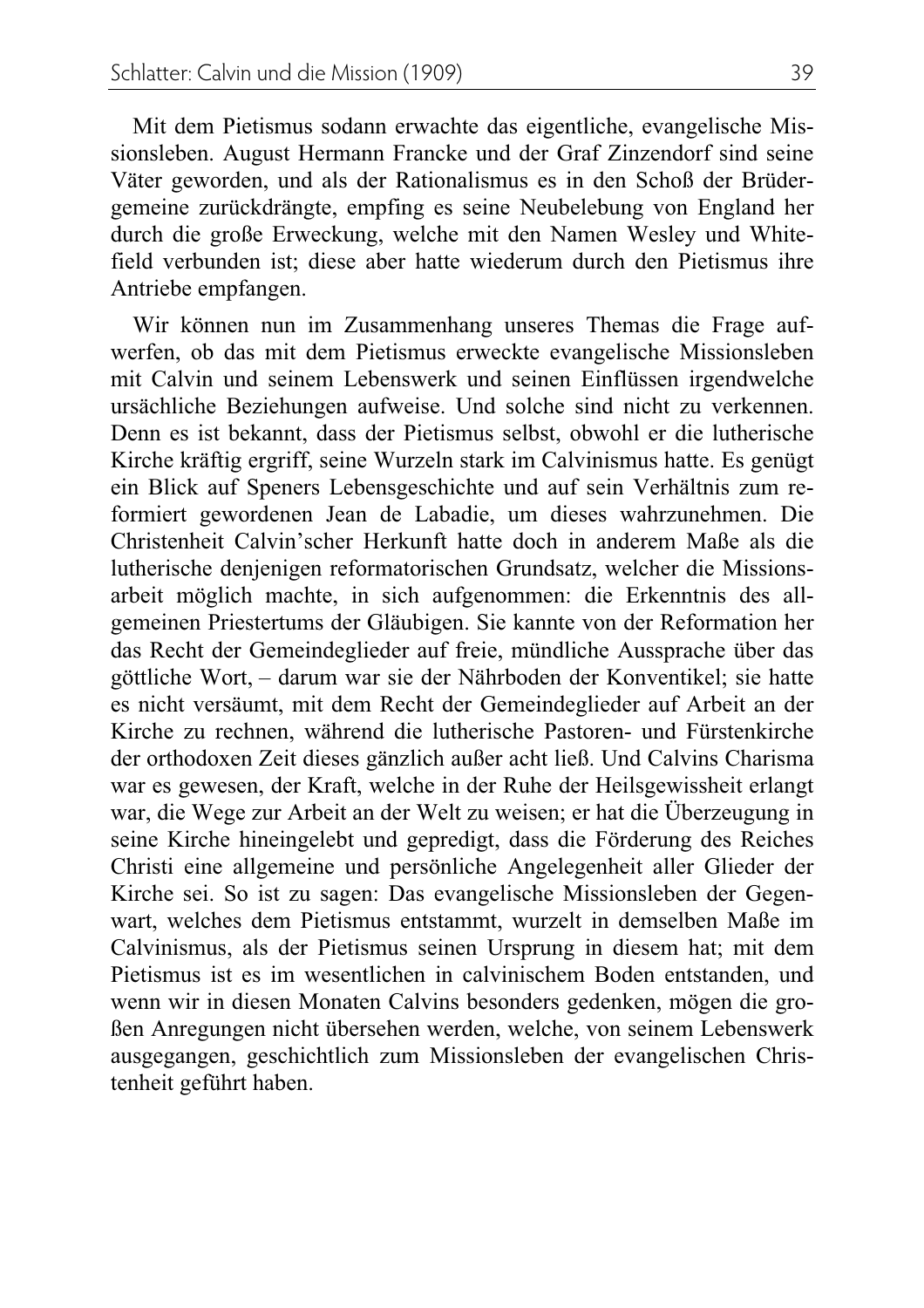Mit dem Pietismus sodann erwachte das eigentliche, evangelische Missionsleben. August Hermann Francke und der Graf Zinzendorf sind seine Väter geworden, und als der Rationalismus es in den Schoß der Brüdergemeine zurückdrängte, empfing es seine Neubelebung von England her durch die große Erweckung, welche mit den Namen Wesley und Whitefield verbunden ist; diese aber hatte wiederum durch den Pietismus ihre Antriebe empfangen.

Wir können nun im Zusammenhang unseres Themas die Frage aufwerfen, ob das mit dem Pietismus erweckte evangelische Missionsleben mit Calvin und seinem Lebenswerk und seinen Einflüssen irgendwelche ursächliche Beziehungen aufweise. Und solche sind nicht zu verkennen. Denn es ist bekannt, dass der Pietismus selbst, obwohl er die lutherische Kirche kräftig ergriff, seine Wurzeln stark im Calvinismus hatte. Es genügt ein Blick auf Speners Lebensgeschichte und auf sein Verhältnis zum reformiert gewordenen Jean de Labadie, um dieses wahrzunehmen. Die Christenheit Calvin'scher Herkunft hatte doch in anderem Maße als die lutherische denjenigen reformatorischen Grundsatz, welcher die Missionsarbeit möglich machte, in sich aufgenommen: die Erkenntnis des allgemeinen Priestertums der Gläubigen. Sie kannte von der Reformation her das Recht der Gemeindeglieder auf freie, mündliche Aussprache über das göttliche Wort, – darum war sie der Nährboden der Konventikel; sie hatte es nicht versäumt, mit dem Recht der Gemeindeglieder auf Arbeit an der Kirche zu rechnen, während die lutherische Pastoren- und Fürstenkirche der orthodoxen Zeit dieses gänzlich außer acht ließ. Und Calvins Charisma war es gewesen, der Kraft, welche in der Ruhe der Heilsgewissheit erlangt war, die Wege zur Arbeit an der Welt zu weisen; er hat die Überzeugung in seine Kirche hineingelebt und gepredigt, dass die Förderung des Reiches Christi eine allgemeine und persönliche Angelegenheit aller Glieder der Kirche sei. So ist zu sagen: Das evangelische Missionsleben der Gegenwart, welches dem Pietismus entstammt, wurzelt in demselben Maße im Calvinismus, als der Pietismus seinen Ursprung in diesem hat; mit dem Pietismus ist es im wesentlichen in calvinischem Boden entstanden, und wenn wir in diesen Monaten Calvins besonders gedenken, mögen die großen Anregungen nicht übersehen werden, welche, von seinem Lebenswerk ausgegangen, geschichtlich zum Missionsleben der evangelischen Christenheit geführt haben.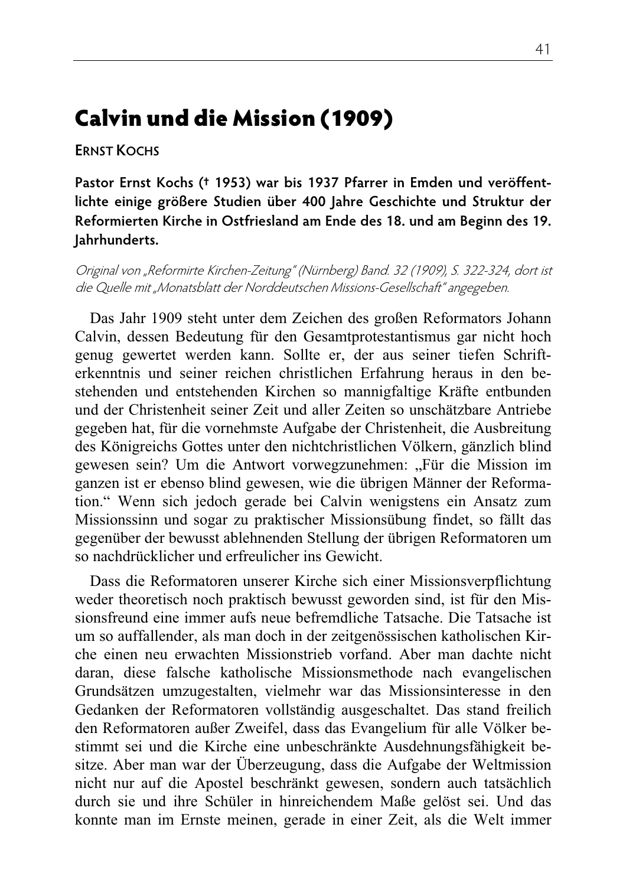# Calvin und die Mission (1909)

**ERNST KOCHS**

**Pastor Ernst Kochs († 1953) war bis 1937 Pfarrer in Emden und veröffentlichte einige größere Studien über 400 Jahre Geschichte und Struktur der Reformierten Kirche in Ostfriesland am Ende des 18. und am Beginn des 19. Jahrhunderts.**

*Original von „Reformirte Kirchen-Zeitung" (Nürnberg) Band. 32 (1909), S. 322-324, dort ist die Quelle mit „Monatsblatt der Norddeutschen Missions-Gesellschaft" angegeben.*

Das Jahr 1909 steht unter dem Zeichen des großen Reformators Johann Calvin, dessen Bedeutung für den Gesamtprotestantismus gar nicht hoch genug gewertet werden kann. Sollte er, der aus seiner tiefen Schrifterkenntnis und seiner reichen christlichen Erfahrung heraus in den bestehenden und entstehenden Kirchen so mannigfaltige Kräfte entbunden und der Christenheit seiner Zeit und aller Zeiten so unschätzbare Antriebe gegeben hat, für die vornehmste Aufgabe der Christenheit, die Ausbreitung des Königreichs Gottes unter den nichtchristlichen Völkern, gänzlich blind gewesen sein? Um die Antwort vorwegzunehmen: „Für die Mission im ganzen ist er ebenso blind gewesen, wie die übrigen Männer der Reformation." Wenn sich jedoch gerade bei Calvin wenigstens ein Ansatz zum Missionssinn und sogar zu praktischer Missionsübung findet, so fällt das gegenüber der bewusst ablehnenden Stellung der übrigen Reformatoren um so nachdrücklicher und erfreulicher ins Gewicht.

Dass die Reformatoren unserer Kirche sich einer Missionsverpflichtung weder theoretisch noch praktisch bewusst geworden sind, ist für den Missionsfreund eine immer aufs neue befremdliche Tatsache. Die Tatsache ist um so auffallender, als man doch in der zeitgenössischen katholischen Kirche einen neu erwachten Missionstrieb vorfand. Aber man dachte nicht daran, diese falsche katholische Missionsmethode nach evangelischen Grundsätzen umzugestalten, vielmehr war das Missionsinteresse in den Gedanken der Reformatoren vollständig ausgeschaltet. Das stand freilich den Reformatoren außer Zweifel, dass das Evangelium für alle Völker bestimmt sei und die Kirche eine unbeschränkte Ausdehnungsfähigkeit besitze. Aber man war der Überzeugung, dass die Aufgabe der Weltmission nicht nur auf die Apostel beschränkt gewesen, sondern auch tatsächlich durch sie und ihre Schüler in hinreichendem Maße gelöst sei. Und das konnte man im Ernste meinen, gerade in einer Zeit, als die Welt immer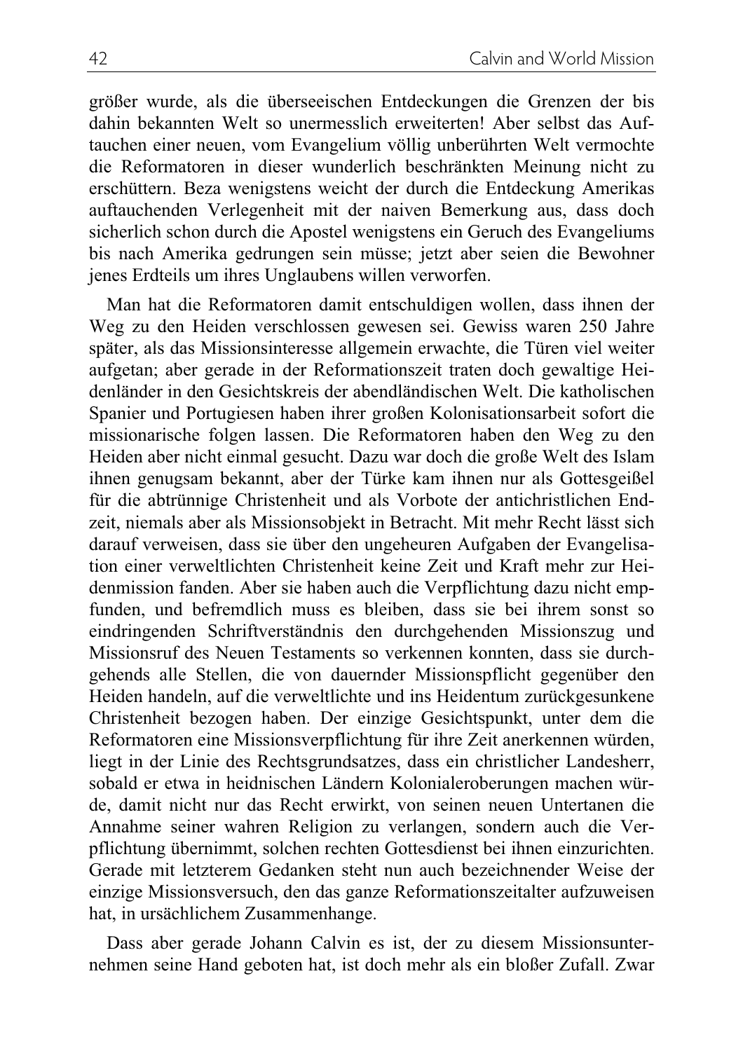größer wurde, als die überseeischen Entdeckungen die Grenzen der bis dahin bekannten Welt so unermesslich erweiterten! Aber selbst das Auftauchen einer neuen, vom Evangelium völlig unberührten Welt vermochte die Reformatoren in dieser wunderlich beschränkten Meinung nicht zu erschüttern. Beza wenigstens weicht der durch die Entdeckung Amerikas auftauchenden Verlegenheit mit der naiven Bemerkung aus, dass doch sicherlich schon durch die Apostel wenigstens ein Geruch des Evangeliums bis nach Amerika gedrungen sein müsse; jetzt aber seien die Bewohner jenes Erdteils um ihres Unglaubens willen verworfen.

Man hat die Reformatoren damit entschuldigen wollen, dass ihnen der Weg zu den Heiden verschlossen gewesen sei. Gewiss waren 250 Jahre später, als das Missionsinteresse allgemein erwachte, die Türen viel weiter aufgetan; aber gerade in der Reformationszeit traten doch gewaltige Heidenländer in den Gesichtskreis der abendländischen Welt. Die katholischen Spanier und Portugiesen haben ihrer großen Kolonisationsarbeit sofort die missionarische folgen lassen. Die Reformatoren haben den Weg zu den Heiden aber nicht einmal gesucht. Dazu war doch die große Welt des Islam ihnen genugsam bekannt, aber der Türke kam ihnen nur als Gottesgeißel für die abtrünnige Christenheit und als Vorbote der antichristlichen Endzeit, niemals aber als Missionsobjekt in Betracht. Mit mehr Recht lässt sich darauf verweisen, dass sie über den ungeheuren Aufgaben der Evangelisation einer verweltlichten Christenheit keine Zeit und Kraft mehr zur Heidenmission fanden. Aber sie haben auch die Verpflichtung dazu nicht empfunden, und befremdlich muss es bleiben, dass sie bei ihrem sonst so eindringenden Schriftverständnis den durchgehenden Missionszug und Missionsruf des Neuen Testaments so verkennen konnten, dass sie durchgehends alle Stellen, die von dauernder Missionspflicht gegenüber den Heiden handeln, auf die verweltlichte und ins Heidentum zurückgesunkene Christenheit bezogen haben. Der einzige Gesichtspunkt, unter dem die Reformatoren eine Missionsverpflichtung für ihre Zeit anerkennen würden, liegt in der Linie des Rechtsgrundsatzes, dass ein christlicher Landesherr, sobald er etwa in heidnischen Ländern Kolonialeroberungen machen würde, damit nicht nur das Recht erwirkt, von seinen neuen Untertanen die Annahme seiner wahren Religion zu verlangen, sondern auch die Verpflichtung übernimmt, solchen rechten Gottesdienst bei ihnen einzurichten. Gerade mit letzterem Gedanken steht nun auch bezeichnender Weise der einzige Missionsversuch, den das ganze Reformationszeitalter aufzuweisen hat, in ursächlichem Zusammenhange.

Dass aber gerade Johann Calvin es ist, der zu diesem Missionsunternehmen seine Hand geboten hat, ist doch mehr als ein bloßer Zufall. Zwar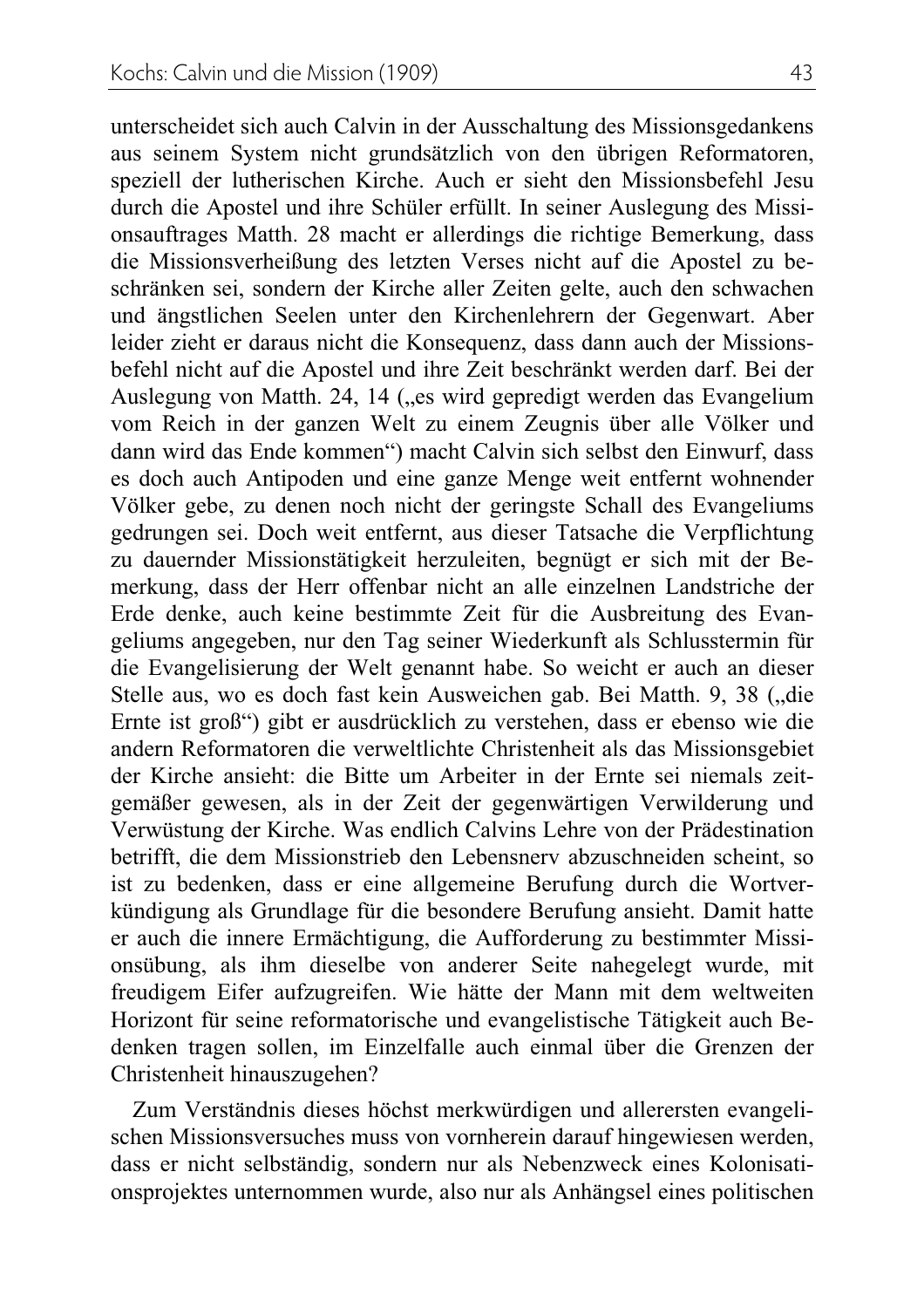unterscheidet sich auch Calvin in der Ausschaltung des Missionsgedankens aus seinem System nicht grundsätzlich von den übrigen Reformatoren, speziell der lutherischen Kirche. Auch er sieht den Missionsbefehl Jesu durch die Apostel und ihre Schüler erfüllt. In seiner Auslegung des Missionsauftrages Matth. 28 macht er allerdings die richtige Bemerkung, dass die Missionsverheißung des letzten Verses nicht auf die Apostel zu beschränken sei, sondern der Kirche aller Zeiten gelte, auch den schwachen und ängstlichen Seelen unter den Kirchenlehrern der Gegenwart. Aber leider zieht er daraus nicht die Konsequenz, dass dann auch der Missionsbefehl nicht auf die Apostel und ihre Zeit beschränkt werden darf. Bei der Auslegung von Matth. 24, 14 („es wird gepredigt werden das Evangelium vom Reich in der ganzen Welt zu einem Zeugnis über alle Völker und dann wird das Ende kommen") macht Calvin sich selbst den Einwurf, dass es doch auch Antipoden und eine ganze Menge weit entfernt wohnender Völker gebe, zu denen noch nicht der geringste Schall des Evangeliums gedrungen sei. Doch weit entfernt, aus dieser Tatsache die Verpflichtung zu dauernder Missionstätigkeit herzuleiten, begnügt er sich mit der Bemerkung, dass der Herr offenbar nicht an alle einzelnen Landstriche der Erde denke, auch keine bestimmte Zeit für die Ausbreitung des Evangeliums angegeben, nur den Tag seiner Wiederkunft als Schlusstermin für die Evangelisierung der Welt genannt habe. So weicht er auch an dieser Stelle aus, wo es doch fast kein Ausweichen gab. Bei Matth. 9, 38 („die Ernte ist groß") gibt er ausdrücklich zu verstehen, dass er ebenso wie die andern Reformatoren die verweltlichte Christenheit als das Missionsgebiet der Kirche ansieht: die Bitte um Arbeiter in der Ernte sei niemals zeitgemäßer gewesen, als in der Zeit der gegenwärtigen Verwilderung und Verwüstung der Kirche. Was endlich Calvins Lehre von der Prädestination betrifft, die dem Missionstrieb den Lebensnerv abzuschneiden scheint, so ist zu bedenken, dass er eine allgemeine Berufung durch die Wortverkündigung als Grundlage für die besondere Berufung ansieht. Damit hatte er auch die innere Ermächtigung, die Aufforderung zu bestimmter Missionsübung, als ihm dieselbe von anderer Seite nahegelegt wurde, mit freudigem Eifer aufzugreifen. Wie hätte der Mann mit dem weltweiten Horizont für seine reformatorische und evangelistische Tätigkeit auch Bedenken tragen sollen, im Einzelfalle auch einmal über die Grenzen der Christenheit hinauszugehen?

Zum Verständnis dieses höchst merkwürdigen und allerersten evangelischen Missionsversuches muss von vornherein darauf hingewiesen werden, dass er nicht selbständig, sondern nur als Nebenzweck eines Kolonisationsprojektes unternommen wurde, also nur als Anhängsel eines politischen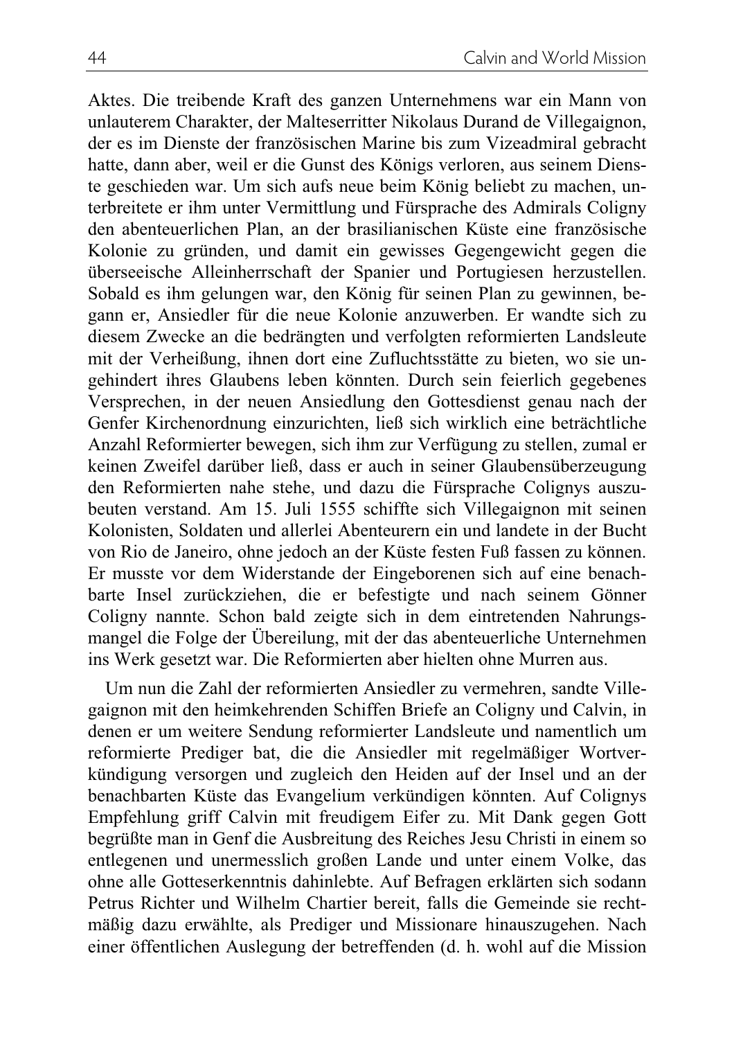Aktes. Die treibende Kraft des ganzen Unternehmens war ein Mann von unlauterem Charakter, der Malteserritter Nikolaus Durand de Villegaignon, der es im Dienste der französischen Marine bis zum Vizeadmiral gebracht hatte, dann aber, weil er die Gunst des Königs verloren, aus seinem Dienste geschieden war. Um sich aufs neue beim König beliebt zu machen, unterbreitete er ihm unter Vermittlung und Fürsprache des Admirals Coligny den abenteuerlichen Plan, an der brasilianischen Küste eine französische Kolonie zu gründen, und damit ein gewisses Gegengewicht gegen die überseeische Alleinherrschaft der Spanier und Portugiesen herzustellen. Sobald es ihm gelungen war, den König für seinen Plan zu gewinnen, begann er, Ansiedler für die neue Kolonie anzuwerben. Er wandte sich zu diesem Zwecke an die bedrängten und verfolgten reformierten Landsleute mit der Verheißung, ihnen dort eine Zufluchtsstätte zu bieten, wo sie ungehindert ihres Glaubens leben könnten. Durch sein feierlich gegebenes Versprechen, in der neuen Ansiedlung den Gottesdienst genau nach der Genfer Kirchenordnung einzurichten, ließ sich wirklich eine beträchtliche Anzahl Reformierter bewegen, sich ihm zur Verfügung zu stellen, zumal er keinen Zweifel darüber ließ, dass er auch in seiner Glaubensüberzeugung den Reformierten nahe stehe, und dazu die Fürsprache Colignys auszubeuten verstand. Am 15. Juli 1555 schiffte sich Villegaignon mit seinen Kolonisten, Soldaten und allerlei Abenteurern ein und landete in der Bucht von Rio de Janeiro, ohne jedoch an der Küste festen Fuß fassen zu können. Er musste vor dem Widerstande der Eingeborenen sich auf eine benachbarte Insel zurückziehen, die er befestigte und nach seinem Gönner Coligny nannte. Schon bald zeigte sich in dem eintretenden Nahrungsmangel die Folge der Übereilung, mit der das abenteuerliche Unternehmen ins Werk gesetzt war. Die Reformierten aber hielten ohne Murren aus.

Um nun die Zahl der reformierten Ansiedler zu vermehren, sandte Villegaignon mit den heimkehrenden Schiffen Briefe an Coligny und Calvin, in denen er um weitere Sendung reformierter Landsleute und namentlich um reformierte Prediger bat, die die Ansiedler mit regelmäßiger Wortverkündigung versorgen und zugleich den Heiden auf der Insel und an der benachbarten Küste das Evangelium verkündigen könnten. Auf Colignys Empfehlung griff Calvin mit freudigem Eifer zu. Mit Dank gegen Gott begrüßte man in Genf die Ausbreitung des Reiches Jesu Christi in einem so entlegenen und unermesslich großen Lande und unter einem Volke, das ohne alle Gotteserkenntnis dahinlebte. Auf Befragen erklärten sich sodann Petrus Richter und Wilhelm Chartier bereit, falls die Gemeinde sie rechtmäßig dazu erwählte, als Prediger und Missionare hinauszuziehen. Nach einer öffentlichen Auslegung der betreffenden (d. h. wohl auf die Mission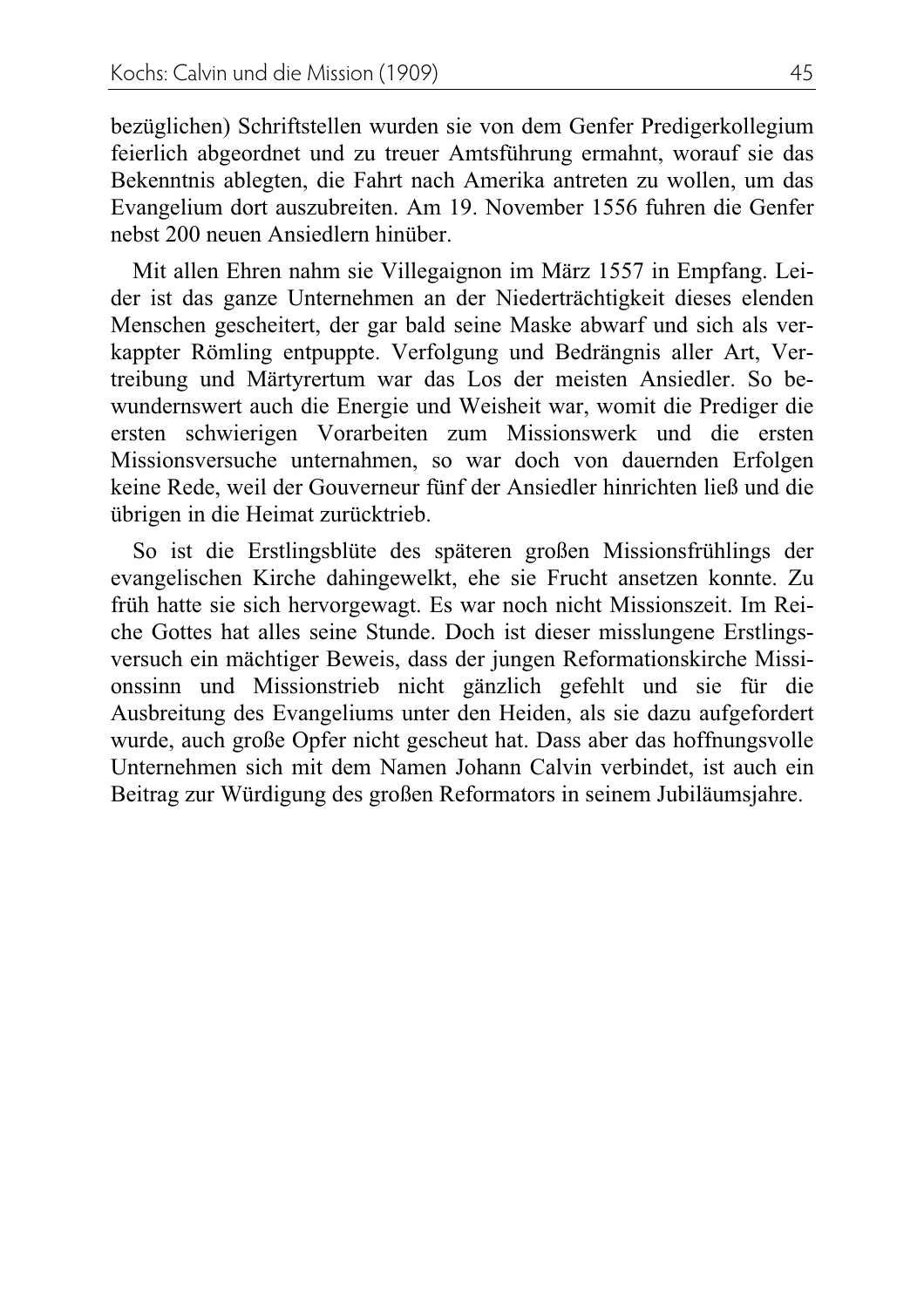bezüglichen) Schriftstellen wurden sie von dem Genfer Predigerkollegium feierlich abgeordnet und zu treuer Amtsführung ermahnt, worauf sie das Bekenntnis ablegten, die Fahrt nach Amerika antreten zu wollen, um das Evangelium dort auszubreiten. Am 19. November 1556 fuhren die Genfer nebst 200 neuen Ansiedlern hinüber.

Mit allen Ehren nahm sie Villegaignon im März 1557 in Empfang. Leider ist das ganze Unternehmen an der Niederträchtigkeit dieses elenden Menschen gescheitert, der gar bald seine Maske abwarf und sich als verkappter Römling entpuppte. Verfolgung und Bedrängnis aller Art, Vertreibung und Märtyrertum war das Los der meisten Ansiedler. So bewundernswert auch die Energie und Weisheit war, womit die Prediger die ersten schwierigen Vorarbeiten zum Missionswerk und die ersten Missionsversuche unternahmen, so war doch von dauernden Erfolgen keine Rede, weil der Gouverneur fünf der Ansiedler hinrichten ließ und die übrigen in die Heimat zurücktrieb.

So ist die Erstlingsblüte des späteren großen Missionsfrühlings der evangelischen Kirche dahingewelkt, ehe sie Frucht ansetzen konnte. Zu früh hatte sie sich hervorgewagt. Es war noch nicht Missionszeit. Im Reiche Gottes hat alles seine Stunde. Doch ist dieser misslungene Erstlingsversuch ein mächtiger Beweis, dass der jungen Reformationskirche Missionssinn und Missionstrieb nicht gänzlich gefehlt und sie für die Ausbreitung des Evangeliums unter den Heiden, als sie dazu aufgefordert wurde, auch große Opfer nicht gescheut hat. Dass aber das hoffnungsvolle Unternehmen sich mit dem Namen Johann Calvin verbindet, ist auch ein Beitrag zur Würdigung des großen Reformators in seinem Jubiläumsjahre.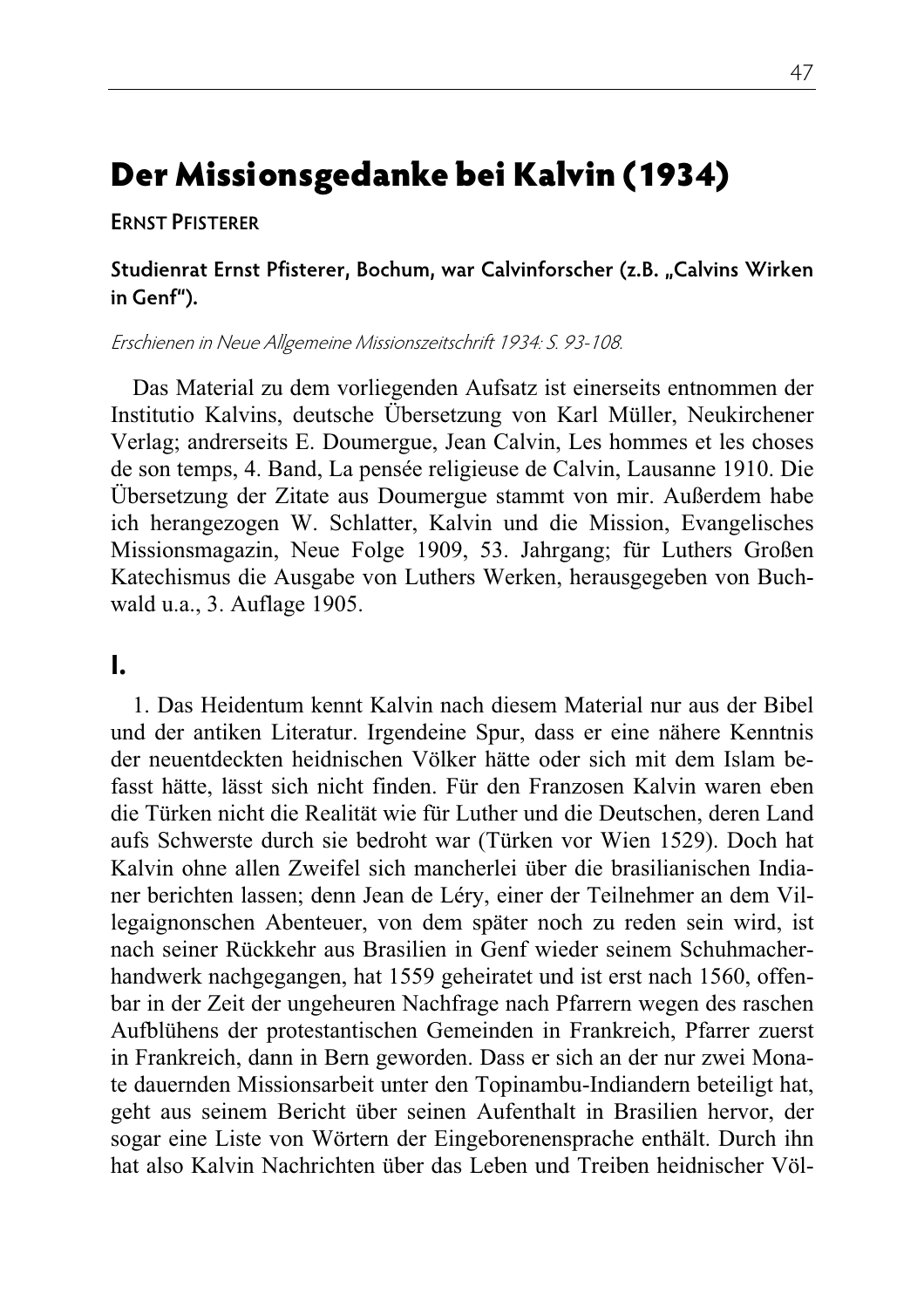# Der Missionsgedanke bei Kalvin (1934)

**ERNST PFISTERER**

**Studienrat Ernst Pfisterer, Bochum, war Calvinforscher (z.B. „Calvins Wirken in Genf").**

*Erschienen in Neue Allgemeine Missionszeitschrift 1934: S. 93-108.*

Das Material zu dem vorliegenden Aufsatz ist einerseits entnommen der Institutio Kalvins, deutsche Übersetzung von Karl Müller, Neukirchener Verlag; andrerseits E. Doumergue, Jean Calvin, Les hommes et les choses de son temps, 4. Band, La pensée religieuse de Calvin, Lausanne 1910. Die Übersetzung der Zitate aus Doumergue stammt von mir. Außerdem habe ich herangezogen W. Schlatter, Kalvin und die Mission, Evangelisches Missionsmagazin, Neue Folge 1909, 53. Jahrgang; für Luthers Großen Katechismus die Ausgabe von Luthers Werken, herausgegeben von Buchwald u.a., 3. Auflage 1905.

## I.

1. Das Heidentum kennt Kalvin nach diesem Material nur aus der Bibel und der antiken Literatur. Irgendeine Spur, dass er eine nähere Kenntnis der neuentdeckten heidnischen Völker hätte oder sich mit dem Islam befasst hätte, lässt sich nicht finden. Für den Franzosen Kalvin waren eben die Türken nicht die Realität wie für Luther und die Deutschen, deren Land aufs Schwerste durch sie bedroht war (Türken vor Wien 1529). Doch hat Kalvin ohne allen Zweifel sich mancherlei über die brasilianischen Indianer berichten lassen; denn Jean de Léry, einer der Teilnehmer an dem Villegaignonschen Abenteuer, von dem später noch zu reden sein wird, ist nach seiner Rückkehr aus Brasilien in Genf wieder seinem Schuhmacherhandwerk nachgegangen, hat 1559 geheiratet und ist erst nach 1560, offenbar in der Zeit der ungeheuren Nachfrage nach Pfarrern wegen des raschen Aufblühens der protestantischen Gemeinden in Frankreich, Pfarrer zuerst in Frankreich, dann in Bern geworden. Dass er sich an der nur zwei Monate dauernden Missionsarbeit unter den Topinambu-Indiandern beteiligt hat, geht aus seinem Bericht über seinen Aufenthalt in Brasilien hervor, der sogar eine Liste von Wörtern der Eingeborenensprache enthält. Durch ihn hat also Kalvin Nachrichten über das Leben und Treiben heidnischer Völ-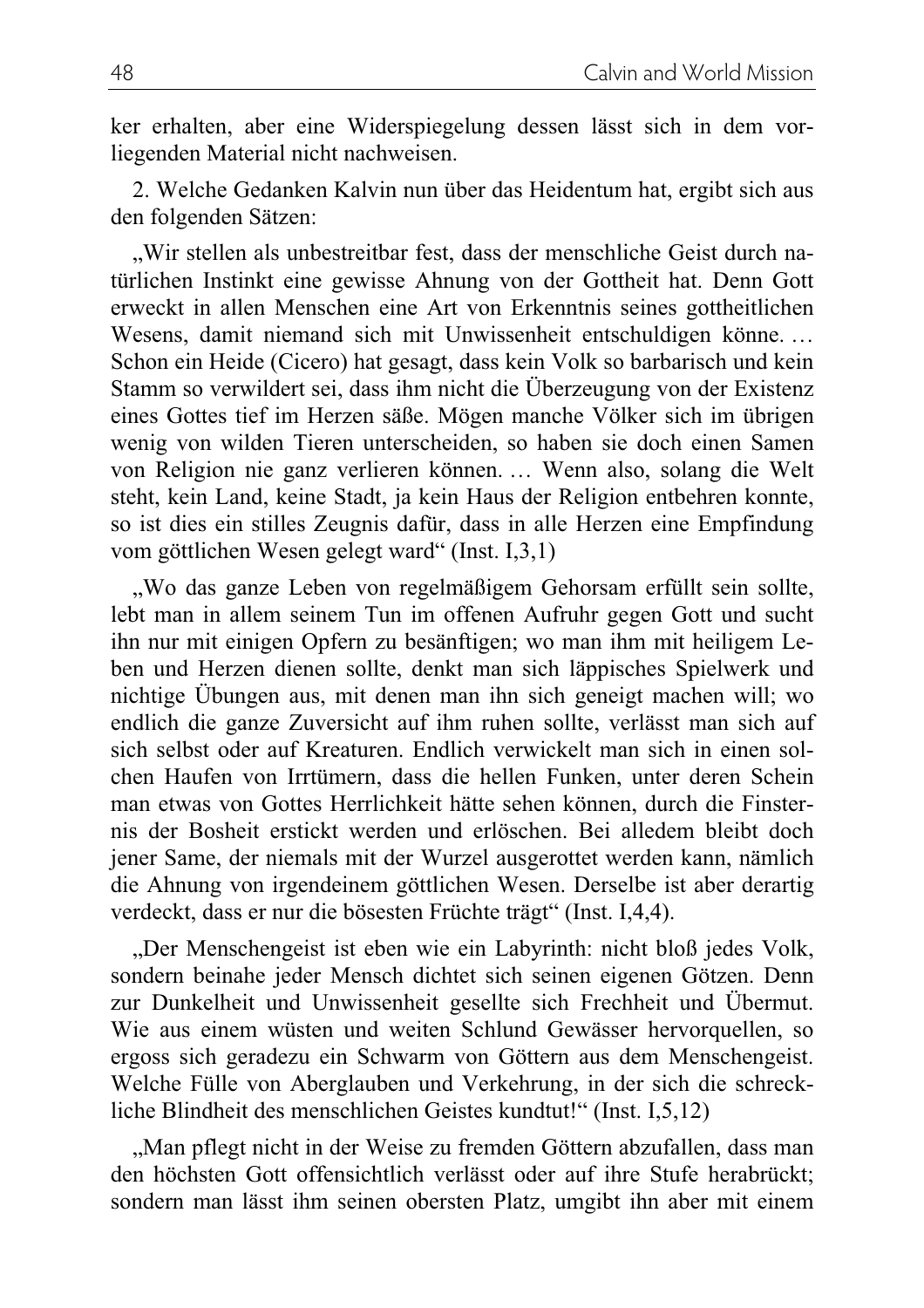ker erhalten, aber eine Widerspiegelung dessen lässt sich in dem vorliegenden Material nicht nachweisen.

2. Welche Gedanken Kalvin nun über das Heidentum hat, ergibt sich aus den folgenden Sätzen:

„Wir stellen als unbestreitbar fest, dass der menschliche Geist durch natürlichen Instinkt eine gewisse Ahnung von der Gottheit hat. Denn Gott erweckt in allen Menschen eine Art von Erkenntnis seines gottheitlichen Wesens, damit niemand sich mit Unwissenheit entschuldigen könne. … Schon ein Heide (Cicero) hat gesagt, dass kein Volk so barbarisch und kein Stamm so verwildert sei, dass ihm nicht die Überzeugung von der Existenz eines Gottes tief im Herzen säße. Mögen manche Völker sich im übrigen wenig von wilden Tieren unterscheiden, so haben sie doch einen Samen von Religion nie ganz verlieren können. … Wenn also, solang die Welt steht, kein Land, keine Stadt, ja kein Haus der Religion entbehren konnte, so ist dies ein stilles Zeugnis dafür, dass in alle Herzen eine Empfindung vom göttlichen Wesen gelegt ward“ (Inst. I,3,1)

„Wo das ganze Leben von regelmäßigem Gehorsam erfüllt sein sollte, lebt man in allem seinem Tun im offenen Aufruhr gegen Gott und sucht ihn nur mit einigen Opfern zu besänftigen; wo man ihm mit heiligem Leben und Herzen dienen sollte, denkt man sich läppisches Spielwerk und nichtige Übungen aus, mit denen man ihn sich geneigt machen will; wo endlich die ganze Zuversicht auf ihm ruhen sollte, verlässt man sich auf sich selbst oder auf Kreaturen. Endlich verwickelt man sich in einen solchen Haufen von Irrtümern, dass die hellen Funken, unter deren Schein man etwas von Gottes Herrlichkeit hätte sehen können, durch die Finsternis der Bosheit erstickt werden und erlöschen. Bei alledem bleibt doch jener Same, der niemals mit der Wurzel ausgerottet werden kann, nämlich die Ahnung von irgendeinem göttlichen Wesen. Derselbe ist aber derartig verdeckt, dass er nur die bösesten Früchte trägt“ (Inst. I,4,4).

„Der Menschengeist ist eben wie ein Labyrinth: nicht bloß jedes Volk, sondern beinahe jeder Mensch dichtet sich seinen eigenen Götzen. Denn zur Dunkelheit und Unwissenheit gesellte sich Frechheit und Übermut. Wie aus einem wüsten und weiten Schlund Gewässer hervorquellen, so ergoss sich geradezu ein Schwarm von Göttern aus dem Menschengeist. Welche Fülle von Aberglauben und Verkehrung, in der sich die schreckliche Blindheit des menschlichen Geistes kundtut!“ (Inst. I,5,12)

„Man pflegt nicht in der Weise zu fremden Göttern abzufallen, dass man den höchsten Gott offensichtlich verlässt oder auf ihre Stufe herabrückt; sondern man lässt ihm seinen obersten Platz, umgibt ihn aber mit einem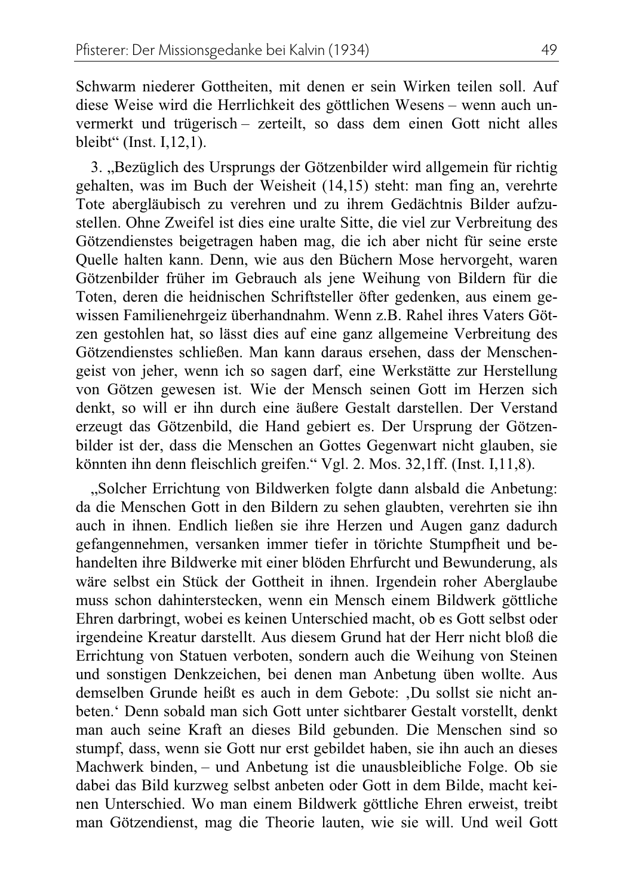Schwarm niederer Gottheiten, mit denen er sein Wirken teilen soll. Auf diese Weise wird die Herrlichkeit des göttlichen Wesens – wenn auch unvermerkt und trügerisch – zerteilt, so dass dem einen Gott nicht alles bleibt“ (Inst. I,12,1).

3. „Bezüglich des Ursprungs der Götzenbilder wird allgemein für richtig gehalten, was im Buch der Weisheit (14,15) steht: man fing an, verehrte Tote abergläubisch zu verehren und zu ihrem Gedächtnis Bilder aufzustellen. Ohne Zweifel ist dies eine uralte Sitte, die viel zur Verbreitung des Götzendienstes beigetragen haben mag, die ich aber nicht für seine erste Quelle halten kann. Denn, wie aus den Büchern Mose hervorgeht, waren Götzenbilder früher im Gebrauch als jene Weihung von Bildern für die Toten, deren die heidnischen Schriftsteller öfter gedenken, aus einem gewissen Familienehrgeiz überhandnahm. Wenn z.B. Rahel ihres Vaters Götzen gestohlen hat, so lässt dies auf eine ganz allgemeine Verbreitung des Götzendienstes schließen. Man kann daraus ersehen, dass der Menschengeist von jeher, wenn ich so sagen darf, eine Werkstätte zur Herstellung von Götzen gewesen ist. Wie der Mensch seinen Gott im Herzen sich denkt, so will er ihn durch eine äußere Gestalt darstellen. Der Verstand erzeugt das Götzenbild, die Hand gebiert es. Der Ursprung der Götzenbilder ist der, dass die Menschen an Gottes Gegenwart nicht glauben, sie könnten ihn denn fleischlich greifen.“ Vgl. 2. Mos. 32,1ff. (Inst. I,11,8).

„Solcher Errichtung von Bildwerken folgte dann alsbald die Anbetung: da die Menschen Gott in den Bildern zu sehen glaubten, verehrten sie ihn auch in ihnen. Endlich ließen sie ihre Herzen und Augen ganz dadurch gefangennehmen, versanken immer tiefer in törichte Stumpfheit und behandelten ihre Bildwerke mit einer blöden Ehrfurcht und Bewunderung, als wäre selbst ein Stück der Gottheit in ihnen. Irgendein roher Aberglaube muss schon dahinterstecken, wenn ein Mensch einem Bildwerk göttliche Ehren darbringt, wobei es keinen Unterschied macht, ob es Gott selbst oder irgendeine Kreatur darstellt. Aus diesem Grund hat der Herr nicht bloß die Errichtung von Statuen verboten, sondern auch die Weihung von Steinen und sonstigen Denkzeichen, bei denen man Anbetung üben wollte. Aus demselben Grunde heißt es auch in dem Gebote: ‚Du sollst sie nicht anbeten.‘ Denn sobald man sich Gott unter sichtbarer Gestalt vorstellt, denkt man auch seine Kraft an dieses Bild gebunden. Die Menschen sind so stumpf, dass, wenn sie Gott nur erst gebildet haben, sie ihn auch an dieses Machwerk binden, – und Anbetung ist die unausbleibliche Folge. Ob sie dabei das Bild kurzweg selbst anbeten oder Gott in dem Bilde, macht keinen Unterschied. Wo man einem Bildwerk göttliche Ehren erweist, treibt man Götzendienst, mag die Theorie lauten, wie sie will. Und weil Gott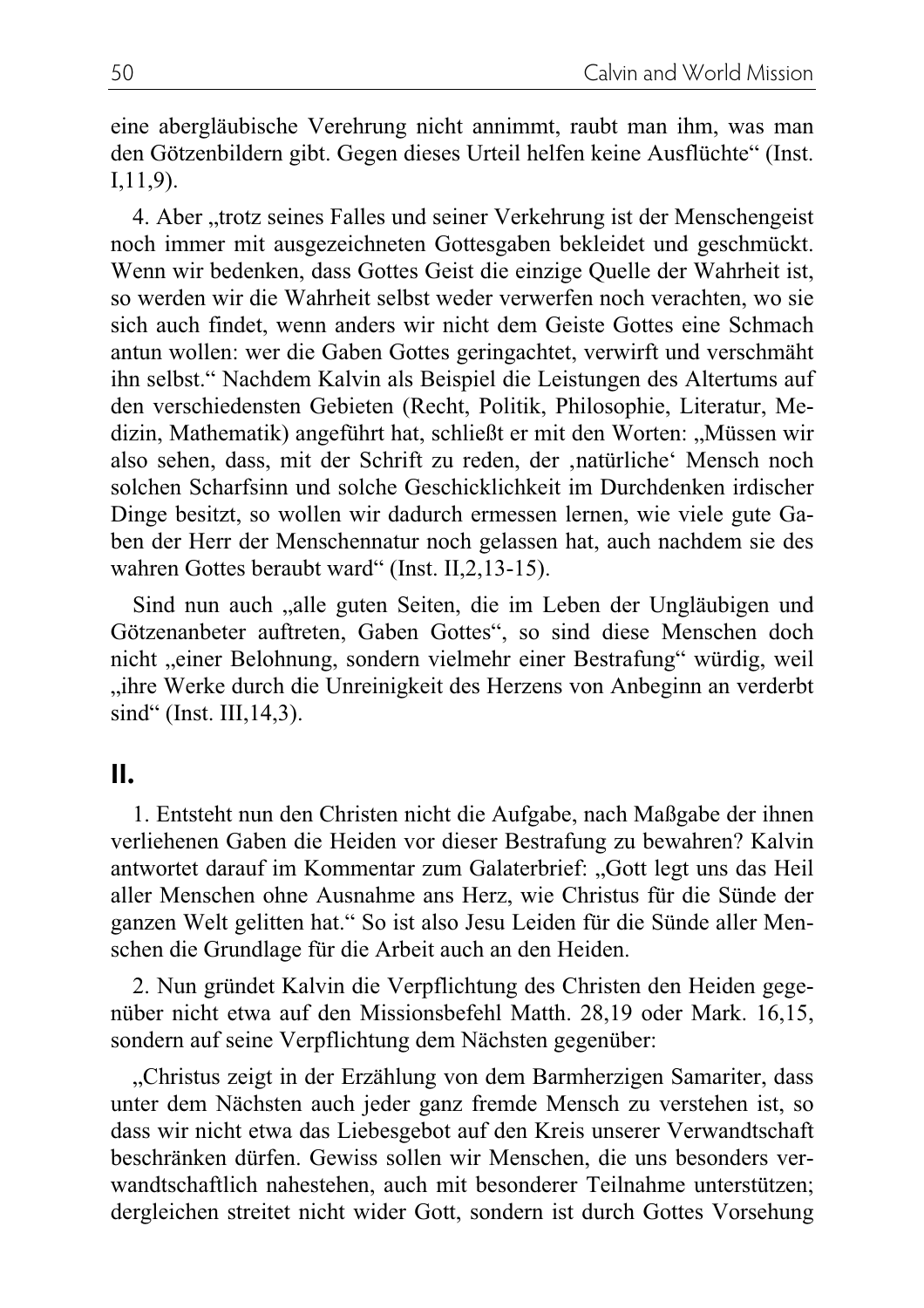eine abergläubische Verehrung nicht annimmt, raubt man ihm, was man den Götzenbildern gibt. Gegen dieses Urteil helfen keine Ausflüchte“ (Inst. I,11,9).

4. Aber „trotz seines Falles und seiner Verkehrung ist der Menschengeist noch immer mit ausgezeichneten Gottesgaben bekleidet und geschmückt. Wenn wir bedenken, dass Gottes Geist die einzige Quelle der Wahrheit ist, so werden wir die Wahrheit selbst weder verwerfen noch verachten, wo sie sich auch findet, wenn anders wir nicht dem Geiste Gottes eine Schmach antun wollen: wer die Gaben Gottes geringachtet, verwirft und verschmäht ihn selbst.“ Nachdem Kalvin als Beispiel die Leistungen des Altertums auf den verschiedensten Gebieten (Recht, Politik, Philosophie, Literatur, Medizin, Mathematik) angeführt hat, schließt er mit den Worten: „Müssen wir also sehen, dass, mit der Schrift zu reden, der ‚natürliche‘ Mensch noch solchen Scharfsinn und solche Geschicklichkeit im Durchdenken irdischer Dinge besitzt, so wollen wir dadurch ermessen lernen, wie viele gute Gaben der Herr der Menschennatur noch gelassen hat, auch nachdem sie des wahren Gottes beraubt ward“ (Inst. II,2,13-15).

Sind nun auch „alle guten Seiten, die im Leben der Ungläubigen und Götzenanbeter auftreten, Gaben Gottes“, so sind diese Menschen doch nicht „einer Belohnung, sondern vielmehr einer Bestrafung“ würdig, weil „ihre Werke durch die Unreinigkeit des Herzens von Anbeginn an verderbt sind“ (Inst. III,14,3).

## II.

1. Entsteht nun den Christen nicht die Aufgabe, nach Maßgabe der ihnen verliehenen Gaben die Heiden vor dieser Bestrafung zu bewahren? Kalvin antwortet darauf im Kommentar zum Galaterbrief: „Gott legt uns das Heil aller Menschen ohne Ausnahme ans Herz, wie Christus für die Sünde der ganzen Welt gelitten hat.“ So ist also Jesu Leiden für die Sünde aller Menschen die Grundlage für die Arbeit auch an den Heiden.

2. Nun gründet Kalvin die Verpflichtung des Christen den Heiden gegenüber nicht etwa auf den Missionsbefehl Matth. 28,19 oder Mark. 16,15, sondern auf seine Verpflichtung dem Nächsten gegenüber:

„Christus zeigt in der Erzählung von dem Barmherzigen Samariter, dass unter dem Nächsten auch jeder ganz fremde Mensch zu verstehen ist, so dass wir nicht etwa das Liebesgebot auf den Kreis unserer Verwandtschaft beschränken dürfen. Gewiss sollen wir Menschen, die uns besonders verwandtschaftlich nahestehen, auch mit besonderer Teilnahme unterstützen; dergleichen streitet nicht wider Gott, sondern ist durch Gottes Vorsehung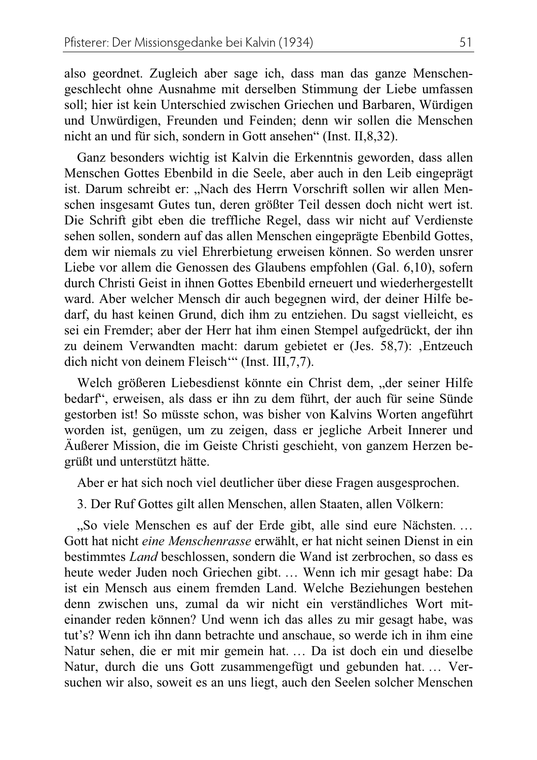also geordnet. Zugleich aber sage ich, dass man das ganze Menschengeschlecht ohne Ausnahme mit derselben Stimmung der Liebe umfassen soll; hier ist kein Unterschied zwischen Griechen und Barbaren, Würdigen und Unwürdigen, Freunden und Feinden; denn wir sollen die Menschen nicht an und für sich, sondern in Gott ansehen“ (Inst. II,8,32).

Ganz besonders wichtig ist Kalvin die Erkenntnis geworden, dass allen Menschen Gottes Ebenbild in die Seele, aber auch in den Leib eingeprägt ist. Darum schreibt er: „Nach des Herrn Vorschrift sollen wir allen Menschen insgesamt Gutes tun, deren größter Teil dessen doch nicht wert ist. Die Schrift gibt eben die treffliche Regel, dass wir nicht auf Verdienste sehen sollen, sondern auf das allen Menschen eingeprägte Ebenbild Gottes, dem wir niemals zu viel Ehrerbietung erweisen können. So werden unsrer Liebe vor allem die Genossen des Glaubens empfohlen (Gal. 6,10), sofern durch Christi Geist in ihnen Gottes Ebenbild erneuert und wiederhergestellt ward. Aber welcher Mensch dir auch begegnen wird, der deiner Hilfe bedarf, du hast keinen Grund, dich ihm zu entziehen. Du sagst vielleicht, es sei ein Fremder; aber der Herr hat ihm einen Stempel aufgedrückt, der ihn zu deinem Verwandten macht: darum gebietet er (Jes. 58,7): ‚Entzeuch dich nicht von deinem Fleisch‘“ (Inst. III,7,7).

Welch größeren Liebesdienst könnte ein Christ dem, „der seiner Hilfe bedarf“, erweisen, als dass er ihn zu dem führt, der auch für seine Sünde gestorben ist! So müsste schon, was bisher von Kalvins Worten angeführt worden ist, genügen, um zu zeigen, dass er jegliche Arbeit Innerer und Äußerer Mission, die im Geiste Christi geschieht, von ganzem Herzen begrüßt und unterstützt hätte.

Aber er hat sich noch viel deutlicher über diese Fragen ausgesprochen.

3. Der Ruf Gottes gilt allen Menschen, allen Staaten, allen Völkern:

„So viele Menschen es auf der Erde gibt, alle sind eure Nächsten. … Gott hat nicht *eine Menschenrasse* erwählt, er hat nicht seinen Dienst in ein bestimmtes *Land* beschlossen, sondern die Wand ist zerbrochen, so dass es heute weder Juden noch Griechen gibt. … Wenn ich mir gesagt habe: Da ist ein Mensch aus einem fremden Land. Welche Beziehungen bestehen denn zwischen uns, zumal da wir nicht ein verständliches Wort miteinander reden können? Und wenn ich das alles zu mir gesagt habe, was tut’s? Wenn ich ihn dann betrachte und anschaue, so werde ich in ihm eine Natur sehen, die er mit mir gemein hat. … Da ist doch ein und dieselbe Natur, durch die uns Gott zusammengefügt und gebunden hat. … Versuchen wir also, soweit es an uns liegt, auch den Seelen solcher Menschen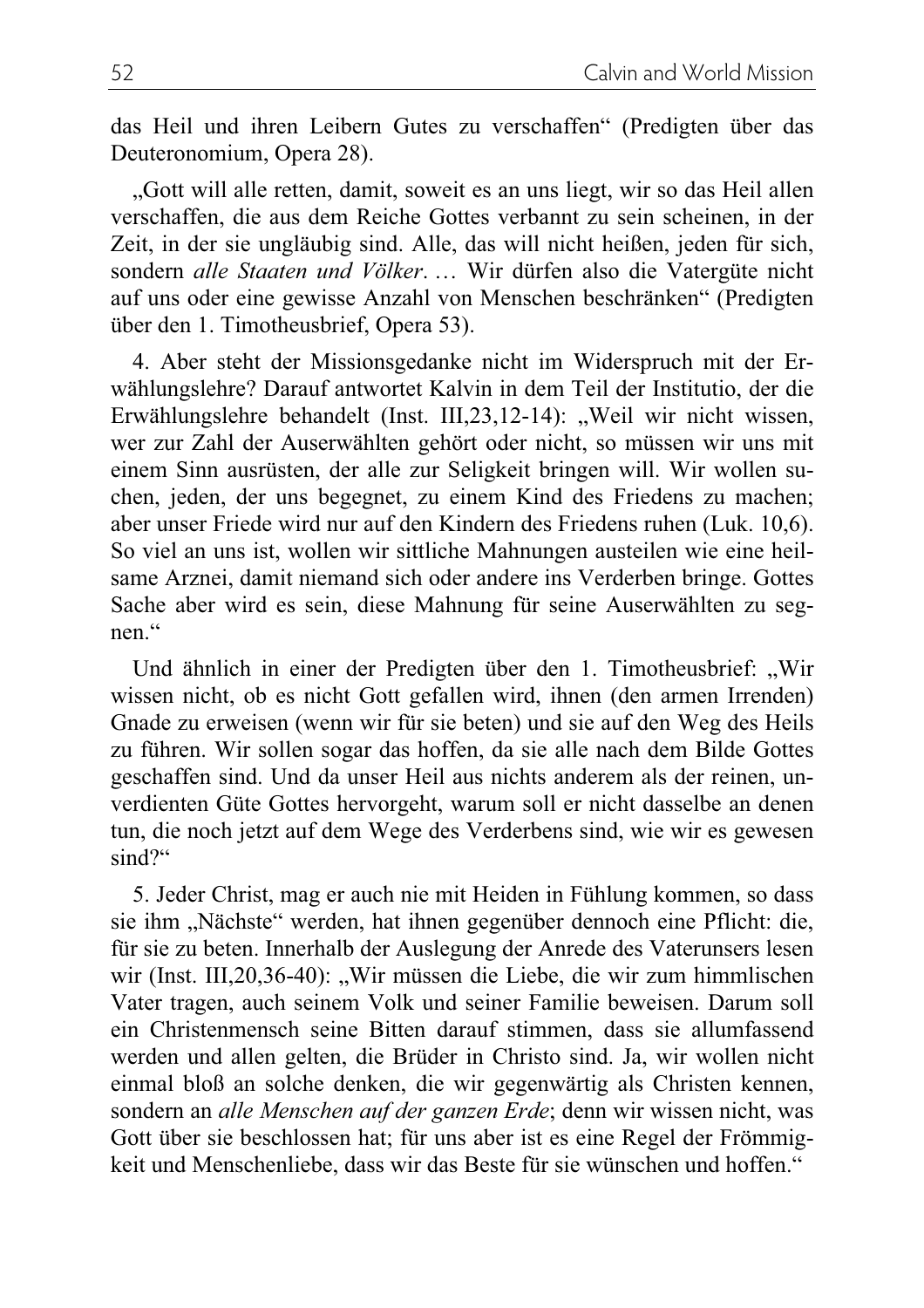das Heil und ihren Leibern Gutes zu verschaffen" (Predigten über das Deuteronomium, Opera 28).

„Gott will alle retten, damit, soweit es an uns liegt, wir so das Heil allen verschaffen, die aus dem Reiche Gottes verbannt zu sein scheinen, in der Zeit, in der sie ungläubig sind. Alle, das will nicht heißen, jeden für sich, sondern *alle Staaten und Völker*. … Wir dürfen also die Vatergüte nicht auf uns oder eine gewisse Anzahl von Menschen beschränken" (Predigten über den 1. Timotheusbrief, Opera 53).

4. Aber steht der Missionsgedanke nicht im Widerspruch mit der Erwählungslehre? Darauf antwortet Kalvin in dem Teil der Institutio, der die Erwählungslehre behandelt (Inst. III,23,12-14): „Weil wir nicht wissen, wer zur Zahl der Auserwählten gehört oder nicht, so müssen wir uns mit einem Sinn ausrüsten, der alle zur Seligkeit bringen will. Wir wollen suchen, jeden, der uns begegnet, zu einem Kind des Friedens zu machen; aber unser Friede wird nur auf den Kindern des Friedens ruhen (Luk. 10,6). So viel an uns ist, wollen wir sittliche Mahnungen austeilen wie eine heilsame Arznei, damit niemand sich oder andere ins Verderben bringe. Gottes Sache aber wird es sein, diese Mahnung für seine Auserwählten zu segnen."

Und ähnlich in einer der Predigten über den 1. Timotheusbrief: „Wir wissen nicht, ob es nicht Gott gefallen wird, ihnen (den armen Irrenden) Gnade zu erweisen (wenn wir für sie beten) und sie auf den Weg des Heils zu führen. Wir sollen sogar das hoffen, da sie alle nach dem Bilde Gottes geschaffen sind. Und da unser Heil aus nichts anderem als der reinen, unverdienten Güte Gottes hervorgeht, warum soll er nicht dasselbe an denen tun, die noch jetzt auf dem Wege des Verderbens sind, wie wir es gewesen sind?"

5. Jeder Christ, mag er auch nie mit Heiden in Fühlung kommen, so dass sie ihm „Nächste" werden, hat ihnen gegenüber dennoch eine Pflicht: die, für sie zu beten. Innerhalb der Auslegung der Anrede des Vaterunsers lesen wir (Inst. III,20,36-40): „Wir müssen die Liebe, die wir zum himmlischen Vater tragen, auch seinem Volk und seiner Familie beweisen. Darum soll ein Christenmensch seine Bitten darauf stimmen, dass sie allumfassend werden und allen gelten, die Brüder in Christo sind. Ja, wir wollen nicht einmal bloß an solche denken, die wir gegenwärtig als Christen kennen, sondern an *alle Menschen auf der ganzen Erde*; denn wir wissen nicht, was Gott über sie beschlossen hat; für uns aber ist es eine Regel der Frömmigkeit und Menschenliebe, dass wir das Beste für sie wünschen und hoffen."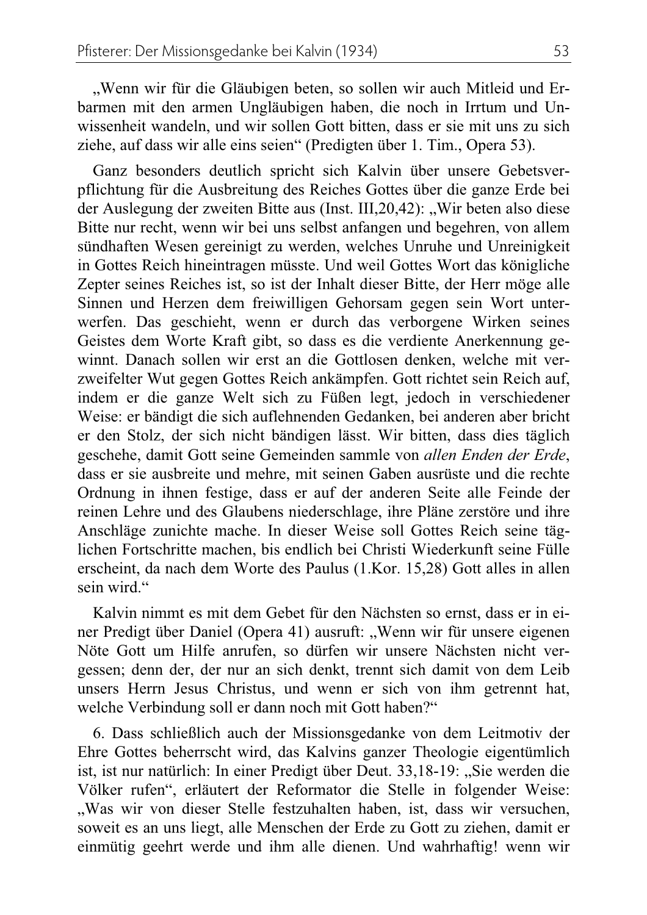„Wenn wir für die Gläubigen beten, so sollen wir auch Mitleid und Erbarmen mit den armen Ungläubigen haben, die noch in Irrtum und Unwissenheit wandeln, und wir sollen Gott bitten, dass er sie mit uns zu sich ziehe, auf dass wir alle eins seien“ (Predigten über 1. Tim., Opera 53).

Ganz besonders deutlich spricht sich Kalvin über unsere Gebetsverpflichtung für die Ausbreitung des Reiches Gottes über die ganze Erde bei der Auslegung der zweiten Bitte aus (Inst. III,20,42): „Wir beten also diese Bitte nur recht, wenn wir bei uns selbst anfangen und begehren, von allem sündhaften Wesen gereinigt zu werden, welches Unruhe und Unreinigkeit in Gottes Reich hineintragen müsste. Und weil Gottes Wort das königliche Zepter seines Reiches ist, so ist der Inhalt dieser Bitte, der Herr möge alle Sinnen und Herzen dem freiwilligen Gehorsam gegen sein Wort unterwerfen. Das geschieht, wenn er durch das verborgene Wirken seines Geistes dem Worte Kraft gibt, so dass es die verdiente Anerkennung gewinnt. Danach sollen wir erst an die Gottlosen denken, welche mit verzweifelter Wut gegen Gottes Reich ankämpfen. Gott richtet sein Reich auf, indem er die ganze Welt sich zu Füßen legt, jedoch in verschiedener Weise: er bändigt die sich auflehnenden Gedanken, bei anderen aber bricht er den Stolz, der sich nicht bändigen lässt. Wir bitten, dass dies täglich geschehe, damit Gott seine Gemeinden sammle von *allen Enden der Erde*, dass er sie ausbreite und mehre, mit seinen Gaben ausrüste und die rechte Ordnung in ihnen festige, dass er auf der anderen Seite alle Feinde der reinen Lehre und des Glaubens niederschlage, ihre Pläne zerstöre und ihre Anschläge zunichte mache. In dieser Weise soll Gottes Reich seine täglichen Fortschritte machen, bis endlich bei Christi Wiederkunft seine Fülle erscheint, da nach dem Worte des Paulus (1.Kor. 15,28) Gott alles in allen sein wird.“

Kalvin nimmt es mit dem Gebet für den Nächsten so ernst, dass er in einer Predigt über Daniel (Opera 41) ausruft: „Wenn wir für unsere eigenen Nöte Gott um Hilfe anrufen, so dürfen wir unsere Nächsten nicht vergessen; denn der, der nur an sich denkt, trennt sich damit von dem Leib unsers Herrn Jesus Christus, und wenn er sich von ihm getrennt hat, welche Verbindung soll er dann noch mit Gott haben?“

6. Dass schließlich auch der Missionsgedanke von dem Leitmotiv der Ehre Gottes beherrscht wird, das Kalvins ganzer Theologie eigentümlich ist, ist nur natürlich: In einer Predigt über Deut. 33,18-19: „Sie werden die Völker rufen“, erläutert der Reformator die Stelle in folgender Weise: „Was wir von dieser Stelle festzuhalten haben, ist, dass wir versuchen, soweit es an uns liegt, alle Menschen der Erde zu Gott zu ziehen, damit er einmütig geehrt werde und ihm alle dienen. Und wahrhaftig! wenn wir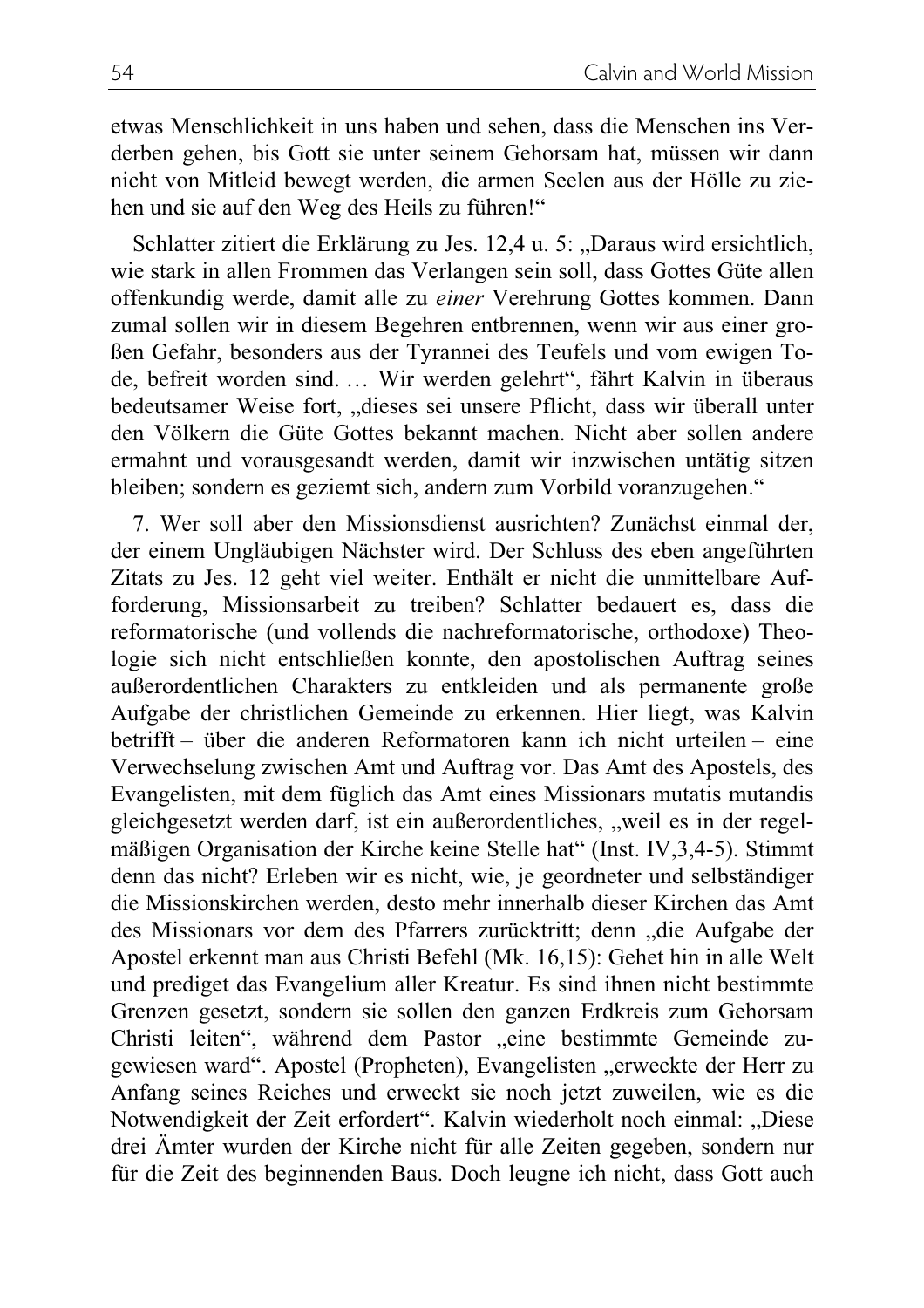etwas Menschlichkeit in uns haben und sehen, dass die Menschen ins Verderben gehen, bis Gott sie unter seinem Gehorsam hat, müssen wir dann nicht von Mitleid bewegt werden, die armen Seelen aus der Hölle zu ziehen und sie auf den Weg des Heils zu führen!"

Schlatter zitiert die Erklärung zu Jes. 12,4 u. 5: „Daraus wird ersichtlich, wie stark in allen Frommen das Verlangen sein soll, dass Gottes Güte allen offenkundig werde, damit alle zu *einer* Verehrung Gottes kommen. Dann zumal sollen wir in diesem Begehren entbrennen, wenn wir aus einer großen Gefahr, besonders aus der Tyrannei des Teufels und vom ewigen Tode, befreit worden sind. … Wir werden gelehrt", fährt Kalvin in überaus bedeutsamer Weise fort, „dieses sei unsere Pflicht, dass wir überall unter den Völkern die Güte Gottes bekannt machen. Nicht aber sollen andere ermahnt und vorausgesandt werden, damit wir inzwischen untätig sitzen bleiben; sondern es geziemt sich, andern zum Vorbild voranzugehen."

7. Wer soll aber den Missionsdienst ausrichten? Zunächst einmal der, der einem Ungläubigen Nächster wird. Der Schluss des eben angeführten Zitats zu Jes. 12 geht viel weiter. Enthält er nicht die unmittelbare Aufforderung, Missionsarbeit zu treiben? Schlatter bedauert es, dass die reformatorische (und vollends die nachreformatorische, orthodoxe) Theologie sich nicht entschließen konnte, den apostolischen Auftrag seines außerordentlichen Charakters zu entkleiden und als permanente große Aufgabe der christlichen Gemeinde zu erkennen. Hier liegt, was Kalvin betrifft – über die anderen Reformatoren kann ich nicht urteilen – eine Verwechselung zwischen Amt und Auftrag vor. Das Amt des Apostels, des Evangelisten, mit dem füglich das Amt eines Missionars mutatis mutandis gleichgesetzt werden darf, ist ein außerordentliches, „weil es in der regelmäßigen Organisation der Kirche keine Stelle hat" (Inst. IV,3,4-5). Stimmt denn das nicht? Erleben wir es nicht, wie, je geordneter und selbständiger die Missionskirchen werden, desto mehr innerhalb dieser Kirchen das Amt des Missionars vor dem des Pfarrers zurücktritt; denn „die Aufgabe der Apostel erkennt man aus Christi Befehl (Mk. 16,15): Gehet hin in alle Welt und prediget das Evangelium aller Kreatur. Es sind ihnen nicht bestimmte Grenzen gesetzt, sondern sie sollen den ganzen Erdkreis zum Gehorsam Christi leiten", während dem Pastor „eine bestimmte Gemeinde zugewiesen ward". Apostel (Propheten), Evangelisten „erweckte der Herr zu Anfang seines Reiches und erweckt sie noch jetzt zuweilen, wie es die Notwendigkeit der Zeit erfordert". Kalvin wiederholt noch einmal: „Diese drei Ämter wurden der Kirche nicht für alle Zeiten gegeben, sondern nur für die Zeit des beginnenden Baus. Doch leugne ich nicht, dass Gott auch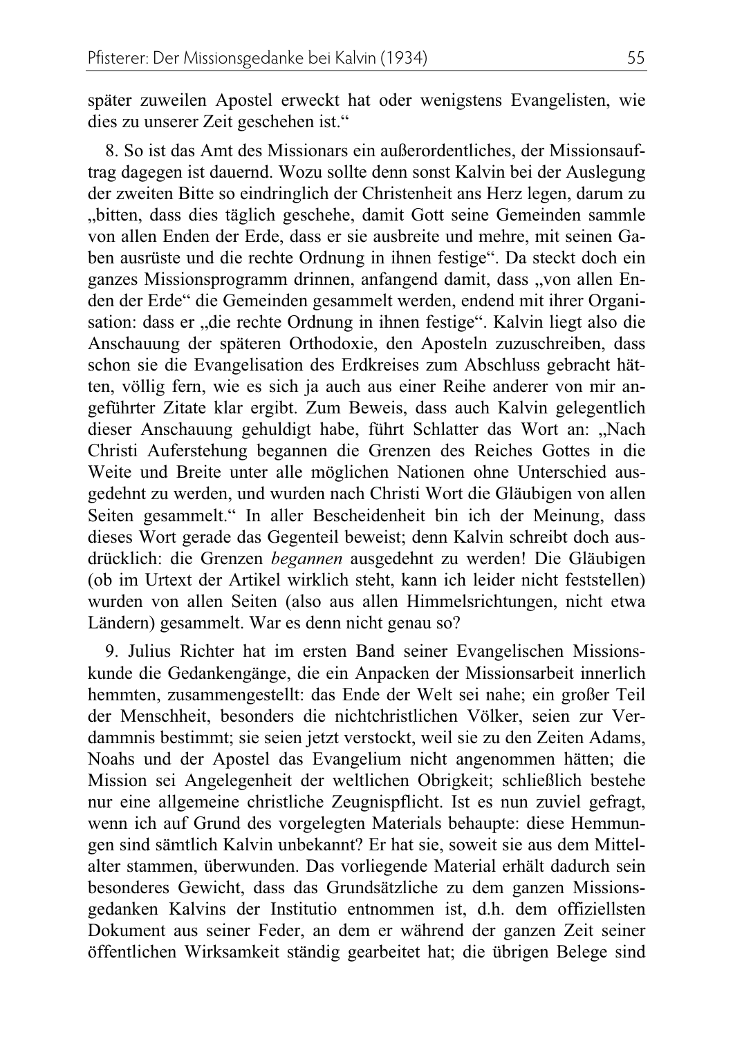später zuweilen Apostel erweckt hat oder wenigstens Evangelisten, wie dies zu unserer Zeit geschehen ist."

8. So ist das Amt des Missionars ein außerordentliches, der Missionsauftrag dagegen ist dauernd. Wozu sollte denn sonst Kalvin bei der Auslegung der zweiten Bitte so eindringlich der Christenheit ans Herz legen, darum zu „bitten, dass dies täglich geschehe, damit Gott seine Gemeinden sammle von allen Enden der Erde, dass er sie ausbreite und mehre, mit seinen Gaben ausrüste und die rechte Ordnung in ihnen festige". Da steckt doch ein ganzes Missionsprogramm drinnen, anfangend damit, dass „von allen Enden der Erde" die Gemeinden gesammelt werden, endend mit ihrer Organisation: dass er „die rechte Ordnung in ihnen festige". Kalvin liegt also die Anschauung der späteren Orthodoxie, den Aposteln zuzuschreiben, dass schon sie die Evangelisation des Erdkreises zum Abschluss gebracht hätten, völlig fern, wie es sich ja auch aus einer Reihe anderer von mir angeführter Zitate klar ergibt. Zum Beweis, dass auch Kalvin gelegentlich dieser Anschauung gehuldigt habe, führt Schlatter das Wort an: „Nach Christi Auferstehung begannen die Grenzen des Reiches Gottes in die Weite und Breite unter alle möglichen Nationen ohne Unterschied ausgedehnt zu werden, und wurden nach Christi Wort die Gläubigen von allen Seiten gesammelt." In aller Bescheidenheit bin ich der Meinung, dass dieses Wort gerade das Gegenteil beweist; denn Kalvin schreibt doch ausdrücklich: die Grenzen *begannen* ausgedehnt zu werden! Die Gläubigen (ob im Urtext der Artikel wirklich steht, kann ich leider nicht feststellen) wurden von allen Seiten (also aus allen Himmelsrichtungen, nicht etwa Ländern) gesammelt. War es denn nicht genau so?

9. Julius Richter hat im ersten Band seiner Evangelischen Missionskunde die Gedankengänge, die ein Anpacken der Missionsarbeit innerlich hemmten, zusammengestellt: das Ende der Welt sei nahe; ein großer Teil der Menschheit, besonders die nichtchristlichen Völker, seien zur Verdammnis bestimmt; sie seien jetzt verstockt, weil sie zu den Zeiten Adams, Noahs und der Apostel das Evangelium nicht angenommen hätten; die Mission sei Angelegenheit der weltlichen Obrigkeit; schließlich bestehe nur eine allgemeine christliche Zeugnispflicht. Ist es nun zuviel gefragt, wenn ich auf Grund des vorgelegten Materials behaupte: diese Hemmungen sind sämtlich Kalvin unbekannt? Er hat sie, soweit sie aus dem Mittelalter stammen, überwunden. Das vorliegende Material erhält dadurch sein besonderes Gewicht, dass das Grundsätzliche zu dem ganzen Missionsgedanken Kalvins der Institutio entnommen ist, d.h. dem offiziellsten Dokument aus seiner Feder, an dem er während der ganzen Zeit seiner öffentlichen Wirksamkeit ständig gearbeitet hat; die übrigen Belege sind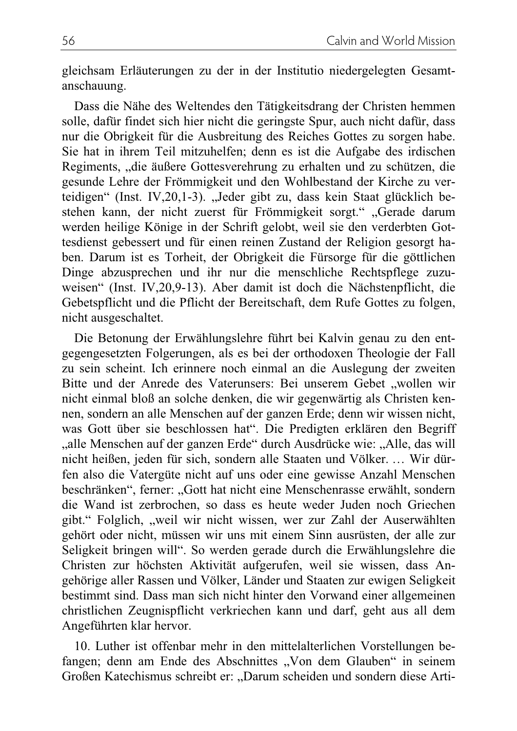gleichsam Erläuterungen zu der in der Institutio niedergelegten Gesamtanschauung.

Dass die Nähe des Weltendes den Tätigkeitsdrang der Christen hemmen solle, dafür findet sich hier nicht die geringste Spur, auch nicht dafür, dass nur die Obrigkeit für die Ausbreitung des Reiches Gottes zu sorgen habe. Sie hat in ihrem Teil mitzuhelfen; denn es ist die Aufgabe des irdischen Regiments, „die äußere Gottesverehrung zu erhalten und zu schützen, die gesunde Lehre der Frömmigkeit und den Wohlbestand der Kirche zu verteidigen" (Inst. IV,20,1-3). „Jeder gibt zu, dass kein Staat glücklich bestehen kann, der nicht zuerst für Frömmigkeit sorgt." „Gerade darum werden heilige Könige in der Schrift gelobt, weil sie den verderbten Gottesdienst gebessert und für einen reinen Zustand der Religion gesorgt haben. Darum ist es Torheit, der Obrigkeit die Fürsorge für die göttlichen Dinge abzusprechen und ihr nur die menschliche Rechtspflege zuzuweisen" (Inst. IV,20,9-13). Aber damit ist doch die Nächstenpflicht, die Gebetspflicht und die Pflicht der Bereitschaft, dem Rufe Gottes zu folgen, nicht ausgeschaltet.

Die Betonung der Erwählungslehre führt bei Kalvin genau zu den entgegengesetzten Folgerungen, als es bei der orthodoxen Theologie der Fall zu sein scheint. Ich erinnere noch einmal an die Auslegung der zweiten Bitte und der Anrede des Vaterunsers: Bei unserem Gebet „wollen wir nicht einmal bloß an solche denken, die wir gegenwärtig als Christen kennen, sondern an alle Menschen auf der ganzen Erde; denn wir wissen nicht, was Gott über sie beschlossen hat". Die Predigten erklären den Begriff „alle Menschen auf der ganzen Erde" durch Ausdrücke wie: „Alle, das will nicht heißen, jeden für sich, sondern alle Staaten und Völker. … Wir dürfen also die Vatergüte nicht auf uns oder eine gewisse Anzahl Menschen beschränken", ferner: „Gott hat nicht eine Menschenrasse erwählt, sondern die Wand ist zerbrochen, so dass es heute weder Juden noch Griechen gibt." Folglich, „weil wir nicht wissen, wer zur Zahl der Auserwählten gehört oder nicht, müssen wir uns mit einem Sinn ausrüsten, der alle zur Seligkeit bringen will". So werden gerade durch die Erwählungslehre die Christen zur höchsten Aktivität aufgerufen, weil sie wissen, dass Angehörige aller Rassen und Völker, Länder und Staaten zur ewigen Seligkeit bestimmt sind. Dass man sich nicht hinter den Vorwand einer allgemeinen christlichen Zeugnispflicht verkriechen kann und darf, geht aus all dem Angeführten klar hervor.

10. Luther ist offenbar mehr in den mittelalterlichen Vorstellungen befangen; denn am Ende des Abschnittes „Von dem Glauben" in seinem Großen Katechismus schreibt er: „Darum scheiden und sondern diese Arti-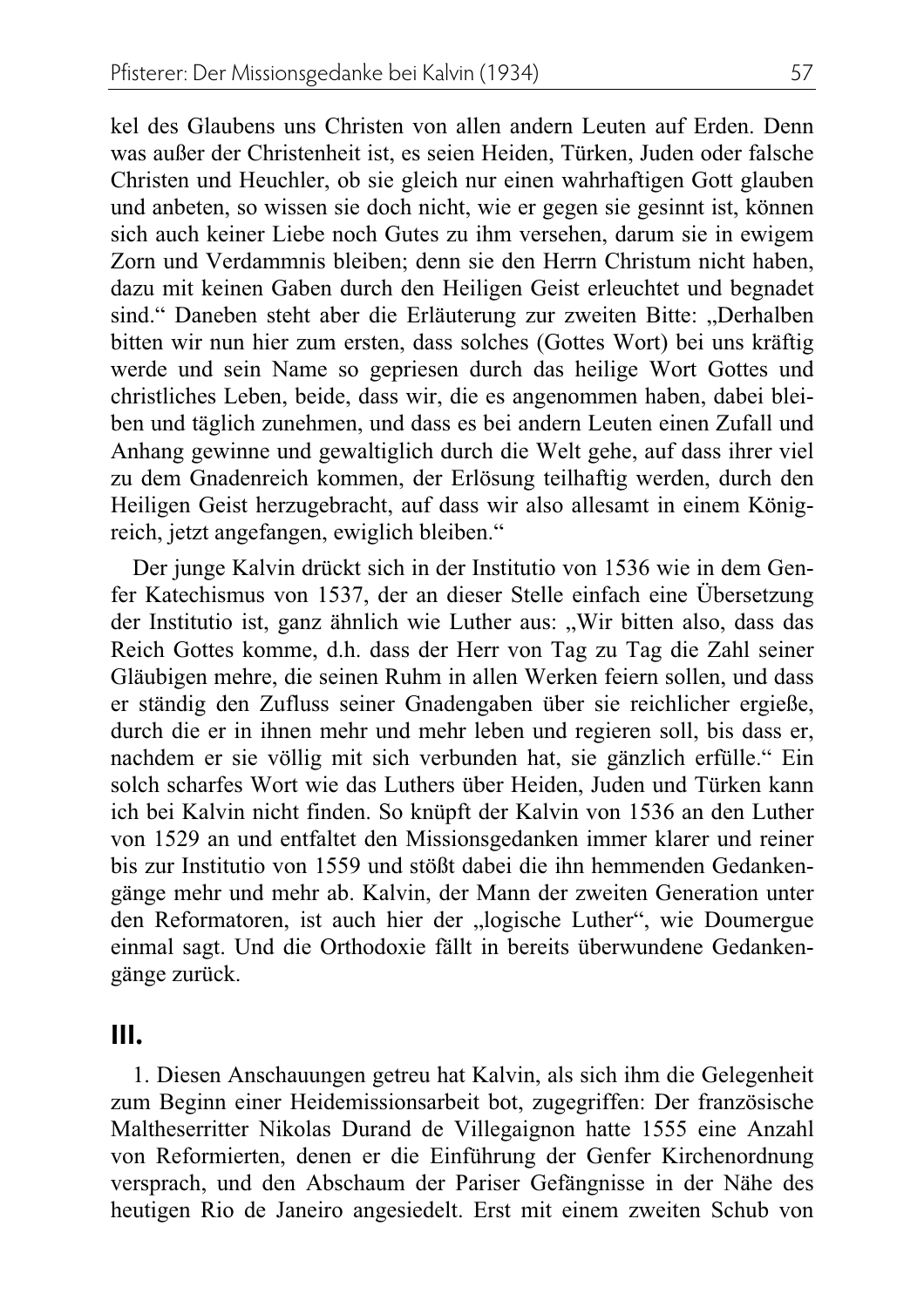kel des Glaubens uns Christen von allen andern Leuten auf Erden. Denn was außer der Christenheit ist, es seien Heiden, Türken, Juden oder falsche Christen und Heuchler, ob sie gleich nur einen wahrhaftigen Gott glauben und anbeten, so wissen sie doch nicht, wie er gegen sie gesinnt ist, können sich auch keiner Liebe noch Gutes zu ihm versehen, darum sie in ewigem Zorn und Verdammnis bleiben; denn sie den Herrn Christum nicht haben, dazu mit keinen Gaben durch den Heiligen Geist erleuchtet und begnadet sind." Daneben steht aber die Erläuterung zur zweiten Bitte: „Derhalben bitten wir nun hier zum ersten, dass solches (Gottes Wort) bei uns kräftig werde und sein Name so gepriesen durch das heilige Wort Gottes und christliches Leben, beide, dass wir, die es angenommen haben, dabei bleiben und täglich zunehmen, und dass es bei andern Leuten einen Zufall und Anhang gewinne und gewaltiglich durch die Welt gehe, auf dass ihrer viel zu dem Gnadenreich kommen, der Erlösung teilhaftig werden, durch den Heiligen Geist herzugebracht, auf dass wir also allesamt in einem Königreich, jetzt angefangen, ewiglich bleiben."

Der junge Kalvin drückt sich in der Institutio von 1536 wie in dem Genfer Katechismus von 1537, der an dieser Stelle einfach eine Übersetzung der Institutio ist, ganz ähnlich wie Luther aus: „Wir bitten also, dass das Reich Gottes komme, d.h. dass der Herr von Tag zu Tag die Zahl seiner Gläubigen mehre, die seinen Ruhm in allen Werken feiern sollen, und dass er ständig den Zufluss seiner Gnadengaben über sie reichlicher ergieße, durch die er in ihnen mehr und mehr leben und regieren soll, bis dass er, nachdem er sie völlig mit sich verbunden hat, sie gänzlich erfülle." Ein solch scharfes Wort wie das Luthers über Heiden, Juden und Türken kann ich bei Kalvin nicht finden. So knüpft der Kalvin von 1536 an den Luther von 1529 an und entfaltet den Missionsgedanken immer klarer und reiner bis zur Institutio von 1559 und stößt dabei die ihn hemmenden Gedankengänge mehr und mehr ab. Kalvin, der Mann der zweiten Generation unter den Reformatoren, ist auch hier der „logische Luther", wie Doumergue einmal sagt. Und die Orthodoxie fällt in bereits überwundene Gedankengänge zurück.

## III.

1. Diesen Anschauungen getreu hat Kalvin, als sich ihm die Gelegenheit zum Beginn einer Heidemissionsarbeit bot, zugegriffen: Der französische Maltheserritter Nikolas Durand de Villegaignon hatte 1555 eine Anzahl von Reformierten, denen er die Einführung der Genfer Kirchenordnung versprach, und den Abschaum der Pariser Gefängnisse in der Nähe des heutigen Rio de Janeiro angesiedelt. Erst mit einem zweiten Schub von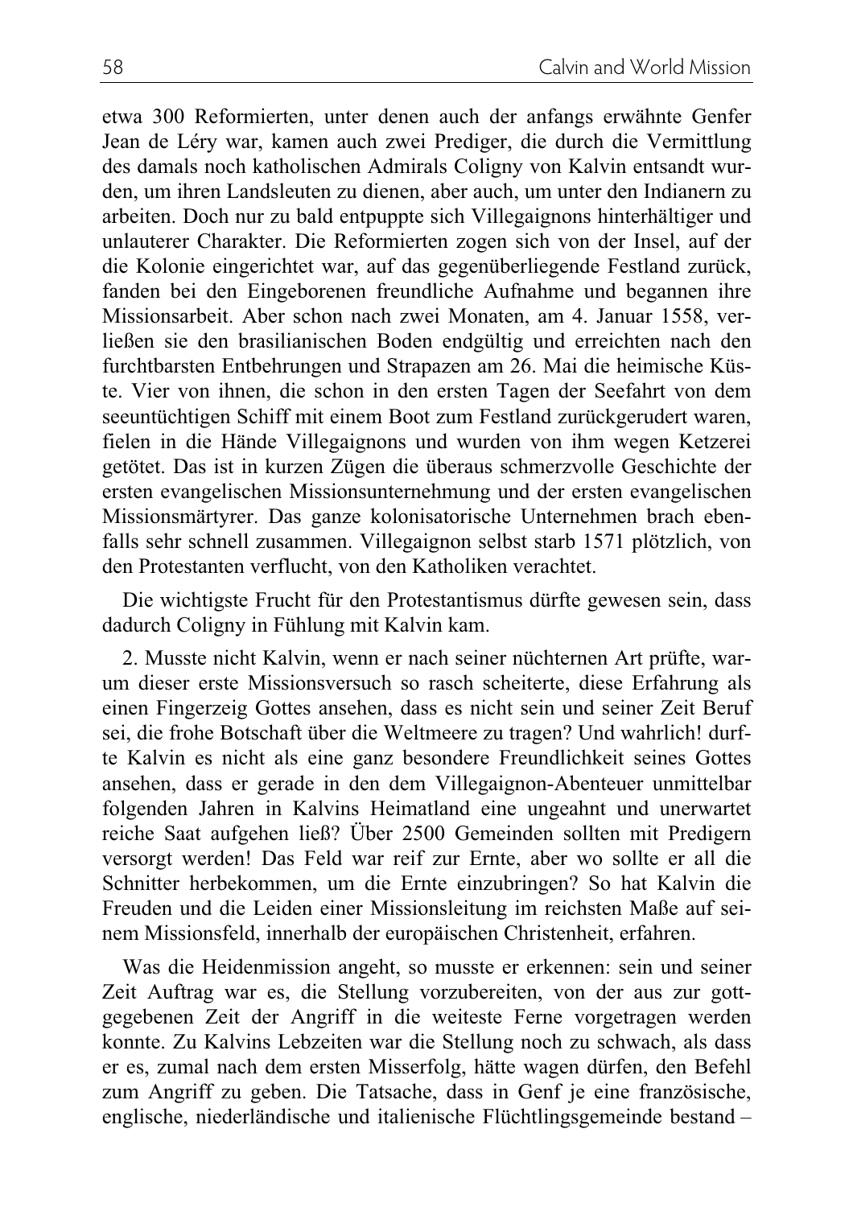etwa 300 Reformierten, unter denen auch der anfangs erwähnte Genfer Jean de Léry war, kamen auch zwei Prediger, die durch die Vermittlung des damals noch katholischen Admirals Coligny von Kalvin entsandt wurden, um ihren Landsleuten zu dienen, aber auch, um unter den Indianern zu arbeiten. Doch nur zu bald entpuppte sich Villegaignons hinterhältiger und unlauterer Charakter. Die Reformierten zogen sich von der Insel, auf der die Kolonie eingerichtet war, auf das gegenüberliegende Festland zurück, fanden bei den Eingeborenen freundliche Aufnahme und begannen ihre Missionsarbeit. Aber schon nach zwei Monaten, am 4. Januar 1558, verließen sie den brasilianischen Boden endgültig und erreichten nach den furchtbarsten Entbehrungen und Strapazen am 26. Mai die heimische Küste. Vier von ihnen, die schon in den ersten Tagen der Seefahrt von dem seeuntüchtigen Schiff mit einem Boot zum Festland zurückgerudert waren, fielen in die Hände Villegaignons und wurden von ihm wegen Ketzerei getötet. Das ist in kurzen Zügen die überaus schmerzvolle Geschichte der ersten evangelischen Missionsunternehmung und der ersten evangelischen Missionsmärtyrer. Das ganze kolonisatorische Unternehmen brach ebenfalls sehr schnell zusammen. Villegaignon selbst starb 1571 plötzlich, von den Protestanten verflucht, von den Katholiken verachtet.

Die wichtigste Frucht für den Protestantismus dürfte gewesen sein, dass dadurch Coligny in Fühlung mit Kalvin kam.

2. Musste nicht Kalvin, wenn er nach seiner nüchternen Art prüfte, warum dieser erste Missionsversuch so rasch scheiterte, diese Erfahrung als einen Fingerzeig Gottes ansehen, dass es nicht sein und seiner Zeit Beruf sei, die frohe Botschaft über die Weltmeere zu tragen? Und wahrlich! durfte Kalvin es nicht als eine ganz besondere Freundlichkeit seines Gottes ansehen, dass er gerade in den dem Villegaignon-Abenteuer unmittelbar folgenden Jahren in Kalvins Heimatland eine ungeahnt und unerwartet reiche Saat aufgehen ließ? Über 2500 Gemeinden sollten mit Predigern versorgt werden! Das Feld war reif zur Ernte, aber wo sollte er all die Schnitter herbekommen, um die Ernte einzubringen? So hat Kalvin die Freuden und die Leiden einer Missionsleitung im reichsten Maße auf seinem Missionsfeld, innerhalb der europäischen Christenheit, erfahren.

Was die Heidenmission angeht, so musste er erkennen: sein und seiner Zeit Auftrag war es, die Stellung vorzubereiten, von der aus zur gottgegebenen Zeit der Angriff in die weiteste Ferne vorgetragen werden konnte. Zu Kalvins Lebzeiten war die Stellung noch zu schwach, als dass er es, zumal nach dem ersten Misserfolg, hätte wagen dürfen, den Befehl zum Angriff zu geben. Die Tatsache, dass in Genf je eine französische, englische, niederländische und italienische Flüchtlingsgemeinde bestand –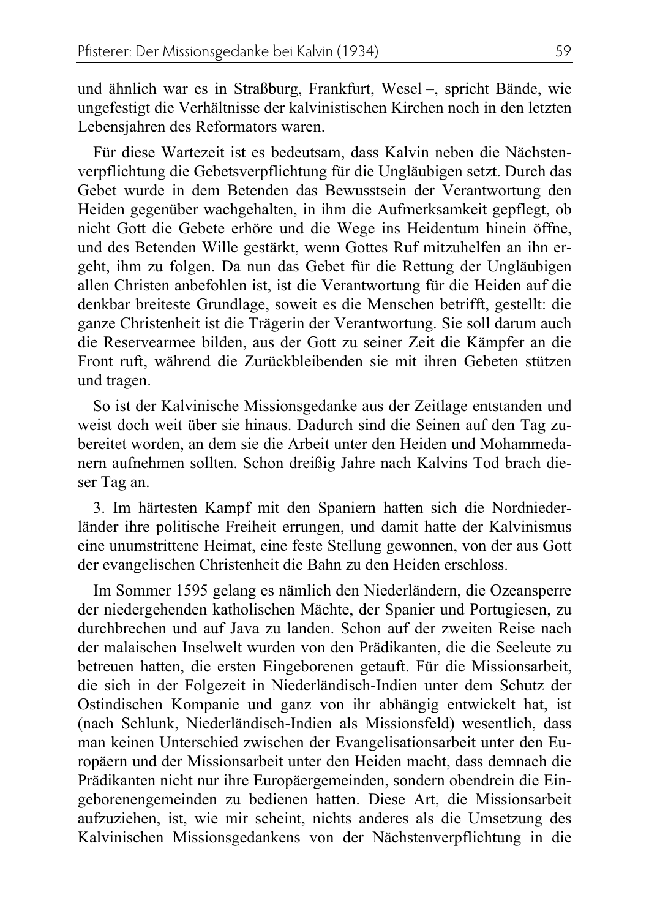und ähnlich war es in Straßburg, Frankfurt, Wesel –, spricht Bände, wie ungefestigt die Verhältnisse der kalvinistischen Kirchen noch in den letzten Lebensjahren des Reformators waren.

Für diese Wartezeit ist es bedeutsam, dass Kalvin neben die Nächstenverpflichtung die Gebetsverpflichtung für die Ungläubigen setzt. Durch das Gebet wurde in dem Betenden das Bewusstsein der Verantwortung den Heiden gegenüber wachgehalten, in ihm die Aufmerksamkeit gepflegt, ob nicht Gott die Gebete erhöre und die Wege ins Heidentum hinein öffne, und des Betenden Wille gestärkt, wenn Gottes Ruf mitzuhelfen an ihn ergeht, ihm zu folgen. Da nun das Gebet für die Rettung der Ungläubigen allen Christen anbefohlen ist, ist die Verantwortung für die Heiden auf die denkbar breiteste Grundlage, soweit es die Menschen betrifft, gestellt: die ganze Christenheit ist die Trägerin der Verantwortung. Sie soll darum auch die Reservearmee bilden, aus der Gott zu seiner Zeit die Kämpfer an die Front ruft, während die Zurückbleibenden sie mit ihren Gebeten stützen und tragen.

So ist der Kalvinische Missionsgedanke aus der Zeitlage entstanden und weist doch weit über sie hinaus. Dadurch sind die Seinen auf den Tag zubereitet worden, an dem sie die Arbeit unter den Heiden und Mohammedanern aufnehmen sollten. Schon dreißig Jahre nach Kalvins Tod brach dieser Tag an.

3. Im härtesten Kampf mit den Spaniern hatten sich die Nordniederländer ihre politische Freiheit errungen, und damit hatte der Kalvinismus eine unumstrittene Heimat, eine feste Stellung gewonnen, von der aus Gott der evangelischen Christenheit die Bahn zu den Heiden erschloss.

Im Sommer 1595 gelang es nämlich den Niederländern, die Ozeansperre der niedergehenden katholischen Mächte, der Spanier und Portugiesen, zu durchbrechen und auf Java zu landen. Schon auf der zweiten Reise nach der malaischen Inselwelt wurden von den Prädikanten, die die Seeleute zu betreuen hatten, die ersten Eingeborenen getauft. Für die Missionsarbeit, die sich in der Folgezeit in Niederländisch-Indien unter dem Schutz der Ostindischen Kompanie und ganz von ihr abhängig entwickelt hat, ist (nach Schlunk, Niederländisch-Indien als Missionsfeld) wesentlich, dass man keinen Unterschied zwischen der Evangelisationsarbeit unter den Europäern und der Missionsarbeit unter den Heiden macht, dass demnach die Prädikanten nicht nur ihre Europäergemeinden, sondern obendrein die Eingeborenengemeinden zu bedienen hatten. Diese Art, die Missionsarbeit aufzuziehen, ist, wie mir scheint, nichts anderes als die Umsetzung des Kalvinischen Missionsgedankens von der Nächstenverpflichtung in die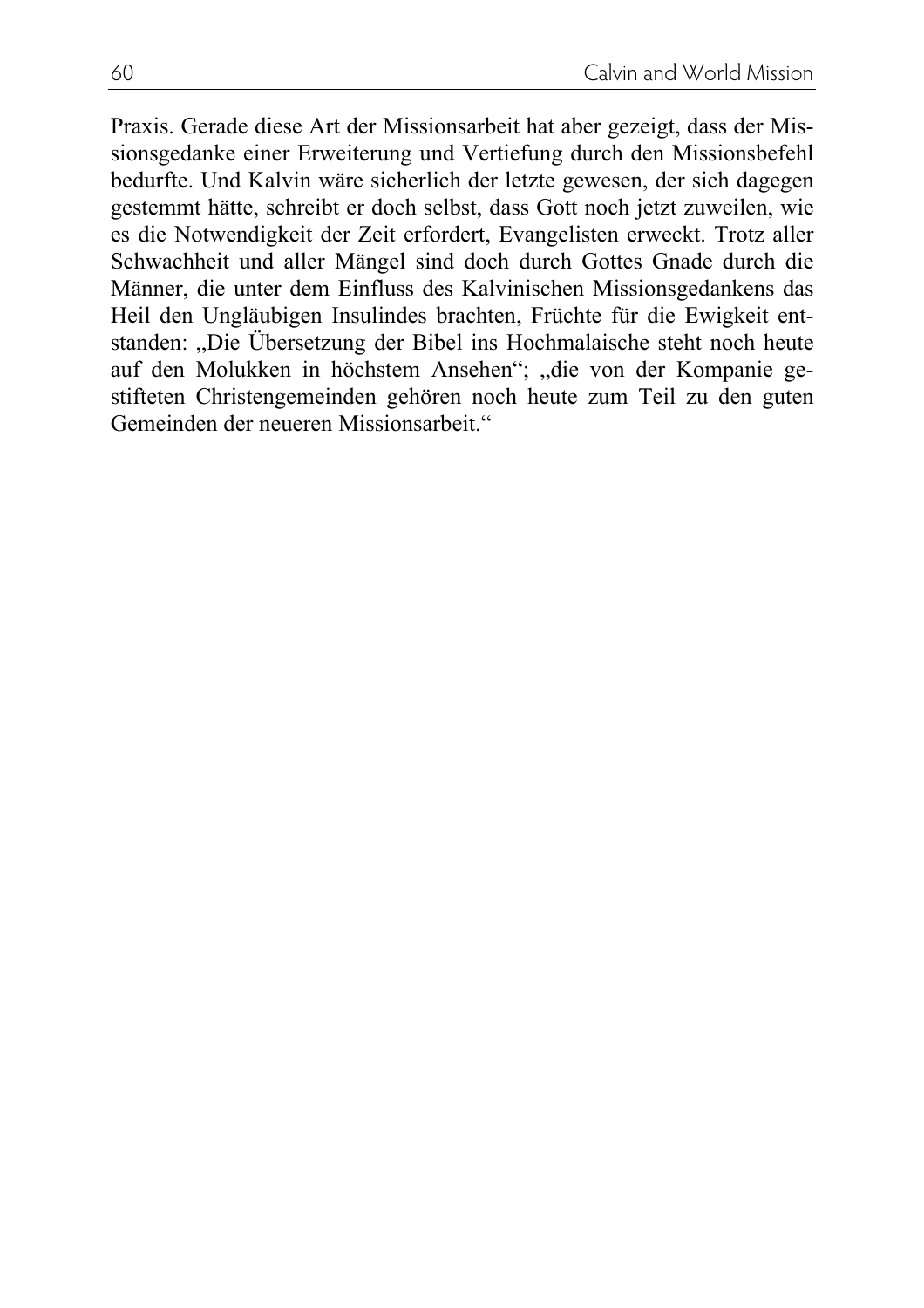Praxis. Gerade diese Art der Missionsarbeit hat aber gezeigt, dass der Missionsgedanke einer Erweiterung und Vertiefung durch den Missionsbefehl bedurfte. Und Kalvin wäre sicherlich der letzte gewesen, der sich dagegen gestemmt hätte, schreibt er doch selbst, dass Gott noch jetzt zuweilen, wie es die Notwendigkeit der Zeit erfordert, Evangelisten erweckt. Trotz aller Schwachheit und aller Mängel sind doch durch Gottes Gnade durch die Männer, die unter dem Einfluss des Kalvinischen Missionsgedankens das Heil den Ungläubigen Insulindes brachten, Früchte für die Ewigkeit entstanden: „Die Übersetzung der Bibel ins Hochmalaische steht noch heute auf den Molukken in höchstem Ansehen"; „die von der Kompanie gestifteten Christengemeinden gehören noch heute zum Teil zu den guten Gemeinden der neueren Missionsarbeit."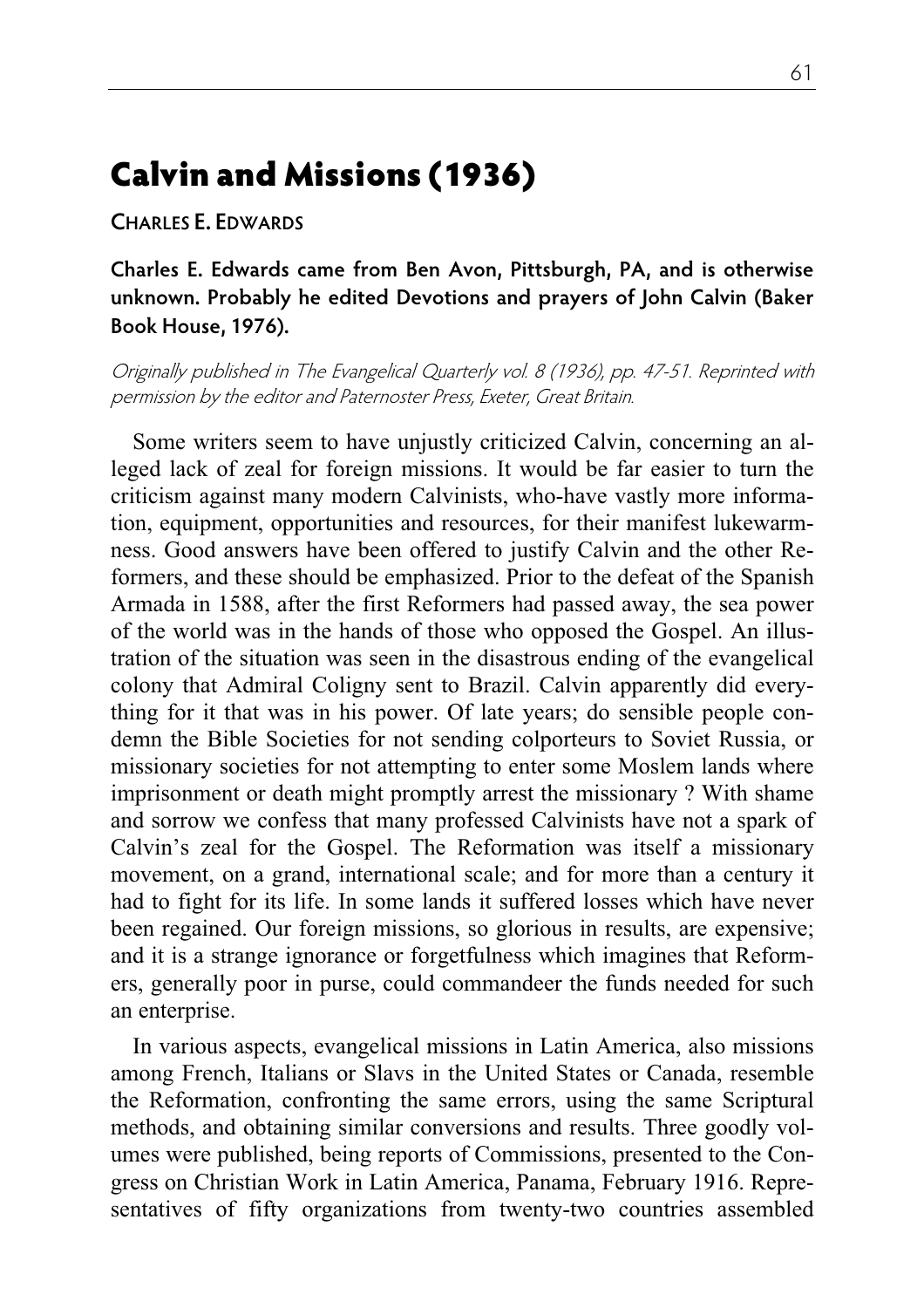# Calvin and Missions (1936)

CHARLES E. EDWARDS

**Charles E. Edwards came from Ben Avon, Pittsburgh, PA, and is otherwise unknown. Probably he edited Devotions and prayers of John Calvin (Baker Book House, 1976).**

*Originally published in The Evangelical Quarterly vol. 8 (1936), pp. 47-51. Reprinted with permission by the editor and Paternoster Press, Exeter, Great Britain.*

Some writers seem to have unjustly criticized Calvin, concerning an alleged lack of zeal for foreign missions. It would be far easier to turn the criticism against many modern Calvinists, who-have vastly more information, equipment, opportunities and resources, for their manifest lukewarmness. Good answers have been offered to justify Calvin and the other Reformers, and these should be emphasized. Prior to the defeat of the Spanish Armada in 1588, after the first Reformers had passed away, the sea power of the world was in the hands of those who opposed the Gospel. An illustration of the situation was seen in the disastrous ending of the evangelical colony that Admiral Coligny sent to Brazil. Calvin apparently did everything for it that was in his power. Of late years; do sensible people condemn the Bible Societies for not sending colporteurs to Soviet Russia, or missionary societies for not attempting to enter some Moslem lands where imprisonment or death might promptly arrest the missionary ? With shame and sorrow we confess that many professed Calvinists have not a spark of Calvin's zeal for the Gospel. The Reformation was itself a missionary movement, on a grand, international scale; and for more than a century it had to fight for its life. In some lands it suffered losses which have never been regained. Our foreign missions, so glorious in results, are expensive; and it is a strange ignorance or forgetfulness which imagines that Reformers, generally poor in purse, could commandeer the funds needed for such an enterprise.

In various aspects, evangelical missions in Latin America, also missions among French, Italians or Slavs in the United States or Canada, resemble the Reformation, confronting the same errors, using the same Scriptural methods, and obtaining similar conversions and results. Three goodly volumes were published, being reports of Commissions, presented to the Congress on Christian Work in Latin America, Panama, February 1916. Representatives of fifty organizations from twenty-two countries assembled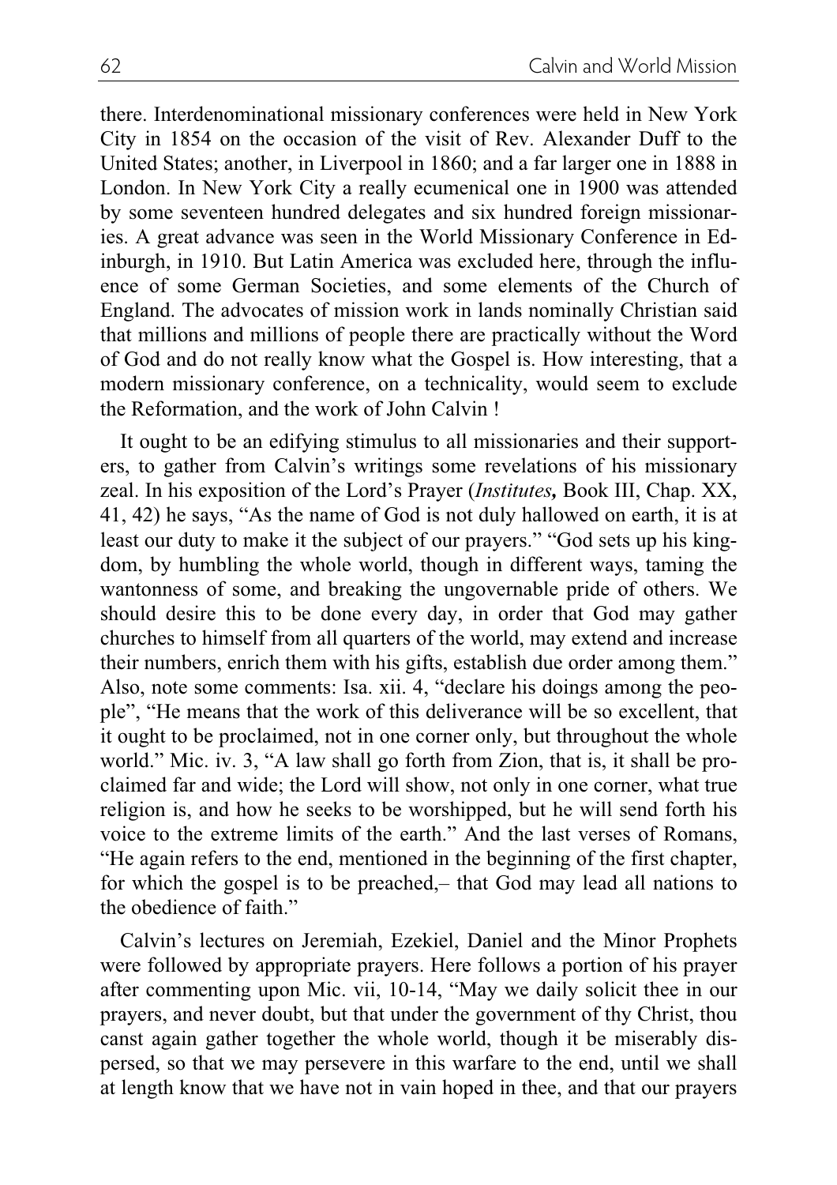there. Interdenominational missionary conferences were held in New York City in 1854 on the occasion of the visit of Rev. Alexander Duff to the United States; another, in Liverpool in 1860; and a far larger one in 1888 in London. In New York City a really ecumenical one in 1900 was attended by some seventeen hundred delegates and six hundred foreign missionaries. A great advance was seen in the World Missionary Conference in Edinburgh, in 1910. But Latin America was excluded here, through the influence of some German Societies, and some elements of the Church of England. The advocates of mission work in lands nominally Christian said that millions and millions of people there are practically without the Word of God and do not really know what the Gospel is. How interesting, that a modern missionary conference, on a technicality, would seem to exclude the Reformation, and the work of John Calvin !

It ought to be an edifying stimulus to all missionaries and their supporters, to gather from Calvin's writings some revelations of his missionary zeal. In his exposition of the Lord's Prayer (*Institutes,* Book III, Chap. XX, 41, 42) he says, "As the name of God is not duly hallowed on earth, it is at least our duty to make it the subject of our prayers." "God sets up his kingdom, by humbling the whole world, though in different ways, taming the wantonness of some, and breaking the ungovernable pride of others. We should desire this to be done every day, in order that God may gather churches to himself from all quarters of the world, may extend and increase their numbers, enrich them with his gifts, establish due order among them." Also, note some comments: Isa. xii. 4, "declare his doings among the people", "He means that the work of this deliverance will be so excellent, that it ought to be proclaimed, not in one corner only, but throughout the whole world." Mic. iv. 3, "A law shall go forth from Zion, that is, it shall be proclaimed far and wide; the Lord will show, not only in one corner, what true religion is, and how he seeks to be worshipped, but he will send forth his voice to the extreme limits of the earth." And the last verses of Romans, "He again refers to the end, mentioned in the beginning of the first chapter, for which the gospel is to be preached,– that God may lead all nations to the obedience of faith."

Calvin's lectures on Jeremiah, Ezekiel, Daniel and the Minor Prophets were followed by appropriate prayers. Here follows a portion of his prayer after commenting upon Mic. vii, 10-14, "May we daily solicit thee in our prayers, and never doubt, but that under the government of thy Christ, thou canst again gather together the whole world, though it be miserably dispersed, so that we may persevere in this warfare to the end, until we shall at length know that we have not in vain hoped in thee, and that our prayers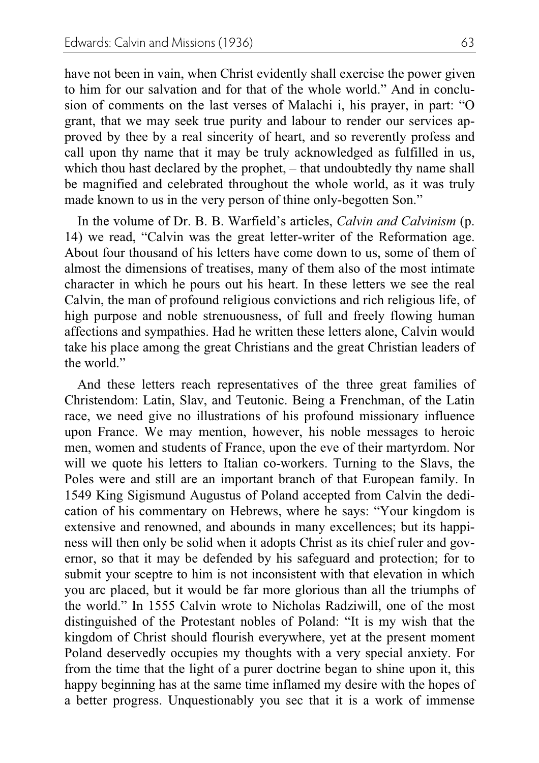have not been in vain, when Christ evidently shall exercise the power given to him for our salvation and for that of the whole world." And in conclusion of comments on the last verses of Malachi i, his prayer, in part: "O grant, that we may seek true purity and labour to render our services approved by thee by a real sincerity of heart, and so reverently profess and call upon thy name that it may be truly acknowledged as fulfilled in us, which thou hast declared by the prophet, – that undoubtedly thy name shall be magnified and celebrated throughout the whole world, as it was truly made known to us in the very person of thine only-begotten Son."

In the volume of Dr. B. B. Warfield's articles, *Calvin and Calvinism* (p. 14) we read, "Calvin was the great letter-writer of the Reformation age. About four thousand of his letters have come down to us, some of them of almost the dimensions of treatises, many of them also of the most intimate character in which he pours out his heart. In these letters we see the real Calvin, the man of profound religious convictions and rich religious life, of high purpose and noble strenuousness, of full and freely flowing human affections and sympathies. Had he written these letters alone, Calvin would take his place among the great Christians and the great Christian leaders of the world."

And these letters reach representatives of the three great families of Christendom: Latin, Slav, and Teutonic. Being a Frenchman, of the Latin race, we need give no illustrations of his profound missionary influence upon France. We may mention, however, his noble messages to heroic men, women and students of France, upon the eve of their martyrdom. Nor will we quote his letters to Italian co-workers. Turning to the Slavs, the Poles were and still are an important branch of that European family. In 1549 King Sigismund Augustus of Poland accepted from Calvin the dedication of his commentary on Hebrews, where he says: "Your kingdom is extensive and renowned, and abounds in many excellences; but its happiness will then only be solid when it adopts Christ as its chief ruler and governor, so that it may be defended by his safeguard and protection; for to submit your sceptre to him is not inconsistent with that elevation in which you arc placed, but it would be far more glorious than all the triumphs of the world." In 1555 Calvin wrote to Nicholas Radziwill, one of the most distinguished of the Protestant nobles of Poland: "It is my wish that the kingdom of Christ should flourish everywhere, yet at the present moment Poland deservedly occupies my thoughts with a very special anxiety. For from the time that the light of a purer doctrine began to shine upon it, this happy beginning has at the same time inflamed my desire with the hopes of a better progress. Unquestionably you sec that it is a work of immense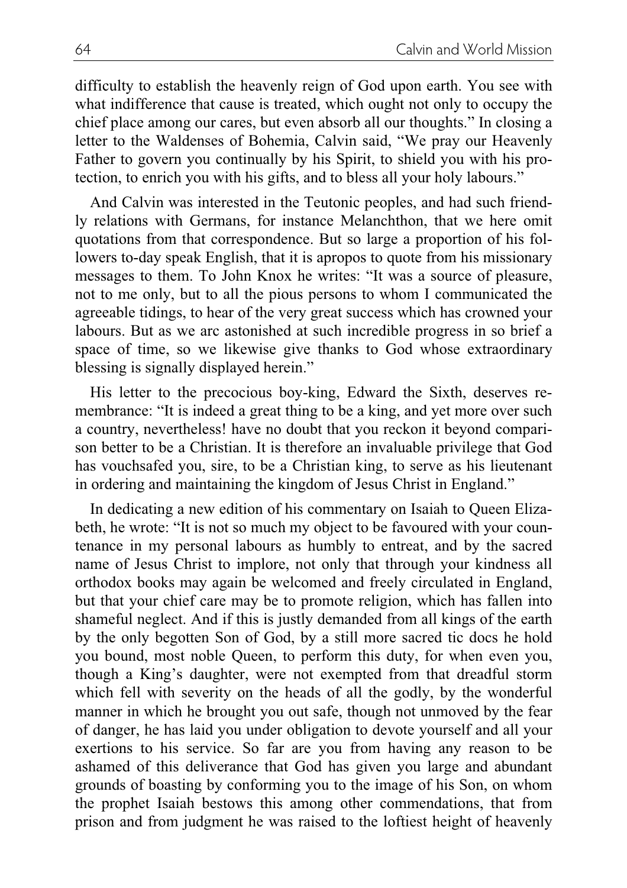difficulty to establish the heavenly reign of God upon earth. You see with what indifference that cause is treated, which ought not only to occupy the chief place among our cares, but even absorb all our thoughts." In closing a letter to the Waldenses of Bohemia, Calvin said, "We pray our Heavenly Father to govern you continually by his Spirit, to shield you with his protection, to enrich you with his gifts, and to bless all your holy labours."

And Calvin was interested in the Teutonic peoples, and had such friendly relations with Germans, for instance Melanchthon, that we here omit quotations from that correspondence. But so large a proportion of his followers to-day speak English, that it is apropos to quote from his missionary messages to them. To John Knox he writes: "It was a source of pleasure, not to me only, but to all the pious persons to whom I communicated the agreeable tidings, to hear of the very great success which has crowned your labours. But as we arc astonished at such incredible progress in so brief a space of time, so we likewise give thanks to God whose extraordinary blessing is signally displayed herein."

His letter to the precocious boy-king, Edward the Sixth, deserves remembrance: "It is indeed a great thing to be a king, and yet more over such a country, nevertheless! have no doubt that you reckon it beyond comparison better to be a Christian. It is therefore an invaluable privilege that God has vouchsafed you, sire, to be a Christian king, to serve as his lieutenant in ordering and maintaining the kingdom of Jesus Christ in England."

In dedicating a new edition of his commentary on Isaiah to Queen Elizabeth, he wrote: "It is not so much my object to be favoured with your countenance in my personal labours as humbly to entreat, and by the sacred name of Jesus Christ to implore, not only that through your kindness all orthodox books may again be welcomed and freely circulated in England, but that your chief care may be to promote religion, which has fallen into shameful neglect. And if this is justly demanded from all kings of the earth by the only begotten Son of God, by a still more sacred tic docs he hold you bound, most noble Queen, to perform this duty, for when even you, though a King's daughter, were not exempted from that dreadful storm which fell with severity on the heads of all the godly, by the wonderful manner in which he brought you out safe, though not unmoved by the fear of danger, he has laid you under obligation to devote yourself and all your exertions to his service. So far are you from having any reason to be ashamed of this deliverance that God has given you large and abundant grounds of boasting by conforming you to the image of his Son, on whom the prophet Isaiah bestows this among other commendations, that from prison and from judgment he was raised to the loftiest height of heavenly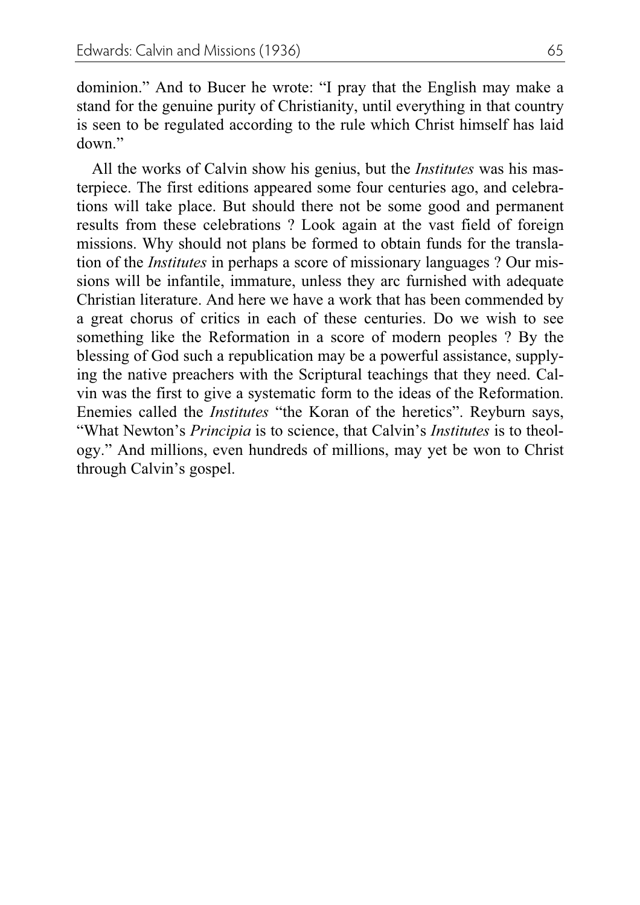dominion." And to Bucer he wrote: "I pray that the English may make a stand for the genuine purity of Christianity, until everything in that country is seen to be regulated according to the rule which Christ himself has laid down."

All the works of Calvin show his genius, but the *Institutes* was his masterpiece. The first editions appeared some four centuries ago, and celebrations will take place. But should there not be some good and permanent results from these celebrations ? Look again at the vast field of foreign missions. Why should not plans be formed to obtain funds for the translation of the *Institutes* in perhaps a score of missionary languages ? Our missions will be infantile, immature, unless they arc furnished with adequate Christian literature. And here we have a work that has been commended by a great chorus of critics in each of these centuries. Do we wish to see something like the Reformation in a score of modern peoples ? By the blessing of God such a republication may be a powerful assistance, supplying the native preachers with the Scriptural teachings that they need. Calvin was the first to give a systematic form to the ideas of the Reformation. Enemies called the *Institutes* "the Koran of the heretics". Reyburn says, "What Newton's *Principia* is to science, that Calvin's *Institutes* is to theology." And millions, even hundreds of millions, may yet be won to Christ through Calvin's gospel.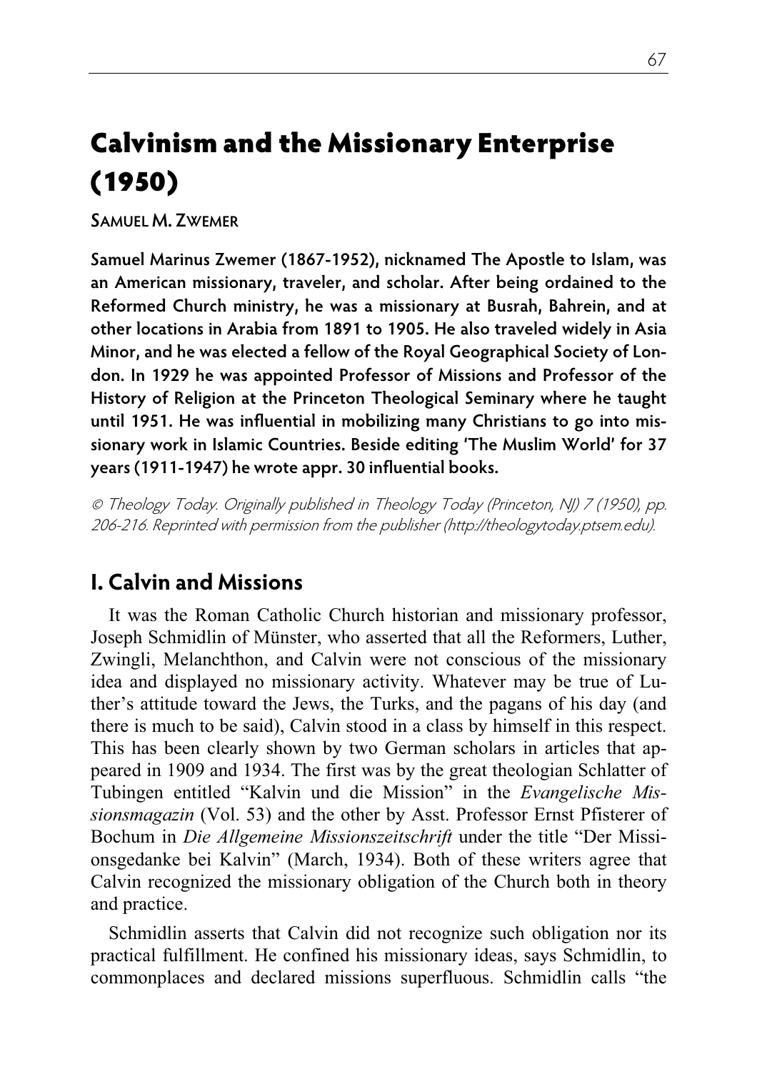# Calvinism and the Missionary Enterprise (1950)

SAMUEL M. ZWEMER

**Samuel Marinus Zwemer (1867-1952), nicknamed The Apostle to Islam, was an American missionary, traveler, and scholar. After being ordained to the Reformed Church ministry, he was a missionary at Busrah, Bahrein, and at other locations in Arabia from 1891 to 1905. He also traveled widely in Asia Minor, and he was elected a fellow of the Royal Geographical Society of London. In 1929 he was appointed Professor of Missions and Professor of the History of Religion at the Princeton Theological Seminary where he taught until 1951. He was influential in mobilizing many Christians to go into missionary work in Islamic Countries. Beside editing 'The Muslim World' for 37 years (1911-1947) he wrote appr. 30 influential books.**

*© Theology Today. Originally published in Theology Today (Princeton, NJ) 7 (1950), pp. 206-216. Reprinted with permission from the publisher (http://theologytoday.ptsem.edu).*

## I. Calvin and Missions

It was the Roman Catholic Church historian and missionary professor, Joseph Schmidlin of Münster, who asserted that all the Reformers, Luther, Zwingli, Melanchthon, and Calvin were not conscious of the missionary idea and displayed no missionary activity. Whatever may be true of Luther's attitude toward the Jews, the Turks, and the pagans of his day (and there is much to be said), Calvin stood in a class by himself in this respect. This has been clearly shown by two German scholars in articles that appeared in 1909 and 1934. The first was by the great theologian Schlatter of Tubingen entitled "Kalvin und die Mission" in the *Evangelische Missionsmagazin* (Vol. 53) and the other by Asst. Professor Ernst Pfisterer of Bochum in *Die Allgemeine Missionszeitschrift* under the title "Der Missionsgedanke bei Kalvin" (March, 1934). Both of these writers agree that Calvin recognized the missionary obligation of the Church both in theory and practice.

Schmidlin asserts that Calvin did not recognize such obligation nor its practical fulfillment. He confined his missionary ideas, says Schmidlin, to commonplaces and declared missions superfluous. Schmidlin calls "the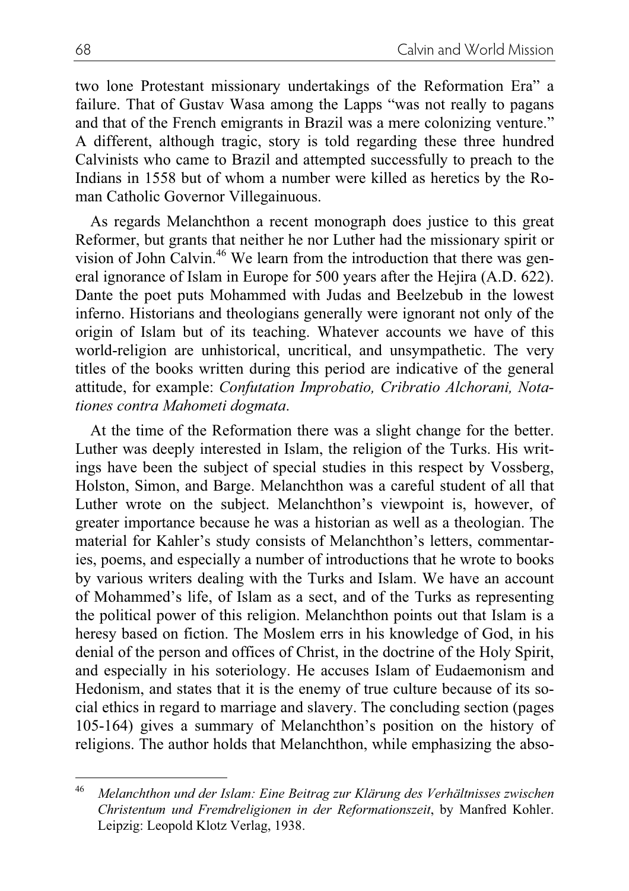two lone Protestant missionary undertakings of the Reformation Era" a failure. That of Gustav Wasa among the Lapps "was not really to pagans and that of the French emigrants in Brazil was a mere colonizing venture." A different, although tragic, story is told regarding these three hundred Calvinists who came to Brazil and attempted successfully to preach to the Indians in 1558 but of whom a number were killed as heretics by the Roman Catholic Governor Villegainuous.

As regards Melanchthon a recent monograph does justice to this great Reformer, but grants that neither he nor Luther had the missionary spirit or vision of John Calvin.[46] We learn from the introduction that there was general ignorance of Islam in Europe for 500 years after the Hejira (A.D. 622). Dante the poet puts Mohammed with Judas and Beelzebub in the lowest inferno. Historians and theologians generally were ignorant not only of the origin of Islam but of its teaching. Whatever accounts we have of this world-religion are unhistorical, uncritical, and unsympathetic. The very titles of the books written during this period are indicative of the general attitude, for example: *Confutation Improbatio, Cribratio Alchorani, Notationes contra Mahometi dogmata*.

At the time of the Reformation there was a slight change for the better. Luther was deeply interested in Islam, the religion of the Turks. His writings have been the subject of special studies in this respect by Vossberg, Holston, Simon, and Barge. Melanchthon was a careful student of all that Luther wrote on the subject. Melanchthon's viewpoint is, however, of greater importance because he was a historian as well as a theologian. The material for Kahler's study consists of Melanchthon's letters, commentaries, poems, and especially a number of introductions that he wrote to books by various writers dealing with the Turks and Islam. We have an account of Mohammed's life, of Islam as a sect, and of the Turks as representing the political power of this religion. Melanchthon points out that Islam is a heresy based on fiction. The Moslem errs in his knowledge of God, in his denial of the person and offices of Christ, in the doctrine of the Holy Spirit, and especially in his soteriology. He accuses Islam of Eudaemonism and Hedonism, and states that it is the enemy of true culture because of its social ethics in regard to marriage and slavery. The concluding section (pages 105-164) gives a summary of Melanchthon's position on the history of religions. The author holds that Melanchthon, while emphasizing the abso-

---

[46] *Melanchthon und der Islam: Eine Beitrag zur Klärung des Verhältnisses zwischen Christentum und Fremdreligionen in der Reformationszeit*, by Manfred Kohler. Leipzig: Leopold Klotz Verlag, 1938.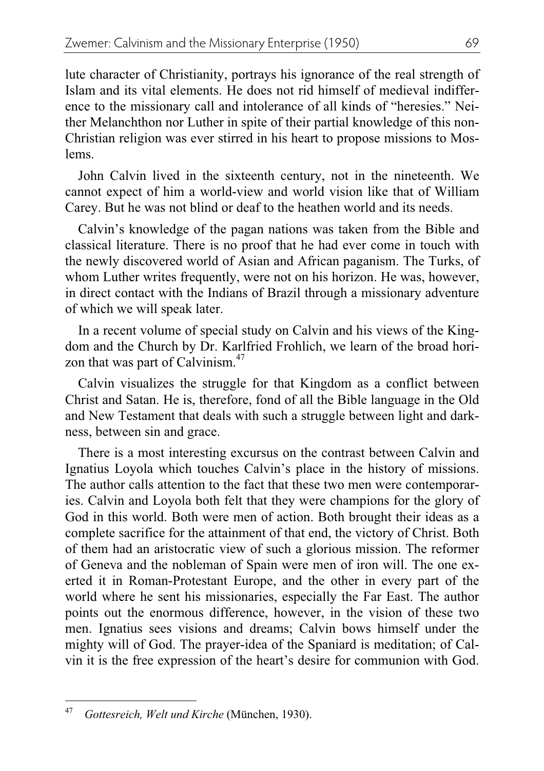lute character of Christianity, portrays his ignorance of the real strength of Islam and its vital elements. He does not rid himself of medieval indifference to the missionary call and intolerance of all kinds of "heresies." Neither Melanchthon nor Luther in spite of their partial knowledge of this non-Christian religion was ever stirred in his heart to propose missions to Moslems.

John Calvin lived in the sixteenth century, not in the nineteenth. We cannot expect of him a world-view and world vision like that of William Carey. But he was not blind or deaf to the heathen world and its needs.

Calvin's knowledge of the pagan nations was taken from the Bible and classical literature. There is no proof that he had ever come in touch with the newly discovered world of Asian and African paganism. The Turks, of whom Luther writes frequently, were not on his horizon. He was, however, in direct contact with the Indians of Brazil through a missionary adventure of which we will speak later.

In a recent volume of special study on Calvin and his views of the Kingdom and the Church by Dr. Karlfried Frohlich, we learn of the broad horizon that was part of Calvinism.[47]

Calvin visualizes the struggle for that Kingdom as a conflict between Christ and Satan. He is, therefore, fond of all the Bible language in the Old and New Testament that deals with such a struggle between light and darkness, between sin and grace.

There is a most interesting excursus on the contrast between Calvin and Ignatius Loyola which touches Calvin's place in the history of missions. The author calls attention to the fact that these two men were contemporaries. Calvin and Loyola both felt that they were champions for the glory of God in this world. Both were men of action. Both brought their ideas as a complete sacrifice for the attainment of that end, the victory of Christ. Both of them had an aristocratic view of such a glorious mission. The reformer of Geneva and the nobleman of Spain were men of iron will. The one exerted it in Roman-Protestant Europe, and the other in every part of the world where he sent his missionaries, especially the Far East. The author points out the enormous difference, however, in the vision of these two men. Ignatius sees visions and dreams; Calvin bows himself under the mighty will of God. The prayer-idea of the Spaniard is meditation; of Calvin it is the free expression of the heart's desire for communion with God.

---

[47] *Gottesreich, Welt und Kirche* (München, 1930).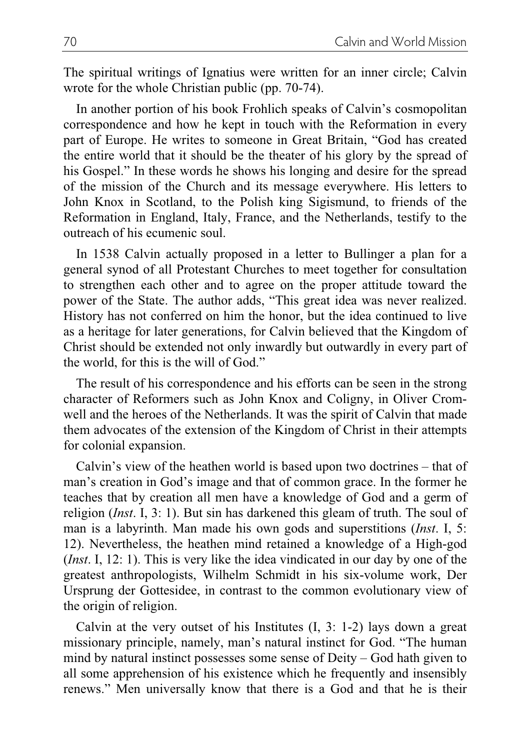The spiritual writings of Ignatius were written for an inner circle; Calvin wrote for the whole Christian public (pp. 70-74).

In another portion of his book Frohlich speaks of Calvin's cosmopolitan correspondence and how he kept in touch with the Reformation in every part of Europe. He writes to someone in Great Britain, "God has created the entire world that it should be the theater of his glory by the spread of his Gospel." In these words he shows his longing and desire for the spread of the mission of the Church and its message everywhere. His letters to John Knox in Scotland, to the Polish king Sigismund, to friends of the Reformation in England, Italy, France, and the Netherlands, testify to the outreach of his ecumenic soul.

In 1538 Calvin actually proposed in a letter to Bullinger a plan for a general synod of all Protestant Churches to meet together for consultation to strengthen each other and to agree on the proper attitude toward the power of the State. The author adds, "This great idea was never realized. History has not conferred on him the honor, but the idea continued to live as a heritage for later generations, for Calvin believed that the Kingdom of Christ should be extended not only inwardly but outwardly in every part of the world, for this is the will of God."

The result of his correspondence and his efforts can be seen in the strong character of Reformers such as John Knox and Coligny, in Oliver Cromwell and the heroes of the Netherlands. It was the spirit of Calvin that made them advocates of the extension of the Kingdom of Christ in their attempts for colonial expansion.

Calvin's view of the heathen world is based upon two doctrines – that of man's creation in God's image and that of common grace. In the former he teaches that by creation all men have a knowledge of God and a germ of religion (*Inst*. I, 3: 1). But sin has darkened this gleam of truth. The soul of man is a labyrinth. Man made his own gods and superstitions (*Inst*. I, 5: 12). Nevertheless, the heathen mind retained a knowledge of a High-god (*Inst*. I, 12: 1). This is very like the idea vindicated in our day by one of the greatest anthropologists, Wilhelm Schmidt in his six-volume work, Der Ursprung der Gottesidee, in contrast to the common evolutionary view of the origin of religion.

Calvin at the very outset of his Institutes (I, 3: 1-2) lays down a great missionary principle, namely, man's natural instinct for God. "The human mind by natural instinct possesses some sense of Deity – God hath given to all some apprehension of his existence which he frequently and insensibly renews." Men universally know that there is a God and that he is their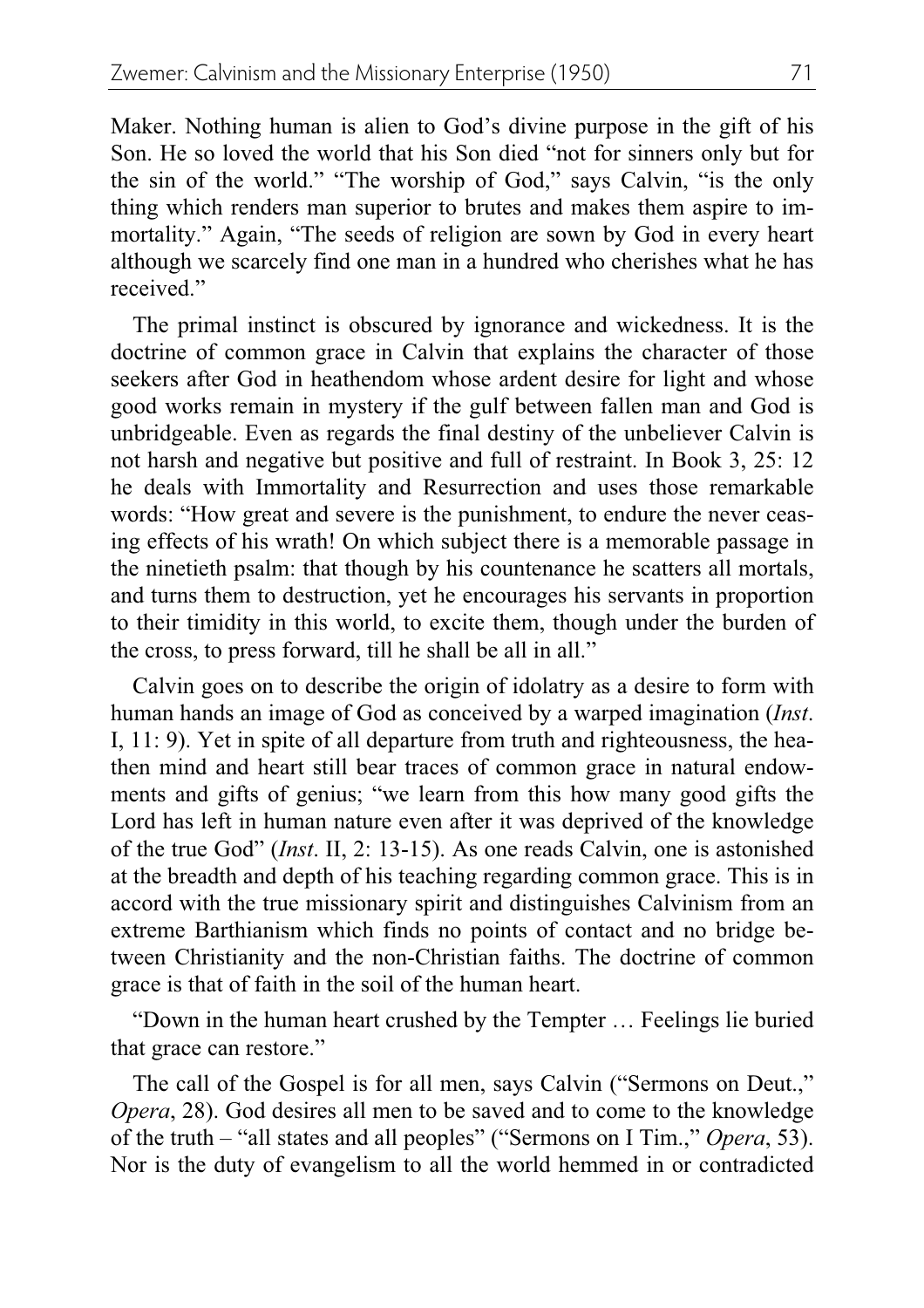Maker. Nothing human is alien to God's divine purpose in the gift of his Son. He so loved the world that his Son died "not for sinners only but for the sin of the world." "The worship of God," says Calvin, "is the only thing which renders man superior to brutes and makes them aspire to immortality." Again, "The seeds of religion are sown by God in every heart although we scarcely find one man in a hundred who cherishes what he has received."

The primal instinct is obscured by ignorance and wickedness. It is the doctrine of common grace in Calvin that explains the character of those seekers after God in heathendom whose ardent desire for light and whose good works remain in mystery if the gulf between fallen man and God is unbridgeable. Even as regards the final destiny of the unbeliever Calvin is not harsh and negative but positive and full of restraint. In Book 3, 25: 12 he deals with Immortality and Resurrection and uses those remarkable words: "How great and severe is the punishment, to endure the never ceasing effects of his wrath! On which subject there is a memorable passage in the ninetieth psalm: that though by his countenance he scatters all mortals, and turns them to destruction, yet he encourages his servants in proportion to their timidity in this world, to excite them, though under the burden of the cross, to press forward, till he shall be all in all."

Calvin goes on to describe the origin of idolatry as a desire to form with human hands an image of God as conceived by a warped imagination (*Inst*. I, 11: 9). Yet in spite of all departure from truth and righteousness, the heathen mind and heart still bear traces of common grace in natural endowments and gifts of genius; "we learn from this how many good gifts the Lord has left in human nature even after it was deprived of the knowledge of the true God" (*Inst*. II, 2: 13-15). As one reads Calvin, one is astonished at the breadth and depth of his teaching regarding common grace. This is in accord with the true missionary spirit and distinguishes Calvinism from an extreme Barthianism which finds no points of contact and no bridge between Christianity and the non-Christian faiths. The doctrine of common grace is that of faith in the soil of the human heart.

"Down in the human heart crushed by the Tempter … Feelings lie buried that grace can restore."

The call of the Gospel is for all men, says Calvin ("Sermons on Deut.," *Opera*, 28). God desires all men to be saved and to come to the knowledge of the truth – "all states and all peoples" ("Sermons on I Tim.," *Opera*, 53). Nor is the duty of evangelism to all the world hemmed in or contradicted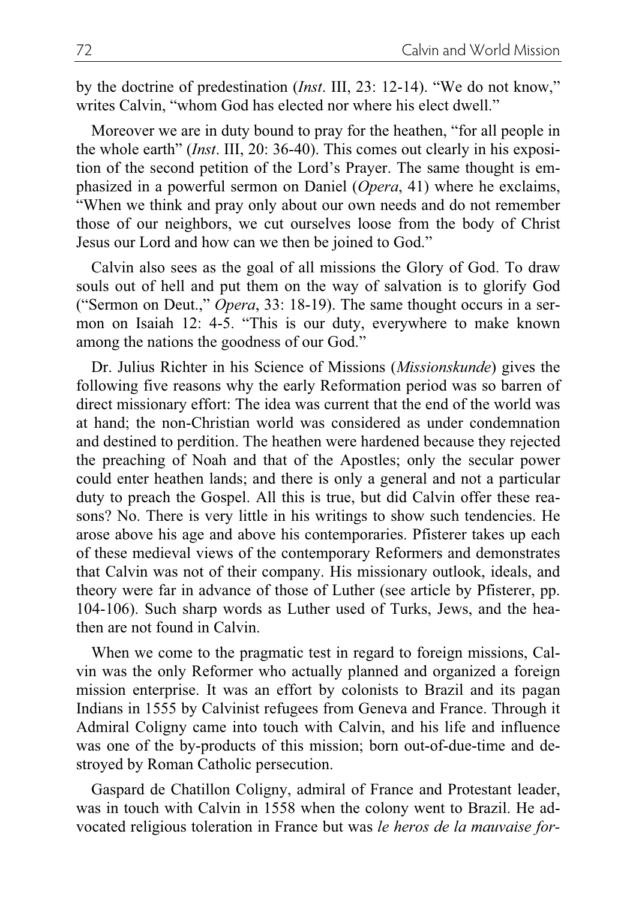by the doctrine of predestination (*Inst*. III, 23: 12-14). "We do not know," writes Calvin, "whom God has elected nor where his elect dwell."

Moreover we are in duty bound to pray for the heathen, "for all people in the whole earth" (*Inst*. III, 20: 36-40). This comes out clearly in his exposition of the second petition of the Lord's Prayer. The same thought is emphasized in a powerful sermon on Daniel (*Opera*, 41) where he exclaims, "When we think and pray only about our own needs and do not remember those of our neighbors, we cut ourselves loose from the body of Christ Jesus our Lord and how can we then be joined to God."

Calvin also sees as the goal of all missions the Glory of God. To draw souls out of hell and put them on the way of salvation is to glorify God ("Sermon on Deut.," *Opera*, 33: 18-19). The same thought occurs in a sermon on Isaiah 12: 4-5. "This is our duty, everywhere to make known among the nations the goodness of our God."

Dr. Julius Richter in his Science of Missions (*Missionskunde*) gives the following five reasons why the early Reformation period was so barren of direct missionary effort: The idea was current that the end of the world was at hand; the non-Christian world was considered as under condemnation and destined to perdition. The heathen were hardened because they rejected the preaching of Noah and that of the Apostles; only the secular power could enter heathen lands; and there is only a general and not a particular duty to preach the Gospel. All this is true, but did Calvin offer these reasons? No. There is very little in his writings to show such tendencies. He arose above his age and above his contemporaries. Pfisterer takes up each of these medieval views of the contemporary Reformers and demonstrates that Calvin was not of their company. His missionary outlook, ideals, and theory were far in advance of those of Luther (see article by Pfisterer, pp. 104-106). Such sharp words as Luther used of Turks, Jews, and the heathen are not found in Calvin.

When we come to the pragmatic test in regard to foreign missions, Calvin was the only Reformer who actually planned and organized a foreign mission enterprise. It was an effort by colonists to Brazil and its pagan Indians in 1555 by Calvinist refugees from Geneva and France. Through it Admiral Coligny came into touch with Calvin, and his life and influence was one of the by-products of this mission; born out-of-due-time and destroyed by Roman Catholic persecution.

Gaspard de Chatillon Coligny, admiral of France and Protestant leader, was in touch with Calvin in 1558 when the colony went to Brazil. He advocated religious toleration in France but was *le heros de la mauvaise for-*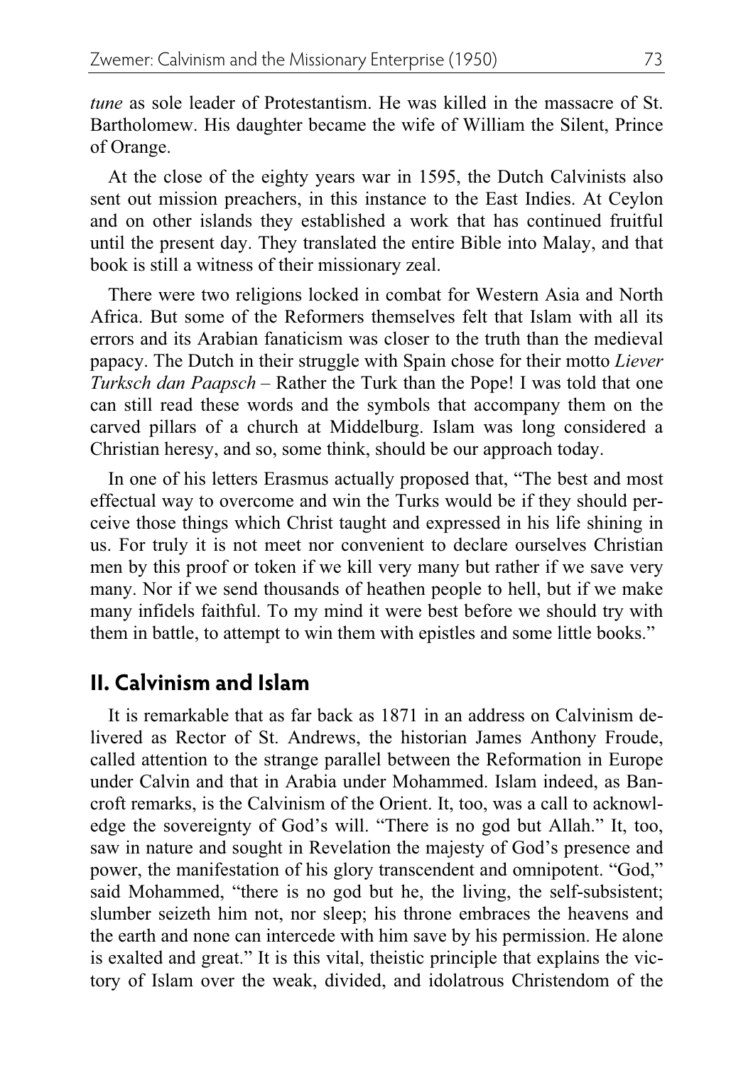*tune* as sole leader of Protestantism. He was killed in the massacre of St. Bartholomew. His daughter became the wife of William the Silent, Prince of Orange.

At the close of the eighty years war in 1595, the Dutch Calvinists also sent out mission preachers, in this instance to the East Indies. At Ceylon and on other islands they established a work that has continued fruitful until the present day. They translated the entire Bible into Malay, and that book is still a witness of their missionary zeal.

There were two religions locked in combat for Western Asia and North Africa. But some of the Reformers themselves felt that Islam with all its errors and its Arabian fanaticism was closer to the truth than the medieval papacy. The Dutch in their struggle with Spain chose for their motto *Liever Turksch dan Paapsch* – Rather the Turk than the Pope! I was told that one can still read these words and the symbols that accompany them on the carved pillars of a church at Middelburg. Islam was long considered a Christian heresy, and so, some think, should be our approach today.

In one of his letters Erasmus actually proposed that, "The best and most effectual way to overcome and win the Turks would be if they should perceive those things which Christ taught and expressed in his life shining in us. For truly it is not meet nor convenient to declare ourselves Christian men by this proof or token if we kill very many but rather if we save very many. Nor if we send thousands of heathen people to hell, but if we make many infidels faithful. To my mind it were best before we should try with them in battle, to attempt to win them with epistles and some little books."

## II. Calvinism and Islam

It is remarkable that as far back as 1871 in an address on Calvinism delivered as Rector of St. Andrews, the historian James Anthony Froude, called attention to the strange parallel between the Reformation in Europe under Calvin and that in Arabia under Mohammed. Islam indeed, as Bancroft remarks, is the Calvinism of the Orient. It, too, was a call to acknowledge the sovereignty of God's will. "There is no god but Allah." It, too, saw in nature and sought in Revelation the majesty of God's presence and power, the manifestation of his glory transcendent and omnipotent. "God," said Mohammed, "there is no god but he, the living, the self-subsistent; slumber seizeth him not, nor sleep; his throne embraces the heavens and the earth and none can intercede with him save by his permission. He alone is exalted and great." It is this vital, theistic principle that explains the victory of Islam over the weak, divided, and idolatrous Christendom of the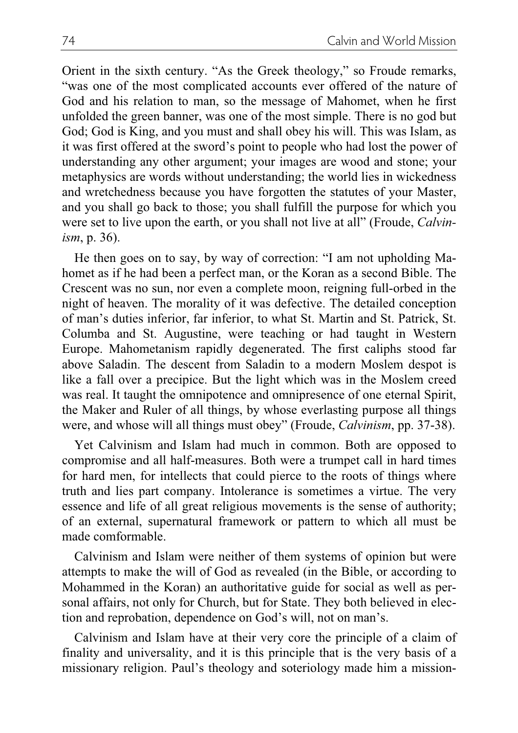Orient in the sixth century. "As the Greek theology," so Froude remarks, "was one of the most complicated accounts ever offered of the nature of God and his relation to man, so the message of Mahomet, when he first unfolded the green banner, was one of the most simple. There is no god but God; God is King, and you must and shall obey his will. This was Islam, as it was first offered at the sword's point to people who had lost the power of understanding any other argument; your images are wood and stone; your metaphysics are words without understanding; the world lies in wickedness and wretchedness because you have forgotten the statutes of your Master, and you shall go back to those; you shall fulfill the purpose for which you were set to live upon the earth, or you shall not live at all" (Froude, *Calvinism*, p. 36).

He then goes on to say, by way of correction: "I am not upholding Mahomet as if he had been a perfect man, or the Koran as a second Bible. The Crescent was no sun, nor even a complete moon, reigning full-orbed in the night of heaven. The morality of it was defective. The detailed conception of man's duties inferior, far inferior, to what St. Martin and St. Patrick, St. Columba and St. Augustine, were teaching or had taught in Western Europe. Mahometanism rapidly degenerated. The first caliphs stood far above Saladin. The descent from Saladin to a modern Moslem despot is like a fall over a precipice. But the light which was in the Moslem creed was real. It taught the omnipotence and omnipresence of one eternal Spirit, the Maker and Ruler of all things, by whose everlasting purpose all things were, and whose will all things must obey" (Froude, *Calvinism*, pp. 37-38).

Yet Calvinism and Islam had much in common. Both are opposed to compromise and all half-measures. Both were a trumpet call in hard times for hard men, for intellects that could pierce to the roots of things where truth and lies part company. Intolerance is sometimes a virtue. The very essence and life of all great religious movements is the sense of authority; of an external, supernatural framework or pattern to which all must be made comformable.

Calvinism and Islam were neither of them systems of opinion but were attempts to make the will of God as revealed (in the Bible, or according to Mohammed in the Koran) an authoritative guide for social as well as personal affairs, not only for Church, but for State. They both believed in election and reprobation, dependence on God's will, not on man's.

Calvinism and Islam have at their very core the principle of a claim of finality and universality, and it is this principle that is the very basis of a missionary religion. Paul's theology and soteriology made him a mission-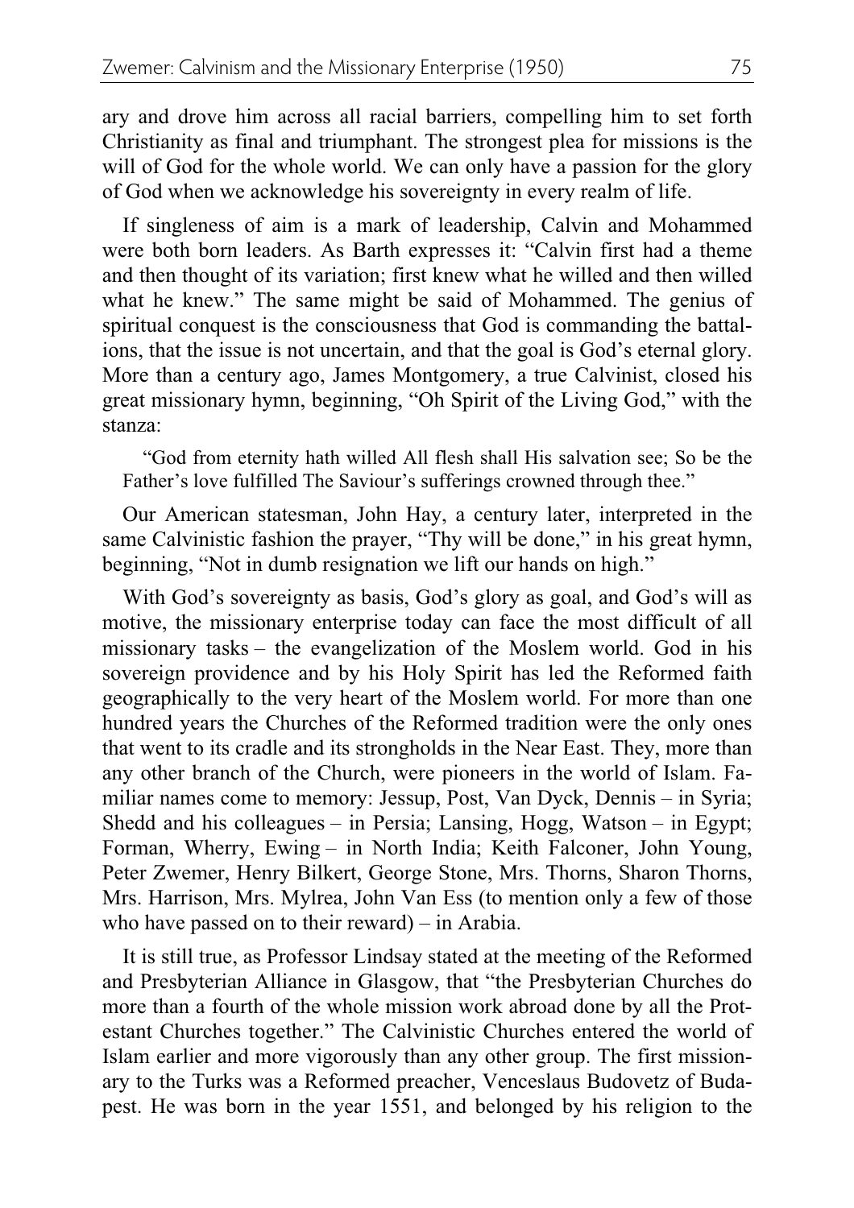ary and drove him across all racial barriers, compelling him to set forth Christianity as final and triumphant. The strongest plea for missions is the will of God for the whole world. We can only have a passion for the glory of God when we acknowledge his sovereignty in every realm of life.

If singleness of aim is a mark of leadership, Calvin and Mohammed were both born leaders. As Barth expresses it: "Calvin first had a theme and then thought of its variation; first knew what he willed and then willed what he knew." The same might be said of Mohammed. The genius of spiritual conquest is the consciousness that God is commanding the battalions, that the issue is not uncertain, and that the goal is God's eternal glory. More than a century ago, James Montgomery, a true Calvinist, closed his great missionary hymn, beginning, "Oh Spirit of the Living God," with the stanza:

> "God from eternity hath willed All flesh shall His salvation see; So be the Father's love fulfilled The Saviour's sufferings crowned through thee."

Our American statesman, John Hay, a century later, interpreted in the same Calvinistic fashion the prayer, "Thy will be done," in his great hymn, beginning, "Not in dumb resignation we lift our hands on high."

With God's sovereignty as basis, God's glory as goal, and God's will as motive, the missionary enterprise today can face the most difficult of all missionary tasks – the evangelization of the Moslem world. God in his sovereign providence and by his Holy Spirit has led the Reformed faith geographically to the very heart of the Moslem world. For more than one hundred years the Churches of the Reformed tradition were the only ones that went to its cradle and its strongholds in the Near East. They, more than any other branch of the Church, were pioneers in the world of Islam. Familiar names come to memory: Jessup, Post, Van Dyck, Dennis – in Syria; Shedd and his colleagues – in Persia; Lansing, Hogg, Watson – in Egypt; Forman, Wherry, Ewing – in North India; Keith Falconer, John Young, Peter Zwemer, Henry Bilkert, George Stone, Mrs. Thorns, Sharon Thorns, Mrs. Harrison, Mrs. Mylrea, John Van Ess (to mention only a few of those who have passed on to their reward) – in Arabia.

It is still true, as Professor Lindsay stated at the meeting of the Reformed and Presbyterian Alliance in Glasgow, that "the Presbyterian Churches do more than a fourth of the whole mission work abroad done by all the Protestant Churches together." The Calvinistic Churches entered the world of Islam earlier and more vigorously than any other group. The first missionary to the Turks was a Reformed preacher, Venceslaus Budovetz of Budapest. He was born in the year 1551, and belonged by his religion to the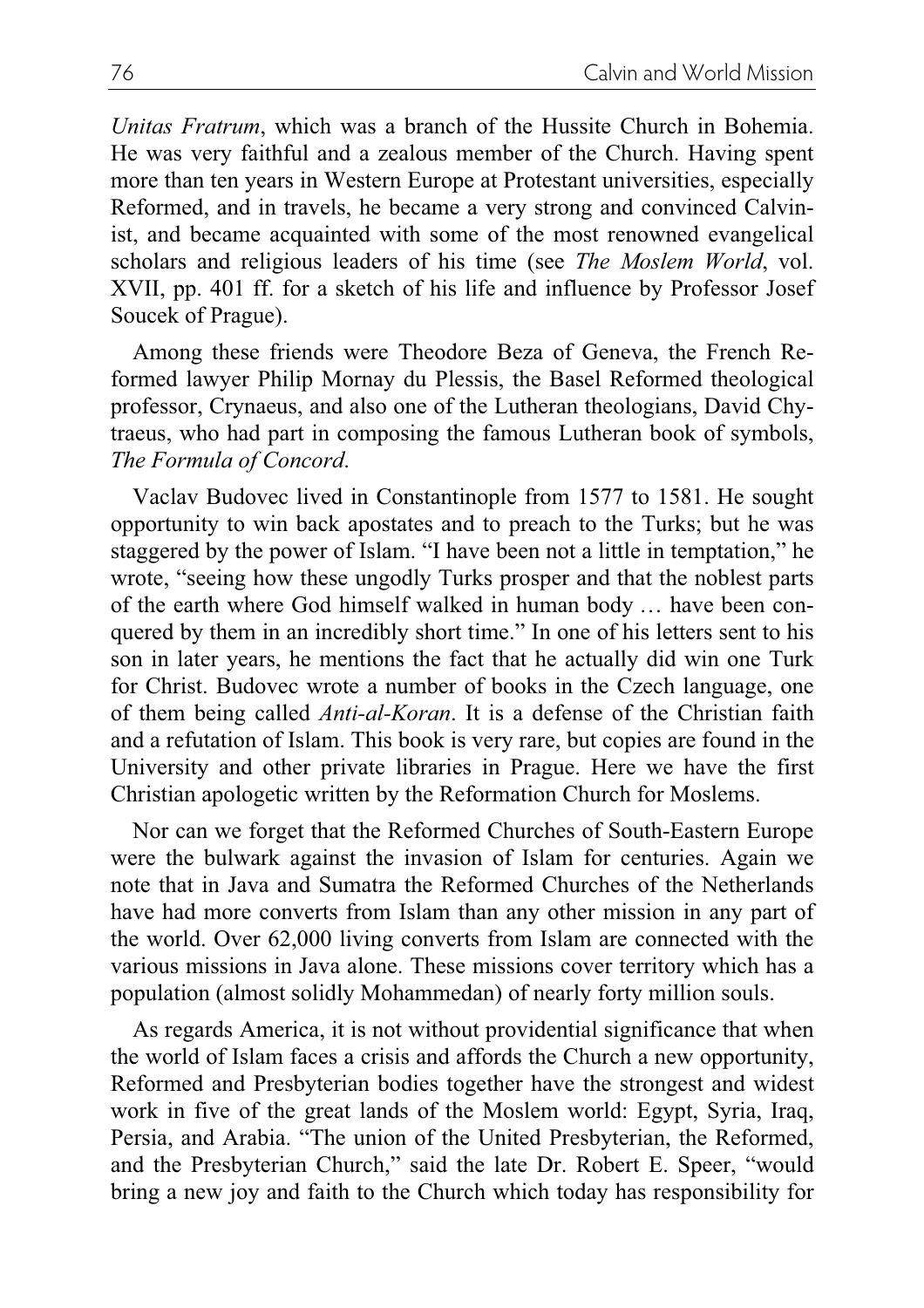*Unitas Fratrum*, which was a branch of the Hussite Church in Bohemia. He was very faithful and a zealous member of the Church. Having spent more than ten years in Western Europe at Protestant universities, especially Reformed, and in travels, he became a very strong and convinced Calvinist, and became acquainted with some of the most renowned evangelical scholars and religious leaders of his time (see *The Moslem World*, vol. XVII, pp. 401 ff. for a sketch of his life and influence by Professor Josef Soucek of Prague).

Among these friends were Theodore Beza of Geneva, the French Reformed lawyer Philip Mornay du Plessis, the Basel Reformed theological professor, Crynaeus, and also one of the Lutheran theologians, David Chytraeus, who had part in composing the famous Lutheran book of symbols, *The Formula of Concord*.

Vaclav Budovec lived in Constantinople from 1577 to 1581. He sought opportunity to win back apostates and to preach to the Turks; but he was staggered by the power of Islam. "I have been not a little in temptation," he wrote, "seeing how these ungodly Turks prosper and that the noblest parts of the earth where God himself walked in human body … have been conquered by them in an incredibly short time." In one of his letters sent to his son in later years, he mentions the fact that he actually did win one Turk for Christ. Budovec wrote a number of books in the Czech language, one of them being called *Anti-al-Koran*. It is a defense of the Christian faith and a refutation of Islam. This book is very rare, but copies are found in the University and other private libraries in Prague. Here we have the first Christian apologetic written by the Reformation Church for Moslems.

Nor can we forget that the Reformed Churches of South-Eastern Europe were the bulwark against the invasion of Islam for centuries. Again we note that in Java and Sumatra the Reformed Churches of the Netherlands have had more converts from Islam than any other mission in any part of the world. Over 62,000 living converts from Islam are connected with the various missions in Java alone. These missions cover territory which has a population (almost solidly Mohammedan) of nearly forty million souls.

As regards America, it is not without providential significance that when the world of Islam faces a crisis and affords the Church a new opportunity, Reformed and Presbyterian bodies together have the strongest and widest work in five of the great lands of the Moslem world: Egypt, Syria, Iraq, Persia, and Arabia. "The union of the United Presbyterian, the Reformed, and the Presbyterian Church," said the late Dr. Robert E. Speer, "would bring a new joy and faith to the Church which today has responsibility for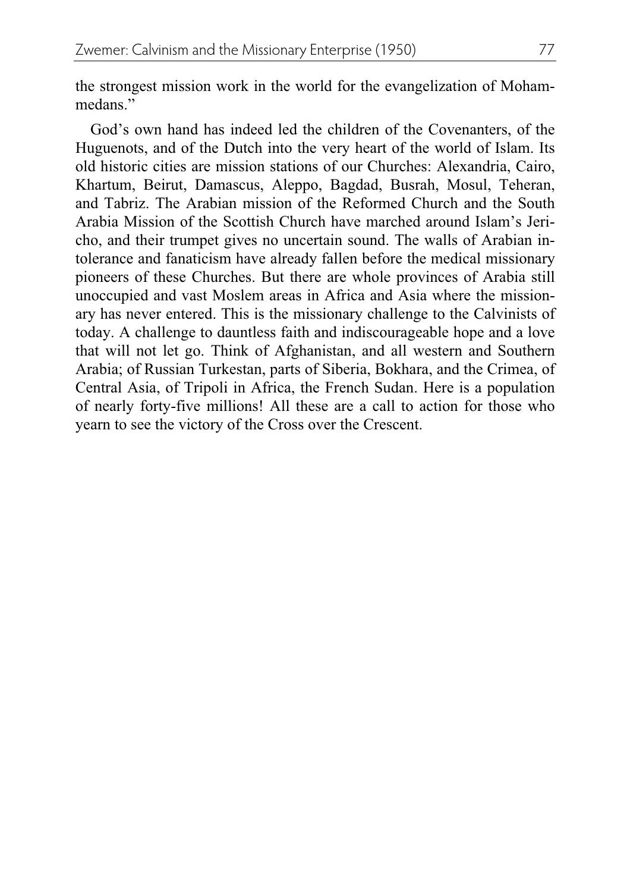the strongest mission work in the world for the evangelization of Mohammedans."

God's own hand has indeed led the children of the Covenanters, of the Huguenots, and of the Dutch into the very heart of the world of Islam. Its old historic cities are mission stations of our Churches: Alexandria, Cairo, Khartum, Beirut, Damascus, Aleppo, Bagdad, Busrah, Mosul, Teheran, and Tabriz. The Arabian mission of the Reformed Church and the South Arabia Mission of the Scottish Church have marched around Islam's Jericho, and their trumpet gives no uncertain sound. The walls of Arabian intolerance and fanaticism have already fallen before the medical missionary pioneers of these Churches. But there are whole provinces of Arabia still unoccupied and vast Moslem areas in Africa and Asia where the missionary has never entered. This is the missionary challenge to the Calvinists of today. A challenge to dauntless faith and indiscourageable hope and a love that will not let go. Think of Afghanistan, and all western and Southern Arabia; of Russian Turkestan, parts of Siberia, Bokhara, and the Crimea, of Central Asia, of Tripoli in Africa, the French Sudan. Here is a population of nearly forty-five millions! All these are a call to action for those who yearn to see the victory of the Cross over the Crescent.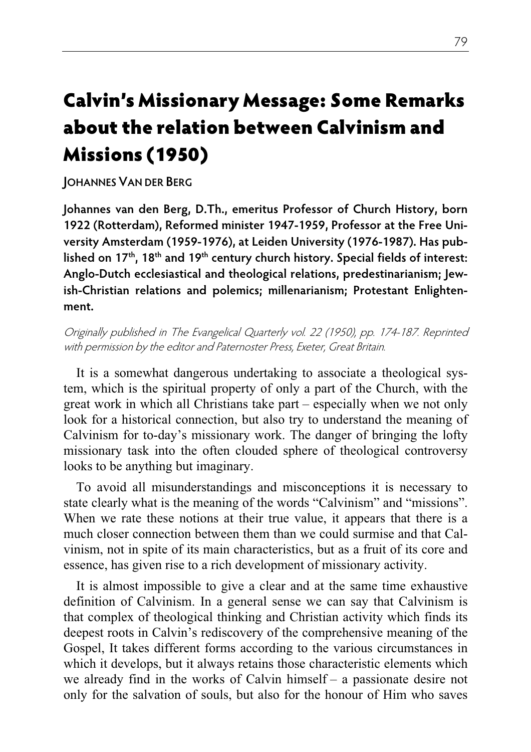# Calvin's Missionary Message: Some Remarks about the relation between Calvinism and Missions (1950)

JOHANNES VAN DER BERG

**Johannes van den Berg, D.Th., emeritus Professor of Church History, born 1922 (Rotterdam), Reformed minister 1947-1959, Professor at the Free University Amsterdam (1959-1976), at Leiden University (1976-1987). Has published on 17th, 18th and 19th century church history. Special fields of interest: Anglo-Dutch ecclesiastical and theological relations, predestinarianism; Jewish-Christian relations and polemics; millenarianism; Protestant Enlightenment.**

*Originally published in The Evangelical Quarterly vol. 22 (1950), pp. 174-187. Reprinted with permission by the editor and Paternoster Press, Exeter, Great Britain.*

It is a somewhat dangerous undertaking to associate a theological system, which is the spiritual property of only a part of the Church, with the great work in which all Christians take part – especially when we not only look for a historical connection, but also try to understand the meaning of Calvinism for to-day's missionary work. The danger of bringing the lofty missionary task into the often clouded sphere of theological controversy looks to be anything but imaginary.

To avoid all misunderstandings and misconceptions it is necessary to state clearly what is the meaning of the words "Calvinism" and "missions". When we rate these notions at their true value, it appears that there is a much closer connection between them than we could surmise and that Calvinism, not in spite of its main characteristics, but as a fruit of its core and essence, has given rise to a rich development of missionary activity.

It is almost impossible to give a clear and at the same time exhaustive definition of Calvinism. In a general sense we can say that Calvinism is that complex of theological thinking and Christian activity which finds its deepest roots in Calvin's rediscovery of the comprehensive meaning of the Gospel, It takes different forms according to the various circumstances in which it develops, but it always retains those characteristic elements which we already find in the works of Calvin himself – a passionate desire not only for the salvation of souls, but also for the honour of Him who saves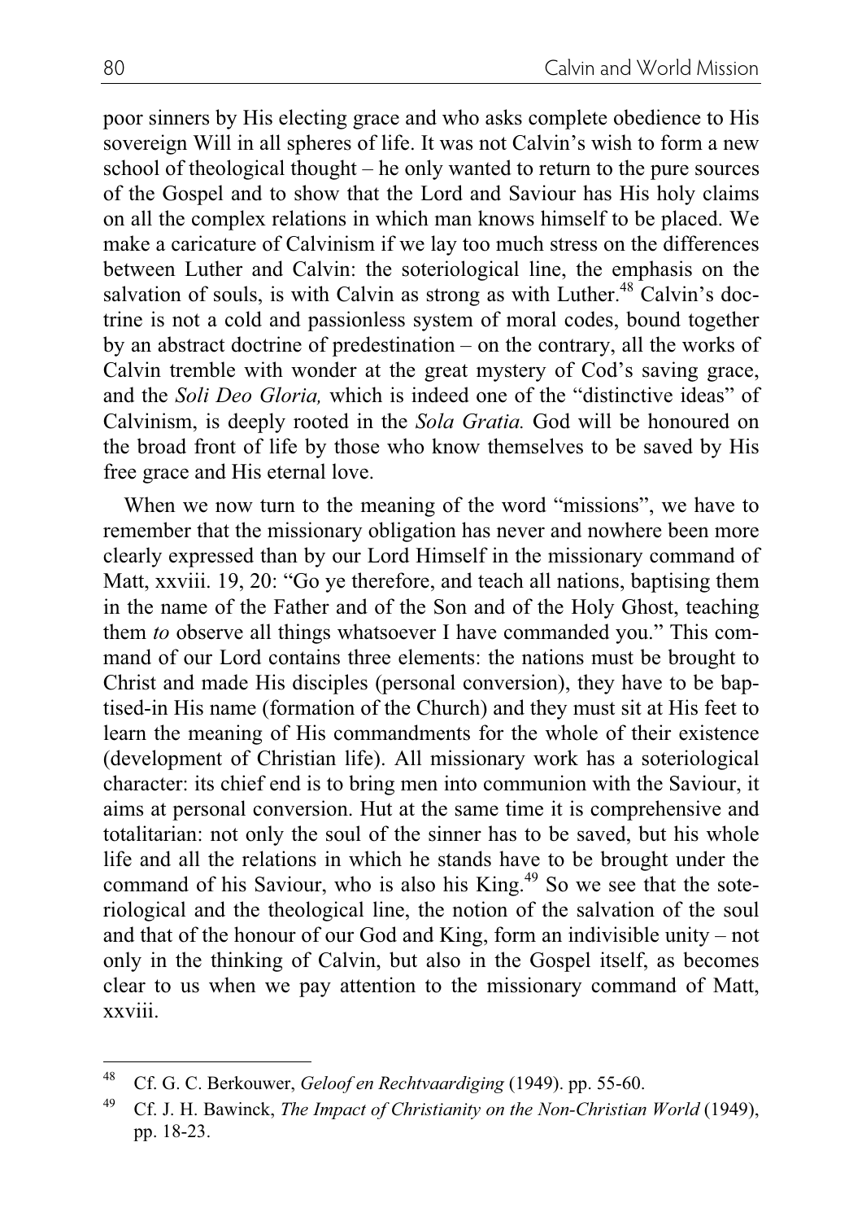poor sinners by His electing grace and who asks complete obedience to His sovereign Will in all spheres of life. It was not Calvin's wish to form a new school of theological thought – he only wanted to return to the pure sources of the Gospel and to show that the Lord and Saviour has His holy claims on all the complex relations in which man knows himself to be placed. We make a caricature of Calvinism if we lay too much stress on the differences between Luther and Calvin: the soteriological line, the emphasis on the salvation of souls, is with Calvin as strong as with Luther.[48] Calvin's doctrine is not a cold and passionless system of moral codes, bound together by an abstract doctrine of predestination – on the contrary, all the works of Calvin tremble with wonder at the great mystery of Cod's saving grace, and the *Soli Deo Gloria,* which is indeed one of the "distinctive ideas" of Calvinism, is deeply rooted in the *Sola Gratia.* God will be honoured on the broad front of life by those who know themselves to be saved by His free grace and His eternal love.

When we now turn to the meaning of the word "missions", we have to remember that the missionary obligation has never and nowhere been more clearly expressed than by our Lord Himself in the missionary command of Matt, xxviii. 19, 20: "Go ye therefore, and teach all nations, baptising them in the name of the Father and of the Son and of the Holy Ghost, teaching them *to* observe all things whatsoever I have commanded you." This command of our Lord contains three elements: the nations must be brought to Christ and made His disciples (personal conversion), they have to be baptised-in His name (formation of the Church) and they must sit at His feet to learn the meaning of His commandments for the whole of their existence (development of Christian life). All missionary work has a soteriological character: its chief end is to bring men into communion with the Saviour, it aims at personal conversion. Hut at the same time it is comprehensive and totalitarian: not only the soul of the sinner has to be saved, but his whole life and all the relations in which he stands have to be brought under the command of his Saviour, who is also his King.[49] So we see that the soteriological and the theological line, the notion of the salvation of the soul and that of the honour of our God and King, form an indivisible unity – not only in the thinking of Calvin, but also in the Gospel itself, as becomes clear to us when we pay attention to the missionary command of Matt, xxviii.

---

[48] Cf. G. C. Berkouwer, *Geloof en Rechtvaardiging* (1949). pp. 55-60.

[49] Cf. J. H. Bawinck, *The Impact of Christianity on the Non-Christian World* (1949), pp. 18-23.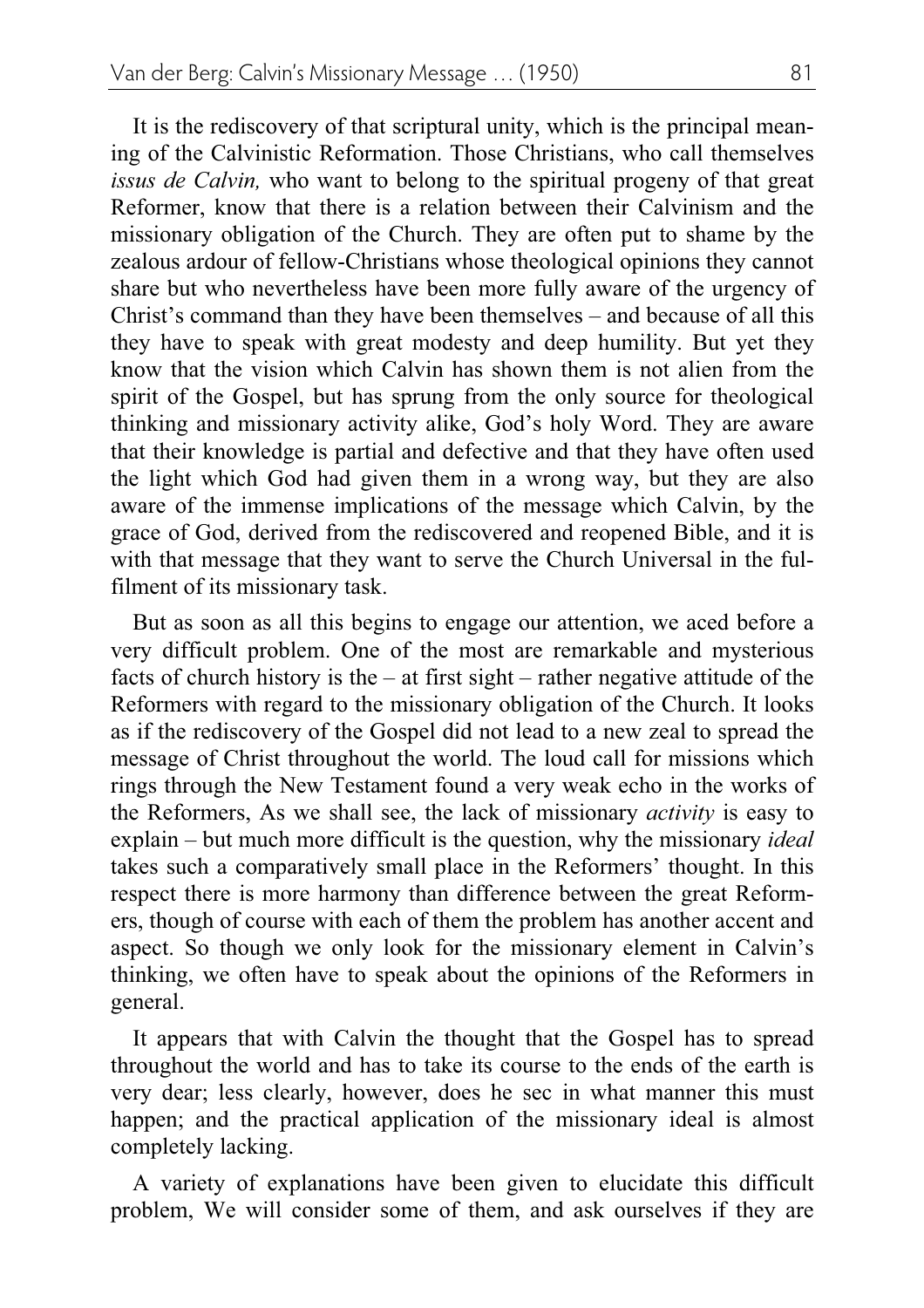It is the rediscovery of that scriptural unity, which is the principal meaning of the Calvinistic Reformation. Those Christians, who call themselves *issus de Calvin,* who want to belong to the spiritual progeny of that great Reformer, know that there is a relation between their Calvinism and the missionary obligation of the Church. They are often put to shame by the zealous ardour of fellow-Christians whose theological opinions they cannot share but who nevertheless have been more fully aware of the urgency of Christ's command than they have been themselves – and because of all this they have to speak with great modesty and deep humility. But yet they know that the vision which Calvin has shown them is not alien from the spirit of the Gospel, but has sprung from the only source for theological thinking and missionary activity alike, God's holy Word. They are aware that their knowledge is partial and defective and that they have often used the light which God had given them in a wrong way, but they are also aware of the immense implications of the message which Calvin, by the grace of God, derived from the rediscovered and reopened Bible, and it is with that message that they want to serve the Church Universal in the fulfilment of its missionary task.

But as soon as all this begins to engage our attention, we aced before a very difficult problem. One of the most are remarkable and mysterious facts of church history is the – at first sight – rather negative attitude of the Reformers with regard to the missionary obligation of the Church. It looks as if the rediscovery of the Gospel did not lead to a new zeal to spread the message of Christ throughout the world. The loud call for missions which rings through the New Testament found a very weak echo in the works of the Reformers, As we shall see, the lack of missionary *activity* is easy to explain – but much more difficult is the question, why the missionary *ideal* takes such a comparatively small place in the Reformers' thought. In this respect there is more harmony than difference between the great Reformers, though of course with each of them the problem has another accent and aspect. So though we only look for the missionary element in Calvin's thinking, we often have to speak about the opinions of the Reformers in general.

It appears that with Calvin the thought that the Gospel has to spread throughout the world and has to take its course to the ends of the earth is very dear; less clearly, however, does he sec in what manner this must happen; and the practical application of the missionary ideal is almost completely lacking.

A variety of explanations have been given to elucidate this difficult problem, We will consider some of them, and ask ourselves if they are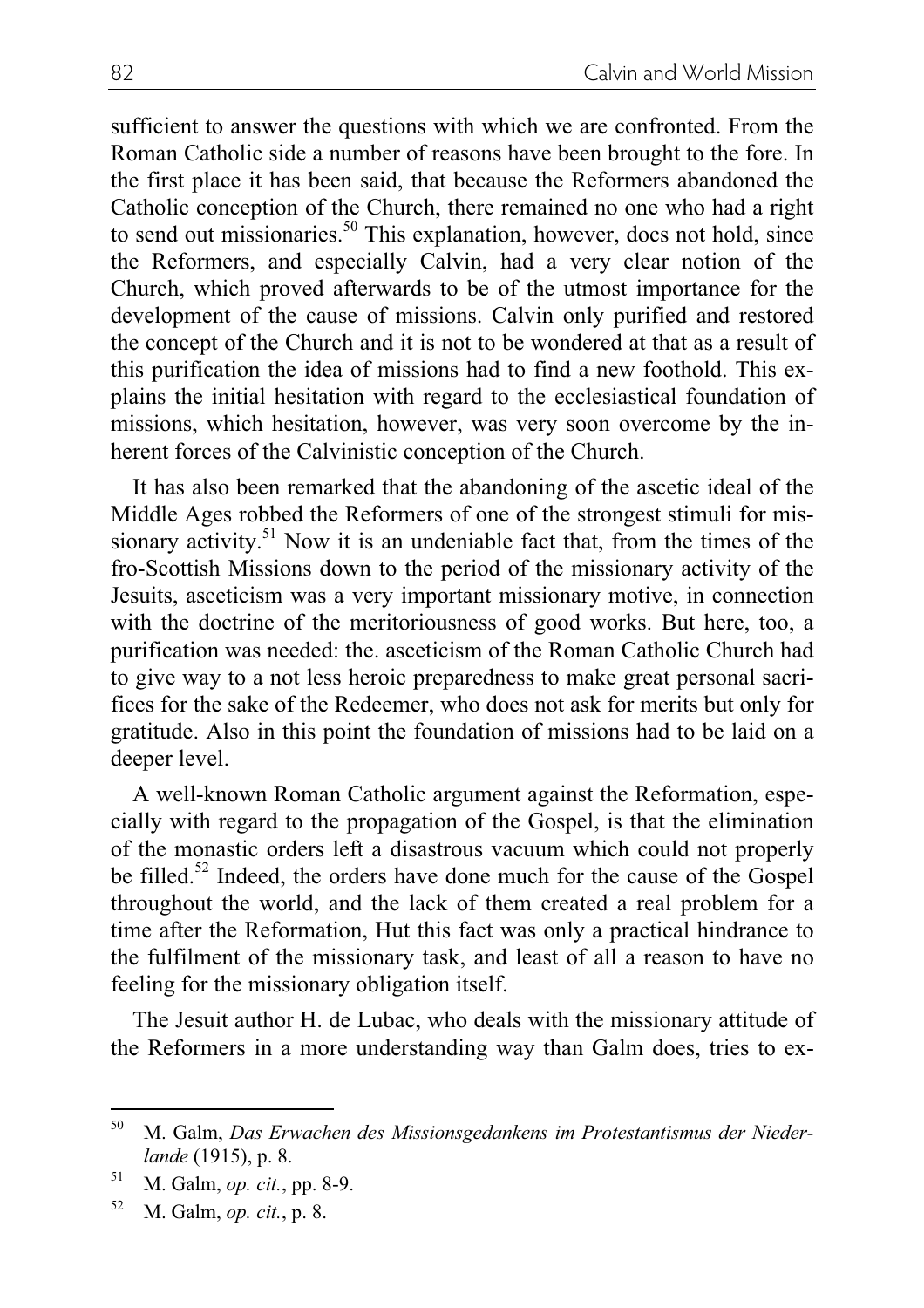sufficient to answer the questions with which we are confronted. From the Roman Catholic side a number of reasons have been brought to the fore. In the first place it has been said, that because the Reformers abandoned the Catholic conception of the Church, there remained no one who had a right to send out missionaries.[50] This explanation, however, docs not hold, since the Reformers, and especially Calvin, had a very clear notion of the Church, which proved afterwards to be of the utmost importance for the development of the cause of missions. Calvin only purified and restored the concept of the Church and it is not to be wondered at that as a result of this purification the idea of missions had to find a new foothold. This explains the initial hesitation with regard to the ecclesiastical foundation of missions, which hesitation, however, was very soon overcome by the inherent forces of the Calvinistic conception of the Church.

It has also been remarked that the abandoning of the ascetic ideal of the Middle Ages robbed the Reformers of one of the strongest stimuli for missionary activity.[51] Now it is an undeniable fact that, from the times of the fro-Scottish Missions down to the period of the missionary activity of the Jesuits, asceticism was a very important missionary motive, in connection with the doctrine of the meritoriousness of good works. But here, too, a purification was needed: the. asceticism of the Roman Catholic Church had to give way to a not less heroic preparedness to make great personal sacrifices for the sake of the Redeemer, who does not ask for merits but only for gratitude. Also in this point the foundation of missions had to be laid on a deeper level.

A well-known Roman Catholic argument against the Reformation, especially with regard to the propagation of the Gospel, is that the elimination of the monastic orders left a disastrous vacuum which could not properly be filled.[52] Indeed, the orders have done much for the cause of the Gospel throughout the world, and the lack of them created a real problem for a time after the Reformation, Hut this fact was only a practical hindrance to the fulfilment of the missionary task, and least of all a reason to have no feeling for the missionary obligation itself.

The Jesuit author H. de Lubac, who deals with the missionary attitude of the Reformers in a more understanding way than Galm does, tries to ex-

---

[50] M. Galm, *Das Erwachen des Missionsgedankens im Protestantismus der Niederlande* (1915), p. 8.

[51] M. Galm, *op. cit.*, pp. 8-9.

[52] M. Galm, *op. cit.*, p. 8.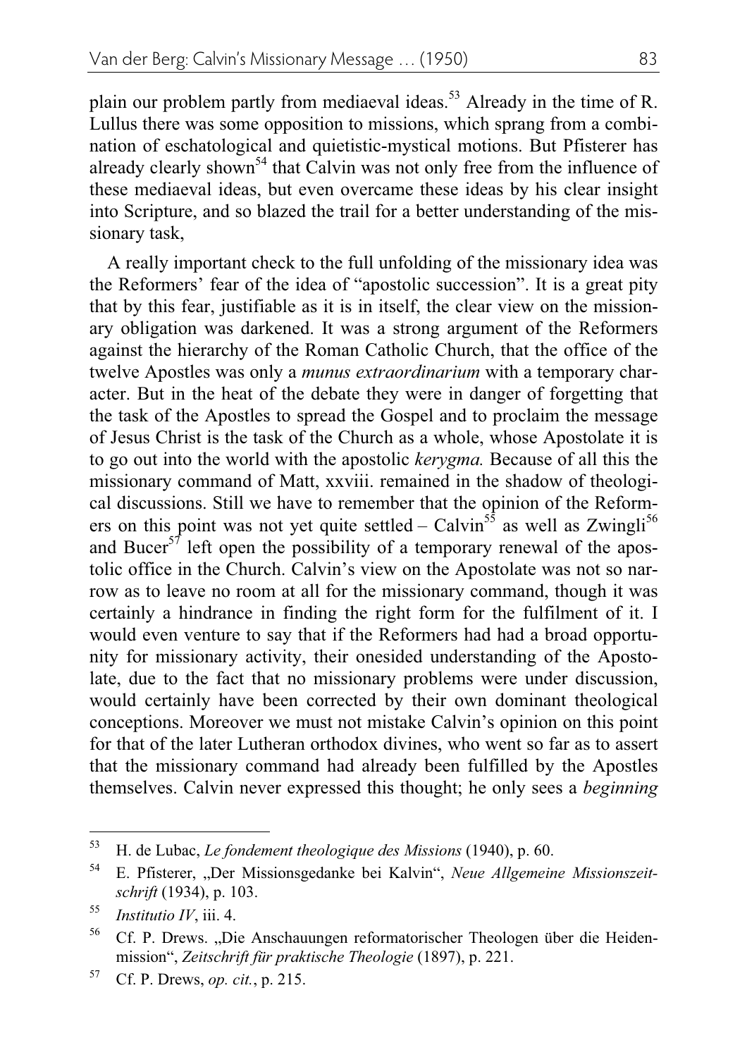plain our problem partly from mediaeval ideas.[53] Already in the time of R. Lullus there was some opposition to missions, which sprang from a combination of eschatological and quietistic-mystical motions. But Pfisterer has already clearly shown[54] that Calvin was not only free from the influence of these mediaeval ideas, but even overcame these ideas by his clear insight into Scripture, and so blazed the trail for a better understanding of the missionary task,

A really important check to the full unfolding of the missionary idea was the Reformers' fear of the idea of "apostolic succession". It is a great pity that by this fear, justifiable as it is in itself, the clear view on the missionary obligation was darkened. It was a strong argument of the Reformers against the hierarchy of the Roman Catholic Church, that the office of the twelve Apostles was only a *munus extraordinarium* with a temporary character. But in the heat of the debate they were in danger of forgetting that the task of the Apostles to spread the Gospel and to proclaim the message of Jesus Christ is the task of the Church as a whole, whose Apostolate it is to go out into the world with the apostolic *kerygma.* Because of all this the missionary command of Matt, xxviii. remained in the shadow of theological discussions. Still we have to remember that the opinion of the Reformers on this point was not yet quite settled – Calvin[55] as well as Zwingli[56] and Bucer[57] left open the possibility of a temporary renewal of the apostolic office in the Church. Calvin's view on the Apostolate was not so narrow as to leave no room at all for the missionary command, though it was certainly a hindrance in finding the right form for the fulfilment of it. I would even venture to say that if the Reformers had had a broad opportunity for missionary activity, their onesided understanding of the Apostolate, due to the fact that no missionary problems were under discussion, would certainly have been corrected by their own dominant theological conceptions. Moreover we must not mistake Calvin's opinion on this point for that of the later Lutheran orthodox divines, who went so far as to assert that the missionary command had already been fulfilled by the Apostles themselves. Calvin never expressed this thought; he only sees a *beginning*

---

[53] H. de Lubac, *Le fondement theologique des Missions* (1940), p. 60.

[54] E. Pfisterer, „Der Missionsgedanke bei Kalvin", *Neue Allgemeine Missionszeitschrift* (1934), p. 103.

[55] *Institutio IV*, iii. 4.

[56] Cf. P. Drews. „Die Anschauungen reformatorischer Theologen über die Heidenmission", *Zeitschrift für praktische Theologie* (1897), p. 221.

[57] Cf. P. Drews, *op. cit.*, p. 215.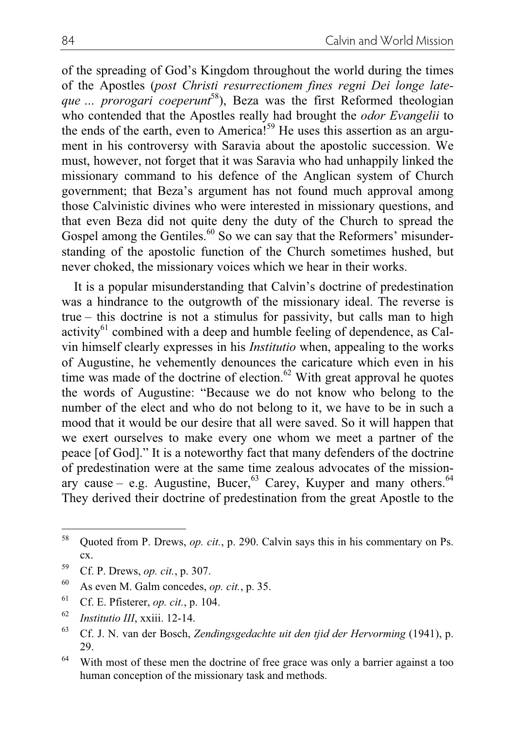of the spreading of God's Kingdom throughout the world during the times of the Apostles (*post Christi resurrectionem fines regni Dei longe lateque ... prorogari coeperunt*[58]), Beza was the first Reformed theologian who contended that the Apostles really had brought the *odor Evangelii* to the ends of the earth, even to America![59] He uses this assertion as an argument in his controversy with Saravia about the apostolic succession. We must, however, not forget that it was Saravia who had unhappily linked the missionary command to his defence of the Anglican system of Church government; that Beza's argument has not found much approval among those Calvinistic divines who were interested in missionary questions, and that even Beza did not quite deny the duty of the Church to spread the Gospel among the Gentiles.[60] So we can say that the Reformers' misunderstanding of the apostolic function of the Church sometimes hushed, but never choked, the missionary voices which we hear in their works.

It is a popular misunderstanding that Calvin's doctrine of predestination was a hindrance to the outgrowth of the missionary ideal. The reverse is true – this doctrine is not a stimulus for passivity, but calls man to high activity[61] combined with a deep and humble feeling of dependence, as Calvin himself clearly expresses in his *Institutio* when, appealing to the works of Augustine, he vehemently denounces the caricature which even in his time was made of the doctrine of election.[62] With great approval he quotes the words of Augustine: "Because we do not know who belong to the number of the elect and who do not belong to it, we have to be in such a mood that it would be our desire that all were saved. So it will happen that we exert ourselves to make every one whom we meet a partner of the peace [of God]." It is a noteworthy fact that many defenders of the doctrine of predestination were at the same time zealous advocates of the missionary cause – e.g. Augustine, Bucer,[63] Carey, Kuyper and many others.[64] They derived their doctrine of predestination from the great Apostle to the

---

[58] Quoted from P. Drews, *op. cit.*, p. 290. Calvin says this in his commentary on Ps. cx.

[59] Cf. P. Drews, *op. cit.*, p. 307.

[60] As even M. Galm concedes, *op. cit.*, p. 35.

[61] Cf. E. Pfisterer, *op. cit.*, p. 104.

[62] *Institutio III*, xxiii. 12-14.

[63] Cf. J. N. van der Bosch, *Zendingsgedachte uit den tjid der Hervorming* (1941), p. 29.

[64] With most of these men the doctrine of free grace was only a barrier against a too human conception of the missionary task and methods.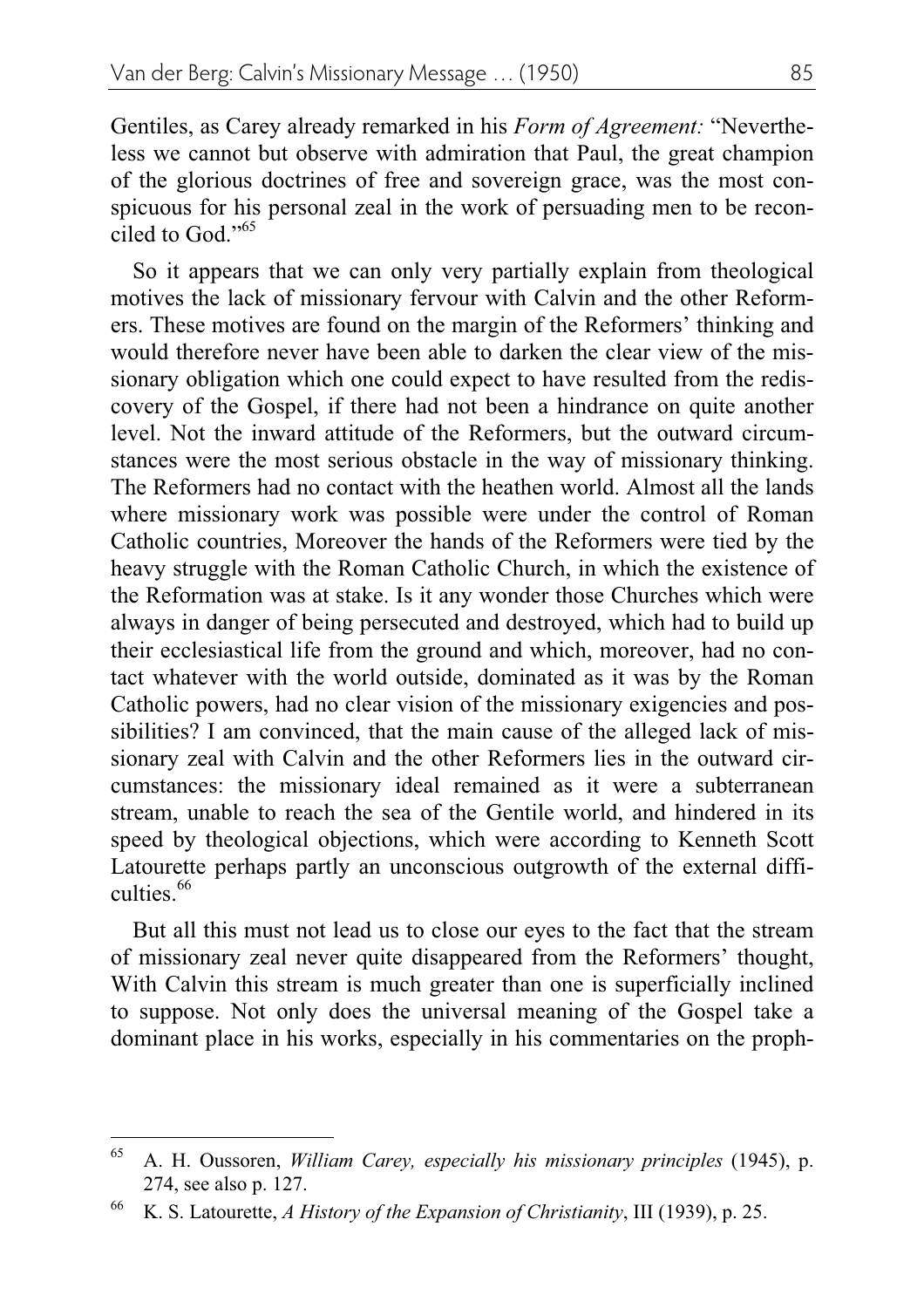Gentiles, as Carey already remarked in his *Form of Agreement:* "Nevertheless we cannot but observe with admiration that Paul, the great champion of the glorious doctrines of free and sovereign grace, was the most conspicuous for his personal zeal in the work of persuading men to be reconciled to God."[65]

So it appears that we can only very partially explain from theological motives the lack of missionary fervour with Calvin and the other Reformers. These motives are found on the margin of the Reformers' thinking and would therefore never have been able to darken the clear view of the missionary obligation which one could expect to have resulted from the rediscovery of the Gospel, if there had not been a hindrance on quite another level. Not the inward attitude of the Reformers, but the outward circumstances were the most serious obstacle in the way of missionary thinking. The Reformers had no contact with the heathen world. Almost all the lands where missionary work was possible were under the control of Roman Catholic countries, Moreover the hands of the Reformers were tied by the heavy struggle with the Roman Catholic Church, in which the existence of the Reformation was at stake. Is it any wonder those Churches which were always in danger of being persecuted and destroyed, which had to build up their ecclesiastical life from the ground and which, moreover, had no contact whatever with the world outside, dominated as it was by the Roman Catholic powers, had no clear vision of the missionary exigencies and possibilities? I am convinced, that the main cause of the alleged lack of missionary zeal with Calvin and the other Reformers lies in the outward circumstances: the missionary ideal remained as it were a subterranean stream, unable to reach the sea of the Gentile world, and hindered in its speed by theological objections, which were according to Kenneth Scott Latourette perhaps partly an unconscious outgrowth of the external difficulties.[66]

But all this must not lead us to close our eyes to the fact that the stream of missionary zeal never quite disappeared from the Reformers' thought, With Calvin this stream is much greater than one is superficially inclined to suppose. Not only does the universal meaning of the Gospel take a dominant place in his works, especially in his commentaries on the proph-

---

[65] A. H. Oussoren, *William Carey, especially his missionary principles* (1945), p. 274, see also p. 127.

[66] K. S. Latourette, *A History of the Expansion of Christianity*, III (1939), p. 25.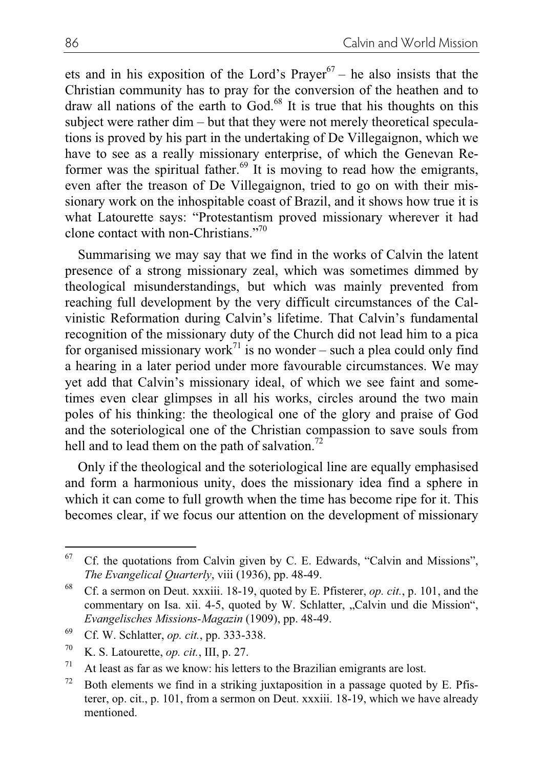ets and in his exposition of the Lord's Prayer[67] – he also insists that the Christian community has to pray for the conversion of the heathen and to draw all nations of the earth to God.[68] It is true that his thoughts on this subject were rather dim – but that they were not merely theoretical speculations is proved by his part in the undertaking of De Villegaignon, which we have to see as a really missionary enterprise, of which the Genevan Reformer was the spiritual father.[69] It is moving to read how the emigrants, even after the treason of De Villegaignon, tried to go on with their missionary work on the inhospitable coast of Brazil, and it shows how true it is what Latourette says: "Protestantism proved missionary wherever it had clone contact with non-Christians."[70]

Summarising we may say that we find in the works of Calvin the latent presence of a strong missionary zeal, which was sometimes dimmed by theological misunderstandings, but which was mainly prevented from reaching full development by the very difficult circumstances of the Calvinistic Reformation during Calvin's lifetime. That Calvin's fundamental recognition of the missionary duty of the Church did not lead him to a pica for organised missionary work[71] is no wonder – such a plea could only find a hearing in a later period under more favourable circumstances. We may yet add that Calvin's missionary ideal, of which we see faint and sometimes even clear glimpses in all his works, circles around the two main poles of his thinking: the theological one of the glory and praise of God and the soteriological one of the Christian compassion to save souls from hell and to lead them on the path of salvation.[72]

Only if the theological and the soteriological line are equally emphasised and form a harmonious unity, does the missionary idea find a sphere in which it can come to full growth when the time has become ripe for it. This becomes clear, if we focus our attention on the development of missionary

---

[67] Cf. the quotations from Calvin given by C. E. Edwards, "Calvin and Missions", *The Evangelical Quarterly*, viii (1936), pp. 48-49.

[68] Cf. a sermon on Deut. xxxiii. 18-19, quoted by E. Pfisterer, *op. cit.*, p. 101, and the commentary on Isa. xii. 4-5, quoted by W. Schlatter, „Calvin und die Mission", *Evangelisches Missions-Magazin* (1909), pp. 48-49.

[69] Cf. W. Schlatter, *op. cit.*, pp. 333-338.

[70] K. S. Latourette, *op. cit.*, III, p. 27.

[71] At least as far as we know: his letters to the Brazilian emigrants are lost.

[72] Both elements we find in a striking juxtaposition in a passage quoted by E. Pfisterer, op. cit., p. 101, from a sermon on Deut. xxxiii. 18-19, which we have already mentioned.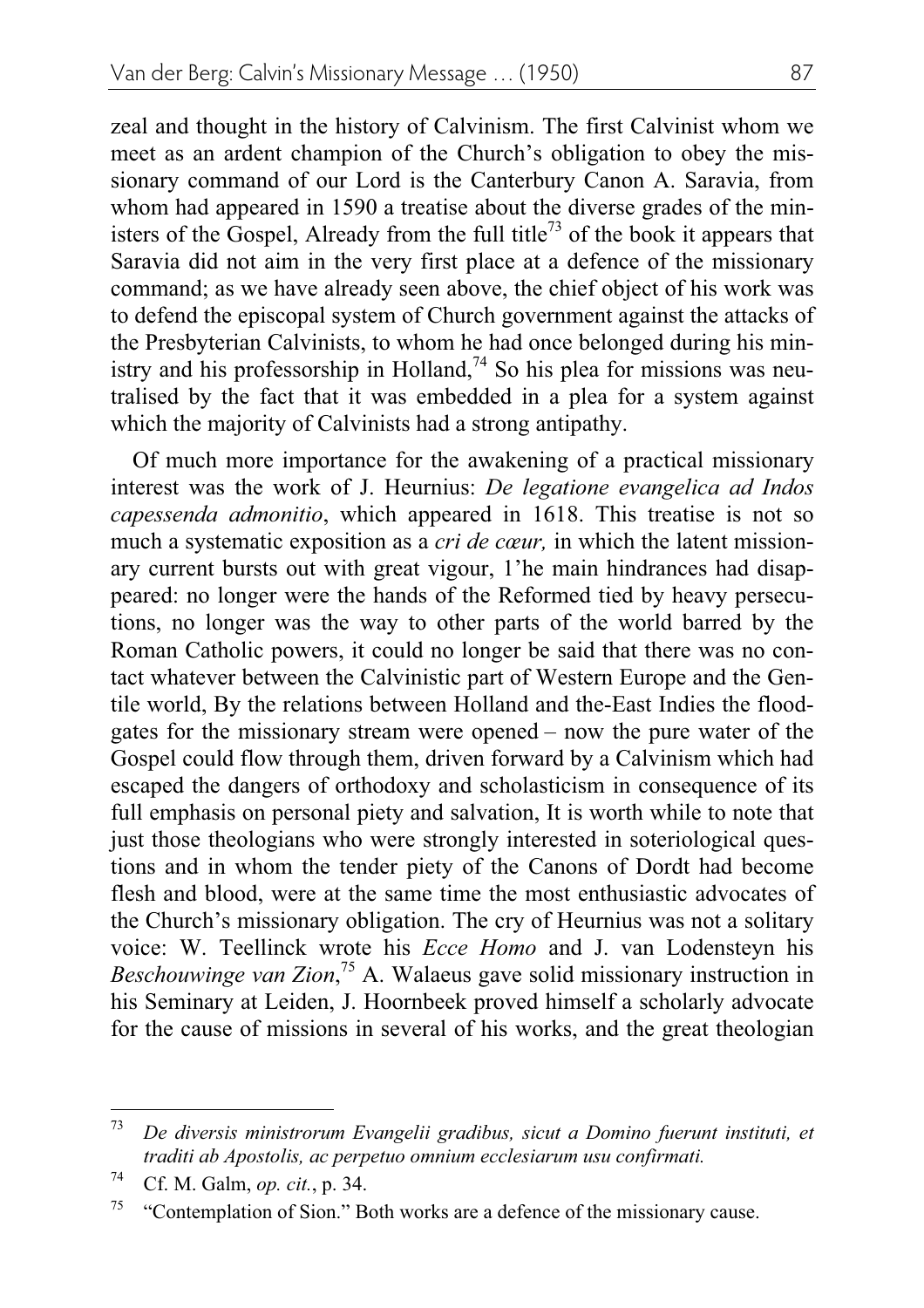zeal and thought in the history of Calvinism. The first Calvinist whom we meet as an ardent champion of the Church's obligation to obey the missionary command of our Lord is the Canterbury Canon A. Saravia, from whom had appeared in 1590 a treatise about the diverse grades of the ministers of the Gospel, Already from the full title[73] of the book it appears that Saravia did not aim in the very first place at a defence of the missionary command; as we have already seen above, the chief object of his work was to defend the episcopal system of Church government against the attacks of the Presbyterian Calvinists, to whom he had once belonged during his ministry and his professorship in Holland,[74] So his plea for missions was neutralised by the fact that it was embedded in a plea for a system against which the majority of Calvinists had a strong antipathy.

Of much more importance for the awakening of a practical missionary interest was the work of J. Heurnius: *De legatione evangelica ad Indos capessenda admonitio*, which appeared in 1618. This treatise is not so much a systematic exposition as a *cri de cœur,* in which the latent missionary current bursts out with great vigour, 1'he main hindrances had disappeared: no longer were the hands of the Reformed tied by heavy persecutions, no longer was the way to other parts of the world barred by the Roman Catholic powers, it could no longer be said that there was no contact whatever between the Calvinistic part of Western Europe and the Gentile world, By the relations between Holland and the-East Indies the floodgates for the missionary stream were opened – now the pure water of the Gospel could flow through them, driven forward by a Calvinism which had escaped the dangers of orthodoxy and scholasticism in consequence of its full emphasis on personal piety and salvation, It is worth while to note that just those theologians who were strongly interested in soteriological questions and in whom the tender piety of the Canons of Dordt had become flesh and blood, were at the same time the most enthusiastic advocates of the Church's missionary obligation. The cry of Heurnius was not a solitary voice: W. Teellinck wrote his *Ecce Homo* and J. van Lodensteyn his *Beschouwinge van Zion*,[75] A. Walaeus gave solid missionary instruction in his Seminary at Leiden, J. Hoornbeek proved himself a scholarly advocate for the cause of missions in several of his works, and the great theologian

---

[73] *De diversis ministrorum Evangelii gradibus, sicut a Domino fuerunt instituti, et traditi ab Apostolis, ac perpetuo omnium ecclesiarum usu confirmati.*

[74] Cf. M. Galm, *op. cit.*, p. 34.

[75] "Contemplation of Sion." Both works are a defence of the missionary cause.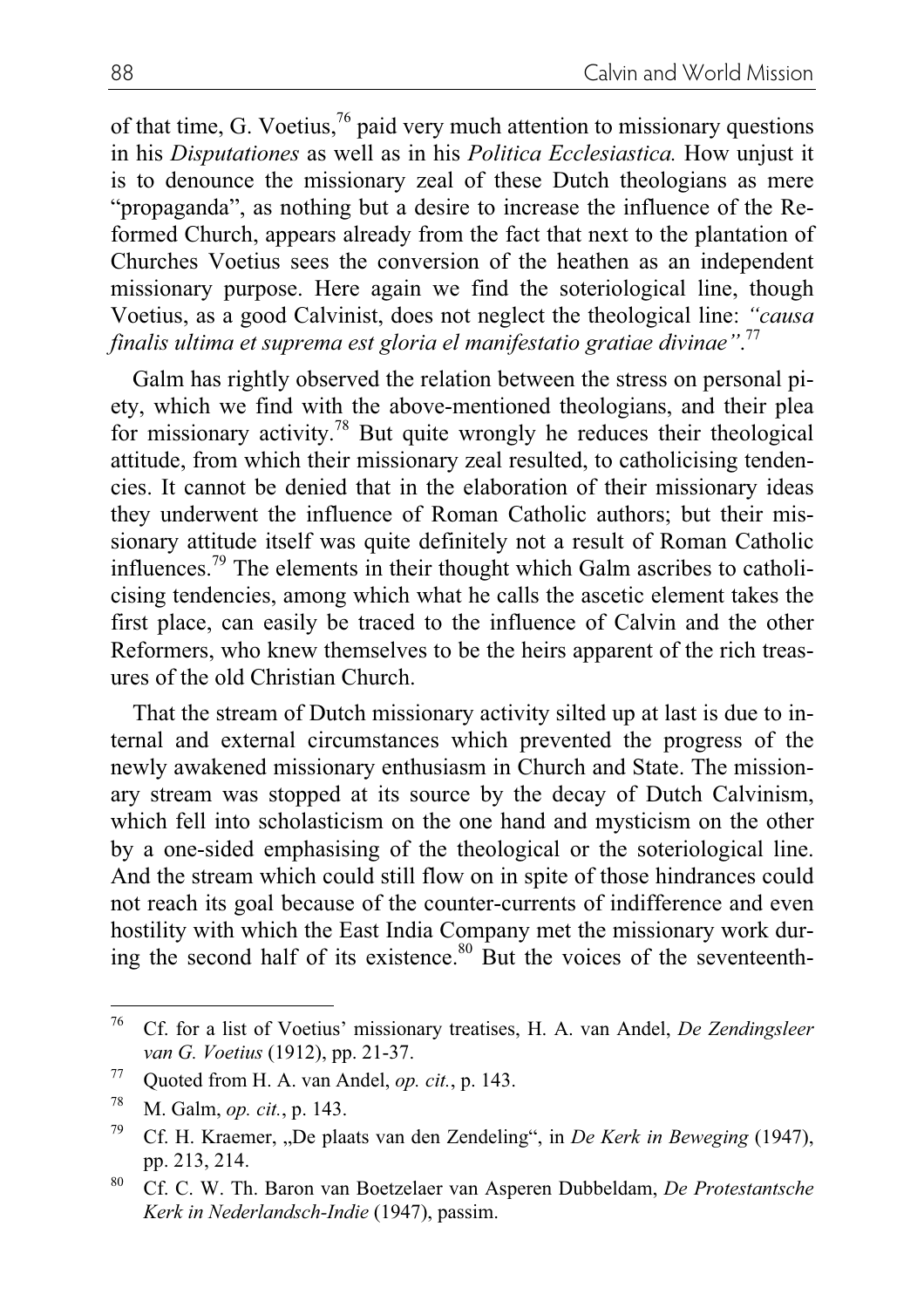of that time, G. Voetius,[76] paid very much attention to missionary questions in his *Disputationes* as well as in his *Politica Ecclesiastica.* How unjust it is to denounce the missionary zeal of these Dutch theologians as mere "propaganda", as nothing but a desire to increase the influence of the Reformed Church, appears already from the fact that next to the plantation of Churches Voetius sees the conversion of the heathen as an independent missionary purpose. Here again we find the soteriological line, though Voetius, as a good Calvinist, does not neglect the theological line: *"causa finalis ultima et suprema est gloria el manifestatio gratiae divinae"*.[77]

Galm has rightly observed the relation between the stress on personal piety, which we find with the above-mentioned theologians, and their plea for missionary activity.[78] But quite wrongly he reduces their theological attitude, from which their missionary zeal resulted, to catholicising tendencies. It cannot be denied that in the elaboration of their missionary ideas they underwent the influence of Roman Catholic authors; but their missionary attitude itself was quite definitely not a result of Roman Catholic influences.[79] The elements in their thought which Galm ascribes to catholicising tendencies, among which what he calls the ascetic element takes the first place, can easily be traced to the influence of Calvin and the other Reformers, who knew themselves to be the heirs apparent of the rich treasures of the old Christian Church.

That the stream of Dutch missionary activity silted up at last is due to internal and external circumstances which prevented the progress of the newly awakened missionary enthusiasm in Church and State. The missionary stream was stopped at its source by the decay of Dutch Calvinism, which fell into scholasticism on the one hand and mysticism on the other by a one-sided emphasising of the theological or the soteriological line. And the stream which could still flow on in spite of those hindrances could not reach its goal because of the counter-currents of indifference and even hostility with which the East India Company met the missionary work during the second half of its existence.[80] But the voices of the seventeenth-

---

[76] Cf. for a list of Voetius' missionary treatises, H. A. van Andel, *De Zendingsleer van G. Voetius* (1912), pp. 21-37.

[77] Quoted from H. A. van Andel, *op. cit.*, p. 143.

[78] M. Galm, *op. cit.*, p. 143.

[79] Cf. H. Kraemer, „De plaats van den Zendeling", in *De Kerk in Beweging* (1947), pp. 213, 214.

[80] Cf. C. W. Th. Baron van Boetzelaer van Asperen Dubbeldam, *De Protestantsche Kerk in Nederlandsch-Indie* (1947), passim.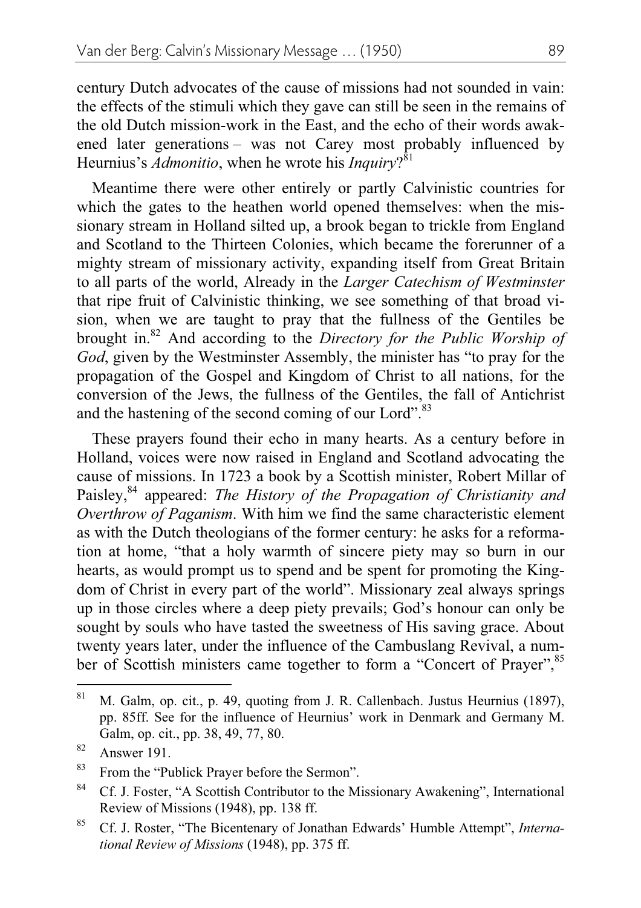century Dutch advocates of the cause of missions had not sounded in vain: the effects of the stimuli which they gave can still be seen in the remains of the old Dutch mission-work in the East, and the echo of their words awakened later generations – was not Carey most probably influenced by Heurnius's *Admonitio*, when he wrote his *Inquiry*?[81]

Meantime there were other entirely or partly Calvinistic countries for which the gates to the heathen world opened themselves: when the missionary stream in Holland silted up, a brook began to trickle from England and Scotland to the Thirteen Colonies, which became the forerunner of a mighty stream of missionary activity, expanding itself from Great Britain to all parts of the world, Already in the *Larger Catechism of Westminster* that ripe fruit of Calvinistic thinking, we see something of that broad vision, when we are taught to pray that the fullness of the Gentiles be brought in.[82] And according to the *Directory for the Public Worship of God*, given by the Westminster Assembly, the minister has "to pray for the propagation of the Gospel and Kingdom of Christ to all nations, for the conversion of the Jews, the fullness of the Gentiles, the fall of Antichrist and the hastening of the second coming of our Lord".[83]

These prayers found their echo in many hearts. As a century before in Holland, voices were now raised in England and Scotland advocating the cause of missions. In 1723 a book by a Scottish minister, Robert Millar of Paisley,[84] appeared: *The History of the Propagation of Christianity and Overthrow of Paganism*. With him we find the same characteristic element as with the Dutch theologians of the former century: he asks for a reformation at home, "that a holy warmth of sincere piety may so burn in our hearts, as would prompt us to spend and be spent for promoting the Kingdom of Christ in every part of the world". Missionary zeal always springs up in those circles where a deep piety prevails; God's honour can only be sought by souls who have tasted the sweetness of His saving grace. About twenty years later, under the influence of the Cambuslang Revival, a number of Scottish ministers came together to form a "Concert of Prayer",[85]

---

[81] M. Galm, op. cit., p. 49, quoting from J. R. Callenbach. Justus Heurnius (1897), pp. 85ff. See for the influence of Heurnius' work in Denmark and Germany M. Galm, op. cit., pp. 38, 49, 77, 80.

[82] Answer 191.

[83] From the "Publick Prayer before the Sermon".

[84] Cf. J. Foster, "A Scottish Contributor to the Missionary Awakening", International Review of Missions (1948), pp. 138 ff.

[85] Cf. J. Roster, "The Bicentenary of Jonathan Edwards' Humble Attempt", *International Review of Missions* (1948), pp. 375 ff.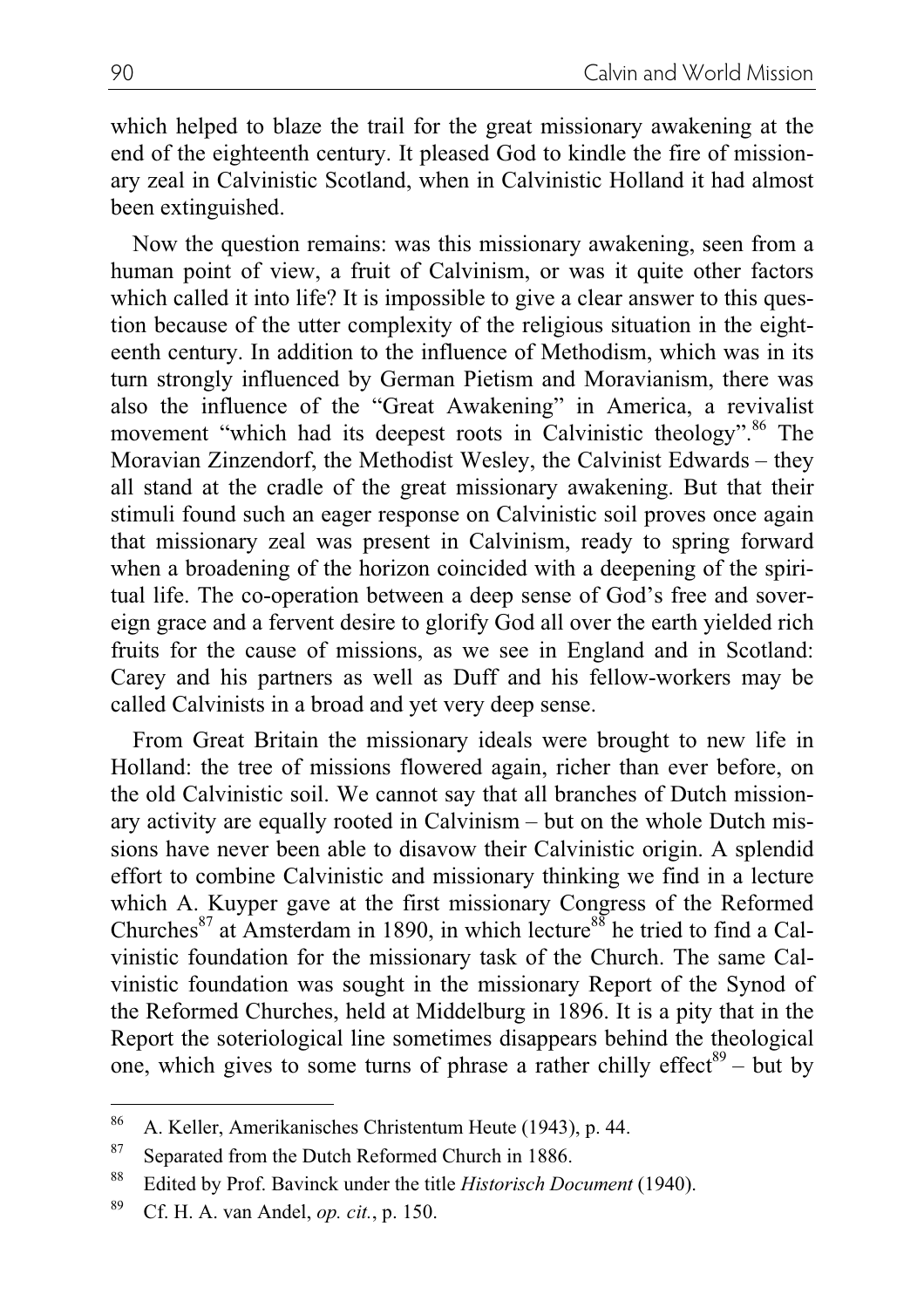which helped to blaze the trail for the great missionary awakening at the end of the eighteenth century. It pleased God to kindle the fire of missionary zeal in Calvinistic Scotland, when in Calvinistic Holland it had almost been extinguished.

Now the question remains: was this missionary awakening, seen from a human point of view, a fruit of Calvinism, or was it quite other factors which called it into life? It is impossible to give a clear answer to this question because of the utter complexity of the religious situation in the eighteenth century. In addition to the influence of Methodism, which was in its turn strongly influenced by German Pietism and Moravianism, there was also the influence of the "Great Awakening" in America, a revivalist movement "which had its deepest roots in Calvinistic theology".[86] The Moravian Zinzendorf, the Methodist Wesley, the Calvinist Edwards – they all stand at the cradle of the great missionary awakening. But that their stimuli found such an eager response on Calvinistic soil proves once again that missionary zeal was present in Calvinism, ready to spring forward when a broadening of the horizon coincided with a deepening of the spiritual life. The co-operation between a deep sense of God's free and sovereign grace and a fervent desire to glorify God all over the earth yielded rich fruits for the cause of missions, as we see in England and in Scotland: Carey and his partners as well as Duff and his fellow-workers may be called Calvinists in a broad and yet very deep sense.

From Great Britain the missionary ideals were brought to new life in Holland: the tree of missions flowered again, richer than ever before, on the old Calvinistic soil. We cannot say that all branches of Dutch missionary activity are equally rooted in Calvinism – but on the whole Dutch missions have never been able to disavow their Calvinistic origin. A splendid effort to combine Calvinistic and missionary thinking we find in a lecture which A. Kuyper gave at the first missionary Congress of the Reformed Churches[87] at Amsterdam in 1890, in which lecture[88] he tried to find a Calvinistic foundation for the missionary task of the Church. The same Calvinistic foundation was sought in the missionary Report of the Synod of the Reformed Churches, held at Middelburg in 1896. It is a pity that in the Report the soteriological line sometimes disappears behind the theological one, which gives to some turns of phrase a rather chilly effect[89] – but by

---

[86] A. Keller, Amerikanisches Christentum Heute (1943), p. 44.

[87] Separated from the Dutch Reformed Church in 1886.

[88] Edited by Prof. Bavinck under the title *Historisch Document* (1940).

[89] Cf. H. A. van Andel, *op. cit.*, p. 150.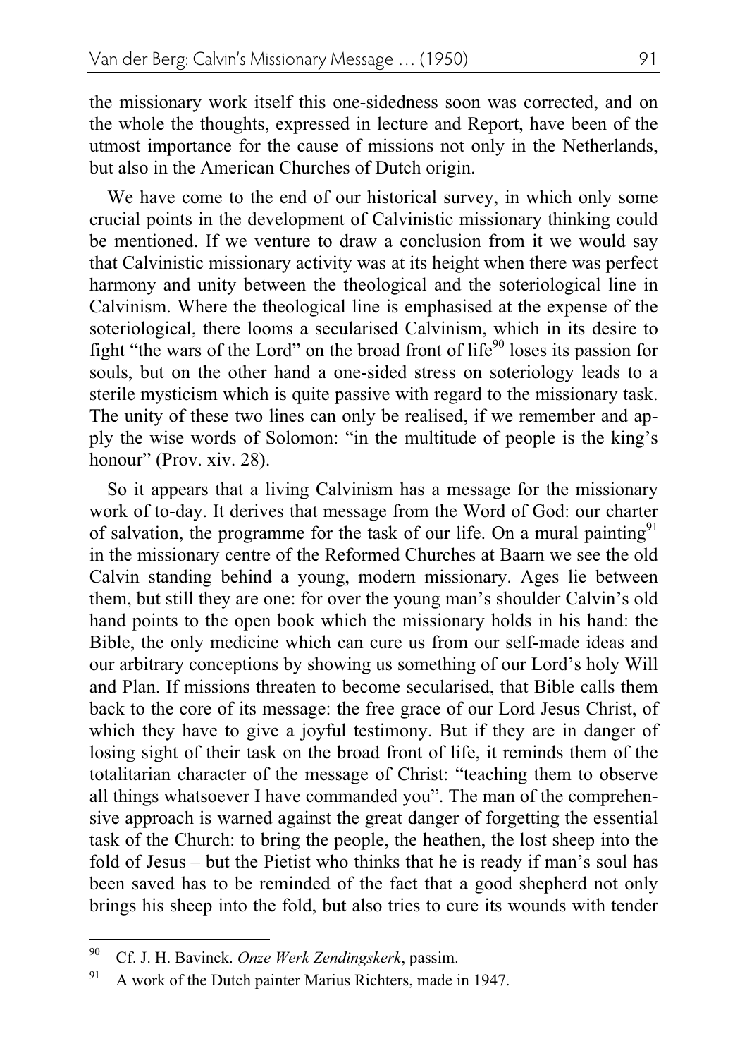the missionary work itself this one-sidedness soon was corrected, and on the whole the thoughts, expressed in lecture and Report, have been of the utmost importance for the cause of missions not only in the Netherlands, but also in the American Churches of Dutch origin.

We have come to the end of our historical survey, in which only some crucial points in the development of Calvinistic missionary thinking could be mentioned. If we venture to draw a conclusion from it we would say that Calvinistic missionary activity was at its height when there was perfect harmony and unity between the theological and the soteriological line in Calvinism. Where the theological line is emphasised at the expense of the soteriological, there looms a secularised Calvinism, which in its desire to fight "the wars of the Lord" on the broad front of life[90] loses its passion for souls, but on the other hand a one-sided stress on soteriology leads to a sterile mysticism which is quite passive with regard to the missionary task. The unity of these two lines can only be realised, if we remember and apply the wise words of Solomon: "in the multitude of people is the king's honour" (Prov. xiv. 28).

So it appears that a living Calvinism has a message for the missionary work of to-day. It derives that message from the Word of God: our charter of salvation, the programme for the task of our life. On a mural painting[91] in the missionary centre of the Reformed Churches at Baarn we see the old Calvin standing behind a young, modern missionary. Ages lie between them, but still they are one: for over the young man's shoulder Calvin's old hand points to the open book which the missionary holds in his hand: the Bible, the only medicine which can cure us from our self-made ideas and our arbitrary conceptions by showing us something of our Lord's holy Will and Plan. If missions threaten to become secularised, that Bible calls them back to the core of its message: the free grace of our Lord Jesus Christ, of which they have to give a joyful testimony. But if they are in danger of losing sight of their task on the broad front of life, it reminds them of the totalitarian character of the message of Christ: "teaching them to observe all things whatsoever I have commanded you". The man of the comprehensive approach is warned against the great danger of forgetting the essential task of the Church: to bring the people, the heathen, the lost sheep into the fold of Jesus – but the Pietist who thinks that he is ready if man's soul has been saved has to be reminded of the fact that a good shepherd not only brings his sheep into the fold, but also tries to cure its wounds with tender

---

[90] Cf. J. H. Bavinck. *Onze Werk Zendingskerk*, passim.

[91] A work of the Dutch painter Marius Richters, made in 1947.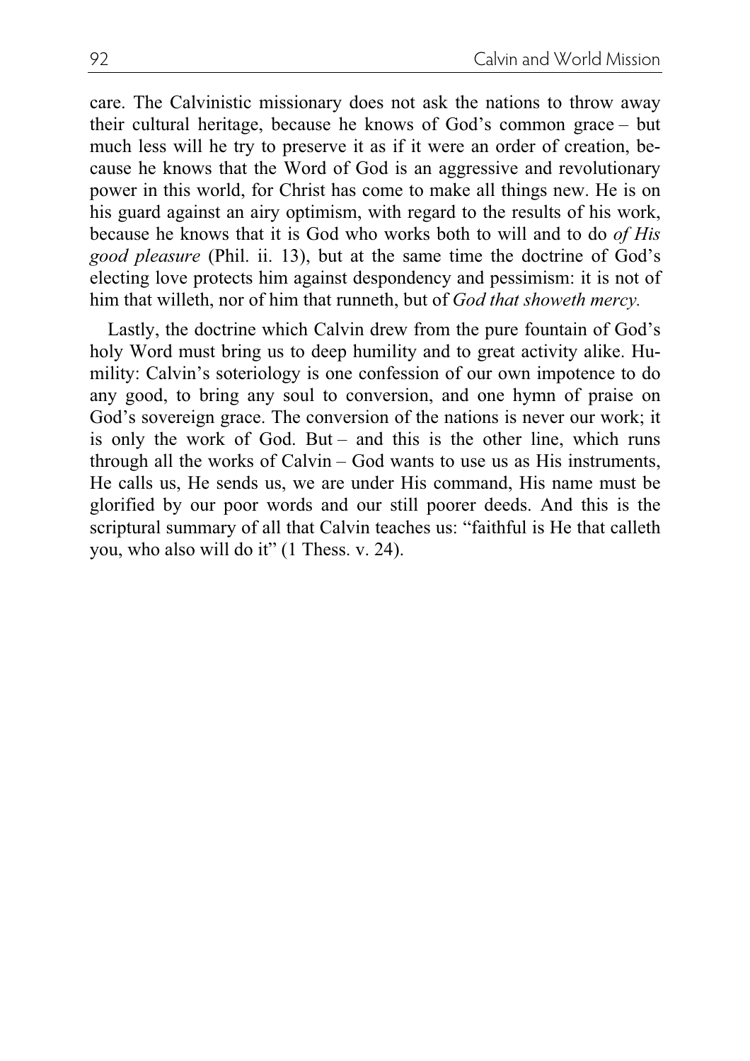care. The Calvinistic missionary does not ask the nations to throw away their cultural heritage, because he knows of God's common grace – but much less will he try to preserve it as if it were an order of creation, because he knows that the Word of God is an aggressive and revolutionary power in this world, for Christ has come to make all things new. He is on his guard against an airy optimism, with regard to the results of his work, because he knows that it is God who works both to will and to do *of His good pleasure* (Phil. ii. 13), but at the same time the doctrine of God's electing love protects him against despondency and pessimism: it is not of him that willeth, nor of him that runneth, but of *God that showeth mercy.*

Lastly, the doctrine which Calvin drew from the pure fountain of God's holy Word must bring us to deep humility and to great activity alike. Humility: Calvin's soteriology is one confession of our own impotence to do any good, to bring any soul to conversion, and one hymn of praise on God's sovereign grace. The conversion of the nations is never our work; it is only the work of God. But – and this is the other line, which runs through all the works of Calvin – God wants to use us as His instruments, He calls us, He sends us, we are under His command, His name must be glorified by our poor words and our still poorer deeds. And this is the scriptural summary of all that Calvin teaches us: "faithful is He that calleth you, who also will do it" (1 Thess. v. 24).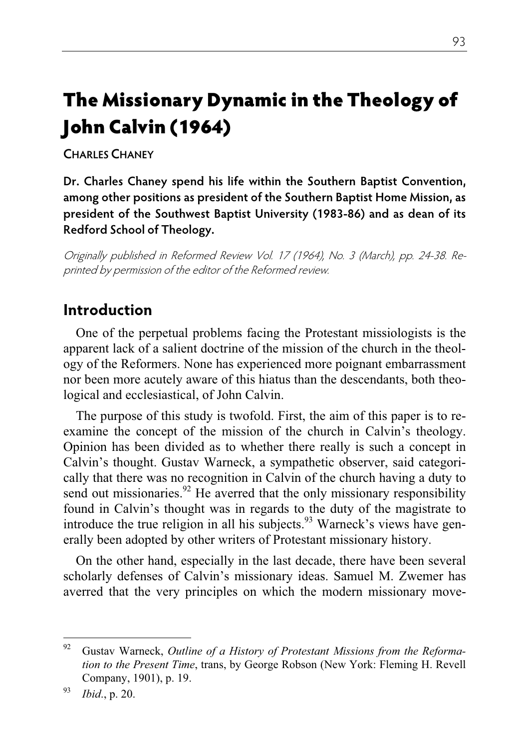# The Missionary Dynamic in the Theology of John Calvin (1964)

CHARLES CHANEY

**Dr. Charles Chaney spend his life within the Southern Baptist Convention, among other positions as president of the Southern Baptist Home Mission, as president of the Southwest Baptist University (1983-86) and as dean of its Redford School of Theology.**

*Originally published in Reformed Review Vol. 17 (1964), No. 3 (March), pp. 24-38. Reprinted by permission of the editor of the Reformed review.*

## Introduction

One of the perpetual problems facing the Protestant missiologists is the apparent lack of a salient doctrine of the mission of the church in the theology of the Reformers. None has experienced more poignant embarrassment nor been more acutely aware of this hiatus than the descendants, both theological and ecclesiastical, of John Calvin.

The purpose of this study is twofold. First, the aim of this paper is to reexamine the concept of the mission of the church in Calvin's theology. Opinion has been divided as to whether there really is such a concept in Calvin's thought. Gustav Warneck, a sympathetic observer, said categorically that there was no recognition in Calvin of the church having a duty to send out missionaries.[92] He averred that the only missionary responsibility found in Calvin's thought was in regards to the duty of the magistrate to introduce the true religion in all his subjects.[93] Warneck's views have generally been adopted by other writers of Protestant missionary history.

On the other hand, especially in the last decade, there have been several scholarly defenses of Calvin's missionary ideas. Samuel M. Zwemer has averred that the very principles on which the modern missionary move-

---

[92] Gustav Warneck, *Outline of a History of Protestant Missions from the Reformation to the Present Time*, trans, by George Robson (New York: Fleming H. Revell Company, 1901), p. 19.

[93] *Ibid*., p. 20.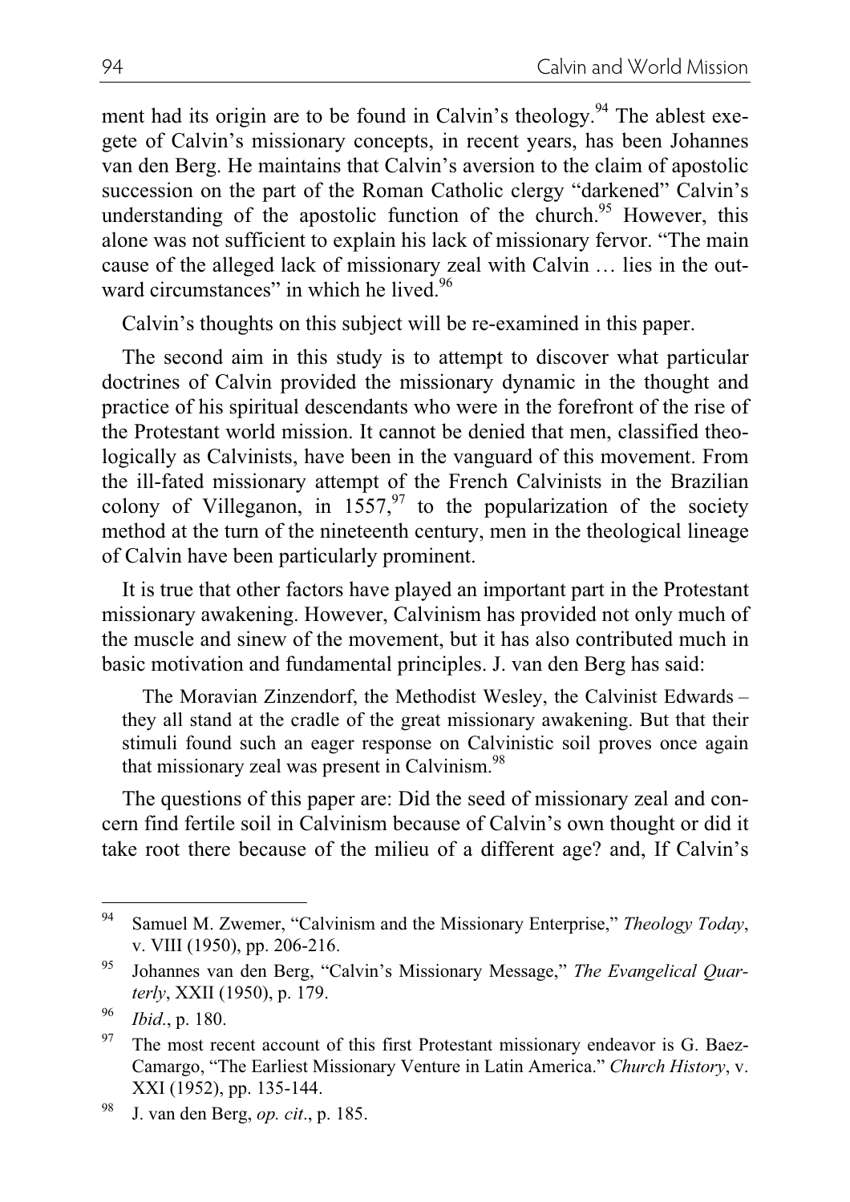ment had its origin are to be found in Calvin's theology.[94] The ablest exegete of Calvin's missionary concepts, in recent years, has been Johannes van den Berg. He maintains that Calvin's aversion to the claim of apostolic succession on the part of the Roman Catholic clergy "darkened" Calvin's understanding of the apostolic function of the church.[95] However, this alone was not sufficient to explain his lack of missionary fervor. "The main cause of the alleged lack of missionary zeal with Calvin … lies in the outward circumstances" in which he lived.[96]

Calvin's thoughts on this subject will be re-examined in this paper.

The second aim in this study is to attempt to discover what particular doctrines of Calvin provided the missionary dynamic in the thought and practice of his spiritual descendants who were in the forefront of the rise of the Protestant world mission. It cannot be denied that men, classified theologically as Calvinists, have been in the vanguard of this movement. From the ill-fated missionary attempt of the French Calvinists in the Brazilian colony of Villeganon, in 1557,[97] to the popularization of the society method at the turn of the nineteenth century, men in the theological lineage of Calvin have been particularly prominent.

It is true that other factors have played an important part in the Protestant missionary awakening. However, Calvinism has provided not only much of the muscle and sinew of the movement, but it has also contributed much in basic motivation and fundamental principles. J. van den Berg has said:

> The Moravian Zinzendorf, the Methodist Wesley, the Calvinist Edwards – they all stand at the cradle of the great missionary awakening. But that their stimuli found such an eager response on Calvinistic soil proves once again that missionary zeal was present in Calvinism.[98]

The questions of this paper are: Did the seed of missionary zeal and concern find fertile soil in Calvinism because of Calvin's own thought or did it take root there because of the milieu of a different age? and, If Calvin's

---

[94] Samuel M. Zwemer, "Calvinism and the Missionary Enterprise," *Theology Today*, v. VIII (1950), pp. 206-216.

[95] Johannes van den Berg, "Calvin's Missionary Message," *The Evangelical Quarterly*, XXII (1950), p. 179.

[96] *Ibid*., p. 180.

[97] The most recent account of this first Protestant missionary endeavor is G. Baez-Camargo, "The Earliest Missionary Venture in Latin America." *Church History*, v. XXI (1952), pp. 135-144.

[98] J. van den Berg, *op. cit*., p. 185.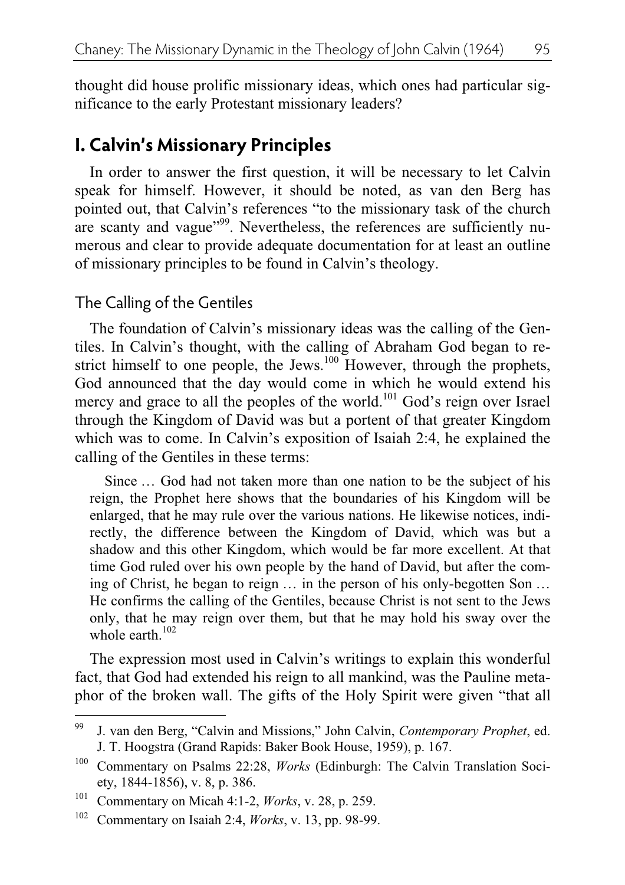thought did house prolific missionary ideas, which ones had particular significance to the early Protestant missionary leaders?

## I. Calvin's Missionary Principles

In order to answer the first question, it will be necessary to let Calvin speak for himself. However, it should be noted, as van den Berg has pointed out, that Calvin's references "to the missionary task of the church are scanty and vague"[99]. Nevertheless, the references are sufficiently numerous and clear to provide adequate documentation for at least an outline of missionary principles to be found in Calvin's theology.

### The Calling of the Gentiles

The foundation of Calvin's missionary ideas was the calling of the Gentiles. In Calvin's thought, with the calling of Abraham God began to restrict himself to one people, the Jews.[100] However, through the prophets, God announced that the day would come in which he would extend his mercy and grace to all the peoples of the world.[101] God's reign over Israel through the Kingdom of David was but a portent of that greater Kingdom which was to come. In Calvin's exposition of Isaiah 2:4, he explained the calling of the Gentiles in these terms:

> Since … God had not taken more than one nation to be the subject of his reign, the Prophet here shows that the boundaries of his Kingdom will be enlarged, that he may rule over the various nations. He likewise notices, indirectly, the difference between the Kingdom of David, which was but a shadow and this other Kingdom, which would be far more excellent. At that time God ruled over his own people by the hand of David, but after the coming of Christ, he began to reign … in the person of his only-begotten Son … He confirms the calling of the Gentiles, because Christ is not sent to the Jews only, that he may reign over them, but that he may hold his sway over the whole earth.[102]

The expression most used in Calvin's writings to explain this wonderful fact, that God had extended his reign to all mankind, was the Pauline metaphor of the broken wall. The gifts of the Holy Spirit were given "that all

---

[99] J. van den Berg, "Calvin and Missions," John Calvin, *Contemporary Prophet*, ed. J. T. Hoogstra (Grand Rapids: Baker Book House, 1959), p. 167.

[100] Commentary on Psalms 22:28, *Works* (Edinburgh: The Calvin Translation Society, 1844-1856), v. 8, p. 386.

[101] Commentary on Micah 4:1-2, *Works*, v. 28, p. 259.

[102] Commentary on Isaiah 2:4, *Works*, v. 13, pp. 98-99.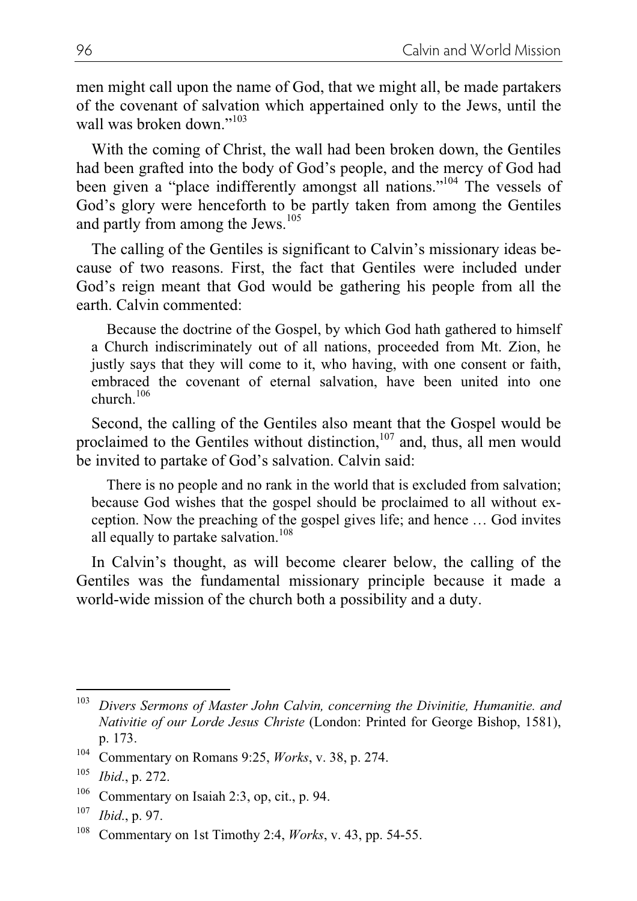men might call upon the name of God, that we might all, be made partakers of the covenant of salvation which appertained only to the Jews, until the wall was broken down."[103]

With the coming of Christ, the wall had been broken down, the Gentiles had been grafted into the body of God's people, and the mercy of God had been given a "place indifferently amongst all nations."[104] The vessels of God's glory were henceforth to be partly taken from among the Gentiles and partly from among the Jews.[105]

The calling of the Gentiles is significant to Calvin's missionary ideas because of two reasons. First, the fact that Gentiles were included under God's reign meant that God would be gathering his people from all the earth. Calvin commented:

> Because the doctrine of the Gospel, by which God hath gathered to himself a Church indiscriminately out of all nations, proceeded from Mt. Zion, he justly says that they will come to it, who having, with one consent or faith, embraced the covenant of eternal salvation, have been united into one church.[106]

Second, the calling of the Gentiles also meant that the Gospel would be proclaimed to the Gentiles without distinction,[107] and, thus, all men would be invited to partake of God's salvation. Calvin said:

> There is no people and no rank in the world that is excluded from salvation; because God wishes that the gospel should be proclaimed to all without exception. Now the preaching of the gospel gives life; and hence … God invites all equally to partake salvation.[108]

In Calvin's thought, as will become clearer below, the calling of the Gentiles was the fundamental missionary principle because it made a world-wide mission of the church both a possibility and a duty.

---

[103] *Divers Sermons of Master John Calvin, concerning the Divinitie, Humanitie. and Nativitie of our Lorde Jesus Christe* (London: Printed for George Bishop, 1581), p. 173.

[104] Commentary on Romans 9:25, *Works*, v. 38, p. 274.

[105] *Ibid*., p. 272.

[106] Commentary on Isaiah 2:3, op, cit., p. 94.

[107] *Ibid*., p. 97.

[108] Commentary on 1st Timothy 2:4, *Works*, v. 43, pp. 54-55.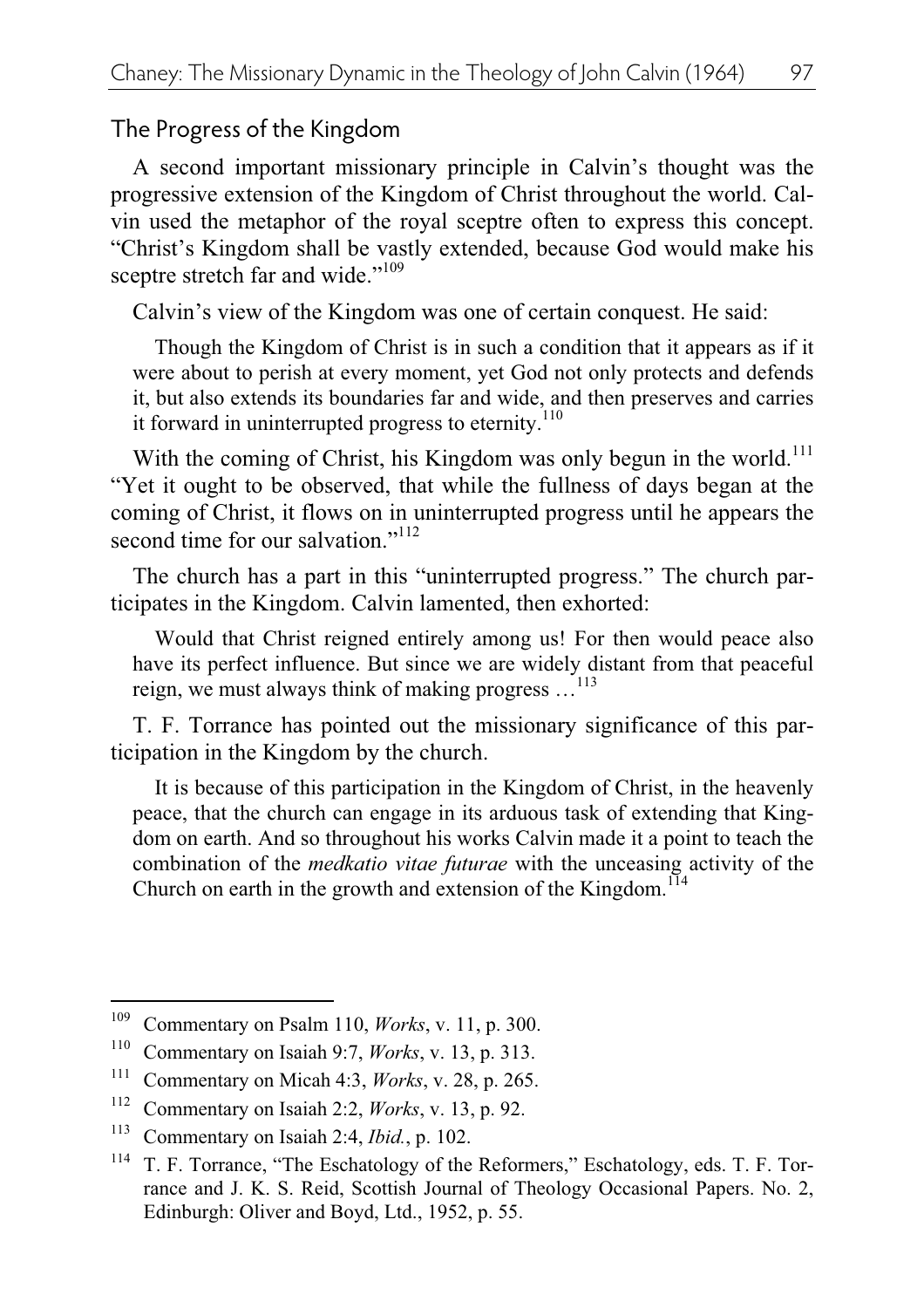## The Progress of the Kingdom

A second important missionary principle in Calvin's thought was the progressive extension of the Kingdom of Christ throughout the world. Calvin used the metaphor of the royal sceptre often to express this concept. "Christ's Kingdom shall be vastly extended, because God would make his sceptre stretch far and wide."[109]

Calvin's view of the Kingdom was one of certain conquest. He said:

> Though the Kingdom of Christ is in such a condition that it appears as if it were about to perish at every moment, yet God not only protects and defends it, but also extends its boundaries far and wide, and then preserves and carries it forward in uninterrupted progress to eternity.[110]

With the coming of Christ, his Kingdom was only begun in the world.[111] "Yet it ought to be observed, that while the fullness of days began at the coming of Christ, it flows on in uninterrupted progress until he appears the second time for our salvation."[112]

The church has a part in this "uninterrupted progress." The church participates in the Kingdom. Calvin lamented, then exhorted:

> Would that Christ reigned entirely among us! For then would peace also have its perfect influence. But since we are widely distant from that peaceful reign, we must always think of making progress …[113]

T. F. Torrance has pointed out the missionary significance of this participation in the Kingdom by the church.

> It is because of this participation in the Kingdom of Christ, in the heavenly peace, that the church can engage in its arduous task of extending that Kingdom on earth. And so throughout his works Calvin made it a point to teach the combination of the *medkatio vitae futurae* with the unceasing activity of the Church on earth in the growth and extension of the Kingdom.[114]

---

[109] Commentary on Psalm 110, *Works*, v. 11, p. 300.

[110] Commentary on Isaiah 9:7, *Works*, v. 13, p. 313.

[111] Commentary on Micah 4:3, *Works*, v. 28, p. 265.

[112] Commentary on Isaiah 2:2, *Works*, v. 13, p. 92.

[113] Commentary on Isaiah 2:4, *Ibid.*, p. 102.

[114] T. F. Torrance, "The Eschatology of the Reformers," Eschatology, eds. T. F. Torrance and J. K. S. Reid, Scottish Journal of Theology Occasional Papers. No. 2, Edinburgh: Oliver and Boyd, Ltd., 1952, p. 55.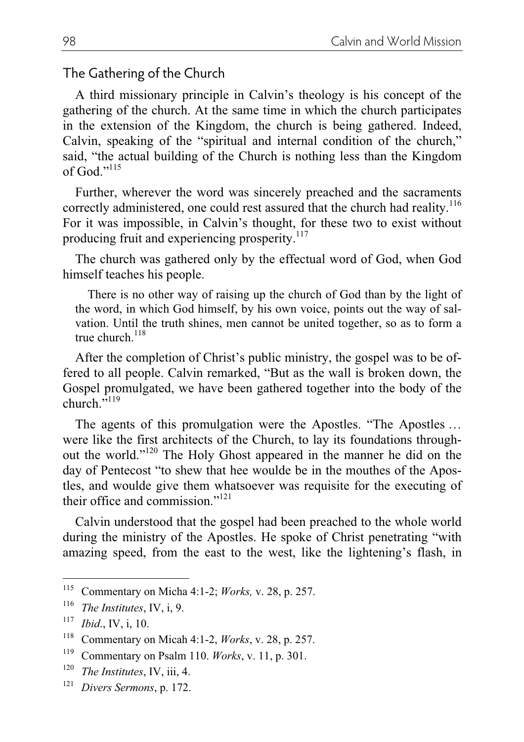## The Gathering of the Church

A third missionary principle in Calvin's theology is his concept of the gathering of the church. At the same time in which the church participates in the extension of the Kingdom, the church is being gathered. Indeed, Calvin, speaking of the "spiritual and internal condition of the church," said, "the actual building of the Church is nothing less than the Kingdom of God."[115]

Further, wherever the word was sincerely preached and the sacraments correctly administered, one could rest assured that the church had reality.[116] For it was impossible, in Calvin's thought, for these two to exist without producing fruit and experiencing prosperity.[117]

The church was gathered only by the effectual word of God, when God himself teaches his people.

> There is no other way of raising up the church of God than by the light of the word, in which God himself, by his own voice, points out the way of salvation. Until the truth shines, men cannot be united together, so as to form a true church.[118]

After the completion of Christ's public ministry, the gospel was to be offered to all people. Calvin remarked, "But as the wall is broken down, the Gospel promulgated, we have been gathered together into the body of the church."[119]

The agents of this promulgation were the Apostles. "The Apostles … were like the first architects of the Church, to lay its foundations throughout the world."[120] The Holy Ghost appeared in the manner he did on the day of Pentecost "to shew that hee woulde be in the mouthes of the Apostles, and woulde give them whatsoever was requisite for the executing of their office and commission."[121]

Calvin understood that the gospel had been preached to the whole world during the ministry of the Apostles. He spoke of Christ penetrating "with amazing speed, from the east to the west, like the lightening's flash, in

---

[115] Commentary on Micha 4:1-2; *Works,* v. 28, p. 257.

[116] *The Institutes*, IV, i, 9.

[117] *Ibid*., IV, i, 10.

[118] Commentary on Micah 4:1-2, *Works*, v. 28, p. 257.

[119] Commentary on Psalm 110. *Works*, v. 11, p. 301.

[120] *The Institutes*, IV, iii, 4.

[121] *Divers Sermons*, p. 172.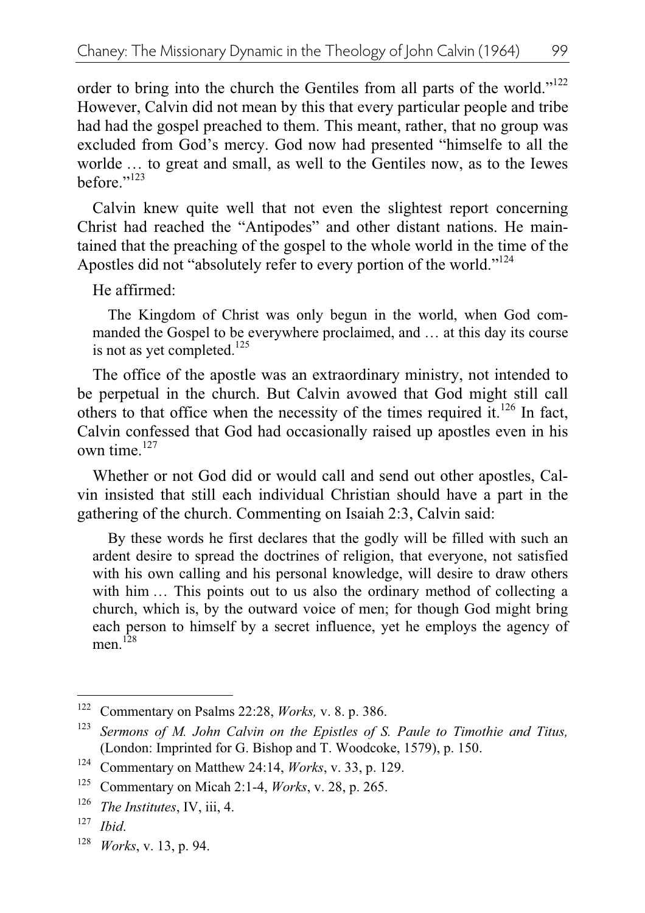order to bring into the church the Gentiles from all parts of the world."[122] However, Calvin did not mean by this that every particular people and tribe had had the gospel preached to them. This meant, rather, that no group was excluded from God's mercy. God now had presented "himselfe to all the worlde … to great and small, as well to the Gentiles now, as to the Iewes before."[123]

Calvin knew quite well that not even the slightest report concerning Christ had reached the "Antipodes" and other distant nations. He maintained that the preaching of the gospel to the whole world in the time of the Apostles did not "absolutely refer to every portion of the world."[124]

He affirmed:

> The Kingdom of Christ was only begun in the world, when God commanded the Gospel to be everywhere proclaimed, and … at this day its course is not as yet completed.[125]

The office of the apostle was an extraordinary ministry, not intended to be perpetual in the church. But Calvin avowed that God might still call others to that office when the necessity of the times required it.[126] In fact, Calvin confessed that God had occasionally raised up apostles even in his own time.[127]

Whether or not God did or would call and send out other apostles, Calvin insisted that still each individual Christian should have a part in the gathering of the church. Commenting on Isaiah 2:3, Calvin said:

> By these words he first declares that the godly will be filled with such an ardent desire to spread the doctrines of religion, that everyone, not satisfied with his own calling and his personal knowledge, will desire to draw others with him … This points out to us also the ordinary method of collecting a church, which is, by the outward voice of men; for though God might bring each person to himself by a secret influence, yet he employs the agency of men.[128]

---

[122] Commentary on Psalms 22:28, *Works,* v. 8. p. 386.

[123] *Sermons of M. John Calvin on the Epistles of S. Paule to Timothie and Titus,* (London: Imprinted for G. Bishop and T. Woodcoke, 1579), p. 150.

[124] Commentary on Matthew 24:14, *Works*, v. 33, p. 129.

[125] Commentary on Micah 2:1-4, *Works*, v. 28, p. 265.

[126] *The Institutes*, IV, iii, 4.

[127] *Ibid*.

[128] *Works*, v. 13, p. 94.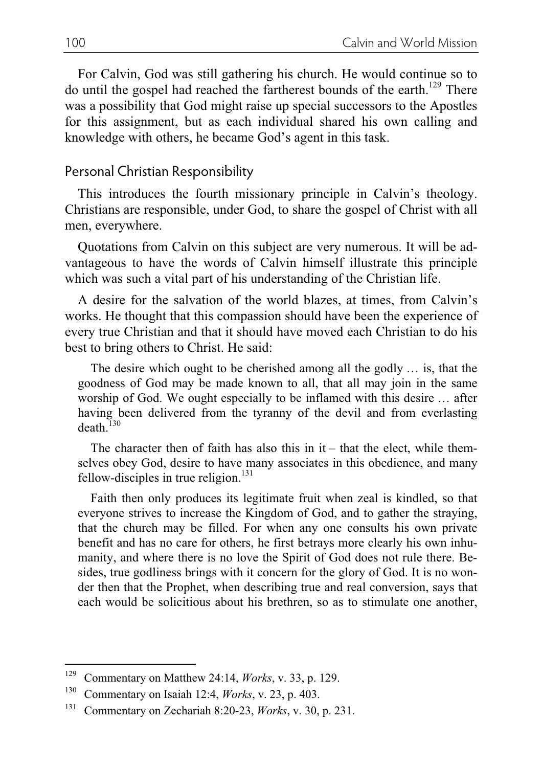For Calvin, God was still gathering his church. He would continue so to do until the gospel had reached the fartherest bounds of the earth.[129] There was a possibility that God might raise up special successors to the Apostles for this assignment, but as each individual shared his own calling and knowledge with others, he became God's agent in this task.

## Personal Christian Responsibility

This introduces the fourth missionary principle in Calvin's theology. Christians are responsible, under God, to share the gospel of Christ with all men, everywhere.

Quotations from Calvin on this subject are very numerous. It will be advantageous to have the words of Calvin himself illustrate this principle which was such a vital part of his understanding of the Christian life.

A desire for the salvation of the world blazes, at times, from Calvin's works. He thought that this compassion should have been the experience of every true Christian and that it should have moved each Christian to do his best to bring others to Christ. He said:

> The desire which ought to be cherished among all the godly … is, that the goodness of God may be made known to all, that all may join in the same worship of God. We ought especially to be inflamed with this desire … after having been delivered from the tyranny of the devil and from everlasting death.[130]

> The character then of faith has also this in it – that the elect, while themselves obey God, desire to have many associates in this obedience, and many fellow-disciples in true religion.[131]

> Faith then only produces its legitimate fruit when zeal is kindled, so that everyone strives to increase the Kingdom of God, and to gather the straying, that the church may be filled. For when any one consults his own private benefit and has no care for others, he first betrays more clearly his own inhumanity, and where there is no love the Spirit of God does not rule there. Besides, true godliness brings with it concern for the glory of God. It is no wonder then that the Prophet, when describing true and real conversion, says that each would be solicitious about his brethren, so as to stimulate one another,

---

[129] Commentary on Matthew 24:14, *Works*, v. 33, p. 129.

[130] Commentary on Isaiah 12:4, *Works*, v. 23, p. 403.

[131] Commentary on Zechariah 8:20-23, *Works*, v. 30, p. 231.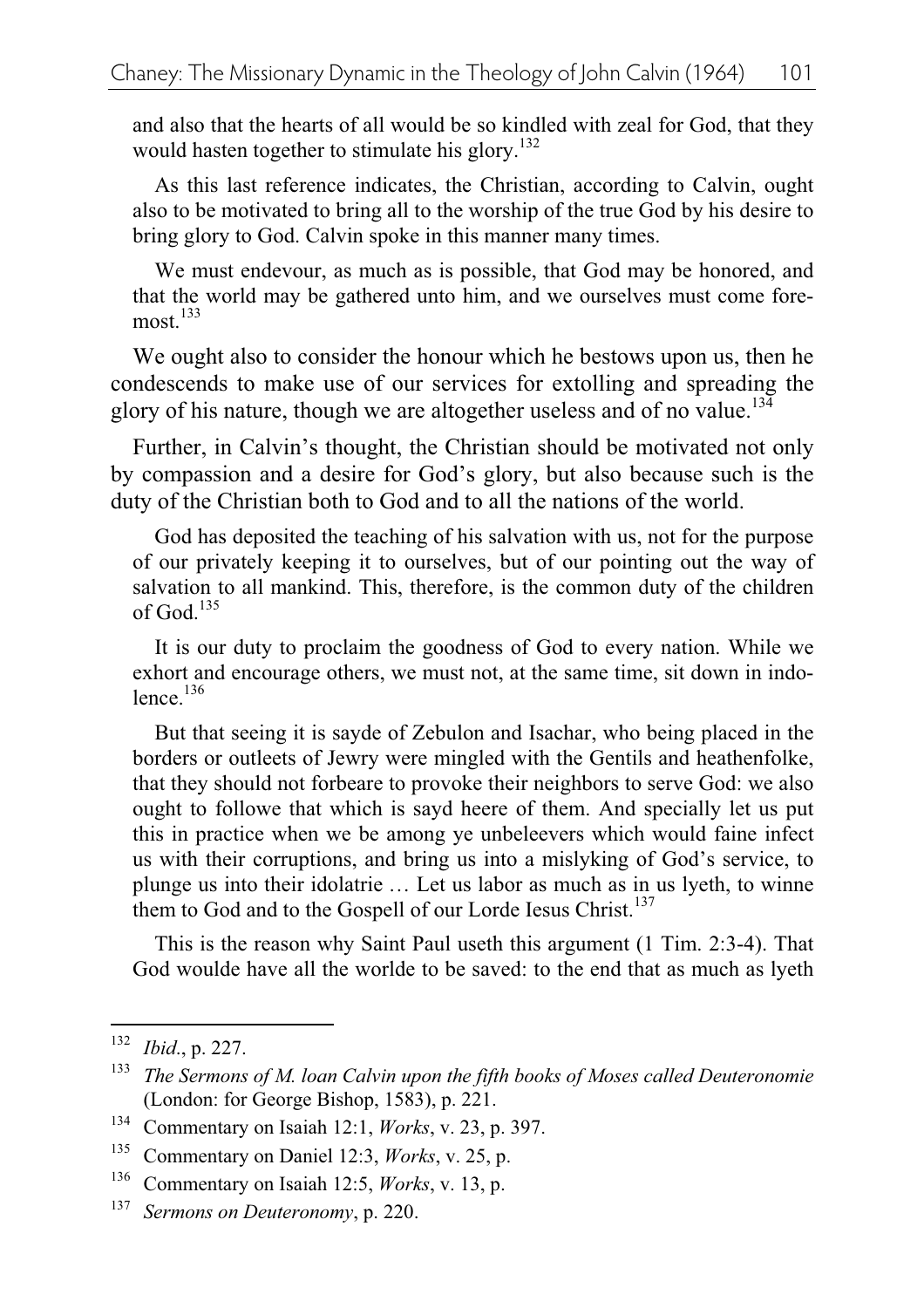and also that the hearts of all would be so kindled with zeal for God, that they would hasten together to stimulate his glory.[132]

As this last reference indicates, the Christian, according to Calvin, ought also to be motivated to bring all to the worship of the true God by his desire to bring glory to God. Calvin spoke in this manner many times.

> We must endevour, as much as is possible, that God may be honored, and that the world may be gathered unto him, and we ourselves must come foremost.[133]

We ought also to consider the honour which he bestows upon us, then he condescends to make use of our services for extolling and spreading the glory of his nature, though we are altogether useless and of no value.[134]

Further, in Calvin's thought, the Christian should be motivated not only by compassion and a desire for God's glory, but also because such is the duty of the Christian both to God and to all the nations of the world.

> God has deposited the teaching of his salvation with us, not for the purpose of our privately keeping it to ourselves, but of our pointing out the way of salvation to all mankind. This, therefore, is the common duty of the children of God.[135]

> It is our duty to proclaim the goodness of God to every nation. While we exhort and encourage others, we must not, at the same time, sit down in indolence.[136]

> But that seeing it is sayde of Zebulon and Isachar, who being placed in the borders or outleets of Jewry were mingled with the Gentils and heathenfolke, that they should not forbeare to provoke their neighbors to serve God: we also ought to followe that which is sayd heere of them. And specially let us put this in practice when we be among ye unbeleevers which would faine infect us with their corruptions, and bring us into a mislyking of God's service, to plunge us into their idolatrie … Let us labor as much as in us lyeth, to winne them to God and to the Gospell of our Lorde Iesus Christ.[137]

> This is the reason why Saint Paul useth this argument (1 Tim. 2:3-4). That God woulde have all the worlde to be saved: to the end that as much as lyeth

---

[132] *Ibid*., p. 227.

[133] *The Sermons of M. loan Calvin upon the fifth books of Moses called Deuteronomie* (London: for George Bishop, 1583), p. 221.

[134] Commentary on Isaiah 12:1, *Works*, v. 23, p. 397.

[135] Commentary on Daniel 12:3, *Works*, v. 25, p.

[136] Commentary on Isaiah 12:5, *Works*, v. 13, p.

[137] *Sermons on Deuteronomy*, p. 220.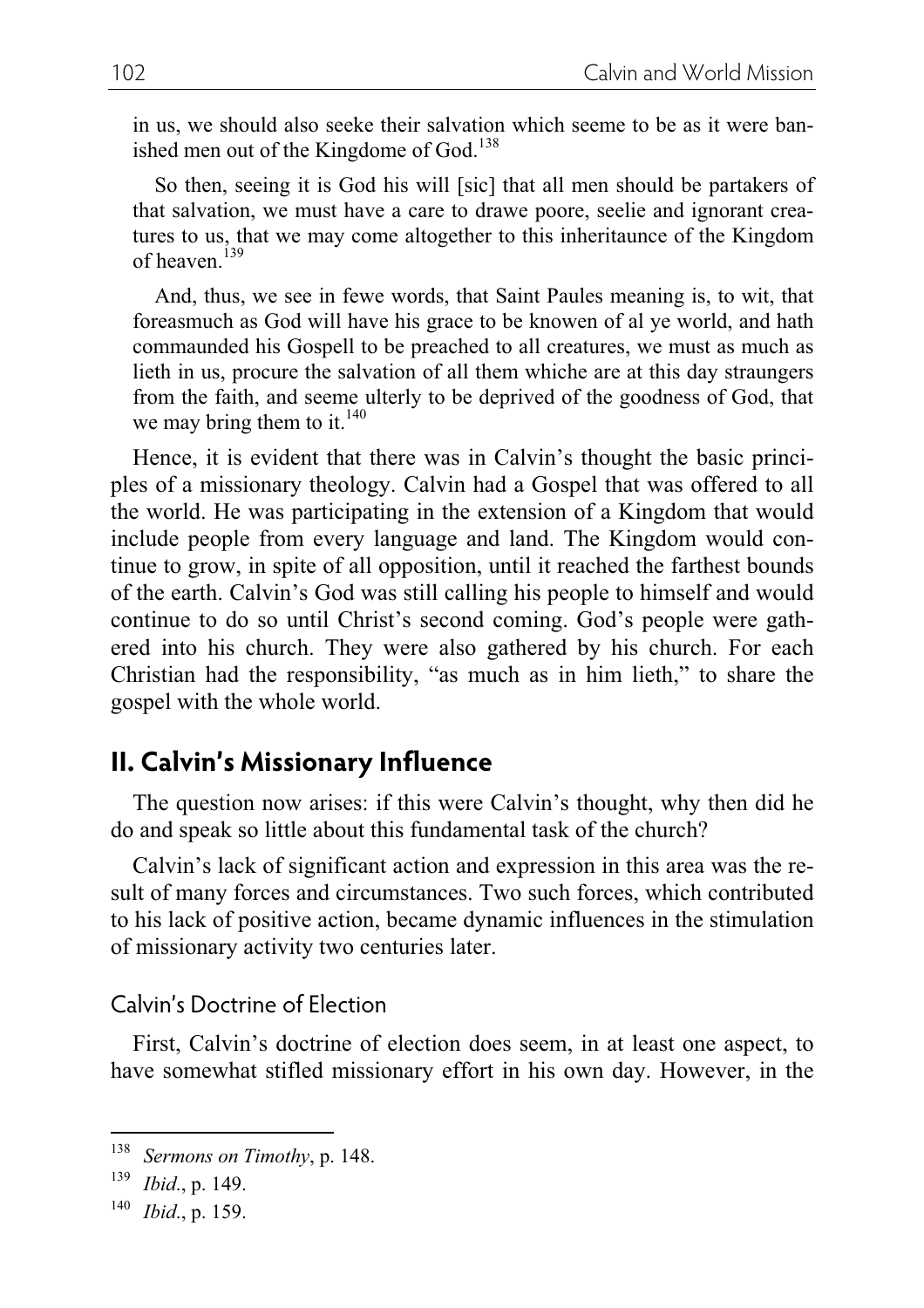in us, we should also seeke their salvation which seeme to be as it were banished men out of the Kingdome of God.[138]

So then, seeing it is God his will [sic] that all men should be partakers of that salvation, we must have a care to drawe poore, seelie and ignorant creatures to us, that we may come altogether to this inheritaunce of the Kingdom of heaven.[139]

And, thus, we see in fewe words, that Saint Paules meaning is, to wit, that foreasmuch as God will have his grace to be knowen of al ye world, and hath commaunded his Gospell to be preached to all creatures, we must as much as lieth in us, procure the salvation of all them whiche are at this day straungers from the faith, and seeme ulterly to be deprived of the goodness of God, that we may bring them to it.[140]

Hence, it is evident that there was in Calvin's thought the basic principles of a missionary theology. Calvin had a Gospel that was offered to all the world. He was participating in the extension of a Kingdom that would include people from every language and land. The Kingdom would continue to grow, in spite of all opposition, until it reached the farthest bounds of the earth. Calvin's God was still calling his people to himself and would continue to do so until Christ's second coming. God's people were gathered into his church. They were also gathered by his church. For each Christian had the responsibility, "as much as in him lieth," to share the gospel with the whole world.

## II. Calvin's Missionary Influence

The question now arises: if this were Calvin's thought, why then did he do and speak so little about this fundamental task of the church?

Calvin's lack of significant action and expression in this area was the result of many forces and circumstances. Two such forces, which contributed to his lack of positive action, became dynamic influences in the stimulation of missionary activity two centuries later.

### Calvin's Doctrine of Election

First, Calvin's doctrine of election does seem, in at least one aspect, to have somewhat stifled missionary effort in his own day. However, in the

---

[138] *Sermons on Timothy*, p. 148.

[139] *Ibid.*, p. 149.

[140] *Ibid.*, p. 159.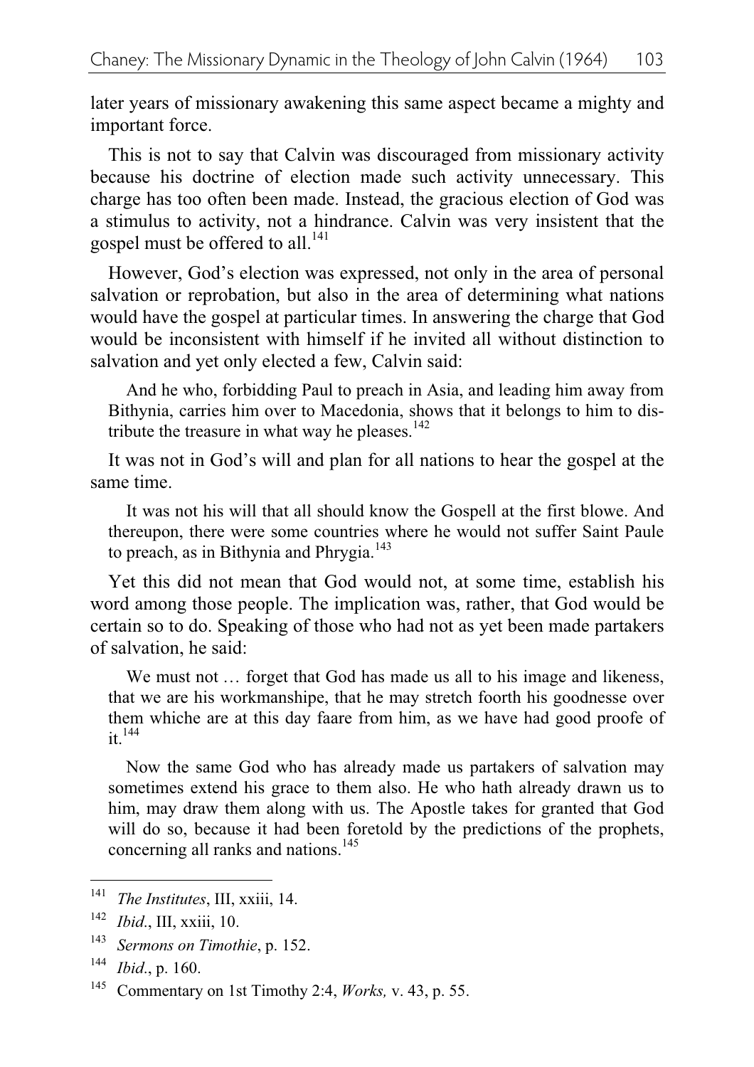later years of missionary awakening this same aspect became a mighty and important force.

This is not to say that Calvin was discouraged from missionary activity because his doctrine of election made such activity unnecessary. This charge has too often been made. Instead, the gracious election of God was a stimulus to activity, not a hindrance. Calvin was very insistent that the gospel must be offered to all.[141]

However, God's election was expressed, not only in the area of personal salvation or reprobation, but also in the area of determining what nations would have the gospel at particular times. In answering the charge that God would be inconsistent with himself if he invited all without distinction to salvation and yet only elected a few, Calvin said:

> And he who, forbidding Paul to preach in Asia, and leading him away from Bithynia, carries him over to Macedonia, shows that it belongs to him to distribute the treasure in what way he pleases.[142]

It was not in God's will and plan for all nations to hear the gospel at the same time.

> It was not his will that all should know the Gospell at the first blowe. And thereupon, there were some countries where he would not suffer Saint Paule to preach, as in Bithynia and Phrygia.[143]

Yet this did not mean that God would not, at some time, establish his word among those people. The implication was, rather, that God would be certain so to do. Speaking of those who had not as yet been made partakers of salvation, he said:

> We must not … forget that God has made us all to his image and likeness, that we are his workmanshipe, that he may stretch foorth his goodnesse over them whiche are at this day faare from him, as we have had good proofe of it.[144]

> Now the same God who has already made us partakers of salvation may sometimes extend his grace to them also. He who hath already drawn us to him, may draw them along with us. The Apostle takes for granted that God will do so, because it had been foretold by the predictions of the prophets, concerning all ranks and nations.[145]

---

[141] *The Institutes*, III, xxiii, 14.

[142] *Ibid*., III, xxiii, 10.

[143] *Sermons on Timothie*, p. 152.

[144] *Ibid*., p. 160.

[145] Commentary on 1st Timothy 2:4, *Works,* v. 43, p. 55.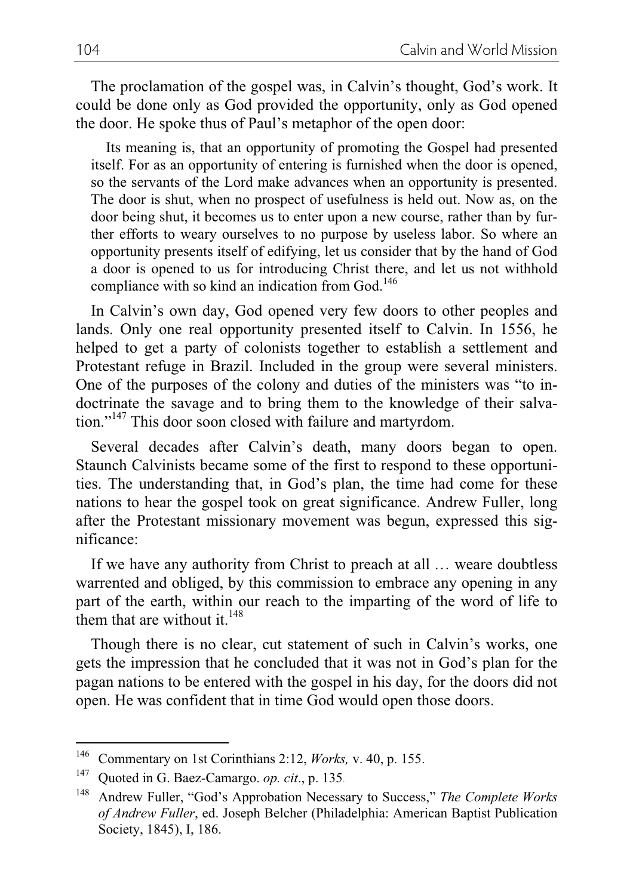The proclamation of the gospel was, in Calvin's thought, God's work. It could be done only as God provided the opportunity, only as God opened the door. He spoke thus of Paul's metaphor of the open door:

> Its meaning is, that an opportunity of promoting the Gospel had presented itself. For as an opportunity of entering is furnished when the door is opened, so the servants of the Lord make advances when an opportunity is presented. The door is shut, when no prospect of usefulness is held out. Now as, on the door being shut, it becomes us to enter upon a new course, rather than by further efforts to weary ourselves to no purpose by useless labor. So where an opportunity presents itself of edifying, let us consider that by the hand of God a door is opened to us for introducing Christ there, and let us not withhold compliance with so kind an indication from God.[146]

In Calvin's own day, God opened very few doors to other peoples and lands. Only one real opportunity presented itself to Calvin. In 1556, he helped to get a party of colonists together to establish a settlement and Protestant refuge in Brazil. Included in the group were several ministers. One of the purposes of the colony and duties of the ministers was "to indoctrinate the savage and to bring them to the knowledge of their salvation."[147] This door soon closed with failure and martyrdom.

Several decades after Calvin's death, many doors began to open. Staunch Calvinists became some of the first to respond to these opportunities. The understanding that, in God's plan, the time had come for these nations to hear the gospel took on great significance. Andrew Fuller, long after the Protestant missionary movement was begun, expressed this significance:

If we have any authority from Christ to preach at all … weare doubtless warrented and obliged, by this commission to embrace any opening in any part of the earth, within our reach to the imparting of the word of life to them that are without it.[148]

Though there is no clear, cut statement of such in Calvin's works, one gets the impression that he concluded that it was not in God's plan for the pagan nations to be entered with the gospel in his day, for the doors did not open. He was confident that in time God would open those doors.

---

[146] Commentary on 1st Corinthians 2:12, *Works,* v. 40, p. 155.

[147] Quoted in G. Baez-Camargo. *op. cit*., p. 135.

[148] Andrew Fuller, "God's Approbation Necessary to Success," *The Complete Works of Andrew Fuller*, ed. Joseph Belcher (Philadelphia: American Baptist Publication Society, 1845), I, 186.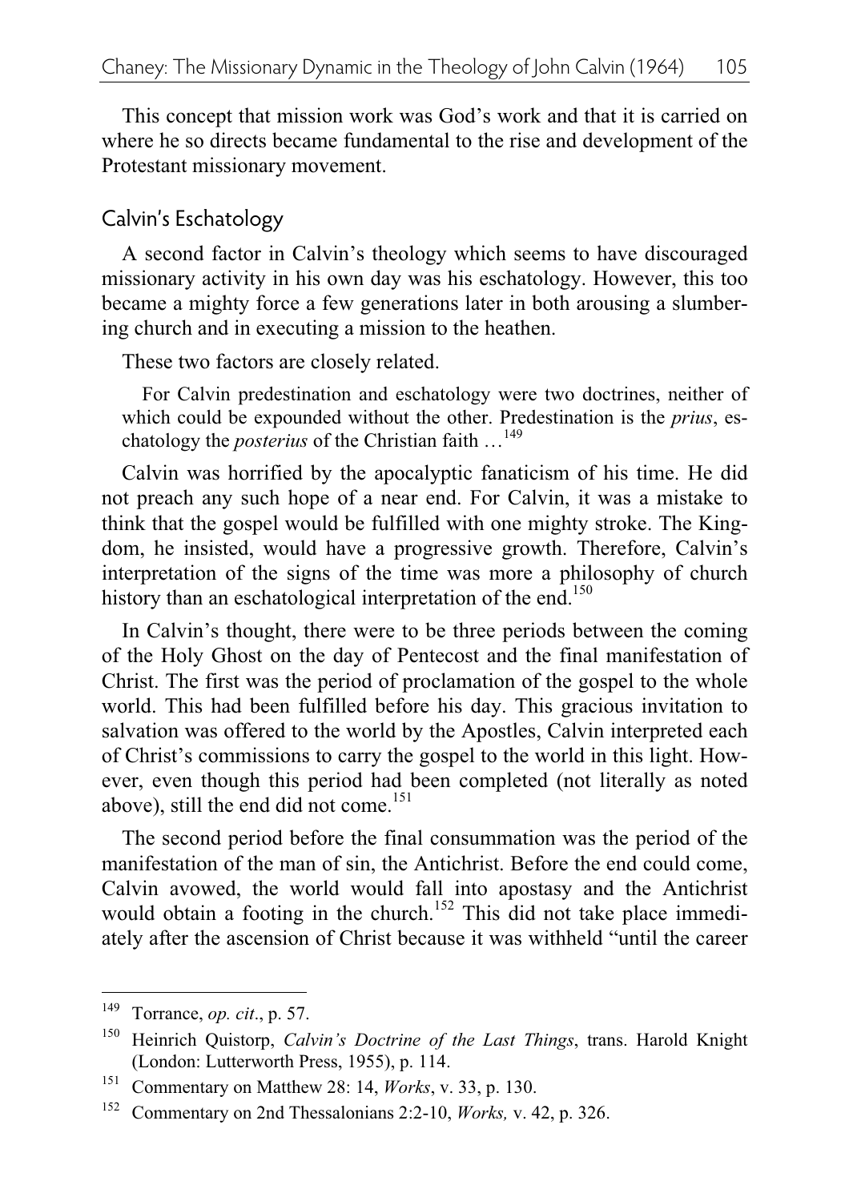This concept that mission work was God's work and that it is carried on where he so directs became fundamental to the rise and development of the Protestant missionary movement.

## Calvin's Eschatology

A second factor in Calvin's theology which seems to have discouraged missionary activity in his own day was his eschatology. However, this too became a mighty force a few generations later in both arousing a slumbering church and in executing a mission to the heathen.

These two factors are closely related.

> For Calvin predestination and eschatology were two doctrines, neither of which could be expounded without the other. Predestination is the *prius*, eschatology the *posterius* of the Christian faith …[149]

Calvin was horrified by the apocalyptic fanaticism of his time. He did not preach any such hope of a near end. For Calvin, it was a mistake to think that the gospel would be fulfilled with one mighty stroke. The Kingdom, he insisted, would have a progressive growth. Therefore, Calvin's interpretation of the signs of the time was more a philosophy of church history than an eschatological interpretation of the end.[150]

In Calvin's thought, there were to be three periods between the coming of the Holy Ghost on the day of Pentecost and the final manifestation of Christ. The first was the period of proclamation of the gospel to the whole world. This had been fulfilled before his day. This gracious invitation to salvation was offered to the world by the Apostles, Calvin interpreted each of Christ's commissions to carry the gospel to the world in this light. However, even though this period had been completed (not literally as noted above), still the end did not come.[151]

The second period before the final consummation was the period of the manifestation of the man of sin, the Antichrist. Before the end could come, Calvin avowed, the world would fall into apostasy and the Antichrist would obtain a footing in the church.[152] This did not take place immediately after the ascension of Christ because it was withheld "until the career

---

[149] Torrance, *op. cit*., p. 57.

[150] Heinrich Quistorp, *Calvin's Doctrine of the Last Things*, trans. Harold Knight (London: Lutterworth Press, 1955), p. 114.

[151] Commentary on Matthew 28: 14, *Works*, v. 33, p. 130.

[152] Commentary on 2nd Thessalonians 2:2-10, *Works,* v. 42, p. 326.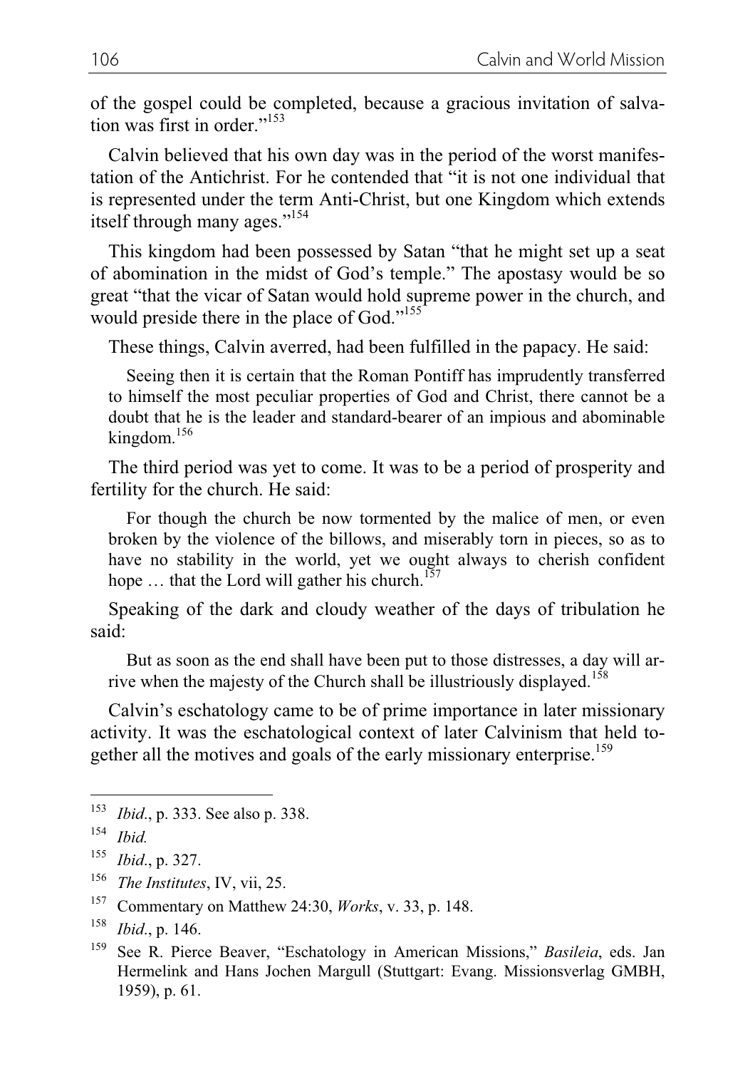of the gospel could be completed, because a gracious invitation of salvation was first in order."[153]

Calvin believed that his own day was in the period of the worst manifestation of the Antichrist. For he contended that "it is not one individual that is represented under the term Anti-Christ, but one Kingdom which extends itself through many ages."[154]

This kingdom had been possessed by Satan "that he might set up a seat of abomination in the midst of God's temple." The apostasy would be so great "that the vicar of Satan would hold supreme power in the church, and would preside there in the place of God."[155]

These things, Calvin averred, had been fulfilled in the papacy. He said:

> Seeing then it is certain that the Roman Pontiff has imprudently transferred to himself the most peculiar properties of God and Christ, there cannot be a doubt that he is the leader and standard-bearer of an impious and abominable kingdom.[156]

The third period was yet to come. It was to be a period of prosperity and fertility for the church. He said:

> For though the church be now tormented by the malice of men, or even broken by the violence of the billows, and miserably torn in pieces, so as to have no stability in the world, yet we ought always to cherish confident hope … that the Lord will gather his church.[157]

Speaking of the dark and cloudy weather of the days of tribulation he said:

> But as soon as the end shall have been put to those distresses, a day will arrive when the majesty of the Church shall be illustriously displayed.[158]

Calvin's eschatology came to be of prime importance in later missionary activity. It was the eschatological context of later Calvinism that held together all the motives and goals of the early missionary enterprise.[159]

---

[153] *Ibid*., p. 333. See also p. 338.

[154] *Ibid.*

[155] *Ibid*., p. 327.

[156] *The Institutes*, IV, vii, 25.

[157] Commentary on Matthew 24:30, *Works*, v. 33, p. 148.

[158] *Ibid*., p. 146.

[159] See R. Pierce Beaver, "Eschatology in American Missions," *Basileia*, eds. Jan Hermelink and Hans Jochen Margull (Stuttgart: Evang. Missionsverlag GMBH, 1959), p. 61.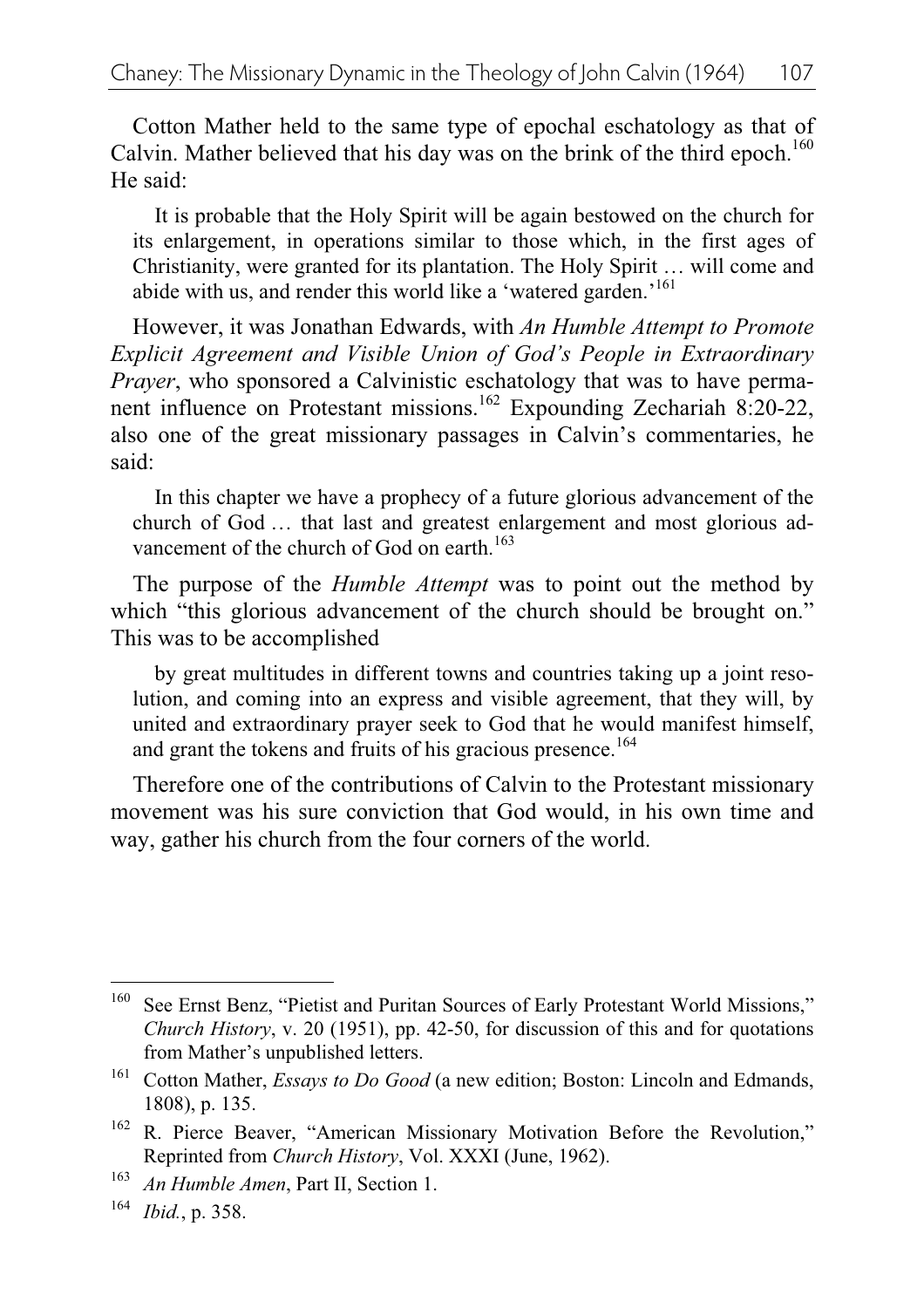Cotton Mather held to the same type of epochal eschatology as that of Calvin. Mather believed that his day was on the brink of the third epoch.[160] He said:

> It is probable that the Holy Spirit will be again bestowed on the church for its enlargement, in operations similar to those which, in the first ages of Christianity, were granted for its plantation. The Holy Spirit … will come and abide with us, and render this world like a 'watered garden.'[161]

However, it was Jonathan Edwards, with *An Humble Attempt to Promote Explicit Agreement and Visible Union of God's People in Extraordinary Prayer*, who sponsored a Calvinistic eschatology that was to have permanent influence on Protestant missions.[162] Expounding Zechariah 8:20-22, also one of the great missionary passages in Calvin's commentaries, he said:

> In this chapter we have a prophecy of a future glorious advancement of the church of God … that last and greatest enlargement and most glorious advancement of the church of God on earth.[163]

The purpose of the *Humble Attempt* was to point out the method by which "this glorious advancement of the church should be brought on." This was to be accomplished

> by great multitudes in different towns and countries taking up a joint resolution, and coming into an express and visible agreement, that they will, by united and extraordinary prayer seek to God that he would manifest himself, and grant the tokens and fruits of his gracious presence.[164]

Therefore one of the contributions of Calvin to the Protestant missionary movement was his sure conviction that God would, in his own time and way, gather his church from the four corners of the world.

---

[160] See Ernst Benz, "Pietist and Puritan Sources of Early Protestant World Missions," *Church History*, v. 20 (1951), pp. 42-50, for discussion of this and for quotations from Mather's unpublished letters.

[161] Cotton Mather, *Essays to Do Good* (a new edition; Boston: Lincoln and Edmands, 1808), p. 135.

[162] R. Pierce Beaver, "American Missionary Motivation Before the Revolution," Reprinted from *Church History*, Vol. XXXI (June, 1962).

[163] *An Humble Amen*, Part II, Section 1.

[164] *Ibid.*, p. 358.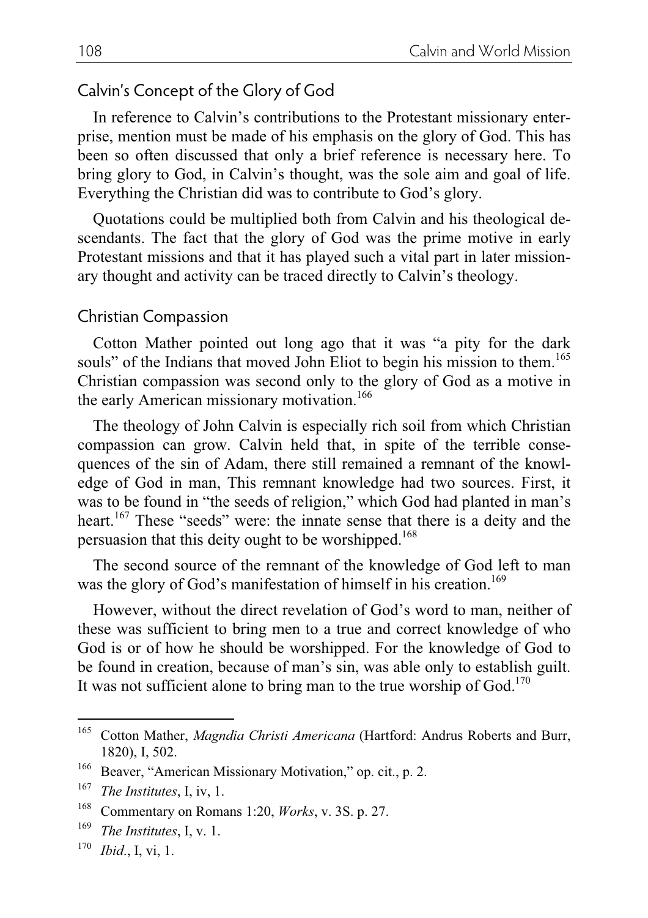## Calvin's Concept of the Glory of God

In reference to Calvin's contributions to the Protestant missionary enterprise, mention must be made of his emphasis on the glory of God. This has been so often discussed that only a brief reference is necessary here. To bring glory to God, in Calvin's thought, was the sole aim and goal of life. Everything the Christian did was to contribute to God's glory.

Quotations could be multiplied both from Calvin and his theological descendants. The fact that the glory of God was the prime motive in early Protestant missions and that it has played such a vital part in later missionary thought and activity can be traced directly to Calvin's theology.

## Christian Compassion

Cotton Mather pointed out long ago that it was "a pity for the dark souls" of the Indians that moved John Eliot to begin his mission to them.[165] Christian compassion was second only to the glory of God as a motive in the early American missionary motivation.[166]

The theology of John Calvin is especially rich soil from which Christian compassion can grow. Calvin held that, in spite of the terrible consequences of the sin of Adam, there still remained a remnant of the knowledge of God in man, This remnant knowledge had two sources. First, it was to be found in "the seeds of religion," which God had planted in man's heart.[167] These "seeds" were: the innate sense that there is a deity and the persuasion that this deity ought to be worshipped.[168]

The second source of the remnant of the knowledge of God left to man was the glory of God's manifestation of himself in his creation.[169]

However, without the direct revelation of God's word to man, neither of these was sufficient to bring men to a true and correct knowledge of who God is or of how he should be worshipped. For the knowledge of God to be found in creation, because of man's sin, was able only to establish guilt. It was not sufficient alone to bring man to the true worship of God.[170]

---

[165] Cotton Mather, *Magndia Christi Americana* (Hartford: Andrus Roberts and Burr, 1820), I, 502.

[166] Beaver, "American Missionary Motivation," op. cit., p. 2.

[167] *The Institutes*, I, iv, 1.

[168] Commentary on Romans 1:20, *Works*, v. 3S. p. 27.

[169] *The Institutes*, I, v. 1.

[170] *Ibid*., I, vi, 1.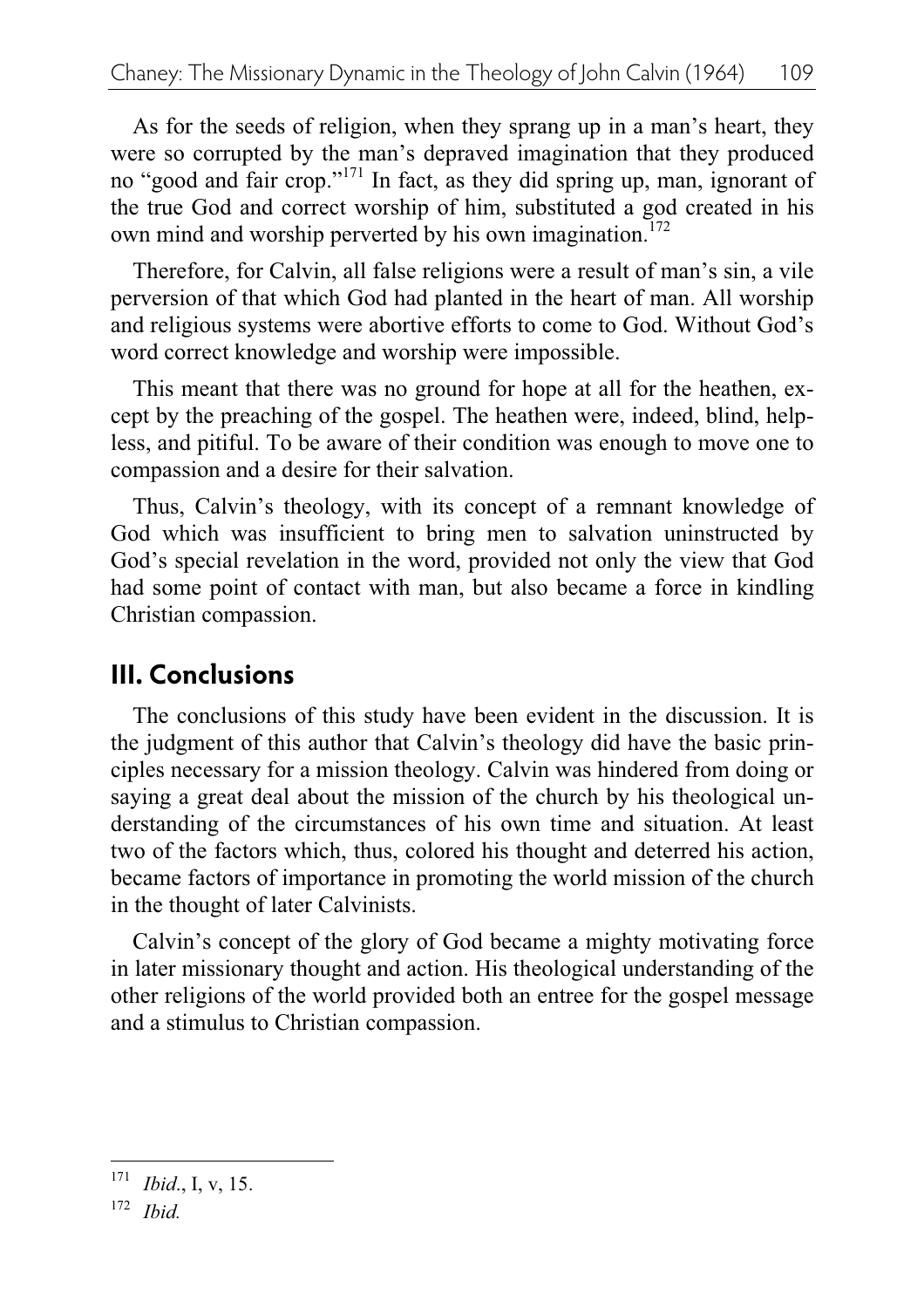As for the seeds of religion, when they sprang up in a man's heart, they were so corrupted by the man's depraved imagination that they produced no "good and fair crop."[171] In fact, as they did spring up, man, ignorant of the true God and correct worship of him, substituted a god created in his own mind and worship perverted by his own imagination.[172]

Therefore, for Calvin, all false religions were a result of man's sin, a vile perversion of that which God had planted in the heart of man. All worship and religious systems were abortive efforts to come to God. Without God's word correct knowledge and worship were impossible.

This meant that there was no ground for hope at all for the heathen, except by the preaching of the gospel. The heathen were, indeed, blind, helpless, and pitiful. To be aware of their condition was enough to move one to compassion and a desire for their salvation.

Thus, Calvin's theology, with its concept of a remnant knowledge of God which was insufficient to bring men to salvation uninstructed by God's special revelation in the word, provided not only the view that God had some point of contact with man, but also became a force in kindling Christian compassion.

## III. Conclusions

The conclusions of this study have been evident in the discussion. It is the judgment of this author that Calvin's theology did have the basic principles necessary for a mission theology. Calvin was hindered from doing or saying a great deal about the mission of the church by his theological understanding of the circumstances of his own time and situation. At least two of the factors which, thus, colored his thought and deterred his action, became factors of importance in promoting the world mission of the church in the thought of later Calvinists.

Calvin's concept of the glory of God became a mighty motivating force in later missionary thought and action. His theological understanding of the other religions of the world provided both an entree for the gospel message and a stimulus to Christian compassion.

---

[171] *Ibid*., I, v, 15.

[172] *Ibid.*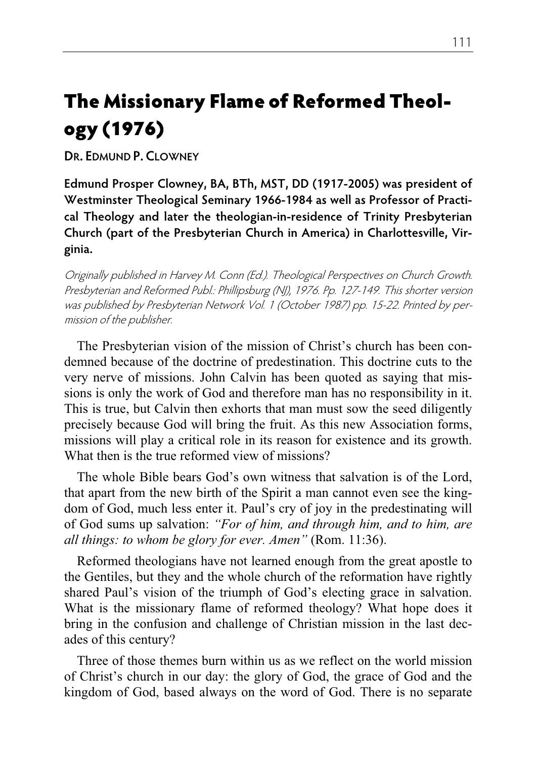# The Missionary Flame of Reformed Theology (1976)

**Dr. Edmund P. Clowney**

**Edmund Prosper Clowney, BA, BTh, MST, DD (1917-2005) was president of Westminster Theological Seminary 1966-1984 as well as Professor of Practical Theology and later the theologian-in-residence of Trinity Presbyterian Church (part of the Presbyterian Church in America) in Charlottesville, Virginia.**

*Originally published in Harvey M. Conn (Ed.). Theological Perspectives on Church Growth. Presbyterian and Reformed Publ.: Phillipsburg (NJ), 1976. Pp. 127-149. This shorter version was published by Presbyterian Network Vol. 1 (October 1987) pp. 15-22. Printed by permission of the publisher.*

The Presbyterian vision of the mission of Christ's church has been condemned because of the doctrine of predestination. This doctrine cuts to the very nerve of missions. John Calvin has been quoted as saying that missions is only the work of God and therefore man has no responsibility in it. This is true, but Calvin then exhorts that man must sow the seed diligently precisely because God will bring the fruit. As this new Association forms, missions will play a critical role in its reason for existence and its growth. What then is the true reformed view of missions?

The whole Bible bears God's own witness that salvation is of the Lord, that apart from the new birth of the Spirit a man cannot even see the kingdom of God, much less enter it. Paul's cry of joy in the predestinating will of God sums up salvation: *"For of him, and through him, and to him, are all things: to whom be glory for ever. Amen"* (Rom. 11:36).

Reformed theologians have not learned enough from the great apostle to the Gentiles, but they and the whole church of the reformation have rightly shared Paul's vision of the triumph of God's electing grace in salvation. What is the missionary flame of reformed theology? What hope does it bring in the confusion and challenge of Christian mission in the last decades of this century?

Three of those themes burn within us as we reflect on the world mission of Christ's church in our day: the glory of God, the grace of God and the kingdom of God, based always on the word of God. There is no separate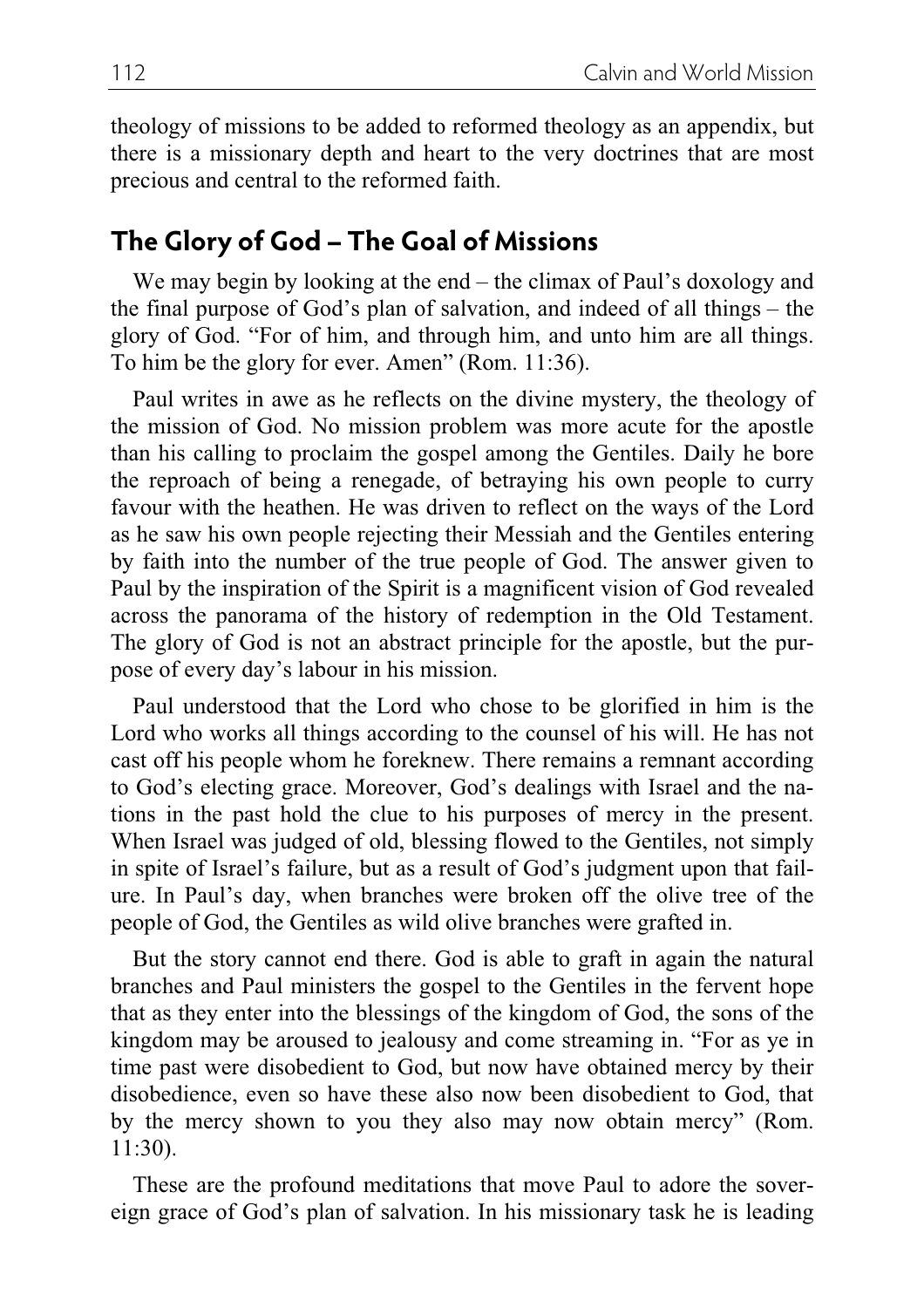theology of missions to be added to reformed theology as an appendix, but there is a missionary depth and heart to the very doctrines that are most precious and central to the reformed faith.

## The Glory of God – The Goal of Missions

We may begin by looking at the end – the climax of Paul's doxology and the final purpose of God's plan of salvation, and indeed of all things – the glory of God. "For of him, and through him, and unto him are all things. To him be the glory for ever. Amen" (Rom. 11:36).

Paul writes in awe as he reflects on the divine mystery, the theology of the mission of God. No mission problem was more acute for the apostle than his calling to proclaim the gospel among the Gentiles. Daily he bore the reproach of being a renegade, of betraying his own people to curry favour with the heathen. He was driven to reflect on the ways of the Lord as he saw his own people rejecting their Messiah and the Gentiles entering by faith into the number of the true people of God. The answer given to Paul by the inspiration of the Spirit is a magnificent vision of God revealed across the panorama of the history of redemption in the Old Testament. The glory of God is not an abstract principle for the apostle, but the purpose of every day's labour in his mission.

Paul understood that the Lord who chose to be glorified in him is the Lord who works all things according to the counsel of his will. He has not cast off his people whom he foreknew. There remains a remnant according to God's electing grace. Moreover, God's dealings with Israel and the nations in the past hold the clue to his purposes of mercy in the present. When Israel was judged of old, blessing flowed to the Gentiles, not simply in spite of Israel's failure, but as a result of God's judgment upon that failure. In Paul's day, when branches were broken off the olive tree of the people of God, the Gentiles as wild olive branches were grafted in.

But the story cannot end there. God is able to graft in again the natural branches and Paul ministers the gospel to the Gentiles in the fervent hope that as they enter into the blessings of the kingdom of God, the sons of the kingdom may be aroused to jealousy and come streaming in. "For as ye in time past were disobedient to God, but now have obtained mercy by their disobedience, even so have these also now been disobedient to God, that by the mercy shown to you they also may now obtain mercy" (Rom. 11:30).

These are the profound meditations that move Paul to adore the sovereign grace of God's plan of salvation. In his missionary task he is leading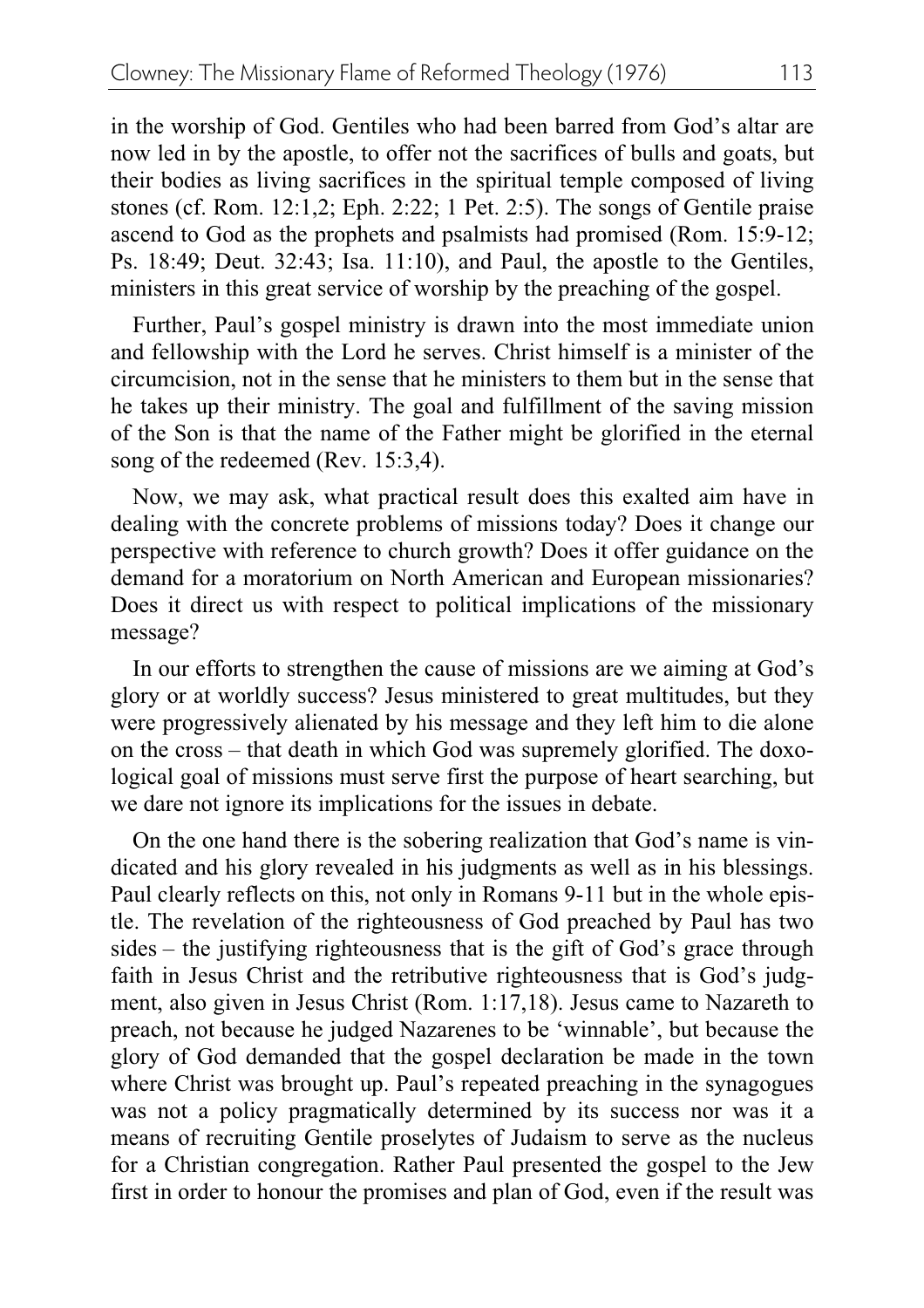in the worship of God. Gentiles who had been barred from God's altar are now led in by the apostle, to offer not the sacrifices of bulls and goats, but their bodies as living sacrifices in the spiritual temple composed of living stones (cf. Rom. 12:1,2; Eph. 2:22; 1 Pet. 2:5). The songs of Gentile praise ascend to God as the prophets and psalmists had promised (Rom. 15:9-12; Ps. 18:49; Deut. 32:43; Isa. 11:10), and Paul, the apostle to the Gentiles, ministers in this great service of worship by the preaching of the gospel.

Further, Paul's gospel ministry is drawn into the most immediate union and fellowship with the Lord he serves. Christ himself is a minister of the circumcision, not in the sense that he ministers to them but in the sense that he takes up their ministry. The goal and fulfillment of the saving mission of the Son is that the name of the Father might be glorified in the eternal song of the redeemed (Rev. 15:3,4).

Now, we may ask, what practical result does this exalted aim have in dealing with the concrete problems of missions today? Does it change our perspective with reference to church growth? Does it offer guidance on the demand for a moratorium on North American and European missionaries? Does it direct us with respect to political implications of the missionary message?

In our efforts to strengthen the cause of missions are we aiming at God's glory or at worldly success? Jesus ministered to great multitudes, but they were progressively alienated by his message and they left him to die alone on the cross – that death in which God was supremely glorified. The doxological goal of missions must serve first the purpose of heart searching, but we dare not ignore its implications for the issues in debate.

On the one hand there is the sobering realization that God's name is vindicated and his glory revealed in his judgments as well as in his blessings. Paul clearly reflects on this, not only in Romans 9-11 but in the whole epistle. The revelation of the righteousness of God preached by Paul has two sides – the justifying righteousness that is the gift of God's grace through faith in Jesus Christ and the retributive righteousness that is God's judgment, also given in Jesus Christ (Rom. 1:17,18). Jesus came to Nazareth to preach, not because he judged Nazarenes to be 'winnable', but because the glory of God demanded that the gospel declaration be made in the town where Christ was brought up. Paul's repeated preaching in the synagogues was not a policy pragmatically determined by its success nor was it a means of recruiting Gentile proselytes of Judaism to serve as the nucleus for a Christian congregation. Rather Paul presented the gospel to the Jew first in order to honour the promises and plan of God, even if the result was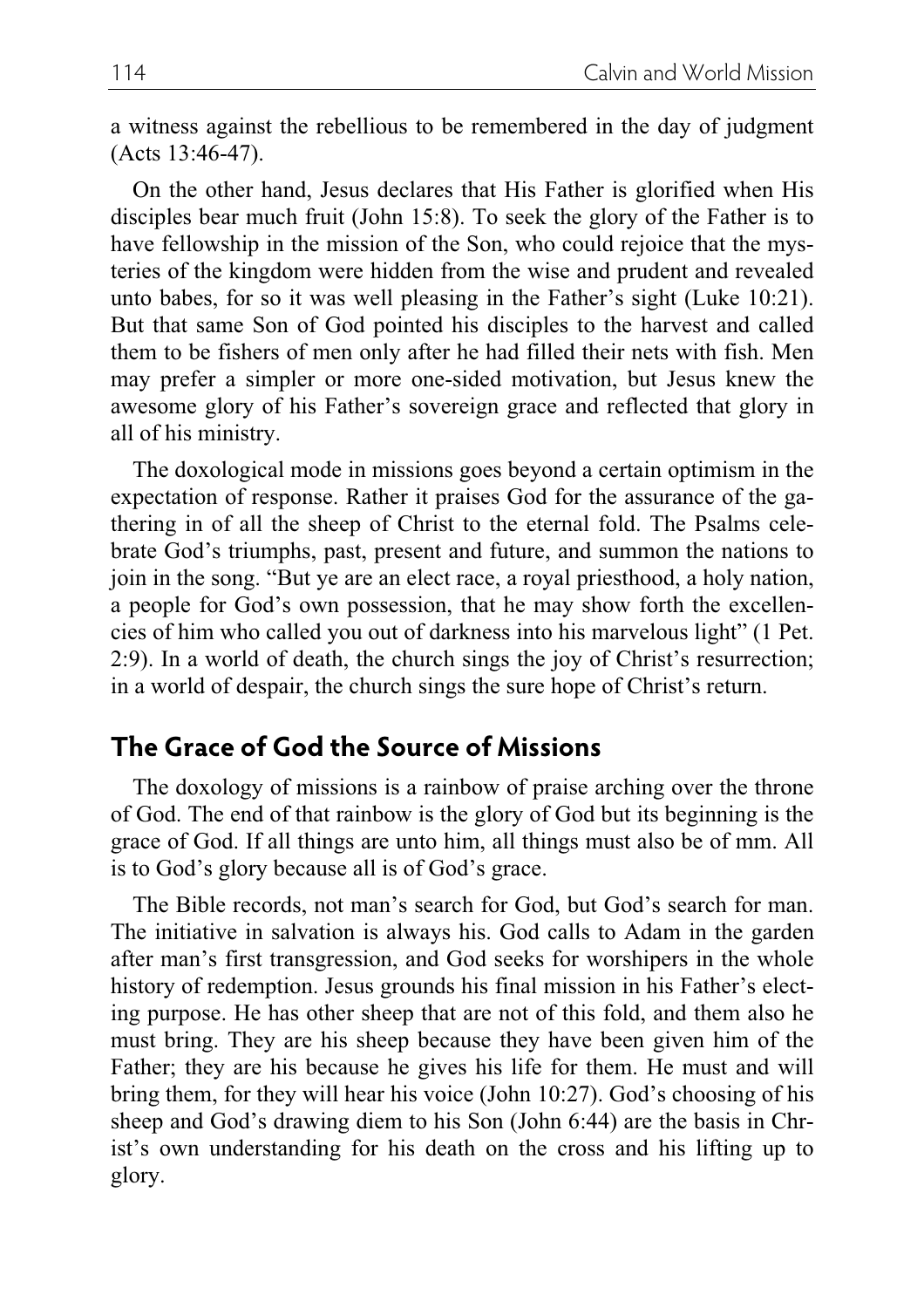a witness against the rebellious to be remembered in the day of judgment (Acts 13:46-47).

On the other hand, Jesus declares that His Father is glorified when His disciples bear much fruit (John 15:8). To seek the glory of the Father is to have fellowship in the mission of the Son, who could rejoice that the mysteries of the kingdom were hidden from the wise and prudent and revealed unto babes, for so it was well pleasing in the Father's sight (Luke 10:21). But that same Son of God pointed his disciples to the harvest and called them to be fishers of men only after he had filled their nets with fish. Men may prefer a simpler or more one-sided motivation, but Jesus knew the awesome glory of his Father's sovereign grace and reflected that glory in all of his ministry.

The doxological mode in missions goes beyond a certain optimism in the expectation of response. Rather it praises God for the assurance of the gathering in of all the sheep of Christ to the eternal fold. The Psalms celebrate God's triumphs, past, present and future, and summon the nations to join in the song. "But ye are an elect race, a royal priesthood, a holy nation, a people for God's own possession, that he may show forth the excellencies of him who called you out of darkness into his marvelous light" (1 Pet. 2:9). In a world of death, the church sings the joy of Christ's resurrection; in a world of despair, the church sings the sure hope of Christ's return.

## The Grace of God the Source of Missions

The doxology of missions is a rainbow of praise arching over the throne of God. The end of that rainbow is the glory of God but its beginning is the grace of God. If all things are unto him, all things must also be of mm. All is to God's glory because all is of God's grace.

The Bible records, not man's search for God, but God's search for man. The initiative in salvation is always his. God calls to Adam in the garden after man's first transgression, and God seeks for worshipers in the whole history of redemption. Jesus grounds his final mission in his Father's electing purpose. He has other sheep that are not of this fold, and them also he must bring. They are his sheep because they have been given him of the Father; they are his because he gives his life for them. He must and will bring them, for they will hear his voice (John 10:27). God's choosing of his sheep and God's drawing diem to his Son (John 6:44) are the basis in Christ's own understanding for his death on the cross and his lifting up to glory.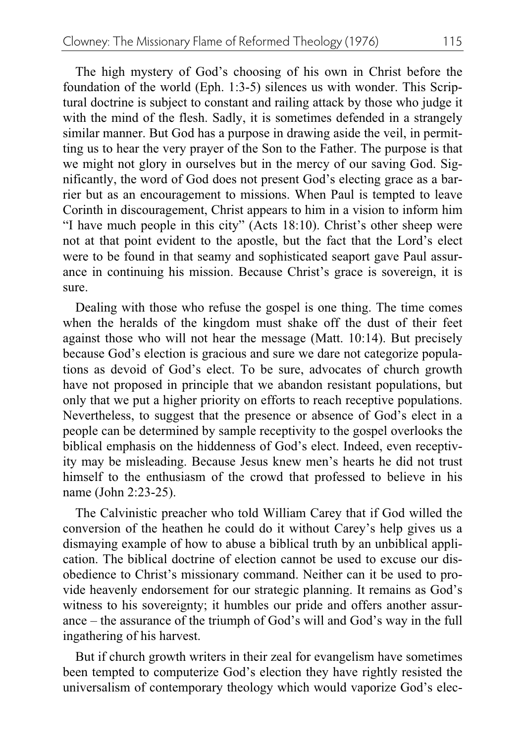The high mystery of God's choosing of his own in Christ before the foundation of the world (Eph. 1:3-5) silences us with wonder. This Scriptural doctrine is subject to constant and railing attack by those who judge it with the mind of the flesh. Sadly, it is sometimes defended in a strangely similar manner. But God has a purpose in drawing aside the veil, in permitting us to hear the very prayer of the Son to the Father. The purpose is that we might not glory in ourselves but in the mercy of our saving God. Significantly, the word of God does not present God's electing grace as a barrier but as an encouragement to missions. When Paul is tempted to leave Corinth in discouragement, Christ appears to him in a vision to inform him "I have much people in this city" (Acts 18:10). Christ's other sheep were not at that point evident to the apostle, but the fact that the Lord's elect were to be found in that seamy and sophisticated seaport gave Paul assurance in continuing his mission. Because Christ's grace is sovereign, it is sure.

Dealing with those who refuse the gospel is one thing. The time comes when the heralds of the kingdom must shake off the dust of their feet against those who will not hear the message (Matt. 10:14). But precisely because God's election is gracious and sure we dare not categorize populations as devoid of God's elect. To be sure, advocates of church growth have not proposed in principle that we abandon resistant populations, but only that we put a higher priority on efforts to reach receptive populations. Nevertheless, to suggest that the presence or absence of God's elect in a people can be determined by sample receptivity to the gospel overlooks the biblical emphasis on the hiddenness of God's elect. Indeed, even receptivity may be misleading. Because Jesus knew men's hearts he did not trust himself to the enthusiasm of the crowd that professed to believe in his name (John 2:23-25).

The Calvinistic preacher who told William Carey that if God willed the conversion of the heathen he could do it without Carey's help gives us a dismaying example of how to abuse a biblical truth by an unbiblical application. The biblical doctrine of election cannot be used to excuse our disobedience to Christ's missionary command. Neither can it be used to provide heavenly endorsement for our strategic planning. It remains as God's witness to his sovereignty; it humbles our pride and offers another assurance – the assurance of the triumph of God's will and God's way in the full ingathering of his harvest.

But if church growth writers in their zeal for evangelism have sometimes been tempted to computerize God's election they have rightly resisted the universalism of contemporary theology which would vaporize God's elec-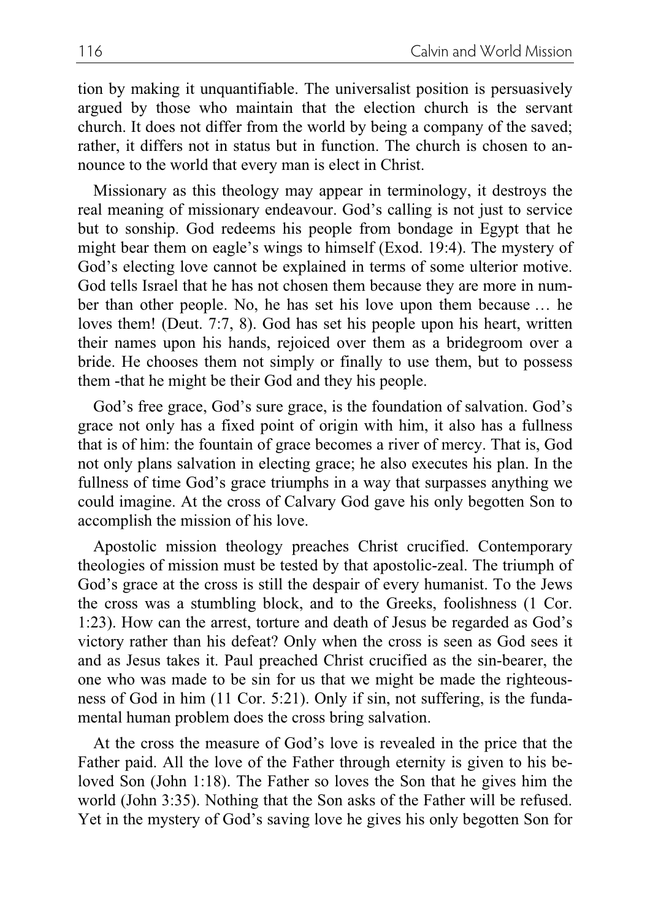tion by making it unquantifiable. The universalist position is persuasively argued by those who maintain that the election church is the servant church. It does not differ from the world by being a company of the saved; rather, it differs not in status but in function. The church is chosen to announce to the world that every man is elect in Christ.

Missionary as this theology may appear in terminology, it destroys the real meaning of missionary endeavour. God's calling is not just to service but to sonship. God redeems his people from bondage in Egypt that he might bear them on eagle's wings to himself (Exod. 19:4). The mystery of God's electing love cannot be explained in terms of some ulterior motive. God tells Israel that he has not chosen them because they are more in number than other people. No, he has set his love upon them because … he loves them! (Deut. 7:7, 8). God has set his people upon his heart, written their names upon his hands, rejoiced over them as a bridegroom over a bride. He chooses them not simply or finally to use them, but to possess them -that he might be their God and they his people.

God's free grace, God's sure grace, is the foundation of salvation. God's grace not only has a fixed point of origin with him, it also has a fullness that is of him: the fountain of grace becomes a river of mercy. That is, God not only plans salvation in electing grace; he also executes his plan. In the fullness of time God's grace triumphs in a way that surpasses anything we could imagine. At the cross of Calvary God gave his only begotten Son to accomplish the mission of his love.

Apostolic mission theology preaches Christ crucified. Contemporary theologies of mission must be tested by that apostolic-zeal. The triumph of God's grace at the cross is still the despair of every humanist. To the Jews the cross was a stumbling block, and to the Greeks, foolishness (1 Cor. 1:23). How can the arrest, torture and death of Jesus be regarded as God's victory rather than his defeat? Only when the cross is seen as God sees it and as Jesus takes it. Paul preached Christ crucified as the sin-bearer, the one who was made to be sin for us that we might be made the righteousness of God in him (11 Cor. 5:21). Only if sin, not suffering, is the fundamental human problem does the cross bring salvation.

At the cross the measure of God's love is revealed in the price that the Father paid. All the love of the Father through eternity is given to his beloved Son (John 1:18). The Father so loves the Son that he gives him the world (John 3:35). Nothing that the Son asks of the Father will be refused. Yet in the mystery of God's saving love he gives his only begotten Son for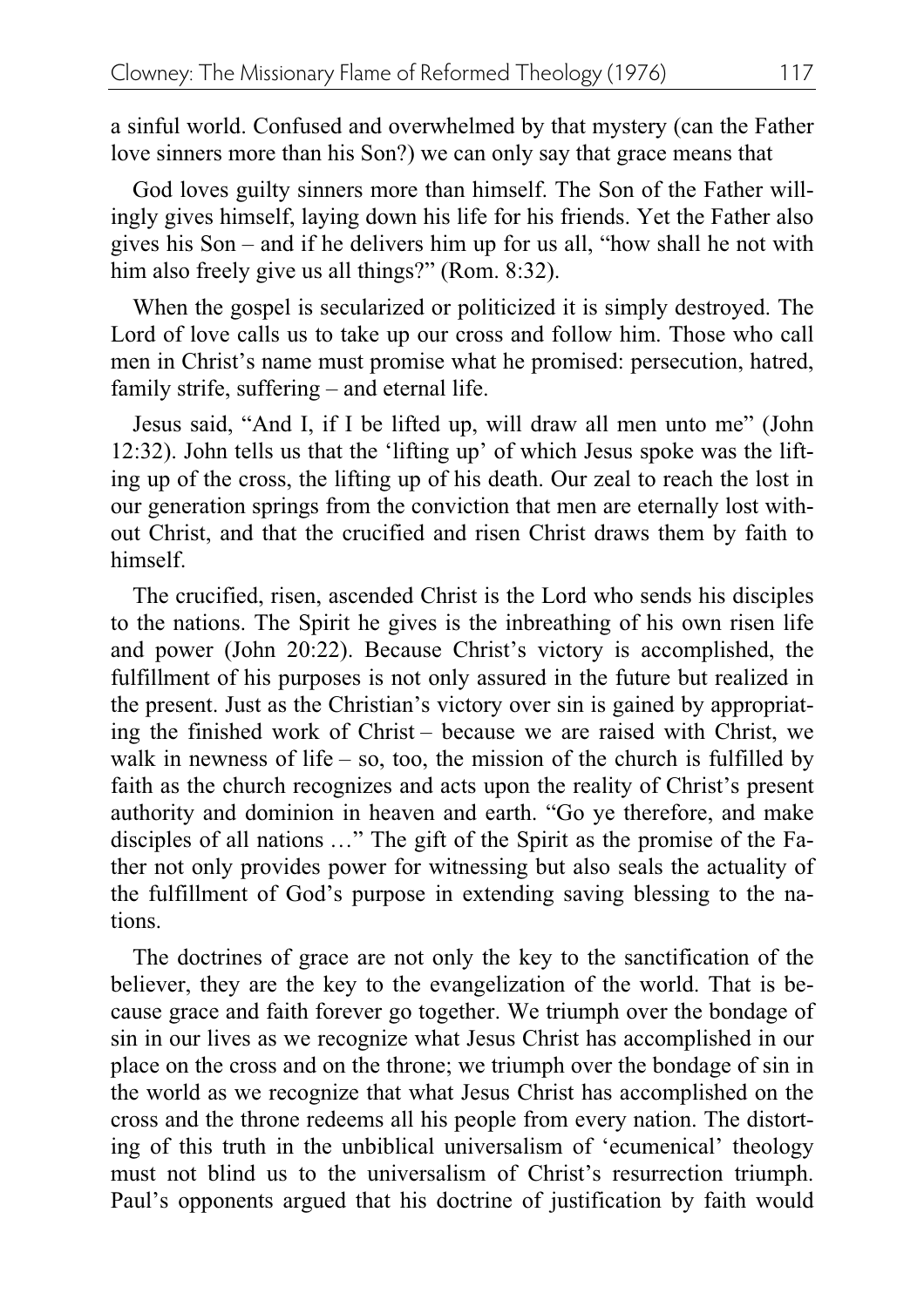a sinful world. Confused and overwhelmed by that mystery (can the Father love sinners more than his Son?) we can only say that grace means that

God loves guilty sinners more than himself. The Son of the Father willingly gives himself, laying down his life for his friends. Yet the Father also gives his Son – and if he delivers him up for us all, "how shall he not with him also freely give us all things?" (Rom. 8:32).

When the gospel is secularized or politicized it is simply destroyed. The Lord of love calls us to take up our cross and follow him. Those who call men in Christ's name must promise what he promised: persecution, hatred, family strife, suffering – and eternal life.

Jesus said, "And I, if I be lifted up, will draw all men unto me" (John 12:32). John tells us that the 'lifting up' of which Jesus spoke was the lifting up of the cross, the lifting up of his death. Our zeal to reach the lost in our generation springs from the conviction that men are eternally lost without Christ, and that the crucified and risen Christ draws them by faith to himself.

The crucified, risen, ascended Christ is the Lord who sends his disciples to the nations. The Spirit he gives is the inbreathing of his own risen life and power (John 20:22). Because Christ's victory is accomplished, the fulfillment of his purposes is not only assured in the future but realized in the present. Just as the Christian's victory over sin is gained by appropriating the finished work of Christ – because we are raised with Christ, we walk in newness of life – so, too, the mission of the church is fulfilled by faith as the church recognizes and acts upon the reality of Christ's present authority and dominion in heaven and earth. "Go ye therefore, and make disciples of all nations …" The gift of the Spirit as the promise of the Father not only provides power for witnessing but also seals the actuality of the fulfillment of God's purpose in extending saving blessing to the nations.

The doctrines of grace are not only the key to the sanctification of the believer, they are the key to the evangelization of the world. That is because grace and faith forever go together. We triumph over the bondage of sin in our lives as we recognize what Jesus Christ has accomplished in our place on the cross and on the throne; we triumph over the bondage of sin in the world as we recognize that what Jesus Christ has accomplished on the cross and the throne redeems all his people from every nation. The distorting of this truth in the unbiblical universalism of 'ecumenical' theology must not blind us to the universalism of Christ's resurrection triumph. Paul's opponents argued that his doctrine of justification by faith would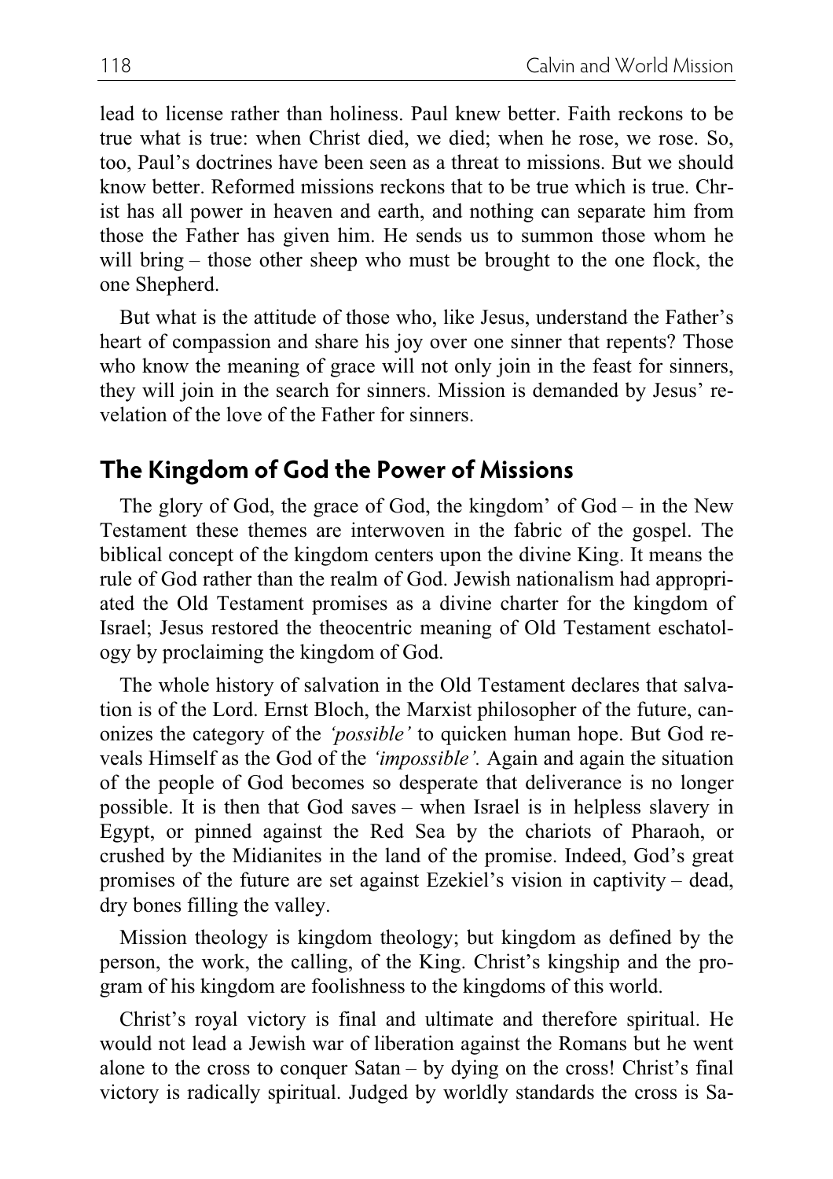lead to license rather than holiness. Paul knew better. Faith reckons to be true what is true: when Christ died, we died; when he rose, we rose. So, too, Paul's doctrines have been seen as a threat to missions. But we should know better. Reformed missions reckons that to be true which is true. Christ has all power in heaven and earth, and nothing can separate him from those the Father has given him. He sends us to summon those whom he will bring – those other sheep who must be brought to the one flock, the one Shepherd.

But what is the attitude of those who, like Jesus, understand the Father's heart of compassion and share his joy over one sinner that repents? Those who know the meaning of grace will not only join in the feast for sinners, they will join in the search for sinners. Mission is demanded by Jesus' revelation of the love of the Father for sinners.

## The Kingdom of God the Power of Missions

The glory of God, the grace of God, the kingdom' of God – in the New Testament these themes are interwoven in the fabric of the gospel. The biblical concept of the kingdom centers upon the divine King. It means the rule of God rather than the realm of God. Jewish nationalism had appropriated the Old Testament promises as a divine charter for the kingdom of Israel; Jesus restored the theocentric meaning of Old Testament eschatology by proclaiming the kingdom of God.

The whole history of salvation in the Old Testament declares that salvation is of the Lord. Ernst Bloch, the Marxist philosopher of the future, canonizes the category of the *'possible'* to quicken human hope. But God reveals Himself as the God of the *'impossible'.* Again and again the situation of the people of God becomes so desperate that deliverance is no longer possible. It is then that God saves – when Israel is in helpless slavery in Egypt, or pinned against the Red Sea by the chariots of Pharaoh, or crushed by the Midianites in the land of the promise. Indeed, God's great promises of the future are set against Ezekiel's vision in captivity – dead, dry bones filling the valley.

Mission theology is kingdom theology; but kingdom as defined by the person, the work, the calling, of the King. Christ's kingship and the program of his kingdom are foolishness to the kingdoms of this world.

Christ's royal victory is final and ultimate and therefore spiritual. He would not lead a Jewish war of liberation against the Romans but he went alone to the cross to conquer Satan – by dying on the cross! Christ's final victory is radically spiritual. Judged by worldly standards the cross is Sa-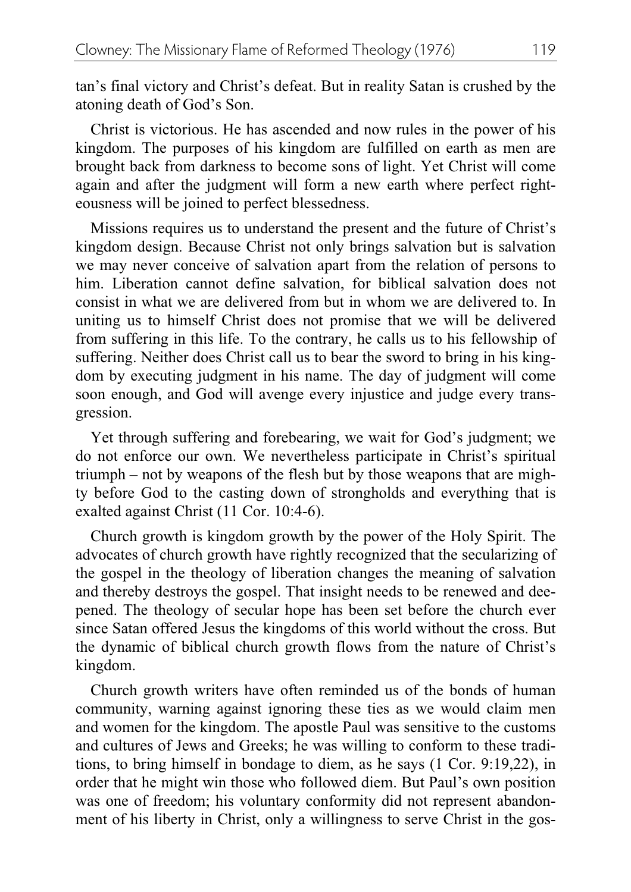tan's final victory and Christ's defeat. But in reality Satan is crushed by the atoning death of God's Son.

Christ is victorious. He has ascended and now rules in the power of his kingdom. The purposes of his kingdom are fulfilled on earth as men are brought back from darkness to become sons of light. Yet Christ will come again and after the judgment will form a new earth where perfect righteousness will be joined to perfect blessedness.

Missions requires us to understand the present and the future of Christ's kingdom design. Because Christ not only brings salvation but is salvation we may never conceive of salvation apart from the relation of persons to him. Liberation cannot define salvation, for biblical salvation does not consist in what we are delivered from but in whom we are delivered to. In uniting us to himself Christ does not promise that we will be delivered from suffering in this life. To the contrary, he calls us to his fellowship of suffering. Neither does Christ call us to bear the sword to bring in his kingdom by executing judgment in his name. The day of judgment will come soon enough, and God will avenge every injustice and judge every transgression.

Yet through suffering and forebearing, we wait for God's judgment; we do not enforce our own. We nevertheless participate in Christ's spiritual triumph – not by weapons of the flesh but by those weapons that are mighty before God to the casting down of strongholds and everything that is exalted against Christ (11 Cor. 10:4-6).

Church growth is kingdom growth by the power of the Holy Spirit. The advocates of church growth have rightly recognized that the secularizing of the gospel in the theology of liberation changes the meaning of salvation and thereby destroys the gospel. That insight needs to be renewed and deepened. The theology of secular hope has been set before the church ever since Satan offered Jesus the kingdoms of this world without the cross. But the dynamic of biblical church growth flows from the nature of Christ's kingdom.

Church growth writers have often reminded us of the bonds of human community, warning against ignoring these ties as we would claim men and women for the kingdom. The apostle Paul was sensitive to the customs and cultures of Jews and Greeks; he was willing to conform to these traditions, to bring himself in bondage to diem, as he says (1 Cor. 9:19,22), in order that he might win those who followed diem. But Paul's own position was one of freedom; his voluntary conformity did not represent abandonment of his liberty in Christ, only a willingness to serve Christ in the gos-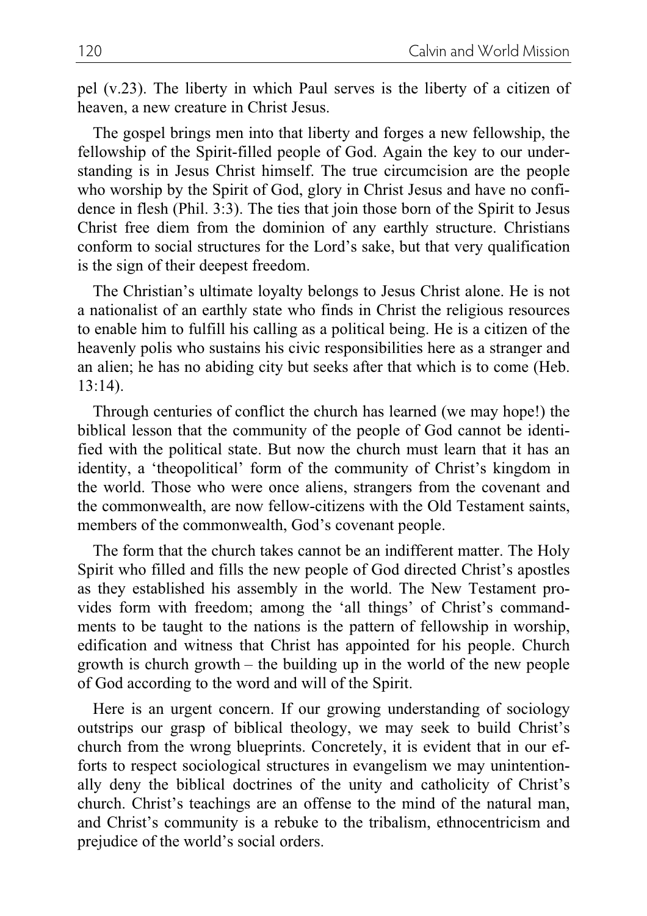pel (v.23). The liberty in which Paul serves is the liberty of a citizen of heaven, a new creature in Christ Jesus.

The gospel brings men into that liberty and forges a new fellowship, the fellowship of the Spirit-filled people of God. Again the key to our understanding is in Jesus Christ himself. The true circumcision are the people who worship by the Spirit of God, glory in Christ Jesus and have no confidence in flesh (Phil. 3:3). The ties that join those born of the Spirit to Jesus Christ free diem from the dominion of any earthly structure. Christians conform to social structures for the Lord's sake, but that very qualification is the sign of their deepest freedom.

The Christian's ultimate loyalty belongs to Jesus Christ alone. He is not a nationalist of an earthly state who finds in Christ the religious resources to enable him to fulfill his calling as a political being. He is a citizen of the heavenly polis who sustains his civic responsibilities here as a stranger and an alien; he has no abiding city but seeks after that which is to come (Heb. 13:14).

Through centuries of conflict the church has learned (we may hope!) the biblical lesson that the community of the people of God cannot be identified with the political state. But now the church must learn that it has an identity, a 'theopolitical' form of the community of Christ's kingdom in the world. Those who were once aliens, strangers from the covenant and the commonwealth, are now fellow-citizens with the Old Testament saints, members of the commonwealth, God's covenant people.

The form that the church takes cannot be an indifferent matter. The Holy Spirit who filled and fills the new people of God directed Christ's apostles as they established his assembly in the world. The New Testament provides form with freedom; among the 'all things' of Christ's commandments to be taught to the nations is the pattern of fellowship in worship, edification and witness that Christ has appointed for his people. Church growth is church growth – the building up in the world of the new people of God according to the word and will of the Spirit.

Here is an urgent concern. If our growing understanding of sociology outstrips our grasp of biblical theology, we may seek to build Christ's church from the wrong blueprints. Concretely, it is evident that in our efforts to respect sociological structures in evangelism we may unintentionally deny the biblical doctrines of the unity and catholicity of Christ's church. Christ's teachings are an offense to the mind of the natural man, and Christ's community is a rebuke to the tribalism, ethnocentricism and prejudice of the world's social orders.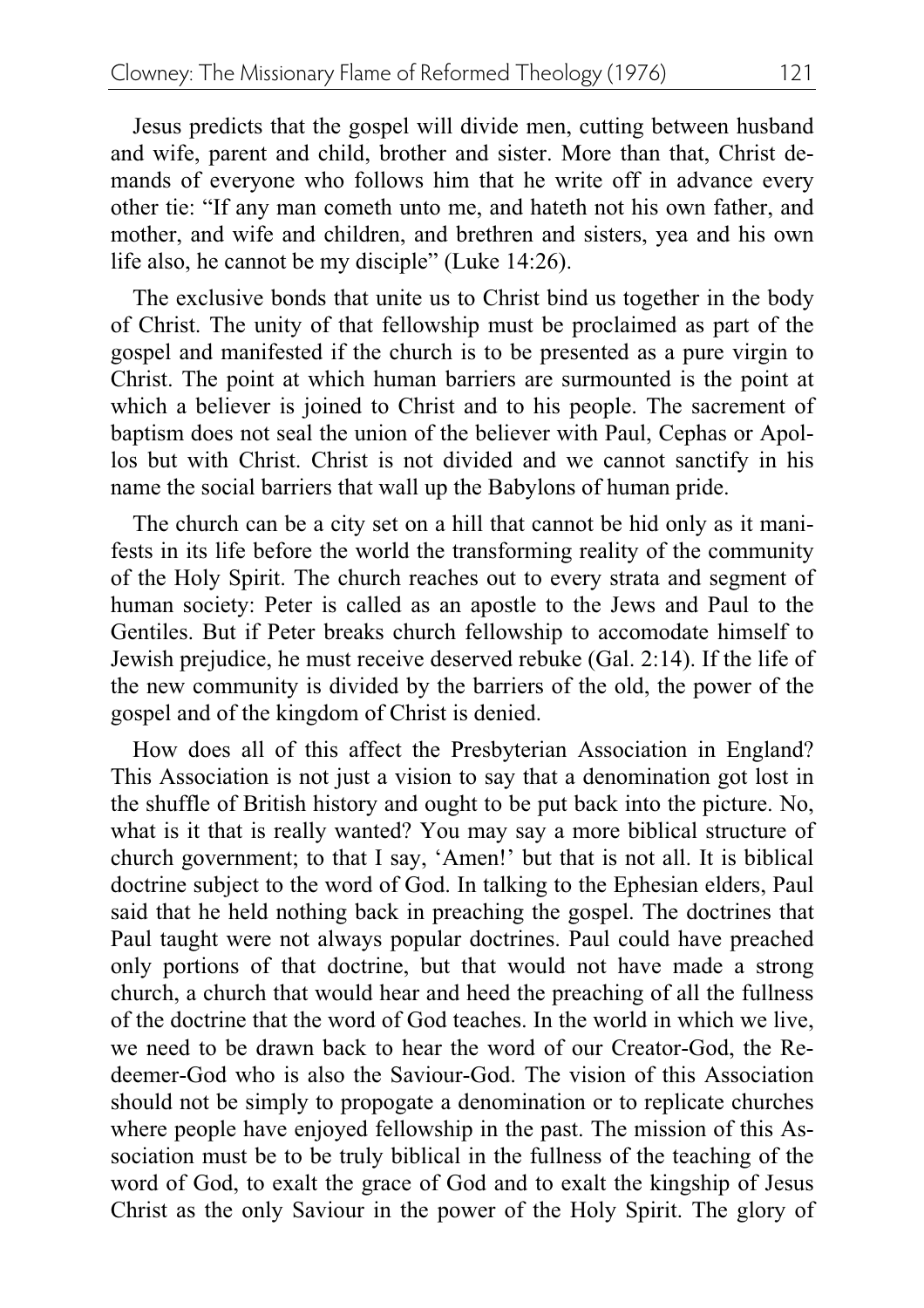Jesus predicts that the gospel will divide men, cutting between husband and wife, parent and child, brother and sister. More than that, Christ demands of everyone who follows him that he write off in advance every other tie: "If any man cometh unto me, and hateth not his own father, and mother, and wife and children, and brethren and sisters, yea and his own life also, he cannot be my disciple" (Luke 14:26).

The exclusive bonds that unite us to Christ bind us together in the body of Christ. The unity of that fellowship must be proclaimed as part of the gospel and manifested if the church is to be presented as a pure virgin to Christ. The point at which human barriers are surmounted is the point at which a believer is joined to Christ and to his people. The sacrement of baptism does not seal the union of the believer with Paul, Cephas or Apollos but with Christ. Christ is not divided and we cannot sanctify in his name the social barriers that wall up the Babylons of human pride.

The church can be a city set on a hill that cannot be hid only as it manifests in its life before the world the transforming reality of the community of the Holy Spirit. The church reaches out to every strata and segment of human society: Peter is called as an apostle to the Jews and Paul to the Gentiles. But if Peter breaks church fellowship to accomodate himself to Jewish prejudice, he must receive deserved rebuke (Gal. 2:14). If the life of the new community is divided by the barriers of the old, the power of the gospel and of the kingdom of Christ is denied.

How does all of this affect the Presbyterian Association in England? This Association is not just a vision to say that a denomination got lost in the shuffle of British history and ought to be put back into the picture. No, what is it that is really wanted? You may say a more biblical structure of church government; to that I say, 'Amen!' but that is not all. It is biblical doctrine subject to the word of God. In talking to the Ephesian elders, Paul said that he held nothing back in preaching the gospel. The doctrines that Paul taught were not always popular doctrines. Paul could have preached only portions of that doctrine, but that would not have made a strong church, a church that would hear and heed the preaching of all the fullness of the doctrine that the word of God teaches. In the world in which we live, we need to be drawn back to hear the word of our Creator-God, the Redeemer-God who is also the Saviour-God. The vision of this Association should not be simply to propogate a denomination or to replicate churches where people have enjoyed fellowship in the past. The mission of this Association must be to be truly biblical in the fullness of the teaching of the word of God, to exalt the grace of God and to exalt the kingship of Jesus Christ as the only Saviour in the power of the Holy Spirit. The glory of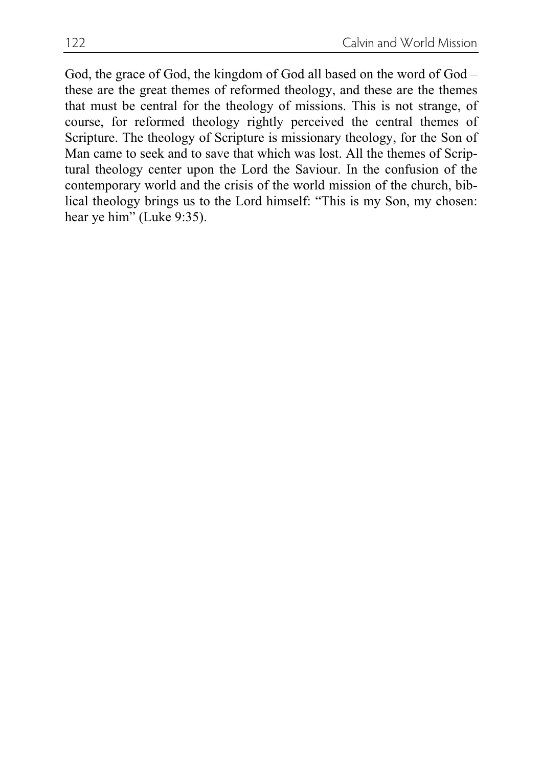God, the grace of God, the kingdom of God all based on the word of God – these are the great themes of reformed theology, and these are the themes that must be central for the theology of missions. This is not strange, of course, for reformed theology rightly perceived the central themes of Scripture. The theology of Scripture is missionary theology, for the Son of Man came to seek and to save that which was lost. All the themes of Scriptural theology center upon the Lord the Saviour. In the confusion of the contemporary world and the crisis of the world mission of the church, biblical theology brings us to the Lord himself: "This is my Son, my chosen: hear ye him" (Luke 9:35).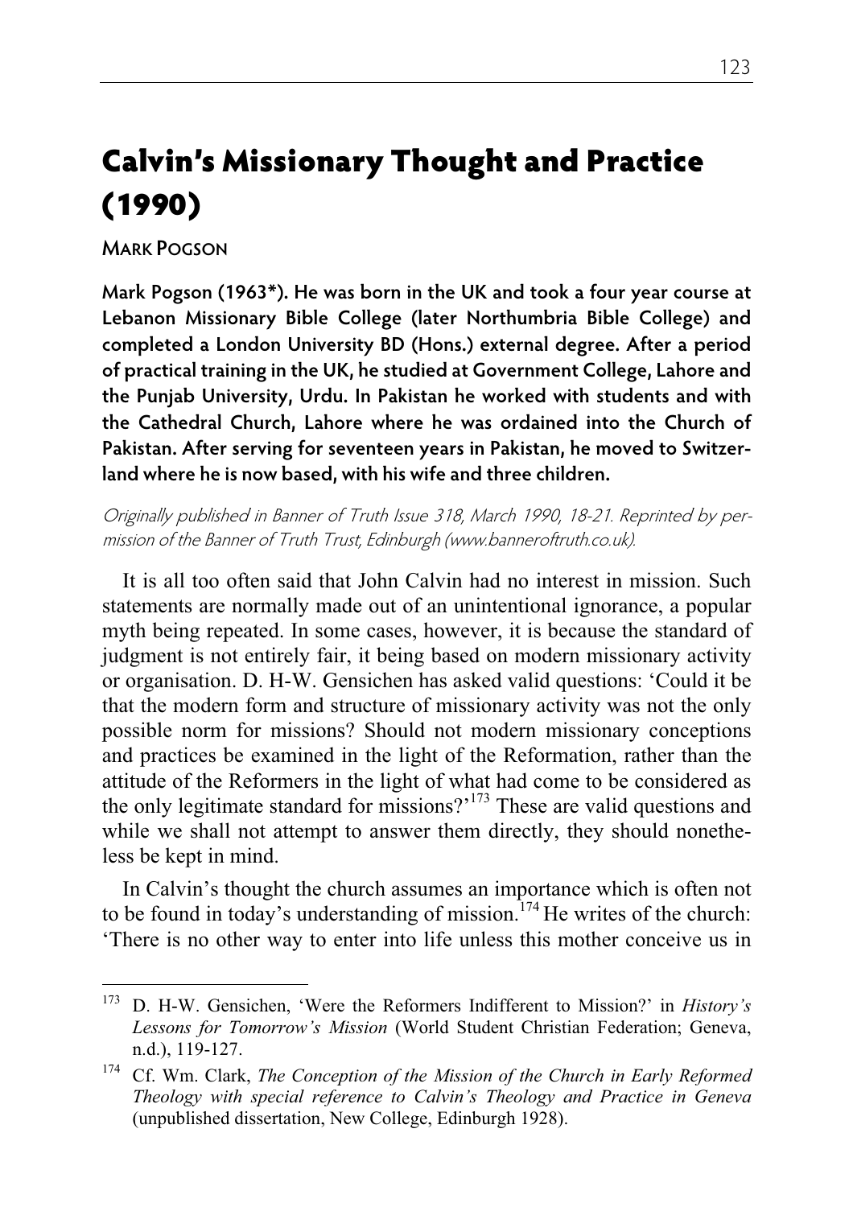# Calvin's Missionary Thought and Practice (1990)

**MARK POGSON**

**Mark Pogson (1963*). He was born in the UK and took a four year course at Lebanon Missionary Bible College (later Northumbria Bible College) and completed a London University BD (Hons.) external degree. After a period of practical training in the UK, he studied at Government College, Lahore and the Punjab University, Urdu. In Pakistan he worked with students and with the Cathedral Church, Lahore where he was ordained into the Church of Pakistan. After serving for seventeen years in Pakistan, he moved to Switzerland where he is now based, with his wife and three children.**

*Originally published in Banner of Truth Issue 318, March 1990, 18-21. Reprinted by permission of the Banner of Truth Trust, Edinburgh (www.banneroftruth.co.uk).*

It is all too often said that John Calvin had no interest in mission. Such statements are normally made out of an unintentional ignorance, a popular myth being repeated. In some cases, however, it is because the standard of judgment is not entirely fair, it being based on modern missionary activity or organisation. D. H-W. Gensichen has asked valid questions: 'Could it be that the modern form and structure of missionary activity was not the only possible norm for missions? Should not modern missionary conceptions and practices be examined in the light of the Reformation, rather than the attitude of the Reformers in the light of what had come to be considered as the only legitimate standard for missions?'[173] These are valid questions and while we shall not attempt to answer them directly, they should nonetheless be kept in mind.

In Calvin's thought the church assumes an importance which is often not to be found in today's understanding of mission.[174] He writes of the church: 'There is no other way to enter into life unless this mother conceive us in

---

[173] D. H-W. Gensichen, 'Were the Reformers Indifferent to Mission?' in *History's Lessons for Tomorrow's Mission* (World Student Christian Federation; Geneva, n.d.), 119-127.

[174] Cf. Wm. Clark, *The Conception of the Mission of the Church in Early Reformed Theology with special reference to Calvin's Theology and Practice in Geneva* (unpublished dissertation, New College, Edinburgh 1928).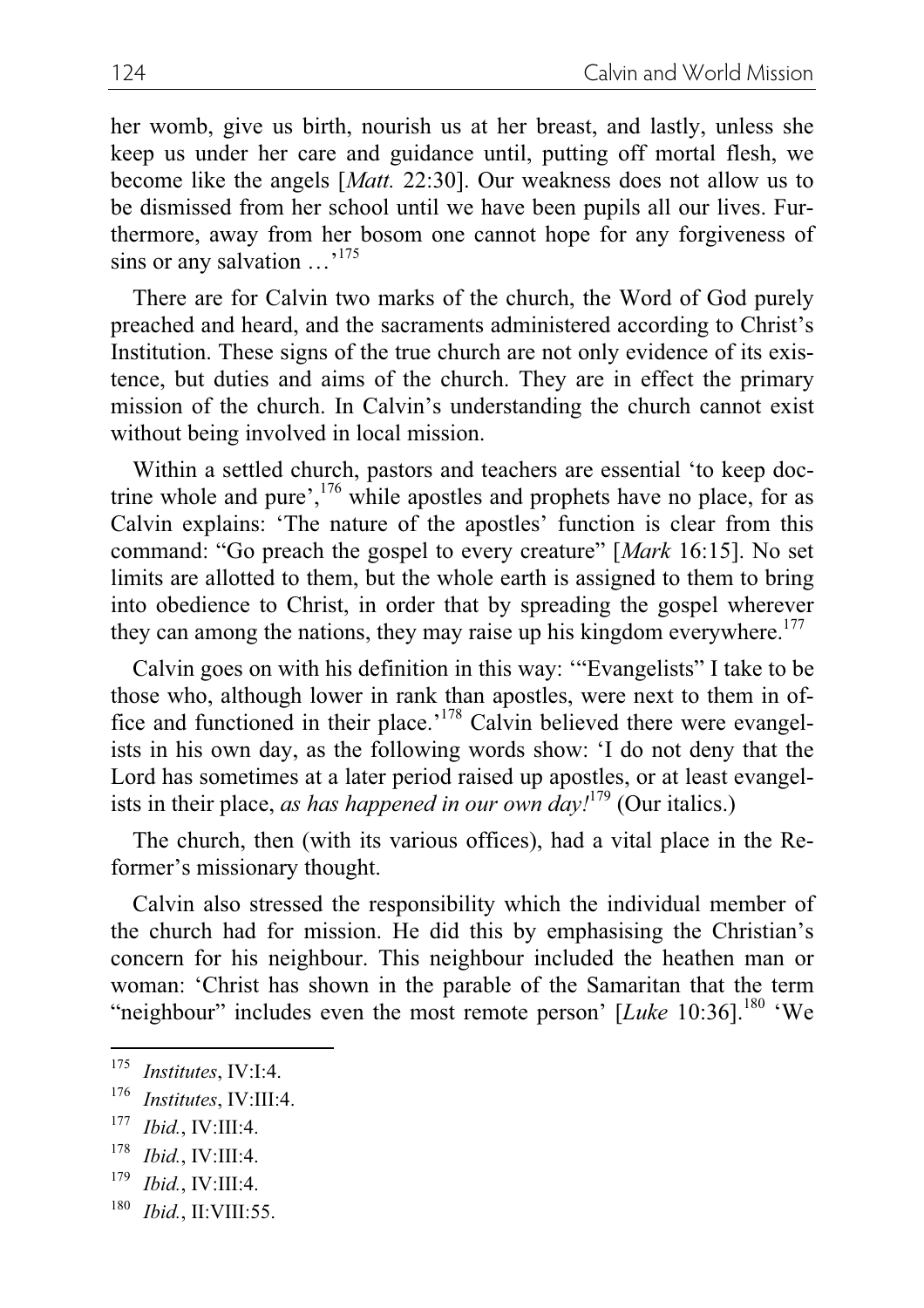her womb, give us birth, nourish us at her breast, and lastly, unless she keep us under her care and guidance until, putting off mortal flesh, we become like the angels [*Matt.* 22:30]. Our weakness does not allow us to be dismissed from her school until we have been pupils all our lives. Furthermore, away from her bosom one cannot hope for any forgiveness of sins or any salvation …'[175]

There are for Calvin two marks of the church, the Word of God purely preached and heard, and the sacraments administered according to Christ's Institution. These signs of the true church are not only evidence of its existence, but duties and aims of the church. They are in effect the primary mission of the church. In Calvin's understanding the church cannot exist without being involved in local mission.

Within a settled church, pastors and teachers are essential 'to keep doctrine whole and pure',[176] while apostles and prophets have no place, for as Calvin explains: 'The nature of the apostles' function is clear from this command: "Go preach the gospel to every creature" [*Mark* 16:15]. No set limits are allotted to them, but the whole earth is assigned to them to bring into obedience to Christ, in order that by spreading the gospel wherever they can among the nations, they may raise up his kingdom everywhere.[177]

Calvin goes on with his definition in this way: '"Evangelists" I take to be those who, although lower in rank than apostles, were next to them in office and functioned in their place.'[178] Calvin believed there were evangelists in his own day, as the following words show: 'I do not deny that the Lord has sometimes at a later period raised up apostles, or at least evangelists in their place, *as has happened in our own day!*[179] (Our italics.)

The church, then (with its various offices), had a vital place in the Reformer's missionary thought.

Calvin also stressed the responsibility which the individual member of the church had for mission. He did this by emphasising the Christian's concern for his neighbour. This neighbour included the heathen man or woman: 'Christ has shown in the parable of the Samaritan that the term "neighbour" includes even the most remote person' [*Luke* 10:36].[180] 'We

---

[175] *Institutes*, IV:I:4.

[176] *Institutes*, IV:III:4.

[177] *Ibid.*, IV:III:4.

[178] *Ibid.*, IV:III:4.

[179] *Ibid.*, IV:III:4.

[180] *Ibid.*, II:VIII:55.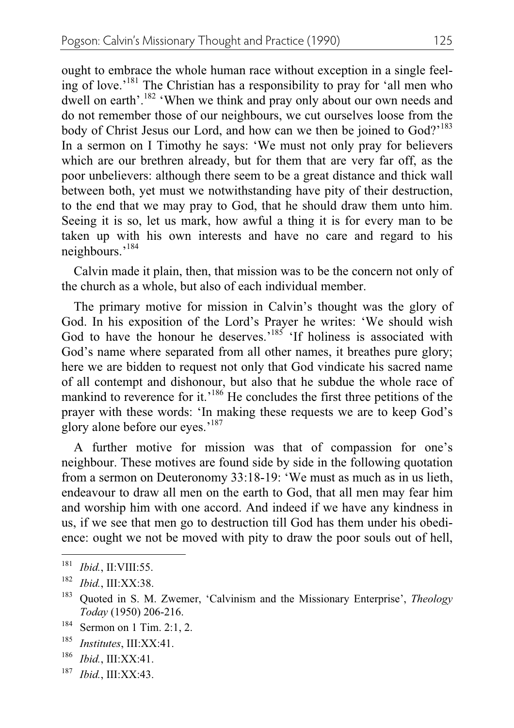ought to embrace the whole human race without exception in a single feeling of love.'[181] The Christian has a responsibility to pray for 'all men who dwell on earth'.[182] 'When we think and pray only about our own needs and do not remember those of our neighbours, we cut ourselves loose from the body of Christ Jesus our Lord, and how can we then be joined to God?'[183] In a sermon on I Timothy he says: 'We must not only pray for believers which are our brethren already, but for them that are very far off, as the poor unbelievers: although there seem to be a great distance and thick wall between both, yet must we notwithstanding have pity of their destruction, to the end that we may pray to God, that he should draw them unto him. Seeing it is so, let us mark, how awful a thing it is for every man to be taken up with his own interests and have no care and regard to his neighbours.'[184]

Calvin made it plain, then, that mission was to be the concern not only of the church as a whole, but also of each individual member.

The primary motive for mission in Calvin's thought was the glory of God. In his exposition of the Lord's Prayer he writes: 'We should wish God to have the honour he deserves.'[185] 'If holiness is associated with God's name where separated from all other names, it breathes pure glory; here we are bidden to request not only that God vindicate his sacred name of all contempt and dishonour, but also that he subdue the whole race of mankind to reverence for it.'[186] He concludes the first three petitions of the prayer with these words: 'In making these requests we are to keep God's glory alone before our eyes.'[187]

A further motive for mission was that of compassion for one's neighbour. These motives are found side by side in the following quotation from a sermon on Deuteronomy 33:18-19: 'We must as much as in us lieth, endeavour to draw all men on the earth to God, that all men may fear him and worship him with one accord. And indeed if we have any kindness in us, if we see that men go to destruction till God has them under his obedience: ought we not be moved with pity to draw the poor souls out of hell,

---

[181] *Ibid.*, II:VIII:55.

[182] *Ibid.*, III:XX:38.

[183] Quoted in S. M. Zwemer, 'Calvinism and the Missionary Enterprise', *Theology Today* (1950) 206-216.

[184] Sermon on 1 Tim. 2:1, 2.

[185] *Institutes*, III:XX:41.

[186] *Ibid.*, III:XX:41.

[187] *Ibid.*, III:XX:43.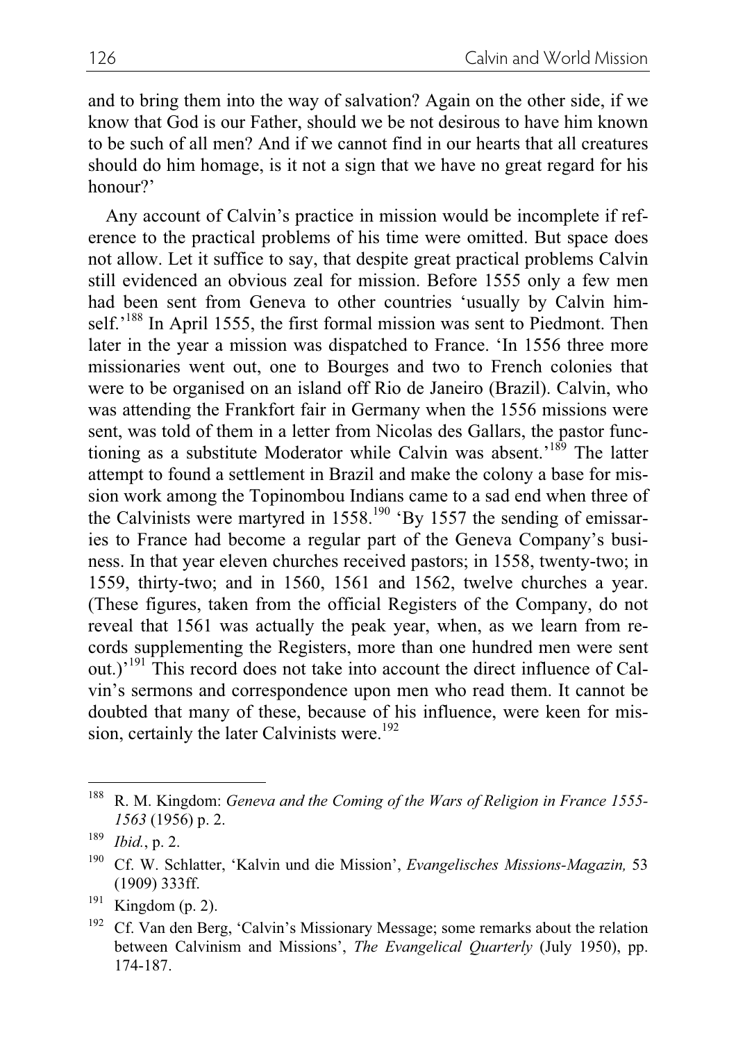and to bring them into the way of salvation? Again on the other side, if we know that God is our Father, should we be not desirous to have him known to be such of all men? And if we cannot find in our hearts that all creatures should do him homage, is it not a sign that we have no great regard for his honour?'

Any account of Calvin's practice in mission would be incomplete if reference to the practical problems of his time were omitted. But space does not allow. Let it suffice to say, that despite great practical problems Calvin still evidenced an obvious zeal for mission. Before 1555 only a few men had been sent from Geneva to other countries 'usually by Calvin himself.'[188] In April 1555, the first formal mission was sent to Piedmont. Then later in the year a mission was dispatched to France. 'In 1556 three more missionaries went out, one to Bourges and two to French colonies that were to be organised on an island off Rio de Janeiro (Brazil). Calvin, who was attending the Frankfort fair in Germany when the 1556 missions were sent, was told of them in a letter from Nicolas des Gallars, the pastor functioning as a substitute Moderator while Calvin was absent.'[189] The latter attempt to found a settlement in Brazil and make the colony a base for mission work among the Topinombou Indians came to a sad end when three of the Calvinists were martyred in 1558.[190] 'By 1557 the sending of emissaries to France had become a regular part of the Geneva Company's business. In that year eleven churches received pastors; in 1558, twenty-two; in 1559, thirty-two; and in 1560, 1561 and 1562, twelve churches a year. (These figures, taken from the official Registers of the Company, do not reveal that 1561 was actually the peak year, when, as we learn from records supplementing the Registers, more than one hundred men were sent out.)'[191] This record does not take into account the direct influence of Calvin's sermons and correspondence upon men who read them. It cannot be doubted that many of these, because of his influence, were keen for mission, certainly the later Calvinists were.[192]

---

[188] R. M. Kingdom: *Geneva and the Coming of the Wars of Religion in France 1555-1563* (1956) p. 2.

[189] *Ibid.*, p. 2.

[190] Cf. W. Schlatter, 'Kalvin und die Mission', *Evangelisches Missions-Magazin,* 53 (1909) 333ff.

[191] Kingdom (p. 2).

[192] Cf. Van den Berg, 'Calvin's Missionary Message; some remarks about the relation between Calvinism and Missions', *The Evangelical Quarterly* (July 1950), pp. 174-187.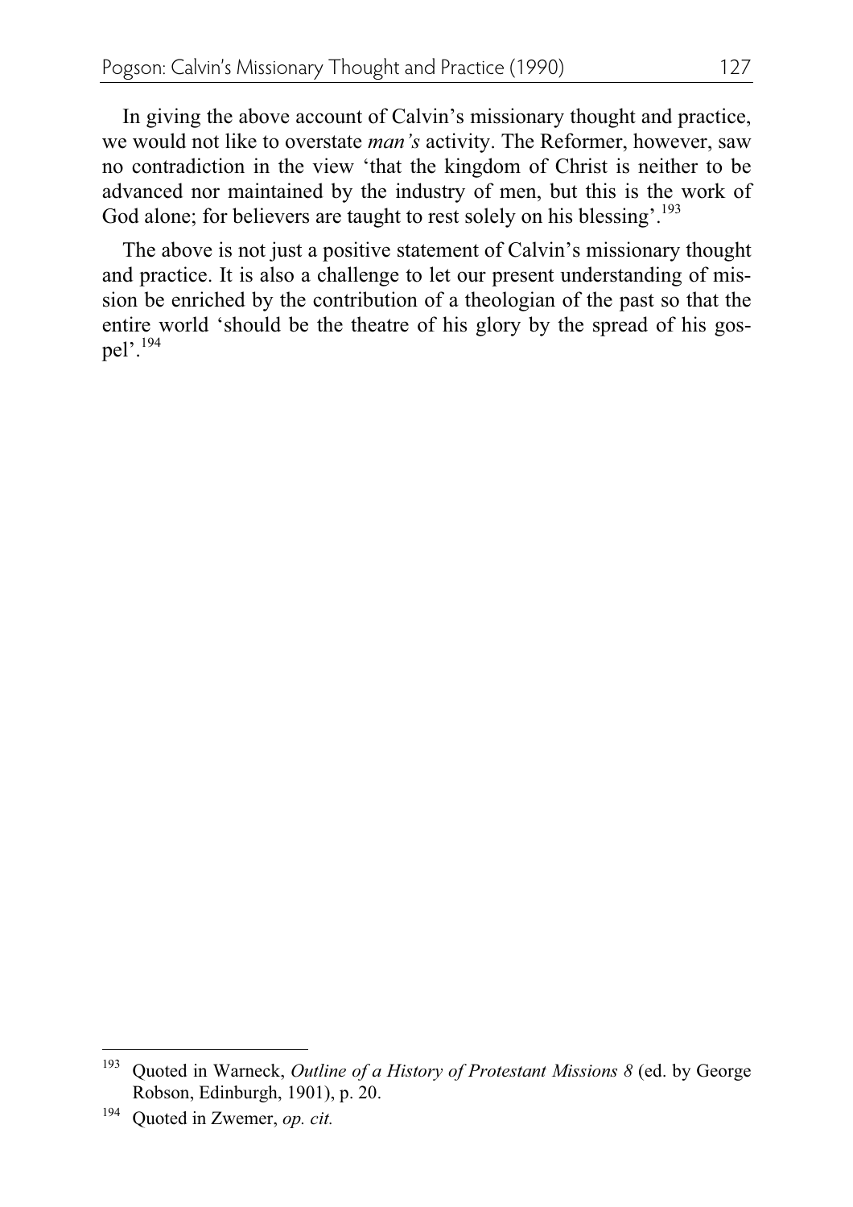In giving the above account of Calvin's missionary thought and practice, we would not like to overstate *man's* activity. The Reformer, however, saw no contradiction in the view 'that the kingdom of Christ is neither to be advanced nor maintained by the industry of men, but this is the work of God alone; for believers are taught to rest solely on his blessing'.[193]

The above is not just a positive statement of Calvin's missionary thought and practice. It is also a challenge to let our present understanding of mission be enriched by the contribution of a theologian of the past so that the entire world 'should be the theatre of his glory by the spread of his gospel'.[194]

---

[193] Quoted in Warneck, *Outline of a History of Protestant Missions 8* (ed. by George Robson, Edinburgh, 1901), p. 20.

[194] Quoted in Zwemer, *op. cit.*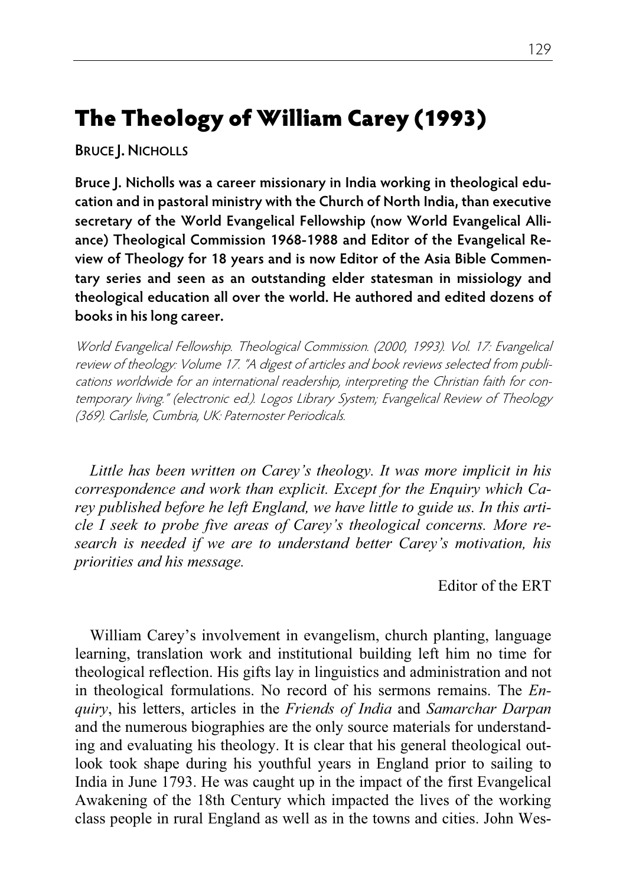# The Theology of William Carey (1993)

**BRUCE J. NICHOLLS**

**Bruce J. Nicholls was a career missionary in India working in theological education and in pastoral ministry with the Church of North India, than executive secretary of the World Evangelical Fellowship (now World Evangelical Alliance) Theological Commission 1968-1988 and Editor of the Evangelical Review of Theology for 18 years and is now Editor of the Asia Bible Commentary series and seen as an outstanding elder statesman in missiology and theological education all over the world. He authored and edited dozens of books in his long career.**

*World Evangelical Fellowship. Theological Commission. (2000, 1993). Vol. 17: Evangelical review of theology: Volume 17. "A digest of articles and book reviews selected from publications worldwide for an international readership, interpreting the Christian faith for contemporary living." (electronic ed.). Logos Library System; Evangelical Review of Theology (369). Carlisle, Cumbria, UK: Paternoster Periodicals.*

*Little has been written on Carey's theology. It was more implicit in his correspondence and work than explicit. Except for the Enquiry which Carey published before he left England, we have little to guide us. In this article I seek to probe five areas of Carey's theological concerns. More research is needed if we are to understand better Carey's motivation, his priorities and his message.*

Editor of the ERT

William Carey's involvement in evangelism, church planting, language learning, translation work and institutional building left him no time for theological reflection. His gifts lay in linguistics and administration and not in theological formulations. No record of his sermons remains. The *Enquiry*, his letters, articles in the *Friends of India* and *Samarchar Darpan* and the numerous biographies are the only source materials for understanding and evaluating his theology. It is clear that his general theological outlook took shape during his youthful years in England prior to sailing to India in June 1793. He was caught up in the impact of the first Evangelical Awakening of the 18th Century which impacted the lives of the working class people in rural England as well as in the towns and cities. John Wes-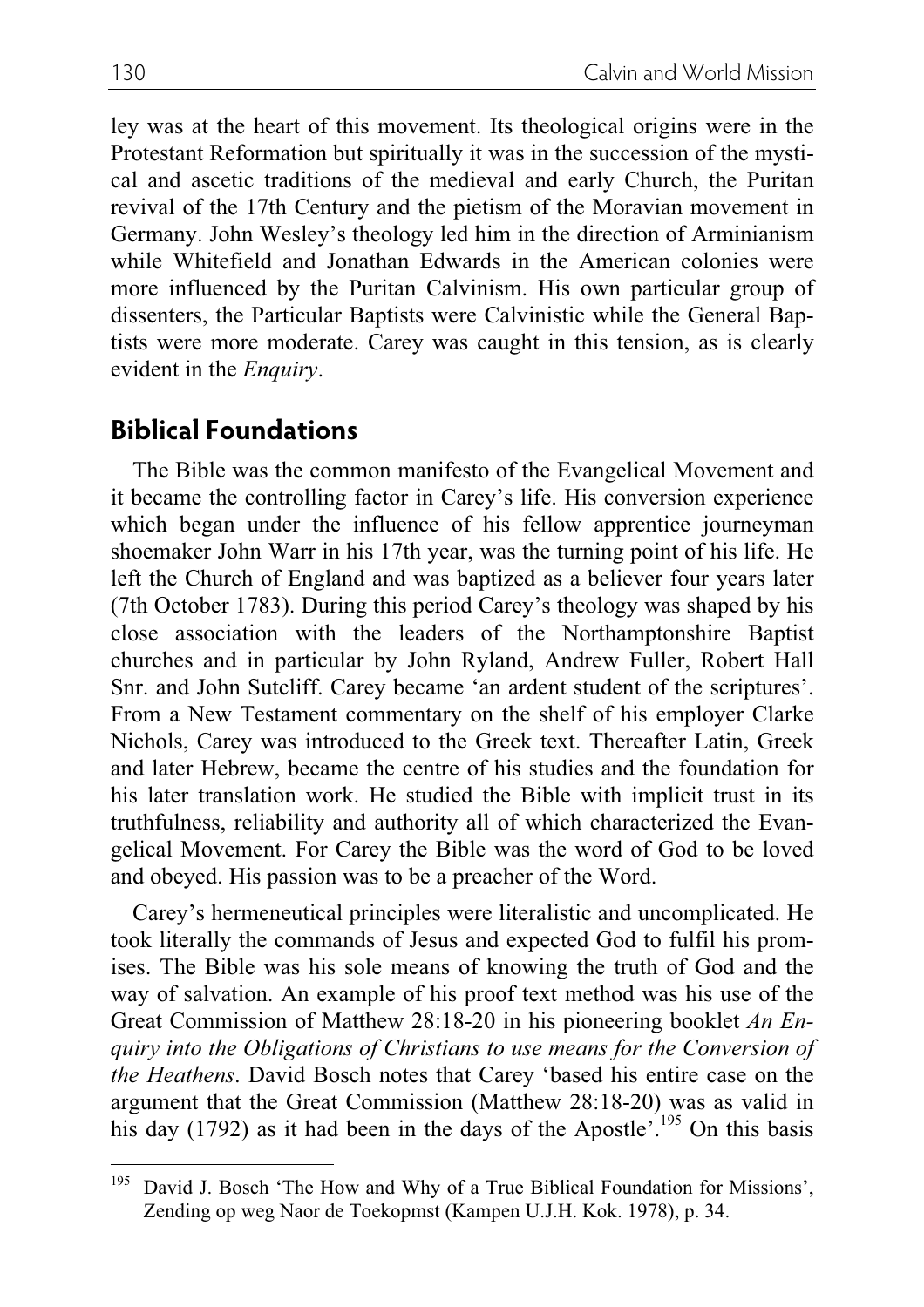ley was at the heart of this movement. Its theological origins were in the Protestant Reformation but spiritually it was in the succession of the mystical and ascetic traditions of the medieval and early Church, the Puritan revival of the 17th Century and the pietism of the Moravian movement in Germany. John Wesley's theology led him in the direction of Arminianism while Whitefield and Jonathan Edwards in the American colonies were more influenced by the Puritan Calvinism. His own particular group of dissenters, the Particular Baptists were Calvinistic while the General Baptists were more moderate. Carey was caught in this tension, as is clearly evident in the *Enquiry*.

## Biblical Foundations

The Bible was the common manifesto of the Evangelical Movement and it became the controlling factor in Carey's life. His conversion experience which began under the influence of his fellow apprentice journeyman shoemaker John Warr in his 17th year, was the turning point of his life. He left the Church of England and was baptized as a believer four years later (7th October 1783). During this period Carey's theology was shaped by his close association with the leaders of the Northamptonshire Baptist churches and in particular by John Ryland, Andrew Fuller, Robert Hall Snr. and John Sutcliff. Carey became 'an ardent student of the scriptures'. From a New Testament commentary on the shelf of his employer Clarke Nichols, Carey was introduced to the Greek text. Thereafter Latin, Greek and later Hebrew, became the centre of his studies and the foundation for his later translation work. He studied the Bible with implicit trust in its truthfulness, reliability and authority all of which characterized the Evangelical Movement. For Carey the Bible was the word of God to be loved and obeyed. His passion was to be a preacher of the Word.

Carey's hermeneutical principles were literalistic and uncomplicated. He took literally the commands of Jesus and expected God to fulfil his promises. The Bible was his sole means of knowing the truth of God and the way of salvation. An example of his proof text method was his use of the Great Commission of Matthew 28:18-20 in his pioneering booklet *An Enquiry into the Obligations of Christians to use means for the Conversion of the Heathens*. David Bosch notes that Carey 'based his entire case on the argument that the Great Commission (Matthew 28:18-20) was as valid in his day (1792) as it had been in the days of the Apostle'.[195] On this basis

[195] David J. Bosch 'The How and Why of a True Biblical Foundation for Missions', Zending op weg Naor de Toekopmst (Kampen U.J.H. Kok. 1978), p. 34.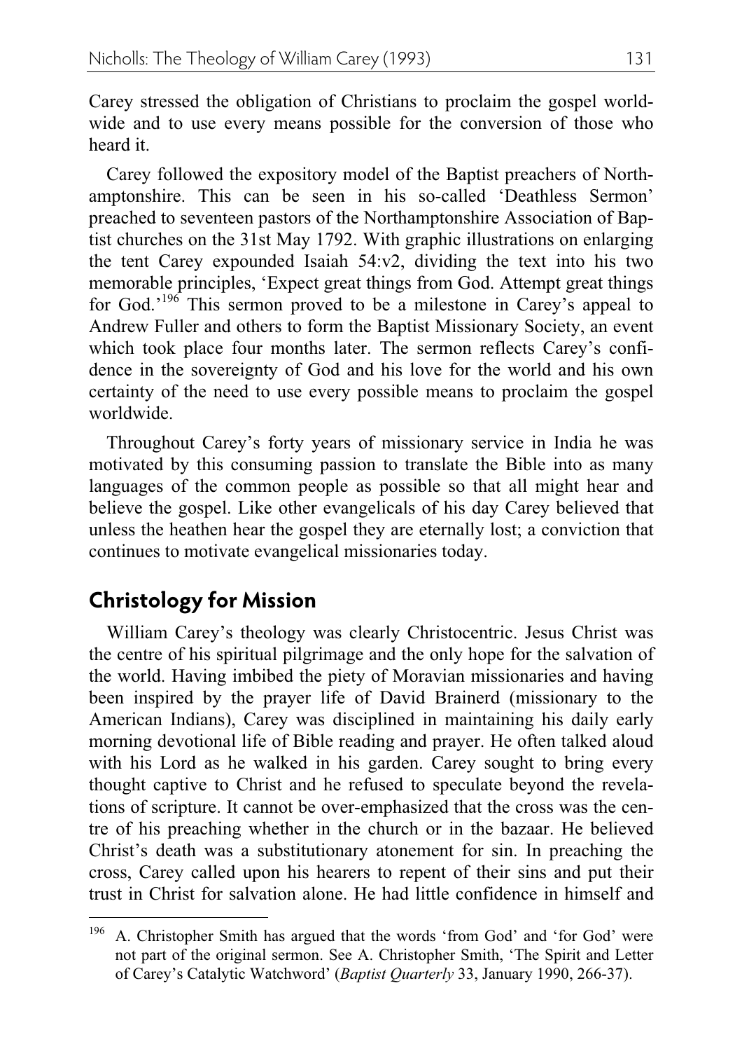Carey stressed the obligation of Christians to proclaim the gospel worldwide and to use every means possible for the conversion of those who heard it.

Carey followed the expository model of the Baptist preachers of Northamptonshire. This can be seen in his so-called 'Deathless Sermon' preached to seventeen pastors of the Northamptonshire Association of Baptist churches on the 31st May 1792. With graphic illustrations on enlarging the tent Carey expounded Isaiah 54:v2, dividing the text into his two memorable principles, 'Expect great things from God. Attempt great things for God.'[196] This sermon proved to be a milestone in Carey's appeal to Andrew Fuller and others to form the Baptist Missionary Society, an event which took place four months later. The sermon reflects Carey's confidence in the sovereignty of God and his love for the world and his own certainty of the need to use every possible means to proclaim the gospel worldwide.

Throughout Carey's forty years of missionary service in India he was motivated by this consuming passion to translate the Bible into as many languages of the common people as possible so that all might hear and believe the gospel. Like other evangelicals of his day Carey believed that unless the heathen hear the gospel they are eternally lost; a conviction that continues to motivate evangelical missionaries today.

## Christology for Mission

William Carey's theology was clearly Christocentric. Jesus Christ was the centre of his spiritual pilgrimage and the only hope for the salvation of the world. Having imbibed the piety of Moravian missionaries and having been inspired by the prayer life of David Brainerd (missionary to the American Indians), Carey was disciplined in maintaining his daily early morning devotional life of Bible reading and prayer. He often talked aloud with his Lord as he walked in his garden. Carey sought to bring every thought captive to Christ and he refused to speculate beyond the revelations of scripture. It cannot be over-emphasized that the cross was the centre of his preaching whether in the church or in the bazaar. He believed Christ's death was a substitutionary atonement for sin. In preaching the cross, Carey called upon his hearers to repent of their sins and put their trust in Christ for salvation alone. He had little confidence in himself and

---

[196] A. Christopher Smith has argued that the words 'from God' and 'for God' were not part of the original sermon. See A. Christopher Smith, 'The Spirit and Letter of Carey's Catalytic Watchword' (*Baptist Quarterly* 33, January 1990, 266-37).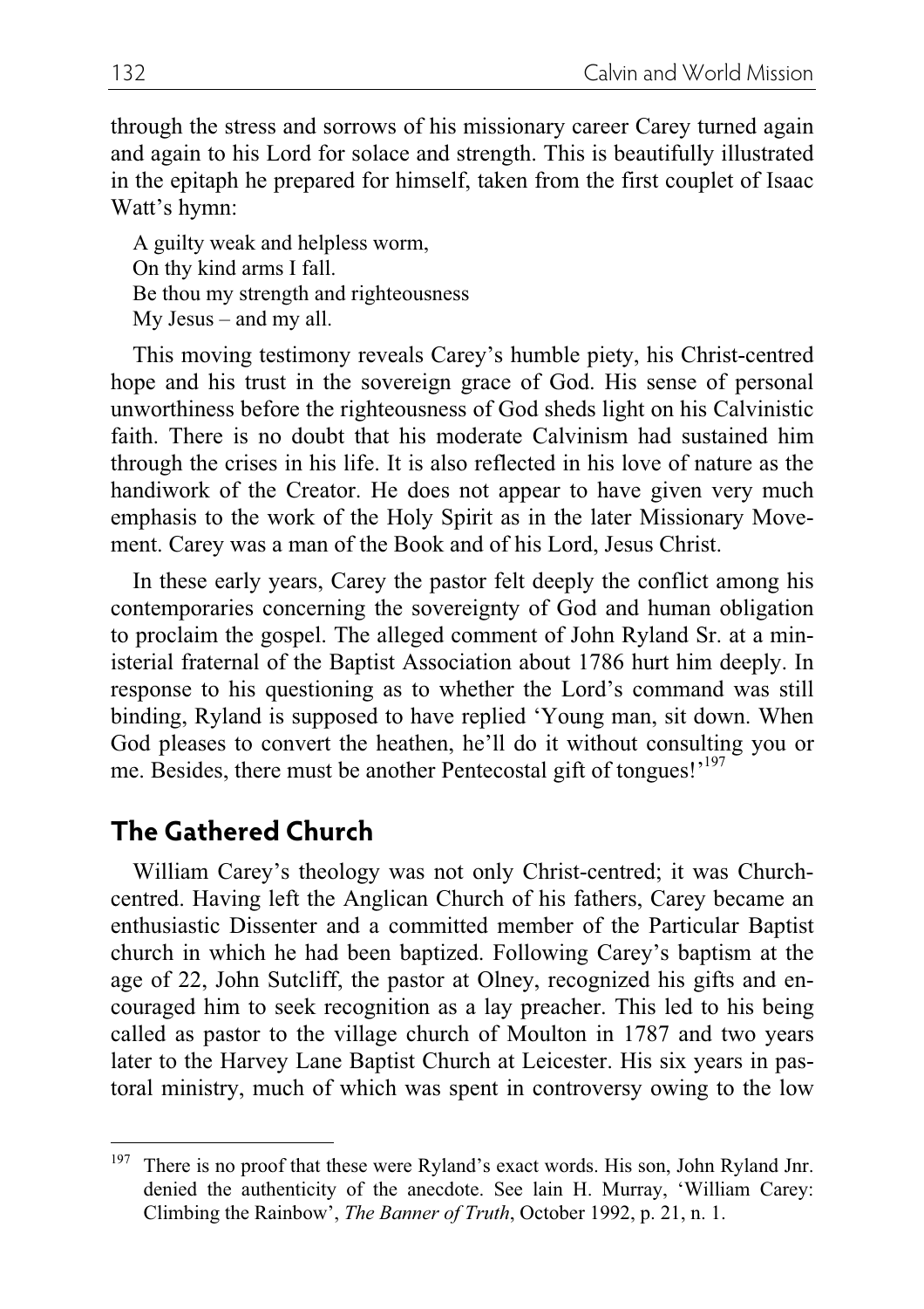through the stress and sorrows of his missionary career Carey turned again and again to his Lord for solace and strength. This is beautifully illustrated in the epitaph he prepared for himself, taken from the first couplet of Isaac Watt's hymn:

> A guilty weak and helpless worm,  
> On thy kind arms I fall.  
> Be thou my strength and righteousness  
> My Jesus – and my all.

This moving testimony reveals Carey's humble piety, his Christ-centred hope and his trust in the sovereign grace of God. His sense of personal unworthiness before the righteousness of God sheds light on his Calvinistic faith. There is no doubt that his moderate Calvinism had sustained him through the crises in his life. It is also reflected in his love of nature as the handiwork of the Creator. He does not appear to have given very much emphasis to the work of the Holy Spirit as in the later Missionary Movement. Carey was a man of the Book and of his Lord, Jesus Christ.

In these early years, Carey the pastor felt deeply the conflict among his contemporaries concerning the sovereignty of God and human obligation to proclaim the gospel. The alleged comment of John Ryland Sr. at a ministerial fraternal of the Baptist Association about 1786 hurt him deeply. In response to his questioning as to whether the Lord's command was still binding, Ryland is supposed to have replied 'Young man, sit down. When God pleases to convert the heathen, he'll do it without consulting you or me. Besides, there must be another Pentecostal gift of tongues!'[197]

## The Gathered Church

William Carey's theology was not only Christ-centred; it was Church-centred. Having left the Anglican Church of his fathers, Carey became an enthusiastic Dissenter and a committed member of the Particular Baptist church in which he had been baptized. Following Carey's baptism at the age of 22, John Sutcliff, the pastor at Olney, recognized his gifts and encouraged him to seek recognition as a lay preacher. This led to his being called as pastor to the village church of Moulton in 1787 and two years later to the Harvey Lane Baptist Church at Leicester. His six years in pastoral ministry, much of which was spent in controversy owing to the low

---

[197] There is no proof that these were Ryland's exact words. His son, John Ryland Jnr. denied the authenticity of the anecdote. See lain H. Murray, 'William Carey: Climbing the Rainbow', *The Banner of Truth*, October 1992, p. 21, n. 1.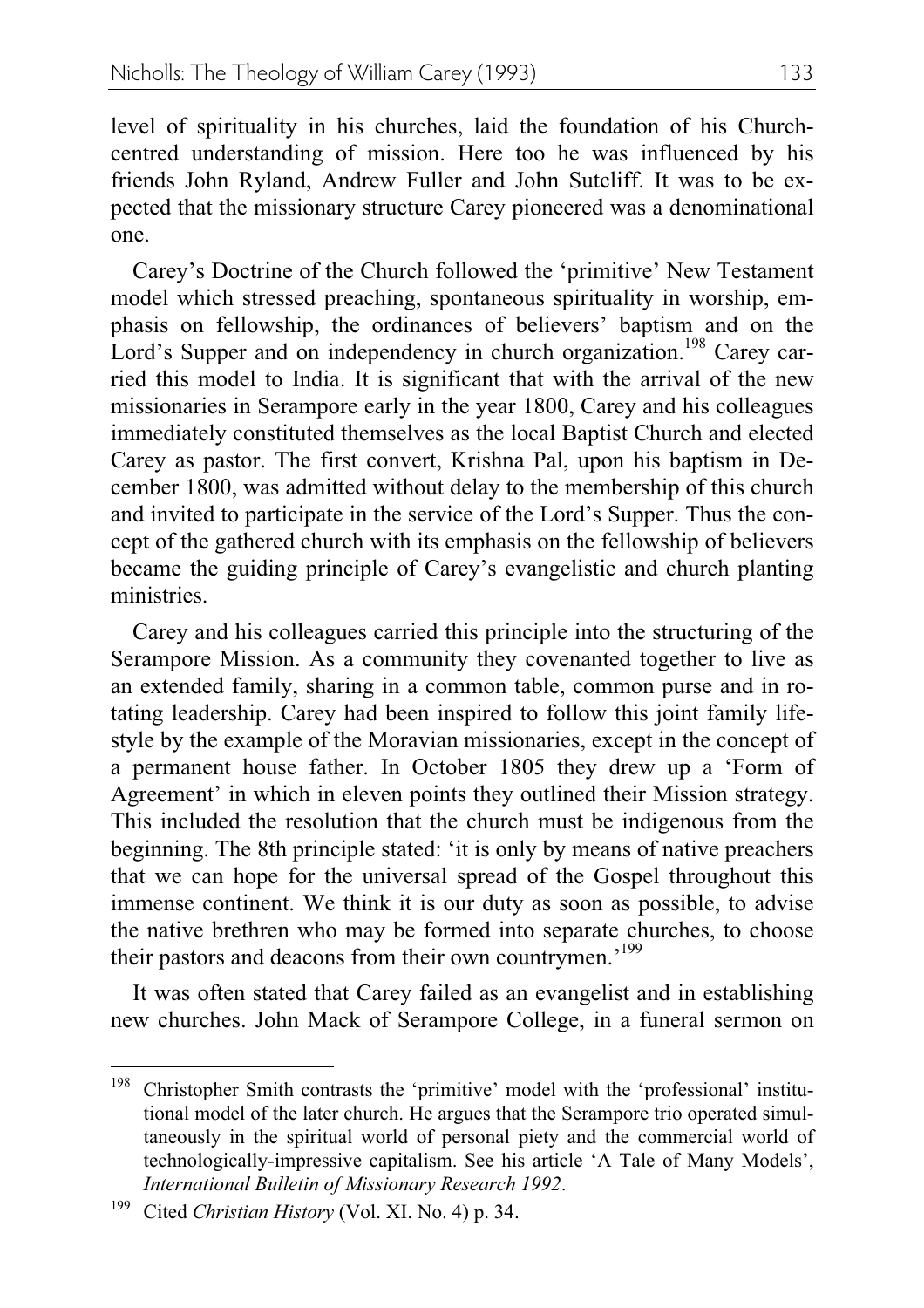level of spirituality in his churches, laid the foundation of his Church-centred understanding of mission. Here too he was influenced by his friends John Ryland, Andrew Fuller and John Sutcliff. It was to be expected that the missionary structure Carey pioneered was a denominational one.

Carey's Doctrine of the Church followed the 'primitive' New Testament model which stressed preaching, spontaneous spirituality in worship, emphasis on fellowship, the ordinances of believers' baptism and on the Lord's Supper and on independency in church organization.[198] Carey carried this model to India. It is significant that with the arrival of the new missionaries in Serampore early in the year 1800, Carey and his colleagues immediately constituted themselves as the local Baptist Church and elected Carey as pastor. The first convert, Krishna Pal, upon his baptism in December 1800, was admitted without delay to the membership of this church and invited to participate in the service of the Lord's Supper. Thus the concept of the gathered church with its emphasis on the fellowship of believers became the guiding principle of Carey's evangelistic and church planting ministries.

Carey and his colleagues carried this principle into the structuring of the Serampore Mission. As a community they covenanted together to live as an extended family, sharing in a common table, common purse and in rotating leadership. Carey had been inspired to follow this joint family lifestyle by the example of the Moravian missionaries, except in the concept of a permanent house father. In October 1805 they drew up a 'Form of Agreement' in which in eleven points they outlined their Mission strategy. This included the resolution that the church must be indigenous from the beginning. The 8th principle stated: 'it is only by means of native preachers that we can hope for the universal spread of the Gospel throughout this immense continent. We think it is our duty as soon as possible, to advise the native brethren who may be formed into separate churches, to choose their pastors and deacons from their own countrymen.'[199]

It was often stated that Carey failed as an evangelist and in establishing new churches. John Mack of Serampore College, in a funeral sermon on

---

[198] Christopher Smith contrasts the 'primitive' model with the 'professional' institutional model of the later church. He argues that the Serampore trio operated simultaneously in the spiritual world of personal piety and the commercial world of technologically-impressive capitalism. See his article 'A Tale of Many Models', *International Bulletin of Missionary Research 1992*.

[199] Cited *Christian History* (Vol. XI. No. 4) p. 34.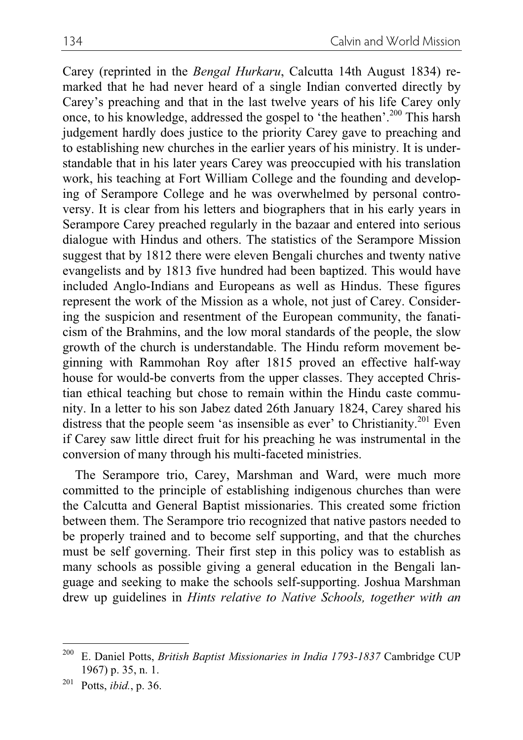Carey (reprinted in the *Bengal Hurkaru*, Calcutta 14th August 1834) remarked that he had never heard of a single Indian converted directly by Carey's preaching and that in the last twelve years of his life Carey only once, to his knowledge, addressed the gospel to 'the heathen'.[200] This harsh judgement hardly does justice to the priority Carey gave to preaching and to establishing new churches in the earlier years of his ministry. It is understandable that in his later years Carey was preoccupied with his translation work, his teaching at Fort William College and the founding and developing of Serampore College and he was overwhelmed by personal controversy. It is clear from his letters and biographers that in his early years in Serampore Carey preached regularly in the bazaar and entered into serious dialogue with Hindus and others. The statistics of the Serampore Mission suggest that by 1812 there were eleven Bengali churches and twenty native evangelists and by 1813 five hundred had been baptized. This would have included Anglo-Indians and Europeans as well as Hindus. These figures represent the work of the Mission as a whole, not just of Carey. Considering the suspicion and resentment of the European community, the fanaticism of the Brahmins, and the low moral standards of the people, the slow growth of the church is understandable. The Hindu reform movement beginning with Rammohan Roy after 1815 proved an effective half-way house for would-be converts from the upper classes. They accepted Christian ethical teaching but chose to remain within the Hindu caste community. In a letter to his son Jabez dated 26th January 1824, Carey shared his distress that the people seem 'as insensible as ever' to Christianity.[201] Even if Carey saw little direct fruit for his preaching he was instrumental in the conversion of many through his multi-faceted ministries.

The Serampore trio, Carey, Marshman and Ward, were much more committed to the principle of establishing indigenous churches than were the Calcutta and General Baptist missionaries. This created some friction between them. The Serampore trio recognized that native pastors needed to be properly trained and to become self supporting, and that the churches must be self governing. Their first step in this policy was to establish as many schools as possible giving a general education in the Bengali language and seeking to make the schools self-supporting. Joshua Marshman drew up guidelines in *Hints relative to Native Schools, together with an*

---

[200] E. Daniel Potts, *British Baptist Missionaries in India 1793-1837* Cambridge CUP 1967) p. 35, n. 1.

[201] Potts, *ibid.*, p. 36.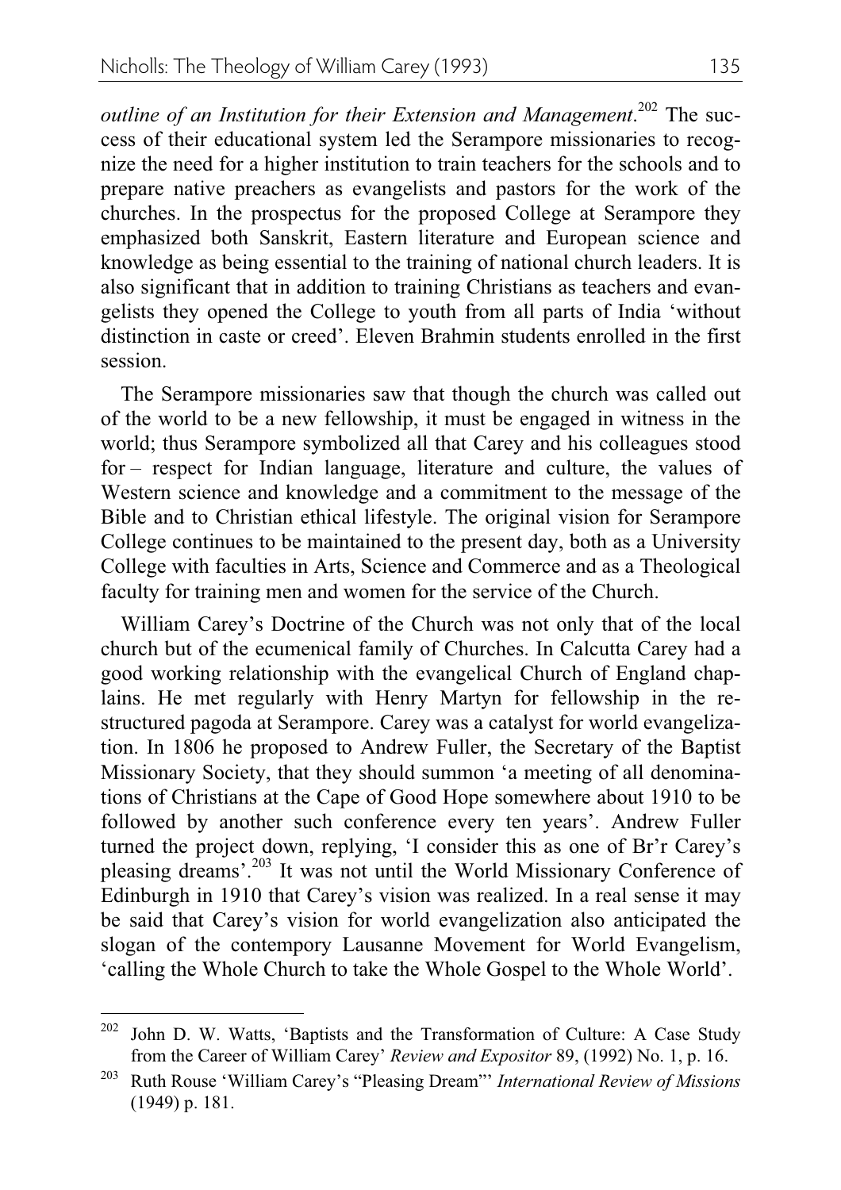*outline of an Institution for their Extension and Management*.[202] The success of their educational system led the Serampore missionaries to recognize the need for a higher institution to train teachers for the schools and to prepare native preachers as evangelists and pastors for the work of the churches. In the prospectus for the proposed College at Serampore they emphasized both Sanskrit, Eastern literature and European science and knowledge as being essential to the training of national church leaders. It is also significant that in addition to training Christians as teachers and evangelists they opened the College to youth from all parts of India 'without distinction in caste or creed'. Eleven Brahmin students enrolled in the first session.

The Serampore missionaries saw that though the church was called out of the world to be a new fellowship, it must be engaged in witness in the world; thus Serampore symbolized all that Carey and his colleagues stood for – respect for Indian language, literature and culture, the values of Western science and knowledge and a commitment to the message of the Bible and to Christian ethical lifestyle. The original vision for Serampore College continues to be maintained to the present day, both as a University College with faculties in Arts, Science and Commerce and as a Theological faculty for training men and women for the service of the Church.

William Carey's Doctrine of the Church was not only that of the local church but of the ecumenical family of Churches. In Calcutta Carey had a good working relationship with the evangelical Church of England chaplains. He met regularly with Henry Martyn for fellowship in the restructured pagoda at Serampore. Carey was a catalyst for world evangelization. In 1806 he proposed to Andrew Fuller, the Secretary of the Baptist Missionary Society, that they should summon 'a meeting of all denominations of Christians at the Cape of Good Hope somewhere about 1910 to be followed by another such conference every ten years'. Andrew Fuller turned the project down, replying, 'I consider this as one of Br'r Carey's pleasing dreams'.[203] It was not until the World Missionary Conference of Edinburgh in 1910 that Carey's vision was realized. In a real sense it may be said that Carey's vision for world evangelization also anticipated the slogan of the contempory Lausanne Movement for World Evangelism, 'calling the Whole Church to take the Whole Gospel to the Whole World'.

---

[202] John D. W. Watts, 'Baptists and the Transformation of Culture: A Case Study from the Career of William Carey' *Review and Expositor* 89, (1992) No. 1, p. 16.

[203] Ruth Rouse 'William Carey's "Pleasing Dream"' *International Review of Missions* (1949) p. 181.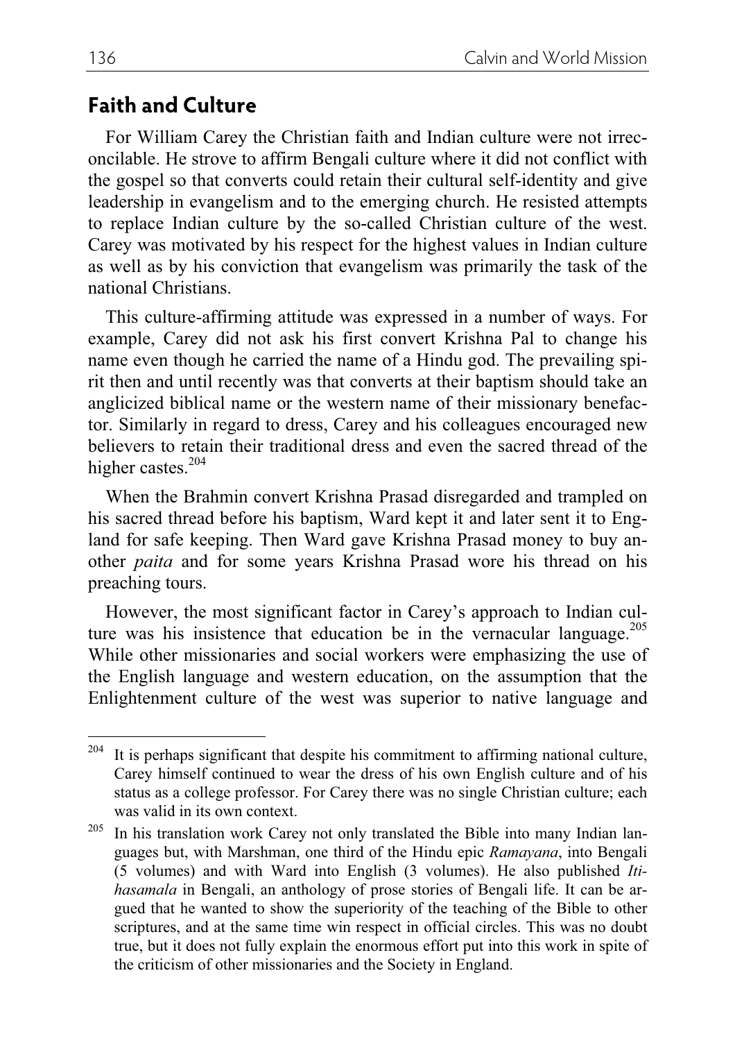## Faith and Culture

For William Carey the Christian faith and Indian culture were not irreconcilable. He strove to affirm Bengali culture where it did not conflict with the gospel so that converts could retain their cultural self-identity and give leadership in evangelism and to the emerging church. He resisted attempts to replace Indian culture by the so-called Christian culture of the west. Carey was motivated by his respect for the highest values in Indian culture as well as by his conviction that evangelism was primarily the task of the national Christians.

This culture-affirming attitude was expressed in a number of ways. For example, Carey did not ask his first convert Krishna Pal to change his name even though he carried the name of a Hindu god. The prevailing spirit then and until recently was that converts at their baptism should take an anglicized biblical name or the western name of their missionary benefactor. Similarly in regard to dress, Carey and his colleagues encouraged new believers to retain their traditional dress and even the sacred thread of the higher castes.[204]

When the Brahmin convert Krishna Prasad disregarded and trampled on his sacred thread before his baptism, Ward kept it and later sent it to England for safe keeping. Then Ward gave Krishna Prasad money to buy another *paita* and for some years Krishna Prasad wore his thread on his preaching tours.

However, the most significant factor in Carey's approach to Indian culture was his insistence that education be in the vernacular language.[205] While other missionaries and social workers were emphasizing the use of the English language and western education, on the assumption that the Enlightenment culture of the west was superior to native language and

---

[204] It is perhaps significant that despite his commitment to affirming national culture, Carey himself continued to wear the dress of his own English culture and of his status as a college professor. For Carey there was no single Christian culture; each was valid in its own context.

[205] In his translation work Carey not only translated the Bible into many Indian languages but, with Marshman, one third of the Hindu epic *Ramayana*, into Bengali (5 volumes) and with Ward into English (3 volumes). He also published *Itihasamala* in Bengali, an anthology of prose stories of Bengali life. It can be argued that he wanted to show the superiority of the teaching of the Bible to other scriptures, and at the same time win respect in official circles. This was no doubt true, but it does not fully explain the enormous effort put into this work in spite of the criticism of other missionaries and the Society in England.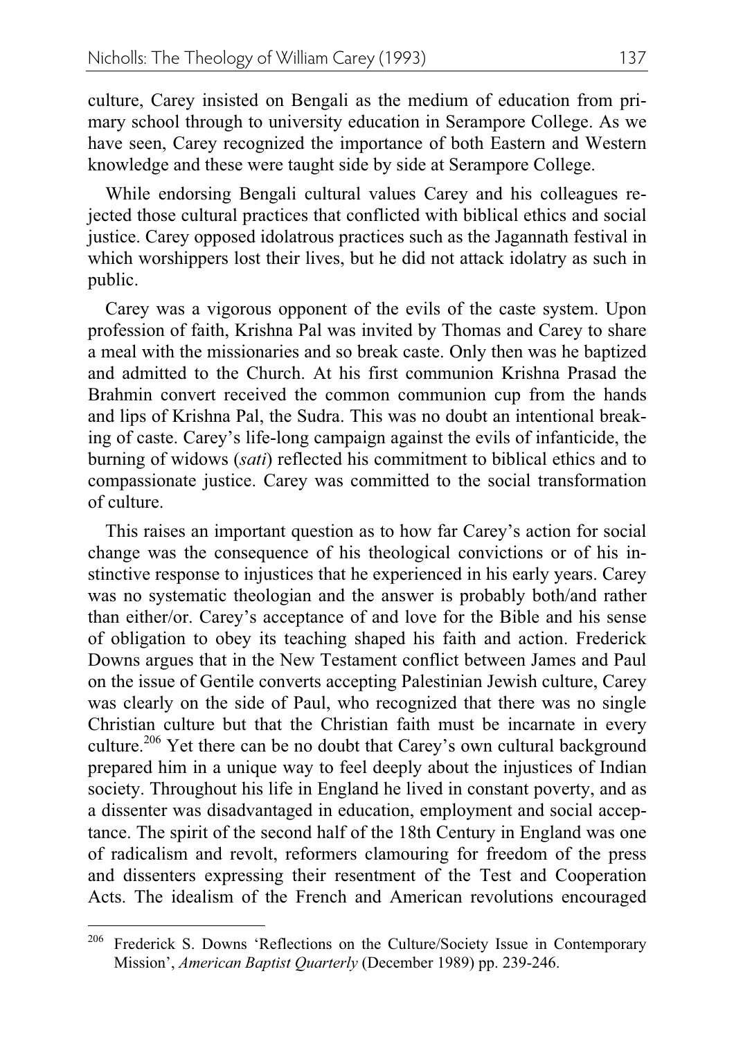culture, Carey insisted on Bengali as the medium of education from primary school through to university education in Serampore College. As we have seen, Carey recognized the importance of both Eastern and Western knowledge and these were taught side by side at Serampore College.

While endorsing Bengali cultural values Carey and his colleagues rejected those cultural practices that conflicted with biblical ethics and social justice. Carey opposed idolatrous practices such as the Jagannath festival in which worshippers lost their lives, but he did not attack idolatry as such in public.

Carey was a vigorous opponent of the evils of the caste system. Upon profession of faith, Krishna Pal was invited by Thomas and Carey to share a meal with the missionaries and so break caste. Only then was he baptized and admitted to the Church. At his first communion Krishna Prasad the Brahmin convert received the common communion cup from the hands and lips of Krishna Pal, the Sudra. This was no doubt an intentional breaking of caste. Carey's life-long campaign against the evils of infanticide, the burning of widows (*sati*) reflected his commitment to biblical ethics and to compassionate justice. Carey was committed to the social transformation of culture.

This raises an important question as to how far Carey's action for social change was the consequence of his theological convictions or of his instinctive response to injustices that he experienced in his early years. Carey was no systematic theologian and the answer is probably both/and rather than either/or. Carey's acceptance of and love for the Bible and his sense of obligation to obey its teaching shaped his faith and action. Frederick Downs argues that in the New Testament conflict between James and Paul on the issue of Gentile converts accepting Palestinian Jewish culture, Carey was clearly on the side of Paul, who recognized that there was no single Christian culture but that the Christian faith must be incarnate in every culture.[206] Yet there can be no doubt that Carey's own cultural background prepared him in a unique way to feel deeply about the injustices of Indian society. Throughout his life in England he lived in constant poverty, and as a dissenter was disadvantaged in education, employment and social acceptance. The spirit of the second half of the 18th Century in England was one of radicalism and revolt, reformers clamouring for freedom of the press and dissenters expressing their resentment of the Test and Cooperation Acts. The idealism of the French and American revolutions encouraged

[206] Frederick S. Downs 'Reflections on the Culture/Society Issue in Contemporary Mission', *American Baptist Quarterly* (December 1989) pp. 239-246.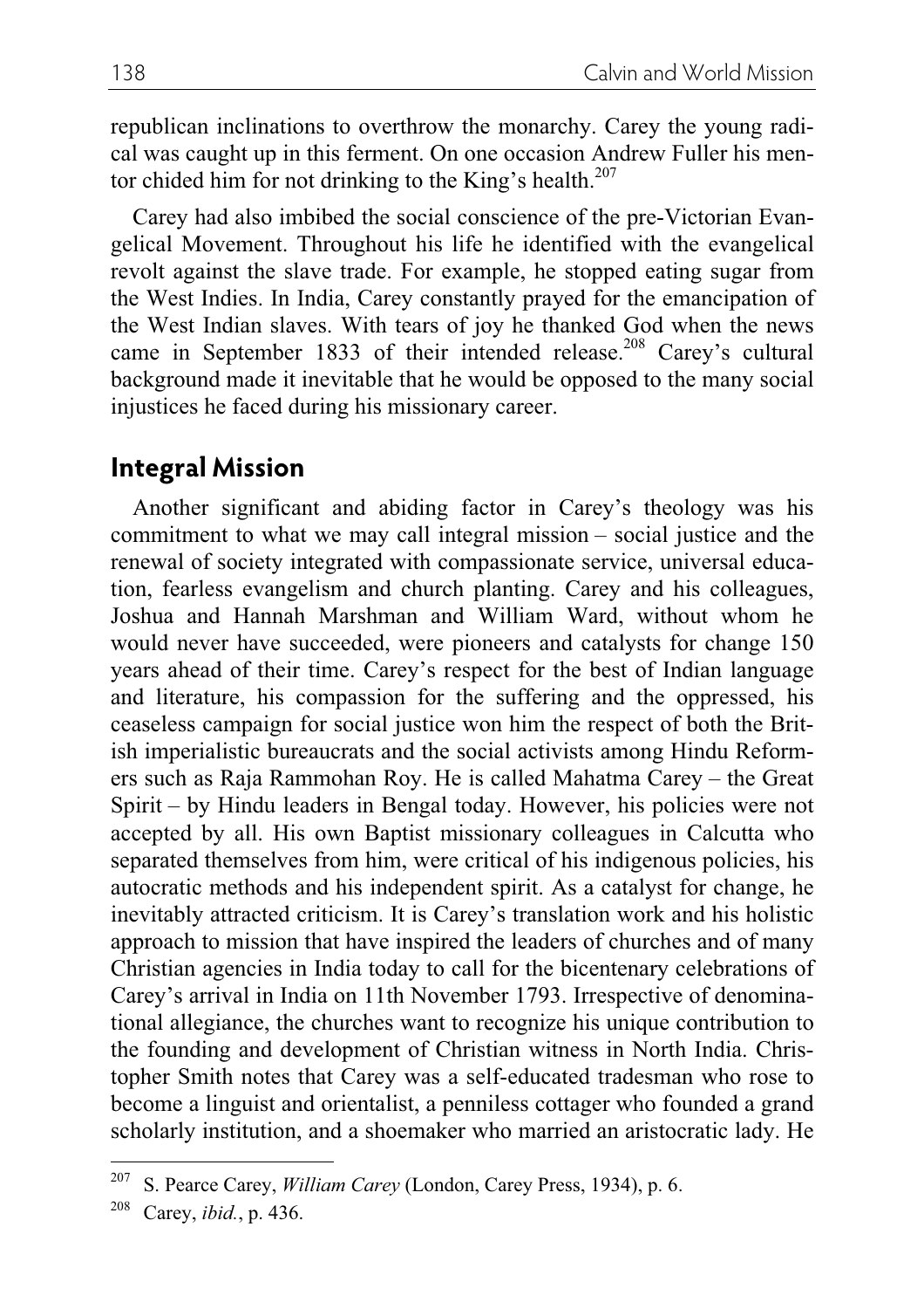republican inclinations to overthrow the monarchy. Carey the young radical was caught up in this ferment. On one occasion Andrew Fuller his mentor chided him for not drinking to the King's health.[207]

Carey had also imbibed the social conscience of the pre-Victorian Evangelical Movement. Throughout his life he identified with the evangelical revolt against the slave trade. For example, he stopped eating sugar from the West Indies. In India, Carey constantly prayed for the emancipation of the West Indian slaves. With tears of joy he thanked God when the news came in September 1833 of their intended release.[208] Carey's cultural background made it inevitable that he would be opposed to the many social injustices he faced during his missionary career.

## Integral Mission

Another significant and abiding factor in Carey's theology was his commitment to what we may call integral mission – social justice and the renewal of society integrated with compassionate service, universal education, fearless evangelism and church planting. Carey and his colleagues, Joshua and Hannah Marshman and William Ward, without whom he would never have succeeded, were pioneers and catalysts for change 150 years ahead of their time. Carey's respect for the best of Indian language and literature, his compassion for the suffering and the oppressed, his ceaseless campaign for social justice won him the respect of both the British imperialistic bureaucrats and the social activists among Hindu Reformers such as Raja Rammohan Roy. He is called Mahatma Carey – the Great Spirit – by Hindu leaders in Bengal today. However, his policies were not accepted by all. His own Baptist missionary colleagues in Calcutta who separated themselves from him, were critical of his indigenous policies, his autocratic methods and his independent spirit. As a catalyst for change, he inevitably attracted criticism. It is Carey's translation work and his holistic approach to mission that have inspired the leaders of churches and of many Christian agencies in India today to call for the bicentenary celebrations of Carey's arrival in India on 11th November 1793. Irrespective of denominational allegiance, the churches want to recognize his unique contribution to the founding and development of Christian witness in North India. Christopher Smith notes that Carey was a self-educated tradesman who rose to become a linguist and orientalist, a penniless cottager who founded a grand scholarly institution, and a shoemaker who married an aristocratic lady. He

---

[207] S. Pearce Carey, *William Carey* (London, Carey Press, 1934), p. 6.

[208] Carey, *ibid.*, p. 436.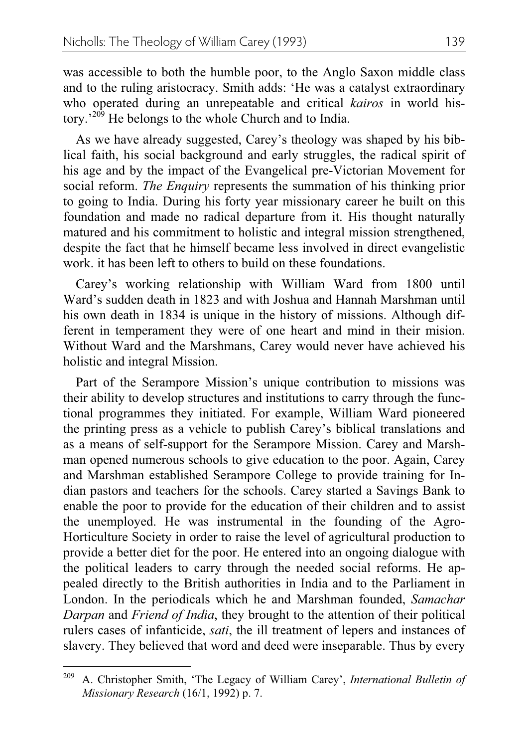was accessible to both the humble poor, to the Anglo Saxon middle class and to the ruling aristocracy. Smith adds: 'He was a catalyst extraordinary who operated during an unrepeatable and critical *kairos* in world history.'[209] He belongs to the whole Church and to India.

As we have already suggested, Carey's theology was shaped by his biblical faith, his social background and early struggles, the radical spirit of his age and by the impact of the Evangelical pre-Victorian Movement for social reform. *The Enquiry* represents the summation of his thinking prior to going to India. During his forty year missionary career he built on this foundation and made no radical departure from it. His thought naturally matured and his commitment to holistic and integral mission strengthened, despite the fact that he himself became less involved in direct evangelistic work. it has been left to others to build on these foundations.

Carey's working relationship with William Ward from 1800 until Ward's sudden death in 1823 and with Joshua and Hannah Marshman until his own death in 1834 is unique in the history of missions. Although different in temperament they were of one heart and mind in their mision. Without Ward and the Marshmans, Carey would never have achieved his holistic and integral Mission.

Part of the Serampore Mission's unique contribution to missions was their ability to develop structures and institutions to carry through the functional programmes they initiated. For example, William Ward pioneered the printing press as a vehicle to publish Carey's biblical translations and as a means of self-support for the Serampore Mission. Carey and Marshman opened numerous schools to give education to the poor. Again, Carey and Marshman established Serampore College to provide training for Indian pastors and teachers for the schools. Carey started a Savings Bank to enable the poor to provide for the education of their children and to assist the unemployed. He was instrumental in the founding of the Agro-Horticulture Society in order to raise the level of agricultural production to provide a better diet for the poor. He entered into an ongoing dialogue with the political leaders to carry through the needed social reforms. He appealed directly to the British authorities in India and to the Parliament in London. In the periodicals which he and Marshman founded, *Samachar Darpan* and *Friend of India*, they brought to the attention of their political rulers cases of infanticide, *sati*, the ill treatment of lepers and instances of slavery. They believed that word and deed were inseparable. Thus by every

---

[209] A. Christopher Smith, 'The Legacy of William Carey', *International Bulletin of Missionary Research* (16/1, 1992) p. 7.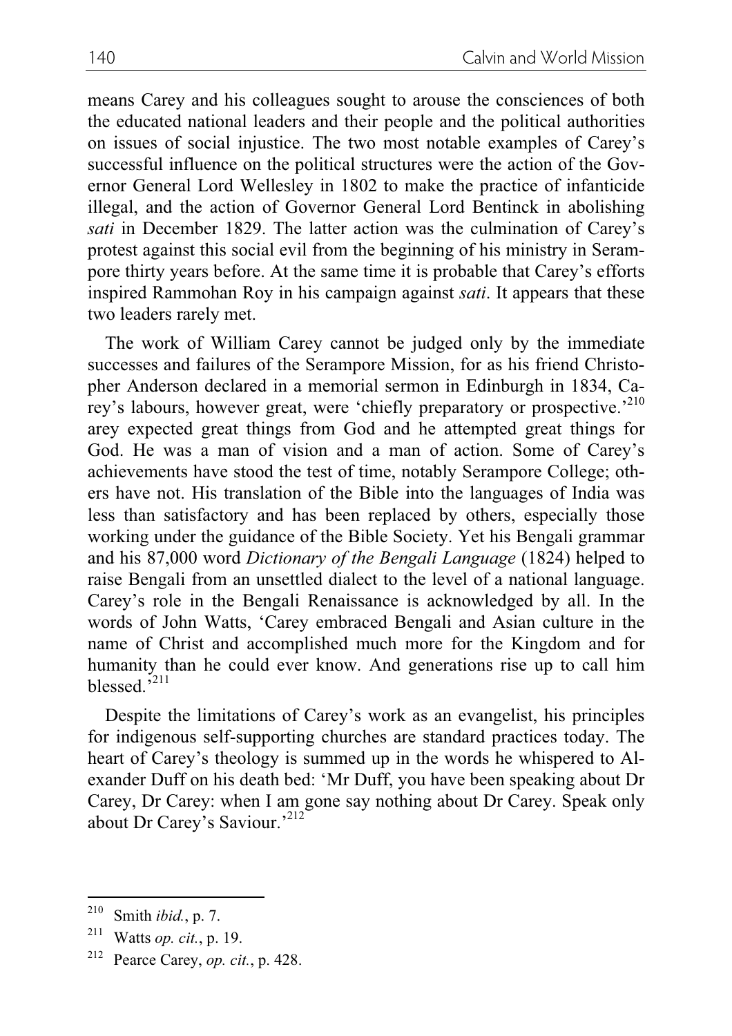means Carey and his colleagues sought to arouse the consciences of both the educated national leaders and their people and the political authorities on issues of social injustice. The two most notable examples of Carey's successful influence on the political structures were the action of the Governor General Lord Wellesley in 1802 to make the practice of infanticide illegal, and the action of Governor General Lord Bentinck in abolishing *sati* in December 1829. The latter action was the culmination of Carey's protest against this social evil from the beginning of his ministry in Serampore thirty years before. At the same time it is probable that Carey's efforts inspired Rammohan Roy in his campaign against *sati*. It appears that these two leaders rarely met.

The work of William Carey cannot be judged only by the immediate successes and failures of the Serampore Mission, for as his friend Christopher Anderson declared in a memorial sermon in Edinburgh in 1834, Carey's labours, however great, were 'chiefly preparatory or prospective.'[210] arey expected great things from God and he attempted great things for God. He was a man of vision and a man of action. Some of Carey's achievements have stood the test of time, notably Serampore College; others have not. His translation of the Bible into the languages of India was less than satisfactory and has been replaced by others, especially those working under the guidance of the Bible Society. Yet his Bengali grammar and his 87,000 word *Dictionary of the Bengali Language* (1824) helped to raise Bengali from an unsettled dialect to the level of a national language. Carey's role in the Bengali Renaissance is acknowledged by all. In the words of John Watts, 'Carey embraced Bengali and Asian culture in the name of Christ and accomplished much more for the Kingdom and for humanity than he could ever know. And generations rise up to call him blessed.'[211]

Despite the limitations of Carey's work as an evangelist, his principles for indigenous self-supporting churches are standard practices today. The heart of Carey's theology is summed up in the words he whispered to Alexander Duff on his death bed: 'Mr Duff, you have been speaking about Dr Carey, Dr Carey: when I am gone say nothing about Dr Carey. Speak only about Dr Carey's Saviour.'[212]

---

[210] Smith *ibid.*, p. 7.

[211] Watts *op. cit.*, p. 19.

[212] Pearce Carey, *op. cit.*, p. 428.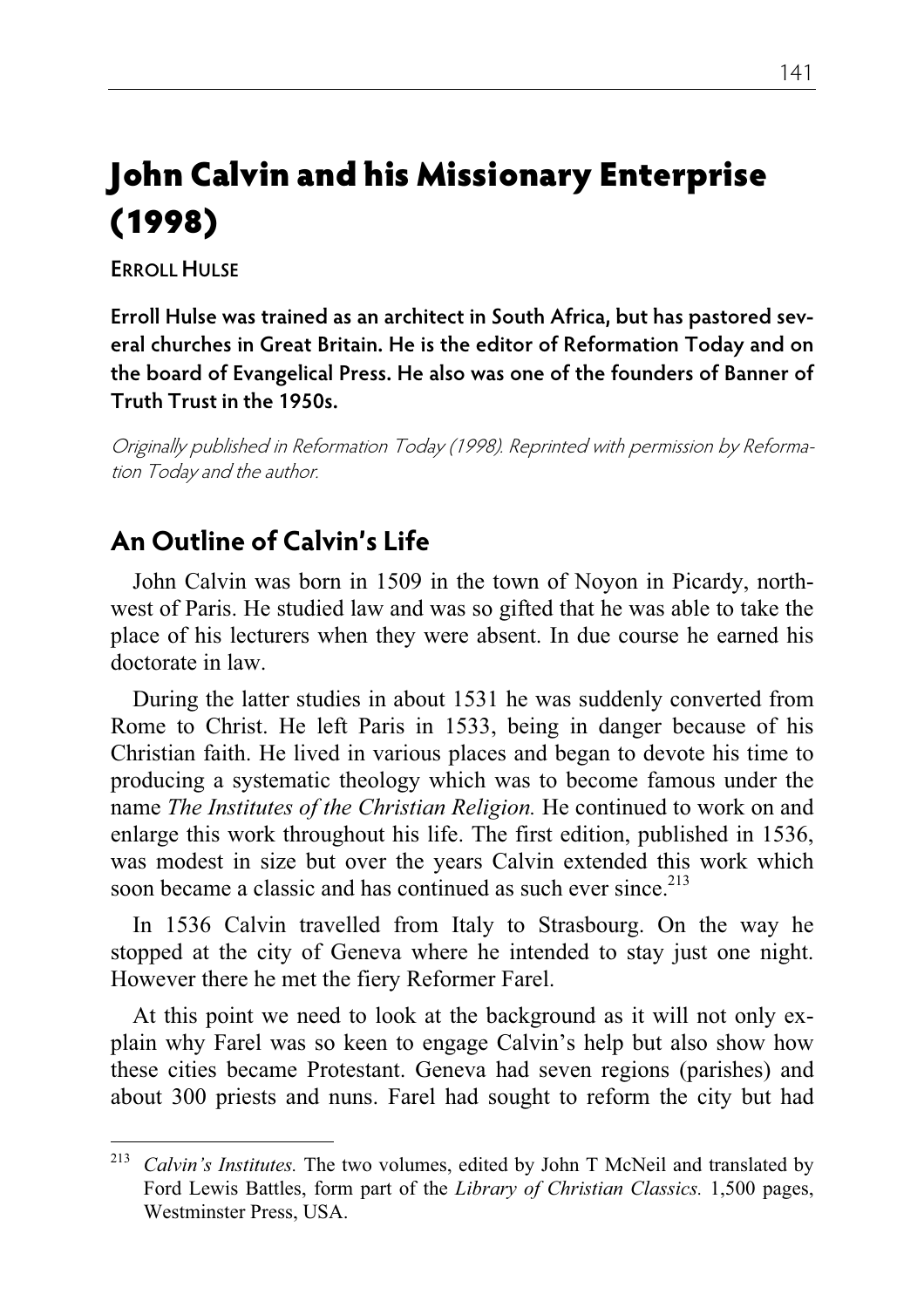# John Calvin and his Missionary Enterprise (1998)

**ERROLL HULSE**

**Erroll Hulse was trained as an architect in South Africa, but has pastored several churches in Great Britain. He is the editor of Reformation Today and on the board of Evangelical Press. He also was one of the founders of Banner of Truth Trust in the 1950s.**

*Originally published in Reformation Today (1998). Reprinted with permission by Reformation Today and the author.*

## An Outline of Calvin's Life

John Calvin was born in 1509 in the town of Noyon in Picardy, northwest of Paris. He studied law and was so gifted that he was able to take the place of his lecturers when they were absent. In due course he earned his doctorate in law.

During the latter studies in about 1531 he was suddenly converted from Rome to Christ. He left Paris in 1533, being in danger because of his Christian faith. He lived in various places and began to devote his time to producing a systematic theology which was to become famous under the name *The Institutes of the Christian Religion.* He continued to work on and enlarge this work throughout his life. The first edition, published in 1536, was modest in size but over the years Calvin extended this work which soon became a classic and has continued as such ever since.[213]

In 1536 Calvin travelled from Italy to Strasbourg. On the way he stopped at the city of Geneva where he intended to stay just one night. However there he met the fiery Reformer Farel.

At this point we need to look at the background as it will not only explain why Farel was so keen to engage Calvin's help but also show how these cities became Protestant. Geneva had seven regions (parishes) and about 300 priests and nuns. Farel had sought to reform the city but had

---

[213] *Calvin's Institutes.* The two volumes, edited by John T McNeil and translated by Ford Lewis Battles, form part of the *Library of Christian Classics.* 1,500 pages, Westminster Press, USA.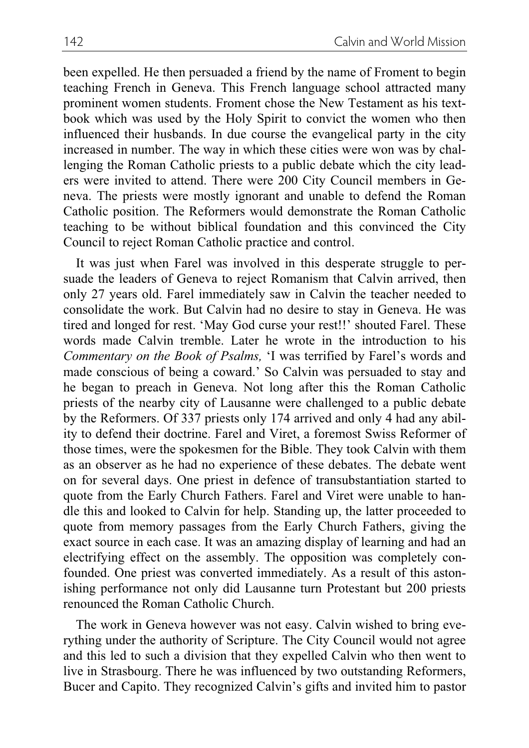been expelled. He then persuaded a friend by the name of Froment to begin teaching French in Geneva. This French language school attracted many prominent women students. Froment chose the New Testament as his textbook which was used by the Holy Spirit to convict the women who then influenced their husbands. In due course the evangelical party in the city increased in number. The way in which these cities were won was by challenging the Roman Catholic priests to a public debate which the city leaders were invited to attend. There were 200 City Council members in Geneva. The priests were mostly ignorant and unable to defend the Roman Catholic position. The Reformers would demonstrate the Roman Catholic teaching to be without biblical foundation and this convinced the City Council to reject Roman Catholic practice and control.

It was just when Farel was involved in this desperate struggle to persuade the leaders of Geneva to reject Romanism that Calvin arrived, then only 27 years old. Farel immediately saw in Calvin the teacher needed to consolidate the work. But Calvin had no desire to stay in Geneva. He was tired and longed for rest. 'May God curse your rest!!' shouted Farel. These words made Calvin tremble. Later he wrote in the introduction to his *Commentary on the Book of Psalms,* 'I was terrified by Farel's words and made conscious of being a coward.' So Calvin was persuaded to stay and he began to preach in Geneva. Not long after this the Roman Catholic priests of the nearby city of Lausanne were challenged to a public debate by the Reformers. Of 337 priests only 174 arrived and only 4 had any ability to defend their doctrine. Farel and Viret, a foremost Swiss Reformer of those times, were the spokesmen for the Bible. They took Calvin with them as an observer as he had no experience of these debates. The debate went on for several days. One priest in defence of transubstantiation started to quote from the Early Church Fathers. Farel and Viret were unable to handle this and looked to Calvin for help. Standing up, the latter proceeded to quote from memory passages from the Early Church Fathers, giving the exact source in each case. It was an amazing display of learning and had an electrifying effect on the assembly. The opposition was completely confounded. One priest was converted immediately. As a result of this astonishing performance not only did Lausanne turn Protestant but 200 priests renounced the Roman Catholic Church.

The work in Geneva however was not easy. Calvin wished to bring everything under the authority of Scripture. The City Council would not agree and this led to such a division that they expelled Calvin who then went to live in Strasbourg. There he was influenced by two outstanding Reformers, Bucer and Capito. They recognized Calvin's gifts and invited him to pastor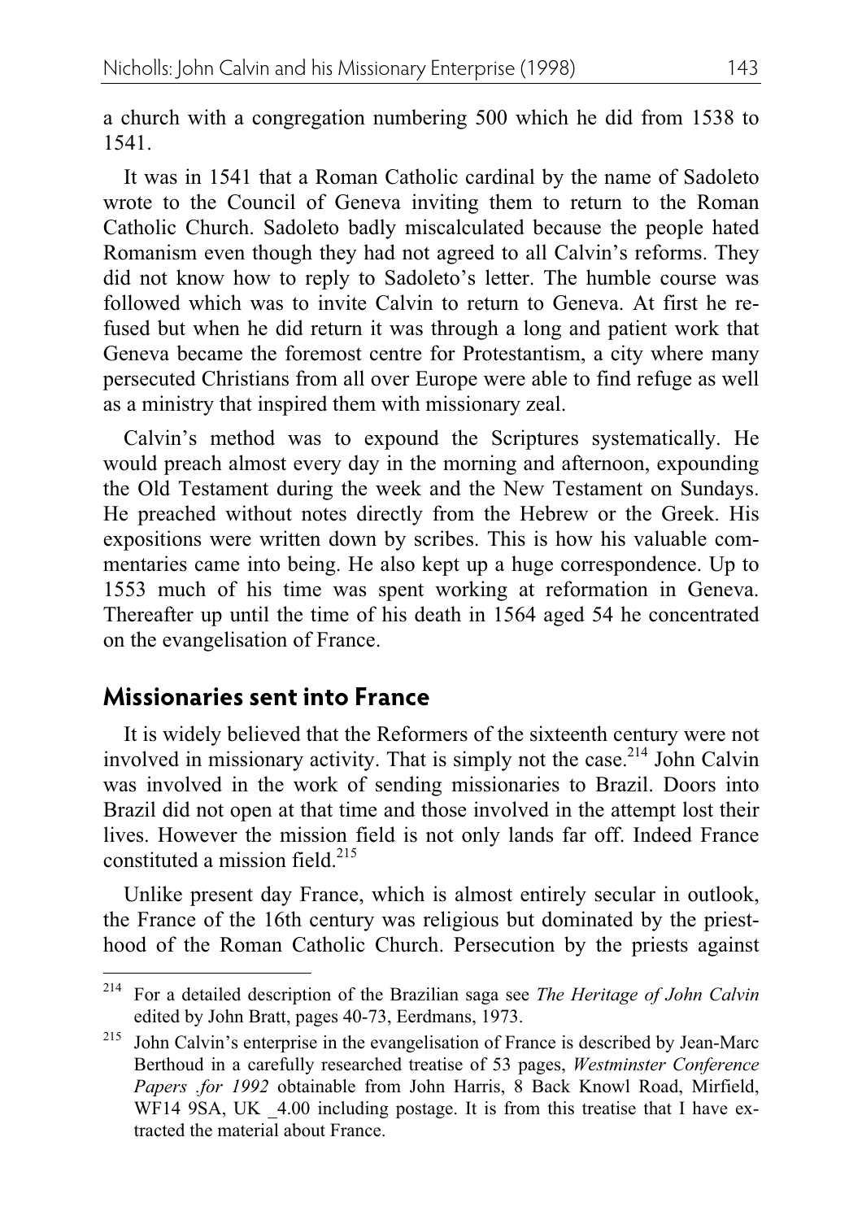a church with a congregation numbering 500 which he did from 1538 to 1541.

It was in 1541 that a Roman Catholic cardinal by the name of Sadoleto wrote to the Council of Geneva inviting them to return to the Roman Catholic Church. Sadoleto badly miscalculated because the people hated Romanism even though they had not agreed to all Calvin's reforms. They did not know how to reply to Sadoleto's letter. The humble course was followed which was to invite Calvin to return to Geneva. At first he refused but when he did return it was through a long and patient work that Geneva became the foremost centre for Protestantism, a city where many persecuted Christians from all over Europe were able to find refuge as well as a ministry that inspired them with missionary zeal.

Calvin's method was to expound the Scriptures systematically. He would preach almost every day in the morning and afternoon, expounding the Old Testament during the week and the New Testament on Sundays. He preached without notes directly from the Hebrew or the Greek. His expositions were written down by scribes. This is how his valuable commentaries came into being. He also kept up a huge correspondence. Up to 1553 much of his time was spent working at reformation in Geneva. Thereafter up until the time of his death in 1564 aged 54 he concentrated on the evangelisation of France.

## Missionaries sent into France

It is widely believed that the Reformers of the sixteenth century were not involved in missionary activity. That is simply not the case.[214] John Calvin was involved in the work of sending missionaries to Brazil. Doors into Brazil did not open at that time and those involved in the attempt lost their lives. However the mission field is not only lands far off. Indeed France constituted a mission field.[215]

Unlike present day France, which is almost entirely secular in outlook, the France of the 16th century was religious but dominated by the priesthood of the Roman Catholic Church. Persecution by the priests against

---

[214] For a detailed description of the Brazilian saga see *The Heritage of John Calvin* edited by John Bratt, pages 40-73, Eerdmans, 1973.

[215] John Calvin's enterprise in the evangelisation of France is described by Jean-Marc Berthoud in a carefully researched treatise of 53 pages, *Westminster Conference Papers .for 1992* obtainable from John Harris, 8 Back Knowl Road, Mirfield, WF14 9SA, UK _4.00 including postage. It is from this treatise that I have extracted the material about France.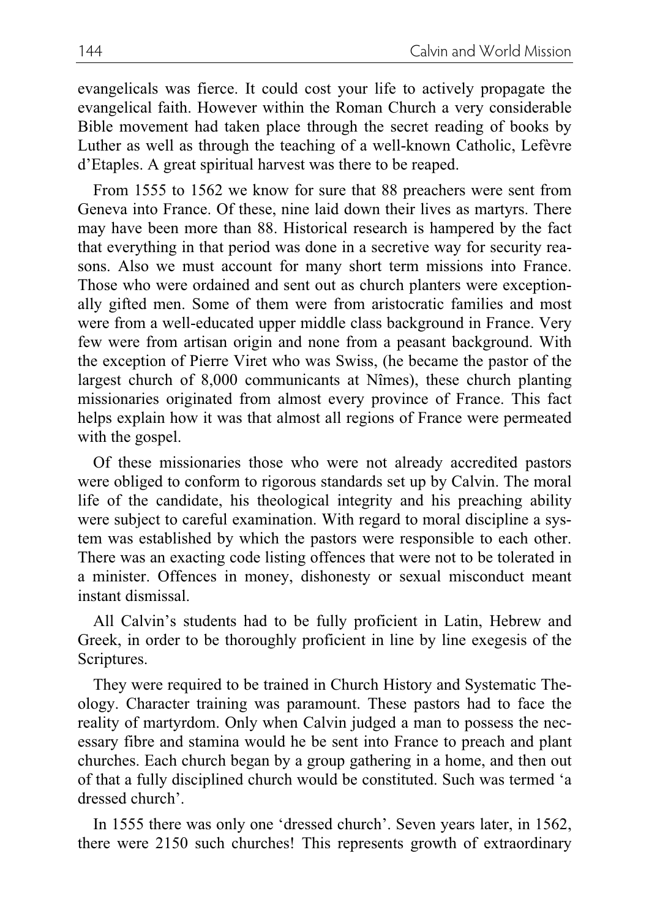evangelicals was fierce. It could cost your life to actively propagate the evangelical faith. However within the Roman Church a very considerable Bible movement had taken place through the secret reading of books by Luther as well as through the teaching of a well-known Catholic, Lefèvre d'Etaples. A great spiritual harvest was there to be reaped.

From 1555 to 1562 we know for sure that 88 preachers were sent from Geneva into France. Of these, nine laid down their lives as martyrs. There may have been more than 88. Historical research is hampered by the fact that everything in that period was done in a secretive way for security reasons. Also we must account for many short term missions into France. Those who were ordained and sent out as church planters were exceptionally gifted men. Some of them were from aristocratic families and most were from a well-educated upper middle class background in France. Very few were from artisan origin and none from a peasant background. With the exception of Pierre Viret who was Swiss, (he became the pastor of the largest church of 8,000 communicants at Nîmes), these church planting missionaries originated from almost every province of France. This fact helps explain how it was that almost all regions of France were permeated with the gospel.

Of these missionaries those who were not already accredited pastors were obliged to conform to rigorous standards set up by Calvin. The moral life of the candidate, his theological integrity and his preaching ability were subject to careful examination. With regard to moral discipline a system was established by which the pastors were responsible to each other. There was an exacting code listing offences that were not to be tolerated in a minister. Offences in money, dishonesty or sexual misconduct meant instant dismissal.

All Calvin's students had to be fully proficient in Latin, Hebrew and Greek, in order to be thoroughly proficient in line by line exegesis of the Scriptures.

They were required to be trained in Church History and Systematic Theology. Character training was paramount. These pastors had to face the reality of martyrdom. Only when Calvin judged a man to possess the necessary fibre and stamina would he be sent into France to preach and plant churches. Each church began by a group gathering in a home, and then out of that a fully disciplined church would be constituted. Such was termed 'a dressed church'.

In 1555 there was only one 'dressed church'. Seven years later, in 1562, there were 2150 such churches! This represents growth of extraordinary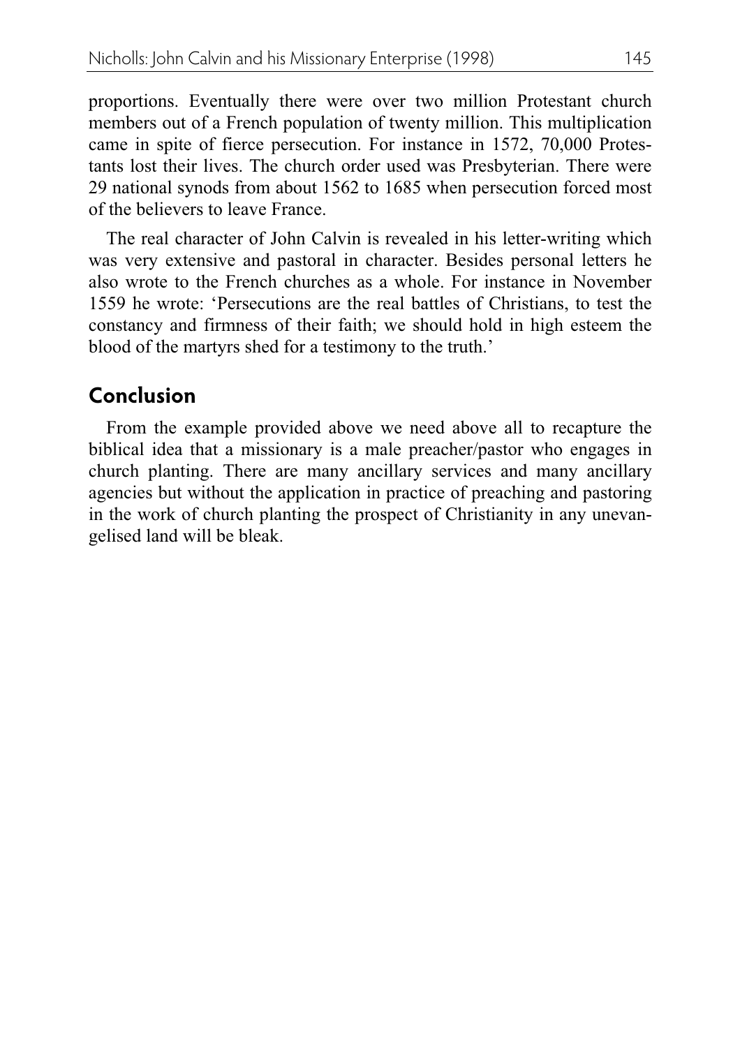proportions. Eventually there were over two million Protestant church members out of a French population of twenty million. This multiplication came in spite of fierce persecution. For instance in 1572, 70,000 Protestants lost their lives. The church order used was Presbyterian. There were 29 national synods from about 1562 to 1685 when persecution forced most of the believers to leave France.

The real character of John Calvin is revealed in his letter-writing which was very extensive and pastoral in character. Besides personal letters he also wrote to the French churches as a whole. For instance in November 1559 he wrote: 'Persecutions are the real battles of Christians, to test the constancy and firmness of their faith; we should hold in high esteem the blood of the martyrs shed for a testimony to the truth.'

## Conclusion

From the example provided above we need above all to recapture the biblical idea that a missionary is a male preacher/pastor who engages in church planting. There are many ancillary services and many ancillary agencies but without the application in practice of preaching and pastoring in the work of church planting the prospect of Christianity in any unevangelised land will be bleak.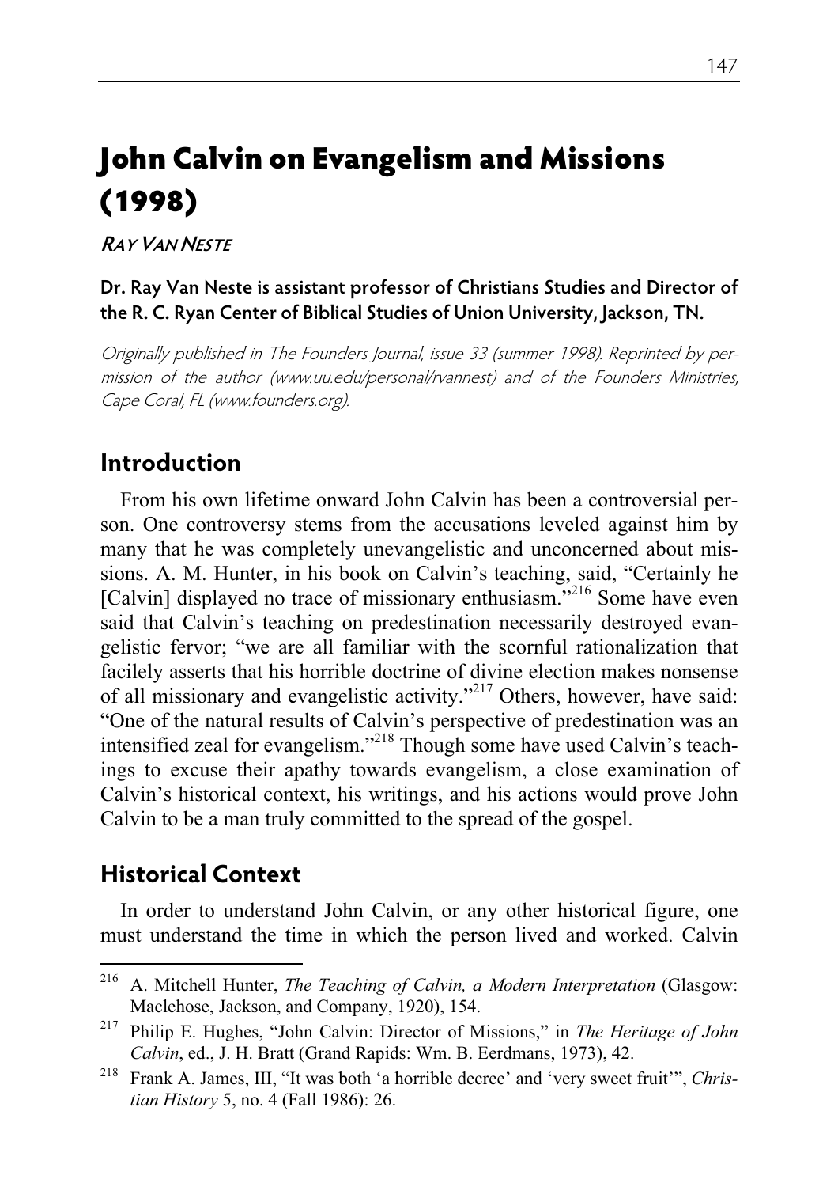# John Calvin on Evangelism and Missions (1998)

*Ray Van Neste*

**Dr. Ray Van Neste is assistant professor of Christians Studies and Director of the R. C. Ryan Center of Biblical Studies of Union University, Jackson, TN.**

*Originally published in The Founders Journal, issue 33 (summer 1998). Reprinted by permission of the author (www.uu.edu/personal/rvannest) and of the Founders Ministries, Cape Coral, FL (www.founders.org).*

## Introduction

From his own lifetime onward John Calvin has been a controversial person. One controversy stems from the accusations leveled against him by many that he was completely unevangelistic and unconcerned about missions. A. M. Hunter, in his book on Calvin's teaching, said, "Certainly he [Calvin] displayed no trace of missionary enthusiasm."[216] Some have even said that Calvin's teaching on predestination necessarily destroyed evangelistic fervor; "we are all familiar with the scornful rationalization that facilely asserts that his horrible doctrine of divine election makes nonsense of all missionary and evangelistic activity."[217] Others, however, have said: "One of the natural results of Calvin's perspective of predestination was an intensified zeal for evangelism."[218] Though some have used Calvin's teachings to excuse their apathy towards evangelism, a close examination of Calvin's historical context, his writings, and his actions would prove John Calvin to be a man truly committed to the spread of the gospel.

## Historical Context

In order to understand John Calvin, or any other historical figure, one must understand the time in which the person lived and worked. Calvin

---

[216] A. Mitchell Hunter, *The Teaching of Calvin, a Modern Interpretation* (Glasgow: Maclehose, Jackson, and Company, 1920), 154.

[217] Philip E. Hughes, "John Calvin: Director of Missions," in *The Heritage of John Calvin*, ed., J. H. Bratt (Grand Rapids: Wm. B. Eerdmans, 1973), 42.

[218] Frank A. James, III, "It was both 'a horrible decree' and 'very sweet fruit'", *Christian History* 5, no. 4 (Fall 1986): 26.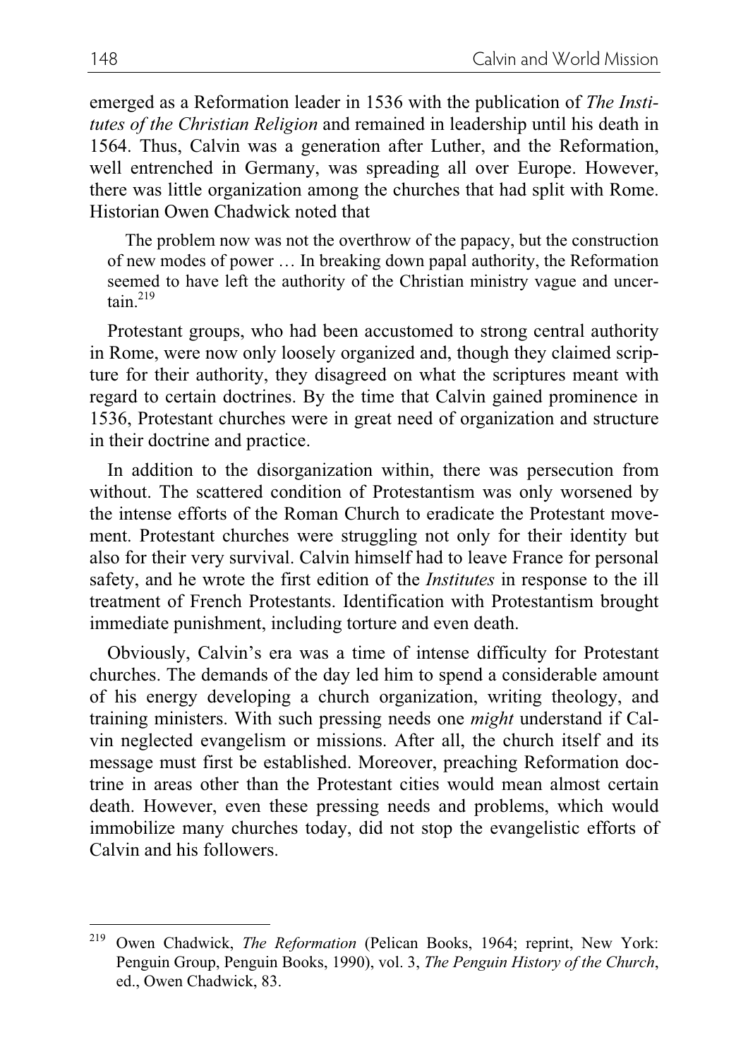emerged as a Reformation leader in 1536 with the publication of *The Institutes of the Christian Religion* and remained in leadership until his death in 1564. Thus, Calvin was a generation after Luther, and the Reformation, well entrenched in Germany, was spreading all over Europe. However, there was little organization among the churches that had split with Rome. Historian Owen Chadwick noted that

> The problem now was not the overthrow of the papacy, but the construction of new modes of power … In breaking down papal authority, the Reformation seemed to have left the authority of the Christian ministry vague and uncertain.[219]

Protestant groups, who had been accustomed to strong central authority in Rome, were now only loosely organized and, though they claimed scripture for their authority, they disagreed on what the scriptures meant with regard to certain doctrines. By the time that Calvin gained prominence in 1536, Protestant churches were in great need of organization and structure in their doctrine and practice.

In addition to the disorganization within, there was persecution from without. The scattered condition of Protestantism was only worsened by the intense efforts of the Roman Church to eradicate the Protestant movement. Protestant churches were struggling not only for their identity but also for their very survival. Calvin himself had to leave France for personal safety, and he wrote the first edition of the *Institutes* in response to the ill treatment of French Protestants. Identification with Protestantism brought immediate punishment, including torture and even death.

Obviously, Calvin's era was a time of intense difficulty for Protestant churches. The demands of the day led him to spend a considerable amount of his energy developing a church organization, writing theology, and training ministers. With such pressing needs one *might* understand if Calvin neglected evangelism or missions. After all, the church itself and its message must first be established. Moreover, preaching Reformation doctrine in areas other than the Protestant cities would mean almost certain death. However, even these pressing needs and problems, which would immobilize many churches today, did not stop the evangelistic efforts of Calvin and his followers.

---

[219] Owen Chadwick, *The Reformation* (Pelican Books, 1964; reprint, New York: Penguin Group, Penguin Books, 1990), vol. 3, *The Penguin History of the Church*, ed., Owen Chadwick, 83.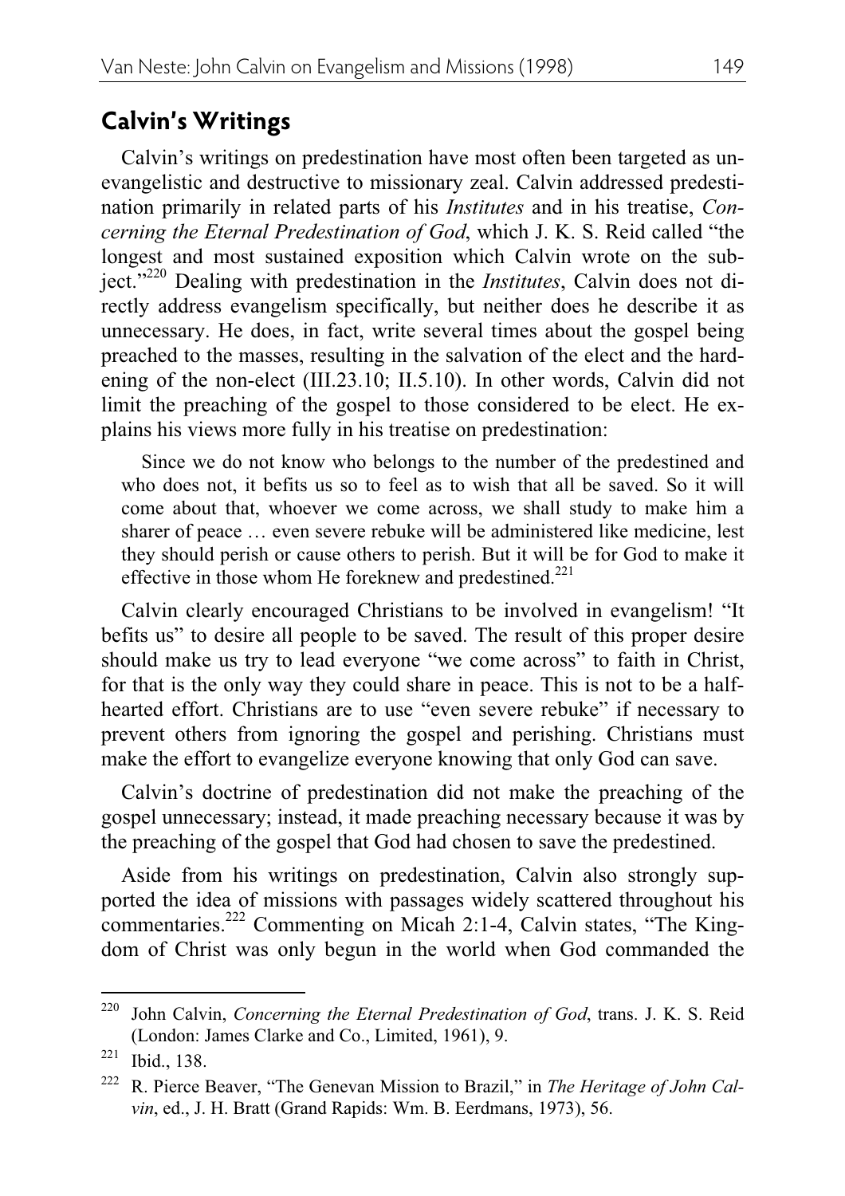## Calvin's Writings

Calvin's writings on predestination have most often been targeted as unevangelistic and destructive to missionary zeal. Calvin addressed predestination primarily in related parts of his *Institutes* and in his treatise, *Concerning the Eternal Predestination of God*, which J. K. S. Reid called "the longest and most sustained exposition which Calvin wrote on the subject."[220] Dealing with predestination in the *Institutes*, Calvin does not directly address evangelism specifically, but neither does he describe it as unnecessary. He does, in fact, write several times about the gospel being preached to the masses, resulting in the salvation of the elect and the hardening of the non-elect (III.23.10; II.5.10). In other words, Calvin did not limit the preaching of the gospel to those considered to be elect. He explains his views more fully in his treatise on predestination:

> Since we do not know who belongs to the number of the predestined and who does not, it befits us so to feel as to wish that all be saved. So it will come about that, whoever we come across, we shall study to make him a sharer of peace … even severe rebuke will be administered like medicine, lest they should perish or cause others to perish. But it will be for God to make it effective in those whom He foreknew and predestined.[221]

Calvin clearly encouraged Christians to be involved in evangelism! "It befits us" to desire all people to be saved. The result of this proper desire should make us try to lead everyone "we come across" to faith in Christ, for that is the only way they could share in peace. This is not to be a half-hearted effort. Christians are to use "even severe rebuke" if necessary to prevent others from ignoring the gospel and perishing. Christians must make the effort to evangelize everyone knowing that only God can save.

Calvin's doctrine of predestination did not make the preaching of the gospel unnecessary; instead, it made preaching necessary because it was by the preaching of the gospel that God had chosen to save the predestined.

Aside from his writings on predestination, Calvin also strongly supported the idea of missions with passages widely scattered throughout his commentaries.[222] Commenting on Micah 2:1-4, Calvin states, "The Kingdom of Christ was only begun in the world when God commanded the

---

[220] John Calvin, *Concerning the Eternal Predestination of God*, trans. J. K. S. Reid (London: James Clarke and Co., Limited, 1961), 9.

[221] Ibid., 138.

[222] R. Pierce Beaver, "The Genevan Mission to Brazil," in *The Heritage of John Calvin*, ed., J. H. Bratt (Grand Rapids: Wm. B. Eerdmans, 1973), 56.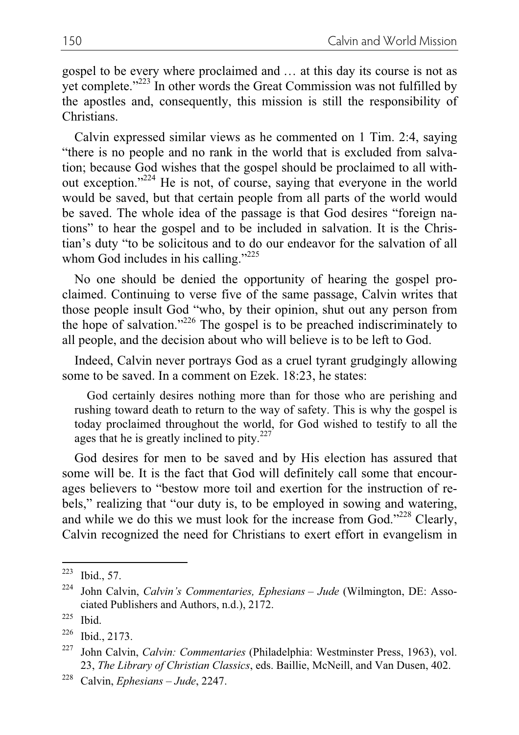gospel to be every where proclaimed and … at this day its course is not as yet complete."[223] In other words the Great Commission was not fulfilled by the apostles and, consequently, this mission is still the responsibility of Christians.

Calvin expressed similar views as he commented on 1 Tim. 2:4, saying "there is no people and no rank in the world that is excluded from salvation; because God wishes that the gospel should be proclaimed to all without exception."[224] He is not, of course, saying that everyone in the world would be saved, but that certain people from all parts of the world would be saved. The whole idea of the passage is that God desires "foreign nations" to hear the gospel and to be included in salvation. It is the Christian's duty "to be solicitous and to do our endeavor for the salvation of all whom God includes in his calling."[225]

No one should be denied the opportunity of hearing the gospel proclaimed. Continuing to verse five of the same passage, Calvin writes that those people insult God "who, by their opinion, shut out any person from the hope of salvation."[226] The gospel is to be preached indiscriminately to all people, and the decision about who will believe is to be left to God.

Indeed, Calvin never portrays God as a cruel tyrant grudgingly allowing some to be saved. In a comment on Ezek. 18:23, he states:

> God certainly desires nothing more than for those who are perishing and rushing toward death to return to the way of safety. This is why the gospel is today proclaimed throughout the world, for God wished to testify to all the ages that he is greatly inclined to pity.[227]

God desires for men to be saved and by His election has assured that some will be. It is the fact that God will definitely call some that encourages believers to "bestow more toil and exertion for the instruction of rebels," realizing that "our duty is, to be employed in sowing and watering, and while we do this we must look for the increase from God."[228] Clearly, Calvin recognized the need for Christians to exert effort in evangelism in

---

[223] Ibid., 57.

[224] John Calvin, *Calvin's Commentaries, Ephesians – Jude* (Wilmington, DE: Associated Publishers and Authors, n.d.), 2172.

[225] Ibid.

[226] Ibid., 2173.

[227] John Calvin, *Calvin: Commentaries* (Philadelphia: Westminster Press, 1963), vol. 23, *The Library of Christian Classics*, eds. Baillie, McNeill, and Van Dusen, 402.

[228] Calvin, *Ephesians – Jude*, 2247.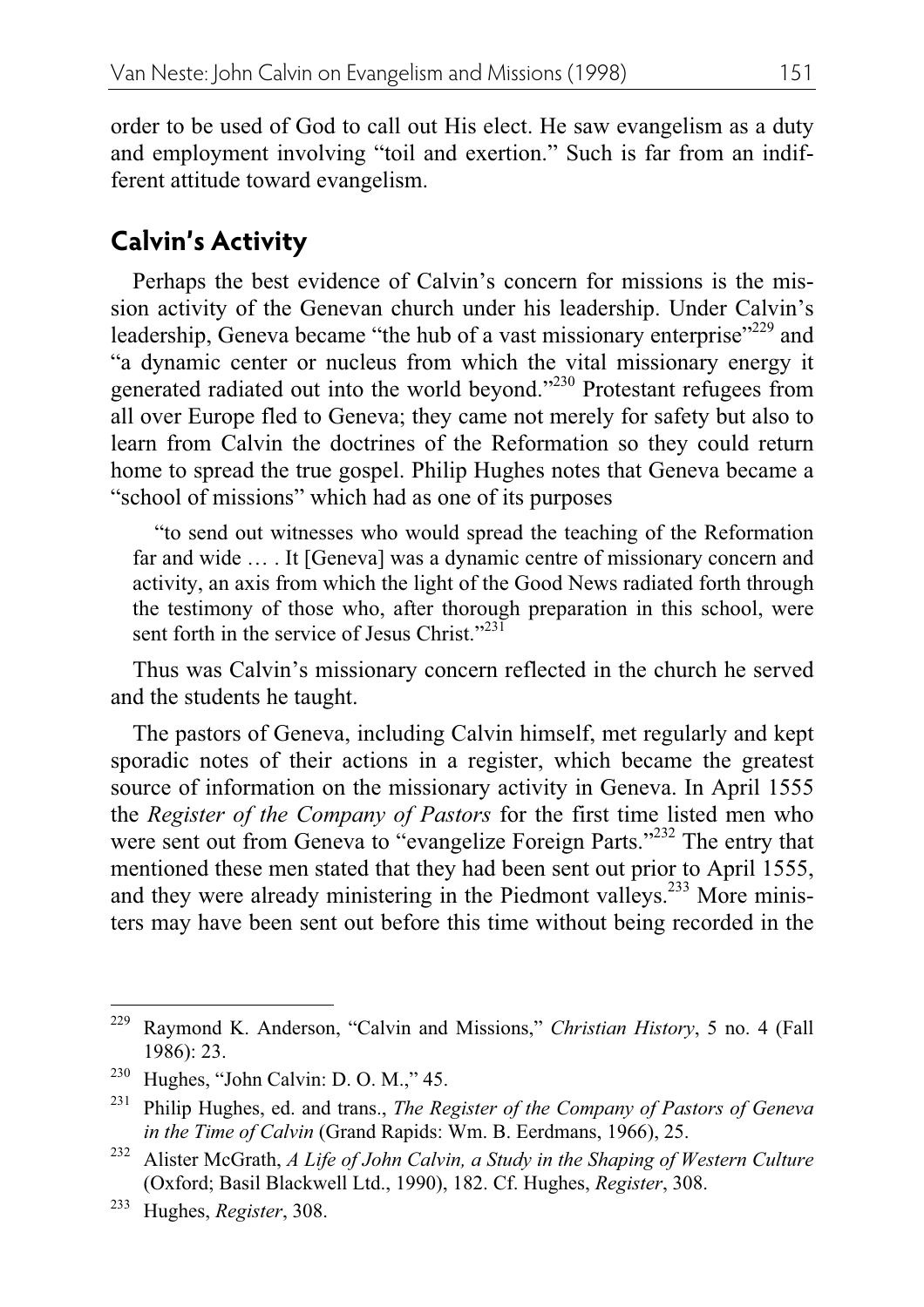order to be used of God to call out His elect. He saw evangelism as a duty and employment involving "toil and exertion." Such is far from an indifferent attitude toward evangelism.

## Calvin's Activity

Perhaps the best evidence of Calvin's concern for missions is the mission activity of the Genevan church under his leadership. Under Calvin's leadership, Geneva became "the hub of a vast missionary enterprise"[229] and "a dynamic center or nucleus from which the vital missionary energy it generated radiated out into the world beyond."[230] Protestant refugees from all over Europe fled to Geneva; they came not merely for safety but also to learn from Calvin the doctrines of the Reformation so they could return home to spread the true gospel. Philip Hughes notes that Geneva became a "school of missions" which had as one of its purposes

> "to send out witnesses who would spread the teaching of the Reformation far and wide … . It [Geneva] was a dynamic centre of missionary concern and activity, an axis from which the light of the Good News radiated forth through the testimony of those who, after thorough preparation in this school, were sent forth in the service of Jesus Christ."[231]

Thus was Calvin's missionary concern reflected in the church he served and the students he taught.

The pastors of Geneva, including Calvin himself, met regularly and kept sporadic notes of their actions in a register, which became the greatest source of information on the missionary activity in Geneva. In April 1555 the *Register of the Company of Pastors* for the first time listed men who were sent out from Geneva to "evangelize Foreign Parts."[232] The entry that mentioned these men stated that they had been sent out prior to April 1555, and they were already ministering in the Piedmont valleys.[233] More ministers may have been sent out before this time without being recorded in the

---

[229] Raymond K. Anderson, "Calvin and Missions," *Christian History*, 5 no. 4 (Fall 1986): 23.

[230] Hughes, "John Calvin: D. O. M.," 45.

[231] Philip Hughes, ed. and trans., *The Register of the Company of Pastors of Geneva in the Time of Calvin* (Grand Rapids: Wm. B. Eerdmans, 1966), 25.

[232] Alister McGrath, *A Life of John Calvin, a Study in the Shaping of Western Culture* (Oxford; Basil Blackwell Ltd., 1990), 182. Cf. Hughes, *Register*, 308.

[233] Hughes, *Register*, 308.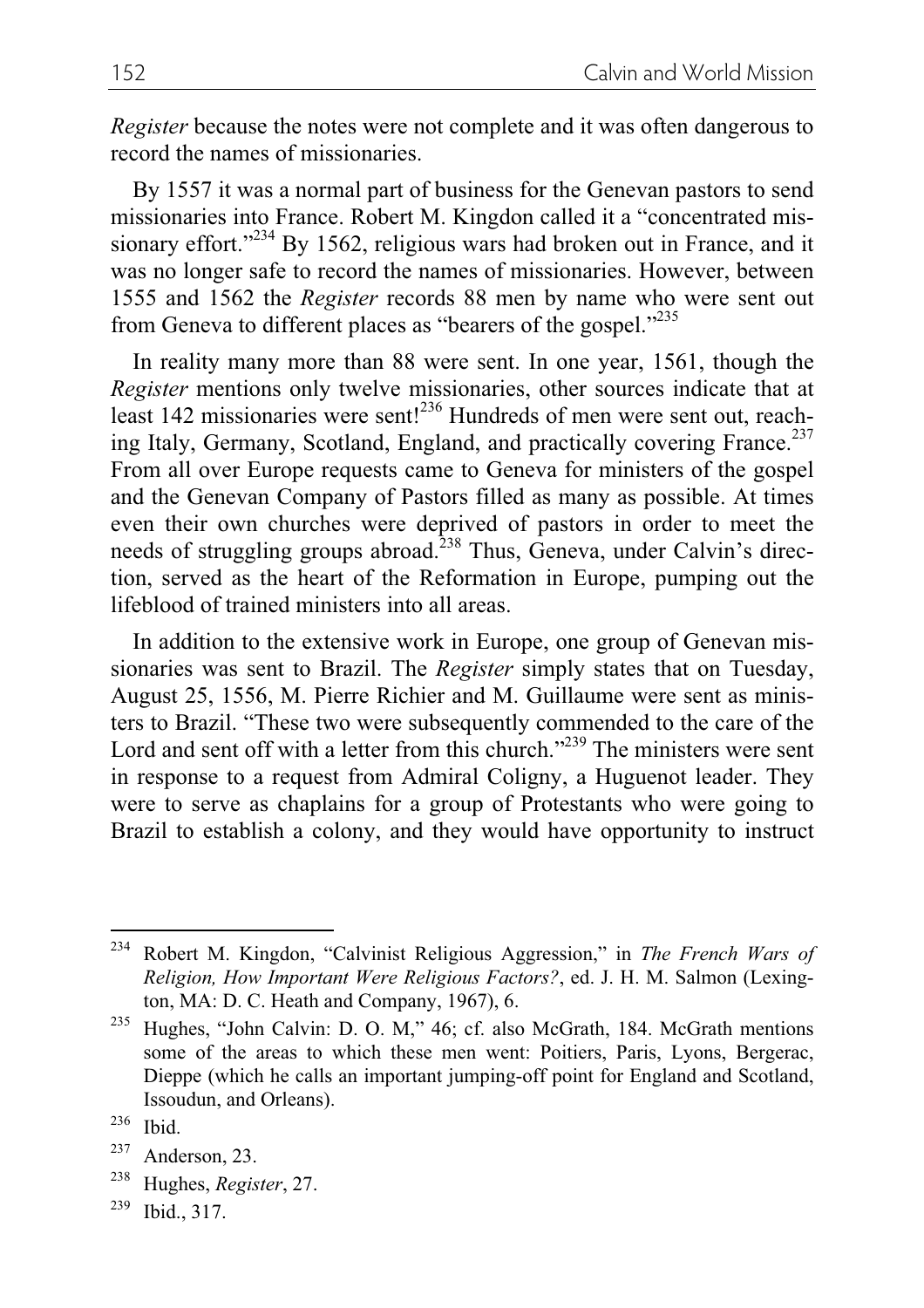*Register* because the notes were not complete and it was often dangerous to record the names of missionaries.

By 1557 it was a normal part of business for the Genevan pastors to send missionaries into France. Robert M. Kingdon called it a "concentrated missionary effort."[234] By 1562, religious wars had broken out in France, and it was no longer safe to record the names of missionaries. However, between 1555 and 1562 the *Register* records 88 men by name who were sent out from Geneva to different places as "bearers of the gospel."[235]

In reality many more than 88 were sent. In one year, 1561, though the *Register* mentions only twelve missionaries, other sources indicate that at least 142 missionaries were sent![236] Hundreds of men were sent out, reaching Italy, Germany, Scotland, England, and practically covering France.[237] From all over Europe requests came to Geneva for ministers of the gospel and the Genevan Company of Pastors filled as many as possible. At times even their own churches were deprived of pastors in order to meet the needs of struggling groups abroad.[238] Thus, Geneva, under Calvin's direction, served as the heart of the Reformation in Europe, pumping out the lifeblood of trained ministers into all areas.

In addition to the extensive work in Europe, one group of Genevan missionaries was sent to Brazil. The *Register* simply states that on Tuesday, August 25, 1556, M. Pierre Richier and M. Guillaume were sent as ministers to Brazil. "These two were subsequently commended to the care of the Lord and sent off with a letter from this church."[239] The ministers were sent in response to a request from Admiral Coligny, a Huguenot leader. They were to serve as chaplains for a group of Protestants who were going to Brazil to establish a colony, and they would have opportunity to instruct

---

[234] Robert M. Kingdon, "Calvinist Religious Aggression," in *The French Wars of Religion, How Important Were Religious Factors?*, ed. J. H. M. Salmon (Lexington, MA: D. C. Heath and Company, 1967), 6.

[235] Hughes, "John Calvin: D. O. M," 46; cf. also McGrath, 184. McGrath mentions some of the areas to which these men went: Poitiers, Paris, Lyons, Bergerac, Dieppe (which he calls an important jumping-off point for England and Scotland, Issoudun, and Orleans).

[236] Ibid.

[237] Anderson, 23.

[238] Hughes, *Register*, 27.

[239] Ibid., 317.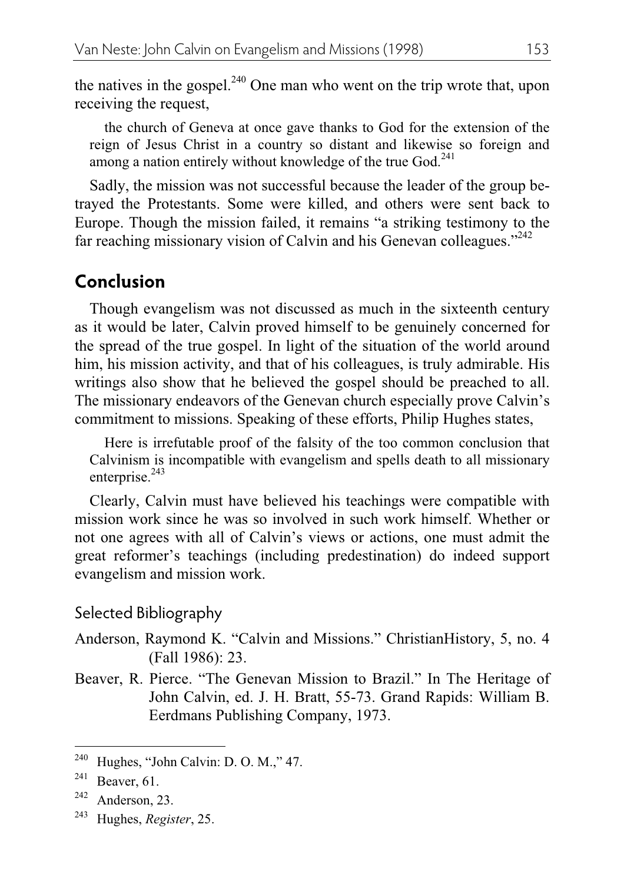the natives in the gospel.[240] One man who went on the trip wrote that, upon receiving the request,

> the church of Geneva at once gave thanks to God for the extension of the reign of Jesus Christ in a country so distant and likewise so foreign and among a nation entirely without knowledge of the true God.[241]

Sadly, the mission was not successful because the leader of the group betrayed the Protestants. Some were killed, and others were sent back to Europe. Though the mission failed, it remains "a striking testimony to the far reaching missionary vision of Calvin and his Genevan colleagues."[242]

## Conclusion

Though evangelism was not discussed as much in the sixteenth century as it would be later, Calvin proved himself to be genuinely concerned for the spread of the true gospel. In light of the situation of the world around him, his mission activity, and that of his colleagues, is truly admirable. His writings also show that he believed the gospel should be preached to all. The missionary endeavors of the Genevan church especially prove Calvin's commitment to missions. Speaking of these efforts, Philip Hughes states,

> Here is irrefutable proof of the falsity of the too common conclusion that Calvinism is incompatible with evangelism and spells death to all missionary enterprise.[243]

Clearly, Calvin must have believed his teachings were compatible with mission work since he was so involved in such work himself. Whether or not one agrees with all of Calvin's views or actions, one must admit the great reformer's teachings (including predestination) do indeed support evangelism and mission work.

### Selected Bibliography

Anderson, Raymond K. "Calvin and Missions." ChristianHistory, 5, no. 4 (Fall 1986): 23.

Beaver, R. Pierce. "The Genevan Mission to Brazil." In The Heritage of John Calvin, ed. J. H. Bratt, 55-73. Grand Rapids: William B. Eerdmans Publishing Company, 1973.

---

[240] Hughes, "John Calvin: D. O. M.," 47.

[241] Beaver, 61.

[242] Anderson, 23.

[243] Hughes, *Register*, 25.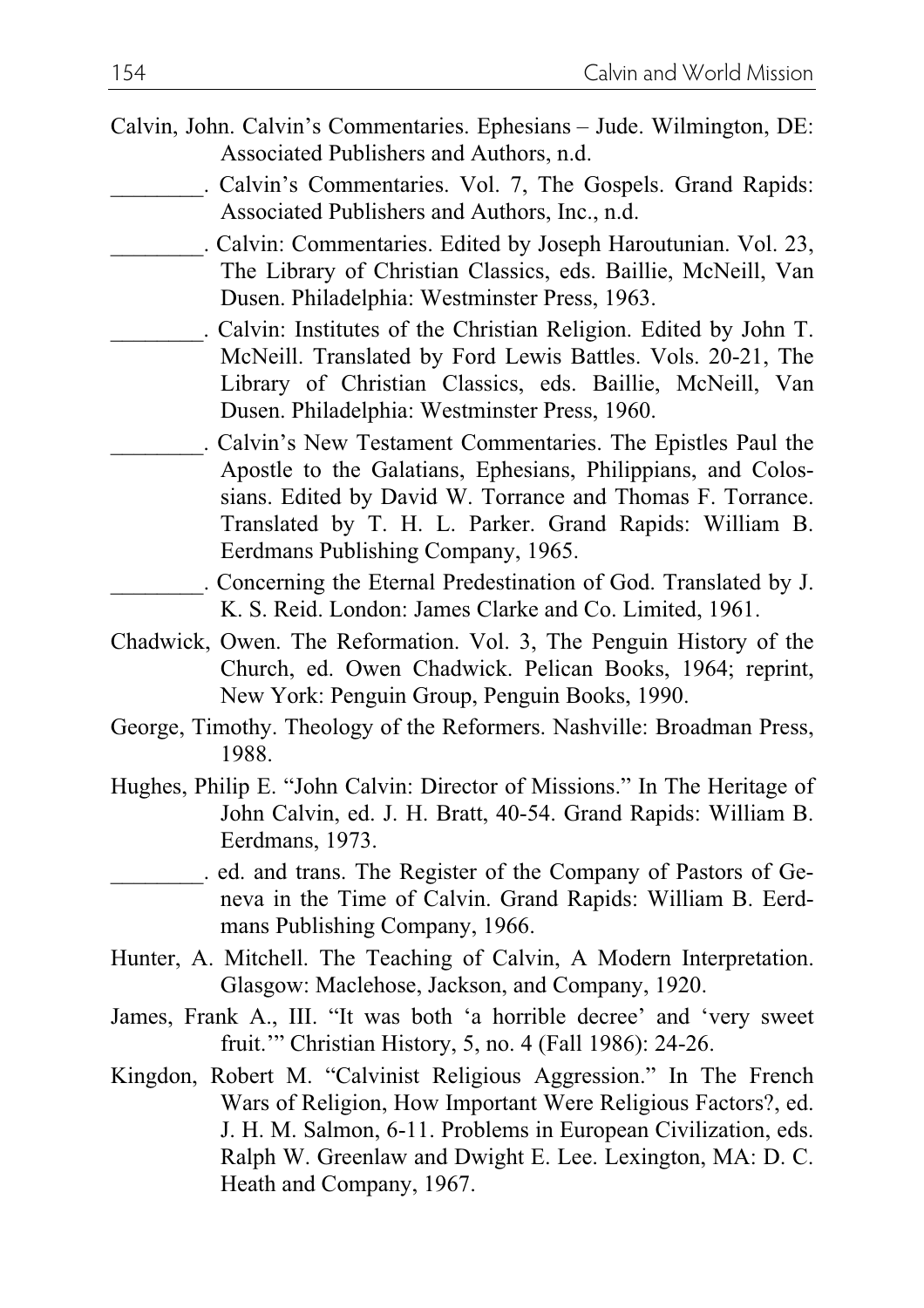Calvin, John. Calvin's Commentaries. Ephesians – Jude. Wilmington, DE: Associated Publishers and Authors, n.d.

________. Calvin's Commentaries. Vol. 7, The Gospels. Grand Rapids: Associated Publishers and Authors, Inc., n.d.

________. Calvin: Commentaries. Edited by Joseph Haroutunian. Vol. 23, The Library of Christian Classics, eds. Baillie, McNeill, Van Dusen. Philadelphia: Westminster Press, 1963.

________. Calvin: Institutes of the Christian Religion. Edited by John T. McNeill. Translated by Ford Lewis Battles. Vols. 20-21, The Library of Christian Classics, eds. Baillie, McNeill, Van Dusen. Philadelphia: Westminster Press, 1960.

________. Calvin's New Testament Commentaries. The Epistles Paul the Apostle to the Galatians, Ephesians, Philippians, and Colossians. Edited by David W. Torrance and Thomas F. Torrance. Translated by T. H. L. Parker. Grand Rapids: William B. Eerdmans Publishing Company, 1965.

________. Concerning the Eternal Predestination of God. Translated by J. K. S. Reid. London: James Clarke and Co. Limited, 1961.

Chadwick, Owen. The Reformation. Vol. 3, The Penguin History of the Church, ed. Owen Chadwick. Pelican Books, 1964; reprint, New York: Penguin Group, Penguin Books, 1990.

George, Timothy. Theology of the Reformers. Nashville: Broadman Press, 1988.

Hughes, Philip E. "John Calvin: Director of Missions." In The Heritage of John Calvin, ed. J. H. Bratt, 40-54. Grand Rapids: William B. Eerdmans, 1973.

________. ed. and trans. The Register of the Company of Pastors of Geneva in the Time of Calvin. Grand Rapids: William B. Eerdmans Publishing Company, 1966.

Hunter, A. Mitchell. The Teaching of Calvin, A Modern Interpretation. Glasgow: Maclehose, Jackson, and Company, 1920.

James, Frank A., III. "It was both 'a horrible decree' and 'very sweet fruit.'" Christian History, 5, no. 4 (Fall 1986): 24-26.

Kingdon, Robert M. "Calvinist Religious Aggression." In The French Wars of Religion, How Important Were Religious Factors?, ed. J. H. M. Salmon, 6-11. Problems in European Civilization, eds. Ralph W. Greenlaw and Dwight E. Lee. Lexington, MA: D. C. Heath and Company, 1967.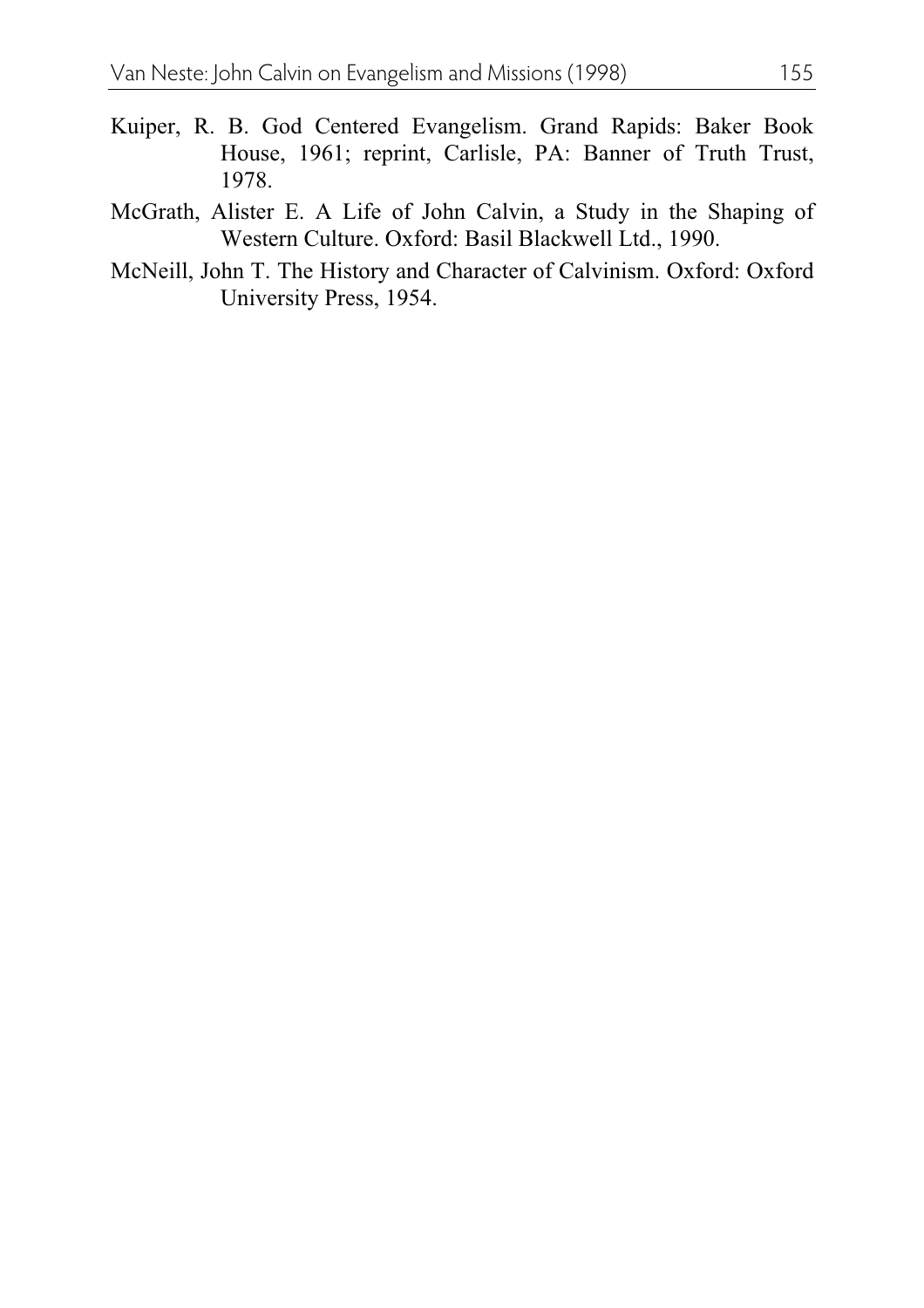Kuiper, R. B. God Centered Evangelism. Grand Rapids: Baker Book House, 1961; reprint, Carlisle, PA: Banner of Truth Trust, 1978.

McGrath, Alister E. A Life of John Calvin, a Study in the Shaping of Western Culture. Oxford: Basil Blackwell Ltd., 1990.

McNeill, John T. The History and Character of Calvinism. Oxford: Oxford University Press, 1954.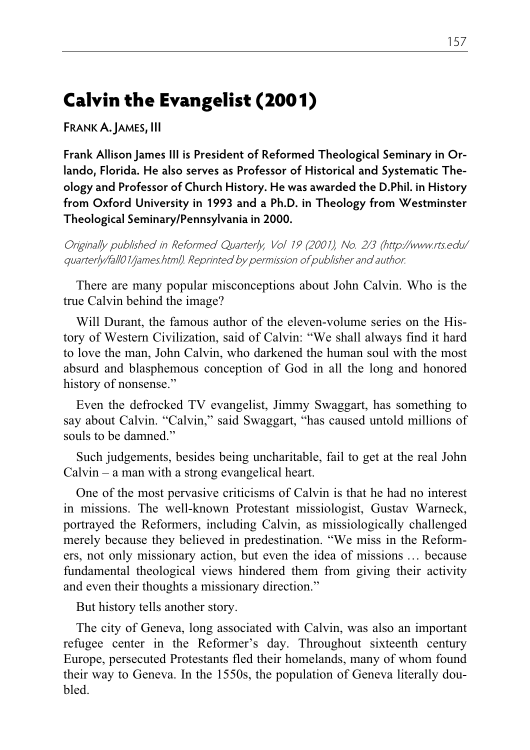# Calvin the Evangelist (2001)

**Frank A. James, III**

**Frank Allison James III is President of Reformed Theological Seminary in Orlando, Florida. He also serves as Professor of Historical and Systematic Theology and Professor of Church History. He was awarded the D.Phil. in History from Oxford University in 1993 and a Ph.D. in Theology from Westminster Theological Seminary/Pennsylvania in 2000.**

*Originally published in Reformed Quarterly, Vol 19 (2001), No. 2/3 (http://www.rts.edu/quarterly/fall01/james.html). Reprinted by permission of publisher and author.*

There are many popular misconceptions about John Calvin. Who is the true Calvin behind the image?

Will Durant, the famous author of the eleven-volume series on the History of Western Civilization, said of Calvin: "We shall always find it hard to love the man, John Calvin, who darkened the human soul with the most absurd and blasphemous conception of God in all the long and honored history of nonsense."

Even the defrocked TV evangelist, Jimmy Swaggart, has something to say about Calvin. "Calvin," said Swaggart, "has caused untold millions of souls to be damned."

Such judgements, besides being uncharitable, fail to get at the real John Calvin – a man with a strong evangelical heart.

One of the most pervasive criticisms of Calvin is that he had no interest in missions. The well-known Protestant missiologist, Gustav Warneck, portrayed the Reformers, including Calvin, as missiologically challenged merely because they believed in predestination. "We miss in the Reformers, not only missionary action, but even the idea of missions … because fundamental theological views hindered them from giving their activity and even their thoughts a missionary direction."

But history tells another story.

The city of Geneva, long associated with Calvin, was also an important refugee center in the Reformer's day. Throughout sixteenth century Europe, persecuted Protestants fled their homelands, many of whom found their way to Geneva. In the 1550s, the population of Geneva literally doubled.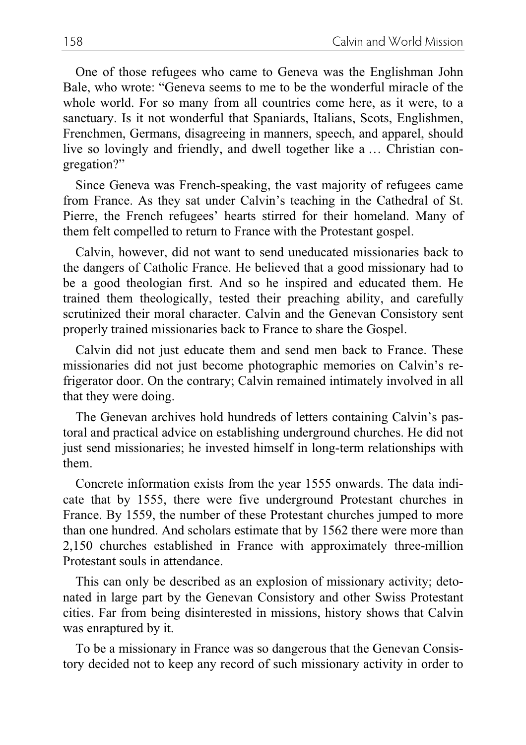One of those refugees who came to Geneva was the Englishman John Bale, who wrote: "Geneva seems to me to be the wonderful miracle of the whole world. For so many from all countries come here, as it were, to a sanctuary. Is it not wonderful that Spaniards, Italians, Scots, Englishmen, Frenchmen, Germans, disagreeing in manners, speech, and apparel, should live so lovingly and friendly, and dwell together like a … Christian congregation?"

Since Geneva was French-speaking, the vast majority of refugees came from France. As they sat under Calvin's teaching in the Cathedral of St. Pierre, the French refugees' hearts stirred for their homeland. Many of them felt compelled to return to France with the Protestant gospel.

Calvin, however, did not want to send uneducated missionaries back to the dangers of Catholic France. He believed that a good missionary had to be a good theologian first. And so he inspired and educated them. He trained them theologically, tested their preaching ability, and carefully scrutinized their moral character. Calvin and the Genevan Consistory sent properly trained missionaries back to France to share the Gospel.

Calvin did not just educate them and send men back to France. These missionaries did not just become photographic memories on Calvin's refrigerator door. On the contrary; Calvin remained intimately involved in all that they were doing.

The Genevan archives hold hundreds of letters containing Calvin's pastoral and practical advice on establishing underground churches. He did not just send missionaries; he invested himself in long-term relationships with them.

Concrete information exists from the year 1555 onwards. The data indicate that by 1555, there were five underground Protestant churches in France. By 1559, the number of these Protestant churches jumped to more than one hundred. And scholars estimate that by 1562 there were more than 2,150 churches established in France with approximately three-million Protestant souls in attendance.

This can only be described as an explosion of missionary activity; detonated in large part by the Genevan Consistory and other Swiss Protestant cities. Far from being disinterested in missions, history shows that Calvin was enraptured by it.

To be a missionary in France was so dangerous that the Genevan Consistory decided not to keep any record of such missionary activity in order to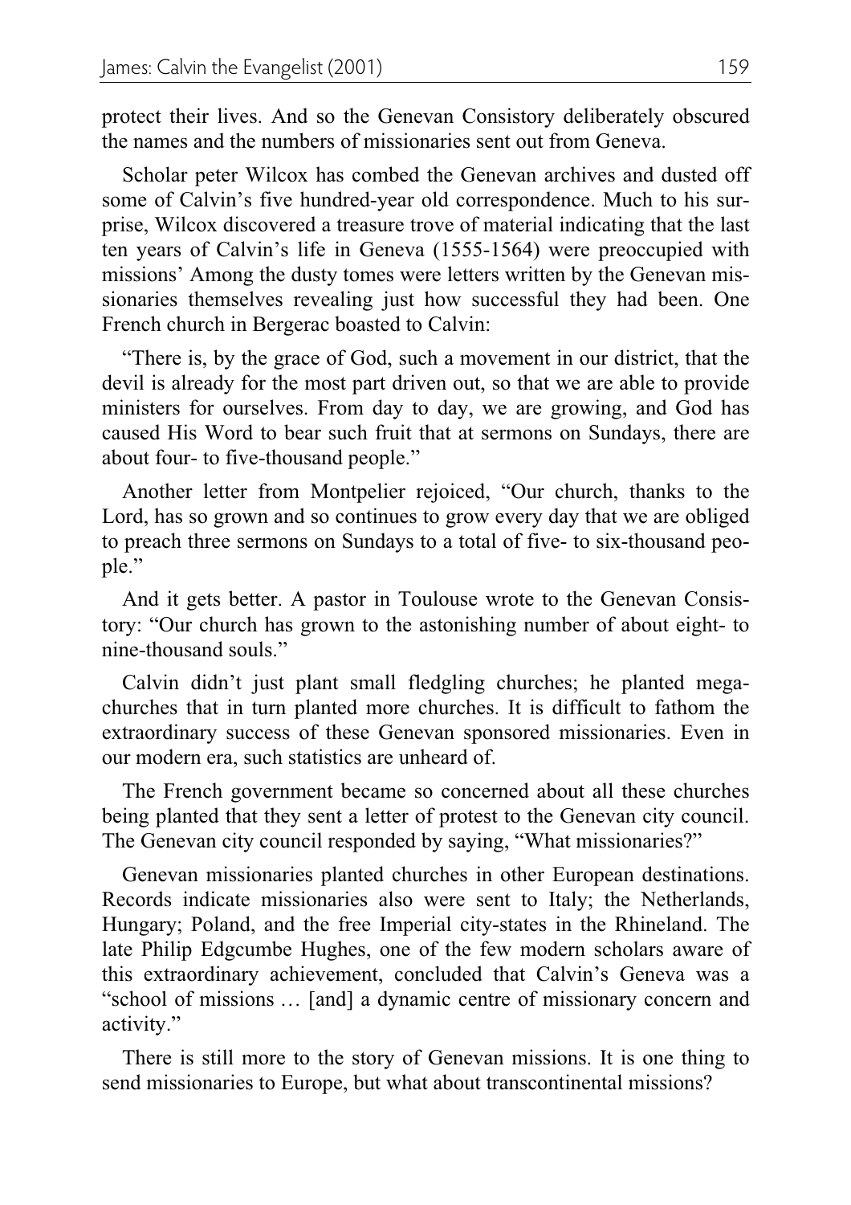protect their lives. And so the Genevan Consistory deliberately obscured the names and the numbers of missionaries sent out from Geneva.

Scholar peter Wilcox has combed the Genevan archives and dusted off some of Calvin's five hundred-year old correspondence. Much to his surprise, Wilcox discovered a treasure trove of material indicating that the last ten years of Calvin's life in Geneva (1555-1564) were preoccupied with missions' Among the dusty tomes were letters written by the Genevan missionaries themselves revealing just how successful they had been. One French church in Bergerac boasted to Calvin:

"There is, by the grace of God, such a movement in our district, that the devil is already for the most part driven out, so that we are able to provide ministers for ourselves. From day to day, we are growing, and God has caused His Word to bear such fruit that at sermons on Sundays, there are about four- to five-thousand people."

Another letter from Montpelier rejoiced, "Our church, thanks to the Lord, has so grown and so continues to grow every day that we are obliged to preach three sermons on Sundays to a total of five- to six-thousand people."

And it gets better. A pastor in Toulouse wrote to the Genevan Consistory: "Our church has grown to the astonishing number of about eight- to nine-thousand souls."

Calvin didn't just plant small fledgling churches; he planted megachurches that in turn planted more churches. It is difficult to fathom the extraordinary success of these Genevan sponsored missionaries. Even in our modern era, such statistics are unheard of.

The French government became so concerned about all these churches being planted that they sent a letter of protest to the Genevan city council. The Genevan city council responded by saying, "What missionaries?"

Genevan missionaries planted churches in other European destinations. Records indicate missionaries also were sent to Italy; the Netherlands, Hungary; Poland, and the free Imperial city-states in the Rhineland. The late Philip Edgcumbe Hughes, one of the few modern scholars aware of this extraordinary achievement, concluded that Calvin's Geneva was a "school of missions … [and] a dynamic centre of missionary concern and activity."

There is still more to the story of Genevan missions. It is one thing to send missionaries to Europe, but what about transcontinental missions?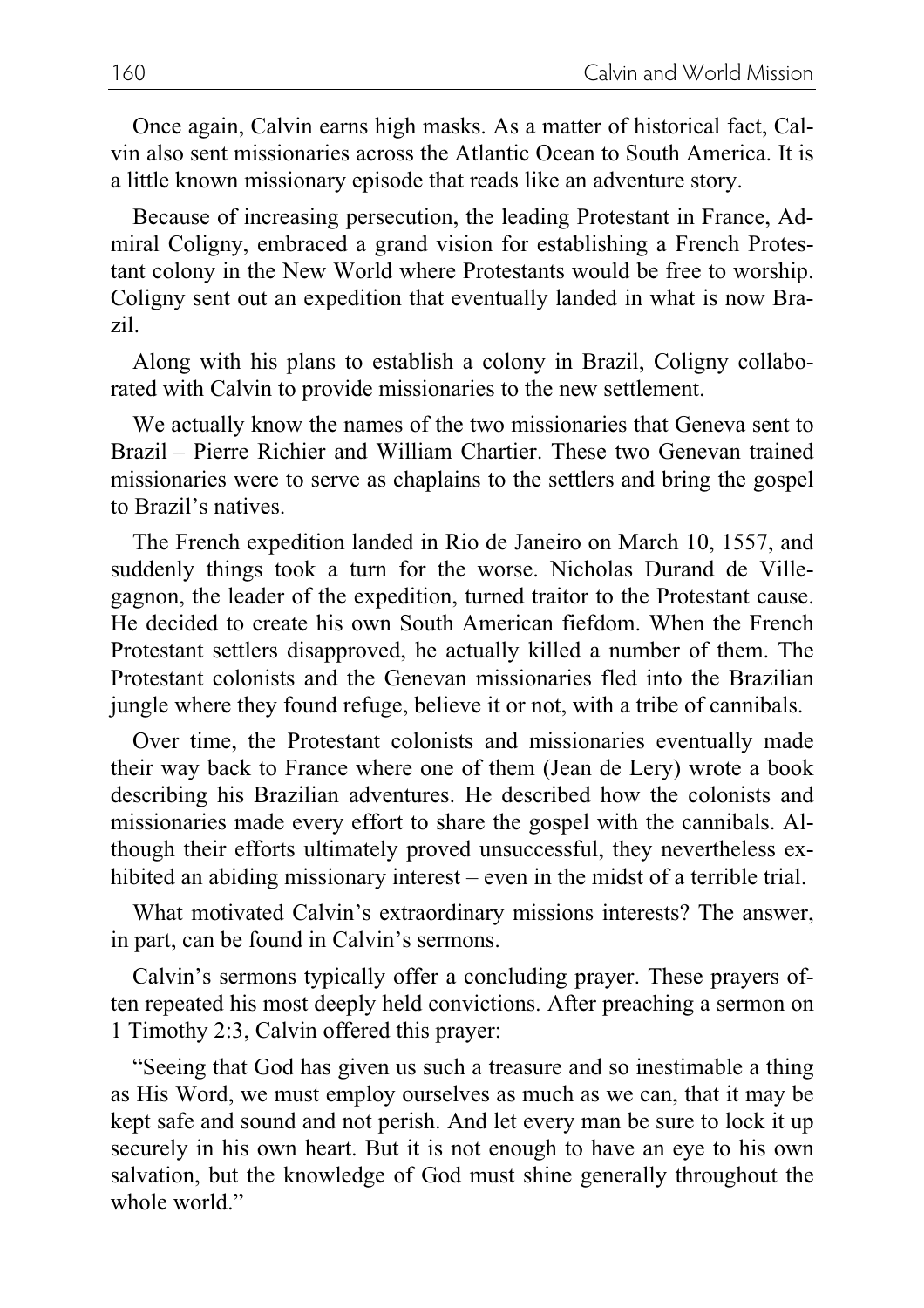Once again, Calvin earns high masks. As a matter of historical fact, Calvin also sent missionaries across the Atlantic Ocean to South America. It is a little known missionary episode that reads like an adventure story.

Because of increasing persecution, the leading Protestant in France, Admiral Coligny, embraced a grand vision for establishing a French Protestant colony in the New World where Protestants would be free to worship. Coligny sent out an expedition that eventually landed in what is now Brazil.

Along with his plans to establish a colony in Brazil, Coligny collaborated with Calvin to provide missionaries to the new settlement.

We actually know the names of the two missionaries that Geneva sent to Brazil – Pierre Richier and William Chartier. These two Genevan trained missionaries were to serve as chaplains to the settlers and bring the gospel to Brazil's natives.

The French expedition landed in Rio de Janeiro on March 10, 1557, and suddenly things took a turn for the worse. Nicholas Durand de Villegagnon, the leader of the expedition, turned traitor to the Protestant cause. He decided to create his own South American fiefdom. When the French Protestant settlers disapproved, he actually killed a number of them. The Protestant colonists and the Genevan missionaries fled into the Brazilian jungle where they found refuge, believe it or not, with a tribe of cannibals.

Over time, the Protestant colonists and missionaries eventually made their way back to France where one of them (Jean de Lery) wrote a book describing his Brazilian adventures. He described how the colonists and missionaries made every effort to share the gospel with the cannibals. Although their efforts ultimately proved unsuccessful, they nevertheless exhibited an abiding missionary interest – even in the midst of a terrible trial.

What motivated Calvin's extraordinary missions interests? The answer, in part, can be found in Calvin's sermons.

Calvin's sermons typically offer a concluding prayer. These prayers often repeated his most deeply held convictions. After preaching a sermon on 1 Timothy 2:3, Calvin offered this prayer:

"Seeing that God has given us such a treasure and so inestimable a thing as His Word, we must employ ourselves as much as we can, that it may be kept safe and sound and not perish. And let every man be sure to lock it up securely in his own heart. But it is not enough to have an eye to his own salvation, but the knowledge of God must shine generally throughout the whole world."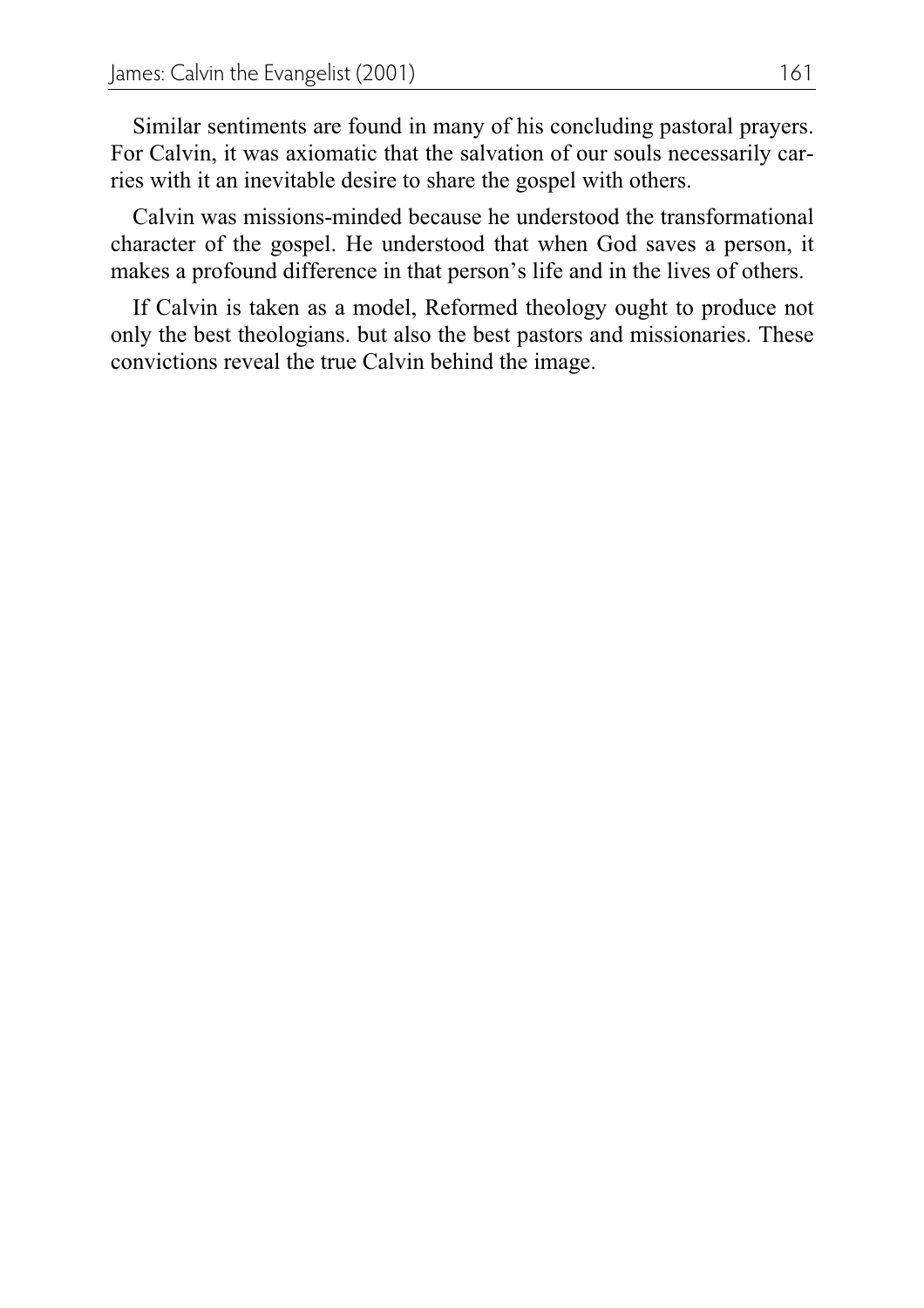Similar sentiments are found in many of his concluding pastoral prayers. For Calvin, it was axiomatic that the salvation of our souls necessarily carries with it an inevitable desire to share the gospel with others.

Calvin was missions-minded because he understood the transformational character of the gospel. He understood that when God saves a person, it makes a profound difference in that person's life and in the lives of others.

If Calvin is taken as a model, Reformed theology ought to produce not only the best theologians. but also the best pastors and missionaries. These convictions reveal the true Calvin behind the image.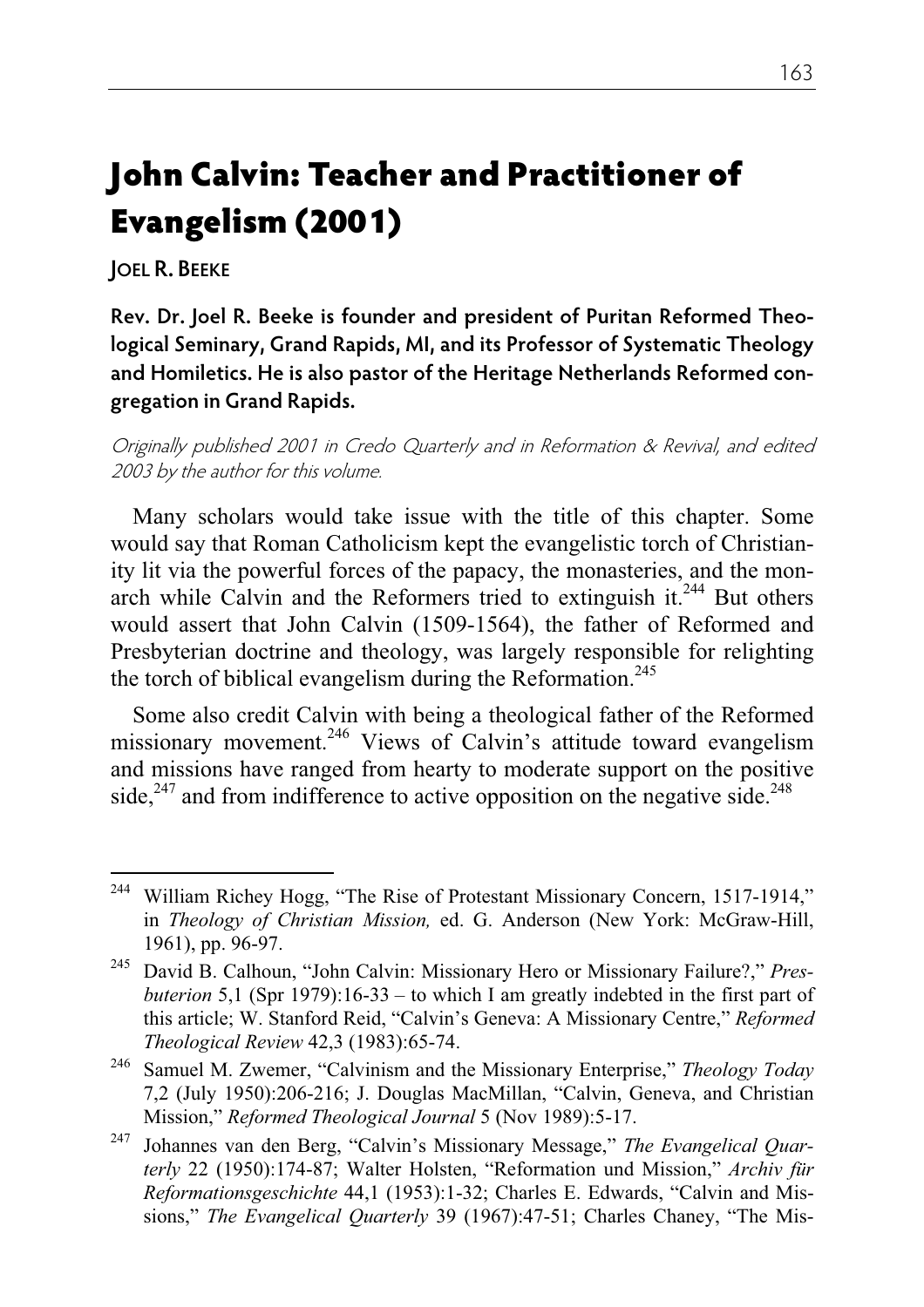# John Calvin: Teacher and Practitioner of Evangelism (2001)

**Joel R. Beeke**

**Rev. Dr. Joel R. Beeke is founder and president of Puritan Reformed Theological Seminary, Grand Rapids, MI, and its Professor of Systematic Theology and Homiletics. He is also pastor of the Heritage Netherlands Reformed congregation in Grand Rapids.**

*Originally published 2001 in Credo Quarterly and in Reformation & Revival, and edited 2003 by the author for this volume.*

Many scholars would take issue with the title of this chapter. Some would say that Roman Catholicism kept the evangelistic torch of Christianity lit via the powerful forces of the papacy, the monasteries, and the monarch while Calvin and the Reformers tried to extinguish it.[244] But others would assert that John Calvin (1509-1564), the father of Reformed and Presbyterian doctrine and theology, was largely responsible for relighting the torch of biblical evangelism during the Reformation.[245]

Some also credit Calvin with being a theological father of the Reformed missionary movement.[246] Views of Calvin's attitude toward evangelism and missions have ranged from hearty to moderate support on the positive side,[247] and from indifference to active opposition on the negative side.[248]

---

[244] William Richey Hogg, "The Rise of Protestant Missionary Concern, 1517-1914," in *Theology of Christian Mission,* ed. G. Anderson (New York: McGraw-Hill, 1961), pp. 96-97.

[245] David B. Calhoun, "John Calvin: Missionary Hero or Missionary Failure?," *Presbuterion* 5,1 (Spr 1979):16-33 – to which I am greatly indebted in the first part of this article; W. Stanford Reid, "Calvin's Geneva: A Missionary Centre," *Reformed Theological Review* 42,3 (1983):65-74.

[246] Samuel M. Zwemer, "Calvinism and the Missionary Enterprise," *Theology Today* 7,2 (July 1950):206-216; J. Douglas MacMillan, "Calvin, Geneva, and Christian Mission," *Reformed Theological Journal* 5 (Nov 1989):5-17.

[247] Johannes van den Berg, "Calvin's Missionary Message," *The Evangelical Quarterly* 22 (1950):174-87; Walter Holsten, "Reformation und Mission," *Archiv für Reformationsgeschichte* 44,1 (1953):1-32; Charles E. Edwards, "Calvin and Missions," *The Evangelical Quarterly* 39 (1967):47-51; Charles Chaney, "The Mis-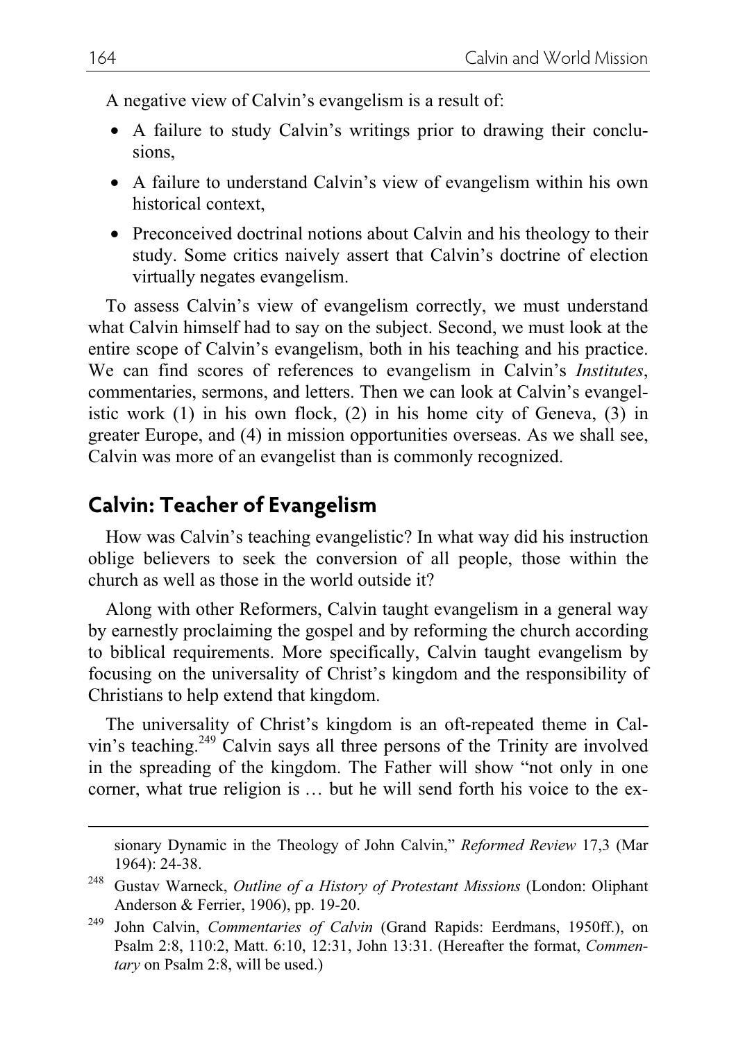A negative view of Calvin's evangelism is a result of:

- A failure to study Calvin's writings prior to drawing their conclusions,
- A failure to understand Calvin's view of evangelism within his own historical context,
- Preconceived doctrinal notions about Calvin and his theology to their study. Some critics naively assert that Calvin's doctrine of election virtually negates evangelism.

To assess Calvin's view of evangelism correctly, we must understand what Calvin himself had to say on the subject. Second, we must look at the entire scope of Calvin's evangelism, both in his teaching and his practice. We can find scores of references to evangelism in Calvin's *Institutes*, commentaries, sermons, and letters. Then we can look at Calvin's evangelistic work (1) in his own flock, (2) in his home city of Geneva, (3) in greater Europe, and (4) in mission opportunities overseas. As we shall see, Calvin was more of an evangelist than is commonly recognized.

## Calvin: Teacher of Evangelism

How was Calvin's teaching evangelistic? In what way did his instruction oblige believers to seek the conversion of all people, those within the church as well as those in the world outside it?

Along with other Reformers, Calvin taught evangelism in a general way by earnestly proclaiming the gospel and by reforming the church according to biblical requirements. More specifically, Calvin taught evangelism by focusing on the universality of Christ's kingdom and the responsibility of Christians to help extend that kingdom.

The universality of Christ's kingdom is an oft-repeated theme in Calvin's teaching.[249] Calvin says all three persons of the Trinity are involved in the spreading of the kingdom. The Father will show "not only in one corner, what true religion is … but he will send forth his voice to the ex-

---

sionary Dynamic in the Theology of John Calvin," *Reformed Review* 17,3 (Mar 1964): 24-38.

[248] Gustav Warneck, *Outline of a History of Protestant Missions* (London: Oliphant Anderson & Ferrier, 1906), pp. 19-20.

[249] John Calvin, *Commentaries of Calvin* (Grand Rapids: Eerdmans, 1950ff.), on Psalm 2:8, 110:2, Matt. 6:10, 12:31, John 13:31. (Hereafter the format, *Commentary* on Psalm 2:8, will be used.)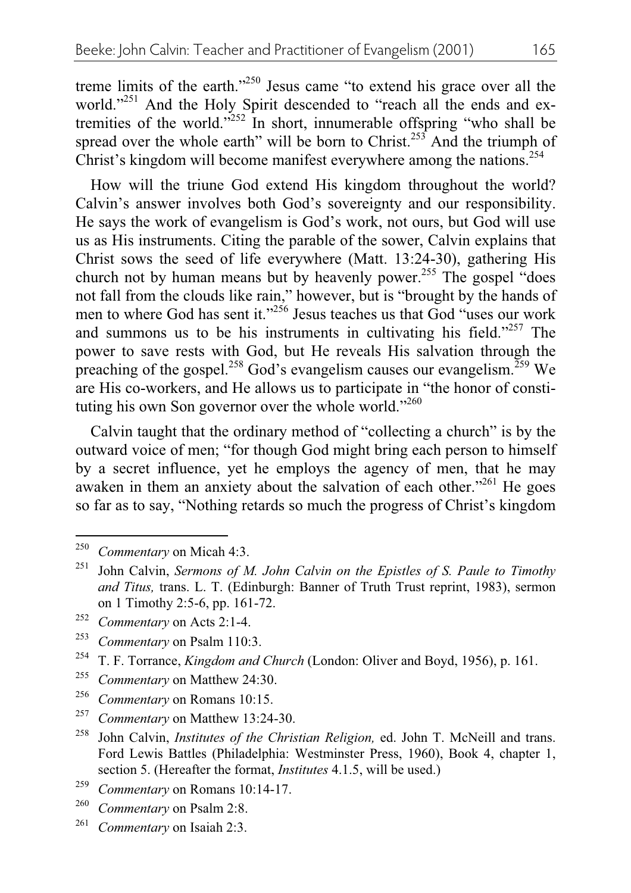treme limits of the earth."[250] Jesus came "to extend his grace over all the world."[251] And the Holy Spirit descended to "reach all the ends and extremities of the world."[252] In short, innumerable offspring "who shall be spread over the whole earth" will be born to Christ.[253] And the triumph of Christ's kingdom will become manifest everywhere among the nations.[254]

How will the triune God extend His kingdom throughout the world? Calvin's answer involves both God's sovereignty and our responsibility. He says the work of evangelism is God's work, not ours, but God will use us as His instruments. Citing the parable of the sower, Calvin explains that Christ sows the seed of life everywhere (Matt. 13:24-30), gathering His church not by human means but by heavenly power.[255] The gospel "does not fall from the clouds like rain," however, but is "brought by the hands of men to where God has sent it."[256] Jesus teaches us that God "uses our work and summons us to be his instruments in cultivating his field."[257] The power to save rests with God, but He reveals His salvation through the preaching of the gospel.[258] God's evangelism causes our evangelism.[259] We are His co-workers, and He allows us to participate in "the honor of constituting his own Son governor over the whole world."[260]

Calvin taught that the ordinary method of "collecting a church" is by the outward voice of men; "for though God might bring each person to himself by a secret influence, yet he employs the agency of men, that he may awaken in them an anxiety about the salvation of each other."[261] He goes so far as to say, "Nothing retards so much the progress of Christ's kingdom

---

[250] *Commentary* on Micah 4:3.

[251] John Calvin, *Sermons of M. John Calvin on the Epistles of S. Paule to Timothy and Titus,* trans. L. T. (Edinburgh: Banner of Truth Trust reprint, 1983), sermon on 1 Timothy 2:5-6, pp. 161-72.

[252] *Commentary* on Acts 2:1-4.

[253] *Commentary* on Psalm 110:3.

[254] T. F. Torrance, *Kingdom and Church* (London: Oliver and Boyd, 1956), p. 161.

[255] *Commentary* on Matthew 24:30.

[256] *Commentary* on Romans 10:15.

[257] *Commentary* on Matthew 13:24-30.

[258] John Calvin, *Institutes of the Christian Religion,* ed. John T. McNeill and trans. Ford Lewis Battles (Philadelphia: Westminster Press, 1960), Book 4, chapter 1, section 5. (Hereafter the format, *Institutes* 4.1.5, will be used.)

[259] *Commentary* on Romans 10:14-17.

[260] *Commentary* on Psalm 2:8.

[261] *Commentary* on Isaiah 2:3.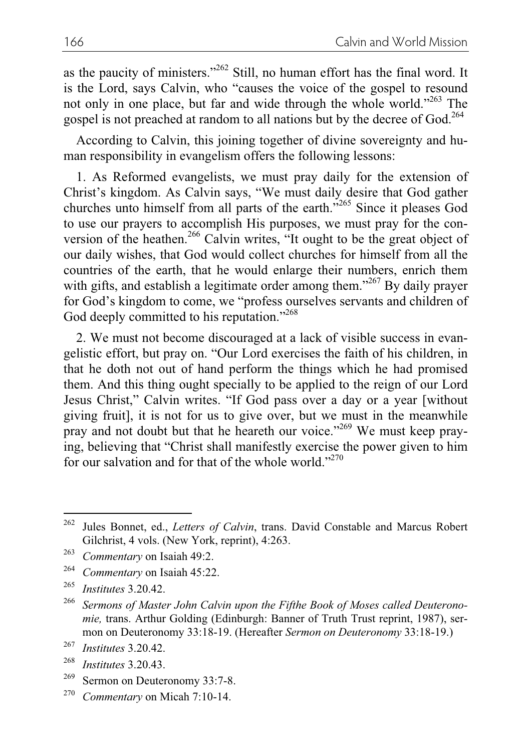as the paucity of ministers."[262] Still, no human effort has the final word. It is the Lord, says Calvin, who "causes the voice of the gospel to resound not only in one place, but far and wide through the whole world."[263] The gospel is not preached at random to all nations but by the decree of God.[264]

According to Calvin, this joining together of divine sovereignty and human responsibility in evangelism offers the following lessons:

1. As Reformed evangelists, we must pray daily for the extension of Christ's kingdom. As Calvin says, "We must daily desire that God gather churches unto himself from all parts of the earth."[265] Since it pleases God to use our prayers to accomplish His purposes, we must pray for the conversion of the heathen.[266] Calvin writes, "It ought to be the great object of our daily wishes, that God would collect churches for himself from all the countries of the earth, that he would enlarge their numbers, enrich them with gifts, and establish a legitimate order among them."[267] By daily prayer for God's kingdom to come, we "profess ourselves servants and children of God deeply committed to his reputation."[268]

2. We must not become discouraged at a lack of visible success in evangelistic effort, but pray on. "Our Lord exercises the faith of his children, in that he doth not out of hand perform the things which he had promised them. And this thing ought specially to be applied to the reign of our Lord Jesus Christ," Calvin writes. "If God pass over a day or a year [without giving fruit], it is not for us to give over, but we must in the meanwhile pray and not doubt but that he heareth our voice."[269] We must keep praying, believing that "Christ shall manifestly exercise the power given to him for our salvation and for that of the whole world."[270]

---

[262] Jules Bonnet, ed., *Letters of Calvin*, trans. David Constable and Marcus Robert Gilchrist, 4 vols. (New York, reprint), 4:263.

[263] *Commentary* on Isaiah 49:2.

[264] *Commentary* on Isaiah 45:22.

[265] *Institutes* 3.20.42.

[266] *Sermons of Master John Calvin upon the Fifthe Book of Moses called Deuteronomie,* trans. Arthur Golding (Edinburgh: Banner of Truth Trust reprint, 1987), sermon on Deuteronomy 33:18-19. (Hereafter *Sermon on Deuteronomy* 33:18-19.)

[267] *Institutes* 3.20.42.

[268] *Institutes* 3.20.43.

[269] Sermon on Deuteronomy 33:7-8.

[270] *Commentary* on Micah 7:10-14.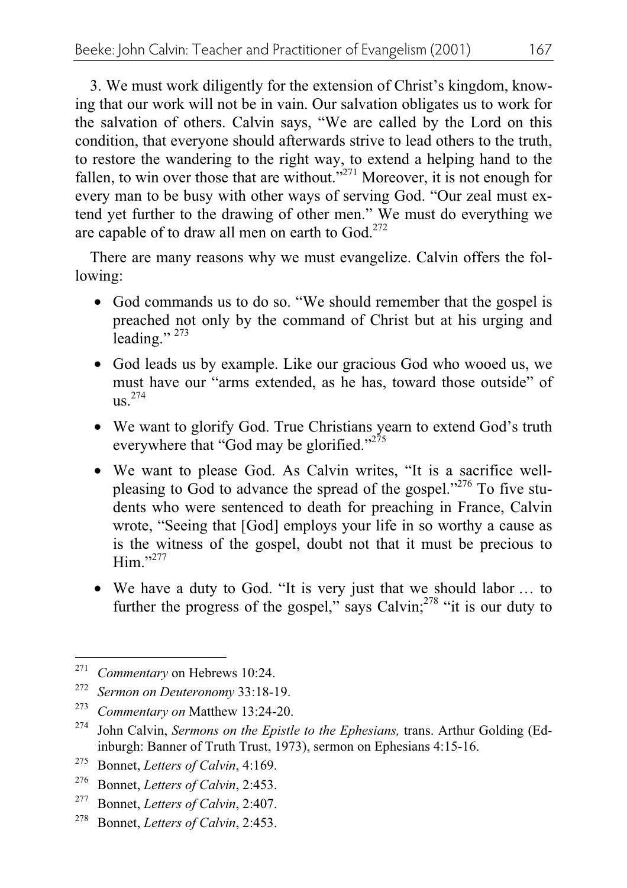3. We must work diligently for the extension of Christ's kingdom, knowing that our work will not be in vain. Our salvation obligates us to work for the salvation of others. Calvin says, "We are called by the Lord on this condition, that everyone should afterwards strive to lead others to the truth, to restore the wandering to the right way, to extend a helping hand to the fallen, to win over those that are without."[271] Moreover, it is not enough for every man to be busy with other ways of serving God. "Our zeal must extend yet further to the drawing of other men." We must do everything we are capable of to draw all men on earth to God.[272]

There are many reasons why we must evangelize. Calvin offers the following:

- God commands us to do so. "We should remember that the gospel is preached not only by the command of Christ but at his urging and leading." [273]
- God leads us by example. Like our gracious God who wooed us, we must have our "arms extended, as he has, toward those outside" of us.[274]
- We want to glorify God. True Christians yearn to extend God's truth everywhere that "God may be glorified."[275]
- We want to please God. As Calvin writes, "It is a sacrifice well-pleasing to God to advance the spread of the gospel."[276] To five students who were sentenced to death for preaching in France, Calvin wrote, "Seeing that [God] employs your life in so worthy a cause as is the witness of the gospel, doubt not that it must be precious to Him."[277]
- We have a duty to God. "It is very just that we should labor … to further the progress of the gospel," says Calvin;[278] "it is our duty to

---

[271] *Commentary* on Hebrews 10:24.

[272] *Sermon on Deuteronomy* 33:18-19.

[273] *Commentary on* Matthew 13:24-20.

[274] John Calvin, *Sermons on the Epistle to the Ephesians,* trans. Arthur Golding (Edinburgh: Banner of Truth Trust, 1973), sermon on Ephesians 4:15-16.

[275] Bonnet, *Letters of Calvin*, 4:169.

[276] Bonnet, *Letters of Calvin*, 2:453.

[277] Bonnet, *Letters of Calvin*, 2:407.

[278] Bonnet, *Letters of Calvin*, 2:453.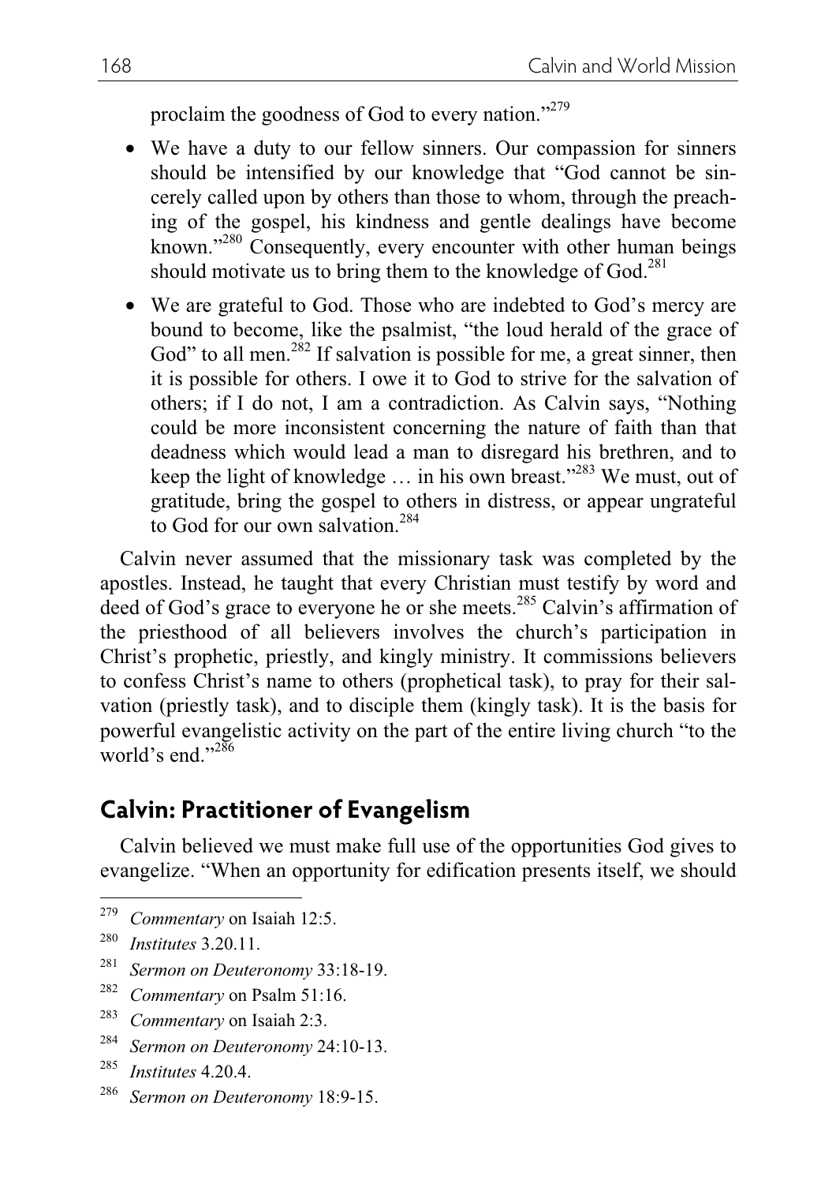proclaim the goodness of God to every nation."[279]

- We have a duty to our fellow sinners. Our compassion for sinners should be intensified by our knowledge that "God cannot be sincerely called upon by others than those to whom, through the preaching of the gospel, his kindness and gentle dealings have become known."[280] Consequently, every encounter with other human beings should motivate us to bring them to the knowledge of God.[281]
- We are grateful to God. Those who are indebted to God's mercy are bound to become, like the psalmist, "the loud herald of the grace of God" to all men.[282] If salvation is possible for me, a great sinner, then it is possible for others. I owe it to God to strive for the salvation of others; if I do not, I am a contradiction. As Calvin says, "Nothing could be more inconsistent concerning the nature of faith than that deadness which would lead a man to disregard his brethren, and to keep the light of knowledge … in his own breast."[283] We must, out of gratitude, bring the gospel to others in distress, or appear ungrateful to God for our own salvation.[284]

Calvin never assumed that the missionary task was completed by the apostles. Instead, he taught that every Christian must testify by word and deed of God's grace to everyone he or she meets.[285] Calvin's affirmation of the priesthood of all believers involves the church's participation in Christ's prophetic, priestly, and kingly ministry. It commissions believers to confess Christ's name to others (prophetical task), to pray for their salvation (priestly task), and to disciple them (kingly task). It is the basis for powerful evangelistic activity on the part of the entire living church "to the world's end."[286]

## Calvin: Practitioner of Evangelism

Calvin believed we must make full use of the opportunities God gives to evangelize. "When an opportunity for edification presents itself, we should

---

[279] *Commentary* on Isaiah 12:5.

[280] *Institutes* 3.20.11.

[281] *Sermon on Deuteronomy* 33:18-19.

[282] *Commentary* on Psalm 51:16.

[283] *Commentary* on Isaiah 2:3.

[284] *Sermon on Deuteronomy* 24:10-13.

[285] *Institutes* 4.20.4.

[286] *Sermon on Deuteronomy* 18:9-15.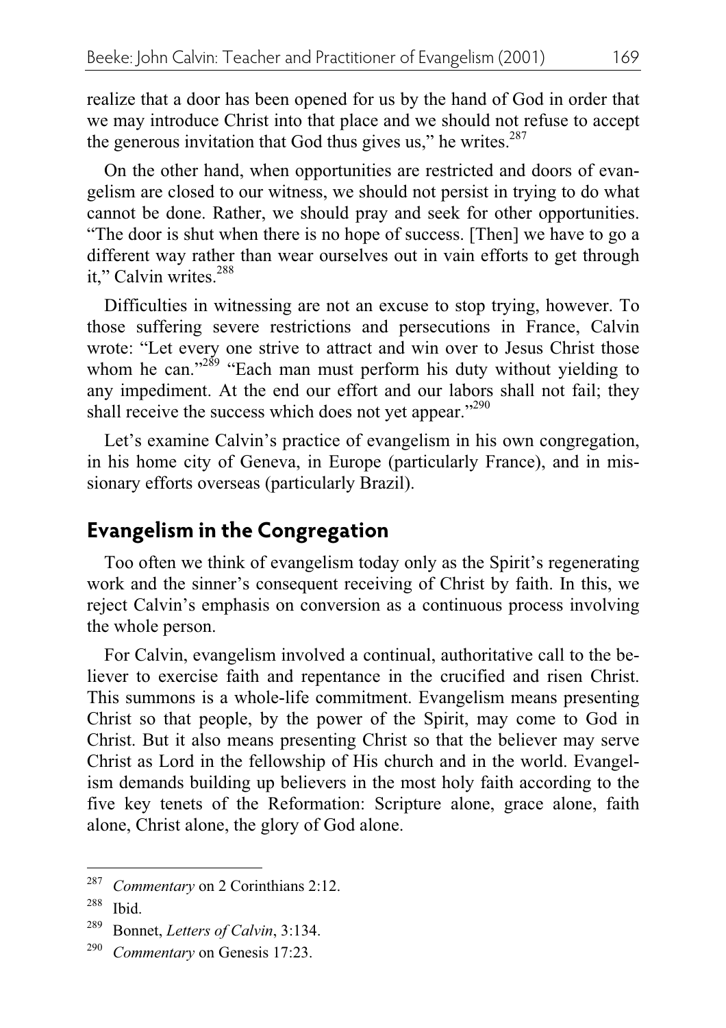realize that a door has been opened for us by the hand of God in order that we may introduce Christ into that place and we should not refuse to accept the generous invitation that God thus gives us," he writes.[287]

On the other hand, when opportunities are restricted and doors of evangelism are closed to our witness, we should not persist in trying to do what cannot be done. Rather, we should pray and seek for other opportunities. "The door is shut when there is no hope of success. [Then] we have to go a different way rather than wear ourselves out in vain efforts to get through it," Calvin writes.[288]

Difficulties in witnessing are not an excuse to stop trying, however. To those suffering severe restrictions and persecutions in France, Calvin wrote: "Let every one strive to attract and win over to Jesus Christ those whom he can."[289] "Each man must perform his duty without yielding to any impediment. At the end our effort and our labors shall not fail; they shall receive the success which does not yet appear."[290]

Let's examine Calvin's practice of evangelism in his own congregation, in his home city of Geneva, in Europe (particularly France), and in missionary efforts overseas (particularly Brazil).

## Evangelism in the Congregation

Too often we think of evangelism today only as the Spirit's regenerating work and the sinner's consequent receiving of Christ by faith. In this, we reject Calvin's emphasis on conversion as a continuous process involving the whole person.

For Calvin, evangelism involved a continual, authoritative call to the believer to exercise faith and repentance in the crucified and risen Christ. This summons is a whole-life commitment. Evangelism means presenting Christ so that people, by the power of the Spirit, may come to God in Christ. But it also means presenting Christ so that the believer may serve Christ as Lord in the fellowship of His church and in the world. Evangelism demands building up believers in the most holy faith according to the five key tenets of the Reformation: Scripture alone, grace alone, faith alone, Christ alone, the glory of God alone.

---

[287] *Commentary* on 2 Corinthians 2:12.

[288] Ibid.

[289] Bonnet, *Letters of Calvin*, 3:134.

[290] *Commentary* on Genesis 17:23.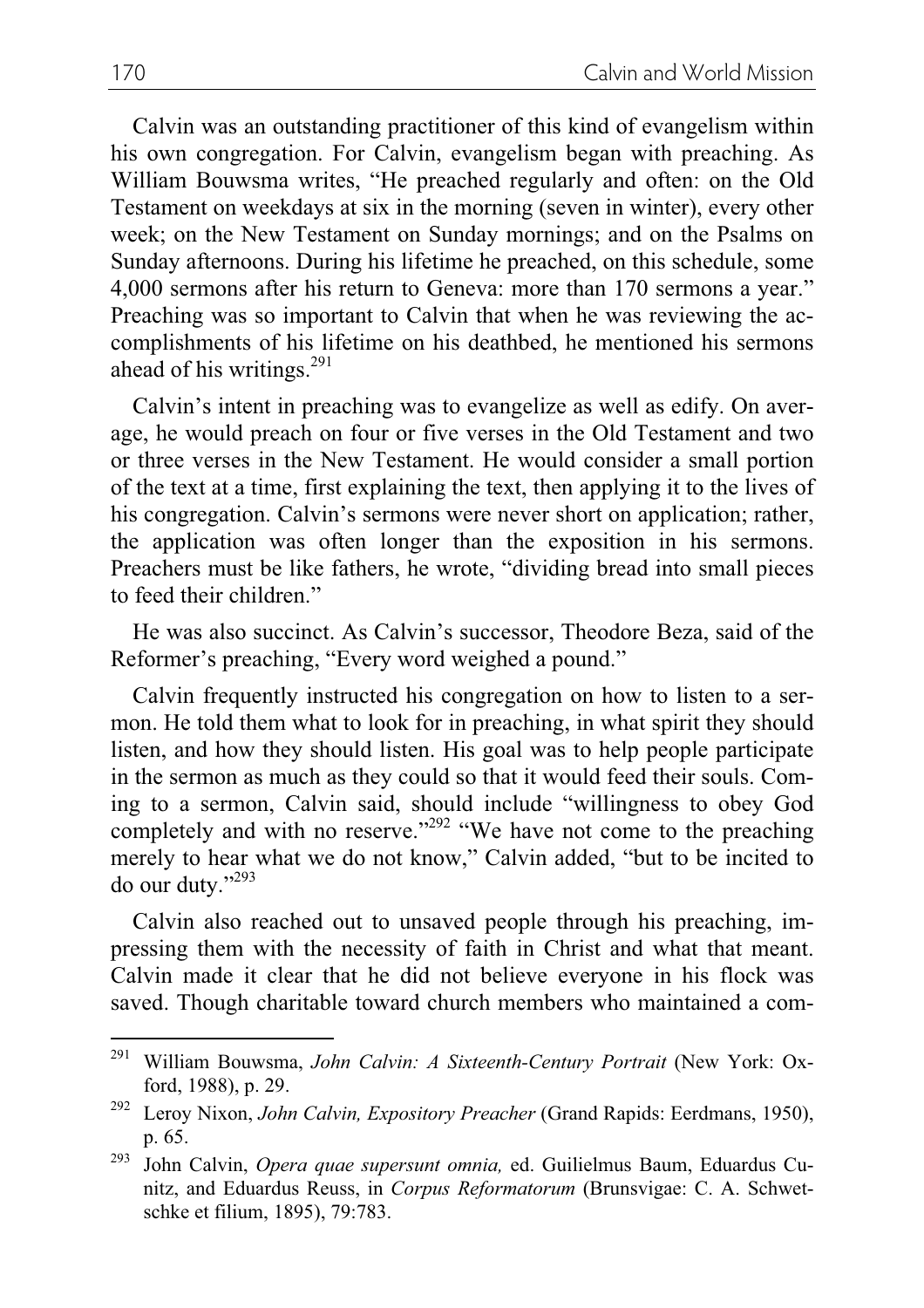Calvin was an outstanding practitioner of this kind of evangelism within his own congregation. For Calvin, evangelism began with preaching. As William Bouwsma writes, "He preached regularly and often: on the Old Testament on weekdays at six in the morning (seven in winter), every other week; on the New Testament on Sunday mornings; and on the Psalms on Sunday afternoons. During his lifetime he preached, on this schedule, some 4,000 sermons after his return to Geneva: more than 170 sermons a year." Preaching was so important to Calvin that when he was reviewing the accomplishments of his lifetime on his deathbed, he mentioned his sermons ahead of his writings.[291]

Calvin's intent in preaching was to evangelize as well as edify. On average, he would preach on four or five verses in the Old Testament and two or three verses in the New Testament. He would consider a small portion of the text at a time, first explaining the text, then applying it to the lives of his congregation. Calvin's sermons were never short on application; rather, the application was often longer than the exposition in his sermons. Preachers must be like fathers, he wrote, "dividing bread into small pieces to feed their children."

He was also succinct. As Calvin's successor, Theodore Beza, said of the Reformer's preaching, "Every word weighed a pound."

Calvin frequently instructed his congregation on how to listen to a sermon. He told them what to look for in preaching, in what spirit they should listen, and how they should listen. His goal was to help people participate in the sermon as much as they could so that it would feed their souls. Coming to a sermon, Calvin said, should include "willingness to obey God completely and with no reserve."[292] "We have not come to the preaching merely to hear what we do not know," Calvin added, "but to be incited to do our duty."[293]

Calvin also reached out to unsaved people through his preaching, impressing them with the necessity of faith in Christ and what that meant. Calvin made it clear that he did not believe everyone in his flock was saved. Though charitable toward church members who maintained a com-

---

[291] William Bouwsma, *John Calvin: A Sixteenth-Century Portrait* (New York: Oxford, 1988), p. 29.

[292] Leroy Nixon, *John Calvin, Expository Preacher* (Grand Rapids: Eerdmans, 1950), p. 65.

[293] John Calvin, *Opera quae supersunt omnia,* ed. Guilielmus Baum, Eduardus Cunitz, and Eduardus Reuss, in *Corpus Reformatorum* (Brunsvigae: C. A. Schwetschke et filium, 1895), 79:783.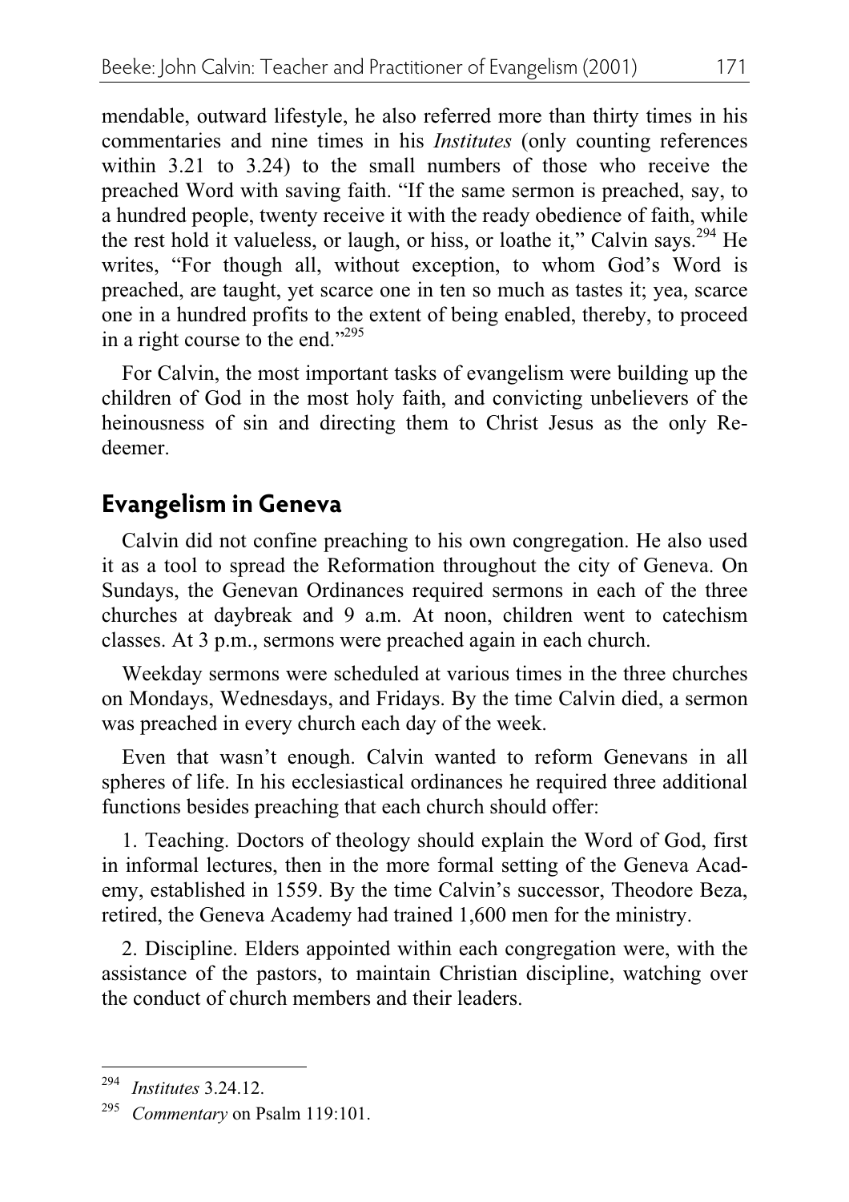mendable, outward lifestyle, he also referred more than thirty times in his commentaries and nine times in his *Institutes* (only counting references within 3.21 to 3.24) to the small numbers of those who receive the preached Word with saving faith. "If the same sermon is preached, say, to a hundred people, twenty receive it with the ready obedience of faith, while the rest hold it valueless, or laugh, or hiss, or loathe it," Calvin says.[294] He writes, "For though all, without exception, to whom God's Word is preached, are taught, yet scarce one in ten so much as tastes it; yea, scarce one in a hundred profits to the extent of being enabled, thereby, to proceed in a right course to the end."[295]

For Calvin, the most important tasks of evangelism were building up the children of God in the most holy faith, and convicting unbelievers of the heinousness of sin and directing them to Christ Jesus as the only Redeemer.

## Evangelism in Geneva

Calvin did not confine preaching to his own congregation. He also used it as a tool to spread the Reformation throughout the city of Geneva. On Sundays, the Genevan Ordinances required sermons in each of the three churches at daybreak and 9 a.m. At noon, children went to catechism classes. At 3 p.m., sermons were preached again in each church.

Weekday sermons were scheduled at various times in the three churches on Mondays, Wednesdays, and Fridays. By the time Calvin died, a sermon was preached in every church each day of the week.

Even that wasn't enough. Calvin wanted to reform Genevans in all spheres of life. In his ecclesiastical ordinances he required three additional functions besides preaching that each church should offer:

1. Teaching. Doctors of theology should explain the Word of God, first in informal lectures, then in the more formal setting of the Geneva Academy, established in 1559. By the time Calvin's successor, Theodore Beza, retired, the Geneva Academy had trained 1,600 men for the ministry.

2. Discipline. Elders appointed within each congregation were, with the assistance of the pastors, to maintain Christian discipline, watching over the conduct of church members and their leaders.

---

[294] *Institutes* 3.24.12.

[295] *Commentary* on Psalm 119:101.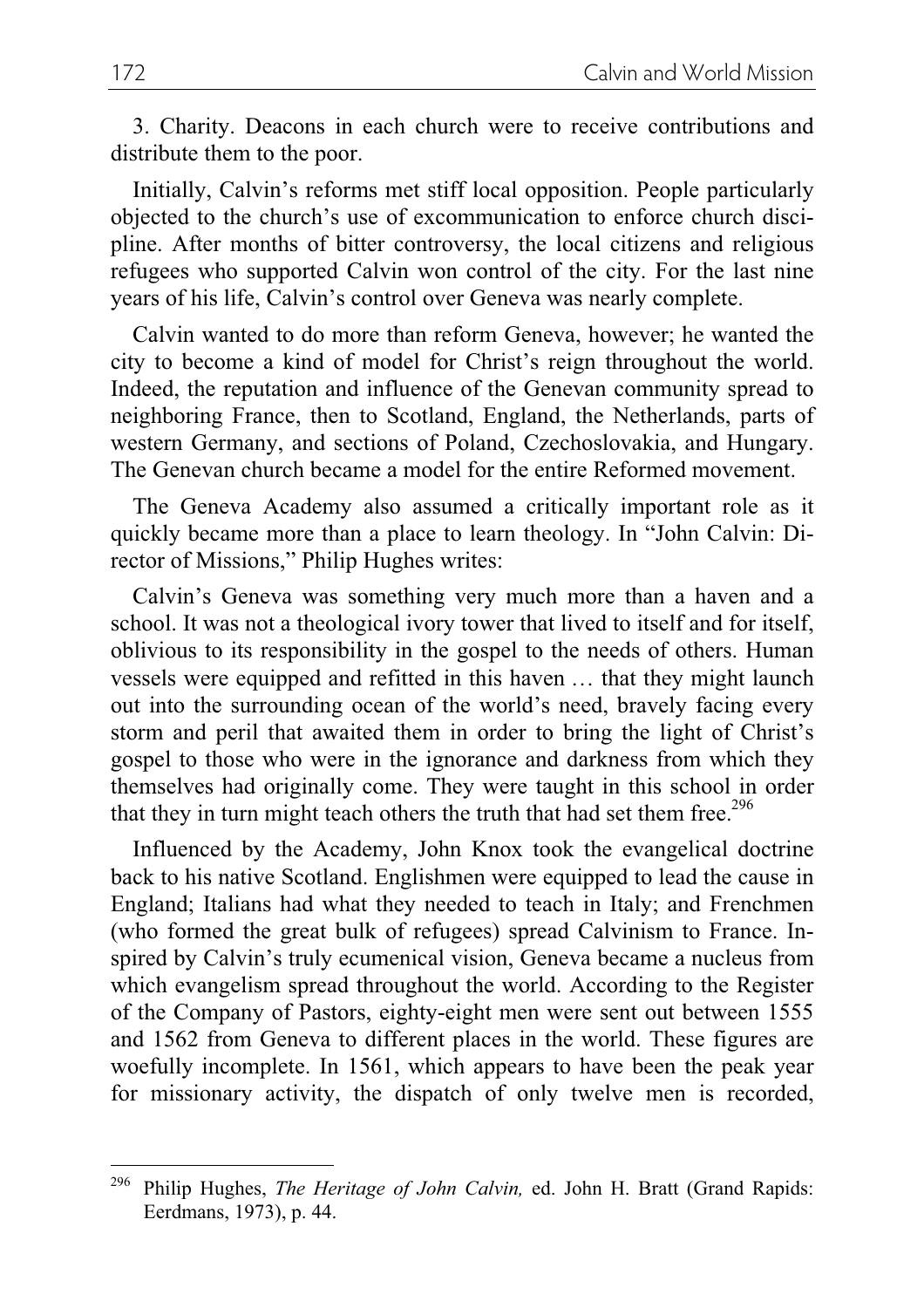3. Charity. Deacons in each church were to receive contributions and distribute them to the poor.

Initially, Calvin's reforms met stiff local opposition. People particularly objected to the church's use of excommunication to enforce church discipline. After months of bitter controversy, the local citizens and religious refugees who supported Calvin won control of the city. For the last nine years of his life, Calvin's control over Geneva was nearly complete.

Calvin wanted to do more than reform Geneva, however; he wanted the city to become a kind of model for Christ's reign throughout the world. Indeed, the reputation and influence of the Genevan community spread to neighboring France, then to Scotland, England, the Netherlands, parts of western Germany, and sections of Poland, Czechoslovakia, and Hungary. The Genevan church became a model for the entire Reformed movement.

The Geneva Academy also assumed a critically important role as it quickly became more than a place to learn theology. In "John Calvin: Director of Missions," Philip Hughes writes:

> Calvin's Geneva was something very much more than a haven and a school. It was not a theological ivory tower that lived to itself and for itself, oblivious to its responsibility in the gospel to the needs of others. Human vessels were equipped and refitted in this haven … that they might launch out into the surrounding ocean of the world's need, bravely facing every storm and peril that awaited them in order to bring the light of Christ's gospel to those who were in the ignorance and darkness from which they themselves had originally come. They were taught in this school in order that they in turn might teach others the truth that had set them free.[296]

Influenced by the Academy, John Knox took the evangelical doctrine back to his native Scotland. Englishmen were equipped to lead the cause in England; Italians had what they needed to teach in Italy; and Frenchmen (who formed the great bulk of refugees) spread Calvinism to France. Inspired by Calvin's truly ecumenical vision, Geneva became a nucleus from which evangelism spread throughout the world. According to the Register of the Company of Pastors, eighty-eight men were sent out between 1555 and 1562 from Geneva to different places in the world. These figures are woefully incomplete. In 1561, which appears to have been the peak year for missionary activity, the dispatch of only twelve men is recorded,

---

[296] Philip Hughes, *The Heritage of John Calvin,* ed. John H. Bratt (Grand Rapids: Eerdmans, 1973), p. 44.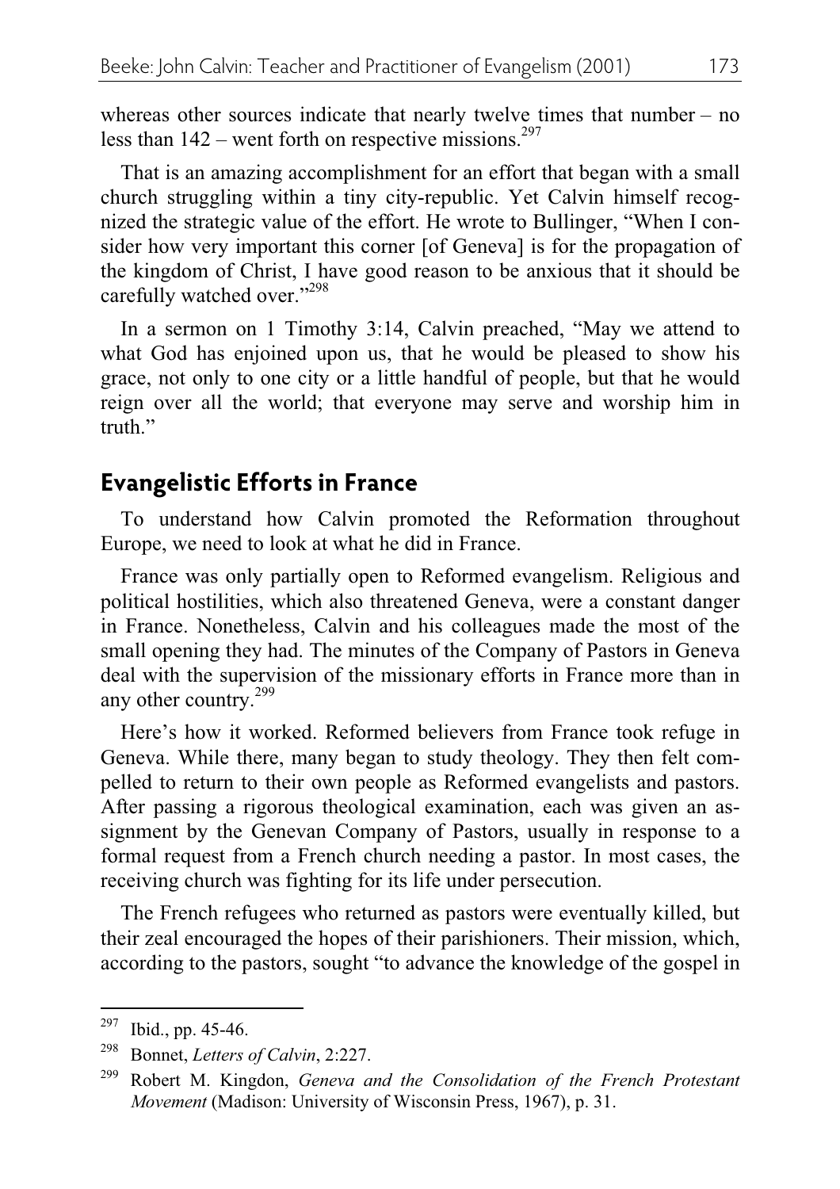whereas other sources indicate that nearly twelve times that number – no less than 142 – went forth on respective missions.[297]

That is an amazing accomplishment for an effort that began with a small church struggling within a tiny city-republic. Yet Calvin himself recognized the strategic value of the effort. He wrote to Bullinger, "When I consider how very important this corner [of Geneva] is for the propagation of the kingdom of Christ, I have good reason to be anxious that it should be carefully watched over."[298]

In a sermon on 1 Timothy 3:14, Calvin preached, "May we attend to what God has enjoined upon us, that he would be pleased to show his grace, not only to one city or a little handful of people, but that he would reign over all the world; that everyone may serve and worship him in truth."

## Evangelistic Efforts in France

To understand how Calvin promoted the Reformation throughout Europe, we need to look at what he did in France.

France was only partially open to Reformed evangelism. Religious and political hostilities, which also threatened Geneva, were a constant danger in France. Nonetheless, Calvin and his colleagues made the most of the small opening they had. The minutes of the Company of Pastors in Geneva deal with the supervision of the missionary efforts in France more than in any other country.[299]

Here's how it worked. Reformed believers from France took refuge in Geneva. While there, many began to study theology. They then felt compelled to return to their own people as Reformed evangelists and pastors. After passing a rigorous theological examination, each was given an assignment by the Genevan Company of Pastors, usually in response to a formal request from a French church needing a pastor. In most cases, the receiving church was fighting for its life under persecution.

The French refugees who returned as pastors were eventually killed, but their zeal encouraged the hopes of their parishioners. Their mission, which, according to the pastors, sought "to advance the knowledge of the gospel in

---

[297] Ibid., pp. 45-46.

[298] Bonnet, *Letters of Calvin*, 2:227.

[299] Robert M. Kingdon, *Geneva and the Consolidation of the French Protestant Movement* (Madison: University of Wisconsin Press, 1967), p. 31.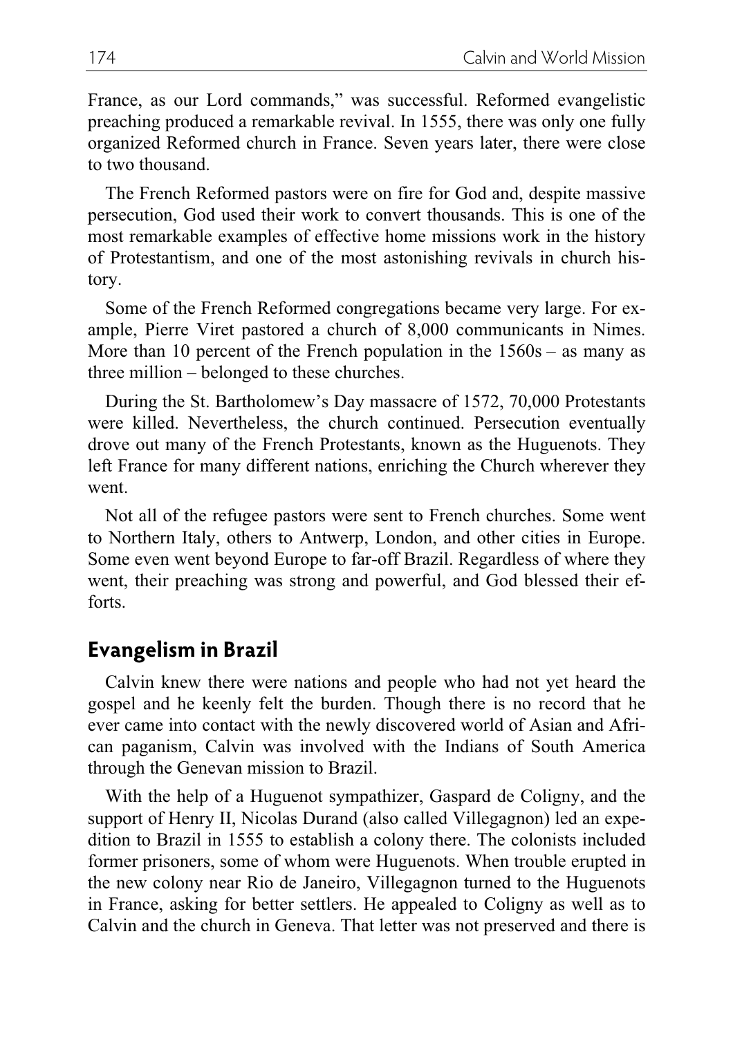France, as our Lord commands," was successful. Reformed evangelistic preaching produced a remarkable revival. In 1555, there was only one fully organized Reformed church in France. Seven years later, there were close to two thousand.

The French Reformed pastors were on fire for God and, despite massive persecution, God used their work to convert thousands. This is one of the most remarkable examples of effective home missions work in the history of Protestantism, and one of the most astonishing revivals in church history.

Some of the French Reformed congregations became very large. For example, Pierre Viret pastored a church of 8,000 communicants in Nimes. More than 10 percent of the French population in the 1560s – as many as three million – belonged to these churches.

During the St. Bartholomew's Day massacre of 1572, 70,000 Protestants were killed. Nevertheless, the church continued. Persecution eventually drove out many of the French Protestants, known as the Huguenots. They left France for many different nations, enriching the Church wherever they went.

Not all of the refugee pastors were sent to French churches. Some went to Northern Italy, others to Antwerp, London, and other cities in Europe. Some even went beyond Europe to far-off Brazil. Regardless of where they went, their preaching was strong and powerful, and God blessed their efforts.

## Evangelism in Brazil

Calvin knew there were nations and people who had not yet heard the gospel and he keenly felt the burden. Though there is no record that he ever came into contact with the newly discovered world of Asian and African paganism, Calvin was involved with the Indians of South America through the Genevan mission to Brazil.

With the help of a Huguenot sympathizer, Gaspard de Coligny, and the support of Henry II, Nicolas Durand (also called Villegagnon) led an expedition to Brazil in 1555 to establish a colony there. The colonists included former prisoners, some of whom were Huguenots. When trouble erupted in the new colony near Rio de Janeiro, Villegagnon turned to the Huguenots in France, asking for better settlers. He appealed to Coligny as well as to Calvin and the church in Geneva. That letter was not preserved and there is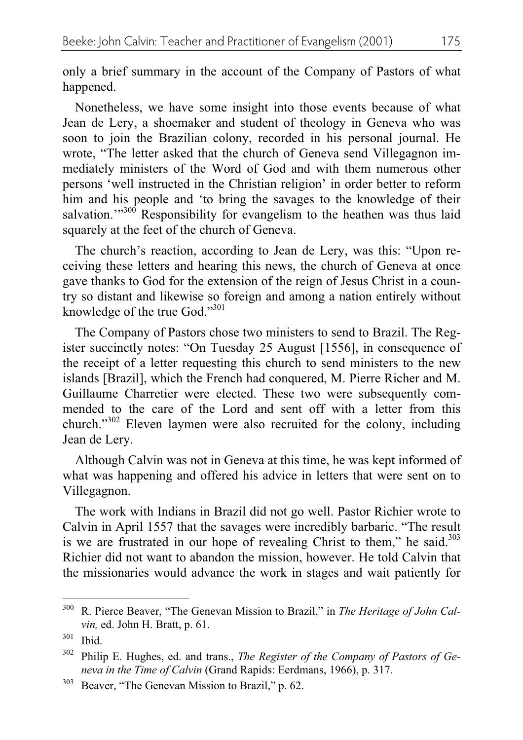only a brief summary in the account of the Company of Pastors of what happened.

Nonetheless, we have some insight into those events because of what Jean de Lery, a shoemaker and student of theology in Geneva who was soon to join the Brazilian colony, recorded in his personal journal. He wrote, "The letter asked that the church of Geneva send Villegagnon immediately ministers of the Word of God and with them numerous other persons 'well instructed in the Christian religion' in order better to reform him and his people and 'to bring the savages to the knowledge of their salvation.'"[300] Responsibility for evangelism to the heathen was thus laid squarely at the feet of the church of Geneva.

The church's reaction, according to Jean de Lery, was this: "Upon receiving these letters and hearing this news, the church of Geneva at once gave thanks to God for the extension of the reign of Jesus Christ in a country so distant and likewise so foreign and among a nation entirely without knowledge of the true God."[301]

The Company of Pastors chose two ministers to send to Brazil. The Register succinctly notes: "On Tuesday 25 August [1556], in consequence of the receipt of a letter requesting this church to send ministers to the new islands [Brazil], which the French had conquered, M. Pierre Richer and M. Guillaume Charretier were elected. These two were subsequently commended to the care of the Lord and sent off with a letter from this church."[302] Eleven laymen were also recruited for the colony, including Jean de Lery.

Although Calvin was not in Geneva at this time, he was kept informed of what was happening and offered his advice in letters that were sent on to Villegagnon.

The work with Indians in Brazil did not go well. Pastor Richier wrote to Calvin in April 1557 that the savages were incredibly barbaric. "The result is we are frustrated in our hope of revealing Christ to them," he said.[303] Richier did not want to abandon the mission, however. He told Calvin that the missionaries would advance the work in stages and wait patiently for

---

[300] R. Pierce Beaver, "The Genevan Mission to Brazil," in *The Heritage of John Calvin,* ed. John H. Bratt, p. 61.

[301] Ibid.

[302] Philip E. Hughes, ed. and trans., *The Register of the Company of Pastors of Geneva in the Time of Calvin* (Grand Rapids: Eerdmans, 1966), p. 317.

[303] Beaver, "The Genevan Mission to Brazil," p. 62.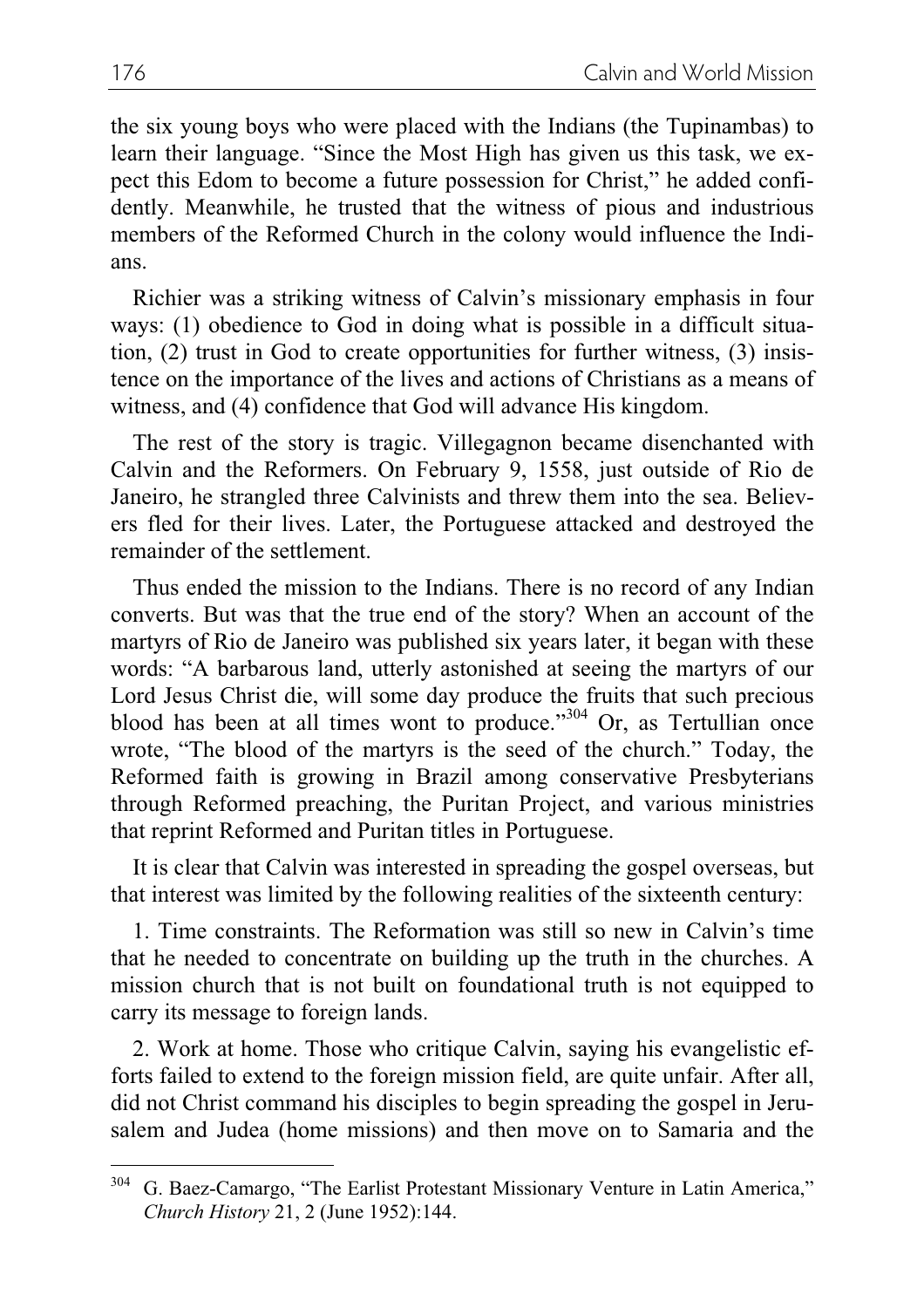the six young boys who were placed with the Indians (the Tupinambas) to learn their language. "Since the Most High has given us this task, we expect this Edom to become a future possession for Christ," he added confidently. Meanwhile, he trusted that the witness of pious and industrious members of the Reformed Church in the colony would influence the Indians.

Richier was a striking witness of Calvin's missionary emphasis in four ways: (1) obedience to God in doing what is possible in a difficult situation, (2) trust in God to create opportunities for further witness, (3) insistence on the importance of the lives and actions of Christians as a means of witness, and (4) confidence that God will advance His kingdom.

The rest of the story is tragic. Villegagnon became disenchanted with Calvin and the Reformers. On February 9, 1558, just outside of Rio de Janeiro, he strangled three Calvinists and threw them into the sea. Believers fled for their lives. Later, the Portuguese attacked and destroyed the remainder of the settlement.

Thus ended the mission to the Indians. There is no record of any Indian converts. But was that the true end of the story? When an account of the martyrs of Rio de Janeiro was published six years later, it began with these words: "A barbarous land, utterly astonished at seeing the martyrs of our Lord Jesus Christ die, will some day produce the fruits that such precious blood has been at all times wont to produce."[304] Or, as Tertullian once wrote, "The blood of the martyrs is the seed of the church." Today, the Reformed faith is growing in Brazil among conservative Presbyterians through Reformed preaching, the Puritan Project, and various ministries that reprint Reformed and Puritan titles in Portuguese.

It is clear that Calvin was interested in spreading the gospel overseas, but that interest was limited by the following realities of the sixteenth century:

1. Time constraints. The Reformation was still so new in Calvin's time that he needed to concentrate on building up the truth in the churches. A mission church that is not built on foundational truth is not equipped to carry its message to foreign lands.

2. Work at home. Those who critique Calvin, saying his evangelistic efforts failed to extend to the foreign mission field, are quite unfair. After all, did not Christ command his disciples to begin spreading the gospel in Jerusalem and Judea (home missions) and then move on to Samaria and the

---

[304] G. Baez-Camargo, "The Earlist Protestant Missionary Venture in Latin America," *Church History* 21, 2 (June 1952):144.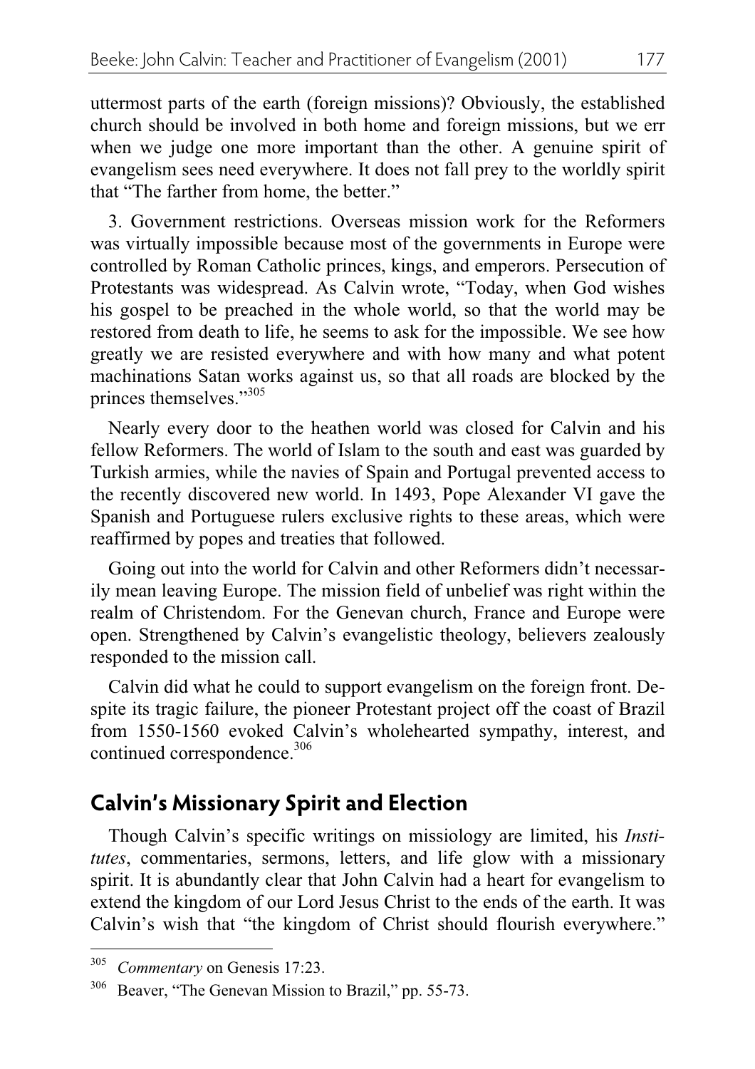uttermost parts of the earth (foreign missions)? Obviously, the established church should be involved in both home and foreign missions, but we err when we judge one more important than the other. A genuine spirit of evangelism sees need everywhere. It does not fall prey to the worldly spirit that "The farther from home, the better."

3. Government restrictions. Overseas mission work for the Reformers was virtually impossible because most of the governments in Europe were controlled by Roman Catholic princes, kings, and emperors. Persecution of Protestants was widespread. As Calvin wrote, "Today, when God wishes his gospel to be preached in the whole world, so that the world may be restored from death to life, he seems to ask for the impossible. We see how greatly we are resisted everywhere and with how many and what potent machinations Satan works against us, so that all roads are blocked by the princes themselves."[305]

Nearly every door to the heathen world was closed for Calvin and his fellow Reformers. The world of Islam to the south and east was guarded by Turkish armies, while the navies of Spain and Portugal prevented access to the recently discovered new world. In 1493, Pope Alexander VI gave the Spanish and Portuguese rulers exclusive rights to these areas, which were reaffirmed by popes and treaties that followed.

Going out into the world for Calvin and other Reformers didn't necessarily mean leaving Europe. The mission field of unbelief was right within the realm of Christendom. For the Genevan church, France and Europe were open. Strengthened by Calvin's evangelistic theology, believers zealously responded to the mission call.

Calvin did what he could to support evangelism on the foreign front. Despite its tragic failure, the pioneer Protestant project off the coast of Brazil from 1550-1560 evoked Calvin's wholehearted sympathy, interest, and continued correspondence.[306]

## Calvin's Missionary Spirit and Election

Though Calvin's specific writings on missiology are limited, his *Institutes*, commentaries, sermons, letters, and life glow with a missionary spirit. It is abundantly clear that John Calvin had a heart for evangelism to extend the kingdom of our Lord Jesus Christ to the ends of the earth. It was Calvin's wish that "the kingdom of Christ should flourish everywhere."

---

[305] *Commentary* on Genesis 17:23.

[306] Beaver, "The Genevan Mission to Brazil," pp. 55-73.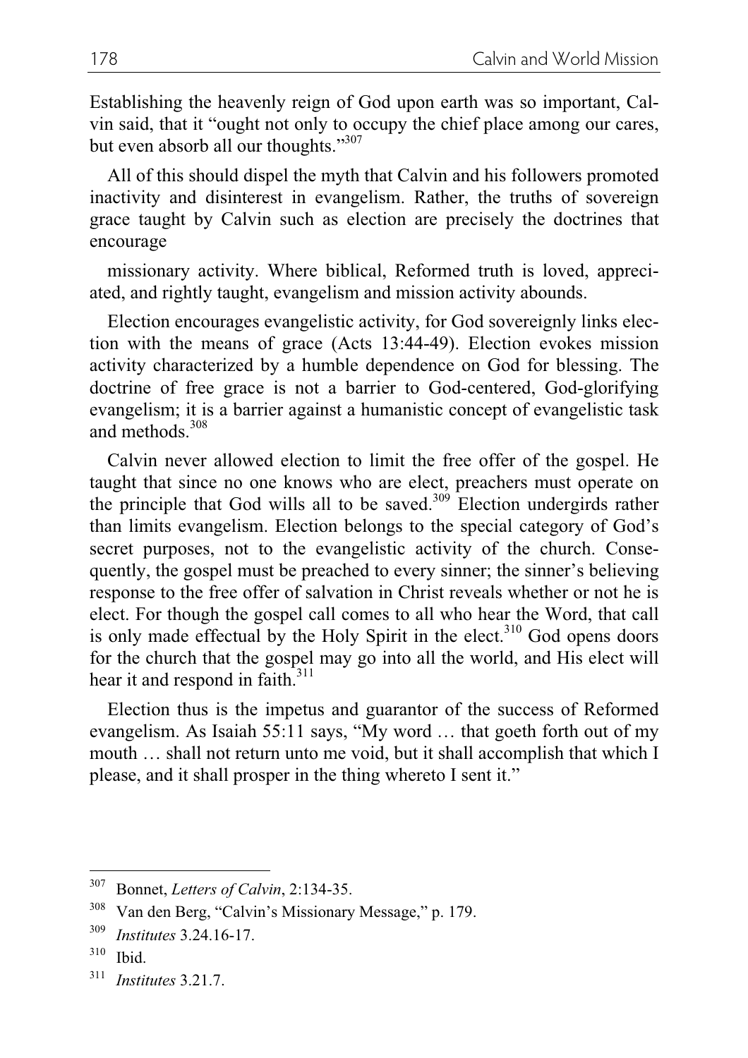Establishing the heavenly reign of God upon earth was so important, Calvin said, that it "ought not only to occupy the chief place among our cares, but even absorb all our thoughts."[307]

All of this should dispel the myth that Calvin and his followers promoted inactivity and disinterest in evangelism. Rather, the truths of sovereign grace taught by Calvin such as election are precisely the doctrines that encourage missionary activity. Where biblical, Reformed truth is loved, appreciated, and rightly taught, evangelism and mission activity abounds.

Election encourages evangelistic activity, for God sovereignly links election with the means of grace (Acts 13:44-49). Election evokes mission activity characterized by a humble dependence on God for blessing. The doctrine of free grace is not a barrier to God-centered, God-glorifying evangelism; it is a barrier against a humanistic concept of evangelistic task and methods.[308]

Calvin never allowed election to limit the free offer of the gospel. He taught that since no one knows who are elect, preachers must operate on the principle that God wills all to be saved.[309] Election undergirds rather than limits evangelism. Election belongs to the special category of God's secret purposes, not to the evangelistic activity of the church. Consequently, the gospel must be preached to every sinner; the sinner's believing response to the free offer of salvation in Christ reveals whether or not he is elect. For though the gospel call comes to all who hear the Word, that call is only made effectual by the Holy Spirit in the elect.[310] God opens doors for the church that the gospel may go into all the world, and His elect will hear it and respond in faith.[311]

Election thus is the impetus and guarantor of the success of Reformed evangelism. As Isaiah 55:11 says, "My word … that goeth forth out of my mouth … shall not return unto me void, but it shall accomplish that which I please, and it shall prosper in the thing whereto I sent it."

---

[307] Bonnet, *Letters of Calvin*, 2:134-35.

[308] Van den Berg, "Calvin's Missionary Message," p. 179.

[309] *Institutes* 3.24.16-17.

[310] Ibid.

[311] *Institutes* 3.21.7.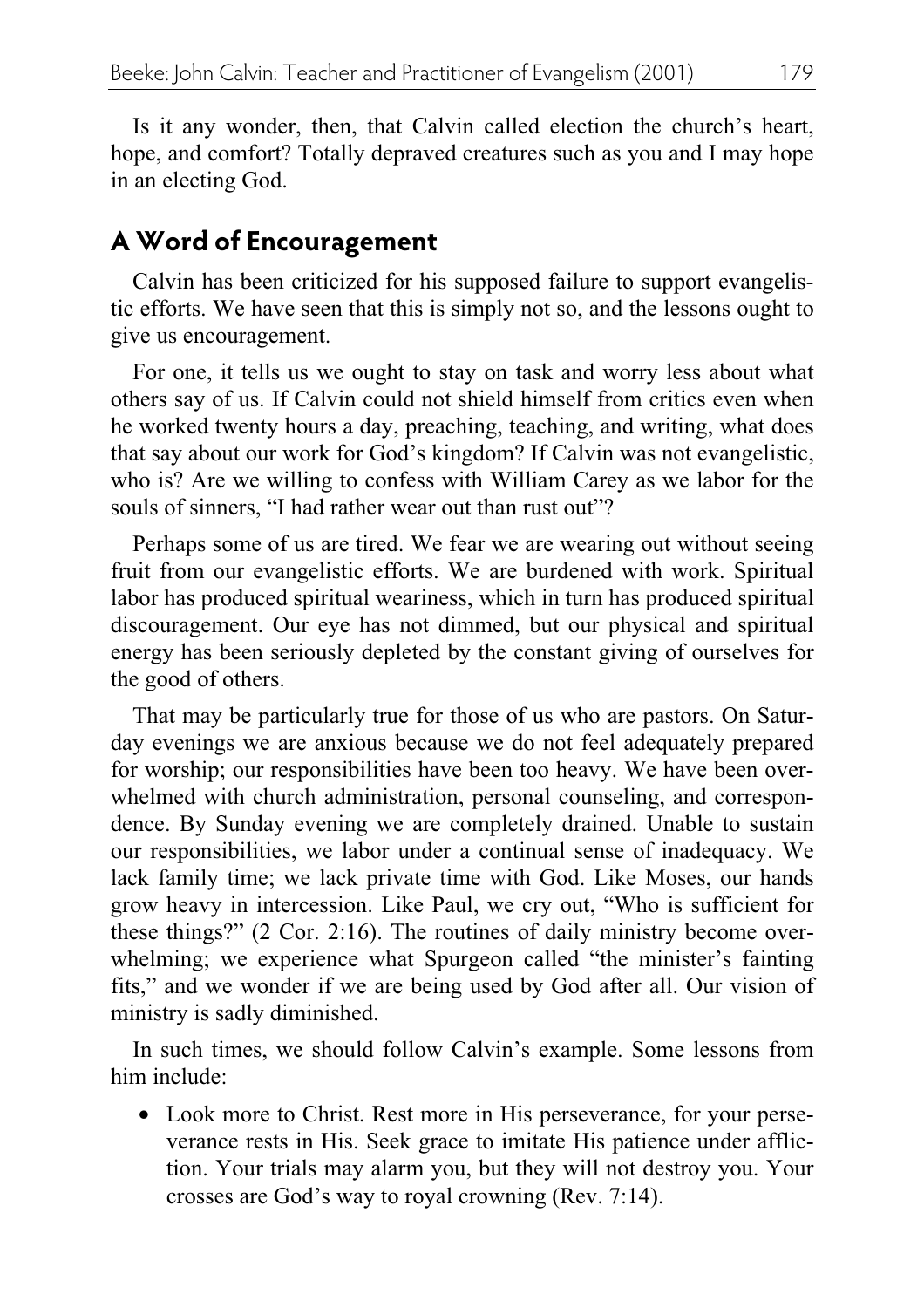Is it any wonder, then, that Calvin called election the church's heart, hope, and comfort? Totally depraved creatures such as you and I may hope in an electing God.

## A Word of Encouragement

Calvin has been criticized for his supposed failure to support evangelistic efforts. We have seen that this is simply not so, and the lessons ought to give us encouragement.

For one, it tells us we ought to stay on task and worry less about what others say of us. If Calvin could not shield himself from critics even when he worked twenty hours a day, preaching, teaching, and writing, what does that say about our work for God's kingdom? If Calvin was not evangelistic, who is? Are we willing to confess with William Carey as we labor for the souls of sinners, "I had rather wear out than rust out"?

Perhaps some of us are tired. We fear we are wearing out without seeing fruit from our evangelistic efforts. We are burdened with work. Spiritual labor has produced spiritual weariness, which in turn has produced spiritual discouragement. Our eye has not dimmed, but our physical and spiritual energy has been seriously depleted by the constant giving of ourselves for the good of others.

That may be particularly true for those of us who are pastors. On Saturday evenings we are anxious because we do not feel adequately prepared for worship; our responsibilities have been too heavy. We have been overwhelmed with church administration, personal counseling, and correspondence. By Sunday evening we are completely drained. Unable to sustain our responsibilities, we labor under a continual sense of inadequacy. We lack family time; we lack private time with God. Like Moses, our hands grow heavy in intercession. Like Paul, we cry out, "Who is sufficient for these things?" (2 Cor. 2:16). The routines of daily ministry become overwhelming; we experience what Spurgeon called "the minister's fainting fits," and we wonder if we are being used by God after all. Our vision of ministry is sadly diminished.

In such times, we should follow Calvin's example. Some lessons from him include:

- Look more to Christ. Rest more in His perseverance, for your perseverance rests in His. Seek grace to imitate His patience under affliction. Your trials may alarm you, but they will not destroy you. Your crosses are God's way to royal crowning (Rev. 7:14).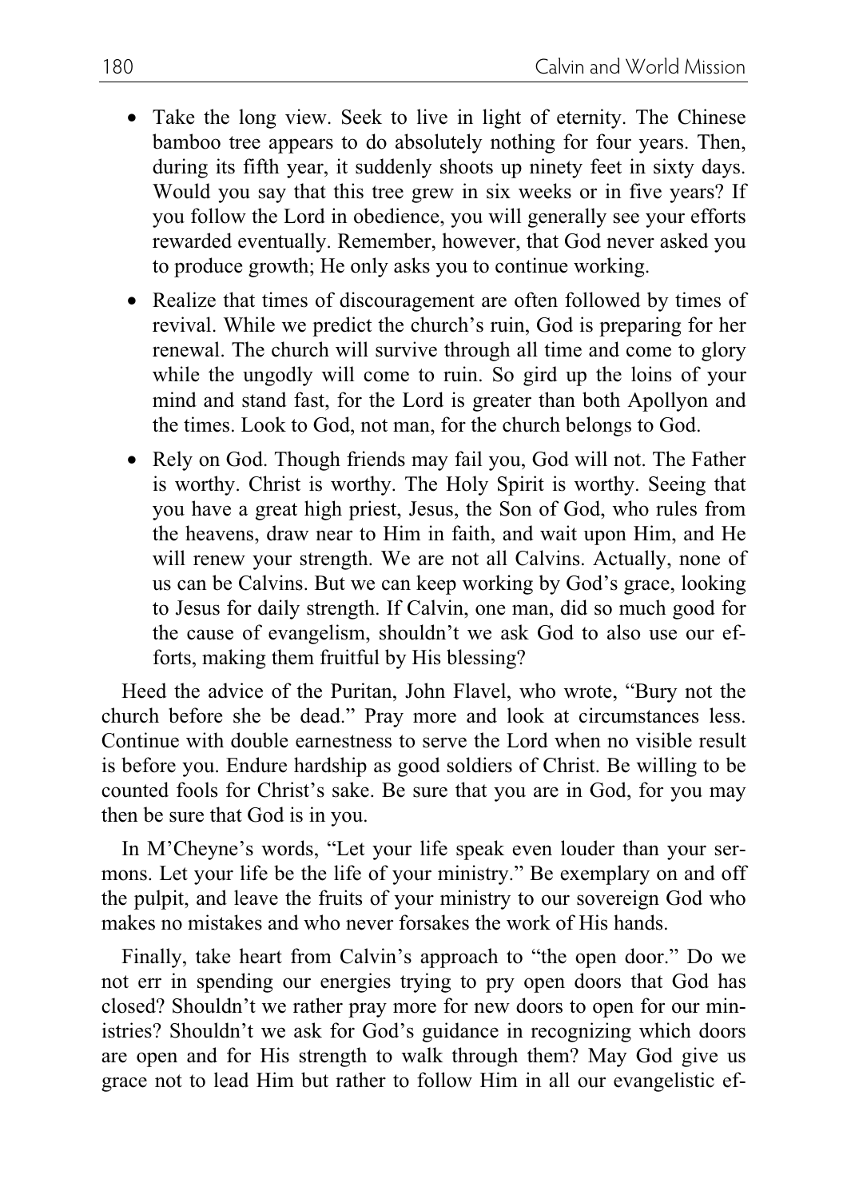- Take the long view. Seek to live in light of eternity. The Chinese bamboo tree appears to do absolutely nothing for four years. Then, during its fifth year, it suddenly shoots up ninety feet in sixty days. Would you say that this tree grew in six weeks or in five years? If you follow the Lord in obedience, you will generally see your efforts rewarded eventually. Remember, however, that God never asked you to produce growth; He only asks you to continue working.
- Realize that times of discouragement are often followed by times of revival. While we predict the church's ruin, God is preparing for her renewal. The church will survive through all time and come to glory while the ungodly will come to ruin. So gird up the loins of your mind and stand fast, for the Lord is greater than both Apollyon and the times. Look to God, not man, for the church belongs to God.
- Rely on God. Though friends may fail you, God will not. The Father is worthy. Christ is worthy. The Holy Spirit is worthy. Seeing that you have a great high priest, Jesus, the Son of God, who rules from the heavens, draw near to Him in faith, and wait upon Him, and He will renew your strength. We are not all Calvins. Actually, none of us can be Calvins. But we can keep working by God's grace, looking to Jesus for daily strength. If Calvin, one man, did so much good for the cause of evangelism, shouldn't we ask God to also use our efforts, making them fruitful by His blessing?

Heed the advice of the Puritan, John Flavel, who wrote, "Bury not the church before she be dead." Pray more and look at circumstances less. Continue with double earnestness to serve the Lord when no visible result is before you. Endure hardship as good soldiers of Christ. Be willing to be counted fools for Christ's sake. Be sure that you are in God, for you may then be sure that God is in you.

In M'Cheyne's words, "Let your life speak even louder than your sermons. Let your life be the life of your ministry." Be exemplary on and off the pulpit, and leave the fruits of your ministry to our sovereign God who makes no mistakes and who never forsakes the work of His hands.

Finally, take heart from Calvin's approach to "the open door." Do we not err in spending our energies trying to pry open doors that God has closed? Shouldn't we rather pray more for new doors to open for our ministries? Shouldn't we ask for God's guidance in recognizing which doors are open and for His strength to walk through them? May God give us grace not to lead Him but rather to follow Him in all our evangelistic ef-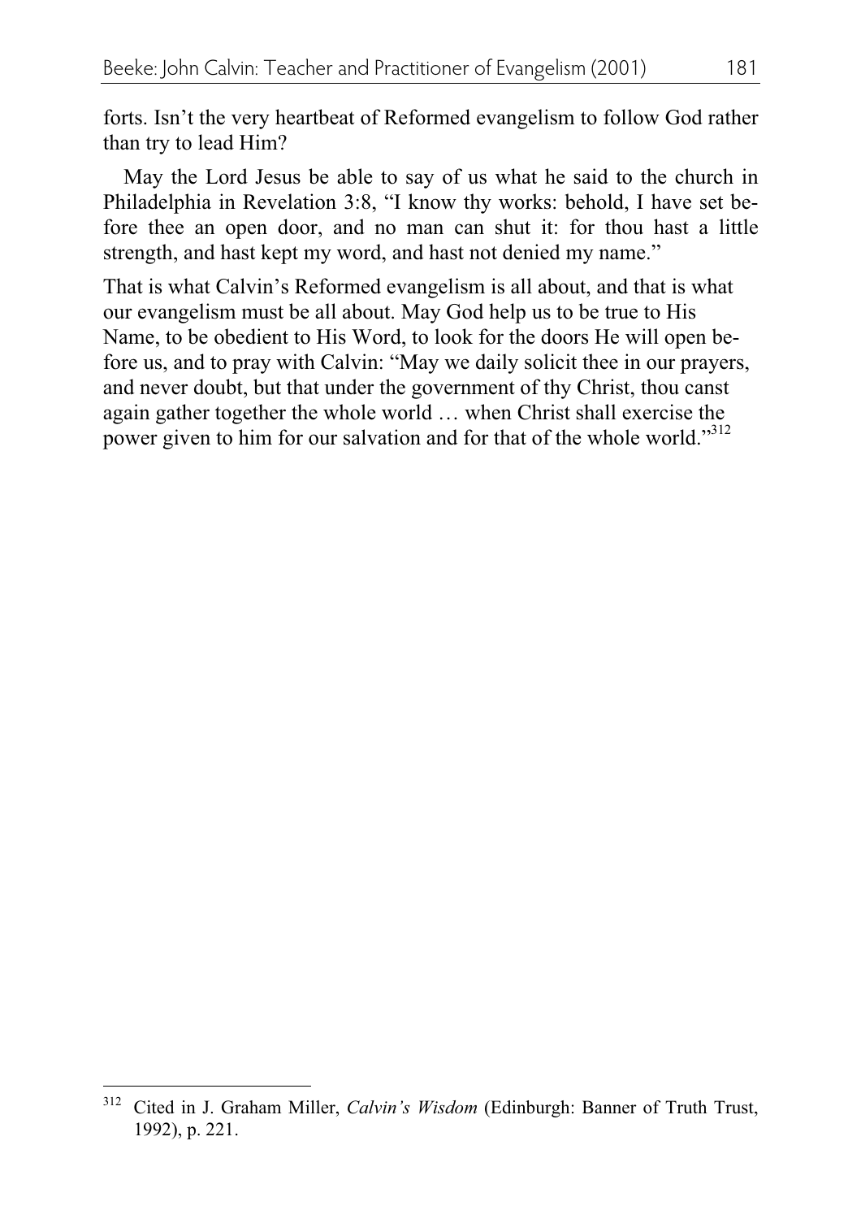forts. Isn't the very heartbeat of Reformed evangelism to follow God rather than try to lead Him?

May the Lord Jesus be able to say of us what he said to the church in Philadelphia in Revelation 3:8, "I know thy works: behold, I have set before thee an open door, and no man can shut it: for thou hast a little strength, and hast kept my word, and hast not denied my name."

That is what Calvin's Reformed evangelism is all about, and that is what our evangelism must be all about. May God help us to be true to His Name, to be obedient to His Word, to look for the doors He will open before us, and to pray with Calvin: "May we daily solicit thee in our prayers, and never doubt, but that under the government of thy Christ, thou canst again gather together the whole world … when Christ shall exercise the power given to him for our salvation and for that of the whole world."[312]

---

[312] Cited in J. Graham Miller, *Calvin's Wisdom* (Edinburgh: Banner of Truth Trust, 1992), p. 221.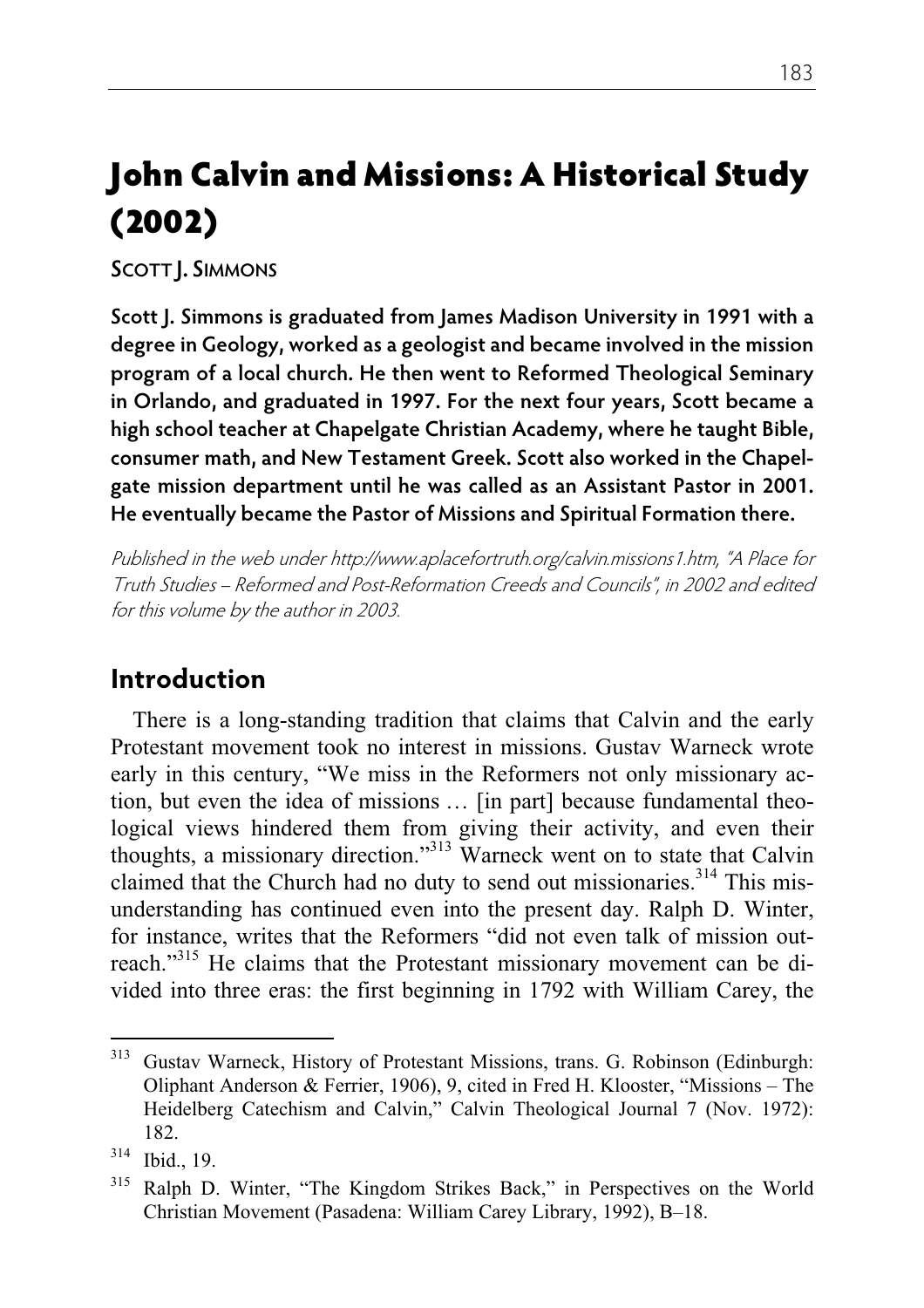# John Calvin and Missions: A Historical Study (2002)

SCOTT J. SIMMONS

**Scott J. Simmons is graduated from James Madison University in 1991 with a degree in Geology, worked as a geologist and became involved in the mission program of a local church. He then went to Reformed Theological Seminary in Orlando, and graduated in 1997. For the next four years, Scott became a high school teacher at Chapelgate Christian Academy, where he taught Bible, consumer math, and New Testament Greek. Scott also worked in the Chapelgate mission department until he was called as an Assistant Pastor in 2001. He eventually became the Pastor of Missions and Spiritual Formation there.**

*Published in the web under http://www.aplacefortruth.org/calvin.missions1.htm, "A Place for Truth Studies – Reformed and Post-Reformation Creeds and Councils", in 2002 and edited for this volume by the author in 2003.*

## Introduction

There is a long-standing tradition that claims that Calvin and the early Protestant movement took no interest in missions. Gustav Warneck wrote early in this century, "We miss in the Reformers not only missionary action, but even the idea of missions … [in part] because fundamental theological views hindered them from giving their activity, and even their thoughts, a missionary direction."[313] Warneck went on to state that Calvin claimed that the Church had no duty to send out missionaries.[314] This misunderstanding has continued even into the present day. Ralph D. Winter, for instance, writes that the Reformers "did not even talk of mission outreach."[315] He claims that the Protestant missionary movement can be divided into three eras: the first beginning in 1792 with William Carey, the

---

[313] Gustav Warneck, History of Protestant Missions, trans. G. Robinson (Edinburgh: Oliphant Anderson & Ferrier, 1906), 9, cited in Fred H. Klooster, "Missions – The Heidelberg Catechism and Calvin," Calvin Theological Journal 7 (Nov. 1972): 182.

[314] Ibid., 19.

[315] Ralph D. Winter, "The Kingdom Strikes Back," in Perspectives on the World Christian Movement (Pasadena: William Carey Library, 1992), B–18.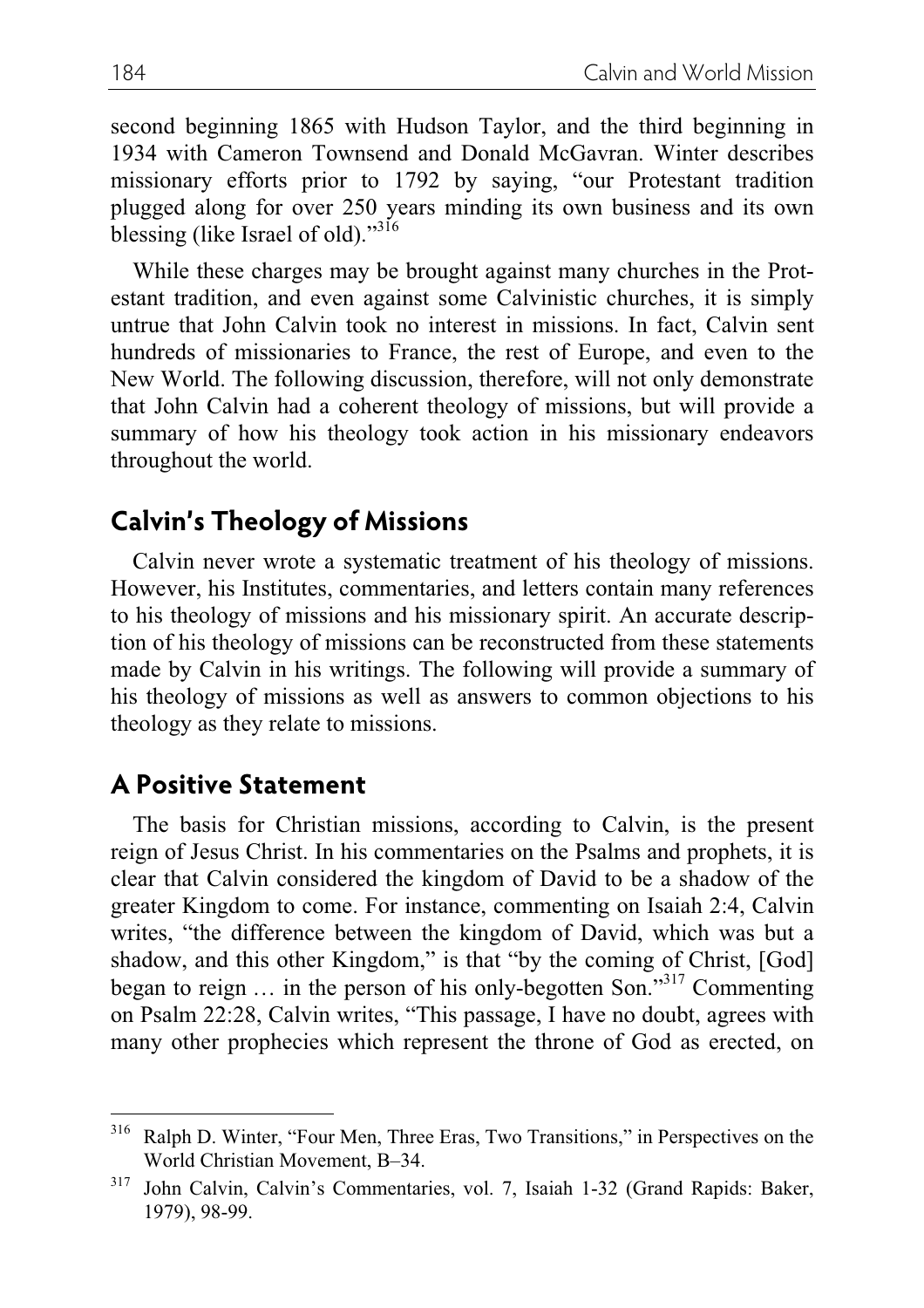second beginning 1865 with Hudson Taylor, and the third beginning in 1934 with Cameron Townsend and Donald McGavran. Winter describes missionary efforts prior to 1792 by saying, "our Protestant tradition plugged along for over 250 years minding its own business and its own blessing (like Israel of old)."[316]

While these charges may be brought against many churches in the Protestant tradition, and even against some Calvinistic churches, it is simply untrue that John Calvin took no interest in missions. In fact, Calvin sent hundreds of missionaries to France, the rest of Europe, and even to the New World. The following discussion, therefore, will not only demonstrate that John Calvin had a coherent theology of missions, but will provide a summary of how his theology took action in his missionary endeavors throughout the world.

## Calvin's Theology of Missions

Calvin never wrote a systematic treatment of his theology of missions. However, his Institutes, commentaries, and letters contain many references to his theology of missions and his missionary spirit. An accurate description of his theology of missions can be reconstructed from these statements made by Calvin in his writings. The following will provide a summary of his theology of missions as well as answers to common objections to his theology as they relate to missions.

## A Positive Statement

The basis for Christian missions, according to Calvin, is the present reign of Jesus Christ. In his commentaries on the Psalms and prophets, it is clear that Calvin considered the kingdom of David to be a shadow of the greater Kingdom to come. For instance, commenting on Isaiah 2:4, Calvin writes, "the difference between the kingdom of David, which was but a shadow, and this other Kingdom," is that "by the coming of Christ, [God] began to reign … in the person of his only-begotten Son."[317] Commenting on Psalm 22:28, Calvin writes, "This passage, I have no doubt, agrees with many other prophecies which represent the throne of God as erected, on

---

[316] Ralph D. Winter, "Four Men, Three Eras, Two Transitions," in Perspectives on the World Christian Movement, B–34.

[317] John Calvin, Calvin's Commentaries, vol. 7, Isaiah 1-32 (Grand Rapids: Baker, 1979), 98-99.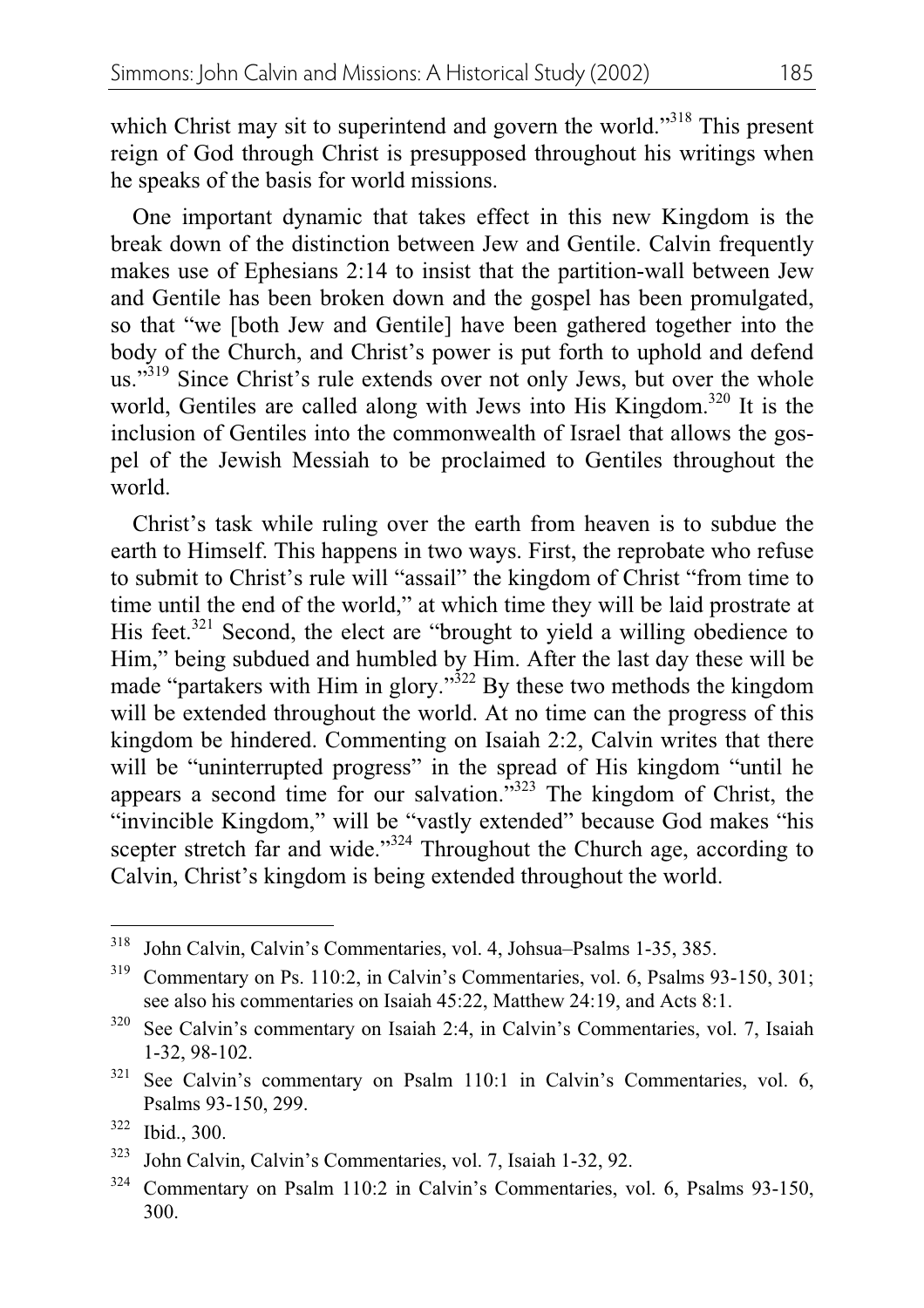which Christ may sit to superintend and govern the world."[318] This present reign of God through Christ is presupposed throughout his writings when he speaks of the basis for world missions.

One important dynamic that takes effect in this new Kingdom is the break down of the distinction between Jew and Gentile. Calvin frequently makes use of Ephesians 2:14 to insist that the partition-wall between Jew and Gentile has been broken down and the gospel has been promulgated, so that "we [both Jew and Gentile] have been gathered together into the body of the Church, and Christ's power is put forth to uphold and defend us."[319] Since Christ's rule extends over not only Jews, but over the whole world, Gentiles are called along with Jews into His Kingdom.[320] It is the inclusion of Gentiles into the commonwealth of Israel that allows the gospel of the Jewish Messiah to be proclaimed to Gentiles throughout the world.

Christ's task while ruling over the earth from heaven is to subdue the earth to Himself. This happens in two ways. First, the reprobate who refuse to submit to Christ's rule will "assail" the kingdom of Christ "from time to time until the end of the world," at which time they will be laid prostrate at His feet.[321] Second, the elect are "brought to yield a willing obedience to Him," being subdued and humbled by Him. After the last day these will be made "partakers with Him in glory."[322] By these two methods the kingdom will be extended throughout the world. At no time can the progress of this kingdom be hindered. Commenting on Isaiah 2:2, Calvin writes that there will be "uninterrupted progress" in the spread of His kingdom "until he appears a second time for our salvation."[323] The kingdom of Christ, the "invincible Kingdom," will be "vastly extended" because God makes "his scepter stretch far and wide."[324] Throughout the Church age, according to Calvin, Christ's kingdom is being extended throughout the world.

---

[318] John Calvin, Calvin's Commentaries, vol. 4, Johsua–Psalms 1-35, 385.

[319] Commentary on Ps. 110:2, in Calvin's Commentaries, vol. 6, Psalms 93-150, 301; see also his commentaries on Isaiah 45:22, Matthew 24:19, and Acts 8:1.

[320] See Calvin's commentary on Isaiah 2:4, in Calvin's Commentaries, vol. 7, Isaiah 1-32, 98-102.

[321] See Calvin's commentary on Psalm 110:1 in Calvin's Commentaries, vol. 6, Psalms 93-150, 299.

[322] Ibid., 300.

[323] John Calvin, Calvin's Commentaries, vol. 7, Isaiah 1-32, 92.

[324] Commentary on Psalm 110:2 in Calvin's Commentaries, vol. 6, Psalms 93-150, 300.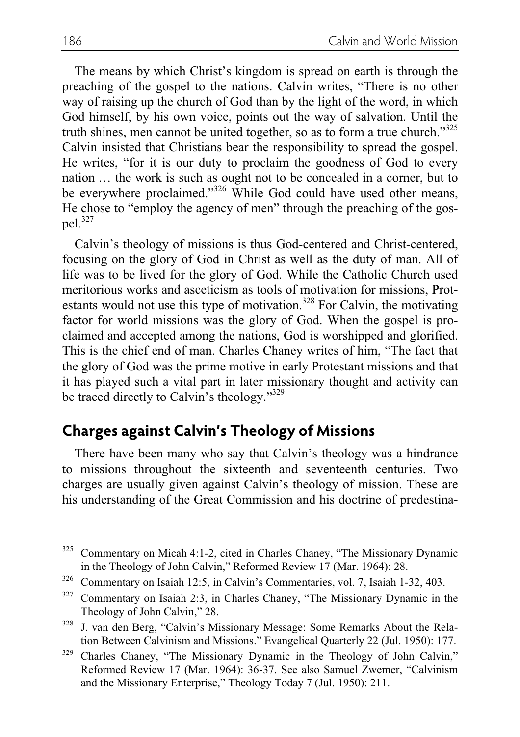The means by which Christ's kingdom is spread on earth is through the preaching of the gospel to the nations. Calvin writes, "There is no other way of raising up the church of God than by the light of the word, in which God himself, by his own voice, points out the way of salvation. Until the truth shines, men cannot be united together, so as to form a true church."[325] Calvin insisted that Christians bear the responsibility to spread the gospel. He writes, "for it is our duty to proclaim the goodness of God to every nation … the work is such as ought not to be concealed in a corner, but to be everywhere proclaimed."[326] While God could have used other means, He chose to "employ the agency of men" through the preaching of the gospel.[327]

Calvin's theology of missions is thus God-centered and Christ-centered, focusing on the glory of God in Christ as well as the duty of man. All of life was to be lived for the glory of God. While the Catholic Church used meritorious works and asceticism as tools of motivation for missions, Protestants would not use this type of motivation.[328] For Calvin, the motivating factor for world missions was the glory of God. When the gospel is proclaimed and accepted among the nations, God is worshipped and glorified. This is the chief end of man. Charles Chaney writes of him, "The fact that the glory of God was the prime motive in early Protestant missions and that it has played such a vital part in later missionary thought and activity can be traced directly to Calvin's theology."[329]

## Charges against Calvin's Theology of Missions

There have been many who say that Calvin's theology was a hindrance to missions throughout the sixteenth and seventeenth centuries. Two charges are usually given against Calvin's theology of mission. These are his understanding of the Great Commission and his doctrine of predestina-

---

[325] Commentary on Micah 4:1-2, cited in Charles Chaney, "The Missionary Dynamic in the Theology of John Calvin," Reformed Review 17 (Mar. 1964): 28.

[326] Commentary on Isaiah 12:5, in Calvin's Commentaries, vol. 7, Isaiah 1-32, 403.

[327] Commentary on Isaiah 2:3, in Charles Chaney, "The Missionary Dynamic in the Theology of John Calvin," 28.

[328] J. van den Berg, "Calvin's Missionary Message: Some Remarks About the Relation Between Calvinism and Missions." Evangelical Quarterly 22 (Jul. 1950): 177.

[329] Charles Chaney, "The Missionary Dynamic in the Theology of John Calvin," Reformed Review 17 (Mar. 1964): 36-37. See also Samuel Zwemer, "Calvinism and the Missionary Enterprise," Theology Today 7 (Jul. 1950): 211.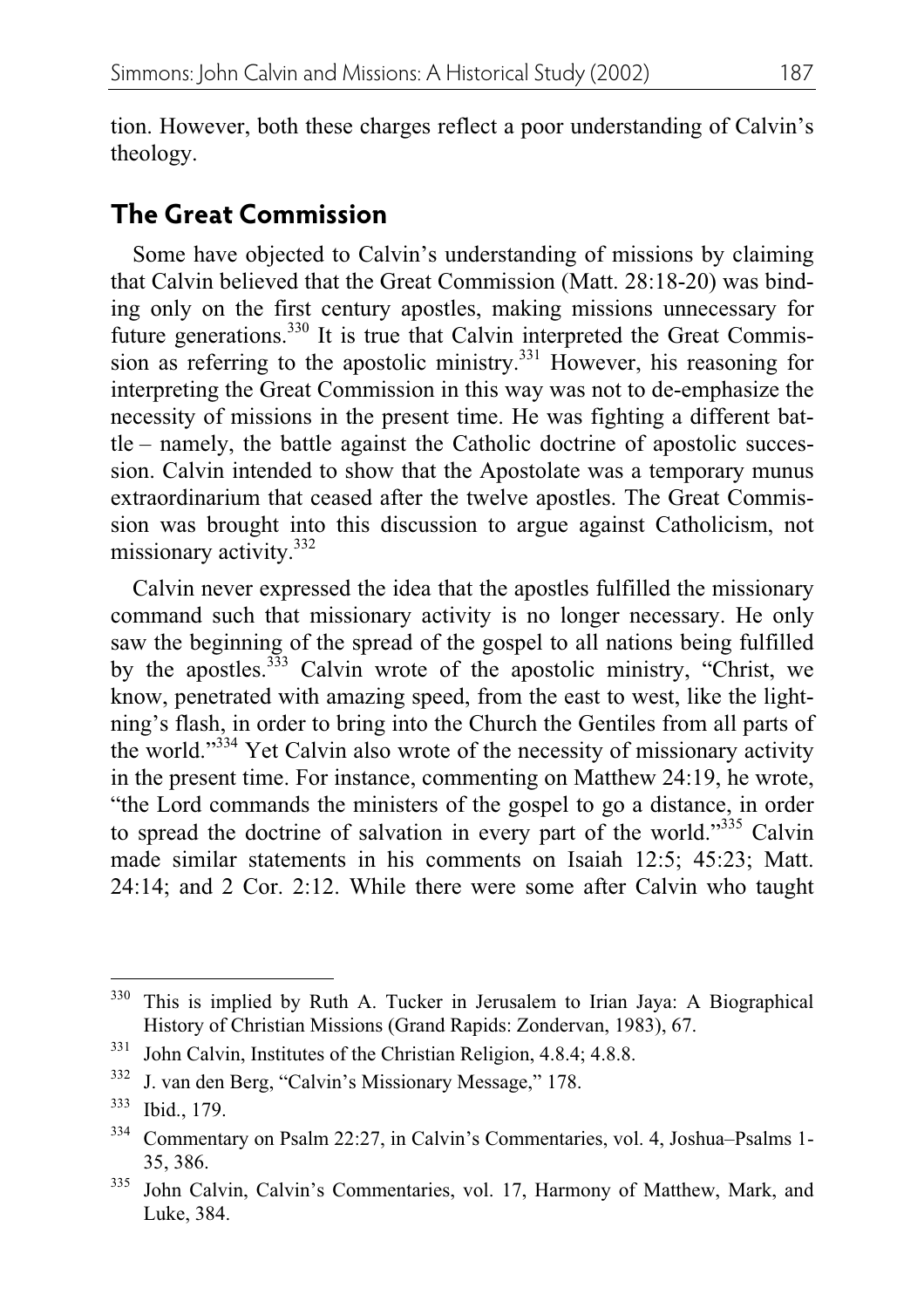tion. However, both these charges reflect a poor understanding of Calvin's theology.

## The Great Commission

Some have objected to Calvin's understanding of missions by claiming that Calvin believed that the Great Commission (Matt. 28:18-20) was binding only on the first century apostles, making missions unnecessary for future generations.[330] It is true that Calvin interpreted the Great Commission as referring to the apostolic ministry.[331] However, his reasoning for interpreting the Great Commission in this way was not to de-emphasize the necessity of missions in the present time. He was fighting a different battle – namely, the battle against the Catholic doctrine of apostolic succession. Calvin intended to show that the Apostolate was a temporary munus extraordinarium that ceased after the twelve apostles. The Great Commission was brought into this discussion to argue against Catholicism, not missionary activity.[332]

Calvin never expressed the idea that the apostles fulfilled the missionary command such that missionary activity is no longer necessary. He only saw the beginning of the spread of the gospel to all nations being fulfilled by the apostles.[333] Calvin wrote of the apostolic ministry, "Christ, we know, penetrated with amazing speed, from the east to west, like the lightning's flash, in order to bring into the Church the Gentiles from all parts of the world."[334] Yet Calvin also wrote of the necessity of missionary activity in the present time. For instance, commenting on Matthew 24:19, he wrote, "the Lord commands the ministers of the gospel to go a distance, in order to spread the doctrine of salvation in every part of the world."[335] Calvin made similar statements in his comments on Isaiah 12:5; 45:23; Matt. 24:14; and 2 Cor. 2:12. While there were some after Calvin who taught

---

[330] This is implied by Ruth A. Tucker in Jerusalem to Irian Jaya: A Biographical History of Christian Missions (Grand Rapids: Zondervan, 1983), 67.

[331] John Calvin, Institutes of the Christian Religion, 4.8.4; 4.8.8.

[332] J. van den Berg, "Calvin's Missionary Message," 178.

[333] Ibid., 179.

[334] Commentary on Psalm 22:27, in Calvin's Commentaries, vol. 4, Joshua–Psalms 1-35, 386.

[335] John Calvin, Calvin's Commentaries, vol. 17, Harmony of Matthew, Mark, and Luke, 384.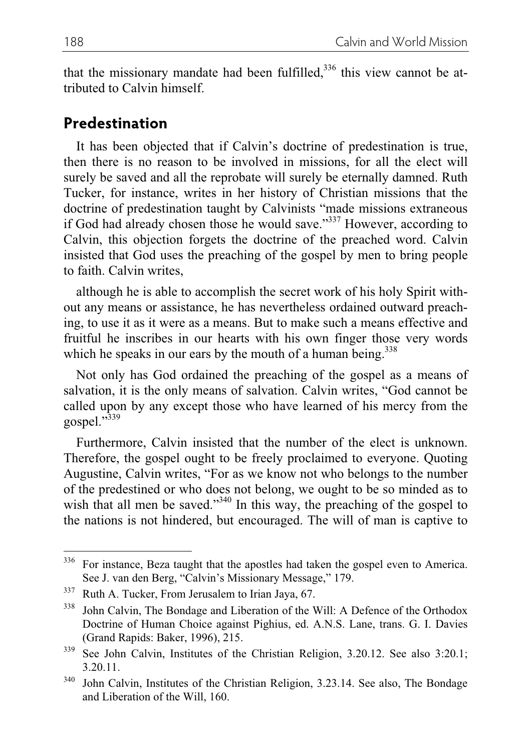that the missionary mandate had been fulfilled,[336] this view cannot be attributed to Calvin himself.

## Predestination

It has been objected that if Calvin's doctrine of predestination is true, then there is no reason to be involved in missions, for all the elect will surely be saved and all the reprobate will surely be eternally damned. Ruth Tucker, for instance, writes in her history of Christian missions that the doctrine of predestination taught by Calvinists "made missions extraneous if God had already chosen those he would save."[337] However, according to Calvin, this objection forgets the doctrine of the preached word. Calvin insisted that God uses the preaching of the gospel by men to bring people to faith. Calvin writes,

> although he is able to accomplish the secret work of his holy Spirit without any means or assistance, he has nevertheless ordained outward preaching, to use it as it were as a means. But to make such a means effective and fruitful he inscribes in our hearts with his own finger those very words which he speaks in our ears by the mouth of a human being.[338]

Not only has God ordained the preaching of the gospel as a means of salvation, it is the only means of salvation. Calvin writes, "God cannot be called upon by any except those who have learned of his mercy from the gospel."[339]

Furthermore, Calvin insisted that the number of the elect is unknown. Therefore, the gospel ought to be freely proclaimed to everyone. Quoting Augustine, Calvin writes, "For as we know not who belongs to the number of the predestined or who does not belong, we ought to be so minded as to wish that all men be saved."[340] In this way, the preaching of the gospel to the nations is not hindered, but encouraged. The will of man is captive to

---

[336] For instance, Beza taught that the apostles had taken the gospel even to America. See J. van den Berg, "Calvin's Missionary Message," 179.

[337] Ruth A. Tucker, From Jerusalem to Irian Jaya, 67.

[338] John Calvin, The Bondage and Liberation of the Will: A Defence of the Orthodox Doctrine of Human Choice against Pighius, ed. A.N.S. Lane, trans. G. I. Davies (Grand Rapids: Baker, 1996), 215.

[339] See John Calvin, Institutes of the Christian Religion, 3.20.12. See also 3:20.1; 3.20.11.

[340] John Calvin, Institutes of the Christian Religion, 3.23.14. See also, The Bondage and Liberation of the Will, 160.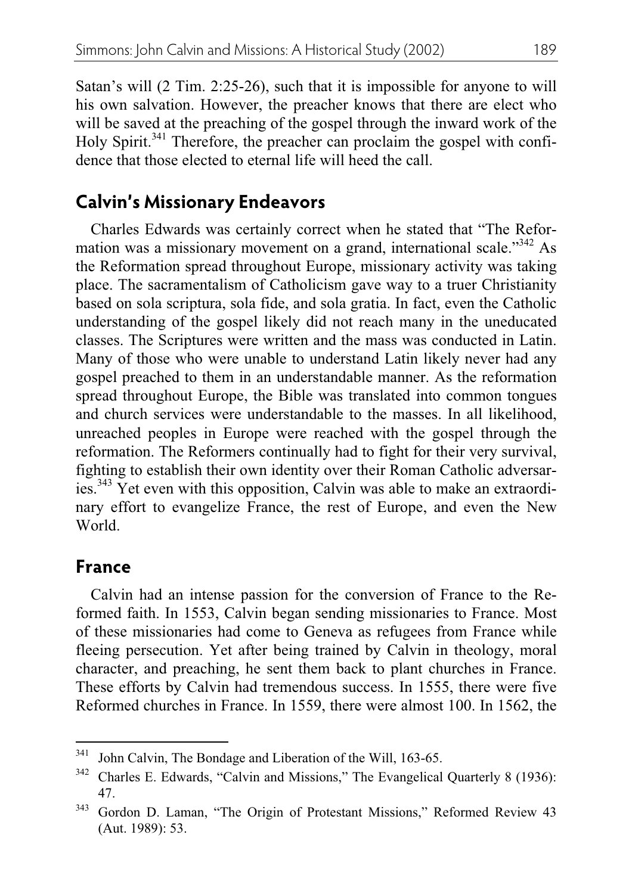Satan's will (2 Tim. 2:25-26), such that it is impossible for anyone to will his own salvation. However, the preacher knows that there are elect who will be saved at the preaching of the gospel through the inward work of the Holy Spirit.[341] Therefore, the preacher can proclaim the gospel with confidence that those elected to eternal life will heed the call.

## Calvin's Missionary Endeavors

Charles Edwards was certainly correct when he stated that "The Reformation was a missionary movement on a grand, international scale."[342] As the Reformation spread throughout Europe, missionary activity was taking place. The sacramentalism of Catholicism gave way to a truer Christianity based on sola scriptura, sola fide, and sola gratia. In fact, even the Catholic understanding of the gospel likely did not reach many in the uneducated classes. The Scriptures were written and the mass was conducted in Latin. Many of those who were unable to understand Latin likely never had any gospel preached to them in an understandable manner. As the reformation spread throughout Europe, the Bible was translated into common tongues and church services were understandable to the masses. In all likelihood, unreached peoples in Europe were reached with the gospel through the reformation. The Reformers continually had to fight for their very survival, fighting to establish their own identity over their Roman Catholic adversaries.[343] Yet even with this opposition, Calvin was able to make an extraordinary effort to evangelize France, the rest of Europe, and even the New World.

## France

Calvin had an intense passion for the conversion of France to the Reformed faith. In 1553, Calvin began sending missionaries to France. Most of these missionaries had come to Geneva as refugees from France while fleeing persecution. Yet after being trained by Calvin in theology, moral character, and preaching, he sent them back to plant churches in France. These efforts by Calvin had tremendous success. In 1555, there were five Reformed churches in France. In 1559, there were almost 100. In 1562, the

---

[341] John Calvin, The Bondage and Liberation of the Will, 163-65.

[342] Charles E. Edwards, "Calvin and Missions," The Evangelical Quarterly 8 (1936): 47.

[343] Gordon D. Laman, "The Origin of Protestant Missions," Reformed Review 43 (Aut. 1989): 53.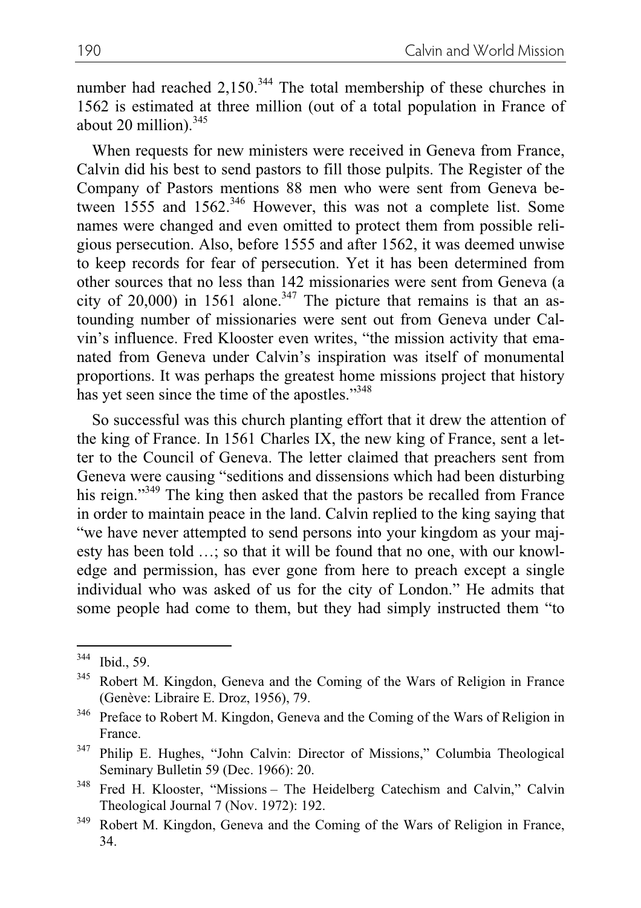number had reached 2,150.[344] The total membership of these churches in 1562 is estimated at three million (out of a total population in France of about 20 million).[345]

When requests for new ministers were received in Geneva from France, Calvin did his best to send pastors to fill those pulpits. The Register of the Company of Pastors mentions 88 men who were sent from Geneva between 1555 and 1562.[346] However, this was not a complete list. Some names were changed and even omitted to protect them from possible religious persecution. Also, before 1555 and after 1562, it was deemed unwise to keep records for fear of persecution. Yet it has been determined from other sources that no less than 142 missionaries were sent from Geneva (a city of 20,000) in 1561 alone.[347] The picture that remains is that an astounding number of missionaries were sent out from Geneva under Calvin's influence. Fred Klooster even writes, "the mission activity that emanated from Geneva under Calvin's inspiration was itself of monumental proportions. It was perhaps the greatest home missions project that history has yet seen since the time of the apostles."[348]

So successful was this church planting effort that it drew the attention of the king of France. In 1561 Charles IX, the new king of France, sent a letter to the Council of Geneva. The letter claimed that preachers sent from Geneva were causing "seditions and dissensions which had been disturbing his reign."[349] The king then asked that the pastors be recalled from France in order to maintain peace in the land. Calvin replied to the king saying that "we have never attempted to send persons into your kingdom as your majesty has been told …; so that it will be found that no one, with our knowledge and permission, has ever gone from here to preach except a single individual who was asked of us for the city of London." He admits that some people had come to them, but they had simply instructed them "to

---

[344] Ibid., 59.

[345] Robert M. Kingdon, Geneva and the Coming of the Wars of Religion in France (Genève: Libraire E. Droz, 1956), 79.

[346] Preface to Robert M. Kingdon, Geneva and the Coming of the Wars of Religion in France.

[347] Philip E. Hughes, "John Calvin: Director of Missions," Columbia Theological Seminary Bulletin 59 (Dec. 1966): 20.

[348] Fred H. Klooster, "Missions – The Heidelberg Catechism and Calvin," Calvin Theological Journal 7 (Nov. 1972): 192.

[349] Robert M. Kingdon, Geneva and the Coming of the Wars of Religion in France, 34.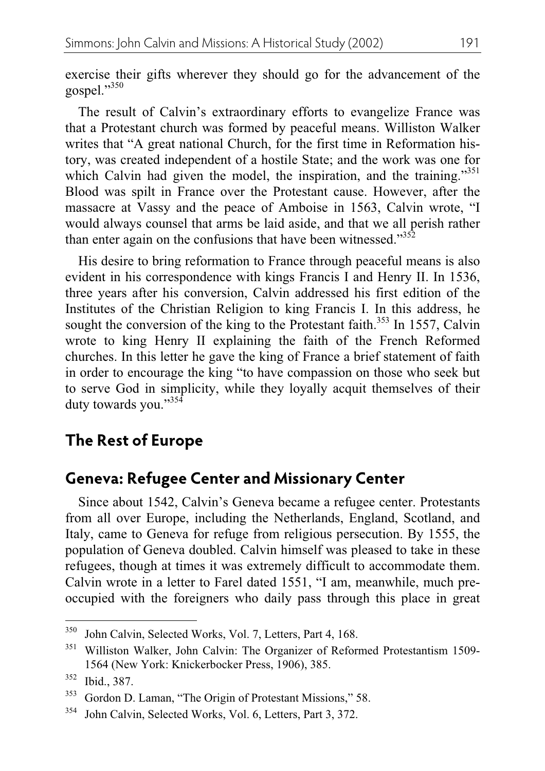exercise their gifts wherever they should go for the advancement of the gospel."[350]

The result of Calvin's extraordinary efforts to evangelize France was that a Protestant church was formed by peaceful means. Williston Walker writes that "A great national Church, for the first time in Reformation history, was created independent of a hostile State; and the work was one for which Calvin had given the model, the inspiration, and the training."[351] Blood was spilt in France over the Protestant cause. However, after the massacre at Vassy and the peace of Amboise in 1563, Calvin wrote, "I would always counsel that arms be laid aside, and that we all perish rather than enter again on the confusions that have been witnessed."[352]

His desire to bring reformation to France through peaceful means is also evident in his correspondence with kings Francis I and Henry II. In 1536, three years after his conversion, Calvin addressed his first edition of the Institutes of the Christian Religion to king Francis I. In this address, he sought the conversion of the king to the Protestant faith.[353] In 1557, Calvin wrote to king Henry II explaining the faith of the French Reformed churches. In this letter he gave the king of France a brief statement of faith in order to encourage the king "to have compassion on those who seek but to serve God in simplicity, while they loyally acquit themselves of their duty towards you."[354]

## The Rest of Europe

## Geneva: Refugee Center and Missionary Center

Since about 1542, Calvin's Geneva became a refugee center. Protestants from all over Europe, including the Netherlands, England, Scotland, and Italy, came to Geneva for refuge from religious persecution. By 1555, the population of Geneva doubled. Calvin himself was pleased to take in these refugees, though at times it was extremely difficult to accommodate them. Calvin wrote in a letter to Farel dated 1551, "I am, meanwhile, much preoccupied with the foreigners who daily pass through this place in great

---

[350] John Calvin, Selected Works, Vol. 7, Letters, Part 4, 168.

[351] Williston Walker, John Calvin: The Organizer of Reformed Protestantism 1509-1564 (New York: Knickerbocker Press, 1906), 385.

[352] Ibid., 387.

[353] Gordon D. Laman, "The Origin of Protestant Missions," 58.

[354] John Calvin, Selected Works, Vol. 6, Letters, Part 3, 372.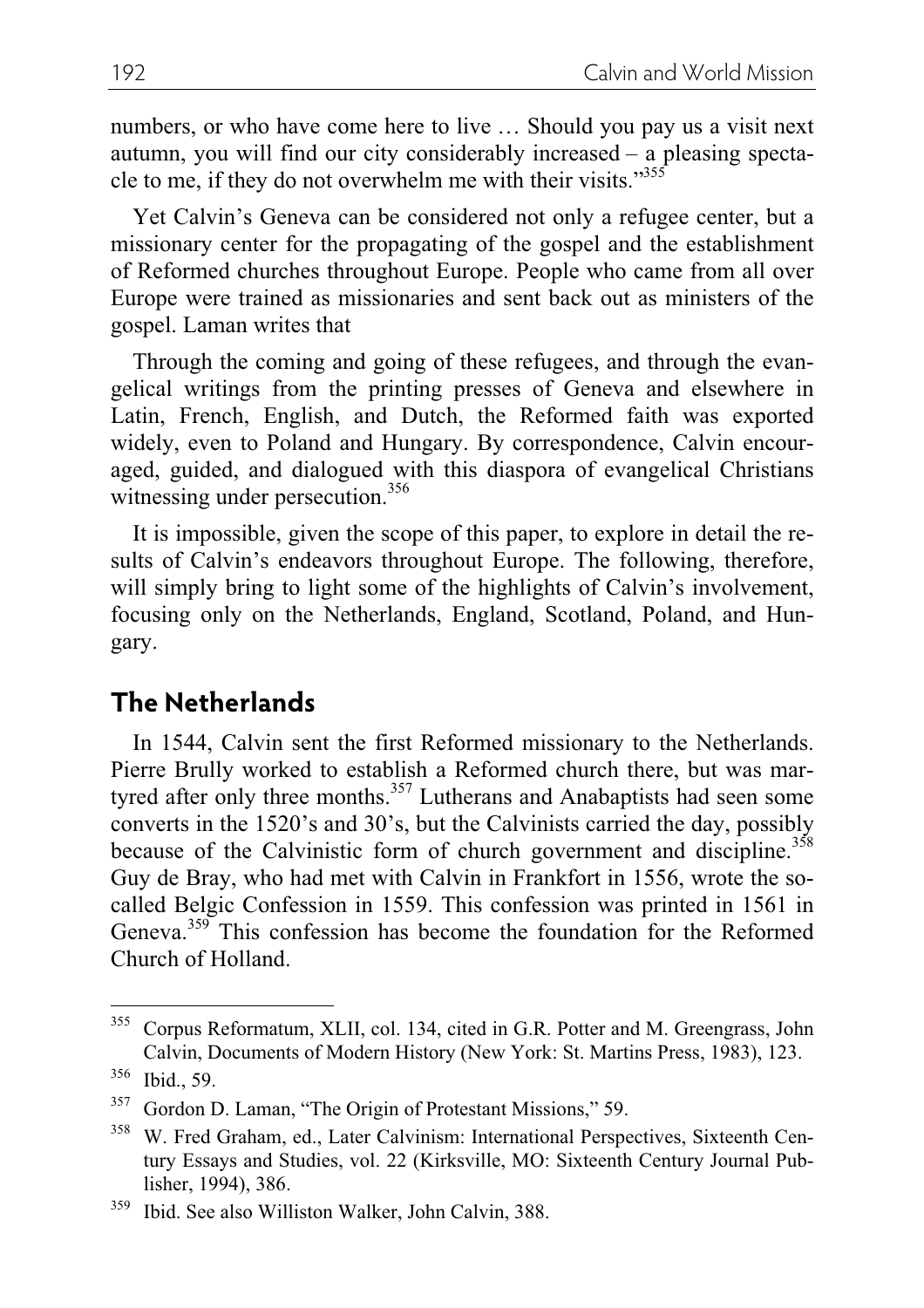numbers, or who have come here to live … Should you pay us a visit next autumn, you will find our city considerably increased – a pleasing spectacle to me, if they do not overwhelm me with their visits."[355]

Yet Calvin's Geneva can be considered not only a refugee center, but a missionary center for the propagating of the gospel and the establishment of Reformed churches throughout Europe. People who came from all over Europe were trained as missionaries and sent back out as ministers of the gospel. Laman writes that

> Through the coming and going of these refugees, and through the evangelical writings from the printing presses of Geneva and elsewhere in Latin, French, English, and Dutch, the Reformed faith was exported widely, even to Poland and Hungary. By correspondence, Calvin encouraged, guided, and dialogued with this diaspora of evangelical Christians witnessing under persecution.[356]

It is impossible, given the scope of this paper, to explore in detail the results of Calvin's endeavors throughout Europe. The following, therefore, will simply bring to light some of the highlights of Calvin's involvement, focusing only on the Netherlands, England, Scotland, Poland, and Hungary.

## The Netherlands

In 1544, Calvin sent the first Reformed missionary to the Netherlands. Pierre Brully worked to establish a Reformed church there, but was martyred after only three months.[357] Lutherans and Anabaptists had seen some converts in the 1520's and 30's, but the Calvinists carried the day, possibly because of the Calvinistic form of church government and discipline.[358] Guy de Bray, who had met with Calvin in Frankfort in 1556, wrote the so-called Belgic Confession in 1559. This confession was printed in 1561 in Geneva.[359] This confession has become the foundation for the Reformed Church of Holland.

---

[355] Corpus Reformatum, XLII, col. 134, cited in G.R. Potter and M. Greengrass, John Calvin, Documents of Modern History (New York: St. Martins Press, 1983), 123.

[356] Ibid., 59.

[357] Gordon D. Laman, "The Origin of Protestant Missions," 59.

[358] W. Fred Graham, ed., Later Calvinism: International Perspectives, Sixteenth Century Essays and Studies, vol. 22 (Kirksville, MO: Sixteenth Century Journal Publisher, 1994), 386.

[359] Ibid. See also Williston Walker, John Calvin, 388.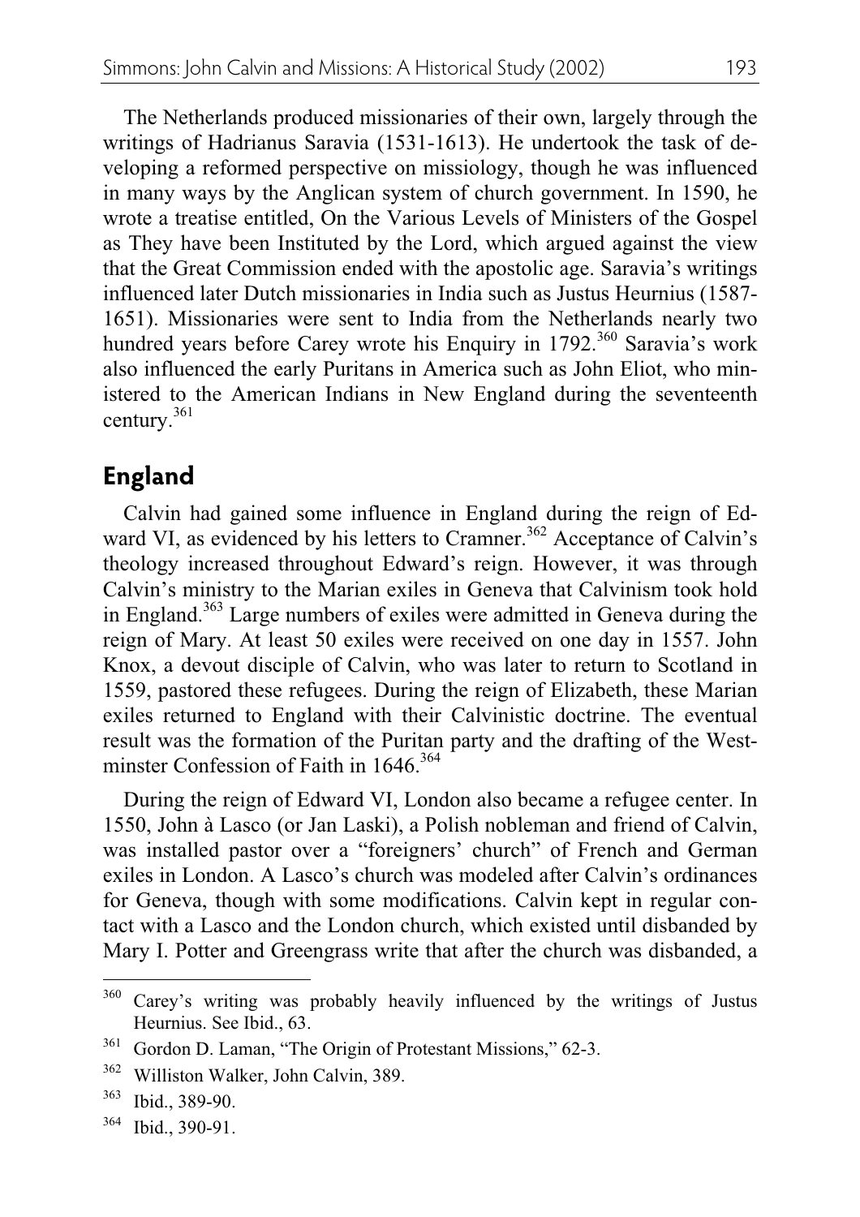The Netherlands produced missionaries of their own, largely through the writings of Hadrianus Saravia (1531-1613). He undertook the task of developing a reformed perspective on missiology, though he was influenced in many ways by the Anglican system of church government. In 1590, he wrote a treatise entitled, On the Various Levels of Ministers of the Gospel as They have been Instituted by the Lord, which argued against the view that the Great Commission ended with the apostolic age. Saravia's writings influenced later Dutch missionaries in India such as Justus Heurnius (1587-1651). Missionaries were sent to India from the Netherlands nearly two hundred years before Carey wrote his Enquiry in 1792.[360] Saravia's work also influenced the early Puritans in America such as John Eliot, who ministered to the American Indians in New England during the seventeenth century.[361]

## England

Calvin had gained some influence in England during the reign of Edward VI, as evidenced by his letters to Cramner.[362] Acceptance of Calvin's theology increased throughout Edward's reign. However, it was through Calvin's ministry to the Marian exiles in Geneva that Calvinism took hold in England.[363] Large numbers of exiles were admitted in Geneva during the reign of Mary. At least 50 exiles were received on one day in 1557. John Knox, a devout disciple of Calvin, who was later to return to Scotland in 1559, pastored these refugees. During the reign of Elizabeth, these Marian exiles returned to England with their Calvinistic doctrine. The eventual result was the formation of the Puritan party and the drafting of the Westminster Confession of Faith in 1646.[364]

During the reign of Edward VI, London also became a refugee center. In 1550, John à Lasco (or Jan Laski), a Polish nobleman and friend of Calvin, was installed pastor over a "foreigners' church" of French and German exiles in London. A Lasco's church was modeled after Calvin's ordinances for Geneva, though with some modifications. Calvin kept in regular contact with a Lasco and the London church, which existed until disbanded by Mary I. Potter and Greengrass write that after the church was disbanded, a

---

[360] Carey's writing was probably heavily influenced by the writings of Justus Heurnius. See Ibid., 63.

[361] Gordon D. Laman, "The Origin of Protestant Missions," 62-3.

[362] Williston Walker, John Calvin, 389.

[363] Ibid., 389-90.

[364] Ibid., 390-91.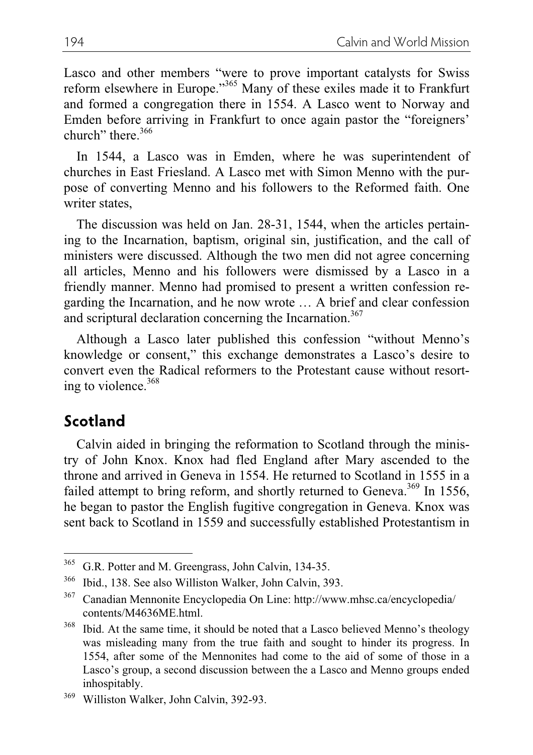Lasco and other members "were to prove important catalysts for Swiss reform elsewhere in Europe."[365] Many of these exiles made it to Frankfurt and formed a congregation there in 1554. A Lasco went to Norway and Emden before arriving in Frankfurt to once again pastor the "foreigners' church" there.[366]

In 1544, a Lasco was in Emden, where he was superintendent of churches in East Friesland. A Lasco met with Simon Menno with the purpose of converting Menno and his followers to the Reformed faith. One writer states,

> The discussion was held on Jan. 28-31, 1544, when the articles pertaining to the Incarnation, baptism, original sin, justification, and the call of ministers were discussed. Although the two men did not agree concerning all articles, Menno and his followers were dismissed by a Lasco in a friendly manner. Menno had promised to present a written confession regarding the Incarnation, and he now wrote … A brief and clear confession and scriptural declaration concerning the Incarnation.[367]

Although a Lasco later published this confession "without Menno's knowledge or consent," this exchange demonstrates a Lasco's desire to convert even the Radical reformers to the Protestant cause without resorting to violence.[368]

## Scotland

Calvin aided in bringing the reformation to Scotland through the ministry of John Knox. Knox had fled England after Mary ascended to the throne and arrived in Geneva in 1554. He returned to Scotland in 1555 in a failed attempt to bring reform, and shortly returned to Geneva.[369] In 1556, he began to pastor the English fugitive congregation in Geneva. Knox was sent back to Scotland in 1559 and successfully established Protestantism in

---

[365] G.R. Potter and M. Greengrass, John Calvin, 134-35.

[366] Ibid., 138. See also Williston Walker, John Calvin, 393.

[367] Canadian Mennonite Encyclopedia On Line: http://www.mhsc.ca/encyclopedia/contents/M4636ME.html.

[368] Ibid. At the same time, it should be noted that a Lasco believed Menno's theology was misleading many from the true faith and sought to hinder its progress. In 1554, after some of the Mennonites had come to the aid of some of those in a Lasco's group, a second discussion between the a Lasco and Menno groups ended inhospitably.

[369] Williston Walker, John Calvin, 392-93.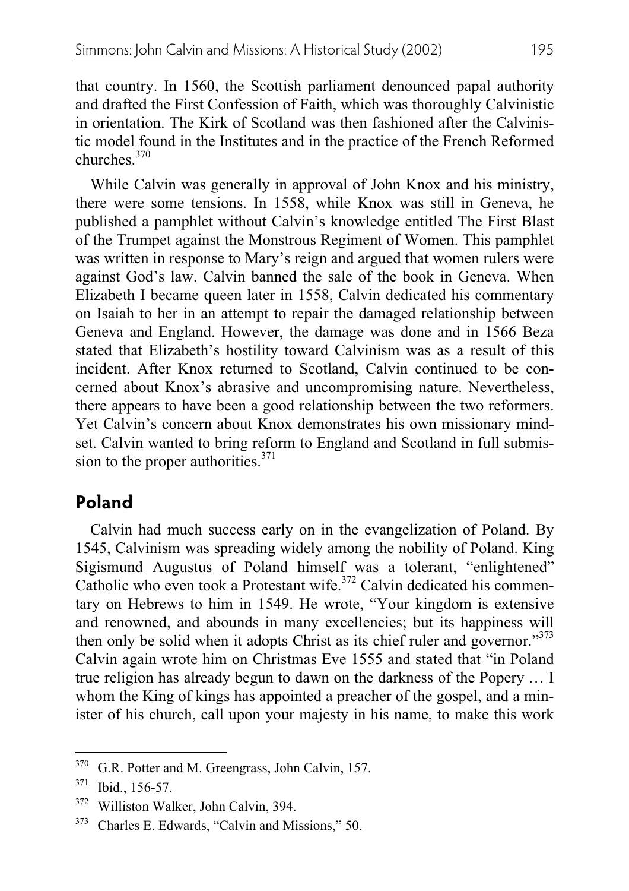that country. In 1560, the Scottish parliament denounced papal authority and drafted the First Confession of Faith, which was thoroughly Calvinistic in orientation. The Kirk of Scotland was then fashioned after the Calvinistic model found in the Institutes and in the practice of the French Reformed churches.[370]

While Calvin was generally in approval of John Knox and his ministry, there were some tensions. In 1558, while Knox was still in Geneva, he published a pamphlet without Calvin's knowledge entitled The First Blast of the Trumpet against the Monstrous Regiment of Women. This pamphlet was written in response to Mary's reign and argued that women rulers were against God's law. Calvin banned the sale of the book in Geneva. When Elizabeth I became queen later in 1558, Calvin dedicated his commentary on Isaiah to her in an attempt to repair the damaged relationship between Geneva and England. However, the damage was done and in 1566 Beza stated that Elizabeth's hostility toward Calvinism was as a result of this incident. After Knox returned to Scotland, Calvin continued to be concerned about Knox's abrasive and uncompromising nature. Nevertheless, there appears to have been a good relationship between the two reformers. Yet Calvin's concern about Knox demonstrates his own missionary mindset. Calvin wanted to bring reform to England and Scotland in full submission to the proper authorities.[371]

## Poland

Calvin had much success early on in the evangelization of Poland. By 1545, Calvinism was spreading widely among the nobility of Poland. King Sigismund Augustus of Poland himself was a tolerant, "enlightened" Catholic who even took a Protestant wife.[372] Calvin dedicated his commentary on Hebrews to him in 1549. He wrote, "Your kingdom is extensive and renowned, and abounds in many excellencies; but its happiness will then only be solid when it adopts Christ as its chief ruler and governor."[373] Calvin again wrote him on Christmas Eve 1555 and stated that "in Poland true religion has already begun to dawn on the darkness of the Popery … I whom the King of kings has appointed a preacher of the gospel, and a minister of his church, call upon your majesty in his name, to make this work

---

[370] G.R. Potter and M. Greengrass, John Calvin, 157.

[371] Ibid., 156-57.

[372] Williston Walker, John Calvin, 394.

[373] Charles E. Edwards, "Calvin and Missions," 50.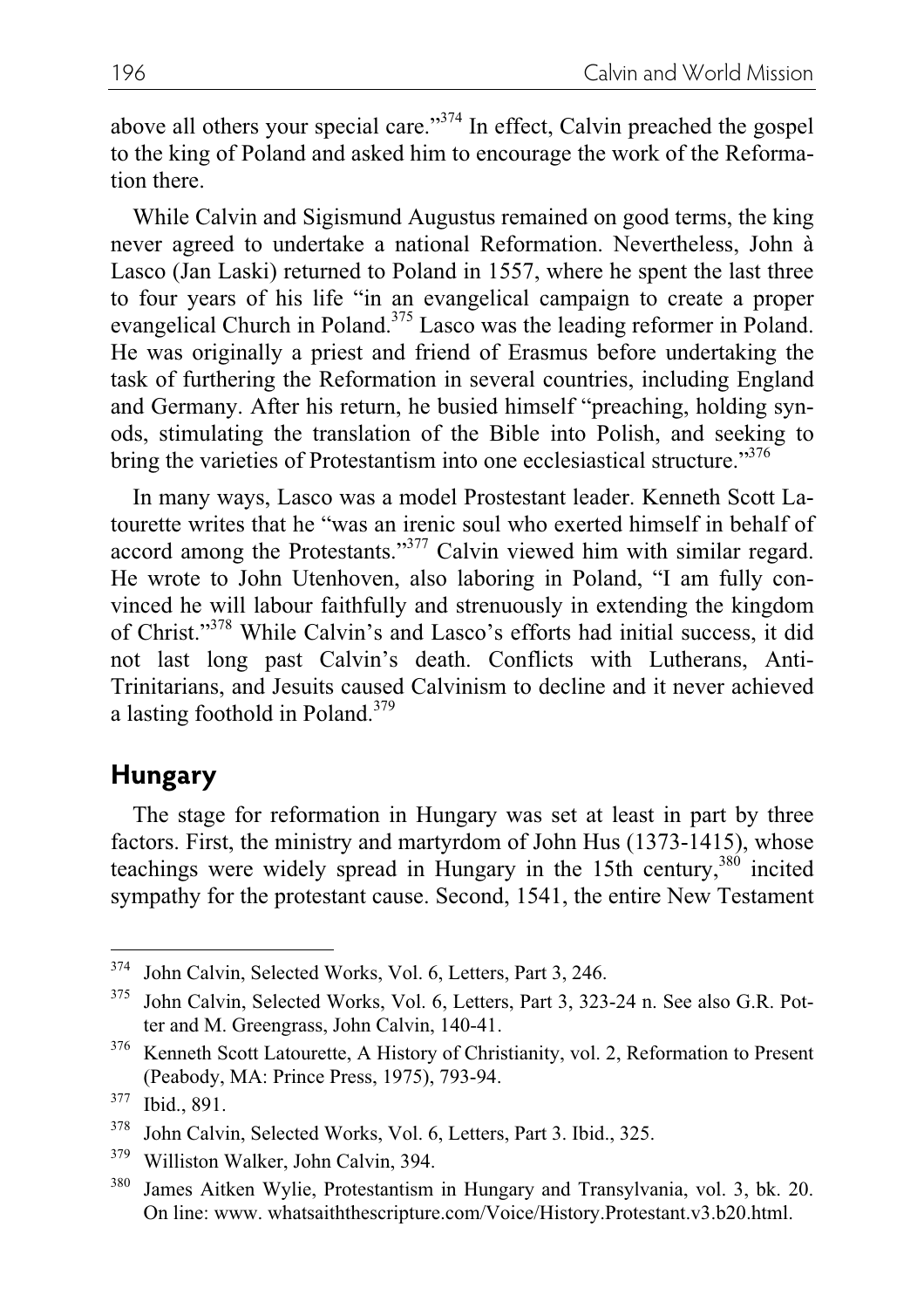above all others your special care."[374] In effect, Calvin preached the gospel to the king of Poland and asked him to encourage the work of the Reformation there.

While Calvin and Sigismund Augustus remained on good terms, the king never agreed to undertake a national Reformation. Nevertheless, John à Lasco (Jan Laski) returned to Poland in 1557, where he spent the last three to four years of his life "in an evangelical campaign to create a proper evangelical Church in Poland.[375] Lasco was the leading reformer in Poland. He was originally a priest and friend of Erasmus before undertaking the task of furthering the Reformation in several countries, including England and Germany. After his return, he busied himself "preaching, holding synods, stimulating the translation of the Bible into Polish, and seeking to bring the varieties of Protestantism into one ecclesiastical structure."[376]

In many ways, Lasco was a model Prostestant leader. Kenneth Scott Latourette writes that he "was an irenic soul who exerted himself in behalf of accord among the Protestants."[377] Calvin viewed him with similar regard. He wrote to John Utenhoven, also laboring in Poland, "I am fully convinced he will labour faithfully and strenuously in extending the kingdom of Christ."[378] While Calvin's and Lasco's efforts had initial success, it did not last long past Calvin's death. Conflicts with Lutherans, Anti-Trinitarians, and Jesuits caused Calvinism to decline and it never achieved a lasting foothold in Poland.[379]

## Hungary

The stage for reformation in Hungary was set at least in part by three factors. First, the ministry and martyrdom of John Hus (1373-1415), whose teachings were widely spread in Hungary in the 15th century,[380] incited sympathy for the protestant cause. Second, 1541, the entire New Testament

---

374 John Calvin, Selected Works, Vol. 6, Letters, Part 3, 246.

375 John Calvin, Selected Works, Vol. 6, Letters, Part 3, 323-24 n. See also G.R. Potter and M. Greengrass, John Calvin, 140-41.

376 Kenneth Scott Latourette, A History of Christianity, vol. 2, Reformation to Present (Peabody, MA: Prince Press, 1975), 793-94.

377 Ibid., 891.

378 John Calvin, Selected Works, Vol. 6, Letters, Part 3. Ibid., 325.

379 Williston Walker, John Calvin, 394.

380 James Aitken Wylie, Protestantism in Hungary and Transylvania, vol. 3, bk. 20. On line: www. whatsaiththescripture.com/Voice/History.Protestant.v3.b20.html.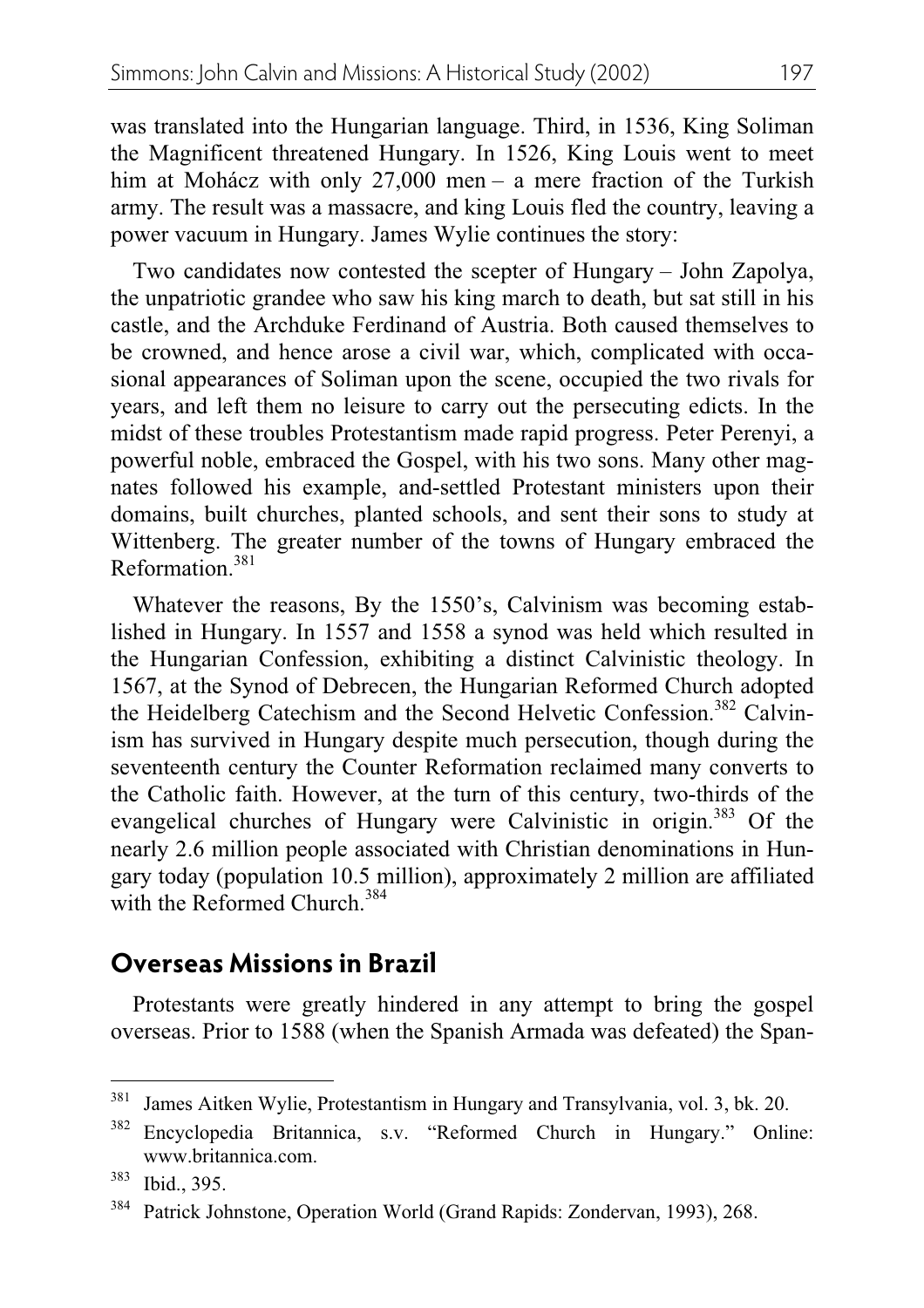was translated into the Hungarian language. Third, in 1536, King Soliman the Magnificent threatened Hungary. In 1526, King Louis went to meet him at Mohácz with only 27,000 men – a mere fraction of the Turkish army. The result was a massacre, and king Louis fled the country, leaving a power vacuum in Hungary. James Wylie continues the story:

> Two candidates now contested the scepter of Hungary – John Zapolya, the unpatriotic grandee who saw his king march to death, but sat still in his castle, and the Archduke Ferdinand of Austria. Both caused themselves to be crowned, and hence arose a civil war, which, complicated with occasional appearances of Soliman upon the scene, occupied the two rivals for years, and left them no leisure to carry out the persecuting edicts. In the midst of these troubles Protestantism made rapid progress. Peter Perenyi, a powerful noble, embraced the Gospel, with his two sons. Many other magnates followed his example, and-settled Protestant ministers upon their domains, built churches, planted schools, and sent their sons to study at Wittenberg. The greater number of the towns of Hungary embraced the Reformation.[381]

Whatever the reasons, By the 1550's, Calvinism was becoming established in Hungary. In 1557 and 1558 a synod was held which resulted in the Hungarian Confession, exhibiting a distinct Calvinistic theology. In 1567, at the Synod of Debrecen, the Hungarian Reformed Church adopted the Heidelberg Catechism and the Second Helvetic Confession.[382] Calvinism has survived in Hungary despite much persecution, though during the seventeenth century the Counter Reformation reclaimed many converts to the Catholic faith. However, at the turn of this century, two-thirds of the evangelical churches of Hungary were Calvinistic in origin.[383] Of the nearly 2.6 million people associated with Christian denominations in Hungary today (population 10.5 million), approximately 2 million are affiliated with the Reformed Church.[384]

## Overseas Missions in Brazil

Protestants were greatly hindered in any attempt to bring the gospel overseas. Prior to 1588 (when the Spanish Armada was defeated) the Span-

---

[381] James Aitken Wylie, Protestantism in Hungary and Transylvania, vol. 3, bk. 20.

[382] Encyclopedia Britannica, s.v. "Reformed Church in Hungary." Online: www.britannica.com.

[383] Ibid., 395.

[384] Patrick Johnstone, Operation World (Grand Rapids: Zondervan, 1993), 268.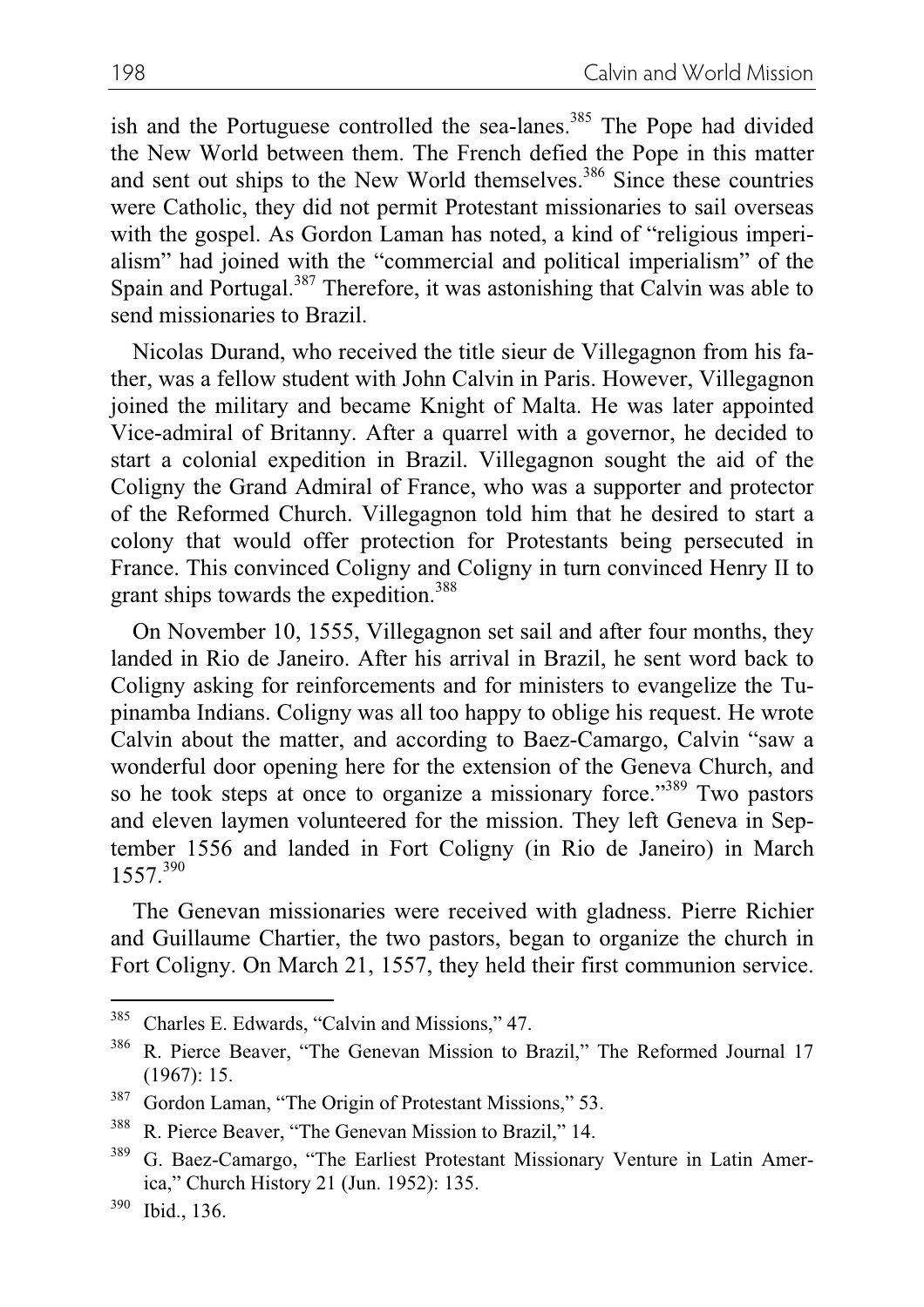ish and the Portuguese controlled the sea-lanes.[385] The Pope had divided the New World between them. The French defied the Pope in this matter and sent out ships to the New World themselves.[386] Since these countries were Catholic, they did not permit Protestant missionaries to sail overseas with the gospel. As Gordon Laman has noted, a kind of "religious imperialism" had joined with the "commercial and political imperialism" of the Spain and Portugal.[387] Therefore, it was astonishing that Calvin was able to send missionaries to Brazil.

Nicolas Durand, who received the title sieur de Villegagnon from his father, was a fellow student with John Calvin in Paris. However, Villegagnon joined the military and became Knight of Malta. He was later appointed Vice-admiral of Britanny. After a quarrel with a governor, he decided to start a colonial expedition in Brazil. Villegagnon sought the aid of the Coligny the Grand Admiral of France, who was a supporter and protector of the Reformed Church. Villegagnon told him that he desired to start a colony that would offer protection for Protestants being persecuted in France. This convinced Coligny and Coligny in turn convinced Henry II to grant ships towards the expedition.[388]

On November 10, 1555, Villegagnon set sail and after four months, they landed in Rio de Janeiro. After his arrival in Brazil, he sent word back to Coligny asking for reinforcements and for ministers to evangelize the Tupinamba Indians. Coligny was all too happy to oblige his request. He wrote Calvin about the matter, and according to Baez-Camargo, Calvin "saw a wonderful door opening here for the extension of the Geneva Church, and so he took steps at once to organize a missionary force."[389] Two pastors and eleven laymen volunteered for the mission. They left Geneva in September 1556 and landed in Fort Coligny (in Rio de Janeiro) in March 1557.[390]

The Genevan missionaries were received with gladness. Pierre Richier and Guillaume Chartier, the two pastors, began to organize the church in Fort Coligny. On March 21, 1557, they held their first communion service.

---

[385] Charles E. Edwards, "Calvin and Missions," 47.

[386] R. Pierce Beaver, "The Genevan Mission to Brazil," The Reformed Journal 17 (1967): 15.

[387] Gordon Laman, "The Origin of Protestant Missions," 53.

[388] R. Pierce Beaver, "The Genevan Mission to Brazil," 14.

[389] G. Baez-Camargo, "The Earliest Protestant Missionary Venture in Latin America," Church History 21 (Jun. 1952): 135.

[390] Ibid., 136.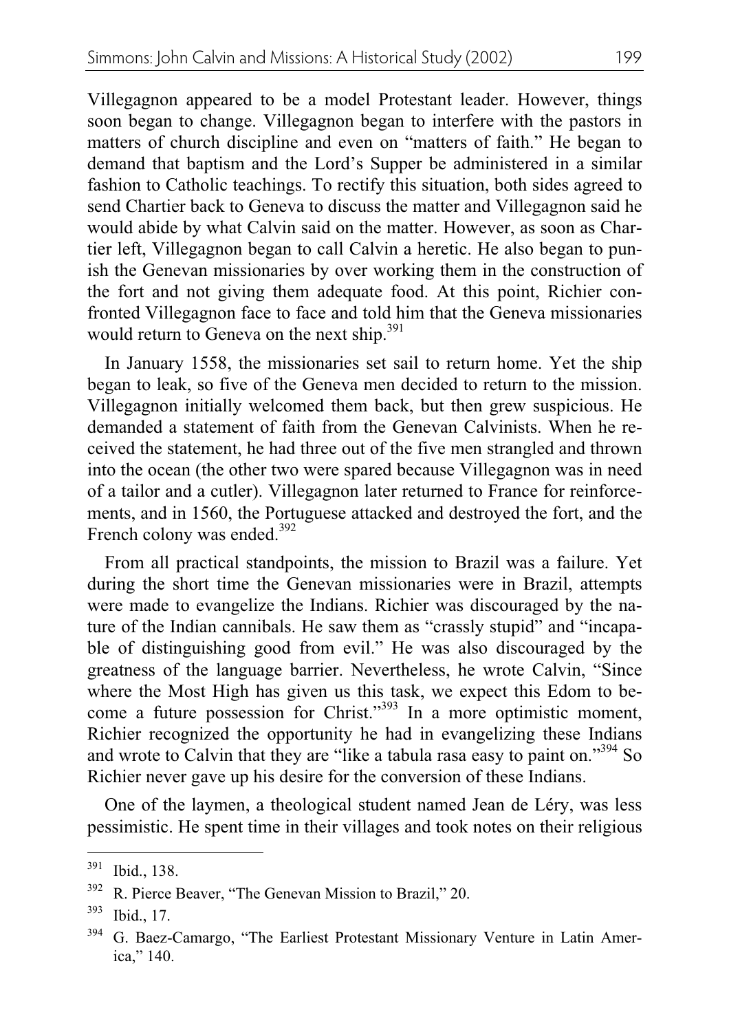Villegagnon appeared to be a model Protestant leader. However, things soon began to change. Villegagnon began to interfere with the pastors in matters of church discipline and even on "matters of faith." He began to demand that baptism and the Lord's Supper be administered in a similar fashion to Catholic teachings. To rectify this situation, both sides agreed to send Chartier back to Geneva to discuss the matter and Villegagnon said he would abide by what Calvin said on the matter. However, as soon as Chartier left, Villegagnon began to call Calvin a heretic. He also began to punish the Genevan missionaries by over working them in the construction of the fort and not giving them adequate food. At this point, Richier confronted Villegagnon face to face and told him that the Geneva missionaries would return to Geneva on the next ship.[391]

In January 1558, the missionaries set sail to return home. Yet the ship began to leak, so five of the Geneva men decided to return to the mission. Villegagnon initially welcomed them back, but then grew suspicious. He demanded a statement of faith from the Genevan Calvinists. When he received the statement, he had three out of the five men strangled and thrown into the ocean (the other two were spared because Villegagnon was in need of a tailor and a cutler). Villegagnon later returned to France for reinforcements, and in 1560, the Portuguese attacked and destroyed the fort, and the French colony was ended.[392]

From all practical standpoints, the mission to Brazil was a failure. Yet during the short time the Genevan missionaries were in Brazil, attempts were made to evangelize the Indians. Richier was discouraged by the nature of the Indian cannibals. He saw them as "crassly stupid" and "incapable of distinguishing good from evil." He was also discouraged by the greatness of the language barrier. Nevertheless, he wrote Calvin, "Since where the Most High has given us this task, we expect this Edom to become a future possession for Christ."[393] In a more optimistic moment, Richier recognized the opportunity he had in evangelizing these Indians and wrote to Calvin that they are "like a tabula rasa easy to paint on."[394] So Richier never gave up his desire for the conversion of these Indians.

One of the laymen, a theological student named Jean de Léry, was less pessimistic. He spent time in their villages and took notes on their religious

---

391 Ibid., 138.

392 R. Pierce Beaver, "The Genevan Mission to Brazil," 20.

393 Ibid., 17.

394 G. Baez-Camargo, "The Earliest Protestant Missionary Venture in Latin America," 140.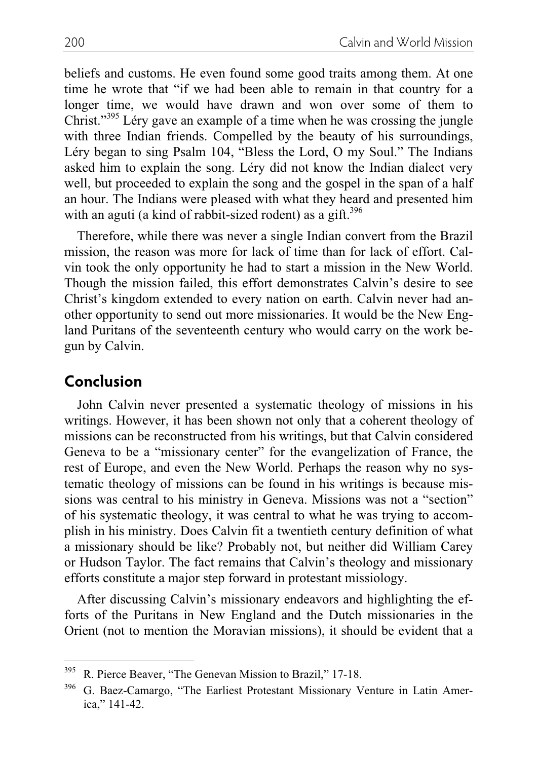beliefs and customs. He even found some good traits among them. At one time he wrote that "if we had been able to remain in that country for a longer time, we would have drawn and won over some of them to Christ."[395] Léry gave an example of a time when he was crossing the jungle with three Indian friends. Compelled by the beauty of his surroundings, Léry began to sing Psalm 104, "Bless the Lord, O my Soul." The Indians asked him to explain the song. Léry did not know the Indian dialect very well, but proceeded to explain the song and the gospel in the span of a half an hour. The Indians were pleased with what they heard and presented him with an aguti (a kind of rabbit-sized rodent) as a gift.[396]

Therefore, while there was never a single Indian convert from the Brazil mission, the reason was more for lack of time than for lack of effort. Calvin took the only opportunity he had to start a mission in the New World. Though the mission failed, this effort demonstrates Calvin's desire to see Christ's kingdom extended to every nation on earth. Calvin never had another opportunity to send out more missionaries. It would be the New England Puritans of the seventeenth century who would carry on the work begun by Calvin.

## Conclusion

John Calvin never presented a systematic theology of missions in his writings. However, it has been shown not only that a coherent theology of missions can be reconstructed from his writings, but that Calvin considered Geneva to be a "missionary center" for the evangelization of France, the rest of Europe, and even the New World. Perhaps the reason why no systematic theology of missions can be found in his writings is because missions was central to his ministry in Geneva. Missions was not a "section" of his systematic theology, it was central to what he was trying to accomplish in his ministry. Does Calvin fit a twentieth century definition of what a missionary should be like? Probably not, but neither did William Carey or Hudson Taylor. The fact remains that Calvin's theology and missionary efforts constitute a major step forward in protestant missiology.

After discussing Calvin's missionary endeavors and highlighting the efforts of the Puritans in New England and the Dutch missionaries in the Orient (not to mention the Moravian missions), it should be evident that a

---

[395] R. Pierce Beaver, "The Genevan Mission to Brazil," 17-18.

[396] G. Baez-Camargo, "The Earliest Protestant Missionary Venture in Latin America," 141-42.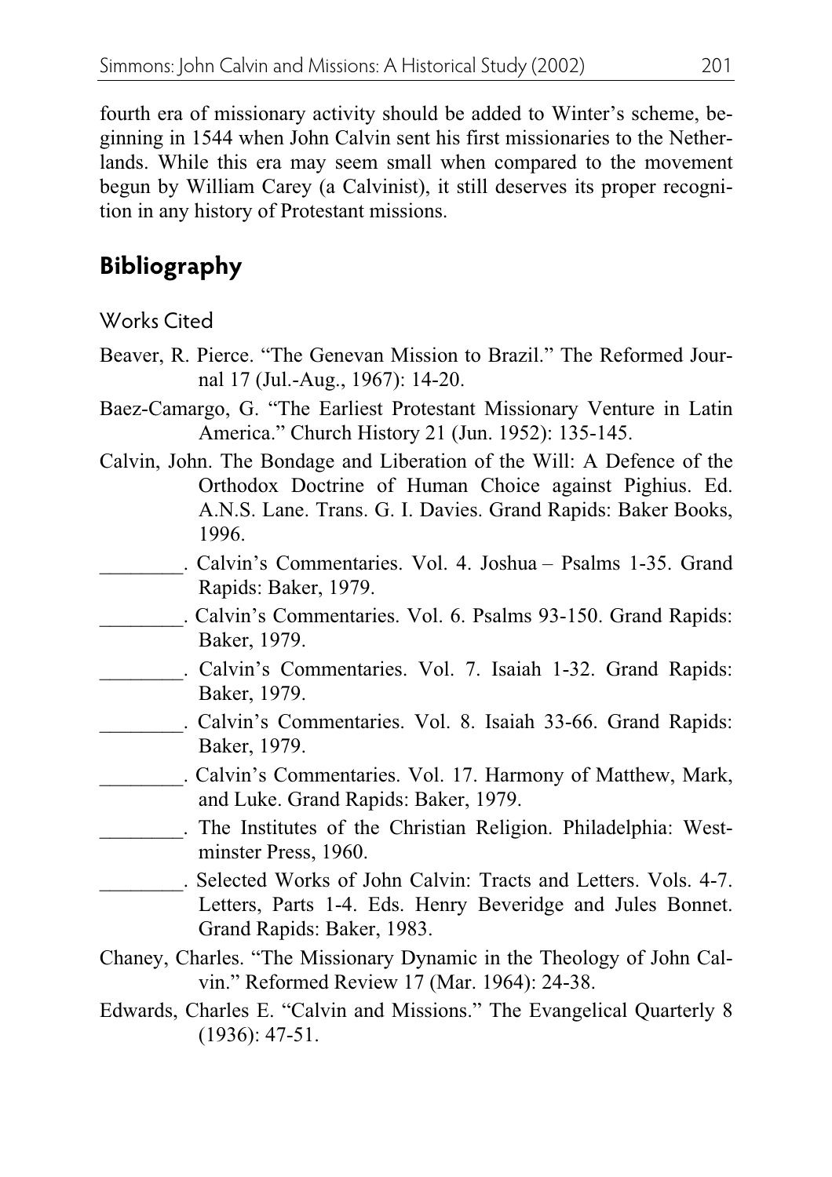fourth era of missionary activity should be added to Winter's scheme, beginning in 1544 when John Calvin sent his first missionaries to the Netherlands. While this era may seem small when compared to the movement begun by William Carey (a Calvinist), it still deserves its proper recognition in any history of Protestant missions.

## Bibliography

### Works Cited

Beaver, R. Pierce. "The Genevan Mission to Brazil." The Reformed Journal 17 (Jul.-Aug., 1967): 14-20.

Baez-Camargo, G. "The Earliest Protestant Missionary Venture in Latin America." Church History 21 (Jun. 1952): 135-145.

Calvin, John. The Bondage and Liberation of the Will: A Defence of the Orthodox Doctrine of Human Choice against Pighius. Ed. A.N.S. Lane. Trans. G. I. Davies. Grand Rapids: Baker Books, 1996.

________. Calvin's Commentaries. Vol. 4. Joshua – Psalms 1-35. Grand Rapids: Baker, 1979.

________. Calvin's Commentaries. Vol. 6. Psalms 93-150. Grand Rapids: Baker, 1979.

________. Calvin's Commentaries. Vol. 7. Isaiah 1-32. Grand Rapids: Baker, 1979.

________. Calvin's Commentaries. Vol. 8. Isaiah 33-66. Grand Rapids: Baker, 1979.

________. Calvin's Commentaries. Vol. 17. Harmony of Matthew, Mark, and Luke. Grand Rapids: Baker, 1979.

________. The Institutes of the Christian Religion. Philadelphia: Westminster Press, 1960.

________. Selected Works of John Calvin: Tracts and Letters. Vols. 4-7. Letters, Parts 1-4. Eds. Henry Beveridge and Jules Bonnet. Grand Rapids: Baker, 1983.

Chaney, Charles. "The Missionary Dynamic in the Theology of John Calvin." Reformed Review 17 (Mar. 1964): 24-38.

Edwards, Charles E. "Calvin and Missions." The Evangelical Quarterly 8 (1936): 47-51.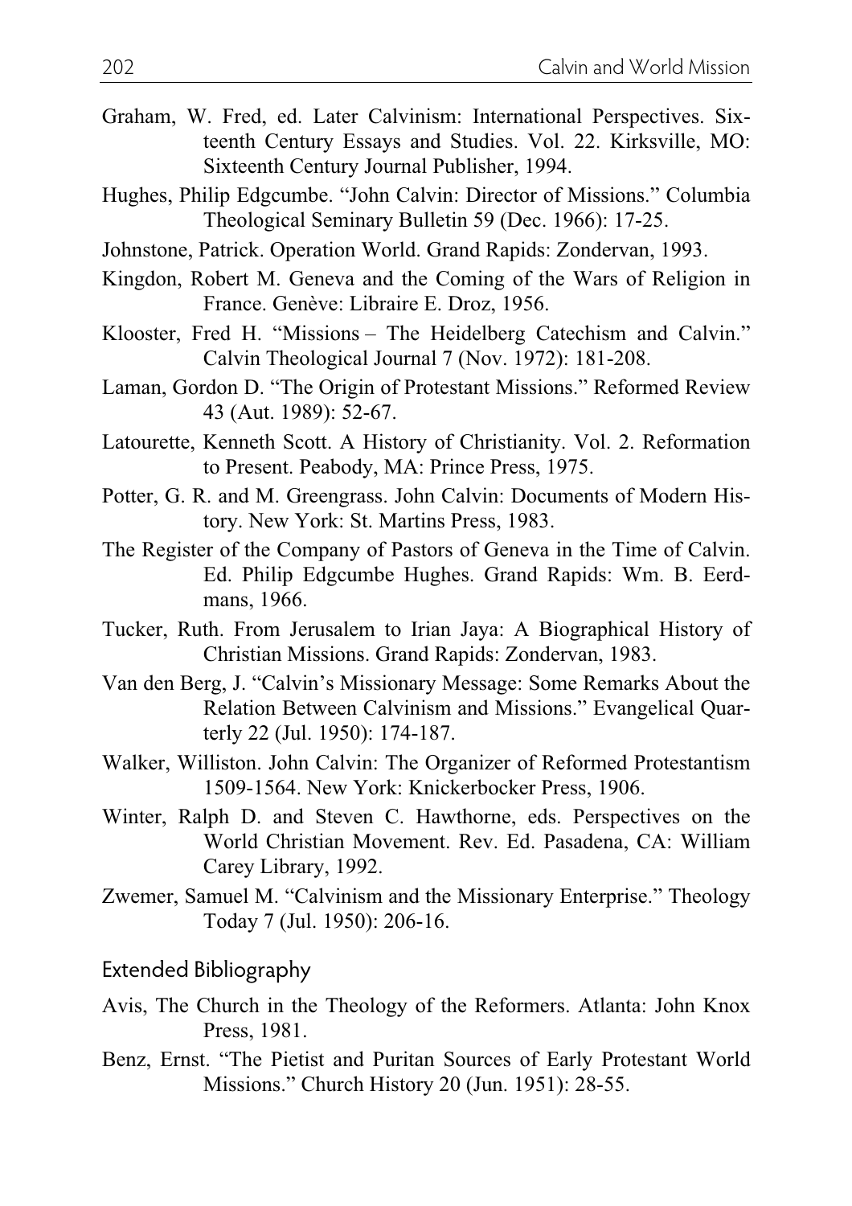Graham, W. Fred, ed. Later Calvinism: International Perspectives. Sixteenth Century Essays and Studies. Vol. 22. Kirksville, MO: Sixteenth Century Journal Publisher, 1994.

Hughes, Philip Edgcumbe. "John Calvin: Director of Missions." Columbia Theological Seminary Bulletin 59 (Dec. 1966): 17-25.

Johnstone, Patrick. Operation World. Grand Rapids: Zondervan, 1993.

Kingdon, Robert M. Geneva and the Coming of the Wars of Religion in France. Genève: Libraire E. Droz, 1956.

Klooster, Fred H. "Missions – The Heidelberg Catechism and Calvin." Calvin Theological Journal 7 (Nov. 1972): 181-208.

Laman, Gordon D. "The Origin of Protestant Missions." Reformed Review 43 (Aut. 1989): 52-67.

Latourette, Kenneth Scott. A History of Christianity. Vol. 2. Reformation to Present. Peabody, MA: Prince Press, 1975.

Potter, G. R. and M. Greengrass. John Calvin: Documents of Modern History. New York: St. Martins Press, 1983.

The Register of the Company of Pastors of Geneva in the Time of Calvin. Ed. Philip Edgcumbe Hughes. Grand Rapids: Wm. B. Eerdmans, 1966.

Tucker, Ruth. From Jerusalem to Irian Jaya: A Biographical History of Christian Missions. Grand Rapids: Zondervan, 1983.

Van den Berg, J. "Calvin's Missionary Message: Some Remarks About the Relation Between Calvinism and Missions." Evangelical Quarterly 22 (Jul. 1950): 174-187.

Walker, Williston. John Calvin: The Organizer of Reformed Protestantism 1509-1564. New York: Knickerbocker Press, 1906.

Winter, Ralph D. and Steven C. Hawthorne, eds. Perspectives on the World Christian Movement. Rev. Ed. Pasadena, CA: William Carey Library, 1992.

Zwemer, Samuel M. "Calvinism and the Missionary Enterprise." Theology Today 7 (Jul. 1950): 206-16.

## Extended Bibliography

Avis, The Church in the Theology of the Reformers. Atlanta: John Knox Press, 1981.

Benz, Ernst. "The Pietist and Puritan Sources of Early Protestant World Missions." Church History 20 (Jun. 1951): 28-55.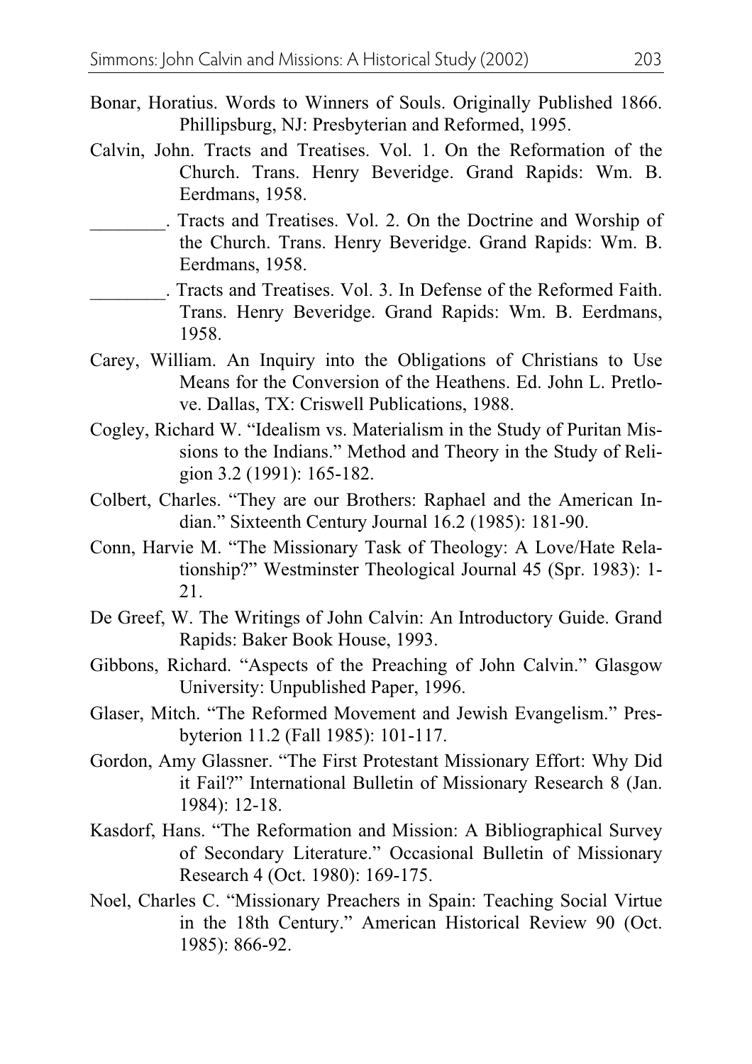Bonar, Horatius. Words to Winners of Souls. Originally Published 1866. Phillipsburg, NJ: Presbyterian and Reformed, 1995.

Calvin, John. Tracts and Treatises. Vol. 1. On the Reformation of the Church. Trans. Henry Beveridge. Grand Rapids: Wm. B. Eerdmans, 1958.

________. Tracts and Treatises. Vol. 2. On the Doctrine and Worship of the Church. Trans. Henry Beveridge. Grand Rapids: Wm. B. Eerdmans, 1958.

________. Tracts and Treatises. Vol. 3. In Defense of the Reformed Faith. Trans. Henry Beveridge. Grand Rapids: Wm. B. Eerdmans, 1958.

Carey, William. An Inquiry into the Obligations of Christians to Use Means for the Conversion of the Heathens. Ed. John L. Pretlove. Dallas, TX: Criswell Publications, 1988.

Cogley, Richard W. "Idealism vs. Materialism in the Study of Puritan Missions to the Indians." Method and Theory in the Study of Religion 3.2 (1991): 165-182.

Colbert, Charles. "They are our Brothers: Raphael and the American Indian." Sixteenth Century Journal 16.2 (1985): 181-90.

Conn, Harvie M. "The Missionary Task of Theology: A Love/Hate Relationship?" Westminster Theological Journal 45 (Spr. 1983): 1-21.

De Greef, W. The Writings of John Calvin: An Introductory Guide. Grand Rapids: Baker Book House, 1993.

Gibbons, Richard. "Aspects of the Preaching of John Calvin." Glasgow University: Unpublished Paper, 1996.

Glaser, Mitch. "The Reformed Movement and Jewish Evangelism." Presbyterion 11.2 (Fall 1985): 101-117.

Gordon, Amy Glassner. "The First Protestant Missionary Effort: Why Did it Fail?" International Bulletin of Missionary Research 8 (Jan. 1984): 12-18.

Kasdorf, Hans. "The Reformation and Mission: A Bibliographical Survey of Secondary Literature." Occasional Bulletin of Missionary Research 4 (Oct. 1980): 169-175.

Noel, Charles C. "Missionary Preachers in Spain: Teaching Social Virtue in the 18th Century." American Historical Review 90 (Oct. 1985): 866-92.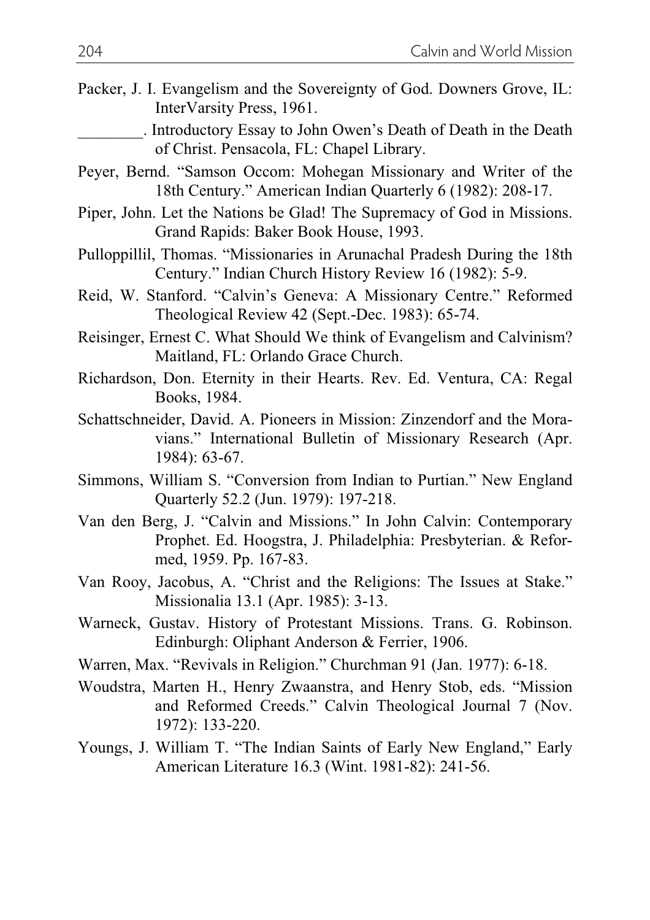Packer, J. I. Evangelism and the Sovereignty of God. Downers Grove, IL: InterVarsity Press, 1961.

________. Introductory Essay to John Owen's Death of Death in the Death of Christ. Pensacola, FL: Chapel Library.

Peyer, Bernd. "Samson Occom: Mohegan Missionary and Writer of the 18th Century." American Indian Quarterly 6 (1982): 208-17.

Piper, John. Let the Nations be Glad! The Supremacy of God in Missions. Grand Rapids: Baker Book House, 1993.

Pulloppillil, Thomas. "Missionaries in Arunachal Pradesh During the 18th Century." Indian Church History Review 16 (1982): 5-9.

Reid, W. Stanford. "Calvin's Geneva: A Missionary Centre." Reformed Theological Review 42 (Sept.-Dec. 1983): 65-74.

Reisinger, Ernest C. What Should We think of Evangelism and Calvinism? Maitland, FL: Orlando Grace Church.

Richardson, Don. Eternity in their Hearts. Rev. Ed. Ventura, CA: Regal Books, 1984.

Schattschneider, David. A. Pioneers in Mission: Zinzendorf and the Moravians." International Bulletin of Missionary Research (Apr. 1984): 63-67.

Simmons, William S. "Conversion from Indian to Purtian." New England Quarterly 52.2 (Jun. 1979): 197-218.

Van den Berg, J. "Calvin and Missions." In John Calvin: Contemporary Prophet. Ed. Hoogstra, J. Philadelphia: Presbyterian. & Reformed, 1959. Pp. 167-83.

Van Rooy, Jacobus, A. "Christ and the Religions: The Issues at Stake." Missionalia 13.1 (Apr. 1985): 3-13.

Warneck, Gustav. History of Protestant Missions. Trans. G. Robinson. Edinburgh: Oliphant Anderson & Ferrier, 1906.

Warren, Max. "Revivals in Religion." Churchman 91 (Jan. 1977): 6-18.

Woudstra, Marten H., Henry Zwaanstra, and Henry Stob, eds. "Mission and Reformed Creeds." Calvin Theological Journal 7 (Nov. 1972): 133-220.

Youngs, J. William T. "The Indian Saints of Early New England," Early American Literature 16.3 (Wint. 1981-82): 241-56.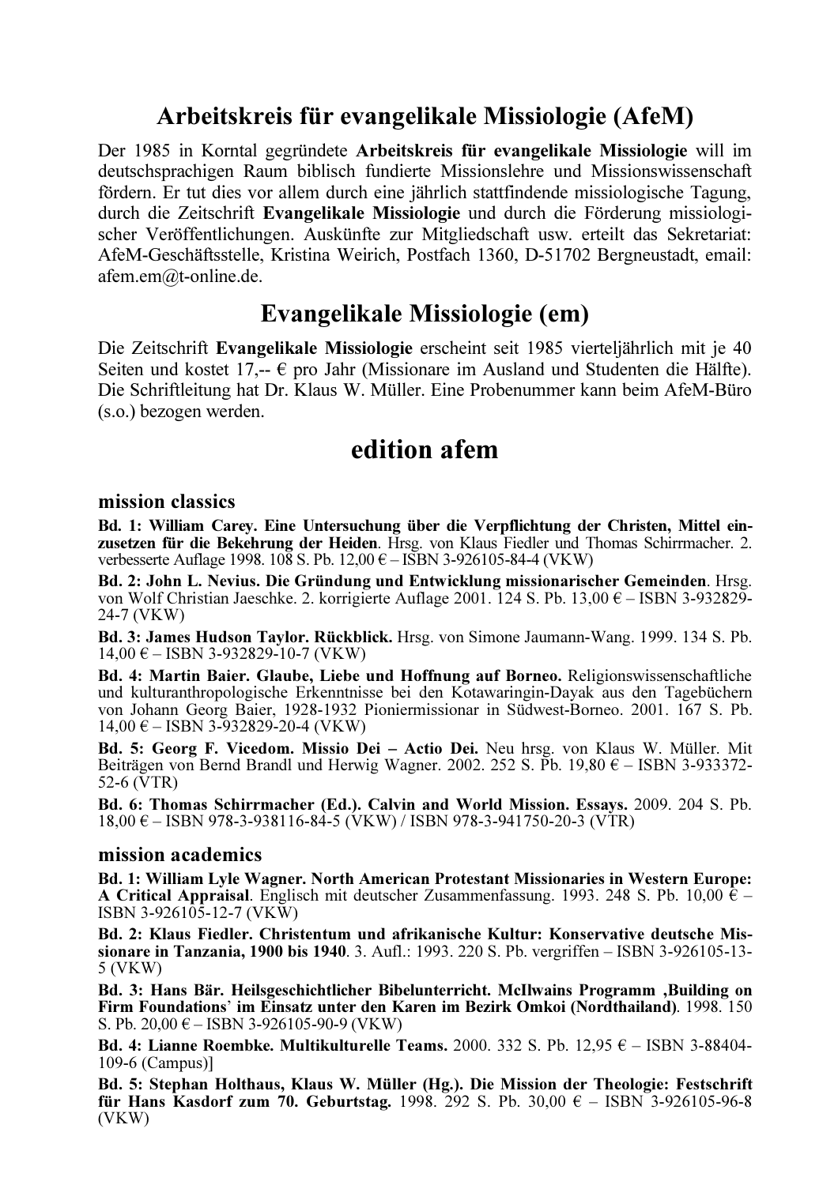# Arbeitskreis für evangelikale Missiologie (AfeM)

Der 1985 in Korntal gegründete **Arbeitskreis für evangelikale Missiologie** will im deutschsprachigen Raum biblisch fundierte Missionslehre und Missionswissenschaft fördern. Er tut dies vor allem durch eine jährlich stattfindende missiologische Tagung, durch die Zeitschrift **Evangelikale Missiologie** und durch die Förderung missiologischer Veröffentlichungen. Auskünfte zur Mitgliedschaft usw. erteilt das Sekretariat: AfeM-Geschäftsstelle, Kristina Weirich, Postfach 1360, D-51702 Bergneustadt, email: afem.em@t-online.de.

# Evangelikale Missiologie (em)

Die Zeitschrift **Evangelikale Missiologie** erscheint seit 1985 vierteljährlich mit je 40 Seiten und kostet 17,-- € pro Jahr (Missionare im Ausland und Studenten die Hälfte). Die Schriftleitung hat Dr. Klaus W. Müller. Eine Probenummer kann beim AfeM-Büro (s.o.) bezogen werden.

# edition afem

## mission classics

**Bd. 1: William Carey. Eine Untersuchung über die Verpflichtung der Christen, Mittel einzusetzen für die Bekehrung der Heiden**. Hrsg. von Klaus Fiedler und Thomas Schirrmacher. 2. verbesserte Auflage 1998. 108 S. Pb. 12,00 € – ISBN 3-926105-84-4 (VKW)

**Bd. 2: John L. Nevius. Die Gründung und Entwicklung missionarischer Gemeinden**. Hrsg. von Wolf Christian Jaeschke. 2. korrigierte Auflage 2001. 124 S. Pb. 13,00 € – ISBN 3-932829-24-7 (VKW)

**Bd. 3: James Hudson Taylor. Rückblick.** Hrsg. von Simone Jaumann-Wang. 1999. 134 S. Pb. 14,00 € – ISBN 3-932829-10-7 (VKW)

**Bd. 4: Martin Baier. Glaube, Liebe und Hoffnung auf Borneo.** Religionswissenschaftliche und kulturanthropologische Erkenntnisse bei den Kotawaringin-Dayak aus den Tagebüchern von Johann Georg Baier, 1928-1932 Pioniermissionar in Südwest-Borneo. 2001. 167 S. Pb. 14,00 € – ISBN 3-932829-20-4 (VKW)

**Bd. 5: Georg F. Vicedom. Missio Dei – Actio Dei.** Neu hrsg. von Klaus W. Müller. Mit Beiträgen von Bernd Brandl und Herwig Wagner. 2002. 252 S. Pb. 19,80 € – ISBN 3-933372-52-6 (VTR)

**Bd. 6: Thomas Schirrmacher (Ed.). Calvin and World Mission. Essays.** 2009. 204 S. Pb. 18,00 € – ISBN 978-3-938116-84-5 (VKW) / ISBN 978-3-941750-20-3 (VTR)

## mission academics

**Bd. 1: William Lyle Wagner. North American Protestant Missionaries in Western Europe: A Critical Appraisal**. Englisch mit deutscher Zusammenfassung. 1993. 248 S. Pb. 10,00 € – ISBN 3-926105-12-7 (VKW)

**Bd. 2: Klaus Fiedler. Christentum und afrikanische Kultur: Konservative deutsche Missionare in Tanzania, 1900 bis 1940**. 3. Aufl.: 1993. 220 S. Pb. vergriffen – ISBN 3-926105-13-5 (VKW)

**Bd. 3: Hans Bär. Heilsgeschichtlicher Bibelunterricht. McIlwains Programm ‚Building on Firm Foundations' im Einsatz unter den Karen im Bezirk Omkoi (Nordthailand)**. 1998. 150 S. Pb. 20,00 € – ISBN 3-926105-90-9 (VKW)

**Bd. 4: Lianne Roembke. Multikulturelle Teams.** 2000. 332 S. Pb. 12,95 € – ISBN 3-88404-109-6 (Campus)]

**Bd. 5: Stephan Holthaus, Klaus W. Müller (Hg.). Die Mission der Theologie: Festschrift für Hans Kasdorf zum 70. Geburtstag.** 1998. 292 S. Pb. 30,00 € – ISBN 3-926105-96-8 (VKW)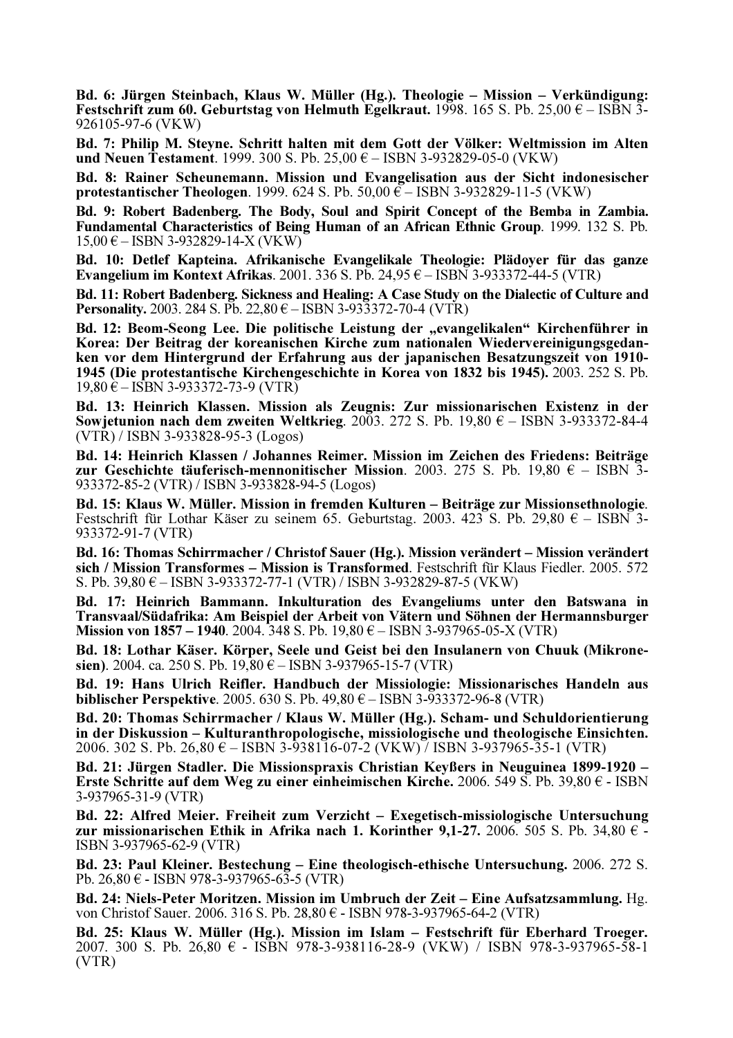**Bd. 6: Jürgen Steinbach, Klaus W. Müller (Hg.). Theologie – Mission – Verkündigung: Festschrift zum 60. Geburtstag von Helmuth Egelkraut.** 1998. 165 S. Pb. 25,00 € – ISBN 3-926105-97-6 (VKW)

**Bd. 7: Philip M. Steyne. Schritt halten mit dem Gott der Völker: Weltmission im Alten und Neuen Testament**. 1999. 300 S. Pb. 25,00 € – ISBN 3-932829-05-0 (VKW)

**Bd. 8: Rainer Scheunemann. Mission und Evangelisation aus der Sicht indonesischer protestantischer Theologen**. 1999. 624 S. Pb. 50,00 € – ISBN 3-932829-11-5 (VKW)

**Bd. 9: Robert Badenberg. The Body, Soul and Spirit Concept of the Bemba in Zambia. Fundamental Characteristics of Being Human of an African Ethnic Group**. 1999. 132 S. Pb. 15,00 € – ISBN 3-932829-14-X (VKW)

**Bd. 10: Detlef Kapteina. Afrikanische Evangelikale Theologie: Plädoyer für das ganze Evangelium im Kontext Afrikas**. 2001. 336 S. Pb. 24,95 € – ISBN 3-933372-44-5 (VTR)

**Bd. 11: Robert Badenberg. Sickness and Healing: A Case Study on the Dialectic of Culture and Personality.** 2003. 284 S. Pb. 22,80 € – ISBN 3-933372-70-4 (VTR)

**Bd. 12: Beom-Seong Lee. Die politische Leistung der „evangelikalen" Kirchenführer in Korea: Der Beitrag der koreanischen Kirche zum nationalen Wiedervereinigungsgedanken vor dem Hintergrund der Erfahrung aus der japanischen Besatzungszeit von 1910-1945 (Die protestantische Kirchengeschichte in Korea von 1832 bis 1945).** 2003. 252 S. Pb. 19,80 € – ISBN 3-933372-73-9 (VTR)

**Bd. 13: Heinrich Klassen. Mission als Zeugnis: Zur missionarischen Existenz in der Sowjetunion nach dem zweiten Weltkrieg**. 2003. 272 S. Pb. 19,80 € – ISBN 3-933372-84-4 (VTR) / ISBN 3-933828-95-3 (Logos)

**Bd. 14: Heinrich Klassen / Johannes Reimer. Mission im Zeichen des Friedens: Beiträge zur Geschichte täuferisch-mennonitischer Mission**. 2003. 275 S. Pb. 19,80 € – ISBN 3-933372-85-2 (VTR) / ISBN 3-933828-94-5 (Logos)

**Bd. 15: Klaus W. Müller. Mission in fremden Kulturen – Beiträge zur Missionsethnologie**. Festschrift für Lothar Käser zu seinem 65. Geburtstag. 2003. 423 S. Pb. 29,80 € – ISBN 3-933372-91-7 (VTR)

**Bd. 16: Thomas Schirrmacher / Christof Sauer (Hg.). Mission verändert – Mission verändert sich / Mission Transformes – Mission is Transformed**. Festschrift für Klaus Fiedler. 2005. 572 S. Pb. 39,80 € – ISBN 3-933372-77-1 (VTR) / ISBN 3-932829-87-5 (VKW)

**Bd. 17: Heinrich Bammann. Inkulturation des Evangeliums unter den Batswana in Transvaal/Südafrika: Am Beispiel der Arbeit von Vätern und Söhnen der Hermannsburger Mission von 1857 – 1940**. 2004. 348 S. Pb. 19,80 € – ISBN 3-937965-05-X (VTR)

**Bd. 18: Lothar Käser. Körper, Seele und Geist bei den Insulanern von Chuuk (Mikronesien)**. 2004. ca. 250 S. Pb. 19,80 € – ISBN 3-937965-15-7 (VTR)

**Bd. 19: Hans Ulrich Reifler. Handbuch der Missiologie: Missionarisches Handeln aus biblischer Perspektive**. 2005. 630 S. Pb. 49,80 € – ISBN 3-933372-96-8 (VTR)

**Bd. 20: Thomas Schirrmacher / Klaus W. Müller (Hg.). Scham- und Schuldorientierung in der Diskussion – Kulturanthropologische, missiologische und theologische Einsichten.** 2006. 302 S. Pb. 26,80 € – ISBN 3-938116-07-2 (VKW) / ISBN 3-937965-35-1 (VTR)

**Bd. 21: Jürgen Stadler. Die Missionspraxis Christian Keyßers in Neuguinea 1899-1920 – Erste Schritte auf dem Weg zu einer einheimischen Kirche.** 2006. 549 S. Pb. 39,80 € - ISBN 3-937965-31-9 (VTR)

**Bd. 22: Alfred Meier. Freiheit zum Verzicht – Exegetisch-missiologische Untersuchung zur missionarischen Ethik in Afrika nach 1. Korinther 9,1-27.** 2006. 505 S. Pb. 34,80 € - ISBN 3-937965-62-9 (VTR)

**Bd. 23: Paul Kleiner. Bestechung – Eine theologisch-ethische Untersuchung.** 2006. 272 S. Pb. 26,80 € - ISBN 978-3-937965-63-5 (VTR)

**Bd. 24: Niels-Peter Moritzen. Mission im Umbruch der Zeit – Eine Aufsatzsammlung.** Hg. von Christof Sauer. 2006. 316 S. Pb. 28,80 € - ISBN 978-3-937965-64-2 (VTR)

**Bd. 25: Klaus W. Müller (Hg.). Mission im Islam – Festschrift für Eberhard Troeger.** 2007. 300 S. Pb. 26,80 € - ISBN 978-3-938116-28-9 (VKW) / ISBN 978-3-937965-58-1 (VTR)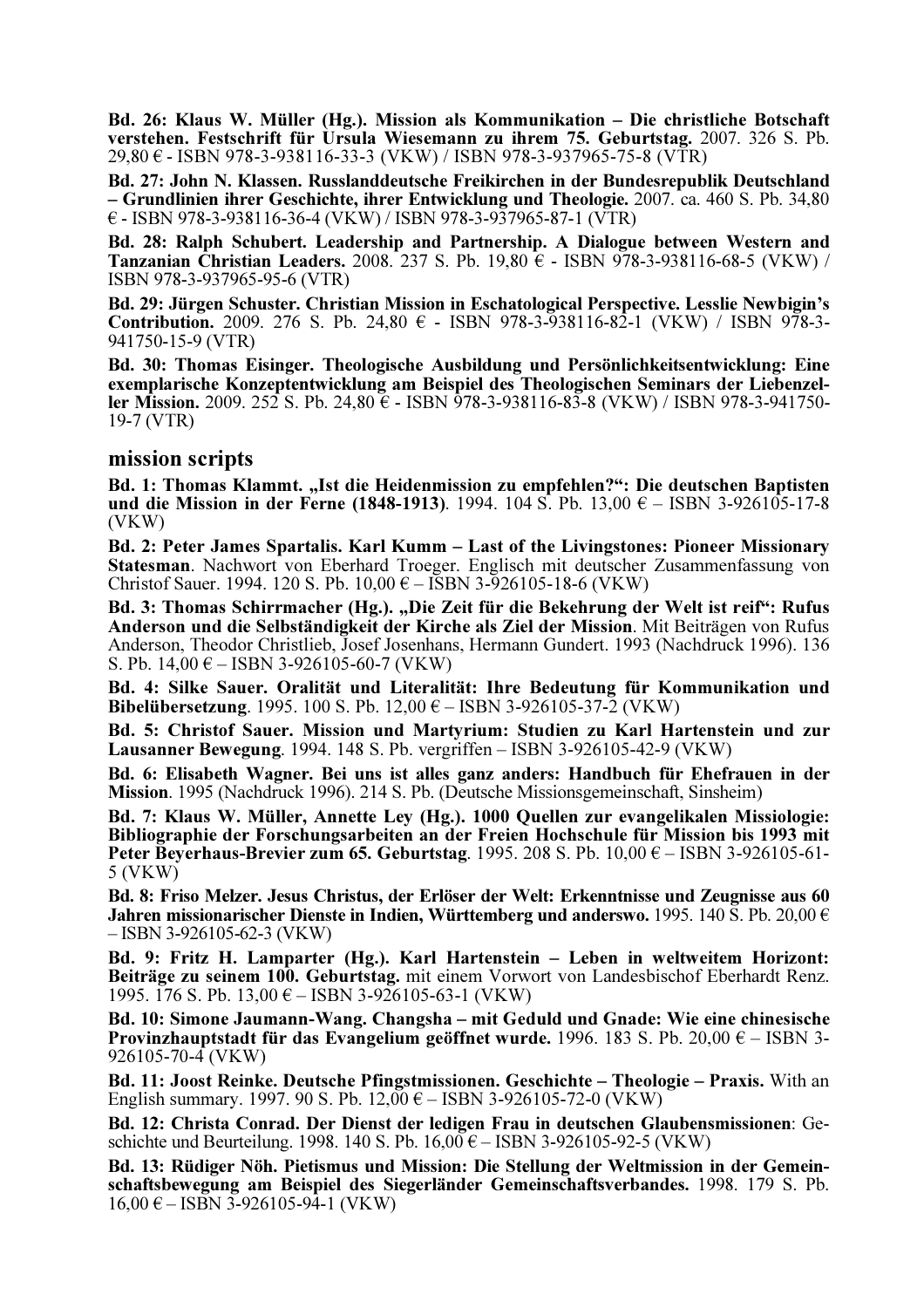**Bd. 26: Klaus W. Müller (Hg.). Mission als Kommunikation – Die christliche Botschaft verstehen. Festschrift für Ursula Wiesemann zu ihrem 75. Geburtstag.** 2007. 326 S. Pb. 29,80 € - ISBN 978-3-938116-33-3 (VKW) / ISBN 978-3-937965-75-8 (VTR)

**Bd. 27: John N. Klassen. Russlanddeutsche Freikirchen in der Bundesrepublik Deutschland – Grundlinien ihrer Geschichte, ihrer Entwicklung und Theologie.** 2007. ca. 460 S. Pb. 34,80 € - ISBN 978-3-938116-36-4 (VKW) / ISBN 978-3-937965-87-1 (VTR)

**Bd. 28: Ralph Schubert. Leadership and Partnership. A Dialogue between Western and Tanzanian Christian Leaders.** 2008. 237 S. Pb. 19,80 € - ISBN 978-3-938116-68-5 (VKW) / ISBN 978-3-937965-95-6 (VTR)

**Bd. 29: Jürgen Schuster. Christian Mission in Eschatological Perspective. Lesslie Newbigin's Contribution.** 2009. 276 S. Pb. 24,80 € - ISBN 978-3-938116-82-1 (VKW) / ISBN 978-3-941750-15-9 (VTR)

**Bd. 30: Thomas Eisinger. Theologische Ausbildung und Persönlichkeitsentwicklung: Eine exemplarische Konzeptentwicklung am Beispiel des Theologischen Seminars der Liebenzeller Mission.** 2009. 252 S. Pb. 24,80 € - ISBN 978-3-938116-83-8 (VKW) / ISBN 978-3-941750-19-7 (VTR)

## mission scripts

**Bd. 1: Thomas Klammt. „Ist die Heidenmission zu empfehlen?": Die deutschen Baptisten und die Mission in der Ferne (1848-1913)**. 1994. 104 S. Pb. 13,00 € – ISBN 3-926105-17-8 (VKW)

**Bd. 2: Peter James Spartalis. Karl Kumm – Last of the Livingstones: Pioneer Missionary Statesman**. Nachwort von Eberhard Troeger. Englisch mit deutscher Zusammenfassung von Christof Sauer. 1994. 120 S. Pb. 10,00 € – ISBN 3-926105-18-6 (VKW)

**Bd. 3: Thomas Schirrmacher (Hg.). „Die Zeit für die Bekehrung der Welt ist reif": Rufus Anderson und die Selbständigkeit der Kirche als Ziel der Mission**. Mit Beiträgen von Rufus Anderson, Theodor Christlieb, Josef Josenhans, Hermann Gundert. 1993 (Nachdruck 1996). 136 S. Pb. 14,00 € – ISBN 3-926105-60-7 (VKW)

**Bd. 4: Silke Sauer. Oralität und Literalität: Ihre Bedeutung für Kommunikation und Bibelübersetzung**. 1995. 100 S. Pb. 12,00 € – ISBN 3-926105-37-2 (VKW)

**Bd. 5: Christof Sauer. Mission und Martyrium: Studien zu Karl Hartenstein und zur Lausanner Bewegung**. 1994. 148 S. Pb. vergriffen – ISBN 3-926105-42-9 (VKW)

**Bd. 6: Elisabeth Wagner. Bei uns ist alles ganz anders: Handbuch für Ehefrauen in der Mission**. 1995 (Nachdruck 1996). 214 S. Pb. (Deutsche Missionsgemeinschaft, Sinsheim)

**Bd. 7: Klaus W. Müller, Annette Ley (Hg.). 1000 Quellen zur evangelikalen Missiologie: Bibliographie der Forschungsarbeiten an der Freien Hochschule für Mission bis 1993 mit Peter Beyerhaus-Brevier zum 65. Geburtstag**. 1995. 208 S. Pb. 10,00 € – ISBN 3-926105-61-5 (VKW)

**Bd. 8: Friso Melzer. Jesus Christus, der Erlöser der Welt: Erkenntnisse und Zeugnisse aus 60 Jahren missionarischer Dienste in Indien, Württemberg und anderswo.** 1995. 140 S. Pb. 20,00 € – ISBN 3-926105-62-3 (VKW)

**Bd. 9: Fritz H. Lamparter (Hg.). Karl Hartenstein – Leben in weltweitem Horizont: Beiträge zu seinem 100. Geburtstag.** mit einem Vorwort von Landesbischof Eberhardt Renz. 1995. 176 S. Pb. 13,00 € – ISBN 3-926105-63-1 (VKW)

**Bd. 10: Simone Jaumann-Wang. Changsha – mit Geduld und Gnade: Wie eine chinesische Provinzhauptstadt für das Evangelium geöffnet wurde.** 1996. 183 S. Pb. 20,00 € – ISBN 3-926105-70-4 (VKW)

**Bd. 11: Joost Reinke. Deutsche Pfingstmissionen. Geschichte – Theologie – Praxis.** With an English summary. 1997. 90 S. Pb. 12,00 € – ISBN 3-926105-72-0 (VKW)

**Bd. 12: Christa Conrad. Der Dienst der ledigen Frau in deutschen Glaubensmissionen**: Geschichte und Beurteilung. 1998. 140 S. Pb. 16,00 € – ISBN 3-926105-92-5 (VKW)

**Bd. 13: Rüdiger Nöh. Pietismus und Mission: Die Stellung der Weltmission in der Gemeinschaftsbewegung am Beispiel des Siegerländer Gemeinschaftsverbandes.** 1998. 179 S. Pb. 16,00 € – ISBN 3-926105-94-1 (VKW)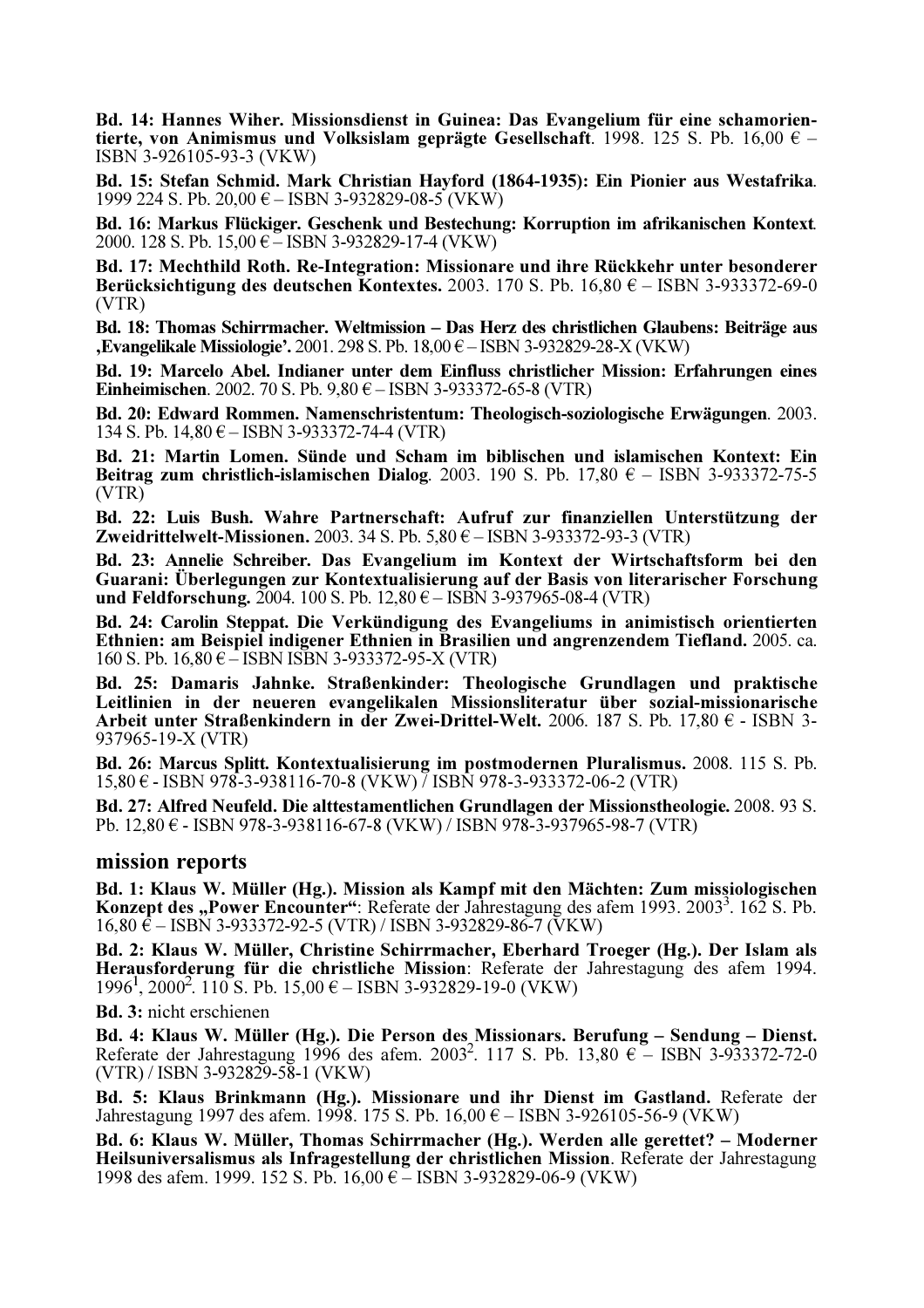**Bd. 14: Hannes Wiher. Missionsdienst in Guinea: Das Evangelium für eine schamorientierte, von Animismus und Volksislam geprägte Gesellschaft**. 1998. 125 S. Pb. 16,00 € – ISBN 3-926105-93-3 (VKW)

**Bd. 15: Stefan Schmid. Mark Christian Hayford (1864-1935): Ein Pionier aus Westafrika**. 1999 224 S. Pb. 20,00 € – ISBN 3-932829-08-5 (VKW)

**Bd. 16: Markus Flückiger. Geschenk und Bestechung: Korruption im afrikanischen Kontext**. 2000. 128 S. Pb. 15,00 € – ISBN 3-932829-17-4 (VKW)

**Bd. 17: Mechthild Roth. Re-Integration: Missionare und ihre Rückkehr unter besonderer Berücksichtigung des deutschen Kontextes.** 2003. 170 S. Pb. 16,80 € – ISBN 3-933372-69-0 (VTR)

**Bd. 18: Thomas Schirrmacher. Weltmission – Das Herz des christlichen Glaubens: Beiträge aus ‚Evangelikale Missiologie'.** 2001. 298 S. Pb. 18,00 € – ISBN 3-932829-28-X (VKW)

**Bd. 19: Marcelo Abel. Indianer unter dem Einfluss christlicher Mission: Erfahrungen eines Einheimischen**. 2002. 70 S. Pb. 9,80 € – ISBN 3-933372-65-8 (VTR)

**Bd. 20: Edward Rommen. Namenschristentum: Theologisch-soziologische Erwägungen**. 2003. 134 S. Pb. 14,80 € – ISBN 3-933372-74-4 (VTR)

**Bd. 21: Martin Lomen. Sünde und Scham im biblischen und islamischen Kontext: Ein Beitrag zum christlich-islamischen Dialog**. 2003. 190 S. Pb. 17,80 € – ISBN 3-933372-75-5 (VTR)

**Bd. 22: Luis Bush. Wahre Partnerschaft: Aufruf zur finanziellen Unterstützung der Zweidrittelwelt-Missionen.** 2003. 34 S. Pb. 5,80 € – ISBN 3-933372-93-3 (VTR)

**Bd. 23: Annelie Schreiber. Das Evangelium im Kontext der Wirtschaftsform bei den Guarani: Überlegungen zur Kontextualisierung auf der Basis von literarischer Forschung und Feldforschung.** 2004. 100 S. Pb. 12,80 € – ISBN 3-937965-08-4 (VTR)

**Bd. 24: Carolin Steppat. Die Verkündigung des Evangeliums in animistisch orientierten Ethnien: am Beispiel indigener Ethnien in Brasilien und angrenzendem Tiefland.** 2005. ca. 160 S. Pb. 16,80 € – ISBN ISBN 3-933372-95-X (VTR)

**Bd. 25: Damaris Jahnke. Straßenkinder: Theologische Grundlagen und praktische Leitlinien in der neueren evangelikalen Missionsliteratur über sozial-missionarische Arbeit unter Straßenkindern in der Zwei-Drittel-Welt.** 2006. 187 S. Pb. 17,80 € - ISBN 3-937965-19-X (VTR)

**Bd. 26: Marcus Splitt. Kontextualisierung im postmodernen Pluralismus.** 2008. 115 S. Pb. 15,80 € - ISBN 978-3-938116-70-8 (VKW) / ISBN 978-3-933372-06-2 (VTR)

**Bd. 27: Alfred Neufeld. Die alttestamentlichen Grundlagen der Missionstheologie.** 2008. 93 S. Pb. 12,80 € - ISBN 978-3-938116-67-8 (VKW) / ISBN 978-3-937965-98-7 (VTR)

## mission reports

**Bd. 1: Klaus W. Müller (Hg.). Mission als Kampf mit den Mächten: Zum missiologischen Konzept des „Power Encounter"**: Referate der Jahrestagung des afem 1993. 2003[3]. 162 S. Pb. 16,80 € – ISBN 3-933372-92-5 (VTR) / ISBN 3-932829-86-7 (VKW)

**Bd. 2: Klaus W. Müller, Christine Schirrmacher, Eberhard Troeger (Hg.). Der Islam als Herausforderung für die christliche Mission**: Referate der Jahrestagung des afem 1994. 1996[1], 2000[2]. 110 S. Pb. 15,00 € – ISBN 3-932829-19-0 (VKW)

**Bd. 3:** nicht erschienen

**Bd. 4: Klaus W. Müller (Hg.). Die Person des Missionars. Berufung – Sendung – Dienst.** Referate der Jahrestagung 1996 des afem. 2003[2]. 117 S. Pb. 13,80 € – ISBN 3-933372-72-0 (VTR) / ISBN 3-932829-58-1 (VKW)

**Bd. 5: Klaus Brinkmann (Hg.). Missionare und ihr Dienst im Gastland.** Referate der Jahrestagung 1997 des afem. 1998. 175 S. Pb. 16,00 € – ISBN 3-926105-56-9 (VKW)

**Bd. 6: Klaus W. Müller, Thomas Schirrmacher (Hg.). Werden alle gerettet? – Moderner Heilsuniversalismus als Infragestellung der christlichen Mission**. Referate der Jahrestagung 1998 des afem. 1999. 152 S. Pb. 16,00 € – ISBN 3-932829-06-9 (VKW)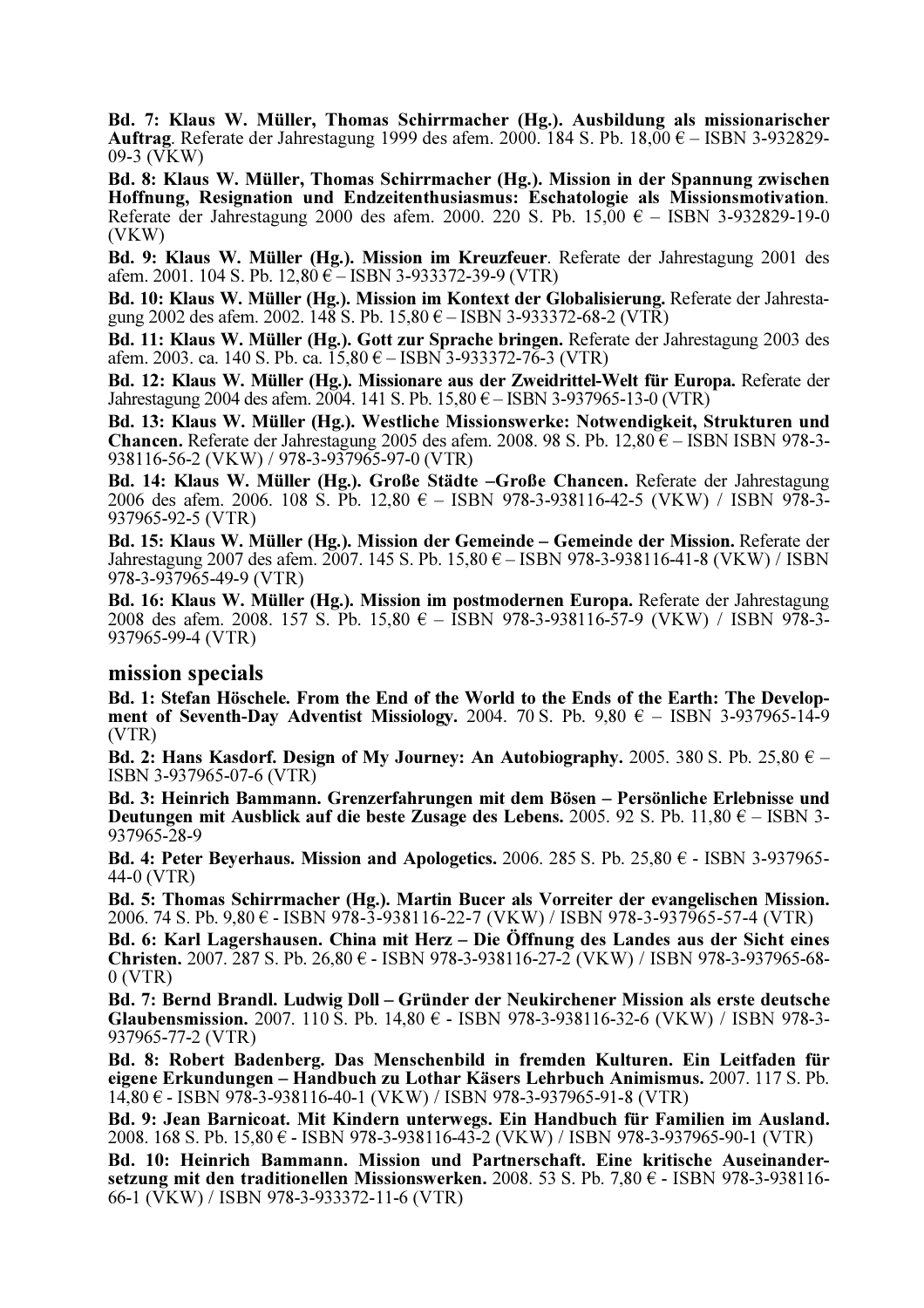**Bd. 7: Klaus W. Müller, Thomas Schirrmacher (Hg.). Ausbildung als missionarischer Auftrag**. Referate der Jahrestagung 1999 des afem. 2000. 184 S. Pb. 18,00 € – ISBN 3-932829-09-3 (VKW)

**Bd. 8: Klaus W. Müller, Thomas Schirrmacher (Hg.). Mission in der Spannung zwischen Hoffnung, Resignation und Endzeitenthusiasmus: Eschatologie als Missionsmotivation**. Referate der Jahrestagung 2000 des afem. 2000. 220 S. Pb. 15,00 € – ISBN 3-932829-19-0 (VKW)

**Bd. 9: Klaus W. Müller (Hg.). Mission im Kreuzfeuer**. Referate der Jahrestagung 2001 des afem. 2001. 104 S. Pb. 12,80 € – ISBN 3-933372-39-9 (VTR)

**Bd. 10: Klaus W. Müller (Hg.). Mission im Kontext der Globalisierung.** Referate der Jahrestagung 2002 des afem. 2002. 148 S. Pb. 15,80 € – ISBN 3-933372-68-2 (VTR)

**Bd. 11: Klaus W. Müller (Hg.). Gott zur Sprache bringen.** Referate der Jahrestagung 2003 des afem. 2003. ca. 140 S. Pb. ca. 15,80 € – ISBN 3-933372-76-3 (VTR)

**Bd. 12: Klaus W. Müller (Hg.). Missionare aus der Zweidrittel-Welt für Europa.** Referate der Jahrestagung 2004 des afem. 2004. 141 S. Pb. 15,80 € – ISBN 3-937965-13-0 (VTR)

**Bd. 13: Klaus W. Müller (Hg.). Westliche Missionswerke: Notwendigkeit, Strukturen und Chancen.** Referate der Jahrestagung 2005 des afem. 2008. 98 S. Pb. 12,80 € – ISBN ISBN 978-3-938116-56-2 (VKW) / 978-3-937965-97-0 (VTR)

**Bd. 14: Klaus W. Müller (Hg.). Große Städte –Große Chancen.** Referate der Jahrestagung 2006 des afem. 2006. 108 S. Pb. 12,80 € – ISBN 978-3-938116-42-5 (VKW) / ISBN 978-3-937965-92-5 (VTR)

**Bd. 15: Klaus W. Müller (Hg.). Mission der Gemeinde – Gemeinde der Mission.** Referate der Jahrestagung 2007 des afem. 2007. 145 S. Pb. 15,80 € – ISBN 978-3-938116-41-8 (VKW) / ISBN 978-3-937965-49-9 (VTR)

**Bd. 16: Klaus W. Müller (Hg.). Mission im postmodernen Europa.** Referate der Jahrestagung 2008 des afem. 2008. 157 S. Pb. 15,80 € – ISBN 978-3-938116-57-9 (VKW) / ISBN 978-3-937965-99-4 (VTR)

## mission specials

**Bd. 1: Stefan Höschele. From the End of the World to the Ends of the Earth: The Development of Seventh-Day Adventist Missiology.** 2004. 70 S. Pb. 9,80 € – ISBN 3-937965-14-9 (VTR)

**Bd. 2: Hans Kasdorf. Design of My Journey: An Autobiography.** 2005. 380 S. Pb. 25,80 € – ISBN 3-937965-07-6 (VTR)

**Bd. 3: Heinrich Bammann. Grenzerfahrungen mit dem Bösen – Persönliche Erlebnisse und Deutungen mit Ausblick auf die beste Zusage des Lebens.** 2005. 92 S. Pb. 11,80 € – ISBN 3-937965-28-9

**Bd. 4: Peter Beyerhaus. Mission and Apologetics.** 2006. 285 S. Pb. 25,80 € - ISBN 3-937965-44-0 (VTR)

**Bd. 5: Thomas Schirrmacher (Hg.). Martin Bucer als Vorreiter der evangelischen Mission.** 2006. 74 S. Pb. 9,80 € - ISBN 978-3-938116-22-7 (VKW) / ISBN 978-3-937965-57-4 (VTR)

**Bd. 6: Karl Lagershausen. China mit Herz – Die Öffnung des Landes aus der Sicht eines Christen.** 2007. 287 S. Pb. 26,80 € - ISBN 978-3-938116-27-2 (VKW) / ISBN 978-3-937965-68-0 (VTR)

**Bd. 7: Bernd Brandl. Ludwig Doll – Gründer der Neukirchener Mission als erste deutsche Glaubensmission.** 2007. 110 S. Pb. 14,80 € - ISBN 978-3-938116-32-6 (VKW) / ISBN 978-3-937965-77-2 (VTR)

**Bd. 8: Robert Badenberg. Das Menschenbild in fremden Kulturen. Ein Leitfaden für eigene Erkundungen – Handbuch zu Lothar Käsers Lehrbuch Animismus.** 2007. 117 S. Pb. 14,80 € - ISBN 978-3-938116-40-1 (VKW) / ISBN 978-3-937965-91-8 (VTR)

**Bd. 9: Jean Barnicoat. Mit Kindern unterwegs. Ein Handbuch für Familien im Ausland.** 2008. 168 S. Pb. 15,80 € - ISBN 978-3-938116-43-2 (VKW) / ISBN 978-3-937965-90-1 (VTR)

**Bd. 10: Heinrich Bammann. Mission und Partnerschaft. Eine kritische Auseinandersetzung mit den traditionellen Missionswerken.** 2008. 53 S. Pb. 7,80 € - ISBN 978-3-938116-66-1 (VKW) / ISBN 978-3-933372-11-6 (VTR)